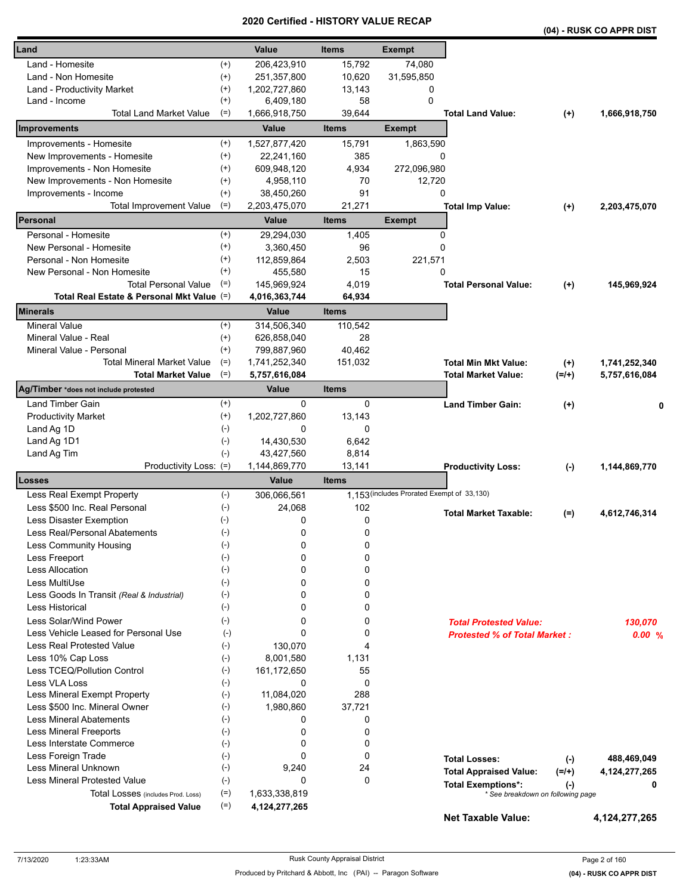# 2020 Certified - HISTORY VALUE RECAP

**(04) - RUSK CO APPR DIST**

| Land | | Value | Items | Exempt | | | |
|---|---|---|---|---|---|---|---|
| Land - Homesite | (+) | 206,423,910 | 15,792 | 74,080 | | | |
| Land - Non Homesite | (+) | 251,357,800 | 10,620 | 31,595,850 | | | |
| Land - Productivity Market | (+) | 1,202,727,860 | 13,143 | 0 | | | |
| Land - Income | (+) | 6,409,180 | 58 | 0 | | | |
| Total Land Market Value | (=) | 1,666,918,750 | 39,644 | | **Total Land Value:** | **(+)** | **1,666,918,750** |

| Improvements | | Value | Items | Exempt | | | |
|---|---|---|---|---|---|---|---|
| Improvements - Homesite | (+) | 1,527,877,420 | 15,791 | 1,863,590 | | | |
| New Improvements - Homesite | (+) | 22,241,160 | 385 | 0 | | | |
| Improvements - Non Homesite | (+) | 609,948,120 | 4,934 | 272,096,980 | | | |
| New Improvements - Non Homesite | (+) | 4,958,110 | 70 | 12,720 | | | |
| Improvements - Income | (+) | 38,450,260 | 91 | 0 | | | |
| Total Improvement Value | (=) | 2,203,475,070 | 21,271 | | **Total Imp Value:** | **(+)** | **2,203,475,070** |

| Personal | | Value | Items | Exempt | | | |
|---|---|---|---|---|---|---|---|
| Personal - Homesite | (+) | 29,294,030 | 1,405 | 0 | | | |
| New Personal - Homesite | (+) | 3,360,450 | 96 | 0 | | | |
| Personal - Non Homesite | (+) | 112,859,864 | 2,503 | 221,571 | | | |
| New Personal - Non Homesite | (+) | 455,580 | 15 | 0 | | | |
| Total Personal Value | (=) | 145,969,924 | 4,019 | | **Total Personal Value:** | **(+)** | **145,969,924** |
| **Total Real Estate & Personal Mkt Value** | (=) | **4,016,363,744** | **64,934** | | | | |

| Minerals | | Value | Items | | | |
|---|---|---|---|---|---|---|
| Mineral Value | (+) | 314,506,340 | 110,542 | | | |
| Mineral Value - Real | (+) | 626,858,040 | 28 | | | |
| Mineral Value - Personal | (+) | 799,887,960 | 40,462 | | | |
| Total Mineral Market Value | (=) | 1,741,252,340 | 151,032 | **Total Min Mkt Value:** | **(+)** | **1,741,252,340** |
| **Total Market Value** | (=) | **5,757,616,084** | | **Total Market Value:** | **(=/+)** | **5,757,616,084** |

| Ag/Timber *does not include protested | | Value | Items | | | |
|---|---|---|---|---|---|---|
| Land Timber Gain | (+) | 0 | 0 | **Land Timber Gain:** | **(+)** | **0** |
| Productivity Market | (+) | 1,202,727,860 | 13,143 | | | |
| Land Ag 1D | (-) | 0 | 0 | | | |
| Land Ag 1D1 | (-) | 14,430,530 | 6,642 | | | |
| Land Ag Tim | (-) | 43,427,560 | 8,814 | | | |
| Productivity Loss: | (=) | 1,144,869,770 | 13,141 | **Productivity Loss:** | **(-)** | **1,144,869,770** |

| Losses | | Value | Items | | | |
|---|---|---|---|---|---|---|
| Less Real Exempt Property | (-) | 306,066,561 | 1,153 (includes Prorated Exempt of 33,130) | | | |
| Less $500 Inc. Real Personal | (-) | 24,068 | 102 | **Total Market Taxable:** | **(=)** | **4,612,746,314** |
| Less Disaster Exemption | (-) | 0 | 0 | | | |
| Less Real/Personal Abatements | (-) | 0 | 0 | | | |
| Less Community Housing | (-) | 0 | 0 | | | |
| Less Freeport | (-) | 0 | 0 | | | |
| Less Allocation | (-) | 0 | 0 | | | |
| Less MultiUse | (-) | 0 | 0 | | | |
| Less Goods In Transit *(Real & Industrial)* | (-) | 0 | 0 | | | |
| Less Historical | (-) | 0 | 0 | | | |
| Less Solar/Wind Power | (-) | 0 | 0 | ***Total Protested Value:*** | | ***130,070*** |
| Less Vehicle Leased for Personal Use | (-) | 0 | 0 | ***Protested % of Total Market :*** | | ***0.00 %*** |
| Less Real Protested Value | (-) | 130,070 | 4 | | | |
| Less 10% Cap Loss | (-) | 8,001,580 | 1,131 | | | |
| Less TCEQ/Pollution Control | (-) | 161,172,650 | 55 | | | |
| Less VLA Loss | (-) | 0 | 0 | | | |
| Less Mineral Exempt Property | (-) | 11,084,020 | 288 | | | |
| Less $500 Inc. Mineral Owner | (-) | 1,980,860 | 37,721 | | | |
| Less Mineral Abatements | (-) | 0 | 0 | | | |
| Less Mineral Freeports | (-) | 0 | 0 | | | |
| Less Interstate Commerce | (-) | 0 | 0 | | | |
| Less Foreign Trade | (-) | 0 | 0 | **Total Losses:** | **(-)** | **488,469,049** |
| Less Mineral Unknown | (-) | 9,240 | 24 | **Total Appraised Value:** | **(=/+)** | **4,124,277,265** |
| Less Mineral Protested Value | (-) | 0 | 0 | **Total Exemptions*:** | **(-)** | **0** |
| Total Losses (includes Prod. Loss) | (=) | 1,633,338,819 | | *\* See breakdown on following page* | | |
| **Total Appraised Value** | (=) | **4,124,277,265** | | | | |

**Net Taxable Value:** **4,124,277,265**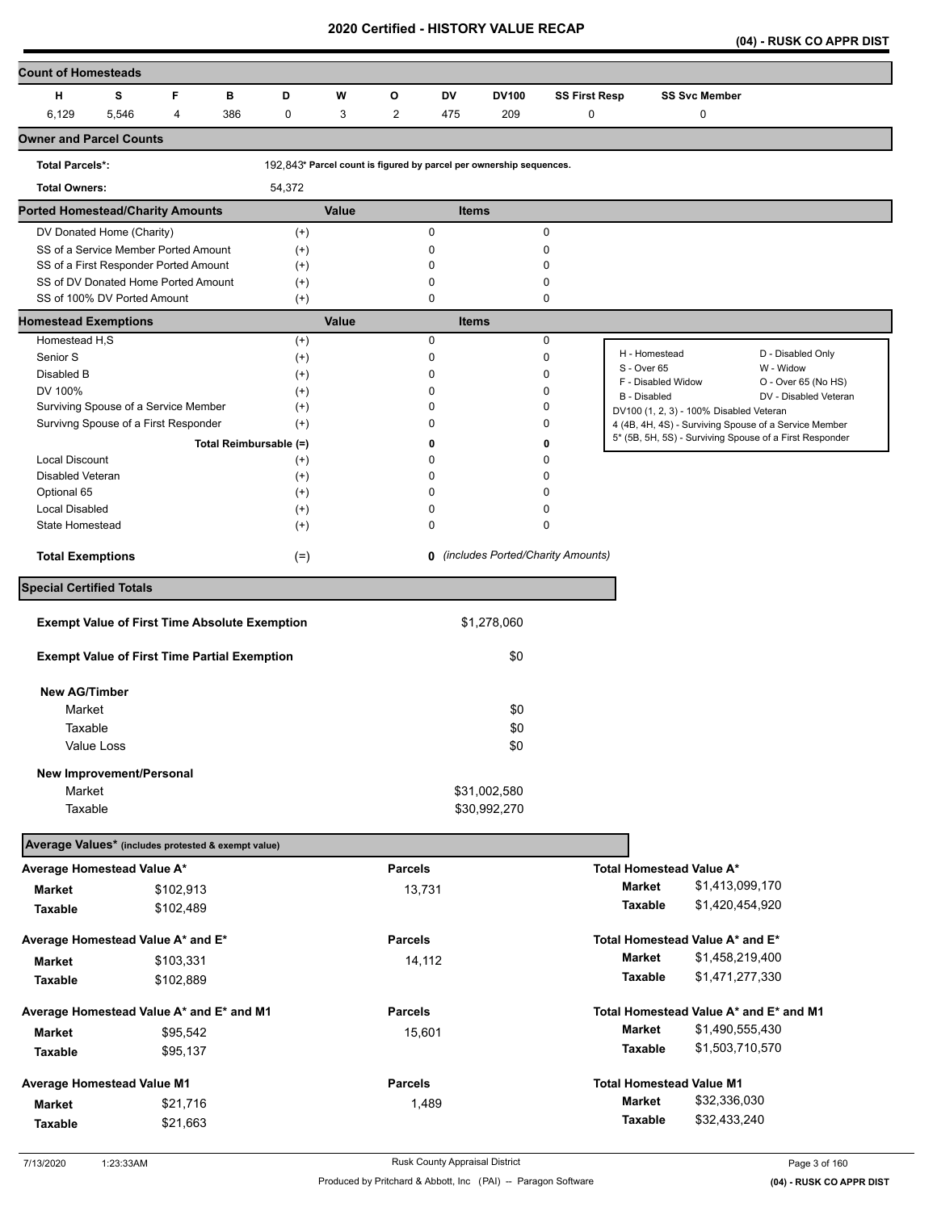## 2020 Certified - HISTORY VALUE RECAP

**(04) - RUSK CO APPR DIST**

### Count of Homesteads

| H | S | F | B | D | W | O | DV | DV100 | SS First Resp | SS Svc Member |
|---|---|---|---|---|---|---|---|---|---|---|
| 6,129 | 5,546 | 4 | 386 | 0 | 3 | 2 | 475 | 209 | 0 | 0 |

### Owner and Parcel Counts

**Total Parcels*:** 192,843* Parcel count is figured by parcel per ownership sequences.

**Total Owners:** 54,372

### Ported Homestead/Charity Amounts

| | | Value | Items |
|---|---|---|---|
| DV Donated Home (Charity) | (+) | 0 | 0 |
| SS of a Service Member Ported Amount | (+) | 0 | 0 |
| SS of a First Responder Ported Amount | (+) | 0 | 0 |
| SS of DV Donated Home Ported Amount | (+) | 0 | 0 |
| SS of 100% DV Ported Amount | (+) | 0 | 0 |

### Homestead Exemptions

| | | Value | Items |
|---|---|---|---|
| Homestead H,S | (+) | 0 | 0 |
| Senior S | (+) | 0 | 0 |
| Disabled B | (+) | 0 | 0 |
| DV 100% | (+) | 0 | 0 |
| Surviving Spouse of a Service Member | (+) | 0 | 0 |
| Survivng Spouse of a First Responder | (+) | 0 | 0 |
| Total Reimbursable | (=) | **0** | **0** |
| Local Discount | (+) | 0 | 0 |
| Disabled Veteran | (+) | 0 | 0 |
| Optional 65 | (+) | 0 | 0 |
| Local Disabled | (+) | 0 | 0 |
| State Homestead | (+) | 0 | 0 |
| **Total Exemptions** | (=) | **0** | *(includes Ported/Charity Amounts)* |

| | |
|---|---|
| H - Homestead | D - Disabled Only |
| S - Over 65 | W - Widow |
| F - Disabled Widow | O - Over 65 (No HS) |
| B - Disabled | DV - Disabled Veteran |
| DV100 (1, 2, 3) - 100% Disabled Veteran | |
| 4 (4B, 4H, 4S) - Surviving Spouse of a Service Member | |
| 5* (5B, 5H, 5S) - Surviving Spouse of a First Responder | |

### Special Certified Totals

**Exempt Value of First Time Absolute Exemption** $1,278,060

**Exempt Value of First Time Partial Exemption** $0

**New AG/Timber**

| | |
|---|---|
| Market | $0 |
| Taxable | $0 |
| Value Loss | $0 |

**New Improvement/Personal**

| | |
|---|---|
| Market | $31,002,580 |
| Taxable | $30,992,270 |

### Average Values* (includes protested & exempt value)

| Average Homestead Value A* | | Parcels | Total Homestead Value A* | |
|---|---|---|---|---|
| **Market** | $102,913 | 13,731 | **Market** | $1,413,099,170 |
| **Taxable** | $102,489 | | **Taxable** | $1,420,454,920 |

| Average Homestead Value A* and E* | | Parcels | Total Homestead Value A* and E* | |
|---|---|---|---|---|
| **Market** | $103,331 | 14,112 | **Market** | $1,458,219,400 |
| **Taxable** | $102,889 | | **Taxable** | $1,471,277,330 |

| Average Homestead Value A* and E* and M1 | | Parcels | Total Homestead Value A* and E* and M1 | |
|---|---|---|---|---|
| **Market** | $95,542 | 15,601 | **Market** | $1,490,555,430 |
| **Taxable** | $95,137 | | **Taxable** | $1,503,710,570 |

| Average Homestead Value M1 | | Parcels | Total Homestead Value M1 | |
|---|---|---|---|---|
| **Market** | $21,716 | 1,489 | **Market** | $32,336,030 |
| **Taxable** | $21,663 | | **Taxable** | $32,433,240 |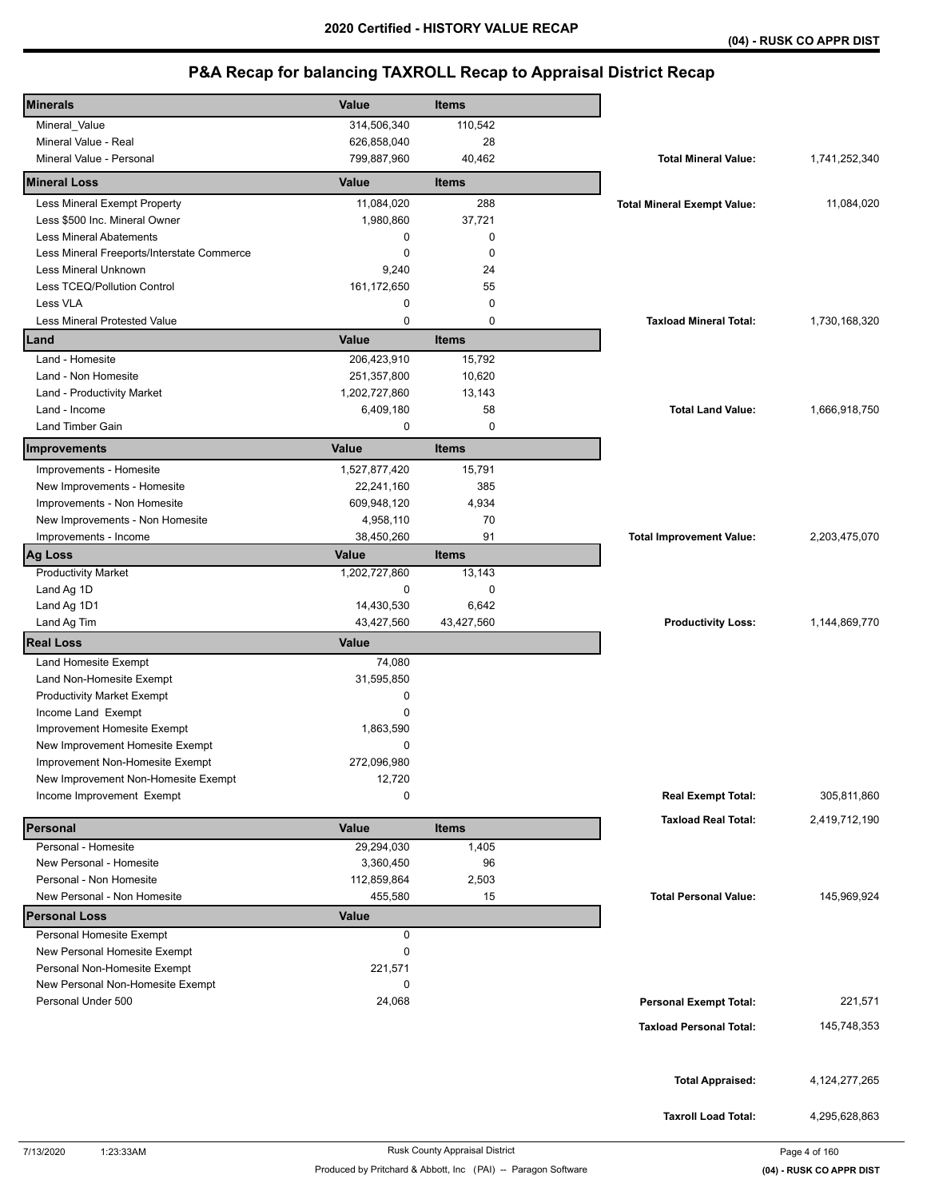# 2020 Certified - HISTORY VALUE RECAP

## P&A Recap for balancing TAXROLL Recap to Appraisal District Recap

| Minerals | Value | Items | | |
|---|---|---|---|---|
| Mineral_Value | 314,506,340 | 110,542 | | |
| Mineral Value - Real | 626,858,040 | 28 | | |
| Mineral Value - Personal | 799,887,960 | 40,462 | **Total Mineral Value:** | 1,741,252,340 |
| **Mineral Loss** | **Value** | **Items** | | |
| Less Mineral Exempt Property | 11,084,020 | 288 | **Total Mineral Exempt Value:** | 11,084,020 |
| Less $500 Inc. Mineral Owner | 1,980,860 | 37,721 | | |
| Less Mineral Abatements | 0 | 0 | | |
| Less Mineral Freeports/Interstate Commerce | 0 | 0 | | |
| Less Mineral Unknown | 9,240 | 24 | | |
| Less TCEQ/Pollution Control | 161,172,650 | 55 | | |
| Less VLA | 0 | 0 | | |
| Less Mineral Protested Value | 0 | 0 | **Taxload Mineral Total:** | 1,730,168,320 |
| **Land** | **Value** | **Items** | | |
| Land - Homesite | 206,423,910 | 15,792 | | |
| Land - Non Homesite | 251,357,800 | 10,620 | | |
| Land - Productivity Market | 1,202,727,860 | 13,143 | | |
| Land - Income | 6,409,180 | 58 | **Total Land Value:** | 1,666,918,750 |
| Land Timber Gain | 0 | 0 | | |
| **Improvements** | **Value** | **Items** | | |
| Improvements - Homesite | 1,527,877,420 | 15,791 | | |
| New Improvements - Homesite | 22,241,160 | 385 | | |
| Improvements - Non Homesite | 609,948,120 | 4,934 | | |
| New Improvements - Non Homesite | 4,958,110 | 70 | | |
| Improvements - Income | 38,450,260 | 91 | **Total Improvement Value:** | 2,203,475,070 |
| **Ag Loss** | **Value** | **Items** | | |
| Productivity Market | 1,202,727,860 | 13,143 | | |
| Land Ag 1D | 0 | 0 | | |
| Land Ag 1D1 | 14,430,530 | 6,642 | | |
| Land Ag Tim | 43,427,560 | 43,427,560 | **Productivity Loss:** | 1,144,869,770 |
| **Real Loss** | **Value** | | | |
| Land Homesite Exempt | 74,080 | | | |
| Land Non-Homesite Exempt | 31,595,850 | | | |
| Productivity Market Exempt | 0 | | | |
| Income Land Exempt | 0 | | | |
| Improvement Homesite Exempt | 1,863,590 | | | |
| New Improvement Homesite Exempt | 0 | | | |
| Improvement Non-Homesite Exempt | 272,096,980 | | | |
| New Improvement Non-Homesite Exempt | 12,720 | | | |
| Income Improvement Exempt | 0 | | **Real Exempt Total:** | 305,811,860 |
| | | | **Taxload Real Total:** | 2,419,712,190 |
| **Personal** | **Value** | **Items** | | |
| Personal - Homesite | 29,294,030 | 1,405 | | |
| New Personal - Homesite | 3,360,450 | 96 | | |
| Personal - Non Homesite | 112,859,864 | 2,503 | | |
| New Personal - Non Homesite | 455,580 | 15 | **Total Personal Value:** | 145,969,924 |
| **Personal Loss** | **Value** | | | |
| Personal Homesite Exempt | 0 | | | |
| New Personal Homesite Exempt | 0 | | | |
| Personal Non-Homesite Exempt | 221,571 | | | |
| New Personal Non-Homesite Exempt | 0 | | | |
| Personal Under 500 | 24,068 | | **Personal Exempt Total:** | 221,571 |
| | | | **Taxload Personal Total:** | 145,748,353 |
| | | | **Total Appraised:** | 4,124,277,265 |
| | | | **Taxroll Load Total:** | 4,295,628,863 |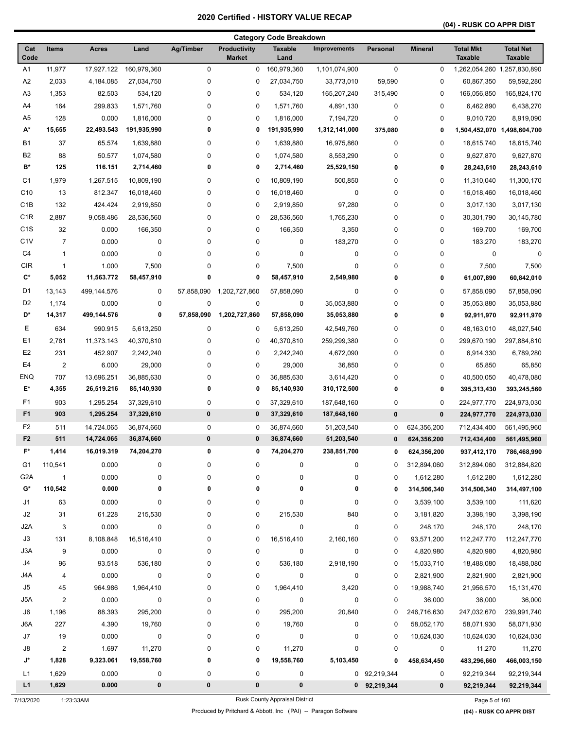# 2020 Certified - HISTORY VALUE RECAP

## Category Code Breakdown

| Cat Code | Items | Acres | Land | Ag/Timber | Productivity Market | Taxable Land | Improvements | Personal | Mineral | Total Mkt Taxable | Total Net Taxable |
|---|---|---|---|---|---|---|---|---|---|---|---|
| A1 | 11,977 | 17,927.122 | 160,979,360 | 0 | 0 | 160,979,360 | 1,101,074,900 | 0 | 0 | 1,262,054,260 | 1,257,830,890 |
| A2 | 2,033 | 4,184.085 | 27,034,750 | 0 | 0 | 27,034,750 | 33,773,010 | 59,590 | 0 | 60,867,350 | 59,592,280 |
| A3 | 1,353 | 82.503 | 534,120 | 0 | 0 | 534,120 | 165,207,240 | 315,490 | 0 | 166,056,850 | 165,824,170 |
| A4 | 164 | 299.833 | 1,571,760 | 0 | 0 | 1,571,760 | 4,891,130 | 0 | 0 | 6,462,890 | 6,438,270 |
| A5 | 128 | 0.000 | 1,816,000 | 0 | 0 | 1,816,000 | 7,194,720 | 0 | 0 | 9,010,720 | 8,919,090 |
| **A*** | **15,655** | **22,493.543** | **191,935,990** | **0** | **0** | **191,935,990** | **1,312,141,000** | **375,080** | **0** | **1,504,452,070** | **1,498,604,700** |
| B1 | 37 | 65.574 | 1,639,880 | 0 | 0 | 1,639,880 | 16,975,860 | 0 | 0 | 18,615,740 | 18,615,740 |
| B2 | 88 | 50.577 | 1,074,580 | 0 | 0 | 1,074,580 | 8,553,290 | 0 | 0 | 9,627,870 | 9,627,870 |
| **B*** | **125** | **116.151** | **2,714,460** | **0** | **0** | **2,714,460** | **25,529,150** | **0** | **0** | **28,243,610** | **28,243,610** |
| C1 | 1,979 | 1,267.515 | 10,809,190 | 0 | 0 | 10,809,190 | 500,850 | 0 | 0 | 11,310,040 | 11,300,170 |
| C10 | 13 | 812.347 | 16,018,460 | 0 | 0 | 16,018,460 | 0 | 0 | 0 | 16,018,460 | 16,018,460 |
| C1B | 132 | 424.424 | 2,919,850 | 0 | 0 | 2,919,850 | 97,280 | 0 | 0 | 3,017,130 | 3,017,130 |
| C1R | 2,887 | 9,058.486 | 28,536,560 | 0 | 0 | 28,536,560 | 1,765,230 | 0 | 0 | 30,301,790 | 30,145,780 |
| C1S | 32 | 0.000 | 166,350 | 0 | 0 | 166,350 | 3,350 | 0 | 0 | 169,700 | 169,700 |
| C1V | 7 | 0.000 | 0 | 0 | 0 | 0 | 183,270 | 0 | 0 | 183,270 | 183,270 |
| C4 | 1 | 0.000 | 0 | 0 | 0 | 0 | 0 | 0 | 0 | 0 | 0 |
| CIR | 1 | 1.000 | 7,500 | 0 | 0 | 7,500 | 0 | 0 | 0 | 7,500 | 7,500 |
| **C*** | **5,052** | **11,563.772** | **58,457,910** | **0** | **0** | **58,457,910** | **2,549,980** | **0** | **0** | **61,007,890** | **60,842,010** |
| D1 | 13,143 | 499,144.576 | 0 | 57,858,090 | 1,202,727,860 | 57,858,090 | 0 | 0 | 0 | 57,858,090 | 57,858,090 |
| D2 | 1,174 | 0.000 | 0 | 0 | 0 | 0 | 35,053,880 | 0 | 0 | 35,053,880 | 35,053,880 |
| **D*** | **14,317** | **499,144.576** | **0** | **57,858,090** | **1,202,727,860** | **57,858,090** | **35,053,880** | **0** | **0** | **92,911,970** | **92,911,970** |
| E | 634 | 990.915 | 5,613,250 | 0 | 0 | 5,613,250 | 42,549,760 | 0 | 0 | 48,163,010 | 48,027,540 |
| E1 | 2,781 | 11,373.143 | 40,370,810 | 0 | 0 | 40,370,810 | 259,299,380 | 0 | 0 | 299,670,190 | 297,884,810 |
| E2 | 231 | 452.907 | 2,242,240 | 0 | 0 | 2,242,240 | 4,672,090 | 0 | 0 | 6,914,330 | 6,789,280 |
| E4 | 2 | 6.000 | 29,000 | 0 | 0 | 29,000 | 36,850 | 0 | 0 | 65,850 | 65,850 |
| ENQ | 707 | 13,696.251 | 36,885,630 | 0 | 0 | 36,885,630 | 3,614,420 | 0 | 0 | 40,500,050 | 40,478,080 |
| **E*** | **4,355** | **26,519.216** | **85,140,930** | **0** | **0** | **85,140,930** | **310,172,500** | **0** | **0** | **395,313,430** | **393,245,560** |
| F1 | 903 | 1,295.254 | 37,329,610 | 0 | 0 | 37,329,610 | 187,648,160 | 0 | 0 | 224,977,770 | 224,973,030 |
| **F1** | **903** | **1,295.254** | **37,329,610** | **0** | **0** | **37,329,610** | **187,648,160** | **0** | **0** | **224,977,770** | **224,973,030** |
| F2 | 511 | 14,724.065 | 36,874,660 | 0 | 0 | 36,874,660 | 51,203,540 | 0 | 624,356,200 | 712,434,400 | 561,495,960 |
| **F2** | **511** | **14,724.065** | **36,874,660** | **0** | **0** | **36,874,660** | **51,203,540** | **0** | **624,356,200** | **712,434,400** | **561,495,960** |
| **F*** | **1,414** | **16,019.319** | **74,204,270** | **0** | **0** | **74,204,270** | **238,851,700** | **0** | **624,356,200** | **937,412,170** | **786,468,990** |
| G1 | 110,541 | 0.000 | 0 | 0 | 0 | 0 | 0 | 0 | 312,894,060 | 312,894,060 | 312,884,820 |
| G2A | 1 | 0.000 | 0 | 0 | 0 | 0 | 0 | 0 | 1,612,280 | 1,612,280 | 1,612,280 |
| **G*** | **110,542** | **0.000** | **0** | **0** | **0** | **0** | **0** | **0** | **314,506,340** | **314,506,340** | **314,497,100** |
| J1 | 63 | 0.000 | 0 | 0 | 0 | 0 | 0 | 0 | 3,539,100 | 3,539,100 | 111,620 |
| J2 | 31 | 61.228 | 215,530 | 0 | 0 | 215,530 | 840 | 0 | 3,181,820 | 3,398,190 | 3,398,190 |
| J2A | 3 | 0.000 | 0 | 0 | 0 | 0 | 0 | 0 | 248,170 | 248,170 | 248,170 |
| J3 | 131 | 8,108.848 | 16,516,410 | 0 | 0 | 16,516,410 | 2,160,160 | 0 | 93,571,200 | 112,247,770 | 112,247,770 |
| J3A | 9 | 0.000 | 0 | 0 | 0 | 0 | 0 | 0 | 4,820,980 | 4,820,980 | 4,820,980 |
| J4 | 96 | 93.518 | 536,180 | 0 | 0 | 536,180 | 2,918,190 | 0 | 15,033,710 | 18,488,080 | 18,488,080 |
| J4A | 4 | 0.000 | 0 | 0 | 0 | 0 | 0 | 0 | 2,821,900 | 2,821,900 | 2,821,900 |
| J5 | 45 | 964.986 | 1,964,410 | 0 | 0 | 1,964,410 | 3,420 | 0 | 19,988,740 | 21,956,570 | 15,131,470 |
| J5A | 2 | 0.000 | 0 | 0 | 0 | 0 | 0 | 0 | 36,000 | 36,000 | 36,000 |
| J6 | 1,196 | 88.393 | 295,200 | 0 | 0 | 295,200 | 20,840 | 0 | 246,716,630 | 247,032,670 | 239,991,740 |
| J6A | 227 | 4.390 | 19,760 | 0 | 0 | 19,760 | 0 | 0 | 58,052,170 | 58,071,930 | 58,071,930 |
| J7 | 19 | 0.000 | 0 | 0 | 0 | 0 | 0 | 0 | 10,624,030 | 10,624,030 | 10,624,030 |
| J8 | 2 | 1.697 | 11,270 | 0 | 0 | 11,270 | 0 | 0 | 0 | 11,270 | 11,270 |
| **J*** | **1,828** | **9,323.061** | **19,558,760** | **0** | **0** | **19,558,760** | **5,103,450** | **0** | **458,634,450** | **483,296,660** | **466,003,150** |
| L1 | 1,629 | 0.000 | 0 | 0 | 0 | 0 | 0 | 92,219,344 | 0 | 92,219,344 | 92,219,344 |
| **L1** | **1,629** | **0.000** | **0** | **0** | **0** | **0** | **0** | **92,219,344** | **0** | **92,219,344** | **92,219,344** |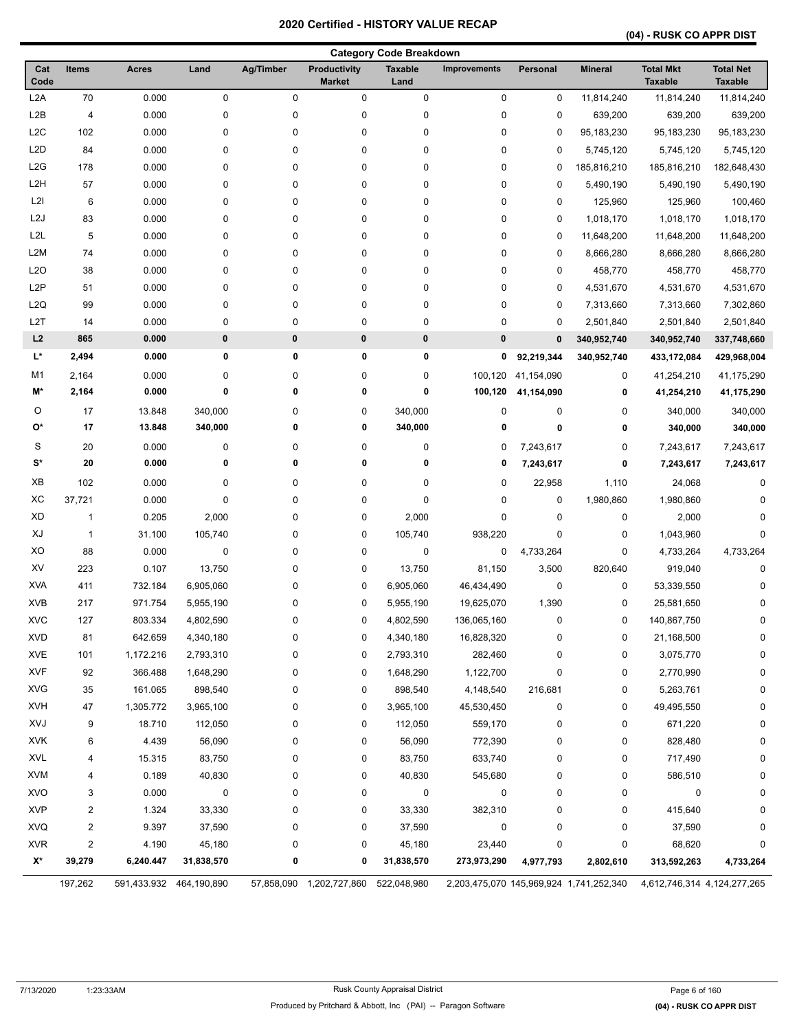# 2020 Certified - HISTORY VALUE RECAP

**(04) - RUSK CO APPR DIST**

## Category Code Breakdown

| Cat Code | Items | Acres | Land | Ag/Timber | Productivity Market | Taxable Land | Improvements | Personal | Mineral | Total Mkt Taxable | Total Net Taxable |
|---|---|---|---|---|---|---|---|---|---|---|---|
| L2A | 70 | 0.000 | 0 | 0 | 0 | 0 | 0 | 0 | 11,814,240 | 11,814,240 | 11,814,240 |
| L2B | 4 | 0.000 | 0 | 0 | 0 | 0 | 0 | 0 | 639,200 | 639,200 | 639,200 |
| L2C | 102 | 0.000 | 0 | 0 | 0 | 0 | 0 | 0 | 95,183,230 | 95,183,230 | 95,183,230 |
| L2D | 84 | 0.000 | 0 | 0 | 0 | 0 | 0 | 0 | 5,745,120 | 5,745,120 | 5,745,120 |
| L2G | 178 | 0.000 | 0 | 0 | 0 | 0 | 0 | 0 | 185,816,210 | 185,816,210 | 182,648,430 |
| L2H | 57 | 0.000 | 0 | 0 | 0 | 0 | 0 | 0 | 5,490,190 | 5,490,190 | 5,490,190 |
| L2I | 6 | 0.000 | 0 | 0 | 0 | 0 | 0 | 0 | 125,960 | 125,960 | 100,460 |
| L2J | 83 | 0.000 | 0 | 0 | 0 | 0 | 0 | 0 | 1,018,170 | 1,018,170 | 1,018,170 |
| L2L | 5 | 0.000 | 0 | 0 | 0 | 0 | 0 | 0 | 11,648,200 | 11,648,200 | 11,648,200 |
| L2M | 74 | 0.000 | 0 | 0 | 0 | 0 | 0 | 0 | 8,666,280 | 8,666,280 | 8,666,280 |
| L2O | 38 | 0.000 | 0 | 0 | 0 | 0 | 0 | 0 | 458,770 | 458,770 | 458,770 |
| L2P | 51 | 0.000 | 0 | 0 | 0 | 0 | 0 | 0 | 4,531,670 | 4,531,670 | 4,531,670 |
| L2Q | 99 | 0.000 | 0 | 0 | 0 | 0 | 0 | 0 | 7,313,660 | 7,313,660 | 7,302,860 |
| L2T | 14 | 0.000 | 0 | 0 | 0 | 0 | 0 | 0 | 2,501,840 | 2,501,840 | 2,501,840 |
| **L2** | **865** | **0.000** | **0** | **0** | **0** | **0** | **0** | **0** | **340,952,740** | **340,952,740** | **337,748,660** |
| **L*** | **2,494** | **0.000** | **0** | **0** | **0** | **0** | **0** | **92,219,344** | **340,952,740** | **433,172,084** | **429,968,004** |
| M1 | 2,164 | 0.000 | 0 | 0 | 0 | 0 | 100,120 | 41,154,090 | 0 | 41,254,210 | 41,175,290 |
| **M*** | **2,164** | **0.000** | **0** | **0** | **0** | **0** | **100,120** | **41,154,090** | **0** | **41,254,210** | **41,175,290** |
| O | 17 | 13.848 | 340,000 | 0 | 0 | 340,000 | 0 | 0 | 0 | 340,000 | 340,000 |
| **O*** | **17** | **13.848** | **340,000** | **0** | **0** | **340,000** | **0** | **0** | **0** | **340,000** | **340,000** |
| S | 20 | 0.000 | 0 | 0 | 0 | 0 | 0 | 7,243,617 | 0 | 7,243,617 | 7,243,617 |
| **S*** | **20** | **0.000** | **0** | **0** | **0** | **0** | **0** | **7,243,617** | **0** | **7,243,617** | **7,243,617** |
| XB | 102 | 0.000 | 0 | 0 | 0 | 0 | 0 | 22,958 | 1,110 | 24,068 | 0 |
| XC | 37,721 | 0.000 | 0 | 0 | 0 | 0 | 0 | 0 | 1,980,860 | 1,980,860 | 0 |
| XD | 1 | 0.205 | 2,000 | 0 | 0 | 2,000 | 0 | 0 | 0 | 2,000 | 0 |
| XJ | 1 | 31.100 | 105,740 | 0 | 0 | 105,740 | 938,220 | 0 | 0 | 1,043,960 | 0 |
| XO | 88 | 0.000 | 0 | 0 | 0 | 0 | 0 | 4,733,264 | 0 | 4,733,264 | 4,733,264 |
| XV | 223 | 0.107 | 13,750 | 0 | 0 | 13,750 | 81,150 | 3,500 | 820,640 | 919,040 | 0 |
| XVA | 411 | 732.184 | 6,905,060 | 0 | 0 | 6,905,060 | 46,434,490 | 0 | 0 | 53,339,550 | 0 |
| XVB | 217 | 971.754 | 5,955,190 | 0 | 0 | 5,955,190 | 19,625,070 | 1,390 | 0 | 25,581,650 | 0 |
| XVC | 127 | 803.334 | 4,802,590 | 0 | 0 | 4,802,590 | 136,065,160 | 0 | 0 | 140,867,750 | 0 |
| XVD | 81 | 642.659 | 4,340,180 | 0 | 0 | 4,340,180 | 16,828,320 | 0 | 0 | 21,168,500 | 0 |
| XVE | 101 | 1,172.216 | 2,793,310 | 0 | 0 | 2,793,310 | 282,460 | 0 | 0 | 3,075,770 | 0 |
| XVF | 92 | 366.488 | 1,648,290 | 0 | 0 | 1,648,290 | 1,122,700 | 0 | 0 | 2,770,990 | 0 |
| XVG | 35 | 161.065 | 898,540 | 0 | 0 | 898,540 | 4,148,540 | 216,681 | 0 | 5,263,761 | 0 |
| XVH | 47 | 1,305.772 | 3,965,100 | 0 | 0 | 3,965,100 | 45,530,450 | 0 | 0 | 49,495,550 | 0 |
| XVJ | 9 | 18.710 | 112,050 | 0 | 0 | 112,050 | 559,170 | 0 | 0 | 671,220 | 0 |
| XVK | 6 | 4.439 | 56,090 | 0 | 0 | 56,090 | 772,390 | 0 | 0 | 828,480 | 0 |
| XVL | 4 | 15.315 | 83,750 | 0 | 0 | 83,750 | 633,740 | 0 | 0 | 717,490 | 0 |
| XVM | 4 | 0.189 | 40,830 | 0 | 0 | 40,830 | 545,680 | 0 | 0 | 586,510 | 0 |
| XVO | 3 | 0.000 | 0 | 0 | 0 | 0 | 0 | 0 | 0 | 0 | 0 |
| XVP | 2 | 1.324 | 33,330 | 0 | 0 | 33,330 | 382,310 | 0 | 0 | 415,640 | 0 |
| XVQ | 2 | 9.397 | 37,590 | 0 | 0 | 37,590 | 0 | 0 | 0 | 37,590 | 0 |
| XVR | 2 | 4.190 | 45,180 | 0 | 0 | 45,180 | 23,440 | 0 | 0 | 68,620 | 0 |
| **X*** | **39,279** | **6,240.447** | **31,838,570** | **0** | **0** | **31,838,570** | **273,973,290** | **4,977,793** | **2,802,610** | **313,592,263** | **4,733,264** |
| | 197,262 | 591,433.932 | 464,190,890 | 57,858,090 | 1,202,727,860 | 522,048,980 | 2,203,475,070 | 145,969,924 | 1,741,252,340 | 4,612,746,314 | 4,124,277,265 |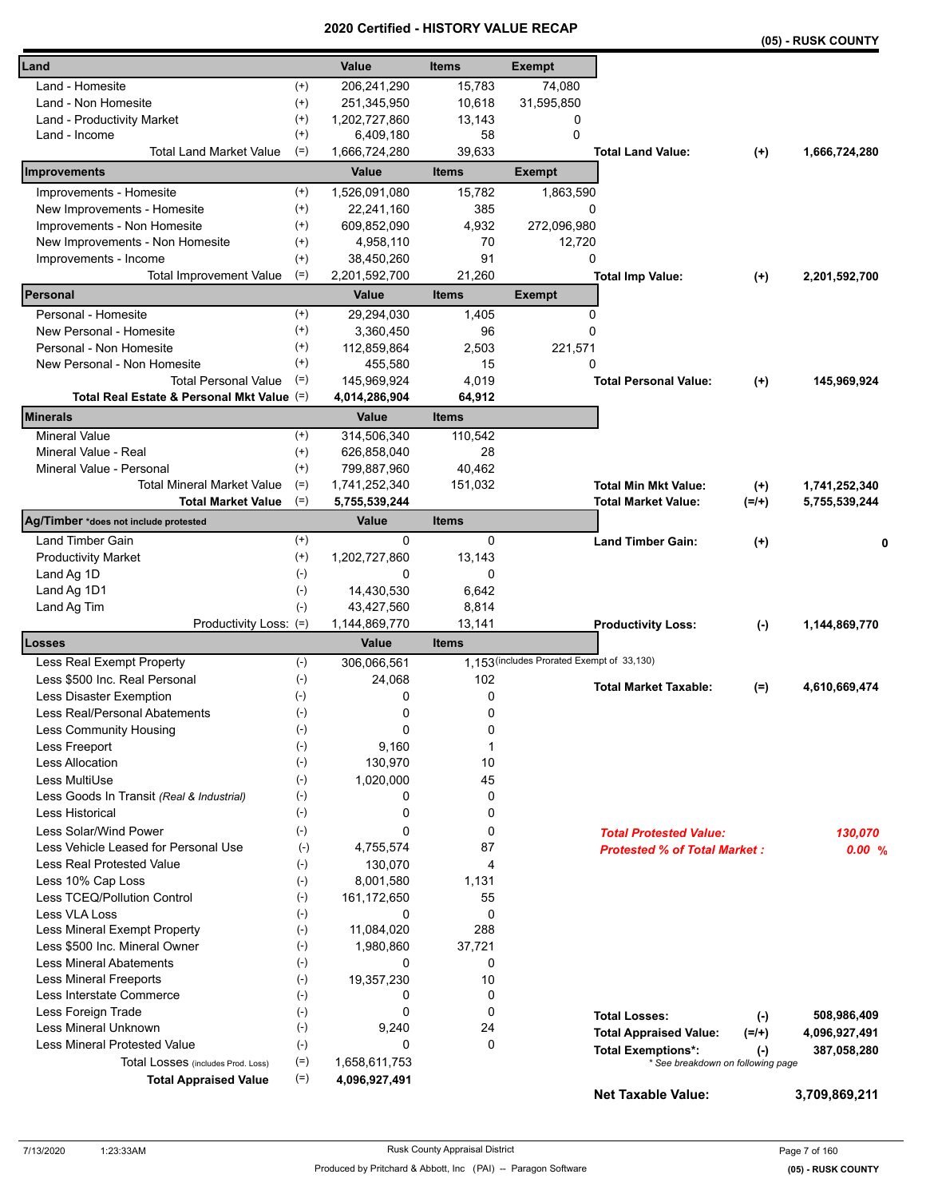# 2020 Certified - HISTORY VALUE RECAP

**(05) - RUSK COUNTY**

| Land | | Value | Items | Exempt | | | |
|---|---|---|---|---|---|---|---|
| Land - Homesite | (+) | 206,241,290 | 15,783 | 74,080 | | | |
| Land - Non Homesite | (+) | 251,345,950 | 10,618 | 31,595,850 | | | |
| Land - Productivity Market | (+) | 1,202,727,860 | 13,143 | 0 | | | |
| Land - Income | (+) | 6,409,180 | 58 | 0 | | | |
| Total Land Market Value | (=) | 1,666,724,280 | 39,633 | | **Total Land Value:** | **(+)** | **1,666,724,280** |
| **Improvements** | | **Value** | **Items** | **Exempt** | | | |
| Improvements - Homesite | (+) | 1,526,091,080 | 15,782 | 1,863,590 | | | |
| New Improvements - Homesite | (+) | 22,241,160 | 385 | 0 | | | |
| Improvements - Non Homesite | (+) | 609,852,090 | 4,932 | 272,096,980 | | | |
| New Improvements - Non Homesite | (+) | 4,958,110 | 70 | 12,720 | | | |
| Improvements - Income | (+) | 38,450,260 | 91 | 0 | | | |
| Total Improvement Value | (=) | 2,201,592,700 | 21,260 | | **Total Imp Value:** | **(+)** | **2,201,592,700** |
| **Personal** | | **Value** | **Items** | **Exempt** | | | |
| Personal - Homesite | (+) | 29,294,030 | 1,405 | 0 | | | |
| New Personal - Homesite | (+) | 3,360,450 | 96 | 0 | | | |
| Personal - Non Homesite | (+) | 112,859,864 | 2,503 | 221,571 | | | |
| New Personal - Non Homesite | (+) | 455,580 | 15 | 0 | | | |
| Total Personal Value | (=) | 145,969,924 | 4,019 | | **Total Personal Value:** | **(+)** | **145,969,924** |
| **Total Real Estate & Personal Mkt Value** | (=) | **4,014,286,904** | **64,912** | | | | |
| **Minerals** | | **Value** | **Items** | | | | |
| Mineral Value | (+) | 314,506,340 | 110,542 | | | | |
| Mineral Value - Real | (+) | 626,858,040 | 28 | | | | |
| Mineral Value - Personal | (+) | 799,887,960 | 40,462 | | | | |
| Total Mineral Market Value | (=) | 1,741,252,340 | 151,032 | | **Total Min Mkt Value:** | **(+)** | **1,741,252,340** |
| **Total Market Value** | (=) | **5,755,539,244** | | | **Total Market Value:** | **(=/+)** | **5,755,539,244** |
| **Ag/Timber** *does not include protested | | **Value** | **Items** | | | | |
| Land Timber Gain | (+) | 0 | 0 | | **Land Timber Gain:** | **(+)** | **0** |
| Productivity Market | (+) | 1,202,727,860 | 13,143 | | | | |
| Land Ag 1D | (-) | 0 | 0 | | | | |
| Land Ag 1D1 | (-) | 14,430,530 | 6,642 | | | | |
| Land Ag Tim | (-) | 43,427,560 | 8,814 | | | | |
| Productivity Loss: | (=) | 1,144,869,770 | 13,141 | | **Productivity Loss:** | **(-)** | **1,144,869,770** |
| **Losses** | | **Value** | **Items** | | | | |
| Less Real Exempt Property | (-) | 306,066,561 | 1,153 | (includes Prorated Exempt of 33,130) | | | |
| Less $500 Inc. Real Personal | (-) | 24,068 | 102 | | **Total Market Taxable:** | **(=)** | **4,610,669,474** |
| Less Disaster Exemption | (-) | 0 | 0 | | | | |
| Less Real/Personal Abatements | (-) | 0 | 0 | | | | |
| Less Community Housing | (-) | 0 | 0 | | | | |
| Less Freeport | (-) | 9,160 | 1 | | | | |
| Less Allocation | (-) | 130,970 | 10 | | | | |
| Less MultiUse | (-) | 1,020,000 | 45 | | | | |
| Less Goods In Transit *(Real & Industrial)* | (-) | 0 | 0 | | | | |
| Less Historical | (-) | 0 | 0 | | | | |
| Less Solar/Wind Power | (-) | 0 | 0 | | ***Total Protested Value:*** | | ***130,070*** |
| Less Vehicle Leased for Personal Use | (-) | 4,755,574 | 87 | | ***Protested % of Total Market :*** | | ***0.00 %*** |
| Less Real Protested Value | (-) | 130,070 | 4 | | | | |
| Less 10% Cap Loss | (-) | 8,001,580 | 1,131 | | | | |
| Less TCEQ/Pollution Control | (-) | 161,172,650 | 55 | | | | |
| Less VLA Loss | (-) | 0 | 0 | | | | |
| Less Mineral Exempt Property | (-) | 11,084,020 | 288 | | | | |
| Less $500 Inc. Mineral Owner | (-) | 1,980,860 | 37,721 | | | | |
| Less Mineral Abatements | (-) | 0 | 0 | | | | |
| Less Mineral Freeports | (-) | 19,357,230 | 10 | | | | |
| Less Interstate Commerce | (-) | 0 | 0 | | | | |
| Less Foreign Trade | (-) | 0 | 0 | | **Total Losses:** | **(-)** | **508,986,409** |
| Less Mineral Unknown | (-) | 9,240 | 24 | | **Total Appraised Value:** | **(=/+)** | **4,096,927,491** |
| Less Mineral Protested Value | (-) | 0 | 0 | | **Total Exemptions*:** | **(-)** | **387,058,280** |
| Total Losses (includes Prod. Loss) | (=) | 1,658,611,753 | | | * See breakdown on following page | | |
| **Total Appraised Value** | (=) | **4,096,927,491** | | | | | |
| | | | | | **Net Taxable Value:** | | **3,709,869,211** |

7/13/2020 1:23:33AM — Rusk County Appraisal District — Produced by Pritchard & Abbott, Inc (PAI) -- Paragon Software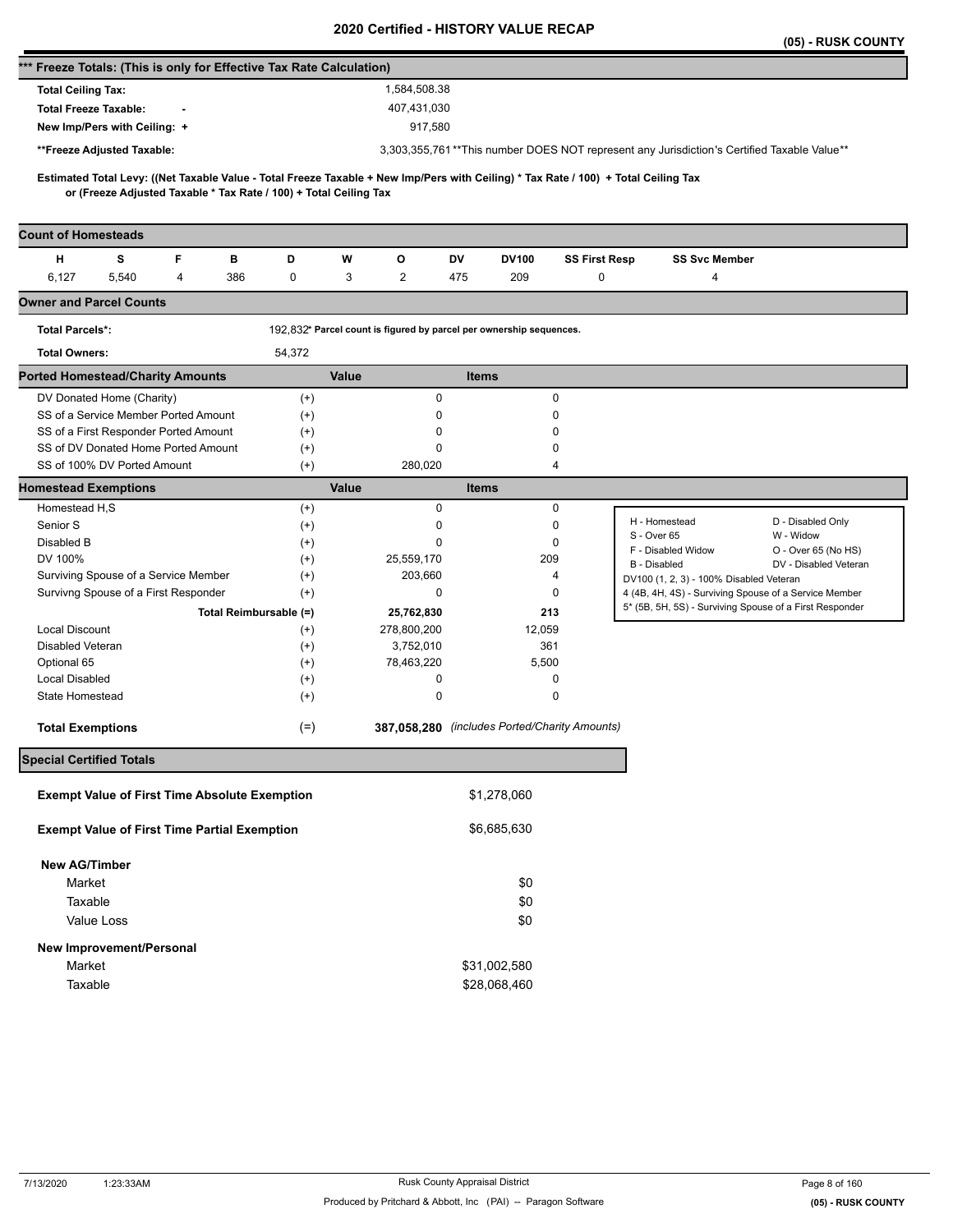# 2020 Certified - HISTORY VALUE RECAP

**(05) - RUSK COUNTY**

## *** Freeze Totals: (This is only for Effective Tax Rate Calculation)

| | | |
|---|---|---|
| **Total Ceiling Tax:** | | 1,584,508.38 |
| **Total Freeze Taxable:** | - | 407,431,030 |
| **New Imp/Pers with Ceiling:** | + | 917,580 |
| **\*\*Freeze Adjusted Taxable:** | | 3,303,355,761 **This number DOES NOT represent any Jurisdiction's Certified Taxable Value** |

**Estimated Total Levy: ((Net Taxable Value - Total Freeze Taxable + New Imp/Pers with Ceiling) * Tax Rate / 100) + Total Ceiling Tax or (Freeze Adjusted Taxable * Tax Rate / 100) + Total Ceiling Tax**

## Count of Homesteads

| H | S | F | B | D | W | O | DV | DV100 | SS First Resp | SS Svc Member |
|---|---|---|---|---|---|---|---|---|---|---|
| 6,127 | 5,540 | 4 | 386 | 0 | 3 | 2 | 475 | 209 | 0 | 4 |

## Owner and Parcel Counts

| | |
|---|---|
| **Total Parcels*:** | 192,832* Parcel count is figured by parcel per ownership sequences. |
| **Total Owners:** | 54,372 |

## Ported Homestead/Charity Amounts

| | | Value | Items |
|---|---|---|---|
| DV Donated Home (Charity) | (+) | 0 | 0 |
| SS of a Service Member Ported Amount | (+) | 0 | 0 |
| SS of a First Responder Ported Amount | (+) | 0 | 0 |
| SS of DV Donated Home Ported Amount | (+) | 0 | 0 |
| SS of 100% DV Ported Amount | (+) | 280,020 | 4 |

## Homestead Exemptions

| | | Value | Items |
|---|---|---|---|
| Homestead H,S | (+) | 0 | 0 |
| Senior S | (+) | 0 | 0 |
| Disabled B | (+) | 0 | 0 |
| DV 100% | (+) | 25,559,170 | 209 |
| Surviving Spouse of a Service Member | (+) | 203,660 | 4 |
| Survivng Spouse of a First Responder | (+) | 0 | 0 |
| **Total Reimbursable** | **(=)** | **25,762,830** | **213** |
| Local Discount | (+) | 278,800,200 | 12,059 |
| Disabled Veteran | (+) | 3,752,010 | 361 |
| Optional 65 | (+) | 78,463,220 | 5,500 |
| Local Disabled | (+) | 0 | 0 |
| State Homestead | (+) | 0 | 0 |
| **Total Exemptions** | (=) | **387,058,280** | *(includes Ported/Charity Amounts)* |

| | |
|---|---|
| H - Homestead | D - Disabled Only |
| S - Over 65 | W - Widow |
| F - Disabled Widow | O - Over 65 (No HS) |
| B - Disabled | DV - Disabled Veteran |
| DV100 (1, 2, 3) - 100% Disabled Veteran | |
| 4 (4B, 4H, 4S) - Surviving Spouse of a Service Member | |
| 5* (5B, 5H, 5S) - Surviving Spouse of a First Responder | |

## Special Certified Totals

| | |
|---|---|
| **Exempt Value of First Time Absolute Exemption** | $1,278,060 |
| **Exempt Value of First Time Partial Exemption** | $6,685,630 |

**New AG/Timber**

| | |
|---|---|
| Market | $0 |
| Taxable | $0 |
| Value Loss | $0 |

**New Improvement/Personal**

| | |
|---|---|
| Market | $31,002,580 |
| Taxable | $28,068,460 |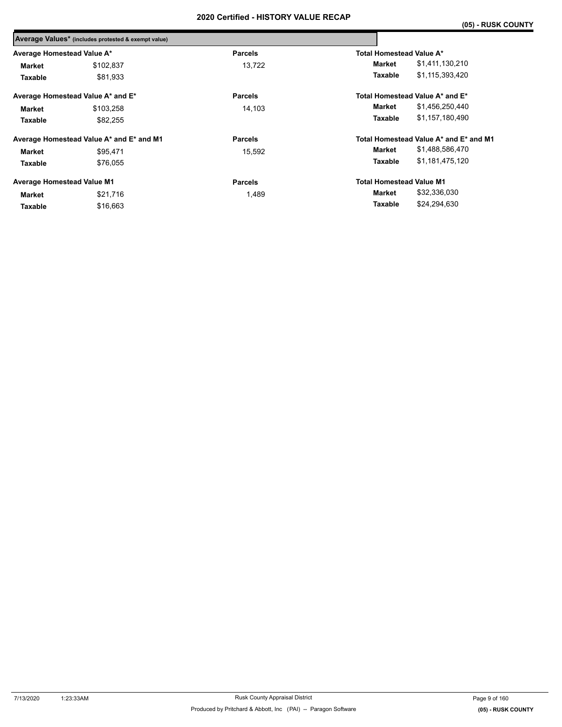## 2020 Certified - HISTORY VALUE RECAP

**(05) - RUSK COUNTY**

**Average Values*** (includes protested & exempt value)

| | | Parcels | | |
|---|---|---|---|---|
| **Average Homestead Value A*** | | **Parcels** | **Total Homestead Value A*** | |
| **Market** | $102,837 | 13,722 | **Market** | $1,411,130,210 |
| **Taxable** | $81,933 | | **Taxable** | $1,115,393,420 |
| **Average Homestead Value A* and E*** | | **Parcels** | **Total Homestead Value A* and E*** | |
| **Market** | $103,258 | 14,103 | **Market** | $1,456,250,440 |
| **Taxable** | $82,255 | | **Taxable** | $1,157,180,490 |
| **Average Homestead Value A* and E* and M1** | | **Parcels** | **Total Homestead Value A* and E* and M1** | |
| **Market** | $95,471 | 15,592 | **Market** | $1,488,586,470 |
| **Taxable** | $76,055 | | **Taxable** | $1,181,475,120 |
| **Average Homestead Value M1** | | **Parcels** | **Total Homestead Value M1** | |
| **Market** | $21,716 | 1,489 | **Market** | $32,336,030 |
| **Taxable** | $16,663 | | **Taxable** | $24,294,630 |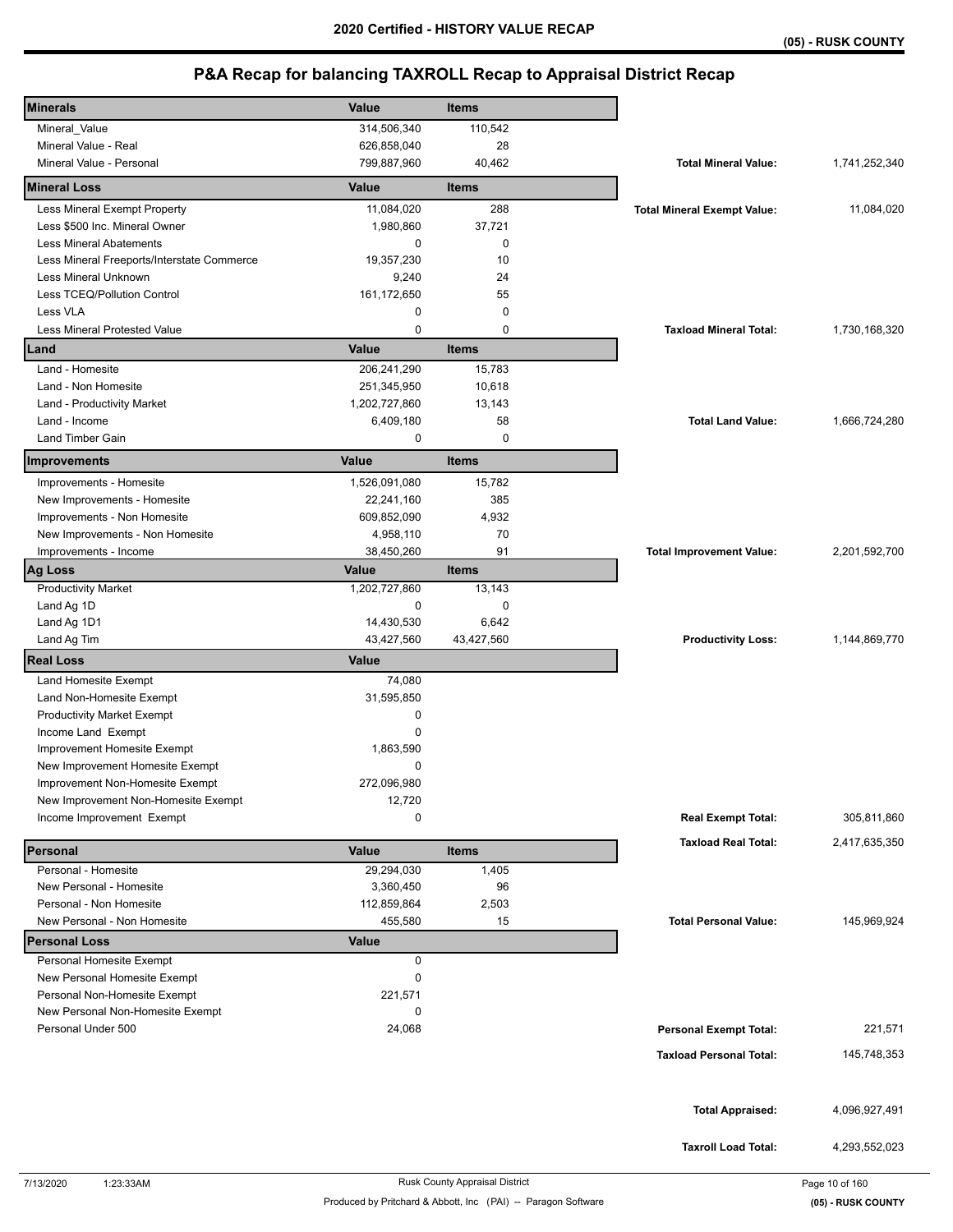# 2020 Certified - HISTORY VALUE RECAP

(05) - RUSK COUNTY

## P&A Recap for balancing TAXROLL Recap to Appraisal District Recap

| Minerals | Value | Items | | |
|---|---|---|---|---|
| Mineral_Value | 314,506,340 | 110,542 | | |
| Mineral Value - Real | 626,858,040 | 28 | | |
| Mineral Value - Personal | 799,887,960 | 40,462 | **Total Mineral Value:** | 1,741,252,340 |
| **Mineral Loss** | **Value** | **Items** | | |
| Less Mineral Exempt Property | 11,084,020 | 288 | **Total Mineral Exempt Value:** | 11,084,020 |
| Less $500 Inc. Mineral Owner | 1,980,860 | 37,721 | | |
| Less Mineral Abatements | 0 | 0 | | |
| Less Mineral Freeports/Interstate Commerce | 19,357,230 | 10 | | |
| Less Mineral Unknown | 9,240 | 24 | | |
| Less TCEQ/Pollution Control | 161,172,650 | 55 | | |
| Less VLA | 0 | 0 | | |
| Less Mineral Protested Value | 0 | 0 | **Taxload Mineral Total:** | 1,730,168,320 |
| **Land** | **Value** | **Items** | | |
| Land - Homesite | 206,241,290 | 15,783 | | |
| Land - Non Homesite | 251,345,950 | 10,618 | | |
| Land - Productivity Market | 1,202,727,860 | 13,143 | | |
| Land - Income | 6,409,180 | 58 | **Total Land Value:** | 1,666,724,280 |
| Land Timber Gain | 0 | 0 | | |
| **Improvements** | **Value** | **Items** | | |
| Improvements - Homesite | 1,526,091,080 | 15,782 | | |
| New Improvements - Homesite | 22,241,160 | 385 | | |
| Improvements - Non Homesite | 609,852,090 | 4,932 | | |
| New Improvements - Non Homesite | 4,958,110 | 70 | | |
| Improvements - Income | 38,450,260 | 91 | **Total Improvement Value:** | 2,201,592,700 |
| **Ag Loss** | **Value** | **Items** | | |
| Productivity Market | 1,202,727,860 | 13,143 | | |
| Land Ag 1D | 0 | 0 | | |
| Land Ag 1D1 | 14,430,530 | 6,642 | | |
| Land Ag Tim | 43,427,560 | 43,427,560 | **Productivity Loss:** | 1,144,869,770 |
| **Real Loss** | **Value** | | | |
| Land Homesite Exempt | 74,080 | | | |
| Land Non-Homesite Exempt | 31,595,850 | | | |
| Productivity Market Exempt | 0 | | | |
| Income Land Exempt | 0 | | | |
| Improvement Homesite Exempt | 1,863,590 | | | |
| New Improvement Homesite Exempt | 0 | | | |
| Improvement Non-Homesite Exempt | 272,096,980 | | | |
| New Improvement Non-Homesite Exempt | 12,720 | | | |
| Income Improvement Exempt | 0 | | **Real Exempt Total:** | 305,811,860 |
| | | | **Taxload Real Total:** | 2,417,635,350 |
| **Personal** | **Value** | **Items** | | |
| Personal - Homesite | 29,294,030 | 1,405 | | |
| New Personal - Homesite | 3,360,450 | 96 | | |
| Personal - Non Homesite | 112,859,864 | 2,503 | | |
| New Personal - Non Homesite | 455,580 | 15 | **Total Personal Value:** | 145,969,924 |
| **Personal Loss** | **Value** | | | |
| Personal Homesite Exempt | 0 | | | |
| New Personal Homesite Exempt | 0 | | | |
| Personal Non-Homesite Exempt | 221,571 | | | |
| New Personal Non-Homesite Exempt | 0 | | | |
| Personal Under 500 | 24,068 | | **Personal Exempt Total:** | 221,571 |
| | | | **Taxload Personal Total:** | 145,748,353 |
| | | | **Total Appraised:** | 4,096,927,491 |
| | | | **Taxroll Load Total:** | 4,293,552,023 |

7/13/2020 1:23:33AM Rusk County Appraisal District

Produced by Pritchard & Abbott, Inc (PAI) -- Paragon Software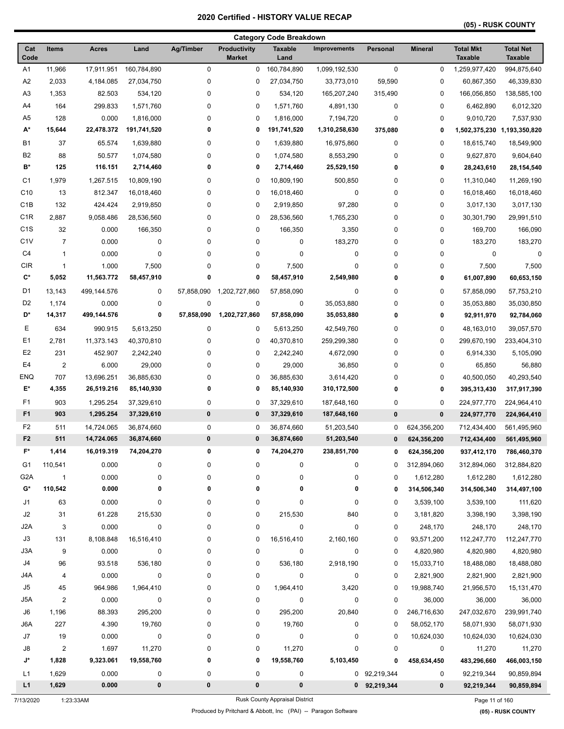# 2020 Certified - HISTORY VALUE RECAP

(05) - RUSK COUNTY

## Category Code Breakdown

| Cat Code | Items | Acres | Land | Ag/Timber | Productivity Market | Taxable Land | Improvements | Personal | Mineral | Total Mkt Taxable | Total Net Taxable |
|---|---|---|---|---|---|---|---|---|---|---|---|
| A1 | 11,966 | 17,911.951 | 160,784,890 | 0 | 0 | 160,784,890 | 1,099,192,530 | 0 | 0 | 1,259,977,420 | 994,875,640 |
| A2 | 2,033 | 4,184.085 | 27,034,750 | 0 | 0 | 27,034,750 | 33,773,010 | 59,590 | 0 | 60,867,350 | 46,339,830 |
| A3 | 1,353 | 82.503 | 534,120 | 0 | 0 | 534,120 | 165,207,240 | 315,490 | 0 | 166,056,850 | 138,585,100 |
| A4 | 164 | 299.833 | 1,571,760 | 0 | 0 | 1,571,760 | 4,891,130 | 0 | 0 | 6,462,890 | 6,012,320 |
| A5 | 128 | 0.000 | 1,816,000 | 0 | 0 | 1,816,000 | 7,194,720 | 0 | 0 | 9,010,720 | 7,537,930 |
| **A*** | **15,644** | **22,478.372** | **191,741,520** | **0** | **0** | **191,741,520** | **1,310,258,630** | **375,080** | **0** | **1,502,375,230** | **1,193,350,820** |
| B1 | 37 | 65.574 | 1,639,880 | 0 | 0 | 1,639,880 | 16,975,860 | 0 | 0 | 18,615,740 | 18,549,900 |
| B2 | 88 | 50.577 | 1,074,580 | 0 | 0 | 1,074,580 | 8,553,290 | 0 | 0 | 9,627,870 | 9,604,640 |
| **B*** | **125** | **116.151** | **2,714,460** | **0** | **0** | **2,714,460** | **25,529,150** | **0** | **0** | **28,243,610** | **28,154,540** |
| C1 | 1,979 | 1,267.515 | 10,809,190 | 0 | 0 | 10,809,190 | 500,850 | 0 | 0 | 11,310,040 | 11,269,190 |
| C10 | 13 | 812.347 | 16,018,460 | 0 | 0 | 16,018,460 | 0 | 0 | 0 | 16,018,460 | 16,018,460 |
| C1B | 132 | 424.424 | 2,919,850 | 0 | 0 | 2,919,850 | 97,280 | 0 | 0 | 3,017,130 | 3,017,130 |
| C1R | 2,887 | 9,058.486 | 28,536,560 | 0 | 0 | 28,536,560 | 1,765,230 | 0 | 0 | 30,301,790 | 29,991,510 |
| C1S | 32 | 0.000 | 166,350 | 0 | 0 | 166,350 | 3,350 | 0 | 0 | 169,700 | 166,090 |
| C1V | 7 | 0.000 | 0 | 0 | 0 | 0 | 183,270 | 0 | 0 | 183,270 | 183,270 |
| C4 | 1 | 0.000 | 0 | 0 | 0 | 0 | 0 | 0 | 0 | 0 | 0 |
| CIR | 1 | 1.000 | 7,500 | 0 | 0 | 7,500 | 0 | 0 | 0 | 7,500 | 7,500 |
| **C*** | **5,052** | **11,563.772** | **58,457,910** | **0** | **0** | **58,457,910** | **2,549,980** | **0** | **0** | **61,007,890** | **60,653,150** |
| D1 | 13,143 | 499,144.576 | 0 | 57,858,090 | 1,202,727,860 | 57,858,090 | 0 | 0 | 0 | 57,858,090 | 57,753,210 |
| D2 | 1,174 | 0.000 | 0 | 0 | 0 | 0 | 35,053,880 | 0 | 0 | 35,053,880 | 35,030,850 |
| **D*** | **14,317** | **499,144.576** | **0** | **57,858,090** | **1,202,727,860** | **57,858,090** | **35,053,880** | **0** | **0** | **92,911,970** | **92,784,060** |
| E | 634 | 990.915 | 5,613,250 | 0 | 0 | 5,613,250 | 42,549,760 | 0 | 0 | 48,163,010 | 39,057,570 |
| E1 | 2,781 | 11,373.143 | 40,370,810 | 0 | 0 | 40,370,810 | 259,299,380 | 0 | 0 | 299,670,190 | 233,404,310 |
| E2 | 231 | 452.907 | 2,242,240 | 0 | 0 | 2,242,240 | 4,672,090 | 0 | 0 | 6,914,330 | 5,105,090 |
| E4 | 2 | 6.000 | 29,000 | 0 | 0 | 29,000 | 36,850 | 0 | 0 | 65,850 | 56,880 |
| ENQ | 707 | 13,696.251 | 36,885,630 | 0 | 0 | 36,885,630 | 3,614,420 | 0 | 0 | 40,500,050 | 40,293,540 |
| **E*** | **4,355** | **26,519.216** | **85,140,930** | **0** | **0** | **85,140,930** | **310,172,500** | **0** | **0** | **395,313,430** | **317,917,390** |
| F1 | 903 | 1,295.254 | 37,329,610 | 0 | 0 | 37,329,610 | 187,648,160 | 0 | 0 | 224,977,770 | 224,964,410 |
| **F1** | **903** | **1,295.254** | **37,329,610** | **0** | **0** | **37,329,610** | **187,648,160** | **0** | **0** | **224,977,770** | **224,964,410** |
| F2 | 511 | 14,724.065 | 36,874,660 | 0 | 0 | 36,874,660 | 51,203,540 | 0 | 624,356,200 | 712,434,400 | 561,495,960 |
| **F2** | **511** | **14,724.065** | **36,874,660** | **0** | **0** | **36,874,660** | **51,203,540** | **0** | **624,356,200** | **712,434,400** | **561,495,960** |
| **F*** | **1,414** | **16,019.319** | **74,204,270** | **0** | **0** | **74,204,270** | **238,851,700** | **0** | **624,356,200** | **937,412,170** | **786,460,370** |
| G1 | 110,541 | 0.000 | 0 | 0 | 0 | 0 | 0 | 0 | 312,894,060 | 312,894,060 | 312,884,820 |
| G2A | 1 | 0.000 | 0 | 0 | 0 | 0 | 0 | 0 | 1,612,280 | 1,612,280 | 1,612,280 |
| **G*** | **110,542** | **0.000** | **0** | **0** | **0** | **0** | **0** | **0** | **314,506,340** | **314,506,340** | **314,497,100** |
| J1 | 63 | 0.000 | 0 | 0 | 0 | 0 | 0 | 0 | 3,539,100 | 3,539,100 | 111,620 |
| J2 | 31 | 61.228 | 215,530 | 0 | 0 | 215,530 | 840 | 0 | 3,181,820 | 3,398,190 | 3,398,190 |
| J2A | 3 | 0.000 | 0 | 0 | 0 | 0 | 0 | 0 | 248,170 | 248,170 | 248,170 |
| J3 | 131 | 8,108.848 | 16,516,410 | 0 | 0 | 16,516,410 | 2,160,160 | 0 | 93,571,200 | 112,247,770 | 112,247,770 |
| J3A | 9 | 0.000 | 0 | 0 | 0 | 0 | 0 | 0 | 4,820,980 | 4,820,980 | 4,820,980 |
| J4 | 96 | 93.518 | 536,180 | 0 | 0 | 536,180 | 2,918,190 | 0 | 15,033,710 | 18,488,080 | 18,488,080 |
| J4A | 4 | 0.000 | 0 | 0 | 0 | 0 | 0 | 0 | 2,821,900 | 2,821,900 | 2,821,900 |
| J5 | 45 | 964.986 | 1,964,410 | 0 | 0 | 1,964,410 | 3,420 | 0 | 19,988,740 | 21,956,570 | 15,131,470 |
| J5A | 2 | 0.000 | 0 | 0 | 0 | 0 | 0 | 0 | 36,000 | 36,000 | 36,000 |
| J6 | 1,196 | 88.393 | 295,200 | 0 | 0 | 295,200 | 20,840 | 0 | 246,716,630 | 247,032,670 | 239,991,740 |
| J6A | 227 | 4.390 | 19,760 | 0 | 0 | 19,760 | 0 | 0 | 58,052,170 | 58,071,930 | 58,071,930 |
| J7 | 19 | 0.000 | 0 | 0 | 0 | 0 | 0 | 0 | 10,624,030 | 10,624,030 | 10,624,030 |
| J8 | 2 | 1.697 | 11,270 | 0 | 0 | 11,270 | 0 | 0 | 0 | 11,270 | 11,270 |
| **J*** | **1,828** | **9,323.061** | **19,558,760** | **0** | **0** | **19,558,760** | **5,103,450** | **0** | **458,634,450** | **483,296,660** | **466,003,150** |
| L1 | 1,629 | 0.000 | 0 | 0 | 0 | 0 | 0 | 92,219,344 | 0 | 92,219,344 | 90,859,894 |
| **L1** | **1,629** | **0.000** | **0** | **0** | **0** | **0** | **0** | **92,219,344** | **0** | **92,219,344** | **90,859,894** |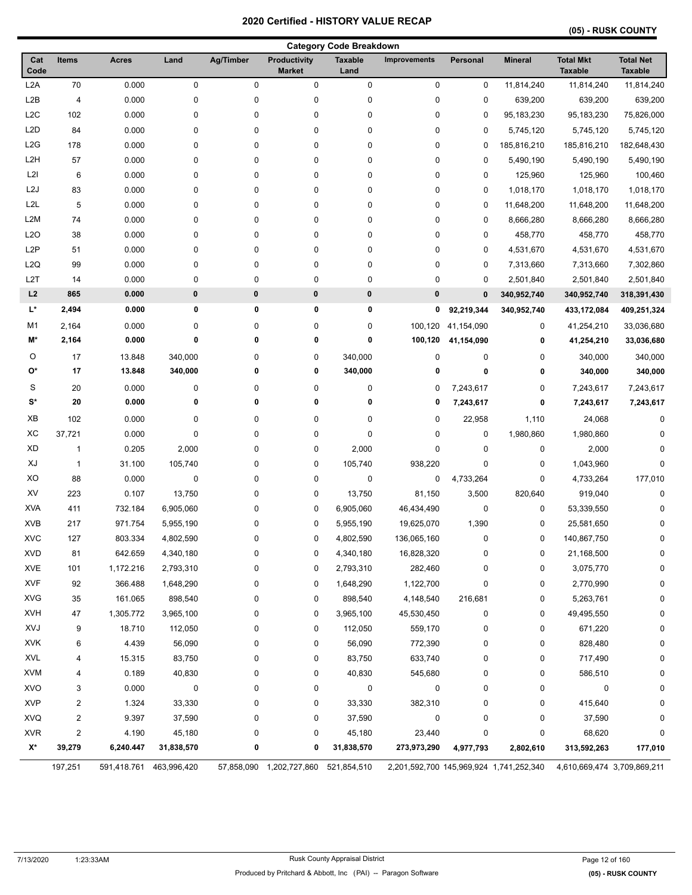# 2020 Certified - HISTORY VALUE RECAP

(05) - RUSK COUNTY

## Category Code Breakdown

| Cat Code | Items | Acres | Land | Ag/Timber | Productivity Market | Taxable Land | Improvements | Personal | Mineral | Total Mkt Taxable | Total Net Taxable |
|---|---|---|---|---|---|---|---|---|---|---|---|
| L2A | 70 | 0.000 | 0 | 0 | 0 | 0 | 0 | 0 | 11,814,240 | 11,814,240 | 11,814,240 |
| L2B | 4 | 0.000 | 0 | 0 | 0 | 0 | 0 | 0 | 639,200 | 639,200 | 639,200 |
| L2C | 102 | 0.000 | 0 | 0 | 0 | 0 | 0 | 0 | 95,183,230 | 95,183,230 | 75,826,000 |
| L2D | 84 | 0.000 | 0 | 0 | 0 | 0 | 0 | 0 | 5,745,120 | 5,745,120 | 5,745,120 |
| L2G | 178 | 0.000 | 0 | 0 | 0 | 0 | 0 | 0 | 185,816,210 | 185,816,210 | 182,648,430 |
| L2H | 57 | 0.000 | 0 | 0 | 0 | 0 | 0 | 0 | 5,490,190 | 5,490,190 | 5,490,190 |
| L2I | 6 | 0.000 | 0 | 0 | 0 | 0 | 0 | 0 | 125,960 | 125,960 | 100,460 |
| L2J | 83 | 0.000 | 0 | 0 | 0 | 0 | 0 | 0 | 1,018,170 | 1,018,170 | 1,018,170 |
| L2L | 5 | 0.000 | 0 | 0 | 0 | 0 | 0 | 0 | 11,648,200 | 11,648,200 | 11,648,200 |
| L2M | 74 | 0.000 | 0 | 0 | 0 | 0 | 0 | 0 | 8,666,280 | 8,666,280 | 8,666,280 |
| L2O | 38 | 0.000 | 0 | 0 | 0 | 0 | 0 | 0 | 458,770 | 458,770 | 458,770 |
| L2P | 51 | 0.000 | 0 | 0 | 0 | 0 | 0 | 0 | 4,531,670 | 4,531,670 | 4,531,670 |
| L2Q | 99 | 0.000 | 0 | 0 | 0 | 0 | 0 | 0 | 7,313,660 | 7,313,660 | 7,302,860 |
| L2T | 14 | 0.000 | 0 | 0 | 0 | 0 | 0 | 0 | 2,501,840 | 2,501,840 | 2,501,840 |
| **L2** | **865** | **0.000** | **0** | **0** | **0** | **0** | **0** | **0** | **340,952,740** | **340,952,740** | **318,391,430** |
| **L*** | **2,494** | **0.000** | **0** | **0** | **0** | **0** | **0** | **92,219,344** | **340,952,740** | **433,172,084** | **409,251,324** |
| M1 | 2,164 | 0.000 | 0 | 0 | 0 | 0 | 100,120 | 41,154,090 | 0 | 41,254,210 | 33,036,680 |
| **M*** | **2,164** | **0.000** | **0** | **0** | **0** | **0** | **100,120** | **41,154,090** | **0** | **41,254,210** | **33,036,680** |
| O | 17 | 13.848 | 340,000 | 0 | 0 | 340,000 | 0 | 0 | 0 | 340,000 | 340,000 |
| **O*** | **17** | **13.848** | **340,000** | **0** | **0** | **340,000** | **0** | **0** | **0** | **340,000** | **340,000** |
| S | 20 | 0.000 | 0 | 0 | 0 | 0 | 0 | 7,243,617 | 0 | 7,243,617 | 7,243,617 |
| **S*** | **20** | **0.000** | **0** | **0** | **0** | **0** | **0** | **7,243,617** | **0** | **7,243,617** | **7,243,617** |
| XB | 102 | 0.000 | 0 | 0 | 0 | 0 | 0 | 22,958 | 1,110 | 24,068 | 0 |
| XC | 37,721 | 0.000 | 0 | 0 | 0 | 0 | 0 | 0 | 1,980,860 | 1,980,860 | 0 |
| XD | 1 | 0.205 | 2,000 | 0 | 0 | 2,000 | 0 | 0 | 0 | 2,000 | 0 |
| XJ | 1 | 31.100 | 105,740 | 0 | 0 | 105,740 | 938,220 | 0 | 0 | 1,043,960 | 0 |
| XO | 88 | 0.000 | 0 | 0 | 0 | 0 | 0 | 4,733,264 | 0 | 4,733,264 | 177,010 |
| XV | 223 | 0.107 | 13,750 | 0 | 0 | 13,750 | 81,150 | 3,500 | 820,640 | 919,040 | 0 |
| XVA | 411 | 732.184 | 6,905,060 | 0 | 0 | 6,905,060 | 46,434,490 | 0 | 0 | 53,339,550 | 0 |
| XVB | 217 | 971.754 | 5,955,190 | 0 | 0 | 5,955,190 | 19,625,070 | 1,390 | 0 | 25,581,650 | 0 |
| XVC | 127 | 803.334 | 4,802,590 | 0 | 0 | 4,802,590 | 136,065,160 | 0 | 0 | 140,867,750 | 0 |
| XVD | 81 | 642.659 | 4,340,180 | 0 | 0 | 4,340,180 | 16,828,320 | 0 | 0 | 21,168,500 | 0 |
| XVE | 101 | 1,172.216 | 2,793,310 | 0 | 0 | 2,793,310 | 282,460 | 0 | 0 | 3,075,770 | 0 |
| XVF | 92 | 366.488 | 1,648,290 | 0 | 0 | 1,648,290 | 1,122,700 | 0 | 0 | 2,770,990 | 0 |
| XVG | 35 | 161.065 | 898,540 | 0 | 0 | 898,540 | 4,148,540 | 216,681 | 0 | 5,263,761 | 0 |
| XVH | 47 | 1,305.772 | 3,965,100 | 0 | 0 | 3,965,100 | 45,530,450 | 0 | 0 | 49,495,550 | 0 |
| XVJ | 9 | 18.710 | 112,050 | 0 | 0 | 112,050 | 559,170 | 0 | 0 | 671,220 | 0 |
| XVK | 6 | 4.439 | 56,090 | 0 | 0 | 56,090 | 772,390 | 0 | 0 | 828,480 | 0 |
| XVL | 4 | 15.315 | 83,750 | 0 | 0 | 83,750 | 633,740 | 0 | 0 | 717,490 | 0 |
| XVM | 4 | 0.189 | 40,830 | 0 | 0 | 40,830 | 545,680 | 0 | 0 | 586,510 | 0 |
| XVO | 3 | 0.000 | 0 | 0 | 0 | 0 | 0 | 0 | 0 | 0 | 0 |
| XVP | 2 | 1.324 | 33,330 | 0 | 0 | 33,330 | 382,310 | 0 | 0 | 415,640 | 0 |
| XVQ | 2 | 9.397 | 37,590 | 0 | 0 | 37,590 | 0 | 0 | 0 | 37,590 | 0 |
| XVR | 2 | 4.190 | 45,180 | 0 | 0 | 45,180 | 23,440 | 0 | 0 | 68,620 | 0 |
| **X*** | **39,279** | **6,240.447** | **31,838,570** | **0** | **0** | **31,838,570** | **273,973,290** | **4,977,793** | **2,802,610** | **313,592,263** | **177,010** |
| | 197,251 | 591,418.761 | 463,996,420 | 57,858,090 | 1,202,727,860 | 521,854,510 | 2,201,592,700 | 145,969,924 | 1,741,252,340 | 4,610,669,474 | 3,709,869,211 |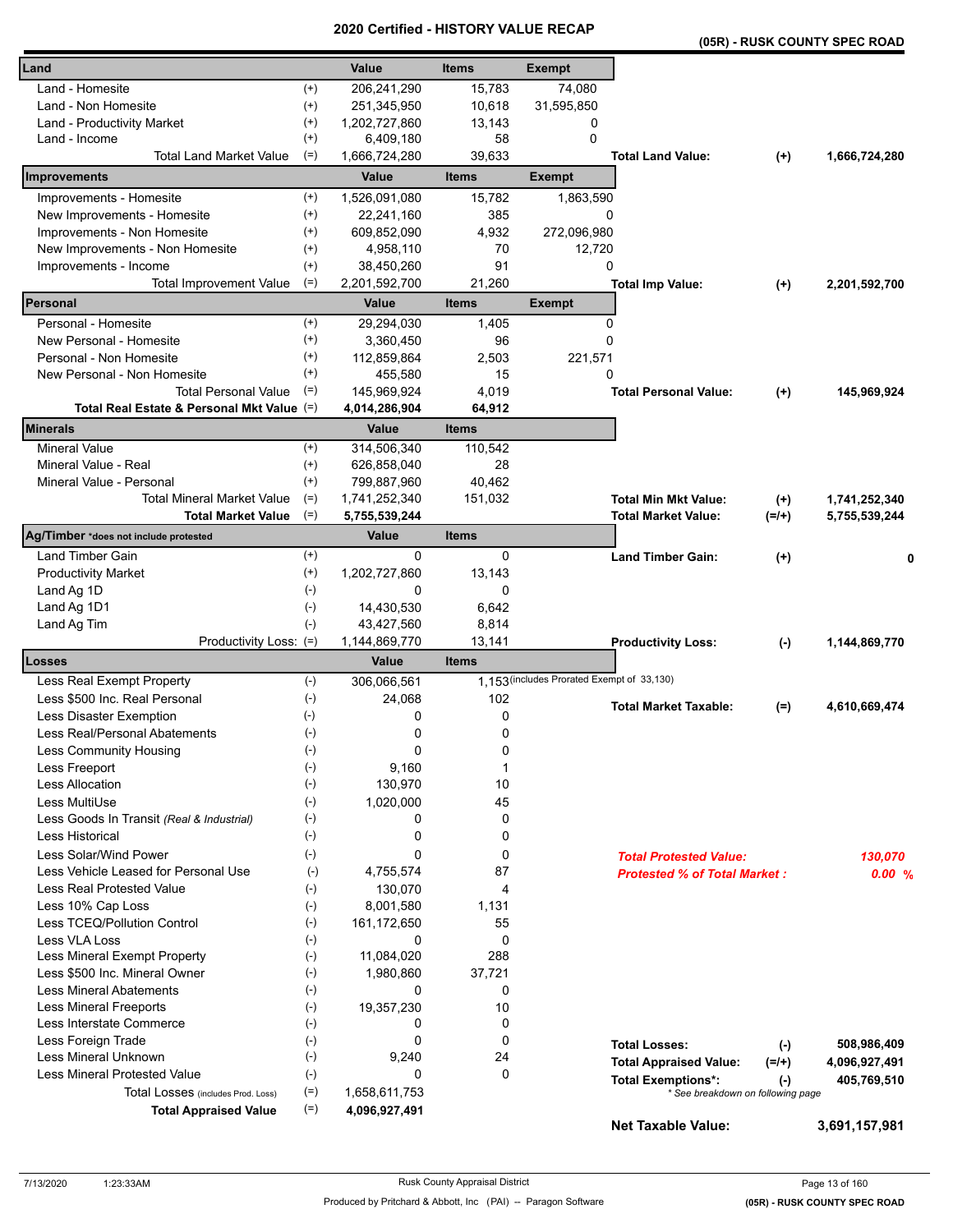# 2020 Certified - HISTORY VALUE RECAP

**(05R) - RUSK COUNTY SPEC ROAD**

| Land | | Value | Items | Exempt | | | |
|---|---|---|---|---|---|---|---|
| Land - Homesite | (+) | 206,241,290 | 15,783 | 74,080 | | | |
| Land - Non Homesite | (+) | 251,345,950 | 10,618 | 31,595,850 | | | |
| Land - Productivity Market | (+) | 1,202,727,860 | 13,143 | 0 | | | |
| Land - Income | (+) | 6,409,180 | 58 | 0 | | | |
| Total Land Market Value | (=) | 1,666,724,280 | 39,633 | | **Total Land Value:** | (+) | **1,666,724,280** |
| **Improvements** | | **Value** | **Items** | **Exempt** | | | |
| Improvements - Homesite | (+) | 1,526,091,080 | 15,782 | 1,863,590 | | | |
| New Improvements - Homesite | (+) | 22,241,160 | 385 | 0 | | | |
| Improvements - Non Homesite | (+) | 609,852,090 | 4,932 | 272,096,980 | | | |
| New Improvements - Non Homesite | (+) | 4,958,110 | 70 | 12,720 | | | |
| Improvements - Income | (+) | 38,450,260 | 91 | 0 | | | |
| Total Improvement Value | (=) | 2,201,592,700 | 21,260 | | **Total Imp Value:** | (+) | **2,201,592,700** |
| **Personal** | | **Value** | **Items** | **Exempt** | | | |
| Personal - Homesite | (+) | 29,294,030 | 1,405 | 0 | | | |
| New Personal - Homesite | (+) | 3,360,450 | 96 | 0 | | | |
| Personal - Non Homesite | (+) | 112,859,864 | 2,503 | 221,571 | | | |
| New Personal - Non Homesite | (+) | 455,580 | 15 | 0 | | | |
| Total Personal Value | (=) | 145,969,924 | 4,019 | | **Total Personal Value:** | (+) | **145,969,924** |
| **Total Real Estate & Personal Mkt Value** | (=) | **4,014,286,904** | **64,912** | | | | |
| **Minerals** | | **Value** | **Items** | | | | |
| Mineral Value | (+) | 314,506,340 | 110,542 | | | | |
| Mineral Value - Real | (+) | 626,858,040 | 28 | | | | |
| Mineral Value - Personal | (+) | 799,887,960 | 40,462 | | | | |
| Total Mineral Market Value | (=) | 1,741,252,340 | 151,032 | | **Total Min Mkt Value:** | (+) | **1,741,252,340** |
| **Total Market Value** | (=) | **5,755,539,244** | | | **Total Market Value:** | (=/+) | **5,755,539,244** |
| **Ag/Timber** *does not include protested | | **Value** | **Items** | | | | |
| Land Timber Gain | (+) | 0 | 0 | | **Land Timber Gain:** | (+) | **0** |
| Productivity Market | (+) | 1,202,727,860 | 13,143 | | | | |
| Land Ag 1D | (-) | 0 | 0 | | | | |
| Land Ag 1D1 | (-) | 14,430,530 | 6,642 | | | | |
| Land Ag Tim | (-) | 43,427,560 | 8,814 | | | | |
| Productivity Loss: | (=) | 1,144,869,770 | 13,141 | | **Productivity Loss:** | (-) | **1,144,869,770** |
| **Losses** | | **Value** | **Items** | | | | |
| Less Real Exempt Property | (-) | 306,066,561 | 1,153 | (includes Prorated Exempt of 33,130) | | | |
| Less $500 Inc. Real Personal | (-) | 24,068 | 102 | | **Total Market Taxable:** | (=) | **4,610,669,474** |
| Less Disaster Exemption | (-) | 0 | 0 | | | | |
| Less Real/Personal Abatements | (-) | 0 | 0 | | | | |
| Less Community Housing | (-) | 0 | 0 | | | | |
| Less Freeport | (-) | 9,160 | 1 | | | | |
| Less Allocation | (-) | 130,970 | 10 | | | | |
| Less MultiUse | (-) | 1,020,000 | 45 | | | | |
| Less Goods In Transit *(Real & Industrial)* | (-) | 0 | 0 | | | | |
| Less Historical | (-) | 0 | 0 | | | | |
| Less Solar/Wind Power | (-) | 0 | 0 | | ***Total Protested Value:*** | | ***130,070*** |
| Less Vehicle Leased for Personal Use | (-) | 4,755,574 | 87 | | ***Protested % of Total Market :*** | | ***0.00 %*** |
| Less Real Protested Value | (-) | 130,070 | 4 | | | | |
| Less 10% Cap Loss | (-) | 8,001,580 | 1,131 | | | | |
| Less TCEQ/Pollution Control | (-) | 161,172,650 | 55 | | | | |
| Less VLA Loss | (-) | 0 | 0 | | | | |
| Less Mineral Exempt Property | (-) | 11,084,020 | 288 | | | | |
| Less $500 Inc. Mineral Owner | (-) | 1,980,860 | 37,721 | | | | |
| Less Mineral Abatements | (-) | 0 | 0 | | | | |
| Less Mineral Freeports | (-) | 19,357,230 | 10 | | | | |
| Less Interstate Commerce | (-) | 0 | 0 | | | | |
| Less Foreign Trade | (-) | 0 | 0 | | **Total Losses:** | (-) | **508,986,409** |
| Less Mineral Unknown | (-) | 9,240 | 24 | | **Total Appraised Value:** | (=/+) | **4,096,927,491** |
| Less Mineral Protested Value | (-) | 0 | 0 | | **Total Exemptions*:** | (-) | **405,769,510** |
| Total Losses (includes Prod. Loss) | (=) | 1,658,611,753 | | | * See breakdown on following page | | |
| **Total Appraised Value** | (=) | **4,096,927,491** | | | | | |
| | | | | | **Net Taxable Value:** | | **3,691,157,981** |

7/13/2020 1:23:33AM

Rusk County Appraisal District

Produced by Pritchard & Abbott, Inc (PAI) -- Paragon Software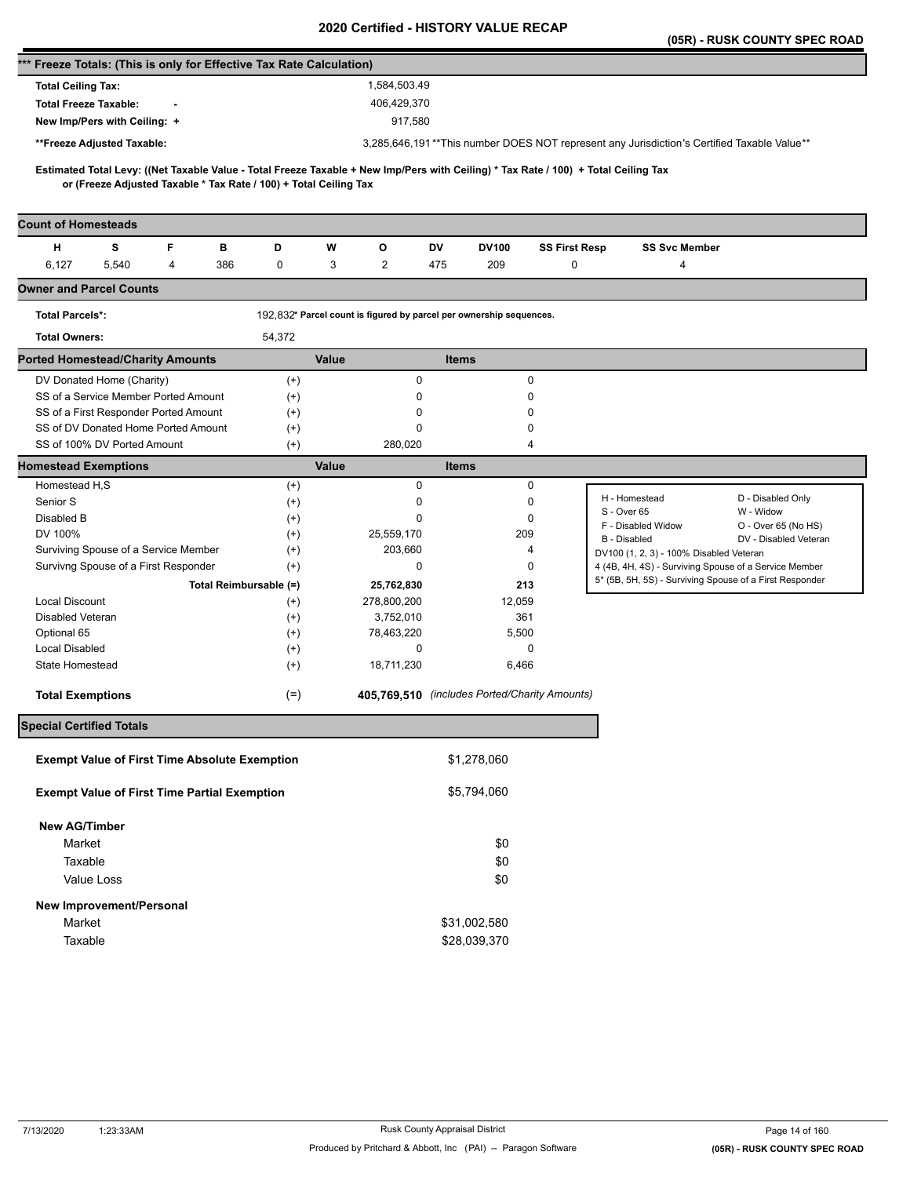# 2020 Certified - HISTORY VALUE RECAP

**(05R) - RUSK COUNTY SPEC ROAD**

## *** Freeze Totals: (This is only for Effective Tax Rate Calculation)

| | |
|---|---|
| **Total Ceiling Tax:** | 1,584,503.49 |
| **Total Freeze Taxable:** - | 406,429,370 |
| **New Imp/Pers with Ceiling:** + | 917,580 |
| ****Freeze Adjusted Taxable:** | 3,285,646,191 **This number DOES NOT represent any Jurisdiction's Certified Taxable Value** |

**Estimated Total Levy: ((Net Taxable Value - Total Freeze Taxable + New Imp/Pers with Ceiling) * Tax Rate / 100) + Total Ceiling Tax or (Freeze Adjusted Taxable * Tax Rate / 100) + Total Ceiling Tax**

## Count of Homesteads

| H | S | F | B | D | W | O | DV | DV100 | SS First Resp | SS Svc Member |
|---|---|---|---|---|---|---|---|---|---|---|
| 6,127 | 5,540 | 4 | 386 | 0 | 3 | 2 | 475 | 209 | 0 | 4 |

## Owner and Parcel Counts

| | |
|---|---|
| **Total Parcels*:** | 192,832* Parcel count is figured by parcel per ownership sequences. |
| **Total Owners:** | 54,372 |

## Ported Homestead/Charity Amounts

| | | Value | Items |
|---|---|---|---|
| DV Donated Home (Charity) | (+) | 0 | 0 |
| SS of a Service Member Ported Amount | (+) | 0 | 0 |
| SS of a First Responder Ported Amount | (+) | 0 | 0 |
| SS of DV Donated Home Ported Amount | (+) | 0 | 0 |
| SS of 100% DV Ported Amount | (+) | 280,020 | 4 |

## Homestead Exemptions

| | | Value | Items |
|---|---|---|---|
| Homestead H,S | (+) | 0 | 0 |
| Senior S | (+) | 0 | 0 |
| Disabled B | (+) | 0 | 0 |
| DV 100% | (+) | 25,559,170 | 209 |
| Surviving Spouse of a Service Member | (+) | 203,660 | 4 |
| Survivng Spouse of a First Responder | (+) | 0 | 0 |
| **Total Reimbursable (=)** | | **25,762,830** | **213** |
| Local Discount | (+) | 278,800,200 | 12,059 |
| Disabled Veteran | (+) | 3,752,010 | 361 |
| Optional 65 | (+) | 78,463,220 | 5,500 |
| Local Disabled | (+) | 0 | 0 |
| State Homestead | (+) | 18,711,230 | 6,466 |
| **Total Exemptions** | (=) | **405,769,510** | *(includes Ported/Charity Amounts)* |

| | |
|---|---|
| H - Homestead | D - Disabled Only |
| S - Over 65 | W - Widow |
| F - Disabled Widow | O - Over 65 (No HS) |
| B - Disabled | DV - Disabled Veteran |
| DV100 (1, 2, 3) - 100% Disabled Veteran | |
| 4 (4B, 4H, 4S) - Surviving Spouse of a Service Member | |
| 5* (5B, 5H, 5S) - Surviving Spouse of a First Responder | |

## Special Certified Totals

| | |
|---|---|
| **Exempt Value of First Time Absolute Exemption** | $1,278,060 |
| **Exempt Value of First Time Partial Exemption** | $5,794,060 |

**New AG/Timber**

| | |
|---|---|
| Market | $0 |
| Taxable | $0 |
| Value Loss | $0 |

**New Improvement/Personal**

| | |
|---|---|
| Market | $31,002,580 |
| Taxable | $28,039,370 |

7/13/2020 1:23:33AM — Rusk County Appraisal District — Produced by Pritchard & Abbott, Inc (PAI) -- Paragon Software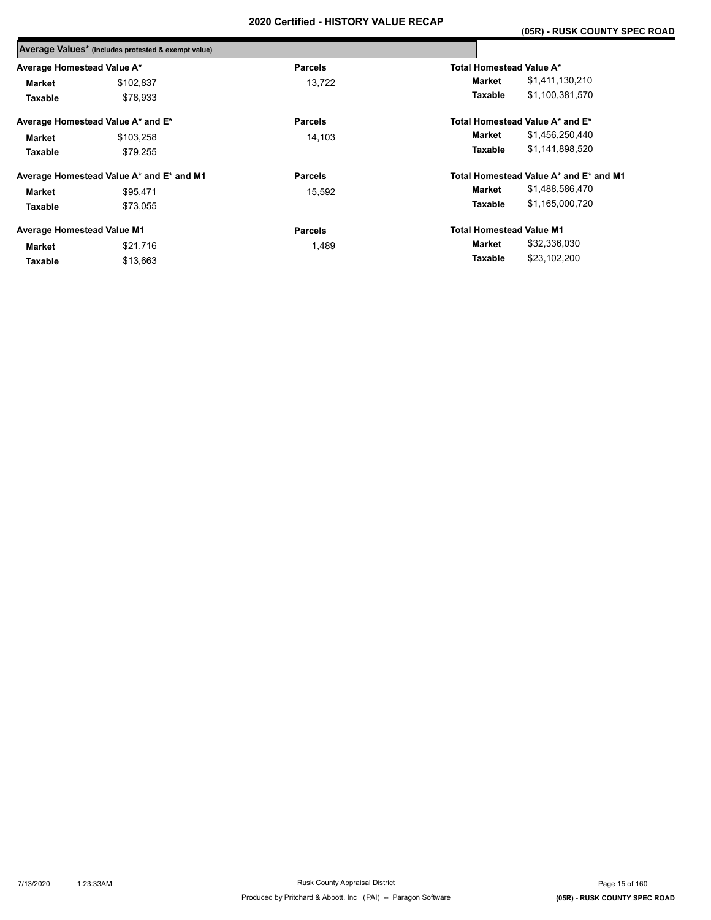## Average Values* (includes protested & exempt value)

| | | | | |
|---|---|---|---|---|
| **Average Homestead Value A*** | | **Parcels** | **Total Homestead Value A*** | |
| **Market** | $102,837 | 13,722 | **Market** | $1,411,130,210 |
| **Taxable** | $78,933 | | **Taxable** | $1,100,381,570 |
| **Average Homestead Value A* and E*** | | **Parcels** | **Total Homestead Value A* and E*** | |
| **Market** | $103,258 | 14,103 | **Market** | $1,456,250,440 |
| **Taxable** | $79,255 | | **Taxable** | $1,141,898,520 |
| **Average Homestead Value A* and E* and M1** | | **Parcels** | **Total Homestead Value A* and E* and M1** | |
| **Market** | $95,471 | 15,592 | **Market** | $1,488,586,470 |
| **Taxable** | $73,055 | | **Taxable** | $1,165,000,720 |
| **Average Homestead Value M1** | | **Parcels** | **Total Homestead Value M1** | |
| **Market** | $21,716 | 1,489 | **Market** | $32,336,030 |
| **Taxable** | $13,663 | | **Taxable** | $23,102,200 |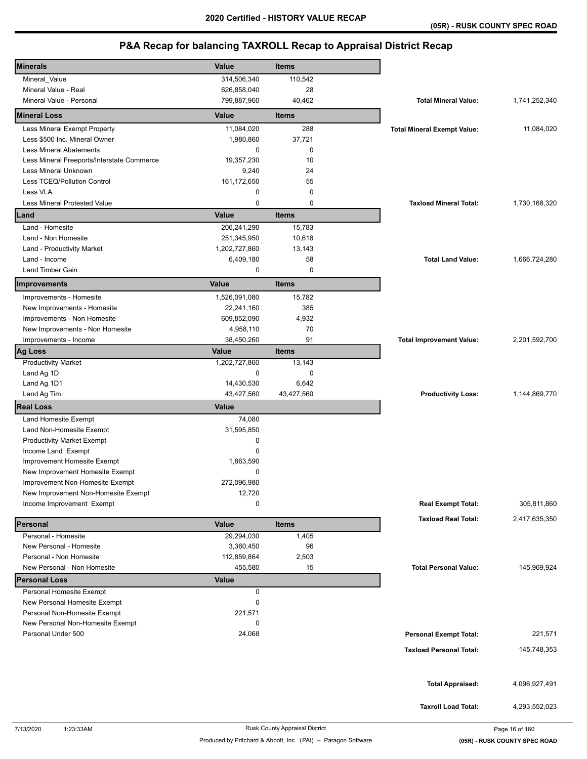# 2020 Certified - HISTORY VALUE RECAP

**(05R) - RUSK COUNTY SPEC ROAD**

## P&A Recap for balancing TAXROLL Recap to Appraisal District Recap

| Minerals | Value | Items | | |
|---|---|---|---|---|
| Mineral_Value | 314,506,340 | 110,542 | | |
| Mineral Value - Real | 626,858,040 | 28 | | |
| Mineral Value - Personal | 799,887,960 | 40,462 | Total Mineral Value: | 1,741,252,340 |
| **Mineral Loss** | **Value** | **Items** | | |
| Less Mineral Exempt Property | 11,084,020 | 288 | Total Mineral Exempt Value: | 11,084,020 |
| Less $500 Inc. Mineral Owner | 1,980,860 | 37,721 | | |
| Less Mineral Abatements | 0 | 0 | | |
| Less Mineral Freeports/Interstate Commerce | 19,357,230 | 10 | | |
| Less Mineral Unknown | 9,240 | 24 | | |
| Less TCEQ/Pollution Control | 161,172,650 | 55 | | |
| Less VLA | 0 | 0 | | |
| Less Mineral Protested Value | 0 | 0 | Taxload Mineral Total: | 1,730,168,320 |
| **Land** | **Value** | **Items** | | |
| Land - Homesite | 206,241,290 | 15,783 | | |
| Land - Non Homesite | 251,345,950 | 10,618 | | |
| Land - Productivity Market | 1,202,727,860 | 13,143 | | |
| Land - Income | 6,409,180 | 58 | Total Land Value: | 1,666,724,280 |
| Land Timber Gain | 0 | 0 | | |
| **Improvements** | **Value** | **Items** | | |
| Improvements - Homesite | 1,526,091,080 | 15,782 | | |
| New Improvements - Homesite | 22,241,160 | 385 | | |
| Improvements - Non Homesite | 609,852,090 | 4,932 | | |
| New Improvements - Non Homesite | 4,958,110 | 70 | | |
| Improvements - Income | 38,450,260 | 91 | Total Improvement Value: | 2,201,592,700 |
| **Ag Loss** | **Value** | **Items** | | |
| Productivity Market | 1,202,727,860 | 13,143 | | |
| Land Ag 1D | 0 | 0 | | |
| Land Ag 1D1 | 14,430,530 | 6,642 | | |
| Land Ag Tim | 43,427,560 | 43,427,560 | Productivity Loss: | 1,144,869,770 |
| **Real Loss** | **Value** | | | |
| Land Homesite Exempt | 74,080 | | | |
| Land Non-Homesite Exempt | 31,595,850 | | | |
| Productivity Market Exempt | 0 | | | |
| Income Land Exempt | 0 | | | |
| Improvement Homesite Exempt | 1,863,590 | | | |
| New Improvement Homesite Exempt | 0 | | | |
| Improvement Non-Homesite Exempt | 272,096,980 | | | |
| New Improvement Non-Homesite Exempt | 12,720 | | | |
| Income Improvement Exempt | 0 | | Real Exempt Total: | 305,811,860 |
| | | | Taxload Real Total: | 2,417,635,350 |
| **Personal** | **Value** | **Items** | | |
| Personal - Homesite | 29,294,030 | 1,405 | | |
| New Personal - Homesite | 3,360,450 | 96 | | |
| Personal - Non Homesite | 112,859,864 | 2,503 | | |
| New Personal - Non Homesite | 455,580 | 15 | Total Personal Value: | 145,969,924 |
| **Personal Loss** | **Value** | | | |
| Personal Homesite Exempt | 0 | | | |
| New Personal Homesite Exempt | 0 | | | |
| Personal Non-Homesite Exempt | 221,571 | | | |
| New Personal Non-Homesite Exempt | 0 | | | |
| Personal Under 500 | 24,068 | | Personal Exempt Total: | 221,571 |
| | | | Taxload Personal Total: | 145,748,353 |
| | | | Total Appraised: | 4,096,927,491 |
| | | | Taxroll Load Total: | 4,293,552,023 |

7/13/2020 1:23:33AM — Rusk County Appraisal District — Produced by Pritchard & Abbott, Inc (PAI) -- Paragon Software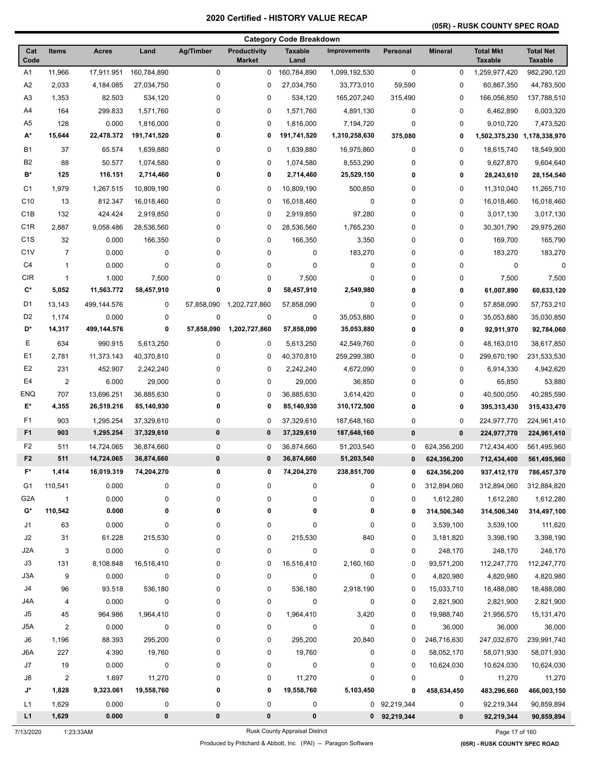# 2020 Certified - HISTORY VALUE RECAP

**(05R) - RUSK COUNTY SPEC ROAD**

## Category Code Breakdown

| Cat Code | Items | Acres | Land | Ag/Timber | Productivity Market | Taxable Land | Improvements | Personal | Mineral | Total Mkt Taxable | Total Net Taxable |
|---|---|---|---|---|---|---|---|---|---|---|---|
| A1 | 11,966 | 17,911.951 | 160,784,890 | 0 | 0 | 160,784,890 | 1,099,192,530 | 0 | 0 | 1,259,977,420 | 982,290,120 |
| A2 | 2,033 | 4,184.085 | 27,034,750 | 0 | 0 | 27,034,750 | 33,773,010 | 59,590 | 0 | 60,867,350 | 44,783,500 |
| A3 | 1,353 | 82.503 | 534,120 | 0 | 0 | 534,120 | 165,207,240 | 315,490 | 0 | 166,056,850 | 137,788,510 |
| A4 | 164 | 299.833 | 1,571,760 | 0 | 0 | 1,571,760 | 4,891,130 | 0 | 0 | 6,462,890 | 6,003,320 |
| A5 | 128 | 0.000 | 1,816,000 | 0 | 0 | 1,816,000 | 7,194,720 | 0 | 0 | 9,010,720 | 7,473,520 |
| **A*** | **15,644** | **22,478.372** | **191,741,520** | **0** | **0** | **191,741,520** | **1,310,258,630** | **375,080** | **0** | **1,502,375,230** | **1,178,338,970** |
| B1 | 37 | 65.574 | 1,639,880 | 0 | 0 | 1,639,880 | 16,975,860 | 0 | 0 | 18,615,740 | 18,549,900 |
| B2 | 88 | 50.577 | 1,074,580 | 0 | 0 | 1,074,580 | 8,553,290 | 0 | 0 | 9,627,870 | 9,604,640 |
| **B*** | **125** | **116.151** | **2,714,460** | **0** | **0** | **2,714,460** | **25,529,150** | **0** | **0** | **28,243,610** | **28,154,540** |
| C1 | 1,979 | 1,267.515 | 10,809,190 | 0 | 0 | 10,809,190 | 500,850 | 0 | 0 | 11,310,040 | 11,265,710 |
| C10 | 13 | 812.347 | 16,018,460 | 0 | 0 | 16,018,460 | 0 | 0 | 0 | 16,018,460 | 16,018,460 |
| C1B | 132 | 424.424 | 2,919,850 | 0 | 0 | 2,919,850 | 97,280 | 0 | 0 | 3,017,130 | 3,017,130 |
| C1R | 2,887 | 9,058.486 | 28,536,560 | 0 | 0 | 28,536,560 | 1,765,230 | 0 | 0 | 30,301,790 | 29,975,260 |
| C1S | 32 | 0.000 | 166,350 | 0 | 0 | 166,350 | 3,350 | 0 | 0 | 169,700 | 165,790 |
| C1V | 7 | 0.000 | 0 | 0 | 0 | 0 | 183,270 | 0 | 0 | 183,270 | 183,270 |
| C4 | 1 | 0.000 | 0 | 0 | 0 | 0 | 0 | 0 | 0 | 0 | 0 |
| CIR | 1 | 1.000 | 7,500 | 0 | 0 | 7,500 | 0 | 0 | 0 | 7,500 | 7,500 |
| **C*** | **5,052** | **11,563.772** | **58,457,910** | **0** | **0** | **58,457,910** | **2,549,980** | **0** | **0** | **61,007,890** | **60,633,120** |
| D1 | 13,143 | 499,144.576 | 0 | 57,858,090 | 1,202,727,860 | 57,858,090 | 0 | 0 | 0 | 57,858,090 | 57,753,210 |
| D2 | 1,174 | 0.000 | 0 | 0 | 0 | 0 | 35,053,880 | 0 | 0 | 35,053,880 | 35,030,850 |
| **D*** | **14,317** | **499,144.576** | **0** | **57,858,090** | **1,202,727,860** | **57,858,090** | **35,053,880** | **0** | **0** | **92,911,970** | **92,784,060** |
| E | 634 | 990.915 | 5,613,250 | 0 | 0 | 5,613,250 | 42,549,760 | 0 | 0 | 48,163,010 | 38,617,850 |
| E1 | 2,781 | 11,373.143 | 40,370,810 | 0 | 0 | 40,370,810 | 259,299,380 | 0 | 0 | 299,670,190 | 231,533,530 |
| E2 | 231 | 452.907 | 2,242,240 | 0 | 0 | 2,242,240 | 4,672,090 | 0 | 0 | 6,914,330 | 4,942,620 |
| E4 | 2 | 6.000 | 29,000 | 0 | 0 | 29,000 | 36,850 | 0 | 0 | 65,850 | 53,880 |
| ENQ | 707 | 13,696.251 | 36,885,630 | 0 | 0 | 36,885,630 | 3,614,420 | 0 | 0 | 40,500,050 | 40,285,590 |
| **E*** | **4,355** | **26,519.216** | **85,140,930** | **0** | **0** | **85,140,930** | **310,172,500** | **0** | **0** | **395,313,430** | **315,433,470** |
| F1 | 903 | 1,295.254 | 37,329,610 | 0 | 0 | 37,329,610 | 187,648,160 | 0 | 0 | 224,977,770 | 224,961,410 |
| **F1** | **903** | **1,295.254** | **37,329,610** | **0** | **0** | **37,329,610** | **187,648,160** | **0** | **0** | **224,977,770** | **224,961,410** |
| F2 | 511 | 14,724.065 | 36,874,660 | 0 | 0 | 36,874,660 | 51,203,540 | 0 | 624,356,200 | 712,434,400 | 561,495,960 |
| **F2** | **511** | **14,724.065** | **36,874,660** | **0** | **0** | **36,874,660** | **51,203,540** | **0** | **624,356,200** | **712,434,400** | **561,495,960** |
| **F*** | **1,414** | **16,019.319** | **74,204,270** | **0** | **0** | **74,204,270** | **238,851,700** | **0** | **624,356,200** | **937,412,170** | **786,457,370** |
| G1 | 110,541 | 0.000 | 0 | 0 | 0 | 0 | 0 | 0 | 312,894,060 | 312,894,060 | 312,884,820 |
| G2A | 1 | 0.000 | 0 | 0 | 0 | 0 | 0 | 0 | 1,612,280 | 1,612,280 | 1,612,280 |
| **G*** | **110,542** | **0.000** | **0** | **0** | **0** | **0** | **0** | **0** | **314,506,340** | **314,506,340** | **314,497,100** |
| J1 | 63 | 0.000 | 0 | 0 | 0 | 0 | 0 | 0 | 3,539,100 | 3,539,100 | 111,620 |
| J2 | 31 | 61.228 | 215,530 | 0 | 0 | 215,530 | 840 | 0 | 3,181,820 | 3,398,190 | 3,398,190 |
| J2A | 3 | 0.000 | 0 | 0 | 0 | 0 | 0 | 0 | 248,170 | 248,170 | 248,170 |
| J3 | 131 | 8,108.848 | 16,516,410 | 0 | 0 | 16,516,410 | 2,160,160 | 0 | 93,571,200 | 112,247,770 | 112,247,770 |
| J3A | 9 | 0.000 | 0 | 0 | 0 | 0 | 0 | 0 | 4,820,980 | 4,820,980 | 4,820,980 |
| J4 | 96 | 93.518 | 536,180 | 0 | 0 | 536,180 | 2,918,190 | 0 | 15,033,710 | 18,488,080 | 18,488,080 |
| J4A | 4 | 0.000 | 0 | 0 | 0 | 0 | 0 | 0 | 2,821,900 | 2,821,900 | 2,821,900 |
| J5 | 45 | 964.986 | 1,964,410 | 0 | 0 | 1,964,410 | 3,420 | 0 | 19,988,740 | 21,956,570 | 15,131,470 |
| J5A | 2 | 0.000 | 0 | 0 | 0 | 0 | 0 | 0 | 36,000 | 36,000 | 36,000 |
| J6 | 1,196 | 88.393 | 295,200 | 0 | 0 | 295,200 | 20,840 | 0 | 246,716,630 | 247,032,670 | 239,991,740 |
| J6A | 227 | 4.390 | 19,760 | 0 | 0 | 19,760 | 0 | 0 | 58,052,170 | 58,071,930 | 58,071,930 |
| J7 | 19 | 0.000 | 0 | 0 | 0 | 0 | 0 | 0 | 10,624,030 | 10,624,030 | 10,624,030 |
| J8 | 2 | 1.697 | 11,270 | 0 | 0 | 11,270 | 0 | 0 | 0 | 11,270 | 11,270 |
| **J*** | **1,828** | **9,323.061** | **19,558,760** | **0** | **0** | **19,558,760** | **5,103,450** | **0** | **458,634,450** | **483,296,660** | **466,003,150** |
| L1 | 1,629 | 0.000 | 0 | 0 | 0 | 0 | 0 | 92,219,344 | 0 | 92,219,344 | 90,859,894 |
| **L1** | **1,629** | **0.000** | **0** | **0** | **0** | **0** | **0** | **92,219,344** | **0** | **92,219,344** | **90,859,894** |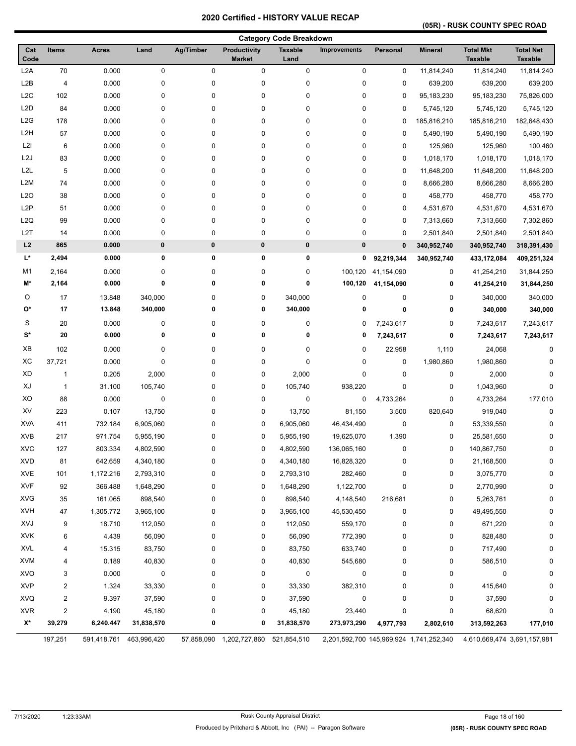# 2020 Certified - HISTORY VALUE RECAP

## (05R) - RUSK COUNTY SPEC ROAD

### Category Code Breakdown

| Cat Code | Items | Acres | Land | Ag/Timber | Productivity Market | Taxable Land | Improvements | Personal | Mineral | Total Mkt Taxable | Total Net Taxable |
|---|---|---|---|---|---|---|---|---|---|---|---|
| L2A | 70 | 0.000 | 0 | 0 | 0 | 0 | 0 | 0 | 11,814,240 | 11,814,240 | 11,814,240 |
| L2B | 4 | 0.000 | 0 | 0 | 0 | 0 | 0 | 0 | 639,200 | 639,200 | 639,200 |
| L2C | 102 | 0.000 | 0 | 0 | 0 | 0 | 0 | 0 | 95,183,230 | 95,183,230 | 75,826,000 |
| L2D | 84 | 0.000 | 0 | 0 | 0 | 0 | 0 | 0 | 5,745,120 | 5,745,120 | 5,745,120 |
| L2G | 178 | 0.000 | 0 | 0 | 0 | 0 | 0 | 0 | 185,816,210 | 185,816,210 | 182,648,430 |
| L2H | 57 | 0.000 | 0 | 0 | 0 | 0 | 0 | 0 | 5,490,190 | 5,490,190 | 5,490,190 |
| L2I | 6 | 0.000 | 0 | 0 | 0 | 0 | 0 | 0 | 125,960 | 125,960 | 100,460 |
| L2J | 83 | 0.000 | 0 | 0 | 0 | 0 | 0 | 0 | 1,018,170 | 1,018,170 | 1,018,170 |
| L2L | 5 | 0.000 | 0 | 0 | 0 | 0 | 0 | 0 | 11,648,200 | 11,648,200 | 11,648,200 |
| L2M | 74 | 0.000 | 0 | 0 | 0 | 0 | 0 | 0 | 8,666,280 | 8,666,280 | 8,666,280 |
| L2O | 38 | 0.000 | 0 | 0 | 0 | 0 | 0 | 0 | 458,770 | 458,770 | 458,770 |
| L2P | 51 | 0.000 | 0 | 0 | 0 | 0 | 0 | 0 | 4,531,670 | 4,531,670 | 4,531,670 |
| L2Q | 99 | 0.000 | 0 | 0 | 0 | 0 | 0 | 0 | 7,313,660 | 7,313,660 | 7,302,860 |
| L2T | 14 | 0.000 | 0 | 0 | 0 | 0 | 0 | 0 | 2,501,840 | 2,501,840 | 2,501,840 |
| **L2** | **865** | **0.000** | **0** | **0** | **0** | **0** | **0** | **0** | **340,952,740** | **340,952,740** | **318,391,430** |
| **L*** | **2,494** | **0.000** | **0** | **0** | **0** | **0** | **0** | **92,219,344** | **340,952,740** | **433,172,084** | **409,251,324** |
| M1 | 2,164 | 0.000 | 0 | 0 | 0 | 0 | 100,120 | 41,154,090 | 0 | 41,254,210 | 31,844,250 |
| **M*** | **2,164** | **0.000** | **0** | **0** | **0** | **0** | **100,120** | **41,154,090** | **0** | **41,254,210** | **31,844,250** |
| O | 17 | 13.848 | 340,000 | 0 | 0 | 340,000 | 0 | 0 | 0 | 340,000 | 340,000 |
| **O*** | **17** | **13.848** | **340,000** | **0** | **0** | **340,000** | **0** | **0** | **0** | **340,000** | **340,000** |
| S | 20 | 0.000 | 0 | 0 | 0 | 0 | 0 | 7,243,617 | 0 | 7,243,617 | 7,243,617 |
| **S*** | **20** | **0.000** | **0** | **0** | **0** | **0** | **0** | **7,243,617** | **0** | **7,243,617** | **7,243,617** |
| XB | 102 | 0.000 | 0 | 0 | 0 | 0 | 0 | 22,958 | 1,110 | 24,068 | 0 |
| XC | 37,721 | 0.000 | 0 | 0 | 0 | 0 | 0 | 0 | 1,980,860 | 1,980,860 | 0 |
| XD | 1 | 0.205 | 2,000 | 0 | 0 | 2,000 | 0 | 0 | 0 | 2,000 | 0 |
| XJ | 1 | 31.100 | 105,740 | 0 | 0 | 105,740 | 938,220 | 0 | 0 | 1,043,960 | 0 |
| XO | 88 | 0.000 | 0 | 0 | 0 | 0 | 0 | 4,733,264 | 0 | 4,733,264 | 177,010 |
| XV | 223 | 0.107 | 13,750 | 0 | 0 | 13,750 | 81,150 | 3,500 | 820,640 | 919,040 | 0 |
| XVA | 411 | 732.184 | 6,905,060 | 0 | 0 | 6,905,060 | 46,434,490 | 0 | 0 | 53,339,550 | 0 |
| XVB | 217 | 971.754 | 5,955,190 | 0 | 0 | 5,955,190 | 19,625,070 | 1,390 | 0 | 25,581,650 | 0 |
| XVC | 127 | 803.334 | 4,802,590 | 0 | 0 | 4,802,590 | 136,065,160 | 0 | 0 | 140,867,750 | 0 |
| XVD | 81 | 642.659 | 4,340,180 | 0 | 0 | 4,340,180 | 16,828,320 | 0 | 0 | 21,168,500 | 0 |
| XVE | 101 | 1,172.216 | 2,793,310 | 0 | 0 | 2,793,310 | 282,460 | 0 | 0 | 3,075,770 | 0 |
| XVF | 92 | 366.488 | 1,648,290 | 0 | 0 | 1,648,290 | 1,122,700 | 0 | 0 | 2,770,990 | 0 |
| XVG | 35 | 161.065 | 898,540 | 0 | 0 | 898,540 | 4,148,540 | 216,681 | 0 | 5,263,761 | 0 |
| XVH | 47 | 1,305.772 | 3,965,100 | 0 | 0 | 3,965,100 | 45,530,450 | 0 | 0 | 49,495,550 | 0 |
| XVJ | 9 | 18.710 | 112,050 | 0 | 0 | 112,050 | 559,170 | 0 | 0 | 671,220 | 0 |
| XVK | 6 | 4.439 | 56,090 | 0 | 0 | 56,090 | 772,390 | 0 | 0 | 828,480 | 0 |
| XVL | 4 | 15.315 | 83,750 | 0 | 0 | 83,750 | 633,740 | 0 | 0 | 717,490 | 0 |
| XVM | 4 | 0.189 | 40,830 | 0 | 0 | 40,830 | 545,680 | 0 | 0 | 586,510 | 0 |
| XVO | 3 | 0.000 | 0 | 0 | 0 | 0 | 0 | 0 | 0 | 0 | 0 |
| XVP | 2 | 1.324 | 33,330 | 0 | 0 | 33,330 | 382,310 | 0 | 0 | 415,640 | 0 |
| XVQ | 2 | 9.397 | 37,590 | 0 | 0 | 37,590 | 0 | 0 | 0 | 37,590 | 0 |
| XVR | 2 | 4.190 | 45,180 | 0 | 0 | 45,180 | 23,440 | 0 | 0 | 68,620 | 0 |
| **X*** | **39,279** | **6,240.447** | **31,838,570** | **0** | **0** | **31,838,570** | **273,973,290** | **4,977,793** | **2,802,610** | **313,592,263** | **177,010** |
| | 197,251 | 591,418.761 | 463,996,420 | 57,858,090 | 1,202,727,860 | 521,854,510 | 2,201,592,700 | 145,969,924 | 1,741,252,340 | 4,610,669,474 | 3,691,157,981 |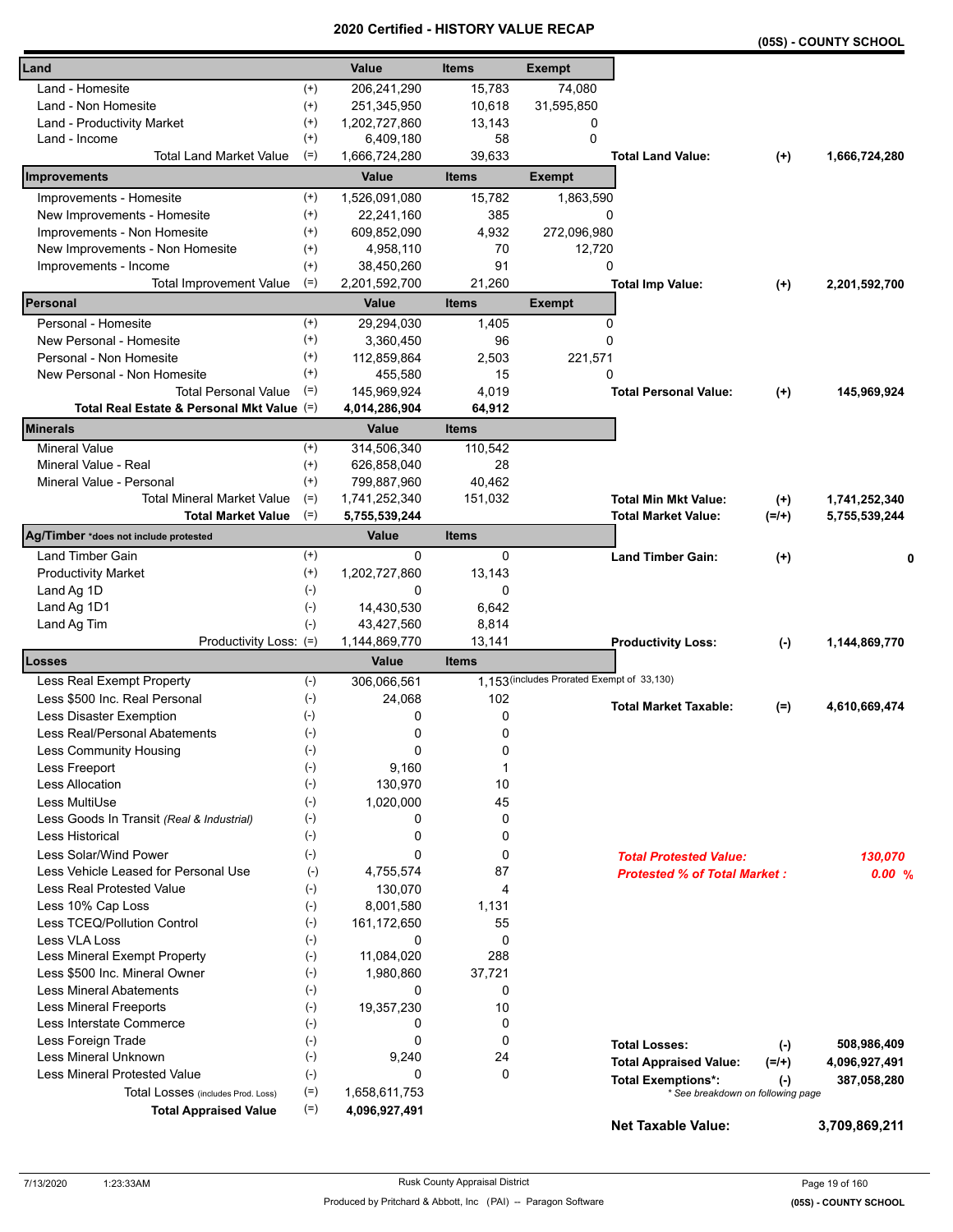# 2020 Certified - HISTORY VALUE RECAP

**(05S) - COUNTY SCHOOL**

| Land | | Value | Items | Exempt | | | |
|---|---|---|---|---|---|---|---|
| Land - Homesite | (+) | 206,241,290 | 15,783 | 74,080 | | | |
| Land - Non Homesite | (+) | 251,345,950 | 10,618 | 31,595,850 | | | |
| Land - Productivity Market | (+) | 1,202,727,860 | 13,143 | 0 | | | |
| Land - Income | (+) | 6,409,180 | 58 | 0 | | | |
| Total Land Market Value | (=) | 1,666,724,280 | 39,633 | | **Total Land Value:** | **(+)** | **1,666,724,280** |
| **Improvements** | | **Value** | **Items** | **Exempt** | | | |
| Improvements - Homesite | (+) | 1,526,091,080 | 15,782 | 1,863,590 | | | |
| New Improvements - Homesite | (+) | 22,241,160 | 385 | 0 | | | |
| Improvements - Non Homesite | (+) | 609,852,090 | 4,932 | 272,096,980 | | | |
| New Improvements - Non Homesite | (+) | 4,958,110 | 70 | 12,720 | | | |
| Improvements - Income | (+) | 38,450,260 | 91 | 0 | | | |
| Total Improvement Value | (=) | 2,201,592,700 | 21,260 | | **Total Imp Value:** | **(+)** | **2,201,592,700** |
| **Personal** | | **Value** | **Items** | **Exempt** | | | |
| Personal - Homesite | (+) | 29,294,030 | 1,405 | 0 | | | |
| New Personal - Homesite | (+) | 3,360,450 | 96 | 0 | | | |
| Personal - Non Homesite | (+) | 112,859,864 | 2,503 | 221,571 | | | |
| New Personal - Non Homesite | (+) | 455,580 | 15 | 0 | | | |
| Total Personal Value | (=) | 145,969,924 | 4,019 | | **Total Personal Value:** | **(+)** | **145,969,924** |
| **Total Real Estate & Personal Mkt Value** | (=) | **4,014,286,904** | **64,912** | | | | |
| **Minerals** | | **Value** | **Items** | | | | |
| Mineral Value | (+) | 314,506,340 | 110,542 | | | | |
| Mineral Value - Real | (+) | 626,858,040 | 28 | | | | |
| Mineral Value - Personal | (+) | 799,887,960 | 40,462 | | | | |
| Total Mineral Market Value | (=) | 1,741,252,340 | 151,032 | | **Total Min Mkt Value:** | **(+)** | **1,741,252,340** |
| **Total Market Value** | (=) | **5,755,539,244** | | | **Total Market Value:** | **(=/+)** | **5,755,539,244** |
| **Ag/Timber** *does not include protested | | **Value** | **Items** | | | | |
| Land Timber Gain | (+) | 0 | 0 | | **Land Timber Gain:** | **(+)** | **0** |
| Productivity Market | (+) | 1,202,727,860 | 13,143 | | | | |
| Land Ag 1D | (-) | 0 | 0 | | | | |
| Land Ag 1D1 | (-) | 14,430,530 | 6,642 | | | | |
| Land Ag Tim | (-) | 43,427,560 | 8,814 | | | | |
| Productivity Loss: | (=) | 1,144,869,770 | 13,141 | | **Productivity Loss:** | **(-)** | **1,144,869,770** |
| **Losses** | | **Value** | **Items** | | | | |
| Less Real Exempt Property | (-) | 306,066,561 | 1,153 | (includes Prorated Exempt of 33,130) | | | |
| Less $500 Inc. Real Personal | (-) | 24,068 | 102 | | **Total Market Taxable:** | **(=)** | **4,610,669,474** |
| Less Disaster Exemption | (-) | 0 | 0 | | | | |
| Less Real/Personal Abatements | (-) | 0 | 0 | | | | |
| Less Community Housing | (-) | 0 | 0 | | | | |
| Less Freeport | (-) | 9,160 | 1 | | | | |
| Less Allocation | (-) | 130,970 | 10 | | | | |
| Less MultiUse | (-) | 1,020,000 | 45 | | | | |
| Less Goods In Transit *(Real & Industrial)* | (-) | 0 | 0 | | | | |
| Less Historical | (-) | 0 | 0 | | | | |
| Less Solar/Wind Power | (-) | 0 | 0 | | ***Total Protested Value:*** | | ***130,070*** |
| Less Vehicle Leased for Personal Use | (-) | 4,755,574 | 87 | | ***Protested % of Total Market :*** | | ***0.00 %*** |
| Less Real Protested Value | (-) | 130,070 | 4 | | | | |
| Less 10% Cap Loss | (-) | 8,001,580 | 1,131 | | | | |
| Less TCEQ/Pollution Control | (-) | 161,172,650 | 55 | | | | |
| Less VLA Loss | (-) | 0 | 0 | | | | |
| Less Mineral Exempt Property | (-) | 11,084,020 | 288 | | | | |
| Less $500 Inc. Mineral Owner | (-) | 1,980,860 | 37,721 | | | | |
| Less Mineral Abatements | (-) | 0 | 0 | | | | |
| Less Mineral Freeports | (-) | 19,357,230 | 10 | | | | |
| Less Interstate Commerce | (-) | 0 | 0 | | | | |
| Less Foreign Trade | (-) | 0 | 0 | | **Total Losses:** | **(-)** | **508,986,409** |
| Less Mineral Unknown | (-) | 9,240 | 24 | | **Total Appraised Value:** | **(=/+)** | **4,096,927,491** |
| Less Mineral Protested Value | (-) | 0 | 0 | | **Total Exemptions*:** | **(-)** | **387,058,280** |
| Total Losses (includes Prod. Loss) | (=) | 1,658,611,753 | | | *\* See breakdown on following page* | | |
| **Total Appraised Value** | (=) | **4,096,927,491** | | | | | |
| | | | | | **Net Taxable Value:** | | **3,709,869,211** |

7/13/2020 1:23:33AM

Rusk County Appraisal District

Produced by Pritchard & Abbott, Inc (PAI) -- Paragon Software

(05S) - COUNTY SCHOOL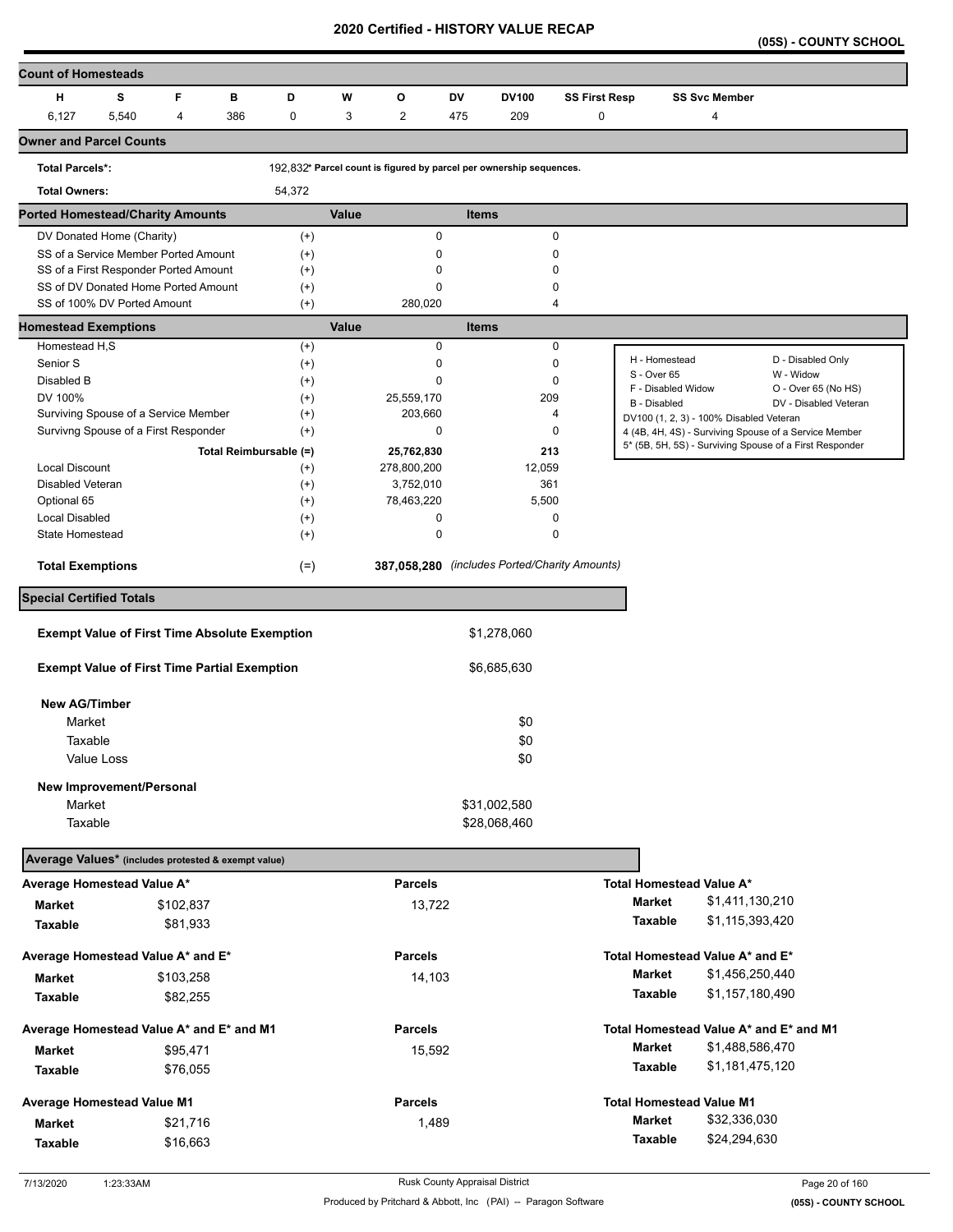# 2020 Certified - HISTORY VALUE RECAP

**(05S) - COUNTY SCHOOL**

## Count of Homesteads

| H | S | F | B | D | W | O | DV | DV100 | SS First Resp | SS Svc Member |
|---|---|---|---|---|---|---|---|---|---|---|
| 6,127 | 5,540 | 4 | 386 | 0 | 3 | 2 | 475 | 209 | 0 | 4 |

## Owner and Parcel Counts

**Total Parcels*:** 192,832* Parcel count is figured by parcel per ownership sequences.

**Total Owners:** 54,372

## Ported Homestead/Charity Amounts

| | | Value | Items |
|---|---|---|---|
| DV Donated Home (Charity) | (+) | 0 | 0 |
| SS of a Service Member Ported Amount | (+) | 0 | 0 |
| SS of a First Responder Ported Amount | (+) | 0 | 0 |
| SS of DV Donated Home Ported Amount | (+) | 0 | 0 |
| SS of 100% DV Ported Amount | (+) | 280,020 | 4 |

## Homestead Exemptions

| | | Value | Items |
|---|---|---|---|
| Homestead H,S | (+) | 0 | 0 |
| Senior S | (+) | 0 | 0 |
| Disabled B | (+) | 0 | 0 |
| DV 100% | (+) | 25,559,170 | 209 |
| Surviving Spouse of a Service Member | (+) | 203,660 | 4 |
| Survivng Spouse of a First Responder | (+) | 0 | 0 |
| Total Reimbursable | (=) | **25,762,830** | **213** |
| Local Discount | (+) | 278,800,200 | 12,059 |
| Disabled Veteran | (+) | 3,752,010 | 361 |
| Optional 65 | (+) | 78,463,220 | 5,500 |
| Local Disabled | (+) | 0 | 0 |
| State Homestead | (+) | 0 | 0 |
| **Total Exemptions** | (=) | **387,058,280** | *(includes Ported/Charity Amounts)* |

| Code | Description | Code | Description |
|---|---|---|---|
| H | Homestead | D | Disabled Only |
| S | Over 65 | W | Widow |
| F | Disabled Widow | O | Over 65 (No HS) |
| B | Disabled | DV | Disabled Veteran |

DV100 (1, 2, 3) - 100% Disabled Veteran
4 (4B, 4H, 4S) - Surviving Spouse of a Service Member
5* (5B, 5H, 5S) - Surviving Spouse of a First Responder

## Special Certified Totals

| | |
|---|---|
| **Exempt Value of First Time Absolute Exemption** | $1,278,060 |
| **Exempt Value of First Time Partial Exemption** | $6,685,630 |
| **New AG/Timber** | |
| Market | $0 |
| Taxable | $0 |
| Value Loss | $0 |
| **New Improvement/Personal** | |
| Market | $31,002,580 |
| Taxable | $28,068,460 |

## Average Values* (includes protested & exempt value)

| Average Homestead Value A* | | Parcels | Total Homestead Value A* | |
|---|---|---|---|---|
| **Market** | $102,837 | 13,722 | **Market** | $1,411,130,210 |
| **Taxable** | $81,933 | | **Taxable** | $1,115,393,420 |

| Average Homestead Value A* and E* | | Parcels | Total Homestead Value A* and E* | |
|---|---|---|---|---|
| **Market** | $103,258 | 14,103 | **Market** | $1,456,250,440 |
| **Taxable** | $82,255 | | **Taxable** | $1,157,180,490 |

| Average Homestead Value A* and E* and M1 | | Parcels | Total Homestead Value A* and E* and M1 | |
|---|---|---|---|---|
| **Market** | $95,471 | 15,592 | **Market** | $1,488,586,470 |
| **Taxable** | $76,055 | | **Taxable** | $1,181,475,120 |

| Average Homestead Value M1 | | Parcels | Total Homestead Value M1 | |
|---|---|---|---|---|
| **Market** | $21,716 | 1,489 | **Market** | $32,336,030 |
| **Taxable** | $16,663 | | **Taxable** | $24,294,630 |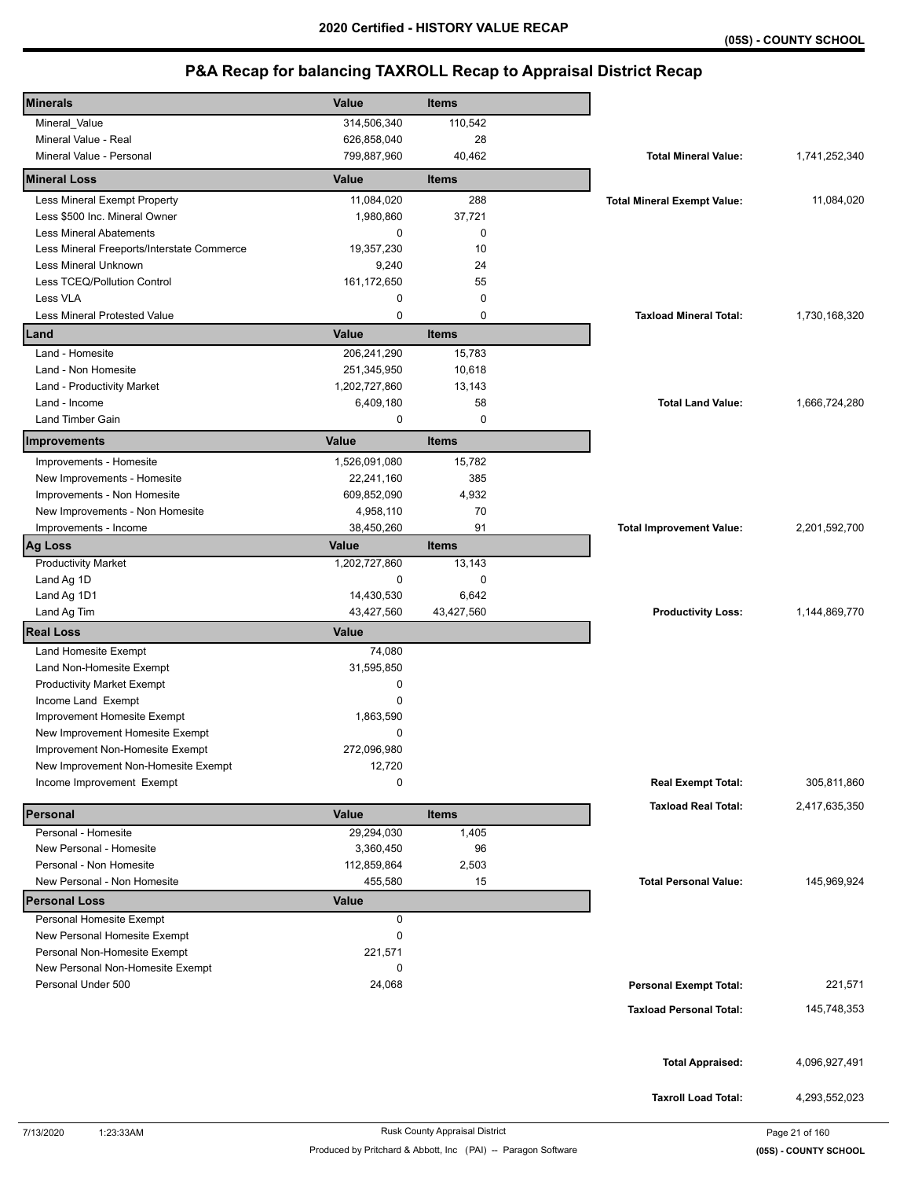# 2020 Certified - HISTORY VALUE RECAP

**(05S) - COUNTY SCHOOL**

## P&A Recap for balancing TAXROLL Recap to Appraisal District Recap

| Minerals | Value | Items | | |
|---|---|---|---|---|
| Mineral_Value | 314,506,340 | 110,542 | | |
| Mineral Value - Real | 626,858,040 | 28 | | |
| Mineral Value - Personal | 799,887,960 | 40,462 | **Total Mineral Value:** | 1,741,252,340 |
| **Mineral Loss** | **Value** | **Items** | | |
| Less Mineral Exempt Property | 11,084,020 | 288 | **Total Mineral Exempt Value:** | 11,084,020 |
| Less $500 Inc. Mineral Owner | 1,980,860 | 37,721 | | |
| Less Mineral Abatements | 0 | 0 | | |
| Less Mineral Freeports/Interstate Commerce | 19,357,230 | 10 | | |
| Less Mineral Unknown | 9,240 | 24 | | |
| Less TCEQ/Pollution Control | 161,172,650 | 55 | | |
| Less VLA | 0 | 0 | | |
| Less Mineral Protested Value | 0 | 0 | **Taxload Mineral Total:** | 1,730,168,320 |
| **Land** | **Value** | **Items** | | |
| Land - Homesite | 206,241,290 | 15,783 | | |
| Land - Non Homesite | 251,345,950 | 10,618 | | |
| Land - Productivity Market | 1,202,727,860 | 13,143 | | |
| Land - Income | 6,409,180 | 58 | **Total Land Value:** | 1,666,724,280 |
| Land Timber Gain | 0 | 0 | | |
| **Improvements** | **Value** | **Items** | | |
| Improvements - Homesite | 1,526,091,080 | 15,782 | | |
| New Improvements - Homesite | 22,241,160 | 385 | | |
| Improvements - Non Homesite | 609,852,090 | 4,932 | | |
| New Improvements - Non Homesite | 4,958,110 | 70 | | |
| Improvements - Income | 38,450,260 | 91 | **Total Improvement Value:** | 2,201,592,700 |
| **Ag Loss** | **Value** | **Items** | | |
| Productivity Market | 1,202,727,860 | 13,143 | | |
| Land Ag 1D | 0 | 0 | | |
| Land Ag 1D1 | 14,430,530 | 6,642 | | |
| Land Ag Tim | 43,427,560 | 43,427,560 | **Productivity Loss:** | 1,144,869,770 |
| **Real Loss** | **Value** | | | |
| Land Homesite Exempt | 74,080 | | | |
| Land Non-Homesite Exempt | 31,595,850 | | | |
| Productivity Market Exempt | 0 | | | |
| Income Land Exempt | 0 | | | |
| Improvement Homesite Exempt | 1,863,590 | | | |
| New Improvement Homesite Exempt | 0 | | | |
| Improvement Non-Homesite Exempt | 272,096,980 | | | |
| New Improvement Non-Homesite Exempt | 12,720 | | | |
| Income Improvement Exempt | 0 | | **Real Exempt Total:** | 305,811,860 |
| | | | **Taxload Real Total:** | 2,417,635,350 |
| **Personal** | **Value** | **Items** | | |
| Personal - Homesite | 29,294,030 | 1,405 | | |
| New Personal - Homesite | 3,360,450 | 96 | | |
| Personal - Non Homesite | 112,859,864 | 2,503 | | |
| New Personal - Non Homesite | 455,580 | 15 | **Total Personal Value:** | 145,969,924 |
| **Personal Loss** | **Value** | | | |
| Personal Homesite Exempt | 0 | | | |
| New Personal Homesite Exempt | 0 | | | |
| Personal Non-Homesite Exempt | 221,571 | | | |
| New Personal Non-Homesite Exempt | 0 | | | |
| Personal Under 500 | 24,068 | | **Personal Exempt Total:** | 221,571 |
| | | | **Taxload Personal Total:** | 145,748,353 |
| | | | **Total Appraised:** | 4,096,927,491 |
| | | | **Taxroll Load Total:** | 4,293,552,023 |

7/13/2020 1:23:33AM

Rusk County Appraisal District

Produced by Pritchard & Abbott, Inc (PAI) -- Paragon Software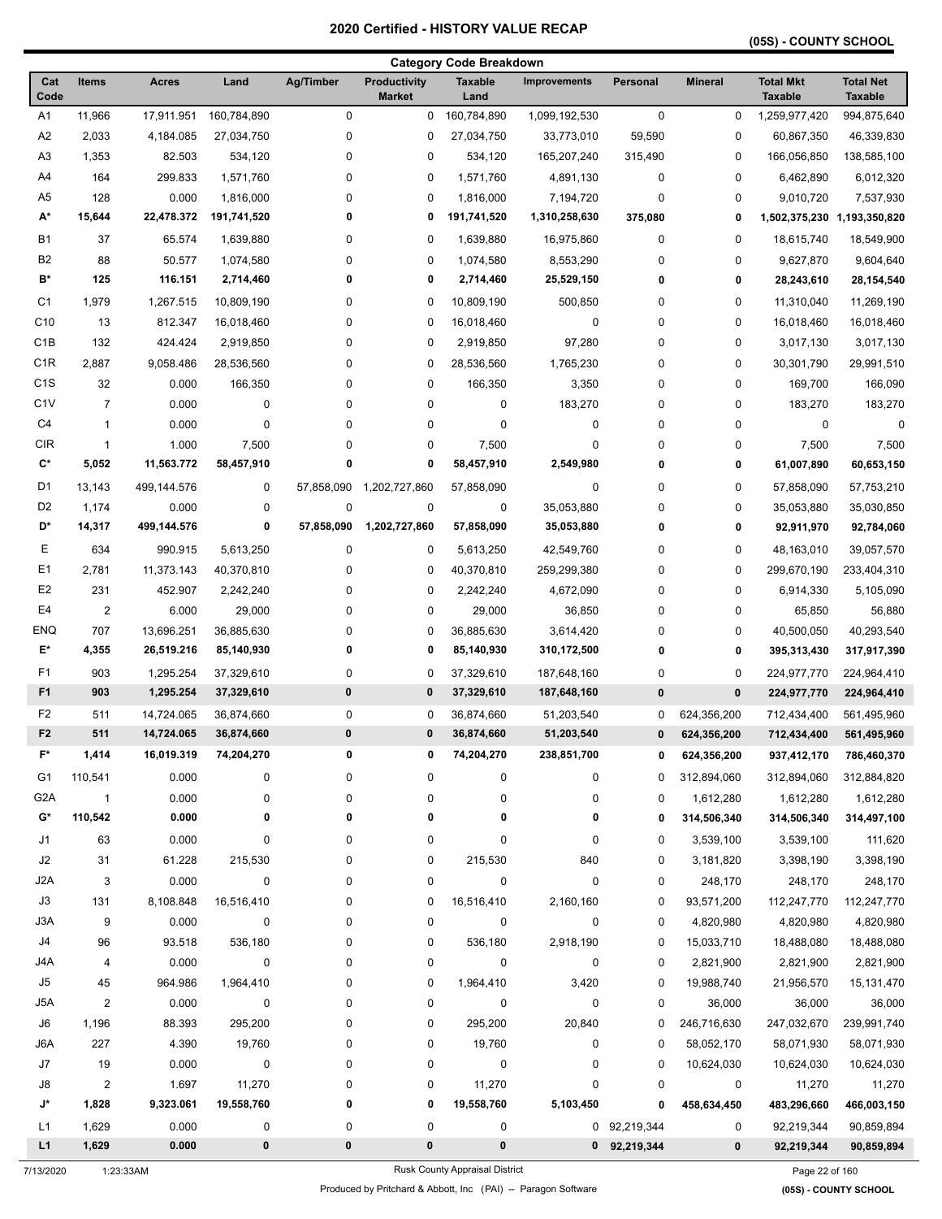# 2020 Certified - HISTORY VALUE RECAP

**(05S) - COUNTY SCHOOL**

## Category Code Breakdown

| Cat Code | Items | Acres | Land | Ag/Timber | Productivity Market | Taxable Land | Improvements | Personal | Mineral | Total Mkt Taxable | Total Net Taxable |
|---|---|---|---|---|---|---|---|---|---|---|---|
| A1 | 11,966 | 17,911.951 | 160,784,890 | 0 | 0 | 160,784,890 | 1,099,192,530 | 0 | 0 | 1,259,977,420 | 994,875,640 |
| A2 | 2,033 | 4,184.085 | 27,034,750 | 0 | 0 | 27,034,750 | 33,773,010 | 59,590 | 0 | 60,867,350 | 46,339,830 |
| A3 | 1,353 | 82.503 | 534,120 | 0 | 0 | 534,120 | 165,207,240 | 315,490 | 0 | 166,056,850 | 138,585,100 |
| A4 | 164 | 299.833 | 1,571,760 | 0 | 0 | 1,571,760 | 4,891,130 | 0 | 0 | 6,462,890 | 6,012,320 |
| A5 | 128 | 0.000 | 1,816,000 | 0 | 0 | 1,816,000 | 7,194,720 | 0 | 0 | 9,010,720 | 7,537,930 |
| **A*** | **15,644** | **22,478.372** | **191,741,520** | **0** | **0** | **191,741,520** | **1,310,258,630** | **375,080** | **0** | **1,502,375,230** | **1,193,350,820** |
| B1 | 37 | 65.574 | 1,639,880 | 0 | 0 | 1,639,880 | 16,975,860 | 0 | 0 | 18,615,740 | 18,549,900 |
| B2 | 88 | 50.577 | 1,074,580 | 0 | 0 | 1,074,580 | 8,553,290 | 0 | 0 | 9,627,870 | 9,604,640 |
| **B*** | **125** | **116.151** | **2,714,460** | **0** | **0** | **2,714,460** | **25,529,150** | **0** | **0** | **28,243,610** | **28,154,540** |
| C1 | 1,979 | 1,267.515 | 10,809,190 | 0 | 0 | 10,809,190 | 500,850 | 0 | 0 | 11,310,040 | 11,269,190 |
| C10 | 13 | 812.347 | 16,018,460 | 0 | 0 | 16,018,460 | 0 | 0 | 0 | 16,018,460 | 16,018,460 |
| C1B | 132 | 424.424 | 2,919,850 | 0 | 0 | 2,919,850 | 97,280 | 0 | 0 | 3,017,130 | 3,017,130 |
| C1R | 2,887 | 9,058.486 | 28,536,560 | 0 | 0 | 28,536,560 | 1,765,230 | 0 | 0 | 30,301,790 | 29,991,510 |
| C1S | 32 | 0.000 | 166,350 | 0 | 0 | 166,350 | 3,350 | 0 | 0 | 169,700 | 166,090 |
| C1V | 7 | 0.000 | 0 | 0 | 0 | 0 | 183,270 | 0 | 0 | 183,270 | 183,270 |
| C4 | 1 | 0.000 | 0 | 0 | 0 | 0 | 0 | 0 | 0 | 0 | 0 |
| CIR | 1 | 1.000 | 7,500 | 0 | 0 | 7,500 | 0 | 0 | 0 | 7,500 | 7,500 |
| **C*** | **5,052** | **11,563.772** | **58,457,910** | **0** | **0** | **58,457,910** | **2,549,980** | **0** | **0** | **61,007,890** | **60,653,150** |
| D1 | 13,143 | 499,144.576 | 0 | 57,858,090 | 1,202,727,860 | 57,858,090 | 0 | 0 | 0 | 57,858,090 | 57,753,210 |
| D2 | 1,174 | 0.000 | 0 | 0 | 0 | 0 | 35,053,880 | 0 | 0 | 35,053,880 | 35,030,850 |
| **D*** | **14,317** | **499,144.576** | **0** | **57,858,090** | **1,202,727,860** | **57,858,090** | **35,053,880** | **0** | **0** | **92,911,970** | **92,784,060** |
| E | 634 | 990.915 | 5,613,250 | 0 | 0 | 5,613,250 | 42,549,760 | 0 | 0 | 48,163,010 | 39,057,570 |
| E1 | 2,781 | 11,373.143 | 40,370,810 | 0 | 0 | 40,370,810 | 259,299,380 | 0 | 0 | 299,670,190 | 233,404,310 |
| E2 | 231 | 452.907 | 2,242,240 | 0 | 0 | 2,242,240 | 4,672,090 | 0 | 0 | 6,914,330 | 5,105,090 |
| E4 | 2 | 6.000 | 29,000 | 0 | 0 | 29,000 | 36,850 | 0 | 0 | 65,850 | 56,880 |
| ENQ | 707 | 13,696.251 | 36,885,630 | 0 | 0 | 36,885,630 | 3,614,420 | 0 | 0 | 40,500,050 | 40,293,540 |
| **E*** | **4,355** | **26,519.216** | **85,140,930** | **0** | **0** | **85,140,930** | **310,172,500** | **0** | **0** | **395,313,430** | **317,917,390** |
| F1 | 903 | 1,295.254 | 37,329,610 | 0 | 0 | 37,329,610 | 187,648,160 | 0 | 0 | 224,977,770 | 224,964,410 |
| **F1** | **903** | **1,295.254** | **37,329,610** | **0** | **0** | **37,329,610** | **187,648,160** | **0** | **0** | **224,977,770** | **224,964,410** |
| F2 | 511 | 14,724.065 | 36,874,660 | 0 | 0 | 36,874,660 | 51,203,540 | 0 | 624,356,200 | 712,434,400 | 561,495,960 |
| **F2** | **511** | **14,724.065** | **36,874,660** | **0** | **0** | **36,874,660** | **51,203,540** | **0** | **624,356,200** | **712,434,400** | **561,495,960** |
| **F*** | **1,414** | **16,019.319** | **74,204,270** | **0** | **0** | **74,204,270** | **238,851,700** | **0** | **624,356,200** | **937,412,170** | **786,460,370** |
| G1 | 110,541 | 0.000 | 0 | 0 | 0 | 0 | 0 | 0 | 312,894,060 | 312,894,060 | 312,884,820 |
| G2A | 1 | 0.000 | 0 | 0 | 0 | 0 | 0 | 0 | 1,612,280 | 1,612,280 | 1,612,280 |
| **G*** | **110,542** | **0.000** | **0** | **0** | **0** | **0** | **0** | **0** | **314,506,340** | **314,506,340** | **314,497,100** |
| J1 | 63 | 0.000 | 0 | 0 | 0 | 0 | 0 | 0 | 3,539,100 | 3,539,100 | 111,620 |
| J2 | 31 | 61.228 | 215,530 | 0 | 0 | 215,530 | 840 | 0 | 3,181,820 | 3,398,190 | 3,398,190 |
| J2A | 3 | 0.000 | 0 | 0 | 0 | 0 | 0 | 0 | 248,170 | 248,170 | 248,170 |
| J3 | 131 | 8,108.848 | 16,516,410 | 0 | 0 | 16,516,410 | 2,160,160 | 0 | 93,571,200 | 112,247,770 | 112,247,770 |
| J3A | 9 | 0.000 | 0 | 0 | 0 | 0 | 0 | 0 | 4,820,980 | 4,820,980 | 4,820,980 |
| J4 | 96 | 93.518 | 536,180 | 0 | 0 | 536,180 | 2,918,190 | 0 | 15,033,710 | 18,488,080 | 18,488,080 |
| J4A | 4 | 0.000 | 0 | 0 | 0 | 0 | 0 | 0 | 2,821,900 | 2,821,900 | 2,821,900 |
| J5 | 45 | 964.986 | 1,964,410 | 0 | 0 | 1,964,410 | 3,420 | 0 | 19,988,740 | 21,956,570 | 15,131,470 |
| J5A | 2 | 0.000 | 0 | 0 | 0 | 0 | 0 | 0 | 36,000 | 36,000 | 36,000 |
| J6 | 1,196 | 88.393 | 295,200 | 0 | 0 | 295,200 | 20,840 | 0 | 246,716,630 | 247,032,670 | 239,991,740 |
| J6A | 227 | 4.390 | 19,760 | 0 | 0 | 19,760 | 0 | 0 | 58,052,170 | 58,071,930 | 58,071,930 |
| J7 | 19 | 0.000 | 0 | 0 | 0 | 0 | 0 | 0 | 10,624,030 | 10,624,030 | 10,624,030 |
| J8 | 2 | 1.697 | 11,270 | 0 | 0 | 11,270 | 0 | 0 | 0 | 11,270 | 11,270 |
| **J*** | **1,828** | **9,323.061** | **19,558,760** | **0** | **0** | **19,558,760** | **5,103,450** | **0** | **458,634,450** | **483,296,660** | **466,003,150** |
| L1 | 1,629 | 0.000 | 0 | 0 | 0 | 0 | 0 | 92,219,344 | 0 | 92,219,344 | 90,859,894 |
| **L1** | **1,629** | **0.000** | **0** | **0** | **0** | **0** | **0** | **92,219,344** | **0** | **92,219,344** | **90,859,894** |

7/13/2020 1:23:33AM

Rusk County Appraisal District

Produced by Pritchard & Abbott, Inc (PAI) -- Paragon Software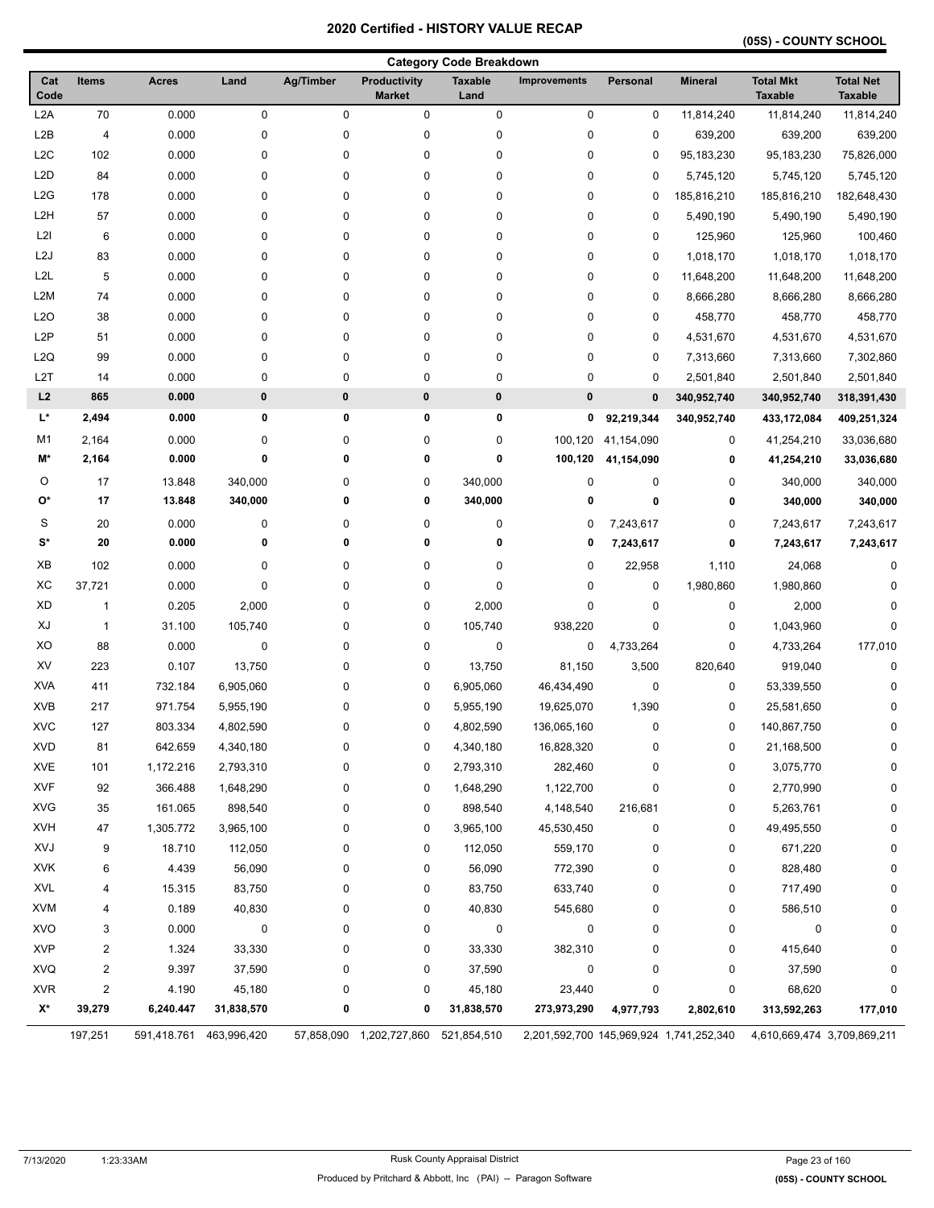# 2020 Certified - HISTORY VALUE RECAP

**(05S) - COUNTY SCHOOL**

## Category Code Breakdown

| Cat Code | Items | Acres | Land | Ag/Timber | Productivity Market | Taxable Land | Improvements | Personal | Mineral | Total Mkt Taxable | Total Net Taxable |
|---|---|---|---|---|---|---|---|---|---|---|---|
| L2A | 70 | 0.000 | 0 | 0 | 0 | 0 | 0 | 0 | 11,814,240 | 11,814,240 | 11,814,240 |
| L2B | 4 | 0.000 | 0 | 0 | 0 | 0 | 0 | 0 | 639,200 | 639,200 | 639,200 |
| L2C | 102 | 0.000 | 0 | 0 | 0 | 0 | 0 | 0 | 95,183,230 | 95,183,230 | 75,826,000 |
| L2D | 84 | 0.000 | 0 | 0 | 0 | 0 | 0 | 0 | 5,745,120 | 5,745,120 | 5,745,120 |
| L2G | 178 | 0.000 | 0 | 0 | 0 | 0 | 0 | 0 | 185,816,210 | 185,816,210 | 182,648,430 |
| L2H | 57 | 0.000 | 0 | 0 | 0 | 0 | 0 | 0 | 5,490,190 | 5,490,190 | 5,490,190 |
| L2I | 6 | 0.000 | 0 | 0 | 0 | 0 | 0 | 0 | 125,960 | 125,960 | 100,460 |
| L2J | 83 | 0.000 | 0 | 0 | 0 | 0 | 0 | 0 | 1,018,170 | 1,018,170 | 1,018,170 |
| L2L | 5 | 0.000 | 0 | 0 | 0 | 0 | 0 | 0 | 11,648,200 | 11,648,200 | 11,648,200 |
| L2M | 74 | 0.000 | 0 | 0 | 0 | 0 | 0 | 0 | 8,666,280 | 8,666,280 | 8,666,280 |
| L2O | 38 | 0.000 | 0 | 0 | 0 | 0 | 0 | 0 | 458,770 | 458,770 | 458,770 |
| L2P | 51 | 0.000 | 0 | 0 | 0 | 0 | 0 | 0 | 4,531,670 | 4,531,670 | 4,531,670 |
| L2Q | 99 | 0.000 | 0 | 0 | 0 | 0 | 0 | 0 | 7,313,660 | 7,313,660 | 7,302,860 |
| L2T | 14 | 0.000 | 0 | 0 | 0 | 0 | 0 | 0 | 2,501,840 | 2,501,840 | 2,501,840 |
| **L2** | **865** | **0.000** | **0** | **0** | **0** | **0** | **0** | **0** | **340,952,740** | **340,952,740** | **318,391,430** |
| **L*** | **2,494** | **0.000** | **0** | **0** | **0** | **0** | **0** | **92,219,344** | **340,952,740** | **433,172,084** | **409,251,324** |
| M1 | 2,164 | 0.000 | 0 | 0 | 0 | 0 | 100,120 | 41,154,090 | 0 | 41,254,210 | 33,036,680 |
| **M*** | **2,164** | **0.000** | **0** | **0** | **0** | **0** | **100,120** | **41,154,090** | **0** | **41,254,210** | **33,036,680** |
| O | 17 | 13.848 | 340,000 | 0 | 0 | 340,000 | 0 | 0 | 0 | 340,000 | 340,000 |
| **O*** | **17** | **13.848** | **340,000** | **0** | **0** | **340,000** | **0** | **0** | **0** | **340,000** | **340,000** |
| S | 20 | 0.000 | 0 | 0 | 0 | 0 | 0 | 7,243,617 | 0 | 7,243,617 | 7,243,617 |
| **S*** | **20** | **0.000** | **0** | **0** | **0** | **0** | **0** | **7,243,617** | **0** | **7,243,617** | **7,243,617** |
| XB | 102 | 0.000 | 0 | 0 | 0 | 0 | 0 | 22,958 | 1,110 | 24,068 | 0 |
| XC | 37,721 | 0.000 | 0 | 0 | 0 | 0 | 0 | 0 | 1,980,860 | 1,980,860 | 0 |
| XD | 1 | 0.205 | 2,000 | 0 | 0 | 2,000 | 0 | 0 | 0 | 2,000 | 0 |
| XJ | 1 | 31.100 | 105,740 | 0 | 0 | 105,740 | 938,220 | 0 | 0 | 1,043,960 | 0 |
| XO | 88 | 0.000 | 0 | 0 | 0 | 0 | 0 | 4,733,264 | 0 | 4,733,264 | 177,010 |
| XV | 223 | 0.107 | 13,750 | 0 | 0 | 13,750 | 81,150 | 3,500 | 820,640 | 919,040 | 0 |
| XVA | 411 | 732.184 | 6,905,060 | 0 | 0 | 6,905,060 | 46,434,490 | 0 | 0 | 53,339,550 | 0 |
| XVB | 217 | 971.754 | 5,955,190 | 0 | 0 | 5,955,190 | 19,625,070 | 1,390 | 0 | 25,581,650 | 0 |
| XVC | 127 | 803.334 | 4,802,590 | 0 | 0 | 4,802,590 | 136,065,160 | 0 | 0 | 140,867,750 | 0 |
| XVD | 81 | 642.659 | 4,340,180 | 0 | 0 | 4,340,180 | 16,828,320 | 0 | 0 | 21,168,500 | 0 |
| XVE | 101 | 1,172.216 | 2,793,310 | 0 | 0 | 2,793,310 | 282,460 | 0 | 0 | 3,075,770 | 0 |
| XVF | 92 | 366.488 | 1,648,290 | 0 | 0 | 1,648,290 | 1,122,700 | 0 | 0 | 2,770,990 | 0 |
| XVG | 35 | 161.065 | 898,540 | 0 | 0 | 898,540 | 4,148,540 | 216,681 | 0 | 5,263,761 | 0 |
| XVH | 47 | 1,305.772 | 3,965,100 | 0 | 0 | 3,965,100 | 45,530,450 | 0 | 0 | 49,495,550 | 0 |
| XVJ | 9 | 18.710 | 112,050 | 0 | 0 | 112,050 | 559,170 | 0 | 0 | 671,220 | 0 |
| XVK | 6 | 4.439 | 56,090 | 0 | 0 | 56,090 | 772,390 | 0 | 0 | 828,480 | 0 |
| XVL | 4 | 15.315 | 83,750 | 0 | 0 | 83,750 | 633,740 | 0 | 0 | 717,490 | 0 |
| XVM | 4 | 0.189 | 40,830 | 0 | 0 | 40,830 | 545,680 | 0 | 0 | 586,510 | 0 |
| XVO | 3 | 0.000 | 0 | 0 | 0 | 0 | 0 | 0 | 0 | 0 | 0 |
| XVP | 2 | 1.324 | 33,330 | 0 | 0 | 33,330 | 382,310 | 0 | 0 | 415,640 | 0 |
| XVQ | 2 | 9.397 | 37,590 | 0 | 0 | 37,590 | 0 | 0 | 0 | 37,590 | 0 |
| XVR | 2 | 4.190 | 45,180 | 0 | 0 | 45,180 | 23,440 | 0 | 0 | 68,620 | 0 |
| **X*** | **39,279** | **6,240.447** | **31,838,570** | **0** | **0** | **31,838,570** | **273,973,290** | **4,977,793** | **2,802,610** | **313,592,263** | **177,010** |
| | 197,251 | 591,418.761 | 463,996,420 | 57,858,090 | 1,202,727,860 | 521,854,510 | 2,201,592,700 | 145,969,924 | 1,741,252,340 | 4,610,669,474 | 3,709,869,211 |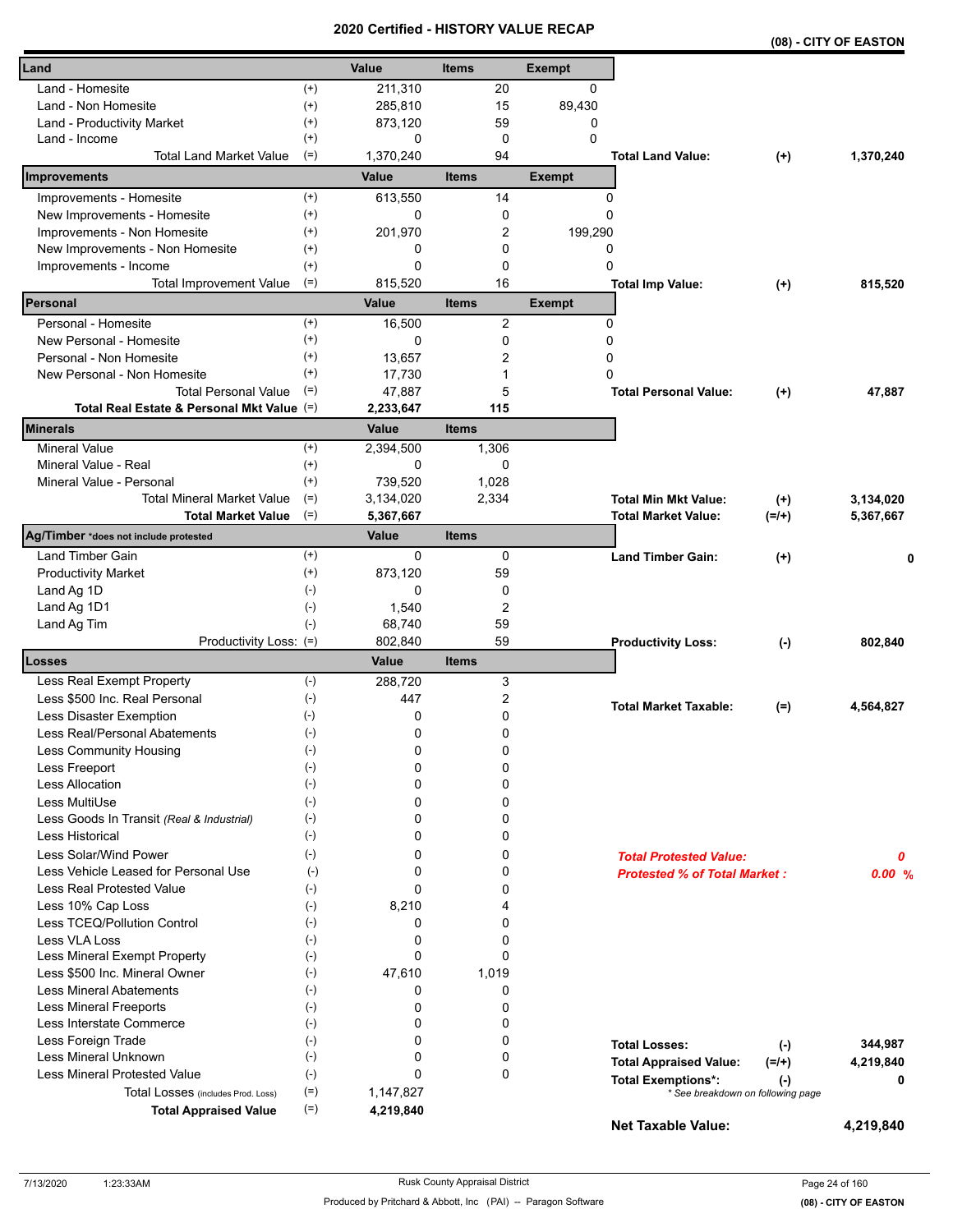# 2020 Certified - HISTORY VALUE RECAP

**(08) - CITY OF EASTON**

| Land | | Value | Items | Exempt | | | |
|---|---|---|---|---|---|---|---|
| Land - Homesite | (+) | 211,310 | 20 | 0 | | | |
| Land - Non Homesite | (+) | 285,810 | 15 | 89,430 | | | |
| Land - Productivity Market | (+) | 873,120 | 59 | 0 | | | |
| Land - Income | (+) | 0 | 0 | 0 | | | |
| Total Land Market Value | (=) | 1,370,240 | 94 | | **Total Land Value:** | (+) | 1,370,240 |
| **Improvements** | | **Value** | **Items** | **Exempt** | | | |
| Improvements - Homesite | (+) | 613,550 | 14 | 0 | | | |
| New Improvements - Homesite | (+) | 0 | 0 | 0 | | | |
| Improvements - Non Homesite | (+) | 201,970 | 2 | 199,290 | | | |
| New Improvements - Non Homesite | (+) | 0 | 0 | 0 | | | |
| Improvements - Income | (+) | 0 | 0 | 0 | | | |
| Total Improvement Value | (=) | 815,520 | 16 | | **Total Imp Value:** | (+) | 815,520 |
| **Personal** | | **Value** | **Items** | **Exempt** | | | |
| Personal - Homesite | (+) | 16,500 | 2 | 0 | | | |
| New Personal - Homesite | (+) | 0 | 0 | 0 | | | |
| Personal - Non Homesite | (+) | 13,657 | 2 | 0 | | | |
| New Personal - Non Homesite | (+) | 17,730 | 1 | 0 | | | |
| Total Personal Value | (=) | 47,887 | 5 | | **Total Personal Value:** | (+) | 47,887 |
| **Total Real Estate & Personal Mkt Value** | (=) | **2,233,647** | **115** | | | | |
| **Minerals** | | **Value** | **Items** | | | | |
| Mineral Value | (+) | 2,394,500 | 1,306 | | | | |
| Mineral Value - Real | (+) | 0 | 0 | | | | |
| Mineral Value - Personal | (+) | 739,520 | 1,028 | | | | |
| Total Mineral Market Value | (=) | 3,134,020 | 2,334 | | **Total Min Mkt Value:** | (+) | 3,134,020 |
| **Total Market Value** | (=) | **5,367,667** | | | **Total Market Value:** | (=/+) | 5,367,667 |
| **Ag/Timber** *does not include protested | | **Value** | **Items** | | | | |
| Land Timber Gain | (+) | 0 | 0 | | **Land Timber Gain:** | (+) | 0 |
| Productivity Market | (+) | 873,120 | 59 | | | | |
| Land Ag 1D | (-) | 0 | 0 | | | | |
| Land Ag 1D1 | (-) | 1,540 | 2 | | | | |
| Land Ag Tim | (-) | 68,740 | 59 | | | | |
| Productivity Loss: | (=) | 802,840 | 59 | | **Productivity Loss:** | (-) | 802,840 |
| **Losses** | | **Value** | **Items** | | | | |
| Less Real Exempt Property | (-) | 288,720 | 3 | | | | |
| Less $500 Inc. Real Personal | (-) | 447 | 2 | | **Total Market Taxable:** | (=) | 4,564,827 |
| Less Disaster Exemption | (-) | 0 | 0 | | | | |
| Less Real/Personal Abatements | (-) | 0 | 0 | | | | |
| Less Community Housing | (-) | 0 | 0 | | | | |
| Less Freeport | (-) | 0 | 0 | | | | |
| Less Allocation | (-) | 0 | 0 | | | | |
| Less MultiUse | (-) | 0 | 0 | | | | |
| Less Goods In Transit *(Real & Industrial)* | (-) | 0 | 0 | | | | |
| Less Historical | (-) | 0 | 0 | | | | |
| Less Solar/Wind Power | (-) | 0 | 0 | | *Total Protested Value:* | | 0 |
| Less Vehicle Leased for Personal Use | (-) | 0 | 0 | | *Protested % of Total Market :* | | 0.00 % |
| Less Real Protested Value | (-) | 0 | 0 | | | | |
| Less 10% Cap Loss | (-) | 8,210 | 4 | | | | |
| Less TCEQ/Pollution Control | (-) | 0 | 0 | | | | |
| Less VLA Loss | (-) | 0 | 0 | | | | |
| Less Mineral Exempt Property | (-) | 0 | 0 | | | | |
| Less $500 Inc. Mineral Owner | (-) | 47,610 | 1,019 | | | | |
| Less Mineral Abatements | (-) | 0 | 0 | | | | |
| Less Mineral Freeports | (-) | 0 | 0 | | | | |
| Less Interstate Commerce | (-) | 0 | 0 | | | | |
| Less Foreign Trade | (-) | 0 | 0 | | **Total Losses:** | (-) | 344,987 |
| Less Mineral Unknown | (-) | 0 | 0 | | **Total Appraised Value:** | (=/+) | 4,219,840 |
| Less Mineral Protested Value | (-) | 0 | 0 | | **Total Exemptions*:** | (-) | 0 |
| Total Losses (includes Prod. Loss) | (=) | 1,147,827 | | | * See breakdown on following page | | |
| **Total Appraised Value** | (=) | **4,219,840** | | | | | |

**Net Taxable Value: 4,219,840**

7/13/2020 1:23:33AM — Rusk County Appraisal District — Produced by Pritchard & Abbott, Inc (PAI) -- Paragon Software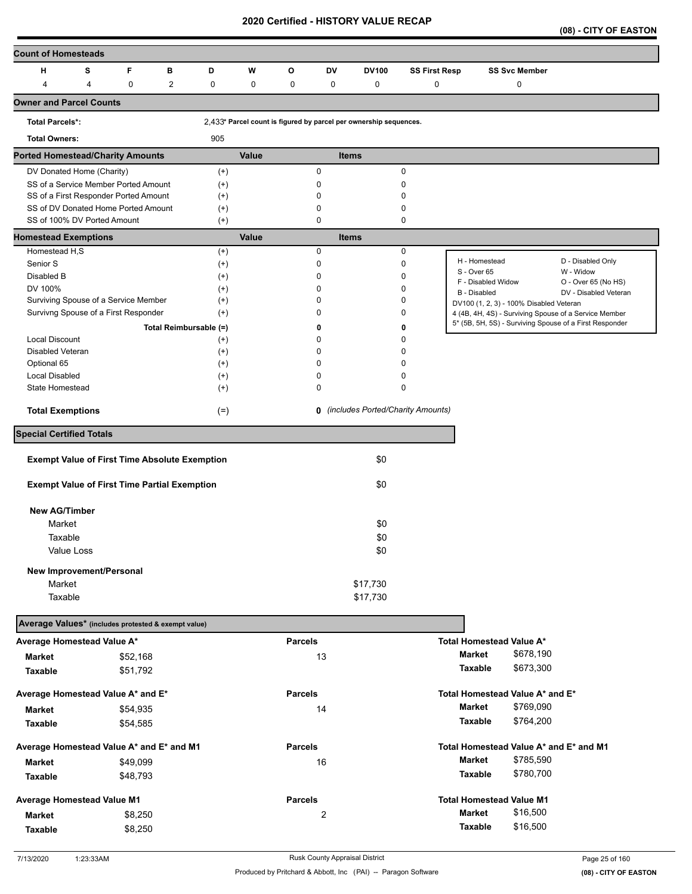# 2020 Certified - HISTORY VALUE RECAP

## (08) - CITY OF EASTON

## Count of Homesteads

| H | S | F | B | D | W | O | DV | DV100 | SS First Resp | SS Svc Member |
|---|---|---|---|---|---|---|---|---|---|---|
| 4 | 4 | 0 | 2 | 0 | 0 | 0 | 0 | 0 | 0 | 0 |

## Owner and Parcel Counts

**Total Parcels*:** 2,433* Parcel count is figured by parcel per ownership sequences.

**Total Owners:** 905

## Ported Homestead/Charity Amounts

| | | Value | Items |
|---|---|---|---|
| DV Donated Home (Charity) | (+) | 0 | 0 |
| SS of a Service Member Ported Amount | (+) | 0 | 0 |
| SS of a First Responder Ported Amount | (+) | 0 | 0 |
| SS of DV Donated Home Ported Amount | (+) | 0 | 0 |
| SS of 100% DV Ported Amount | (+) | 0 | 0 |

## Homestead Exemptions

| | | Value | Items |
|---|---|---|---|
| Homestead H,S | (+) | 0 | 0 |
| Senior S | (+) | 0 | 0 |
| Disabled B | (+) | 0 | 0 |
| DV 100% | (+) | 0 | 0 |
| Surviving Spouse of a Service Member | (+) | 0 | 0 |
| Survivng Spouse of a First Responder | (+) | 0 | 0 |
| Total Reimbursable | (=) | **0** | **0** |
| Local Discount | (+) | 0 | 0 |
| Disabled Veteran | (+) | 0 | 0 |
| Optional 65 | (+) | 0 | 0 |
| Local Disabled | (+) | 0 | 0 |
| State Homestead | (+) | 0 | 0 |
| **Total Exemptions** | (=) | **0** | *(includes Ported/Charity Amounts)* |

H - Homestead
S - Over 65
F - Disabled Widow
B - Disabled
D - Disabled Only
W - Widow
O - Over 65 (No HS)
DV - Disabled Veteran
DV100 (1, 2, 3) - 100% Disabled Veteran
4 (4B, 4H, 4S) - Surviving Spouse of a Service Member
5* (5B, 5H, 5S) - Surviving Spouse of a First Responder

## Special Certified Totals

**Exempt Value of First Time Absolute Exemption** $0

**Exempt Value of First Time Partial Exemption** $0

**New AG/Timber**

| | |
|---|---|
| Market | $0 |
| Taxable | $0 |
| Value Loss | $0 |

**New Improvement/Personal**

| | |
|---|---|
| Market | $17,730 |
| Taxable | $17,730 |

## Average Values* (includes protested & exempt value)

| Average Homestead Value A* | | Parcels | Total Homestead Value A* | |
|---|---|---|---|---|
| **Market** | $52,168 | 13 | **Market** | $678,190 |
| **Taxable** | $51,792 | | **Taxable** | $673,300 |

| Average Homestead Value A* and E* | | Parcels | Total Homestead Value A* and E* | |
|---|---|---|---|---|
| **Market** | $54,935 | 14 | **Market** | $769,090 |
| **Taxable** | $54,585 | | **Taxable** | $764,200 |

| Average Homestead Value A* and E* and M1 | | Parcels | Total Homestead Value A* and E* and M1 | |
|---|---|---|---|---|
| **Market** | $49,099 | 16 | **Market** | $785,590 |
| **Taxable** | $48,793 | | **Taxable** | $780,700 |

| Average Homestead Value M1 | | Parcels | Total Homestead Value M1 | |
|---|---|---|---|---|
| **Market** | $8,250 | 2 | **Market** | $16,500 |
| **Taxable** | $8,250 | | **Taxable** | $16,500 |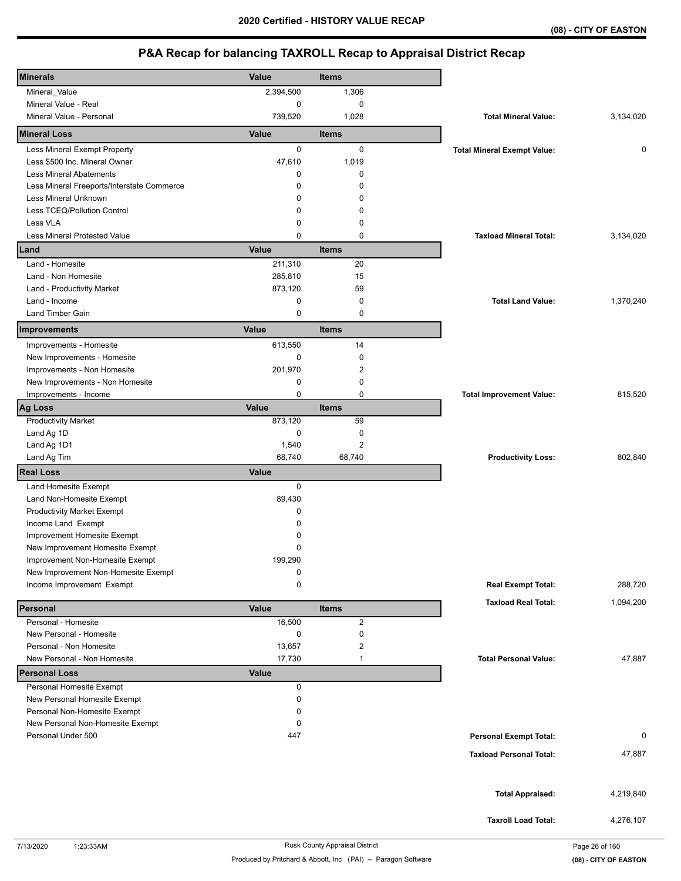# 2020 Certified - HISTORY VALUE RECAP

**(08) - CITY OF EASTON**

## P&A Recap for balancing TAXROLL Recap to Appraisal District Recap

| Minerals | Value | Items | | |
|---|---|---|---|---|
| Mineral_Value | 2,394,500 | 1,306 | | |
| Mineral Value - Real | 0 | 0 | | |
| Mineral Value - Personal | 739,520 | 1,028 | **Total Mineral Value:** | 3,134,020 |
| **Mineral Loss** | **Value** | **Items** | | |
| Less Mineral Exempt Property | 0 | 0 | **Total Mineral Exempt Value:** | 0 |
| Less $500 Inc. Mineral Owner | 47,610 | 1,019 | | |
| Less Mineral Abatements | 0 | 0 | | |
| Less Mineral Freeports/Interstate Commerce | 0 | 0 | | |
| Less Mineral Unknown | 0 | 0 | | |
| Less TCEQ/Pollution Control | 0 | 0 | | |
| Less VLA | 0 | 0 | | |
| Less Mineral Protested Value | 0 | 0 | **Taxload Mineral Total:** | 3,134,020 |
| **Land** | **Value** | **Items** | | |
| Land - Homesite | 211,310 | 20 | | |
| Land - Non Homesite | 285,810 | 15 | | |
| Land - Productivity Market | 873,120 | 59 | | |
| Land - Income | 0 | 0 | **Total Land Value:** | 1,370,240 |
| Land Timber Gain | 0 | 0 | | |
| **Improvements** | **Value** | **Items** | | |
| Improvements - Homesite | 613,550 | 14 | | |
| New Improvements - Homesite | 0 | 0 | | |
| Improvements - Non Homesite | 201,970 | 2 | | |
| New Improvements - Non Homesite | 0 | 0 | | |
| Improvements - Income | 0 | 0 | **Total Improvement Value:** | 815,520 |
| **Ag Loss** | **Value** | **Items** | | |
| Productivity Market | 873,120 | 59 | | |
| Land Ag 1D | 0 | 0 | | |
| Land Ag 1D1 | 1,540 | 2 | | |
| Land Ag Tim | 68,740 | 68,740 | **Productivity Loss:** | 802,840 |
| **Real Loss** | **Value** | | | |
| Land Homesite Exempt | 0 | | | |
| Land Non-Homesite Exempt | 89,430 | | | |
| Productivity Market Exempt | 0 | | | |
| Income Land Exempt | 0 | | | |
| Improvement Homesite Exempt | 0 | | | |
| New Improvement Homesite Exempt | 0 | | | |
| Improvement Non-Homesite Exempt | 199,290 | | | |
| New Improvement Non-Homesite Exempt | 0 | | | |
| Income Improvement Exempt | 0 | | **Real Exempt Total:** | 288,720 |
| | | | **Taxload Real Total:** | 1,094,200 |
| **Personal** | **Value** | **Items** | | |
| Personal - Homesite | 16,500 | 2 | | |
| New Personal - Homesite | 0 | 0 | | |
| Personal - Non Homesite | 13,657 | 2 | | |
| New Personal - Non Homesite | 17,730 | 1 | **Total Personal Value:** | 47,887 |
| **Personal Loss** | **Value** | | | |
| Personal Homesite Exempt | 0 | | | |
| New Personal Homesite Exempt | 0 | | | |
| Personal Non-Homesite Exempt | 0 | | | |
| New Personal Non-Homesite Exempt | 0 | | | |
| Personal Under 500 | 447 | | **Personal Exempt Total:** | 0 |
| | | | **Taxload Personal Total:** | 47,887 |
| | | | **Total Appraised:** | 4,219,840 |
| | | | **Taxroll Load Total:** | 4,276,107 |

7/13/2020 1:23:33AM Rusk County Appraisal District

Produced by Pritchard & Abbott, Inc (PAI) -- Paragon Software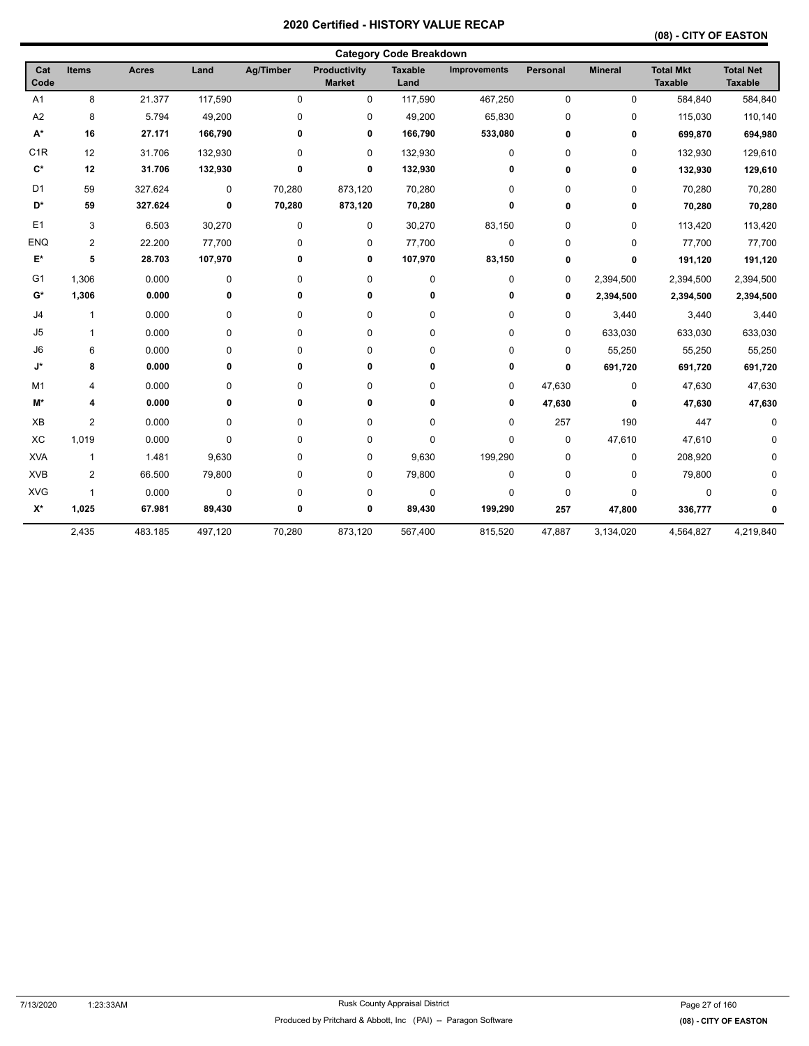# 2020 Certified - HISTORY VALUE RECAP

## (08) - CITY OF EASTON

### Category Code Breakdown

| Cat Code | Items | Acres | Land | Ag/Timber | Productivity Market | Taxable Land | Improvements | Personal | Mineral | Total Mkt Taxable | Total Net Taxable |
|---|---|---|---|---|---|---|---|---|---|---|---|
| A1 | 8 | 21.377 | 117,590 | 0 | 0 | 117,590 | 467,250 | 0 | 0 | 584,840 | 584,840 |
| A2 | 8 | 5.794 | 49,200 | 0 | 0 | 49,200 | 65,830 | 0 | 0 | 115,030 | 110,140 |
| **A*** | **16** | **27.171** | **166,790** | **0** | **0** | **166,790** | **533,080** | **0** | **0** | **699,870** | **694,980** |
| C1R | 12 | 31.706 | 132,930 | 0 | 0 | 132,930 | 0 | 0 | 0 | 132,930 | 129,610 |
| **C*** | **12** | **31.706** | **132,930** | **0** | **0** | **132,930** | **0** | **0** | **0** | **132,930** | **129,610** |
| D1 | 59 | 327.624 | 0 | 70,280 | 873,120 | 70,280 | 0 | 0 | 0 | 70,280 | 70,280 |
| **D*** | **59** | **327.624** | **0** | **70,280** | **873,120** | **70,280** | **0** | **0** | **0** | **70,280** | **70,280** |
| E1 | 3 | 6.503 | 30,270 | 0 | 0 | 30,270 | 83,150 | 0 | 0 | 113,420 | 113,420 |
| ENQ | 2 | 22.200 | 77,700 | 0 | 0 | 77,700 | 0 | 0 | 0 | 77,700 | 77,700 |
| **E*** | **5** | **28.703** | **107,970** | **0** | **0** | **107,970** | **83,150** | **0** | **0** | **191,120** | **191,120** |
| G1 | 1,306 | 0.000 | 0 | 0 | 0 | 0 | 0 | 0 | 2,394,500 | 2,394,500 | 2,394,500 |
| **G*** | **1,306** | **0.000** | **0** | **0** | **0** | **0** | **0** | **0** | **2,394,500** | **2,394,500** | **2,394,500** |
| J4 | 1 | 0.000 | 0 | 0 | 0 | 0 | 0 | 0 | 3,440 | 3,440 | 3,440 |
| J5 | 1 | 0.000 | 0 | 0 | 0 | 0 | 0 | 0 | 633,030 | 633,030 | 633,030 |
| J6 | 6 | 0.000 | 0 | 0 | 0 | 0 | 0 | 0 | 55,250 | 55,250 | 55,250 |
| **J*** | **8** | **0.000** | **0** | **0** | **0** | **0** | **0** | **0** | **691,720** | **691,720** | **691,720** |
| M1 | 4 | 0.000 | 0 | 0 | 0 | 0 | 0 | 47,630 | 0 | 47,630 | 47,630 |
| **M*** | **4** | **0.000** | **0** | **0** | **0** | **0** | **0** | **47,630** | **0** | **47,630** | **47,630** |
| XB | 2 | 0.000 | 0 | 0 | 0 | 0 | 0 | 257 | 190 | 447 | 0 |
| XC | 1,019 | 0.000 | 0 | 0 | 0 | 0 | 0 | 0 | 47,610 | 47,610 | 0 |
| XVA | 1 | 1.481 | 9,630 | 0 | 0 | 9,630 | 199,290 | 0 | 0 | 208,920 | 0 |
| XVB | 2 | 66.500 | 79,800 | 0 | 0 | 79,800 | 0 | 0 | 0 | 79,800 | 0 |
| XVG | 1 | 0.000 | 0 | 0 | 0 | 0 | 0 | 0 | 0 | 0 | 0 |
| **X*** | **1,025** | **67.981** | **89,430** | **0** | **0** | **89,430** | **199,290** | **257** | **47,800** | **336,777** | **0** |
| | 2,435 | 483.185 | 497,120 | 70,280 | 873,120 | 567,400 | 815,520 | 47,887 | 3,134,020 | 4,564,827 | 4,219,840 |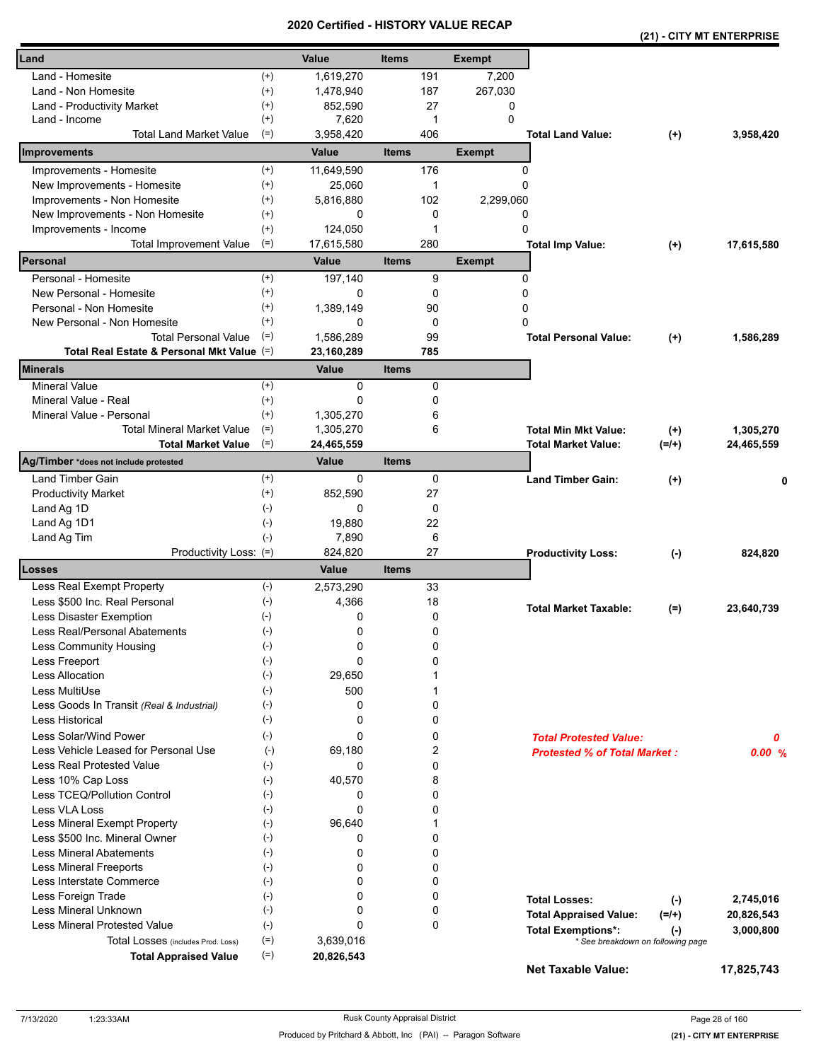# 2020 Certified - HISTORY VALUE RECAP

**(21) - CITY MT ENTERPRISE**

| Land | | Value | Items | Exempt |
|---|---|---|---|---|
| Land - Homesite | (+) | 1,619,270 | 191 | 7,200 |
| Land - Non Homesite | (+) | 1,478,940 | 187 | 267,030 |
| Land - Productivity Market | (+) | 852,590 | 27 | 0 |
| Land - Income | (+) | 7,620 | 1 | 0 |
| Total Land Market Value | (=) | 3,958,420 | 406 | |

**Total Land Value:** (+) 3,958,420

| Improvements | | Value | Items | Exempt |
|---|---|---|---|---|
| Improvements - Homesite | (+) | 11,649,590 | 176 | 0 |
| New Improvements - Homesite | (+) | 25,060 | 1 | 0 |
| Improvements - Non Homesite | (+) | 5,816,880 | 102 | 2,299,060 |
| New Improvements - Non Homesite | (+) | 0 | 0 | 0 |
| Improvements - Income | (+) | 124,050 | 1 | 0 |
| Total Improvement Value | (=) | 17,615,580 | 280 | |

**Total Imp Value:** (+) 17,615,580

| Personal | | Value | Items | Exempt |
|---|---|---|---|---|
| Personal - Homesite | (+) | 197,140 | 9 | 0 |
| New Personal - Homesite | (+) | 0 | 0 | 0 |
| Personal - Non Homesite | (+) | 1,389,149 | 90 | 0 |
| New Personal - Non Homesite | (+) | 0 | 0 | 0 |
| Total Personal Value | (=) | 1,586,289 | 99 | |
| **Total Real Estate & Personal Mkt Value** | (=) | **23,160,289** | **785** | |

**Total Personal Value:** (+) 1,586,289

| Minerals | | Value | Items |
|---|---|---|---|
| Mineral Value | (+) | 0 | 0 |
| Mineral Value - Real | (+) | 0 | 0 |
| Mineral Value - Personal | (+) | 1,305,270 | 6 |
| Total Mineral Market Value | (=) | 1,305,270 | 6 |
| **Total Market Value** | (=) | **24,465,559** | |

**Total Min Mkt Value:** (+) 1,305,270

**Total Market Value:** (=/+) 24,465,559

| Ag/Timber *does not include protested | | Value | Items |
|---|---|---|---|
| Land Timber Gain | (+) | 0 | 0 |
| Productivity Market | (+) | 852,590 | 27 |
| Land Ag 1D | (-) | 0 | 0 |
| Land Ag 1D1 | (-) | 19,880 | 22 |
| Land Ag Tim | (-) | 7,890 | 6 |
| Productivity Loss: | (=) | 824,820 | 27 |

**Land Timber Gain:** (+) 0

**Productivity Loss:** (-) 824,820

| Losses | | Value | Items |
|---|---|---|---|
| Less Real Exempt Property | (-) | 2,573,290 | 33 |
| Less $500 Inc. Real Personal | (-) | 4,366 | 18 |
| Less Disaster Exemption | (-) | 0 | 0 |
| Less Real/Personal Abatements | (-) | 0 | 0 |
| Less Community Housing | (-) | 0 | 0 |
| Less Freeport | (-) | 0 | 0 |
| Less Allocation | (-) | 29,650 | 1 |
| Less MultiUse | (-) | 500 | 1 |
| Less Goods In Transit *(Real & Industrial)* | (-) | 0 | 0 |
| Less Historical | (-) | 0 | 0 |
| Less Solar/Wind Power | (-) | 0 | 0 |
| Less Vehicle Leased for Personal Use | (-) | 69,180 | 2 |
| Less Real Protested Value | (-) | 0 | 0 |
| Less 10% Cap Loss | (-) | 40,570 | 8 |
| Less TCEQ/Pollution Control | (-) | 0 | 0 |
| Less VLA Loss | (-) | 0 | 0 |
| Less Mineral Exempt Property | (-) | 96,640 | 1 |
| Less $500 Inc. Mineral Owner | (-) | 0 | 0 |
| Less Mineral Abatements | (-) | 0 | 0 |
| Less Mineral Freeports | (-) | 0 | 0 |
| Less Interstate Commerce | (-) | 0 | 0 |
| Less Foreign Trade | (-) | 0 | 0 |
| Less Mineral Unknown | (-) | 0 | 0 |
| Less Mineral Protested Value | (-) | 0 | 0 |
| Total Losses (includes Prod. Loss) | (=) | 3,639,016 | |
| **Total Appraised Value** | (=) | **20,826,543** | |

**Total Market Taxable:** (=) 23,640,739

***Total Protested Value:*** *0*

***Protested % of Total Market :*** *0.00 %*

| | | |
|---|---|---|
| **Total Losses:** | (-) | 2,745,016 |
| **Total Appraised Value:** | (=/+) | 20,826,543 |
| **Total Exemptions*:** | (-) | 3,000,800 |

*\* See breakdown on following page*

**Net Taxable Value:** 17,825,743

7/13/2020 1:23:33AM

Rusk County Appraisal District

Produced by Pritchard & Abbott, Inc (PAI) -- Paragon Software

(21) - CITY MT ENTERPRISE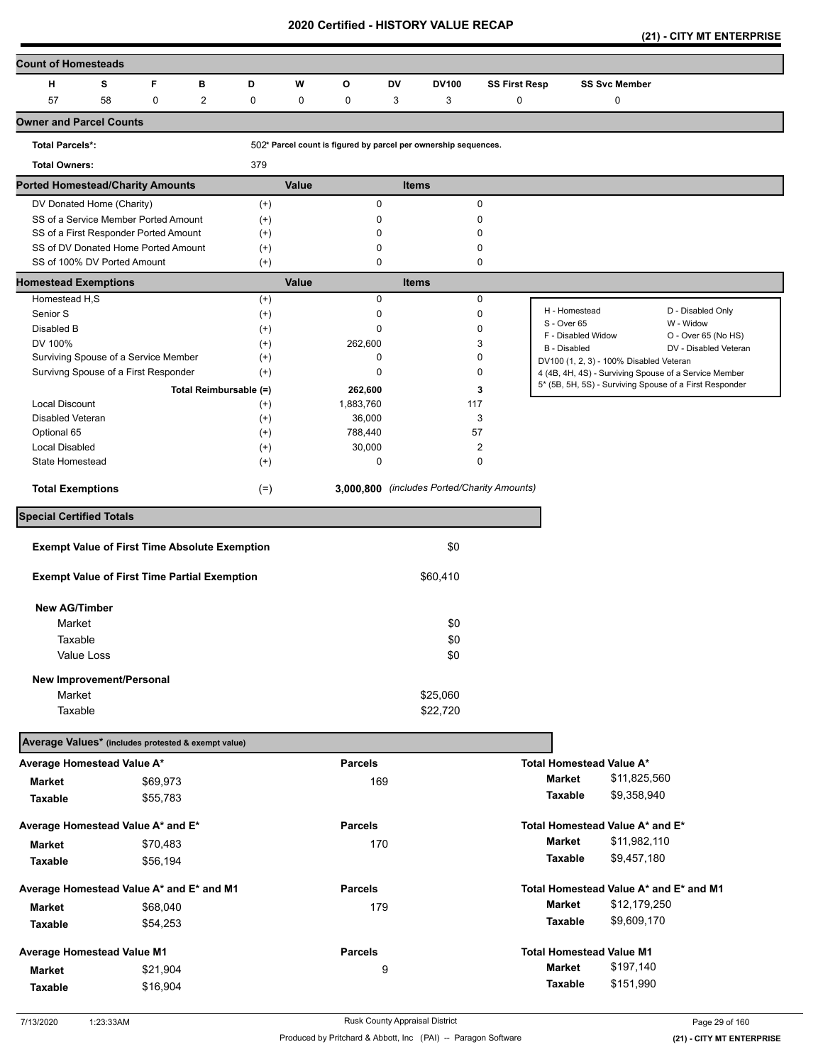# 2020 Certified - HISTORY VALUE RECAP

**(21) - CITY MT ENTERPRISE**

## Count of Homesteads

| H | S | F | B | D | W | O | DV | DV100 | SS First Resp | SS Svc Member |
|---|---|---|---|---|---|---|---|---|---|---|
| 57 | 58 | 0 | 2 | 0 | 0 | 0 | 3 | 3 | 0 | 0 |

## Owner and Parcel Counts

| | | |
|---|---|---|
| **Total Parcels*:** | 502 | * Parcel count is figured by parcel per ownership sequences. |
| **Total Owners:** | 379 | |

## Ported Homestead/Charity Amounts

| | | Value | Items |
|---|---|---|---|
| DV Donated Home (Charity) | (+) | 0 | 0 |
| SS of a Service Member Ported Amount | (+) | 0 | 0 |
| SS of a First Responder Ported Amount | (+) | 0 | 0 |
| SS of DV Donated Home Ported Amount | (+) | 0 | 0 |
| SS of 100% DV Ported Amount | (+) | 0 | 0 |

## Homestead Exemptions

| | | Value | Items |
|---|---|---|---|
| Homestead H,S | (+) | 0 | 0 |
| Senior S | (+) | 0 | 0 |
| Disabled B | (+) | 0 | 0 |
| DV 100% | (+) | 262,600 | 3 |
| Surviving Spouse of a Service Member | (+) | 0 | 0 |
| Survivng Spouse of a First Responder | (+) | 0 | 0 |
| Total Reimbursable | (=) | 262,600 | 3 |
| Local Discount | (+) | 1,883,760 | 117 |
| Disabled Veteran | (+) | 36,000 | 3 |
| Optional 65 | (+) | 788,440 | 57 |
| Local Disabled | (+) | 30,000 | 2 |
| State Homestead | (+) | 0 | 0 |
| **Total Exemptions** | (=) | **3,000,800** | *(includes Ported/Charity Amounts)* |

| | |
|---|---|
| H - Homestead | D - Disabled Only |
| S - Over 65 | W - Widow |
| F - Disabled Widow | O - Over 65 (No HS) |
| B - Disabled | DV - Disabled Veteran |
| DV100 (1, 2, 3) - 100% Disabled Veteran | |
| 4 (4B, 4H, 4S) - Surviving Spouse of a Service Member | |
| 5* (5B, 5H, 5S) - Surviving Spouse of a First Responder | |

## Special Certified Totals

| | |
|---|---|
| **Exempt Value of First Time Absolute Exemption** | $0 |
| **Exempt Value of First Time Partial Exemption** | $60,410 |
| **New AG/Timber** | |
| Market | $0 |
| Taxable | $0 |
| Value Loss | $0 |
| **New Improvement/Personal** | |
| Market | $25,060 |
| Taxable | $22,720 |

## Average Values* (includes protested & exempt value)

| | Average | Parcels | Total | |
|---|---|---|---|---|
| **Average Homestead Value A*** | | | **Total Homestead Value A*** | |
| **Market** | $69,973 | 169 | **Market** | $11,825,560 |
| **Taxable** | $55,783 | | **Taxable** | $9,358,940 |
| **Average Homestead Value A* and E*** | | | **Total Homestead Value A* and E*** | |
| **Market** | $70,483 | 170 | **Market** | $11,982,110 |
| **Taxable** | $56,194 | | **Taxable** | $9,457,180 |
| **Average Homestead Value A* and E* and M1** | | | **Total Homestead Value A* and E* and M1** | |
| **Market** | $68,040 | 179 | **Market** | $12,179,250 |
| **Taxable** | $54,253 | | **Taxable** | $9,609,170 |
| **Average Homestead Value M1** | | | **Total Homestead Value M1** | |
| **Market** | $21,904 | 9 | **Market** | $197,140 |
| **Taxable** | $16,904 | | **Taxable** | $151,990 |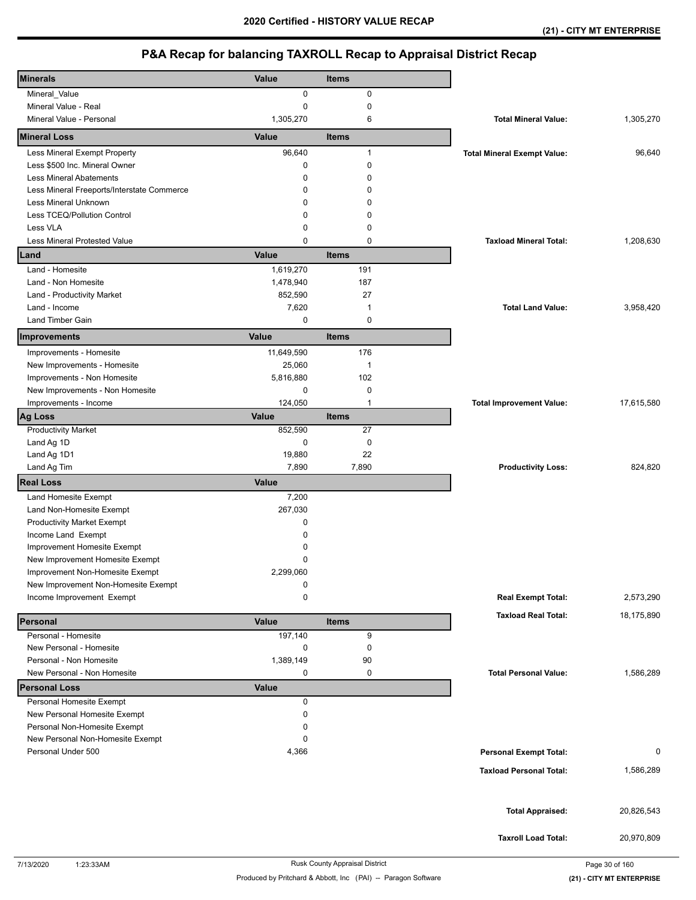# 2020 Certified - HISTORY VALUE RECAP

**(21) - CITY MT ENTERPRISE**

## P&A Recap for balancing TAXROLL Recap to Appraisal District Recap

| Minerals | Value | Items | | |
|---|---|---|---|---|
| Mineral_Value | 0 | 0 | | |
| Mineral Value - Real | 0 | 0 | | |
| Mineral Value - Personal | 1,305,270 | 6 | **Total Mineral Value:** | 1,305,270 |
| **Mineral Loss** | **Value** | **Items** | | |
| Less Mineral Exempt Property | 96,640 | 1 | **Total Mineral Exempt Value:** | 96,640 |
| Less $500 Inc. Mineral Owner | 0 | 0 | | |
| Less Mineral Abatements | 0 | 0 | | |
| Less Mineral Freeports/Interstate Commerce | 0 | 0 | | |
| Less Mineral Unknown | 0 | 0 | | |
| Less TCEQ/Pollution Control | 0 | 0 | | |
| Less VLA | 0 | 0 | | |
| Less Mineral Protested Value | 0 | 0 | **Taxload Mineral Total:** | 1,208,630 |
| **Land** | **Value** | **Items** | | |
| Land - Homesite | 1,619,270 | 191 | | |
| Land - Non Homesite | 1,478,940 | 187 | | |
| Land - Productivity Market | 852,590 | 27 | | |
| Land - Income | 7,620 | 1 | **Total Land Value:** | 3,958,420 |
| Land Timber Gain | 0 | 0 | | |
| **Improvements** | **Value** | **Items** | | |
| Improvements - Homesite | 11,649,590 | 176 | | |
| New Improvements - Homesite | 25,060 | 1 | | |
| Improvements - Non Homesite | 5,816,880 | 102 | | |
| New Improvements - Non Homesite | 0 | 0 | | |
| Improvements - Income | 124,050 | 1 | **Total Improvement Value:** | 17,615,580 |
| **Ag Loss** | **Value** | **Items** | | |
| Productivity Market | 852,590 | 27 | | |
| Land Ag 1D | 0 | 0 | | |
| Land Ag 1D1 | 19,880 | 22 | | |
| Land Ag Tim | 7,890 | 7,890 | **Productivity Loss:** | 824,820 |
| **Real Loss** | **Value** | | | |
| Land Homesite Exempt | 7,200 | | | |
| Land Non-Homesite Exempt | 267,030 | | | |
| Productivity Market Exempt | 0 | | | |
| Income Land Exempt | 0 | | | |
| Improvement Homesite Exempt | 0 | | | |
| New Improvement Homesite Exempt | 0 | | | |
| Improvement Non-Homesite Exempt | 2,299,060 | | | |
| New Improvement Non-Homesite Exempt | 0 | | | |
| Income Improvement Exempt | 0 | | **Real Exempt Total:** | 2,573,290 |
| | | | **Taxload Real Total:** | 18,175,890 |
| **Personal** | **Value** | **Items** | | |
| Personal - Homesite | 197,140 | 9 | | |
| New Personal - Homesite | 0 | 0 | | |
| Personal - Non Homesite | 1,389,149 | 90 | | |
| New Personal - Non Homesite | 0 | 0 | **Total Personal Value:** | 1,586,289 |
| **Personal Loss** | **Value** | | | |
| Personal Homesite Exempt | 0 | | | |
| New Personal Homesite Exempt | 0 | | | |
| Personal Non-Homesite Exempt | 0 | | | |
| New Personal Non-Homesite Exempt | 0 | | | |
| Personal Under 500 | 4,366 | | **Personal Exempt Total:** | 0 |
| | | | **Taxload Personal Total:** | 1,586,289 |
| | | | **Total Appraised:** | 20,826,543 |
| | | | **Taxroll Load Total:** | 20,970,809 |

7/13/2020 1:23:33AM

Rusk County Appraisal District

Produced by Pritchard & Abbott, Inc (PAI) -- Paragon Software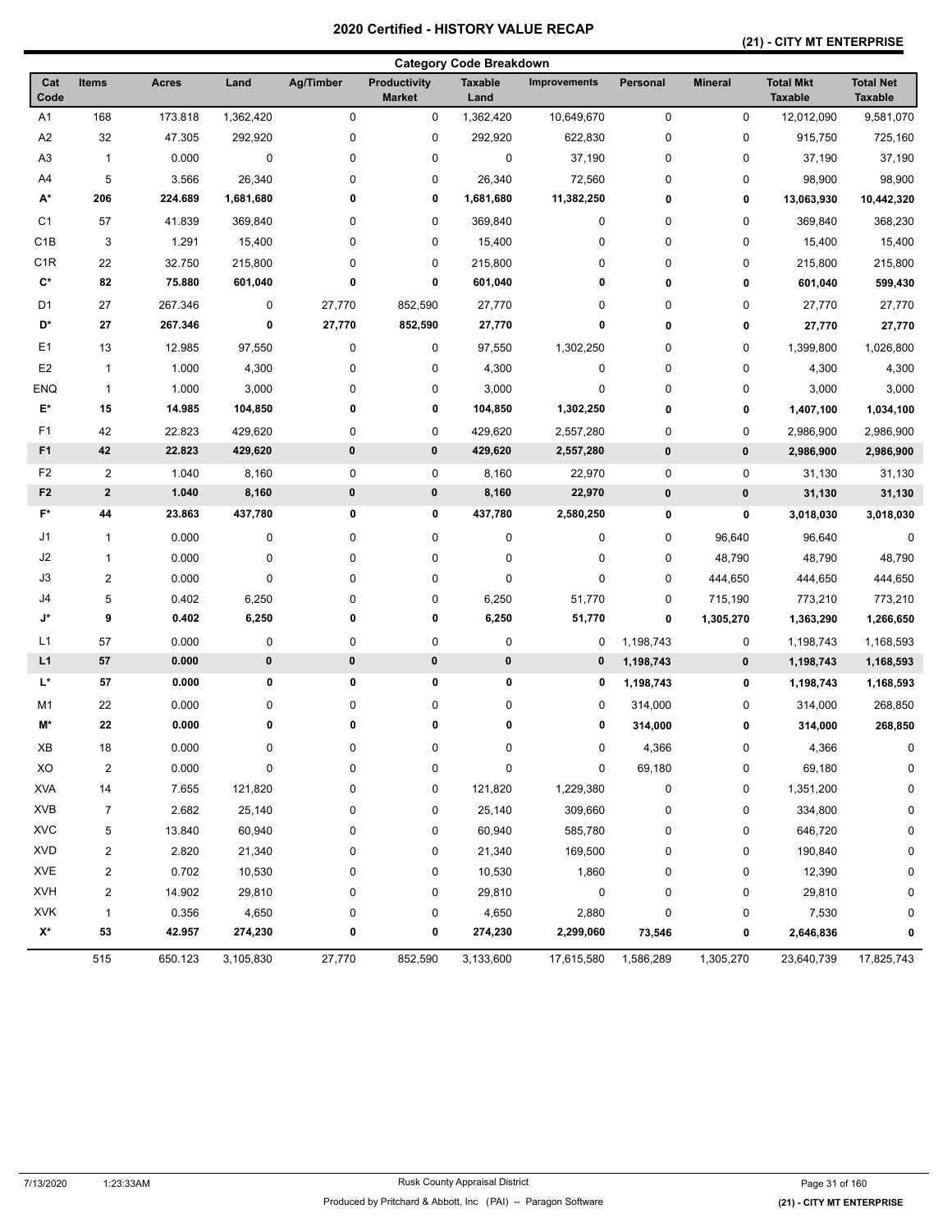# 2020 Certified - HISTORY VALUE RECAP

## (21) - CITY MT ENTERPRISE

### Category Code Breakdown

| Cat Code | Items | Acres | Land | Ag/Timber | Productivity Market | Taxable Land | Improvements | Personal | Mineral | Total Mkt Taxable | Total Net Taxable |
|---|---|---|---|---|---|---|---|---|---|---|---|
| A1 | 168 | 173.818 | 1,362,420 | 0 | 0 | 1,362,420 | 10,649,670 | 0 | 0 | 12,012,090 | 9,581,070 |
| A2 | 32 | 47.305 | 292,920 | 0 | 0 | 292,920 | 622,830 | 0 | 0 | 915,750 | 725,160 |
| A3 | 1 | 0.000 | 0 | 0 | 0 | 0 | 37,190 | 0 | 0 | 37,190 | 37,190 |
| A4 | 5 | 3.566 | 26,340 | 0 | 0 | 26,340 | 72,560 | 0 | 0 | 98,900 | 98,900 |
| **A*** | **206** | **224.689** | **1,681,680** | **0** | **0** | **1,681,680** | **11,382,250** | **0** | **0** | **13,063,930** | **10,442,320** |
| C1 | 57 | 41.839 | 369,840 | 0 | 0 | 369,840 | 0 | 0 | 0 | 369,840 | 368,230 |
| C1B | 3 | 1.291 | 15,400 | 0 | 0 | 15,400 | 0 | 0 | 0 | 15,400 | 15,400 |
| C1R | 22 | 32.750 | 215,800 | 0 | 0 | 215,800 | 0 | 0 | 0 | 215,800 | 215,800 |
| **C*** | **82** | **75.880** | **601,040** | **0** | **0** | **601,040** | **0** | **0** | **0** | **601,040** | **599,430** |
| D1 | 27 | 267.346 | 0 | 27,770 | 852,590 | 27,770 | 0 | 0 | 0 | 27,770 | 27,770 |
| **D*** | **27** | **267.346** | **0** | **27,770** | **852,590** | **27,770** | **0** | **0** | **0** | **27,770** | **27,770** |
| E1 | 13 | 12.985 | 97,550 | 0 | 0 | 97,550 | 1,302,250 | 0 | 0 | 1,399,800 | 1,026,800 |
| E2 | 1 | 1.000 | 4,300 | 0 | 0 | 4,300 | 0 | 0 | 0 | 4,300 | 4,300 |
| ENQ | 1 | 1.000 | 3,000 | 0 | 0 | 3,000 | 0 | 0 | 0 | 3,000 | 3,000 |
| **E*** | **15** | **14.985** | **104,850** | **0** | **0** | **104,850** | **1,302,250** | **0** | **0** | **1,407,100** | **1,034,100** |
| F1 | 42 | 22.823 | 429,620 | 0 | 0 | 429,620 | 2,557,280 | 0 | 0 | 2,986,900 | 2,986,900 |
| **F1** | **42** | **22.823** | **429,620** | **0** | **0** | **429,620** | **2,557,280** | **0** | **0** | **2,986,900** | **2,986,900** |
| F2 | 2 | 1.040 | 8,160 | 0 | 0 | 8,160 | 22,970 | 0 | 0 | 31,130 | 31,130 |
| **F2** | **2** | **1.040** | **8,160** | **0** | **0** | **8,160** | **22,970** | **0** | **0** | **31,130** | **31,130** |
| **F*** | **44** | **23.863** | **437,780** | **0** | **0** | **437,780** | **2,580,250** | **0** | **0** | **3,018,030** | **3,018,030** |
| J1 | 1 | 0.000 | 0 | 0 | 0 | 0 | 0 | 0 | 96,640 | 96,640 | 0 |
| J2 | 1 | 0.000 | 0 | 0 | 0 | 0 | 0 | 0 | 48,790 | 48,790 | 48,790 |
| J3 | 2 | 0.000 | 0 | 0 | 0 | 0 | 0 | 0 | 444,650 | 444,650 | 444,650 |
| J4 | 5 | 0.402 | 6,250 | 0 | 0 | 6,250 | 51,770 | 0 | 715,190 | 773,210 | 773,210 |
| **J*** | **9** | **0.402** | **6,250** | **0** | **0** | **6,250** | **51,770** | **0** | **1,305,270** | **1,363,290** | **1,266,650** |
| L1 | 57 | 0.000 | 0 | 0 | 0 | 0 | 0 | 1,198,743 | 0 | 1,198,743 | 1,168,593 |
| **L1** | **57** | **0.000** | **0** | **0** | **0** | **0** | **0** | **1,198,743** | **0** | **1,198,743** | **1,168,593** |
| **L*** | **57** | **0.000** | **0** | **0** | **0** | **0** | **0** | **1,198,743** | **0** | **1,198,743** | **1,168,593** |
| M1 | 22 | 0.000 | 0 | 0 | 0 | 0 | 0 | 314,000 | 0 | 314,000 | 268,850 |
| **M*** | **22** | **0.000** | **0** | **0** | **0** | **0** | **0** | **314,000** | **0** | **314,000** | **268,850** |
| XB | 18 | 0.000 | 0 | 0 | 0 | 0 | 0 | 4,366 | 0 | 4,366 | 0 |
| XO | 2 | 0.000 | 0 | 0 | 0 | 0 | 0 | 69,180 | 0 | 69,180 | 0 |
| XVA | 14 | 7.655 | 121,820 | 0 | 0 | 121,820 | 1,229,380 | 0 | 0 | 1,351,200 | 0 |
| XVB | 7 | 2.682 | 25,140 | 0 | 0 | 25,140 | 309,660 | 0 | 0 | 334,800 | 0 |
| XVC | 5 | 13.840 | 60,940 | 0 | 0 | 60,940 | 585,780 | 0 | 0 | 646,720 | 0 |
| XVD | 2 | 2.820 | 21,340 | 0 | 0 | 21,340 | 169,500 | 0 | 0 | 190,840 | 0 |
| XVE | 2 | 0.702 | 10,530 | 0 | 0 | 10,530 | 1,860 | 0 | 0 | 12,390 | 0 |
| XVH | 2 | 14.902 | 29,810 | 0 | 0 | 29,810 | 0 | 0 | 0 | 29,810 | 0 |
| XVK | 1 | 0.356 | 4,650 | 0 | 0 | 4,650 | 2,880 | 0 | 0 | 7,530 | 0 |
| **X*** | **53** | **42.957** | **274,230** | **0** | **0** | **274,230** | **2,299,060** | **73,546** | **0** | **2,646,836** | **0** |
| | 515 | 650.123 | 3,105,830 | 27,770 | 852,590 | 3,133,600 | 17,615,580 | 1,586,289 | 1,305,270 | 23,640,739 | 17,825,743 |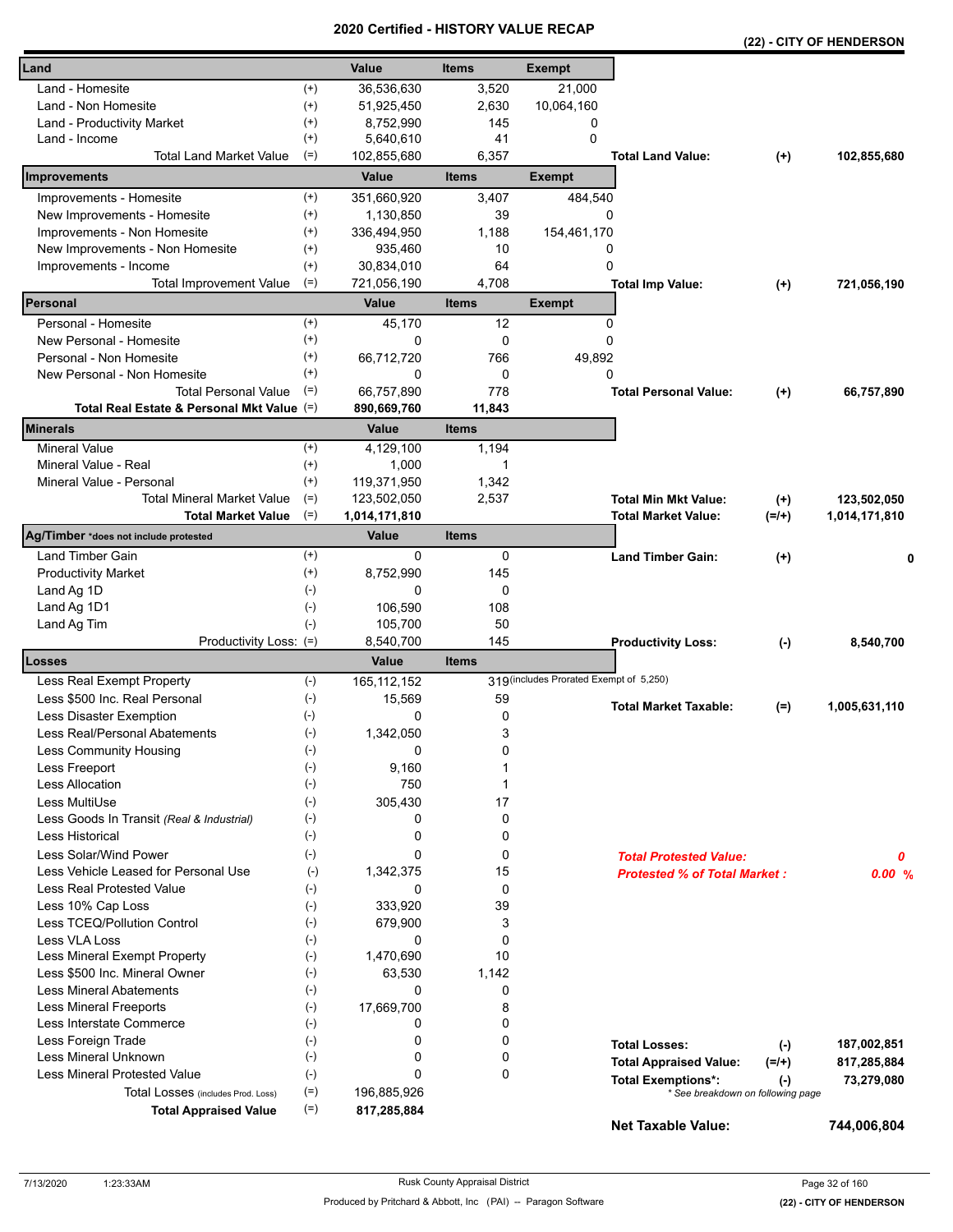# 2020 Certified - HISTORY VALUE RECAP

**(22) - CITY OF HENDERSON**

| Land | | Value | Items | Exempt | | | |
|---|---|---|---|---|---|---|---|
| Land - Homesite | (+) | 36,536,630 | 3,520 | 21,000 | | | |
| Land - Non Homesite | (+) | 51,925,450 | 2,630 | 10,064,160 | | | |
| Land - Productivity Market | (+) | 8,752,990 | 145 | 0 | | | |
| Land - Income | (+) | 5,640,610 | 41 | 0 | | | |
| Total Land Market Value | (=) | 102,855,680 | 6,357 | | **Total Land Value:** | **(+)** | **102,855,680** |
| **Improvements** | | **Value** | **Items** | **Exempt** | | | |
| Improvements - Homesite | (+) | 351,660,920 | 3,407 | 484,540 | | | |
| New Improvements - Homesite | (+) | 1,130,850 | 39 | 0 | | | |
| Improvements - Non Homesite | (+) | 336,494,950 | 1,188 | 154,461,170 | | | |
| New Improvements - Non Homesite | (+) | 935,460 | 10 | 0 | | | |
| Improvements - Income | (+) | 30,834,010 | 64 | 0 | | | |
| Total Improvement Value | (=) | 721,056,190 | 4,708 | | **Total Imp Value:** | **(+)** | **721,056,190** |
| **Personal** | | **Value** | **Items** | **Exempt** | | | |
| Personal - Homesite | (+) | 45,170 | 12 | 0 | | | |
| New Personal - Homesite | (+) | 0 | 0 | 0 | | | |
| Personal - Non Homesite | (+) | 66,712,720 | 766 | 49,892 | | | |
| New Personal - Non Homesite | (+) | 0 | 0 | 0 | | | |
| Total Personal Value | (=) | 66,757,890 | 778 | | **Total Personal Value:** | **(+)** | **66,757,890** |
| **Total Real Estate & Personal Mkt Value** | (=) | **890,669,760** | **11,843** | | | | |
| **Minerals** | | **Value** | **Items** | | | | |
| Mineral Value | (+) | 4,129,100 | 1,194 | | | | |
| Mineral Value - Real | (+) | 1,000 | 1 | | | | |
| Mineral Value - Personal | (+) | 119,371,950 | 1,342 | | | | |
| Total Mineral Market Value | (=) | 123,502,050 | 2,537 | | **Total Min Mkt Value:** | **(+)** | **123,502,050** |
| **Total Market Value** | (=) | **1,014,171,810** | | | **Total Market Value:** | **(=/+)** | **1,014,171,810** |
| **Ag/Timber** *does not include protested | | **Value** | **Items** | | | | |
| Land Timber Gain | (+) | 0 | 0 | | **Land Timber Gain:** | **(+)** | **0** |
| Productivity Market | (+) | 8,752,990 | 145 | | | | |
| Land Ag 1D | (-) | 0 | 0 | | | | |
| Land Ag 1D1 | (-) | 106,590 | 108 | | | | |
| Land Ag Tim | (-) | 105,700 | 50 | | | | |
| Productivity Loss: | (=) | 8,540,700 | 145 | | **Productivity Loss:** | **(-)** | **8,540,700** |
| **Losses** | | **Value** | **Items** | | | | |
| Less Real Exempt Property | (-) | 165,112,152 | 319 | (includes Prorated Exempt of 5,250) | | | |
| Less $500 Inc. Real Personal | (-) | 15,569 | 59 | | **Total Market Taxable:** | **(=)** | **1,005,631,110** |
| Less Disaster Exemption | (-) | 0 | 0 | | | | |
| Less Real/Personal Abatements | (-) | 1,342,050 | 3 | | | | |
| Less Community Housing | (-) | 0 | 0 | | | | |
| Less Freeport | (-) | 9,160 | 1 | | | | |
| Less Allocation | (-) | 750 | 1 | | | | |
| Less MultiUse | (-) | 305,430 | 17 | | | | |
| Less Goods In Transit *(Real & Industrial)* | (-) | 0 | 0 | | | | |
| Less Historical | (-) | 0 | 0 | | | | |
| Less Solar/Wind Power | (-) | 0 | 0 | | ***Total Protested Value:*** | | ***0*** |
| Less Vehicle Leased for Personal Use | (-) | 1,342,375 | 15 | | ***Protested % of Total Market :*** | | ***0.00 %*** |
| Less Real Protested Value | (-) | 0 | 0 | | | | |
| Less 10% Cap Loss | (-) | 333,920 | 39 | | | | |
| Less TCEQ/Pollution Control | (-) | 679,900 | 3 | | | | |
| Less VLA Loss | (-) | 0 | 0 | | | | |
| Less Mineral Exempt Property | (-) | 1,470,690 | 10 | | | | |
| Less $500 Inc. Mineral Owner | (-) | 63,530 | 1,142 | | | | |
| Less Mineral Abatements | (-) | 0 | 0 | | | | |
| Less Mineral Freeports | (-) | 17,669,700 | 8 | | | | |
| Less Interstate Commerce | (-) | 0 | 0 | | | | |
| Less Foreign Trade | (-) | 0 | 0 | | **Total Losses:** | **(-)** | **187,002,851** |
| Less Mineral Unknown | (-) | 0 | 0 | | **Total Appraised Value:** | **(=/+)** | **817,285,884** |
| Less Mineral Protested Value | (-) | 0 | 0 | | **Total Exemptions*:** | **(-)** | **73,279,080** |
| Total Losses (includes Prod. Loss) | (=) | 196,885,926 | | | * See breakdown on following page | | |
| **Total Appraised Value** | (=) | **817,285,884** | | | | | |
| | | | | | **Net Taxable Value:** | | **744,006,804** |

7/13/2020 1:23:33AM

Rusk County Appraisal District

Produced by Pritchard & Abbott, Inc (PAI) -- Paragon Software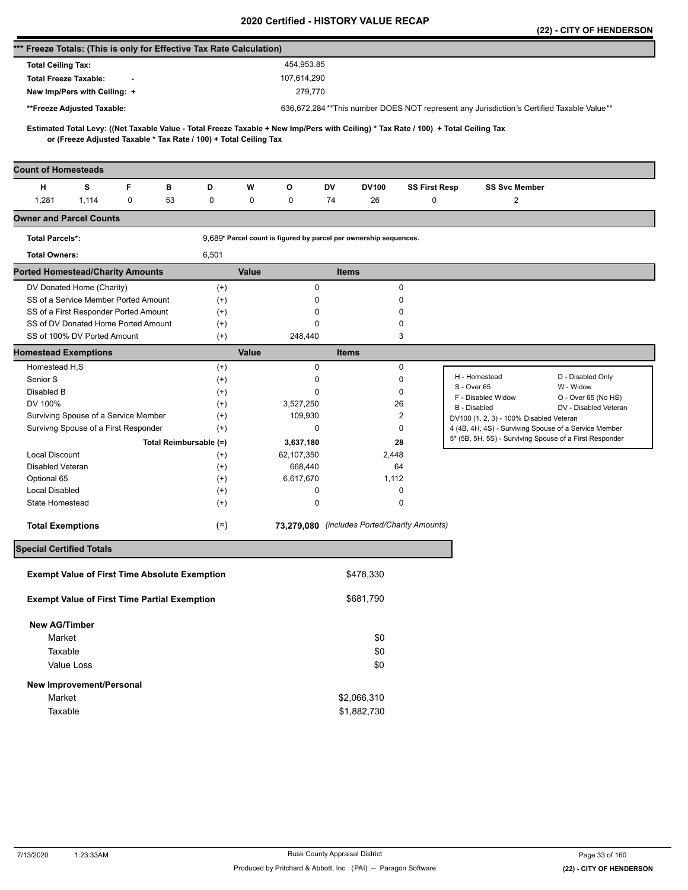# 2020 Certified - HISTORY VALUE RECAP

**(22) - CITY OF HENDERSON**

## *** Freeze Totals: (This is only for Effective Tax Rate Calculation)

| | |
|---|---|
| **Total Ceiling Tax:** | 454,953.85 |
| **Total Freeze Taxable:** - | 107,614,290 |
| **New Imp/Pers with Ceiling:** + | 279,770 |
| **\*\*Freeze Adjusted Taxable:** | 636,672,284 **This number DOES NOT represent any Jurisdiction's Certified Taxable Value** |

**Estimated Total Levy: ((Net Taxable Value - Total Freeze Taxable + New Imp/Pers with Ceiling) * Tax Rate / 100) + Total Ceiling Tax or (Freeze Adjusted Taxable * Tax Rate / 100) + Total Ceiling Tax**

## Count of Homesteads

| H | S | F | B | D | W | O | DV | DV100 | SS First Resp | SS Svc Member |
|---|---|---|---|---|---|---|---|---|---|---|
| 1,281 | 1,114 | 0 | 53 | 0 | 0 | 0 | 74 | 26 | 0 | 2 |

## Owner and Parcel Counts

| | |
|---|---|
| **Total Parcels*:** | 9,689* Parcel count is figured by parcel per ownership sequences. |
| **Total Owners:** | 6,501 |

## Ported Homestead/Charity Amounts

| | | Value | Items |
|---|---|---|---|
| DV Donated Home (Charity) | (+) | 0 | 0 |
| SS of a Service Member Ported Amount | (+) | 0 | 0 |
| SS of a First Responder Ported Amount | (+) | 0 | 0 |
| SS of DV Donated Home Ported Amount | (+) | 0 | 0 |
| SS of 100% DV Ported Amount | (+) | 248,440 | 3 |

## Homestead Exemptions

| | | Value | Items |
|---|---|---|---|
| Homestead H,S | (+) | 0 | 0 |
| Senior S | (+) | 0 | 0 |
| Disabled B | (+) | 0 | 0 |
| DV 100% | (+) | 3,527,250 | 26 |
| Surviving Spouse of a Service Member | (+) | 109,930 | 2 |
| Survivng Spouse of a First Responder | (+) | 0 | 0 |
| **Total Reimbursable (=)** | | **3,637,180** | **28** |
| Local Discount | (+) | 62,107,350 | 2,448 |
| Disabled Veteran | (+) | 668,440 | 64 |
| Optional 65 | (+) | 6,617,670 | 1,112 |
| Local Disabled | (+) | 0 | 0 |
| State Homestead | (+) | 0 | 0 |
| **Total Exemptions** | (=) | **73,279,080** | *(includes Ported/Charity Amounts)* |

| | |
|---|---|
| H - Homestead | D - Disabled Only |
| S - Over 65 | W - Widow |
| F - Disabled Widow | O - Over 65 (No HS) |
| B - Disabled | DV - Disabled Veteran |
| DV100 (1, 2, 3) - 100% Disabled Veteran | |
| 4 (4B, 4H, 4S) - Surviving Spouse of a Service Member | |
| 5* (5B, 5H, 5S) - Surviving Spouse of a First Responder | |

## Special Certified Totals

| | |
|---|---|
| **Exempt Value of First Time Absolute Exemption** | $478,330 |
| **Exempt Value of First Time Partial Exemption** | $681,790 |
| **New AG/Timber** | |
| Market | $0 |
| Taxable | $0 |
| Value Loss | $0 |
| **New Improvement/Personal** | |
| Market | $2,066,310 |
| Taxable | $1,882,730 |

7/13/2020 1:23:33AM — Rusk County Appraisal District — Produced by Pritchard & Abbott, Inc (PAI) -- Paragon Software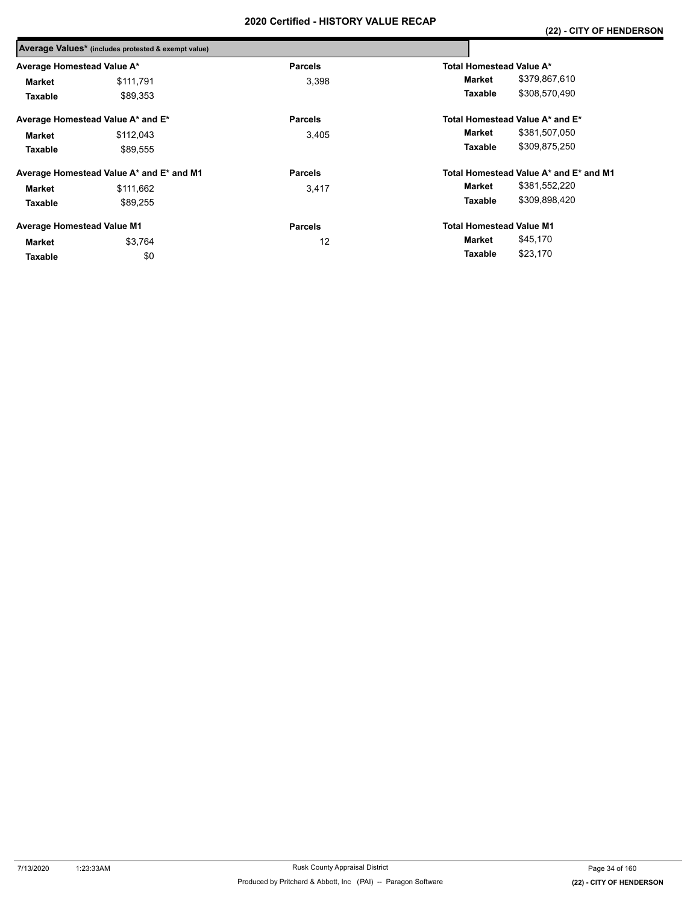## Average Values* (includes protested & exempt value)

| | | Parcels | | |
|---|---|---|---|---|
| **Average Homestead Value A*** | | **Parcels** | **Total Homestead Value A*** | |
| **Market** | $111,791 | 3,398 | **Market** | $379,867,610 |
| **Taxable** | $89,353 | | **Taxable** | $308,570,490 |
| **Average Homestead Value A* and E*** | | **Parcels** | **Total Homestead Value A* and E*** | |
| **Market** | $112,043 | 3,405 | **Market** | $381,507,050 |
| **Taxable** | $89,555 | | **Taxable** | $309,875,250 |
| **Average Homestead Value A* and E* and M1** | | **Parcels** | **Total Homestead Value A* and E* and M1** | |
| **Market** | $111,662 | 3,417 | **Market** | $381,552,220 |
| **Taxable** | $89,255 | | **Taxable** | $309,898,420 |
| **Average Homestead Value M1** | | **Parcels** | **Total Homestead Value M1** | |
| **Market** | $3,764 | 12 | **Market** | $45,170 |
| **Taxable** | $0 | | **Taxable** | $23,170 |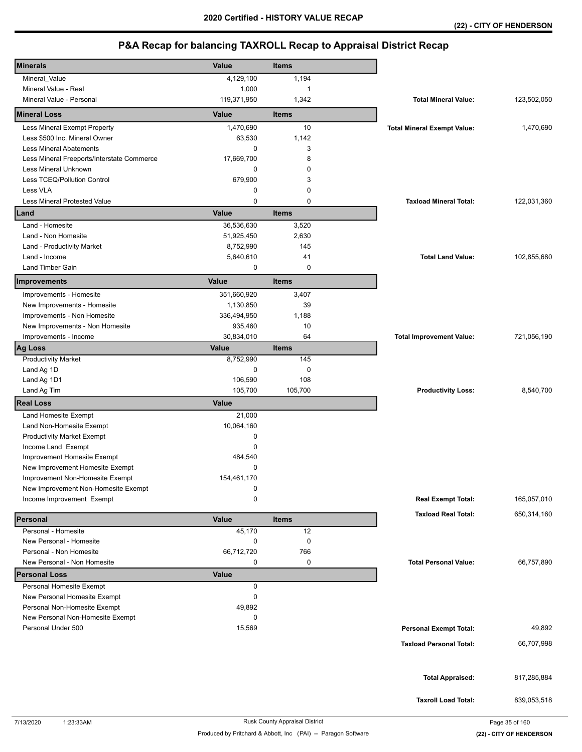# P&A Recap for balancing TAXROLL Recap to Appraisal District Recap

| Minerals | Value | Items | | |
|---|---|---|---|---|
| Mineral_Value | 4,129,100 | 1,194 | | |
| Mineral Value - Real | 1,000 | 1 | | |
| Mineral Value - Personal | 119,371,950 | 1,342 | **Total Mineral Value:** | 123,502,050 |
| **Mineral Loss** | **Value** | **Items** | | |
| Less Mineral Exempt Property | 1,470,690 | 10 | **Total Mineral Exempt Value:** | 1,470,690 |
| Less $500 Inc. Mineral Owner | 63,530 | 1,142 | | |
| Less Mineral Abatements | 0 | 3 | | |
| Less Mineral Freeports/Interstate Commerce | 17,669,700 | 8 | | |
| Less Mineral Unknown | 0 | 0 | | |
| Less TCEQ/Pollution Control | 679,900 | 3 | | |
| Less VLA | 0 | 0 | | |
| Less Mineral Protested Value | 0 | 0 | **Taxload Mineral Total:** | 122,031,360 |
| **Land** | **Value** | **Items** | | |
| Land - Homesite | 36,536,630 | 3,520 | | |
| Land - Non Homesite | 51,925,450 | 2,630 | | |
| Land - Productivity Market | 8,752,990 | 145 | | |
| Land - Income | 5,640,610 | 41 | **Total Land Value:** | 102,855,680 |
| Land Timber Gain | 0 | 0 | | |
| **Improvements** | **Value** | **Items** | | |
| Improvements - Homesite | 351,660,920 | 3,407 | | |
| New Improvements - Homesite | 1,130,850 | 39 | | |
| Improvements - Non Homesite | 336,494,950 | 1,188 | | |
| New Improvements - Non Homesite | 935,460 | 10 | | |
| Improvements - Income | 30,834,010 | 64 | **Total Improvement Value:** | 721,056,190 |
| **Ag Loss** | **Value** | **Items** | | |
| Productivity Market | 8,752,990 | 145 | | |
| Land Ag 1D | 0 | 0 | | |
| Land Ag 1D1 | 106,590 | 108 | | |
| Land Ag Tim | 105,700 | 105,700 | **Productivity Loss:** | 8,540,700 |
| **Real Loss** | **Value** | | | |
| Land Homesite Exempt | 21,000 | | | |
| Land Non-Homesite Exempt | 10,064,160 | | | |
| Productivity Market Exempt | 0 | | | |
| Income Land Exempt | 0 | | | |
| Improvement Homesite Exempt | 484,540 | | | |
| New Improvement Homesite Exempt | 0 | | | |
| Improvement Non-Homesite Exempt | 154,461,170 | | | |
| New Improvement Non-Homesite Exempt | 0 | | | |
| Income Improvement Exempt | 0 | | **Real Exempt Total:** | 165,057,010 |
| | | | **Taxload Real Total:** | 650,314,160 |
| **Personal** | **Value** | **Items** | | |
| Personal - Homesite | 45,170 | 12 | | |
| New Personal - Homesite | 0 | 0 | | |
| Personal - Non Homesite | 66,712,720 | 766 | | |
| New Personal - Non Homesite | 0 | 0 | **Total Personal Value:** | 66,757,890 |
| **Personal Loss** | **Value** | | | |
| Personal Homesite Exempt | 0 | | | |
| New Personal Homesite Exempt | 0 | | | |
| Personal Non-Homesite Exempt | 49,892 | | | |
| New Personal Non-Homesite Exempt | 0 | | | |
| Personal Under 500 | 15,569 | | **Personal Exempt Total:** | 49,892 |
| | | | **Taxload Personal Total:** | 66,707,998 |
| | | | **Total Appraised:** | 817,285,884 |
| | | | **Taxroll Load Total:** | 839,053,518 |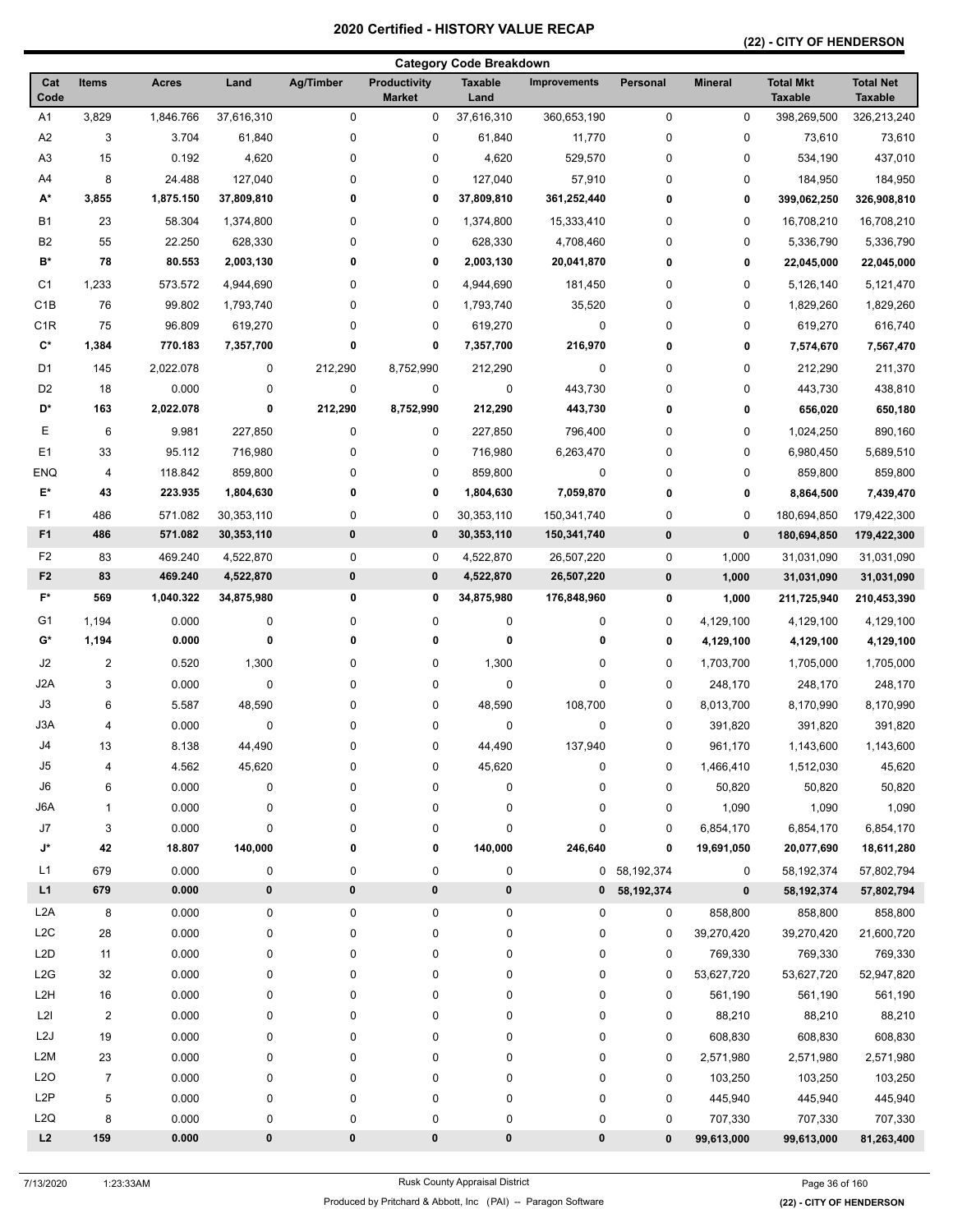# 2020 Certified - HISTORY VALUE RECAP

**(22) - CITY OF HENDERSON**

## Category Code Breakdown

| Cat Code | Items | Acres | Land | Ag/Timber | Productivity Market | Taxable Land | Improvements | Personal | Mineral | Total Mkt Taxable | Total Net Taxable |
|---|---|---|---|---|---|---|---|---|---|---|---|
| A1 | 3,829 | 1,846.766 | 37,616,310 | 0 | 0 | 37,616,310 | 360,653,190 | 0 | 0 | 398,269,500 | 326,213,240 |
| A2 | 3 | 3.704 | 61,840 | 0 | 0 | 61,840 | 11,770 | 0 | 0 | 73,610 | 73,610 |
| A3 | 15 | 0.192 | 4,620 | 0 | 0 | 4,620 | 529,570 | 0 | 0 | 534,190 | 437,010 |
| A4 | 8 | 24.488 | 127,040 | 0 | 0 | 127,040 | 57,910 | 0 | 0 | 184,950 | 184,950 |
| **A*** | **3,855** | **1,875.150** | **37,809,810** | **0** | **0** | **37,809,810** | **361,252,440** | **0** | **0** | **399,062,250** | **326,908,810** |
| B1 | 23 | 58.304 | 1,374,800 | 0 | 0 | 1,374,800 | 15,333,410 | 0 | 0 | 16,708,210 | 16,708,210 |
| B2 | 55 | 22.250 | 628,330 | 0 | 0 | 628,330 | 4,708,460 | 0 | 0 | 5,336,790 | 5,336,790 |
| **B*** | **78** | **80.553** | **2,003,130** | **0** | **0** | **2,003,130** | **20,041,870** | **0** | **0** | **22,045,000** | **22,045,000** |
| C1 | 1,233 | 573.572 | 4,944,690 | 0 | 0 | 4,944,690 | 181,450 | 0 | 0 | 5,126,140 | 5,121,470 |
| C1B | 76 | 99.802 | 1,793,740 | 0 | 0 | 1,793,740 | 35,520 | 0 | 0 | 1,829,260 | 1,829,260 |
| C1R | 75 | 96.809 | 619,270 | 0 | 0 | 619,270 | 0 | 0 | 0 | 619,270 | 616,740 |
| **C*** | **1,384** | **770.183** | **7,357,700** | **0** | **0** | **7,357,700** | **216,970** | **0** | **0** | **7,574,670** | **7,567,470** |
| D1 | 145 | 2,022.078 | 0 | 212,290 | 8,752,990 | 212,290 | 0 | 0 | 0 | 212,290 | 211,370 |
| D2 | 18 | 0.000 | 0 | 0 | 0 | 0 | 443,730 | 0 | 0 | 443,730 | 438,810 |
| **D*** | **163** | **2,022.078** | **0** | **212,290** | **8,752,990** | **212,290** | **443,730** | **0** | **0** | **656,020** | **650,180** |
| E | 6 | 9.981 | 227,850 | 0 | 0 | 227,850 | 796,400 | 0 | 0 | 1,024,250 | 890,160 |
| E1 | 33 | 95.112 | 716,980 | 0 | 0 | 716,980 | 6,263,470 | 0 | 0 | 6,980,450 | 5,689,510 |
| ENQ | 4 | 118.842 | 859,800 | 0 | 0 | 859,800 | 0 | 0 | 0 | 859,800 | 859,800 |
| **E*** | **43** | **223.935** | **1,804,630** | **0** | **0** | **1,804,630** | **7,059,870** | **0** | **0** | **8,864,500** | **7,439,470** |
| F1 | 486 | 571.082 | 30,353,110 | 0 | 0 | 30,353,110 | 150,341,740 | 0 | 0 | 180,694,850 | 179,422,300 |
| **F1** | **486** | **571.082** | **30,353,110** | **0** | **0** | **30,353,110** | **150,341,740** | **0** | **0** | **180,694,850** | **179,422,300** |
| F2 | 83 | 469.240 | 4,522,870 | 0 | 0 | 4,522,870 | 26,507,220 | 0 | 1,000 | 31,031,090 | 31,031,090 |
| **F2** | **83** | **469.240** | **4,522,870** | **0** | **0** | **4,522,870** | **26,507,220** | **0** | **1,000** | **31,031,090** | **31,031,090** |
| **F*** | **569** | **1,040.322** | **34,875,980** | **0** | **0** | **34,875,980** | **176,848,960** | **0** | **1,000** | **211,725,940** | **210,453,390** |
| G1 | 1,194 | 0.000 | 0 | 0 | 0 | 0 | 0 | 0 | 4,129,100 | 4,129,100 | 4,129,100 |
| **G*** | **1,194** | **0.000** | **0** | **0** | **0** | **0** | **0** | **0** | **4,129,100** | **4,129,100** | **4,129,100** |
| J2 | 2 | 0.520 | 1,300 | 0 | 0 | 1,300 | 0 | 0 | 1,703,700 | 1,705,000 | 1,705,000 |
| J2A | 3 | 0.000 | 0 | 0 | 0 | 0 | 0 | 0 | 248,170 | 248,170 | 248,170 |
| J3 | 6 | 5.587 | 48,590 | 0 | 0 | 48,590 | 108,700 | 0 | 8,013,700 | 8,170,990 | 8,170,990 |
| J3A | 4 | 0.000 | 0 | 0 | 0 | 0 | 0 | 0 | 391,820 | 391,820 | 391,820 |
| J4 | 13 | 8.138 | 44,490 | 0 | 0 | 44,490 | 137,940 | 0 | 961,170 | 1,143,600 | 1,143,600 |
| J5 | 4 | 4.562 | 45,620 | 0 | 0 | 45,620 | 0 | 0 | 1,466,410 | 1,512,030 | 45,620 |
| J6 | 6 | 0.000 | 0 | 0 | 0 | 0 | 0 | 0 | 50,820 | 50,820 | 50,820 |
| J6A | 1 | 0.000 | 0 | 0 | 0 | 0 | 0 | 0 | 1,090 | 1,090 | 1,090 |
| J7 | 3 | 0.000 | 0 | 0 | 0 | 0 | 0 | 0 | 6,854,170 | 6,854,170 | 6,854,170 |
| **J*** | **42** | **18.807** | **140,000** | **0** | **0** | **140,000** | **246,640** | **0** | **19,691,050** | **20,077,690** | **18,611,280** |
| L1 | 679 | 0.000 | 0 | 0 | 0 | 0 | 0 | 58,192,374 | 0 | 58,192,374 | 57,802,794 |
| **L1** | **679** | **0.000** | **0** | **0** | **0** | **0** | **0** | **58,192,374** | **0** | **58,192,374** | **57,802,794** |
| L2A | 8 | 0.000 | 0 | 0 | 0 | 0 | 0 | 0 | 858,800 | 858,800 | 858,800 |
| L2C | 28 | 0.000 | 0 | 0 | 0 | 0 | 0 | 0 | 39,270,420 | 39,270,420 | 21,600,720 |
| L2D | 11 | 0.000 | 0 | 0 | 0 | 0 | 0 | 0 | 769,330 | 769,330 | 769,330 |
| L2G | 32 | 0.000 | 0 | 0 | 0 | 0 | 0 | 0 | 53,627,720 | 53,627,720 | 52,947,820 |
| L2H | 16 | 0.000 | 0 | 0 | 0 | 0 | 0 | 0 | 561,190 | 561,190 | 561,190 |
| L2I | 2 | 0.000 | 0 | 0 | 0 | 0 | 0 | 0 | 88,210 | 88,210 | 88,210 |
| L2J | 19 | 0.000 | 0 | 0 | 0 | 0 | 0 | 0 | 608,830 | 608,830 | 608,830 |
| L2M | 23 | 0.000 | 0 | 0 | 0 | 0 | 0 | 0 | 2,571,980 | 2,571,980 | 2,571,980 |
| L2O | 7 | 0.000 | 0 | 0 | 0 | 0 | 0 | 0 | 103,250 | 103,250 | 103,250 |
| L2P | 5 | 0.000 | 0 | 0 | 0 | 0 | 0 | 0 | 445,940 | 445,940 | 445,940 |
| L2Q | 8 | 0.000 | 0 | 0 | 0 | 0 | 0 | 0 | 707,330 | 707,330 | 707,330 |
| **L2** | **159** | **0.000** | **0** | **0** | **0** | **0** | **0** | **0** | **99,613,000** | **99,613,000** | **81,263,400** |

7/13/2020 1:23:33AM Rusk County Appraisal District

Produced by Pritchard & Abbott, Inc (PAI) -- Paragon Software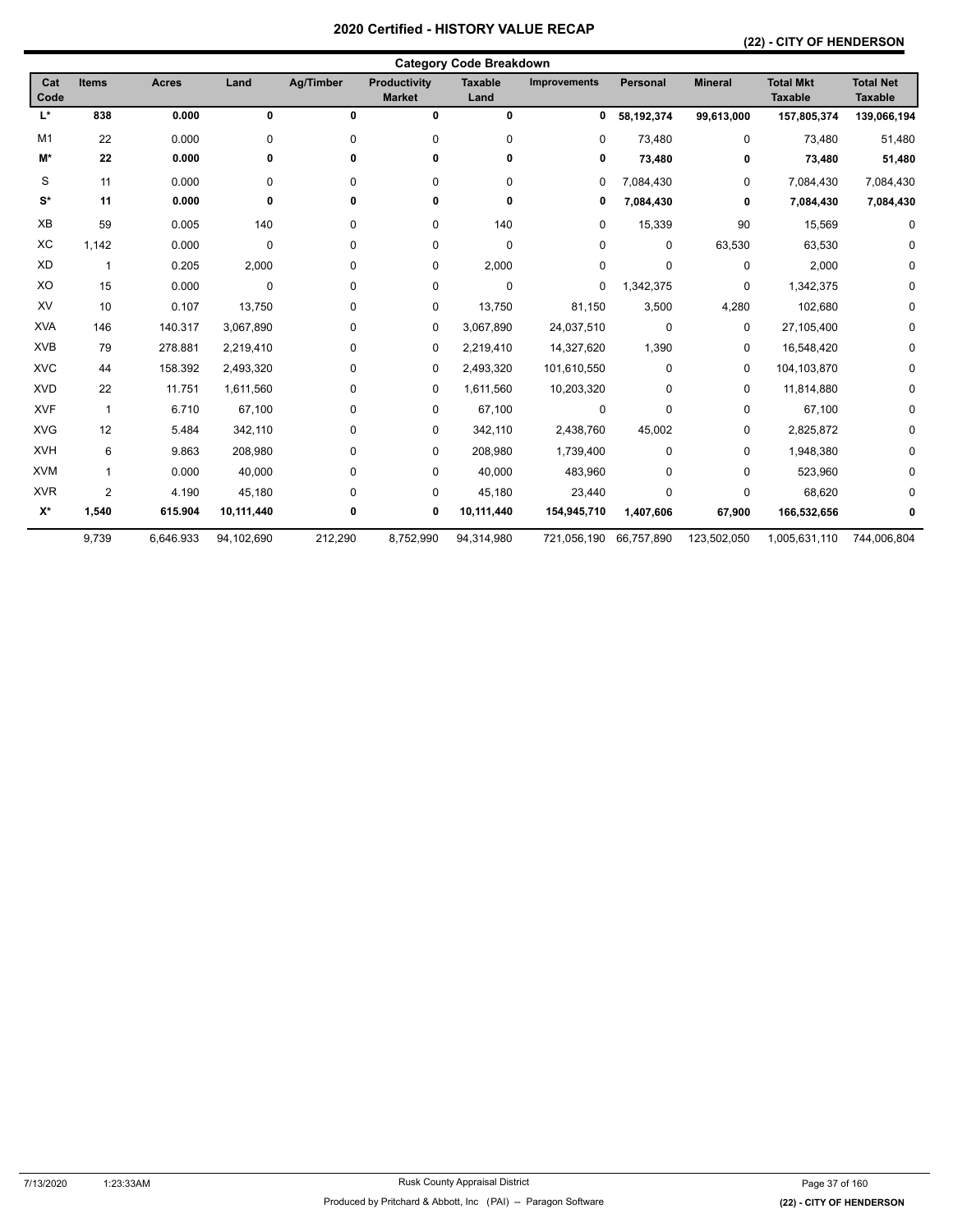# 2020 Certified - HISTORY VALUE RECAP

## (22) - CITY OF HENDERSON

### Category Code Breakdown

| Cat Code | Items | Acres | Land | Ag/Timber | Productivity Market | Taxable Land | Improvements | Personal | Mineral | Total Mkt Taxable | Total Net Taxable |
|---|---|---|---|---|---|---|---|---|---|---|---|
| **L*** | **838** | **0.000** | **0** | **0** | **0** | **0** | **0** | **58,192,374** | **99,613,000** | **157,805,374** | **139,066,194** |
| M1 | 22 | 0.000 | 0 | 0 | 0 | 0 | 0 | 73,480 | 0 | 73,480 | 51,480 |
| **M*** | **22** | **0.000** | **0** | **0** | **0** | **0** | **0** | **73,480** | **0** | **73,480** | **51,480** |
| S | 11 | 0.000 | 0 | 0 | 0 | 0 | 0 | 7,084,430 | 0 | 7,084,430 | 7,084,430 |
| **S*** | **11** | **0.000** | **0** | **0** | **0** | **0** | **0** | **7,084,430** | **0** | **7,084,430** | **7,084,430** |
| XB | 59 | 0.005 | 140 | 0 | 0 | 140 | 0 | 15,339 | 90 | 15,569 | 0 |
| XC | 1,142 | 0.000 | 0 | 0 | 0 | 0 | 0 | 0 | 63,530 | 63,530 | 0 |
| XD | 1 | 0.205 | 2,000 | 0 | 0 | 2,000 | 0 | 0 | 0 | 2,000 | 0 |
| XO | 15 | 0.000 | 0 | 0 | 0 | 0 | 0 | 1,342,375 | 0 | 1,342,375 | 0 |
| XV | 10 | 0.107 | 13,750 | 0 | 0 | 13,750 | 81,150 | 3,500 | 4,280 | 102,680 | 0 |
| XVA | 146 | 140.317 | 3,067,890 | 0 | 0 | 3,067,890 | 24,037,510 | 0 | 0 | 27,105,400 | 0 |
| XVB | 79 | 278.881 | 2,219,410 | 0 | 0 | 2,219,410 | 14,327,620 | 1,390 | 0 | 16,548,420 | 0 |
| XVC | 44 | 158.392 | 2,493,320 | 0 | 0 | 2,493,320 | 101,610,550 | 0 | 0 | 104,103,870 | 0 |
| XVD | 22 | 11.751 | 1,611,560 | 0 | 0 | 1,611,560 | 10,203,320 | 0 | 0 | 11,814,880 | 0 |
| XVF | 1 | 6.710 | 67,100 | 0 | 0 | 67,100 | 0 | 0 | 0 | 67,100 | 0 |
| XVG | 12 | 5.484 | 342,110 | 0 | 0 | 342,110 | 2,438,760 | 45,002 | 0 | 2,825,872 | 0 |
| XVH | 6 | 9.863 | 208,980 | 0 | 0 | 208,980 | 1,739,400 | 0 | 0 | 1,948,380 | 0 |
| XVM | 1 | 0.000 | 40,000 | 0 | 0 | 40,000 | 483,960 | 0 | 0 | 523,960 | 0 |
| XVR | 2 | 4.190 | 45,180 | 0 | 0 | 45,180 | 23,440 | 0 | 0 | 68,620 | 0 |
| **X*** | **1,540** | **615.904** | **10,111,440** | **0** | **0** | **10,111,440** | **154,945,710** | **1,407,606** | **67,900** | **166,532,656** | **0** |
| | 9,739 | 6,646.933 | 94,102,690 | 212,290 | 8,752,990 | 94,314,980 | 721,056,190 | 66,757,890 | 123,502,050 | 1,005,631,110 | 744,006,804 |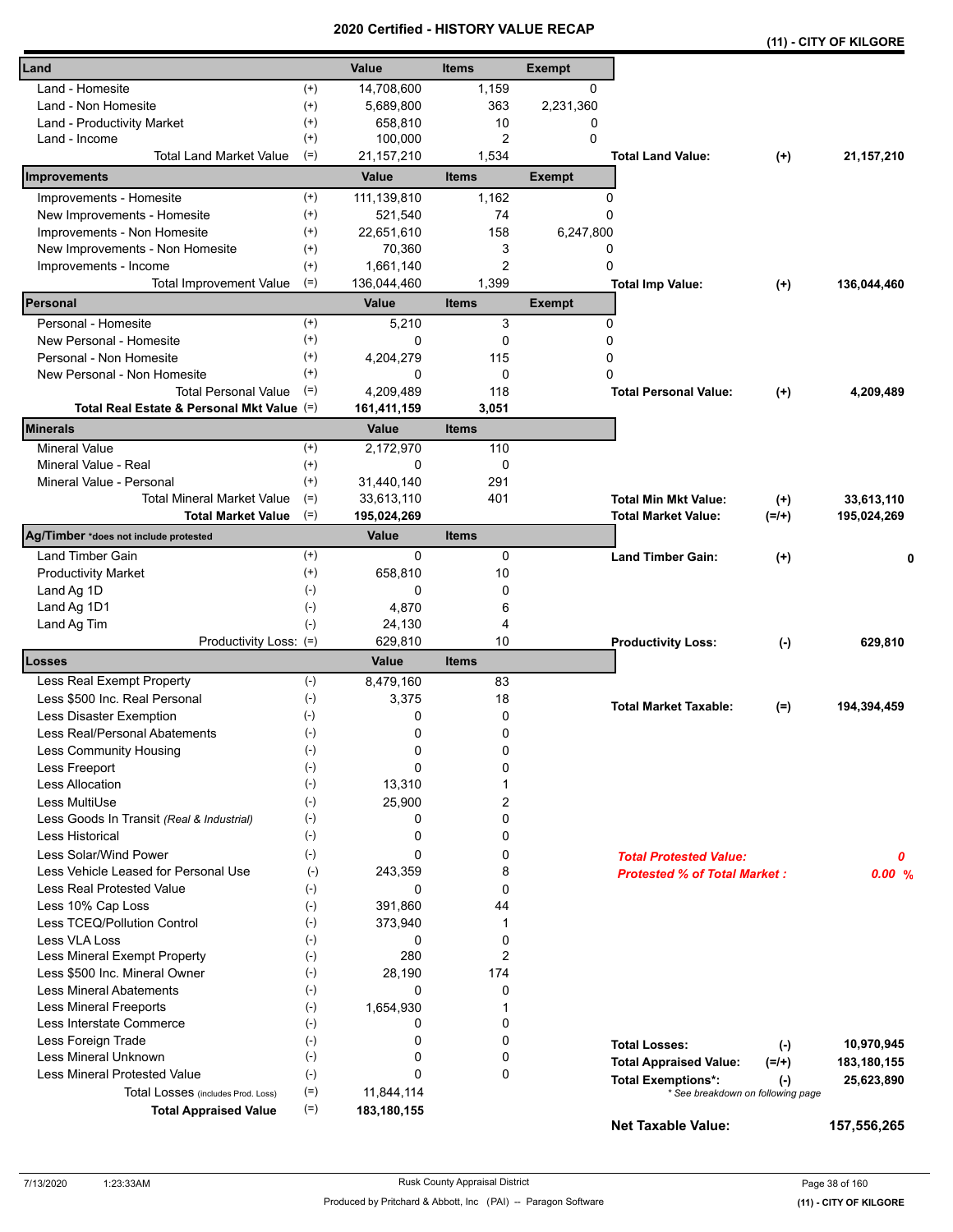# 2020 Certified - HISTORY VALUE RECAP

**(11) - CITY OF KILGORE**

| Land | | Value | Items | Exempt | | | |
|---|---|---|---|---|---|---|---|
| Land - Homesite | (+) | 14,708,600 | 1,159 | 0 | | | |
| Land - Non Homesite | (+) | 5,689,800 | 363 | 2,231,360 | | | |
| Land - Productivity Market | (+) | 658,810 | 10 | 0 | | | |
| Land - Income | (+) | 100,000 | 2 | 0 | | | |
| Total Land Market Value | (=) | 21,157,210 | 1,534 | | **Total Land Value:** | **(+)** | **21,157,210** |
| **Improvements** | | **Value** | **Items** | **Exempt** | | | |
| Improvements - Homesite | (+) | 111,139,810 | 1,162 | 0 | | | |
| New Improvements - Homesite | (+) | 521,540 | 74 | 0 | | | |
| Improvements - Non Homesite | (+) | 22,651,610 | 158 | 6,247,800 | | | |
| New Improvements - Non Homesite | (+) | 70,360 | 3 | 0 | | | |
| Improvements - Income | (+) | 1,661,140 | 2 | 0 | | | |
| Total Improvement Value | (=) | 136,044,460 | 1,399 | | **Total Imp Value:** | **(+)** | **136,044,460** |
| **Personal** | | **Value** | **Items** | **Exempt** | | | |
| Personal - Homesite | (+) | 5,210 | 3 | 0 | | | |
| New Personal - Homesite | (+) | 0 | 0 | 0 | | | |
| Personal - Non Homesite | (+) | 4,204,279 | 115 | 0 | | | |
| New Personal - Non Homesite | (+) | 0 | 0 | 0 | | | |
| Total Personal Value | (=) | 4,209,489 | 118 | | **Total Personal Value:** | **(+)** | **4,209,489** |
| **Total Real Estate & Personal Mkt Value** | (=) | **161,411,159** | **3,051** | | | | |
| **Minerals** | | **Value** | **Items** | | | | |
| Mineral Value | (+) | 2,172,970 | 110 | | | | |
| Mineral Value - Real | (+) | 0 | 0 | | | | |
| Mineral Value - Personal | (+) | 31,440,140 | 291 | | | | |
| Total Mineral Market Value | (=) | 33,613,110 | 401 | | **Total Min Mkt Value:** | **(+)** | **33,613,110** |
| **Total Market Value** | (=) | **195,024,269** | | | **Total Market Value:** | **(=/+)** | **195,024,269** |
| **Ag/Timber** *does not include protested | | **Value** | **Items** | | | | |
| Land Timber Gain | (+) | 0 | 0 | | **Land Timber Gain:** | **(+)** | **0** |
| Productivity Market | (+) | 658,810 | 10 | | | | |
| Land Ag 1D | (-) | 0 | 0 | | | | |
| Land Ag 1D1 | (-) | 4,870 | 6 | | | | |
| Land Ag Tim | (-) | 24,130 | 4 | | | | |
| Productivity Loss: | (=) | 629,810 | 10 | | **Productivity Loss:** | **(-)** | **629,810** |
| **Losses** | | **Value** | **Items** | | | | |
| Less Real Exempt Property | (-) | 8,479,160 | 83 | | | | |
| Less $500 Inc. Real Personal | (-) | 3,375 | 18 | | **Total Market Taxable:** | **(=)** | **194,394,459** |
| Less Disaster Exemption | (-) | 0 | 0 | | | | |
| Less Real/Personal Abatements | (-) | 0 | 0 | | | | |
| Less Community Housing | (-) | 0 | 0 | | | | |
| Less Freeport | (-) | 0 | 0 | | | | |
| Less Allocation | (-) | 13,310 | 1 | | | | |
| Less MultiUse | (-) | 25,900 | 2 | | | | |
| Less Goods In Transit *(Real & Industrial)* | (-) | 0 | 0 | | | | |
| Less Historical | (-) | 0 | 0 | | | | |
| Less Solar/Wind Power | (-) | 0 | 0 | | ***Total Protested Value:*** | | ***0*** |
| Less Vehicle Leased for Personal Use | (-) | 243,359 | 8 | | ***Protested % of Total Market :*** | | ***0.00 %*** |
| Less Real Protested Value | (-) | 0 | 0 | | | | |
| Less 10% Cap Loss | (-) | 391,860 | 44 | | | | |
| Less TCEQ/Pollution Control | (-) | 373,940 | 1 | | | | |
| Less VLA Loss | (-) | 0 | 0 | | | | |
| Less Mineral Exempt Property | (-) | 280 | 2 | | | | |
| Less $500 Inc. Mineral Owner | (-) | 28,190 | 174 | | | | |
| Less Mineral Abatements | (-) | 0 | 0 | | | | |
| Less Mineral Freeports | (-) | 1,654,930 | 1 | | | | |
| Less Interstate Commerce | (-) | 0 | 0 | | | | |
| Less Foreign Trade | (-) | 0 | 0 | | **Total Losses:** | **(-)** | **10,970,945** |
| Less Mineral Unknown | (-) | 0 | 0 | | **Total Appraised Value:** | **(=/+)** | **183,180,155** |
| Less Mineral Protested Value | (-) | 0 | 0 | | **Total Exemptions*:** | **(-)** | **25,623,890** |
| Total Losses (includes Prod. Loss) | (=) | 11,844,114 | | | *\* See breakdown on following page* | | |
| **Total Appraised Value** | (=) | **183,180,155** | | | | | |
| | | | | | **Net Taxable Value:** | | **157,556,265** |

7/13/2020 1:23:33AM — Rusk County Appraisal District — Produced by Pritchard & Abbott, Inc (PAI) -- Paragon Software — (11) - CITY OF KILGORE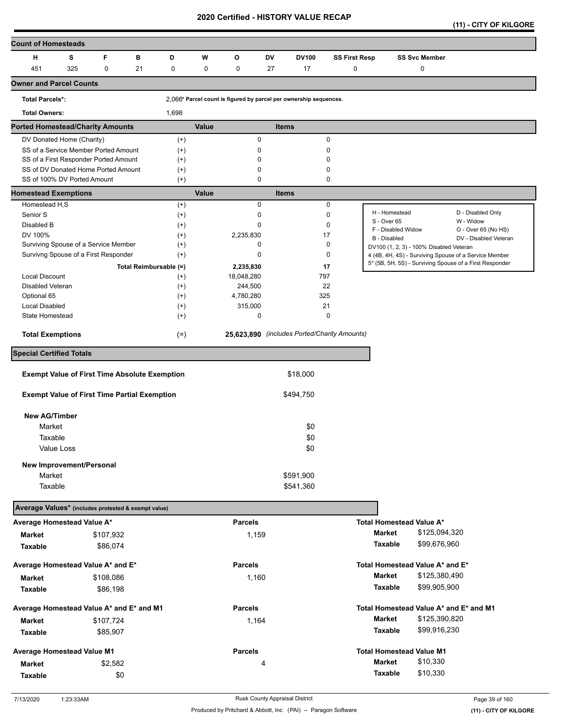# 2020 Certified - HISTORY VALUE RECAP

(11) - CITY OF KILGORE

## Count of Homesteads

| H | S | F | B | D | W | O | DV | DV100 | SS First Resp | SS Svc Member |
|---|---|---|---|---|---|---|---|---|---|---|
| 451 | 325 | 0 | 21 | 0 | 0 | 0 | 27 | 17 | 0 | 0 |

## Owner and Parcel Counts

**Total Parcels*:** 2,066* Parcel count is figured by parcel per ownership sequences.

**Total Owners:** 1,698

## Ported Homestead/Charity Amounts

| | | Value | Items |
|---|---|---|---|
| DV Donated Home (Charity) | (+) | 0 | 0 |
| SS of a Service Member Ported Amount | (+) | 0 | 0 |
| SS of a First Responder Ported Amount | (+) | 0 | 0 |
| SS of DV Donated Home Ported Amount | (+) | 0 | 0 |
| SS of 100% DV Ported Amount | (+) | 0 | 0 |

## Homestead Exemptions

| | | Value | Items |
|---|---|---|---|
| Homestead H,S | (+) | 0 | 0 |
| Senior S | (+) | 0 | 0 |
| Disabled B | (+) | 0 | 0 |
| DV 100% | (+) | 2,235,830 | 17 |
| Surviving Spouse of a Service Member | (+) | 0 | 0 |
| Survivng Spouse of a First Responder | (+) | 0 | 0 |
| Total Reimbursable | (=) | **2,235,830** | **17** |
| Local Discount | (+) | 18,048,280 | 797 |
| Disabled Veteran | (+) | 244,500 | 22 |
| Optional 65 | (+) | 4,780,280 | 325 |
| Local Disabled | (+) | 315,000 | 21 |
| State Homestead | (+) | 0 | 0 |
| **Total Exemptions** | (=) | **25,623,890** | *(includes Ported/Charity Amounts)* |

| | |
|---|---|
| H - Homestead | D - Disabled Only |
| S - Over 65 | W - Widow |
| F - Disabled Widow | O - Over 65 (No HS) |
| B - Disabled | DV - Disabled Veteran |
| DV100 (1, 2, 3) - 100% Disabled Veteran | |
| 4 (4B, 4H, 4S) - Surviving Spouse of a Service Member | |
| 5* (5B, 5H, 5S) - Surviving Spouse of a First Responder | |

## Special Certified Totals

**Exempt Value of First Time Absolute Exemption** $18,000

**Exempt Value of First Time Partial Exemption** $494,750

**New AG/Timber**

| | |
|---|---|
| Market | $0 |
| Taxable | $0 |
| Value Loss | $0 |

**New Improvement/Personal**

| | |
|---|---|
| Market | $591,900 |
| Taxable | $541,360 |

## Average Values* (includes protested & exempt value)

**Average Homestead Value A***

| | | Parcels | Total Homestead Value A* | |
|---|---|---|---|---|
| Market | $107,932 | 1,159 | Market | $125,094,320 |
| Taxable | $86,074 | | Taxable | $99,676,960 |

**Average Homestead Value A* and E***

| | | Parcels | Total Homestead Value A* and E* | |
|---|---|---|---|---|
| Market | $108,086 | 1,160 | Market | $125,380,490 |
| Taxable | $86,198 | | Taxable | $99,905,900 |

**Average Homestead Value A* and E* and M1**

| | | Parcels | Total Homestead Value A* and E* and M1 | |
|---|---|---|---|---|
| Market | $107,724 | 1,164 | Market | $125,390,820 |
| Taxable | $85,907 | | Taxable | $99,916,230 |

**Average Homestead Value M1**

| | | Parcels | Total Homestead Value M1 | |
|---|---|---|---|---|
| Market | $2,582 | 4 | Market | $10,330 |
| Taxable | $0 | | Taxable | $10,330 |

7/13/2020 1:23:33AM Rusk County Appraisal District

Produced by Pritchard & Abbott, Inc (PAI) -- Paragon Software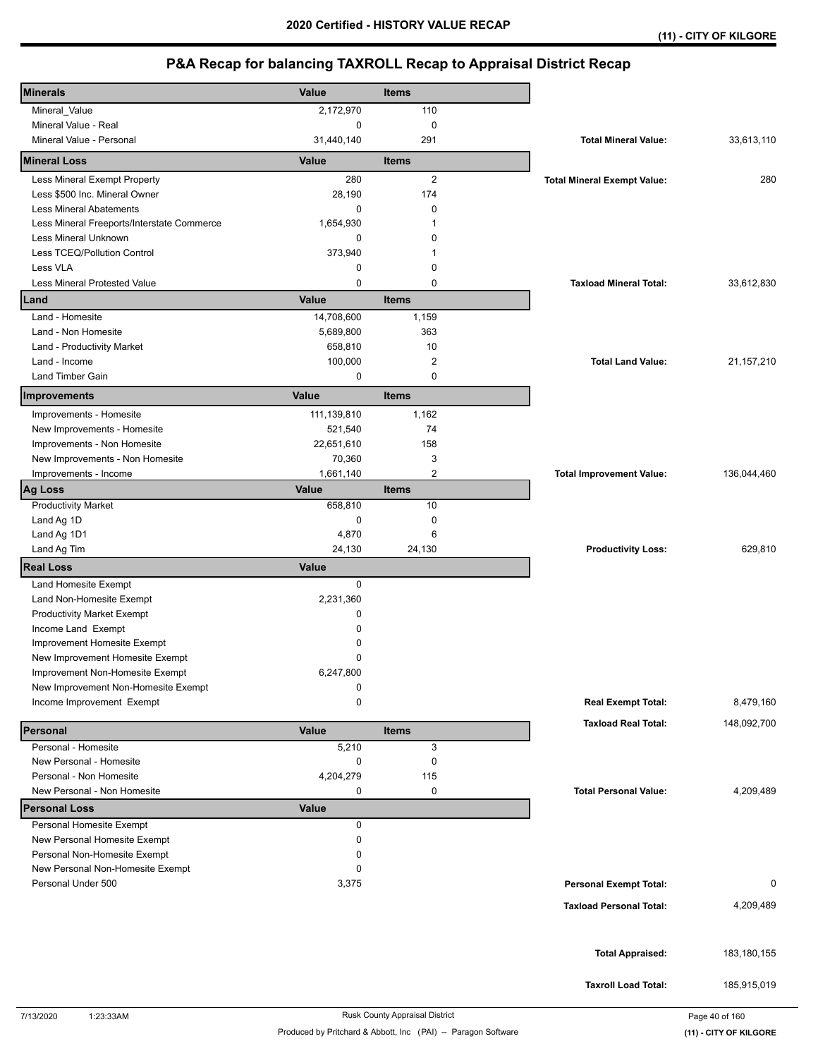# 2020 Certified - HISTORY VALUE RECAP

**(11) - CITY OF KILGORE**

## P&A Recap for balancing TAXROLL Recap to Appraisal District Recap

| Minerals | Value | Items | | |
|---|---|---|---|---|
| Mineral_Value | 2,172,970 | 110 | | |
| Mineral Value - Real | 0 | 0 | | |
| Mineral Value - Personal | 31,440,140 | 291 | **Total Mineral Value:** | 33,613,110 |
| **Mineral Loss** | **Value** | **Items** | | |
| Less Mineral Exempt Property | 280 | 2 | **Total Mineral Exempt Value:** | 280 |
| Less $500 Inc. Mineral Owner | 28,190 | 174 | | |
| Less Mineral Abatements | 0 | 0 | | |
| Less Mineral Freeports/Interstate Commerce | 1,654,930 | 1 | | |
| Less Mineral Unknown | 0 | 0 | | |
| Less TCEQ/Pollution Control | 373,940 | 1 | | |
| Less VLA | 0 | 0 | | |
| Less Mineral Protested Value | 0 | 0 | **Taxload Mineral Total:** | 33,612,830 |
| **Land** | **Value** | **Items** | | |
| Land - Homesite | 14,708,600 | 1,159 | | |
| Land - Non Homesite | 5,689,800 | 363 | | |
| Land - Productivity Market | 658,810 | 10 | | |
| Land - Income | 100,000 | 2 | **Total Land Value:** | 21,157,210 |
| Land Timber Gain | 0 | 0 | | |
| **Improvements** | **Value** | **Items** | | |
| Improvements - Homesite | 111,139,810 | 1,162 | | |
| New Improvements - Homesite | 521,540 | 74 | | |
| Improvements - Non Homesite | 22,651,610 | 158 | | |
| New Improvements - Non Homesite | 70,360 | 3 | | |
| Improvements - Income | 1,661,140 | 2 | **Total Improvement Value:** | 136,044,460 |
| **Ag Loss** | **Value** | **Items** | | |
| Productivity Market | 658,810 | 10 | | |
| Land Ag 1D | 0 | 0 | | |
| Land Ag 1D1 | 4,870 | 6 | | |
| Land Ag Tim | 24,130 | 24,130 | **Productivity Loss:** | 629,810 |
| **Real Loss** | **Value** | | | |
| Land Homesite Exempt | 0 | | | |
| Land Non-Homesite Exempt | 2,231,360 | | | |
| Productivity Market Exempt | 0 | | | |
| Income Land Exempt | 0 | | | |
| Improvement Homesite Exempt | 0 | | | |
| New Improvement Homesite Exempt | 0 | | | |
| Improvement Non-Homesite Exempt | 6,247,800 | | | |
| New Improvement Non-Homesite Exempt | 0 | | | |
| Income Improvement Exempt | 0 | | **Real Exempt Total:** | 8,479,160 |
| | | | **Taxload Real Total:** | 148,092,700 |
| **Personal** | **Value** | **Items** | | |
| Personal - Homesite | 5,210 | 3 | | |
| New Personal - Homesite | 0 | 0 | | |
| Personal - Non Homesite | 4,204,279 | 115 | | |
| New Personal - Non Homesite | 0 | 0 | **Total Personal Value:** | 4,209,489 |
| **Personal Loss** | **Value** | | | |
| Personal Homesite Exempt | 0 | | | |
| New Personal Homesite Exempt | 0 | | | |
| Personal Non-Homesite Exempt | 0 | | | |
| New Personal Non-Homesite Exempt | 0 | | | |
| Personal Under 500 | 3,375 | | **Personal Exempt Total:** | 0 |
| | | | **Taxload Personal Total:** | 4,209,489 |
| | | | **Total Appraised:** | 183,180,155 |
| | | | **Taxroll Load Total:** | 185,915,019 |

7/13/2020 1:23:33AM

Rusk County Appraisal District

Produced by Pritchard & Abbott, Inc (PAI) -- Paragon Software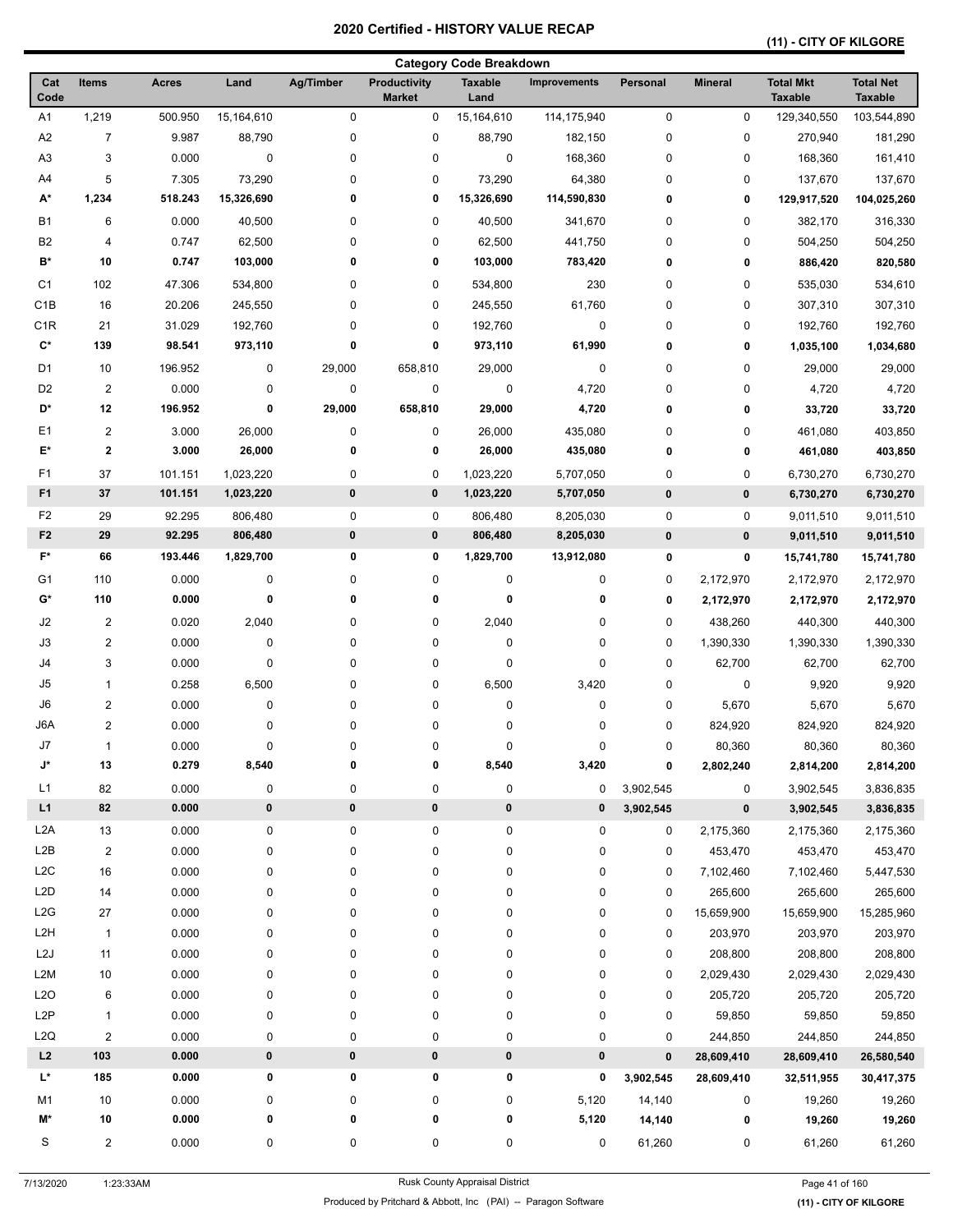# 2020 Certified - HISTORY VALUE RECAP

**(11) - CITY OF KILGORE**

## Category Code Breakdown

| Cat Code | Items | Acres | Land | Ag/Timber | Productivity Market | Taxable Land | Improvements | Personal | Mineral | Total Mkt Taxable | Total Net Taxable |
|---|---|---|---|---|---|---|---|---|---|---|---|
| A1 | 1,219 | 500.950 | 15,164,610 | 0 | 0 | 15,164,610 | 114,175,940 | 0 | 0 | 129,340,550 | 103,544,890 |
| A2 | 7 | 9.987 | 88,790 | 0 | 0 | 88,790 | 182,150 | 0 | 0 | 270,940 | 181,290 |
| A3 | 3 | 0.000 | 0 | 0 | 0 | 0 | 168,360 | 0 | 0 | 168,360 | 161,410 |
| A4 | 5 | 7.305 | 73,290 | 0 | 0 | 73,290 | 64,380 | 0 | 0 | 137,670 | 137,670 |
| **A*** | **1,234** | **518.243** | **15,326,690** | **0** | **0** | **15,326,690** | **114,590,830** | **0** | **0** | **129,917,520** | **104,025,260** |
| B1 | 6 | 0.000 | 40,500 | 0 | 0 | 40,500 | 341,670 | 0 | 0 | 382,170 | 316,330 |
| B2 | 4 | 0.747 | 62,500 | 0 | 0 | 62,500 | 441,750 | 0 | 0 | 504,250 | 504,250 |
| **B*** | **10** | **0.747** | **103,000** | **0** | **0** | **103,000** | **783,420** | **0** | **0** | **886,420** | **820,580** |
| C1 | 102 | 47.306 | 534,800 | 0 | 0 | 534,800 | 230 | 0 | 0 | 535,030 | 534,610 |
| C1B | 16 | 20.206 | 245,550 | 0 | 0 | 245,550 | 61,760 | 0 | 0 | 307,310 | 307,310 |
| C1R | 21 | 31.029 | 192,760 | 0 | 0 | 192,760 | 0 | 0 | 0 | 192,760 | 192,760 |
| **C*** | **139** | **98.541** | **973,110** | **0** | **0** | **973,110** | **61,990** | **0** | **0** | **1,035,100** | **1,034,680** |
| D1 | 10 | 196.952 | 0 | 29,000 | 658,810 | 29,000 | 0 | 0 | 0 | 29,000 | 29,000 |
| D2 | 2 | 0.000 | 0 | 0 | 0 | 0 | 4,720 | 0 | 0 | 4,720 | 4,720 |
| **D*** | **12** | **196.952** | **0** | **29,000** | **658,810** | **29,000** | **4,720** | **0** | **0** | **33,720** | **33,720** |
| E1 | 2 | 3.000 | 26,000 | 0 | 0 | 26,000 | 435,080 | 0 | 0 | 461,080 | 403,850 |
| **E*** | **2** | **3.000** | **26,000** | **0** | **0** | **26,000** | **435,080** | **0** | **0** | **461,080** | **403,850** |
| F1 | 37 | 101.151 | 1,023,220 | 0 | 0 | 1,023,220 | 5,707,050 | 0 | 0 | 6,730,270 | 6,730,270 |
| **F1** | **37** | **101.151** | **1,023,220** | **0** | **0** | **1,023,220** | **5,707,050** | **0** | **0** | **6,730,270** | **6,730,270** |
| F2 | 29 | 92.295 | 806,480 | 0 | 0 | 806,480 | 8,205,030 | 0 | 0 | 9,011,510 | 9,011,510 |
| **F2** | **29** | **92.295** | **806,480** | **0** | **0** | **806,480** | **8,205,030** | **0** | **0** | **9,011,510** | **9,011,510** |
| **F*** | **66** | **193.446** | **1,829,700** | **0** | **0** | **1,829,700** | **13,912,080** | **0** | **0** | **15,741,780** | **15,741,780** |
| G1 | 110 | 0.000 | 0 | 0 | 0 | 0 | 0 | 0 | 2,172,970 | 2,172,970 | 2,172,970 |
| **G*** | **110** | **0.000** | **0** | **0** | **0** | **0** | **0** | **0** | **2,172,970** | **2,172,970** | **2,172,970** |
| J2 | 2 | 0.020 | 2,040 | 0 | 0 | 2,040 | 0 | 0 | 438,260 | 440,300 | 440,300 |
| J3 | 2 | 0.000 | 0 | 0 | 0 | 0 | 0 | 0 | 1,390,330 | 1,390,330 | 1,390,330 |
| J4 | 3 | 0.000 | 0 | 0 | 0 | 0 | 0 | 0 | 62,700 | 62,700 | 62,700 |
| J5 | 1 | 0.258 | 6,500 | 0 | 0 | 6,500 | 3,420 | 0 | 0 | 9,920 | 9,920 |
| J6 | 2 | 0.000 | 0 | 0 | 0 | 0 | 0 | 0 | 5,670 | 5,670 | 5,670 |
| J6A | 2 | 0.000 | 0 | 0 | 0 | 0 | 0 | 0 | 824,920 | 824,920 | 824,920 |
| J7 | 1 | 0.000 | 0 | 0 | 0 | 0 | 0 | 0 | 80,360 | 80,360 | 80,360 |
| **J*** | **13** | **0.279** | **8,540** | **0** | **0** | **8,540** | **3,420** | **0** | **2,802,240** | **2,814,200** | **2,814,200** |
| L1 | 82 | 0.000 | 0 | 0 | 0 | 0 | 0 | 3,902,545 | 0 | 3,902,545 | 3,836,835 |
| **L1** | **82** | **0.000** | **0** | **0** | **0** | **0** | **0** | **3,902,545** | **0** | **3,902,545** | **3,836,835** |
| L2A | 13 | 0.000 | 0 | 0 | 0 | 0 | 0 | 0 | 2,175,360 | 2,175,360 | 2,175,360 |
| L2B | 2 | 0.000 | 0 | 0 | 0 | 0 | 0 | 0 | 453,470 | 453,470 | 453,470 |
| L2C | 16 | 0.000 | 0 | 0 | 0 | 0 | 0 | 0 | 7,102,460 | 7,102,460 | 5,447,530 |
| L2D | 14 | 0.000 | 0 | 0 | 0 | 0 | 0 | 0 | 265,600 | 265,600 | 265,600 |
| L2G | 27 | 0.000 | 0 | 0 | 0 | 0 | 0 | 0 | 15,659,900 | 15,659,900 | 15,285,960 |
| L2H | 1 | 0.000 | 0 | 0 | 0 | 0 | 0 | 0 | 203,970 | 203,970 | 203,970 |
| L2J | 11 | 0.000 | 0 | 0 | 0 | 0 | 0 | 0 | 208,800 | 208,800 | 208,800 |
| L2M | 10 | 0.000 | 0 | 0 | 0 | 0 | 0 | 0 | 2,029,430 | 2,029,430 | 2,029,430 |
| L2O | 6 | 0.000 | 0 | 0 | 0 | 0 | 0 | 0 | 205,720 | 205,720 | 205,720 |
| L2P | 1 | 0.000 | 0 | 0 | 0 | 0 | 0 | 0 | 59,850 | 59,850 | 59,850 |
| L2Q | 2 | 0.000 | 0 | 0 | 0 | 0 | 0 | 0 | 244,850 | 244,850 | 244,850 |
| **L2** | **103** | **0.000** | **0** | **0** | **0** | **0** | **0** | **0** | **28,609,410** | **28,609,410** | **26,580,540** |
| **L*** | **185** | **0.000** | **0** | **0** | **0** | **0** | **0** | **3,902,545** | **28,609,410** | **32,511,955** | **30,417,375** |
| M1 | 10 | 0.000 | 0 | 0 | 0 | 0 | 5,120 | 14,140 | 0 | 19,260 | 19,260 |
| **M*** | **10** | **0.000** | **0** | **0** | **0** | **0** | **5,120** | **14,140** | **0** | **19,260** | **19,260** |
| S | 2 | 0.000 | 0 | 0 | 0 | 0 | 0 | 61,260 | 0 | 61,260 | 61,260 |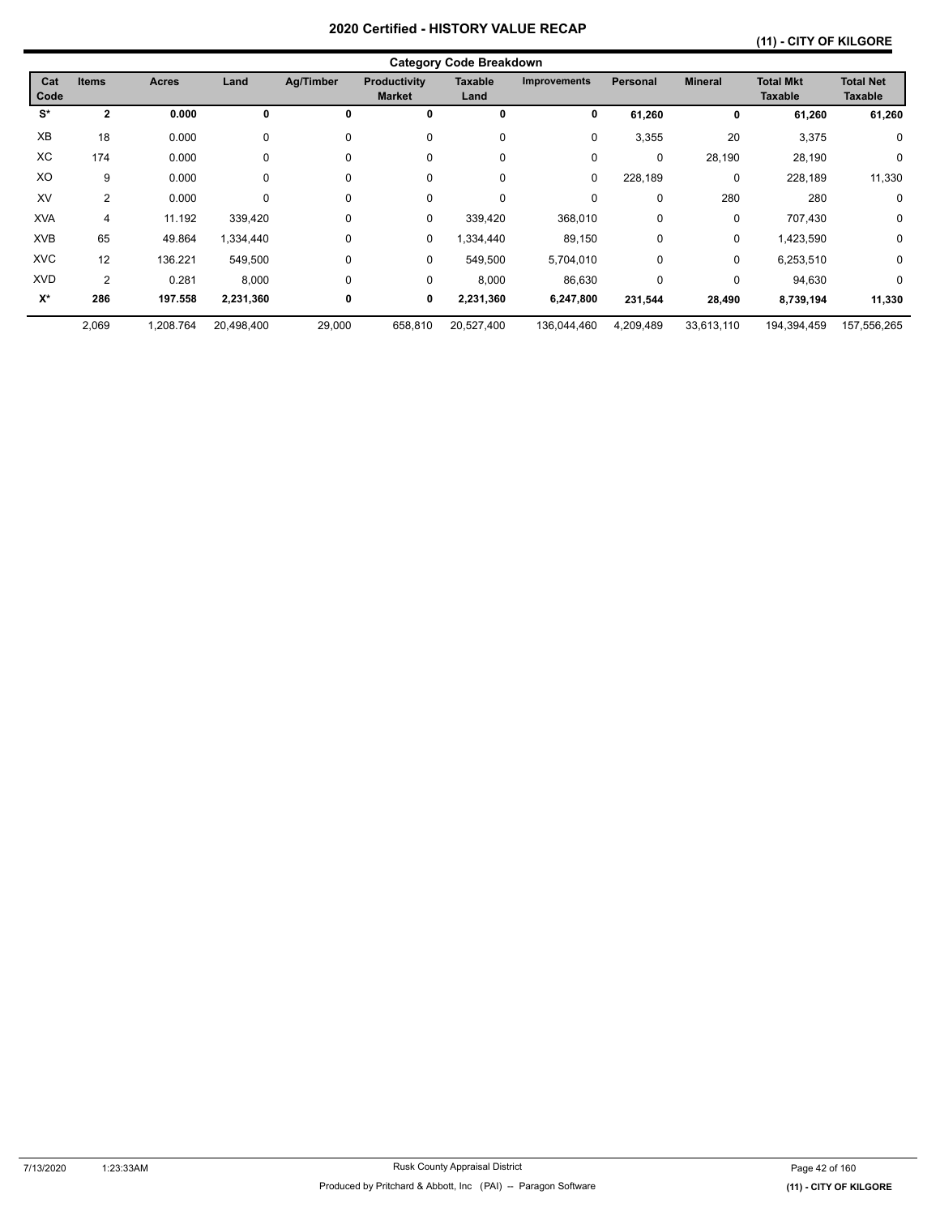# 2020 Certified - HISTORY VALUE RECAP

**(11) - CITY OF KILGORE**

## Category Code Breakdown

| Cat Code | Items | Acres | Land | Ag/Timber | Productivity Market | Taxable Land | Improvements | Personal | Mineral | Total Mkt Taxable | Total Net Taxable |
|---|---|---|---|---|---|---|---|---|---|---|---|
| **S*** | **2** | **0.000** | **0** | **0** | **0** | **0** | **0** | **61,260** | **0** | **61,260** | **61,260** |
| XB | 18 | 0.000 | 0 | 0 | 0 | 0 | 0 | 3,355 | 20 | 3,375 | 0 |
| XC | 174 | 0.000 | 0 | 0 | 0 | 0 | 0 | 0 | 28,190 | 28,190 | 0 |
| XO | 9 | 0.000 | 0 | 0 | 0 | 0 | 0 | 228,189 | 0 | 228,189 | 11,330 |
| XV | 2 | 0.000 | 0 | 0 | 0 | 0 | 0 | 0 | 280 | 280 | 0 |
| XVA | 4 | 11.192 | 339,420 | 0 | 0 | 339,420 | 368,010 | 0 | 0 | 707,430 | 0 |
| XVB | 65 | 49.864 | 1,334,440 | 0 | 0 | 1,334,440 | 89,150 | 0 | 0 | 1,423,590 | 0 |
| XVC | 12 | 136.221 | 549,500 | 0 | 0 | 549,500 | 5,704,010 | 0 | 0 | 6,253,510 | 0 |
| XVD | 2 | 0.281 | 8,000 | 0 | 0 | 8,000 | 86,630 | 0 | 0 | 94,630 | 0 |
| **X*** | **286** | **197.558** | **2,231,360** | **0** | **0** | **2,231,360** | **6,247,800** | **231,544** | **28,490** | **8,739,194** | **11,330** |
| | 2,069 | 1,208.764 | 20,498,400 | 29,000 | 658,810 | 20,527,400 | 136,044,460 | 4,209,489 | 33,613,110 | 194,394,459 | 157,556,265 |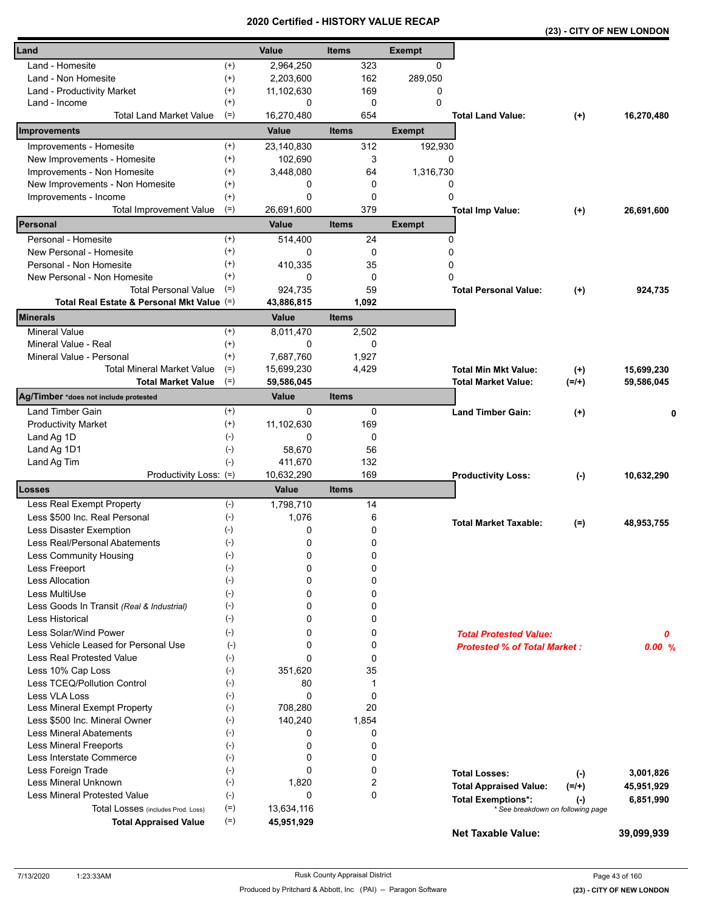# 2020 Certified - HISTORY VALUE RECAP

**(23) - CITY OF NEW LONDON**

| Land | | Value | Items | Exempt | | | |
|---|---|---|---|---|---|---|---|
| Land - Homesite | (+) | 2,964,250 | 323 | 0 | | | |
| Land - Non Homesite | (+) | 2,203,600 | 162 | 289,050 | | | |
| Land - Productivity Market | (+) | 11,102,630 | 169 | 0 | | | |
| Land - Income | (+) | 0 | 0 | 0 | | | |
| Total Land Market Value | (=) | 16,270,480 | 654 | | **Total Land Value:** | **(+)** | **16,270,480** |
| **Improvements** | | **Value** | **Items** | **Exempt** | | | |
| Improvements - Homesite | (+) | 23,140,830 | 312 | 192,930 | | | |
| New Improvements - Homesite | (+) | 102,690 | 3 | 0 | | | |
| Improvements - Non Homesite | (+) | 3,448,080 | 64 | 1,316,730 | | | |
| New Improvements - Non Homesite | (+) | 0 | 0 | 0 | | | |
| Improvements - Income | (+) | 0 | 0 | 0 | | | |
| Total Improvement Value | (=) | 26,691,600 | 379 | | **Total Imp Value:** | **(+)** | **26,691,600** |
| **Personal** | | **Value** | **Items** | **Exempt** | | | |
| Personal - Homesite | (+) | 514,400 | 24 | 0 | | | |
| New Personal - Homesite | (+) | 0 | 0 | 0 | | | |
| Personal - Non Homesite | (+) | 410,335 | 35 | 0 | | | |
| New Personal - Non Homesite | (+) | 0 | 0 | 0 | | | |
| Total Personal Value | (=) | 924,735 | 59 | | **Total Personal Value:** | **(+)** | **924,735** |
| **Total Real Estate & Personal Mkt Value** | (=) | **43,886,815** | **1,092** | | | | |
| **Minerals** | | **Value** | **Items** | | | | |
| Mineral Value | (+) | 8,011,470 | 2,502 | | | | |
| Mineral Value - Real | (+) | 0 | 0 | | | | |
| Mineral Value - Personal | (+) | 7,687,760 | 1,927 | | | | |
| Total Mineral Market Value | (=) | 15,699,230 | 4,429 | | **Total Min Mkt Value:** | **(+)** | **15,699,230** |
| **Total Market Value** | (=) | **59,586,045** | | | **Total Market Value:** | **(=/+)** | **59,586,045** |
| **Ag/Timber** *does not include protested | | **Value** | **Items** | | | | |
| Land Timber Gain | (+) | 0 | 0 | | **Land Timber Gain:** | **(+)** | **0** |
| Productivity Market | (+) | 11,102,630 | 169 | | | | |
| Land Ag 1D | (-) | 0 | 0 | | | | |
| Land Ag 1D1 | (-) | 58,670 | 56 | | | | |
| Land Ag Tim | (-) | 411,670 | 132 | | | | |
| Productivity Loss: | (=) | 10,632,290 | 169 | | **Productivity Loss:** | **(-)** | **10,632,290** |
| **Losses** | | **Value** | **Items** | | | | |
| Less Real Exempt Property | (-) | 1,798,710 | 14 | | | | |
| Less $500 Inc. Real Personal | (-) | 1,076 | 6 | | **Total Market Taxable:** | **(=)** | **48,953,755** |
| Less Disaster Exemption | (-) | 0 | 0 | | | | |
| Less Real/Personal Abatements | (-) | 0 | 0 | | | | |
| Less Community Housing | (-) | 0 | 0 | | | | |
| Less Freeport | (-) | 0 | 0 | | | | |
| Less Allocation | (-) | 0 | 0 | | | | |
| Less MultiUse | (-) | 0 | 0 | | | | |
| Less Goods In Transit *(Real & Industrial)* | (-) | 0 | 0 | | | | |
| Less Historical | (-) | 0 | 0 | | | | |
| Less Solar/Wind Power | (-) | 0 | 0 | | ***Total Protested Value:*** | | ***0*** |
| Less Vehicle Leased for Personal Use | (-) | 0 | 0 | | ***Protested % of Total Market :*** | | ***0.00 %*** |
| Less Real Protested Value | (-) | 0 | 0 | | | | |
| Less 10% Cap Loss | (-) | 351,620 | 35 | | | | |
| Less TCEQ/Pollution Control | (-) | 80 | 1 | | | | |
| Less VLA Loss | (-) | 0 | 0 | | | | |
| Less Mineral Exempt Property | (-) | 708,280 | 20 | | | | |
| Less $500 Inc. Mineral Owner | (-) | 140,240 | 1,854 | | | | |
| Less Mineral Abatements | (-) | 0 | 0 | | | | |
| Less Mineral Freeports | (-) | 0 | 0 | | | | |
| Less Interstate Commerce | (-) | 0 | 0 | | | | |
| Less Foreign Trade | (-) | 0 | 0 | | **Total Losses:** | **(-)** | **3,001,826** |
| Less Mineral Unknown | (-) | 1,820 | 2 | | **Total Appraised Value:** | **(=/+)** | **45,951,929** |
| Less Mineral Protested Value | (-) | 0 | 0 | | **Total Exemptions*:** | **(-)** | **6,851,990** |
| Total Losses (includes Prod. Loss) | (=) | 13,634,116 | | | * See breakdown on following page | | |
| **Total Appraised Value** | (=) | **45,951,929** | | | | | |
| | | | | | **Net Taxable Value:** | | **39,099,939** |

7/13/2020 1:23:33AM

Rusk County Appraisal District

Produced by Pritchard & Abbott, Inc (PAI) -- Paragon Software

(23) - CITY OF NEW LONDON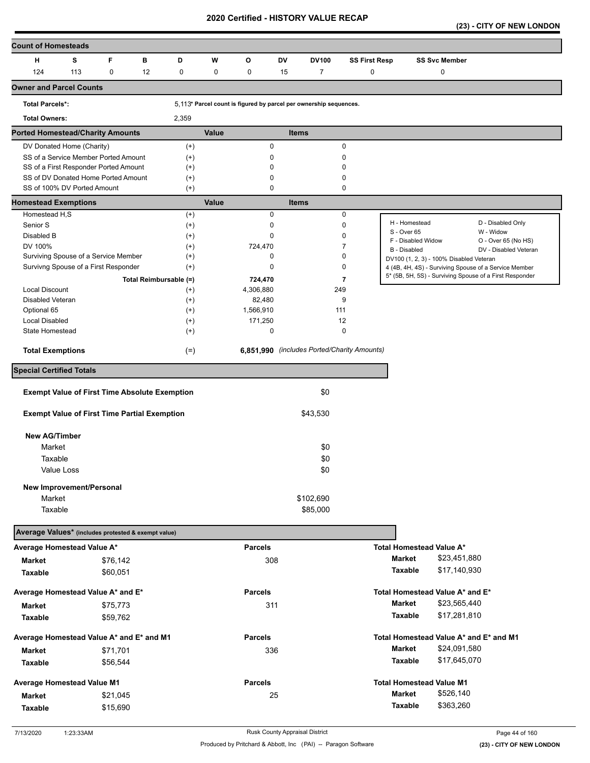# 2020 Certified - HISTORY VALUE RECAP

## (23) - CITY OF NEW LONDON

### Count of Homesteads

| H | S | F | B | D | W | O | DV | DV100 | SS First Resp | SS Svc Member |
|---|---|---|---|---|---|---|---|---|---|---|
| 124 | 113 | 0 | 12 | 0 | 0 | 0 | 15 | 7 | 0 | 0 |

### Owner and Parcel Counts

| | | |
|---|---|---|
| **Total Parcels*:** | 5,113 | * Parcel count is figured by parcel per ownership sequences. |
| **Total Owners:** | 2,359 | |

### Ported Homestead/Charity Amounts

| | | Value | Items |
|---|---|---|---|
| DV Donated Home (Charity) | (+) | 0 | 0 |
| SS of a Service Member Ported Amount | (+) | 0 | 0 |
| SS of a First Responder Ported Amount | (+) | 0 | 0 |
| SS of DV Donated Home Ported Amount | (+) | 0 | 0 |
| SS of 100% DV Ported Amount | (+) | 0 | 0 |

### Homestead Exemptions

| | | Value | Items |
|---|---|---|---|
| Homestead H,S | (+) | 0 | 0 |
| Senior S | (+) | 0 | 0 |
| Disabled B | (+) | 0 | 0 |
| DV 100% | (+) | 724,470 | 7 |
| Surviving Spouse of a Service Member | (+) | 0 | 0 |
| Survivng Spouse of a First Responder | (+) | 0 | 0 |
| Total Reimbursable | (=) | 724,470 | 7 |
| Local Discount | (+) | 4,306,880 | 249 |
| Disabled Veteran | (+) | 82,480 | 9 |
| Optional 65 | (+) | 1,566,910 | 111 |
| Local Disabled | (+) | 171,250 | 12 |
| State Homestead | (+) | 0 | 0 |
| **Total Exemptions** | (=) | **6,851,990** | *(includes Ported/Charity Amounts)* |

| | |
|---|---|
| H - Homestead | D - Disabled Only |
| S - Over 65 | W - Widow |
| F - Disabled Widow | O - Over 65 (No HS) |
| B - Disabled | DV - Disabled Veteran |
| DV100 (1, 2, 3) - 100% Disabled Veteran | |
| 4 (4B, 4H, 4S) - Surviving Spouse of a Service Member | |
| 5* (5B, 5H, 5S) - Surviving Spouse of a First Responder | |

### Special Certified Totals

| | |
|---|---|
| **Exempt Value of First Time Absolute Exemption** | $0 |
| **Exempt Value of First Time Partial Exemption** | $43,530 |
| **New AG/Timber** | |
| Market | $0 |
| Taxable | $0 |
| Value Loss | $0 |
| **New Improvement/Personal** | |
| Market | $102,690 |
| Taxable | $85,000 |

### Average Values* (includes protested & exempt value)

| | | Parcels | | |
|---|---|---|---|---|
| **Average Homestead Value A*** | | | **Total Homestead Value A*** | |
| **Market** | $76,142 | 308 | **Market** | $23,451,880 |
| **Taxable** | $60,051 | | **Taxable** | $17,140,930 |
| **Average Homestead Value A* and E*** | | | **Total Homestead Value A* and E*** | |
| **Market** | $75,773 | 311 | **Market** | $23,565,440 |
| **Taxable** | $59,762 | | **Taxable** | $17,281,810 |
| **Average Homestead Value A* and E* and M1** | | | **Total Homestead Value A* and E* and M1** | |
| **Market** | $71,701 | 336 | **Market** | $24,091,580 |
| **Taxable** | $56,544 | | **Taxable** | $17,645,070 |
| **Average Homestead Value M1** | | | **Total Homestead Value M1** | |
| **Market** | $21,045 | 25 | **Market** | $526,140 |
| **Taxable** | $15,690 | | **Taxable** | $363,260 |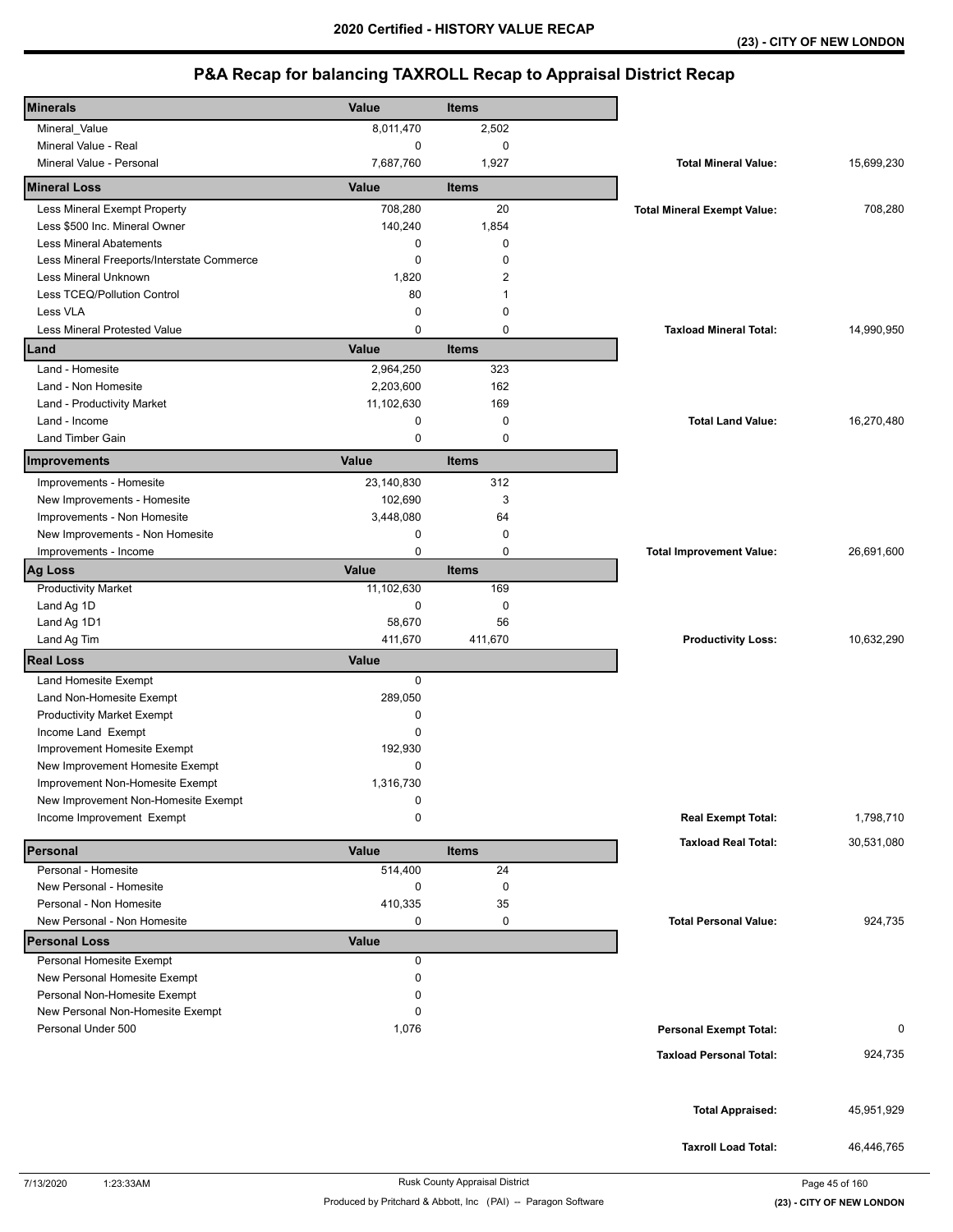# 2020 Certified - HISTORY VALUE RECAP

(23) - CITY OF NEW LONDON

## P&A Recap for balancing TAXROLL Recap to Appraisal District Recap

| Minerals | Value | Items | | |
|---|---|---|---|---|
| Mineral_Value | 8,011,470 | 2,502 | | |
| Mineral Value - Real | 0 | 0 | | |
| Mineral Value - Personal | 7,687,760 | 1,927 | **Total Mineral Value:** | 15,699,230 |
| **Mineral Loss** | **Value** | **Items** | | |
| Less Mineral Exempt Property | 708,280 | 20 | **Total Mineral Exempt Value:** | 708,280 |
| Less $500 Inc. Mineral Owner | 140,240 | 1,854 | | |
| Less Mineral Abatements | 0 | 0 | | |
| Less Mineral Freeports/Interstate Commerce | 0 | 0 | | |
| Less Mineral Unknown | 1,820 | 2 | | |
| Less TCEQ/Pollution Control | 80 | 1 | | |
| Less VLA | 0 | 0 | | |
| Less Mineral Protested Value | 0 | 0 | **Taxload Mineral Total:** | 14,990,950 |
| **Land** | **Value** | **Items** | | |
| Land - Homesite | 2,964,250 | 323 | | |
| Land - Non Homesite | 2,203,600 | 162 | | |
| Land - Productivity Market | 11,102,630 | 169 | | |
| Land - Income | 0 | 0 | **Total Land Value:** | 16,270,480 |
| Land Timber Gain | 0 | 0 | | |
| **Improvements** | **Value** | **Items** | | |
| Improvements - Homesite | 23,140,830 | 312 | | |
| New Improvements - Homesite | 102,690 | 3 | | |
| Improvements - Non Homesite | 3,448,080 | 64 | | |
| New Improvements - Non Homesite | 0 | 0 | | |
| Improvements - Income | 0 | 0 | **Total Improvement Value:** | 26,691,600 |
| **Ag Loss** | **Value** | **Items** | | |
| Productivity Market | 11,102,630 | 169 | | |
| Land Ag 1D | 0 | 0 | | |
| Land Ag 1D1 | 58,670 | 56 | | |
| Land Ag Tim | 411,670 | 411,670 | **Productivity Loss:** | 10,632,290 |
| **Real Loss** | **Value** | | | |
| Land Homesite Exempt | 0 | | | |
| Land Non-Homesite Exempt | 289,050 | | | |
| Productivity Market Exempt | 0 | | | |
| Income Land Exempt | 0 | | | |
| Improvement Homesite Exempt | 192,930 | | | |
| New Improvement Homesite Exempt | 0 | | | |
| Improvement Non-Homesite Exempt | 1,316,730 | | | |
| New Improvement Non-Homesite Exempt | 0 | | | |
| Income Improvement Exempt | 0 | | **Real Exempt Total:** | 1,798,710 |
| | | | **Taxload Real Total:** | 30,531,080 |
| **Personal** | **Value** | **Items** | | |
| Personal - Homesite | 514,400 | 24 | | |
| New Personal - Homesite | 0 | 0 | | |
| Personal - Non Homesite | 410,335 | 35 | | |
| New Personal - Non Homesite | 0 | 0 | **Total Personal Value:** | 924,735 |
| **Personal Loss** | **Value** | | | |
| Personal Homesite Exempt | 0 | | | |
| New Personal Homesite Exempt | 0 | | | |
| Personal Non-Homesite Exempt | 0 | | | |
| New Personal Non-Homesite Exempt | 0 | | | |
| Personal Under 500 | 1,076 | | **Personal Exempt Total:** | 0 |
| | | | **Taxload Personal Total:** | 924,735 |
| | | | **Total Appraised:** | 45,951,929 |
| | | | **Taxroll Load Total:** | 46,446,765 |

7/13/2020 1:23:33AM Rusk County Appraisal District

Produced by Pritchard & Abbott, Inc (PAI) -- Paragon Software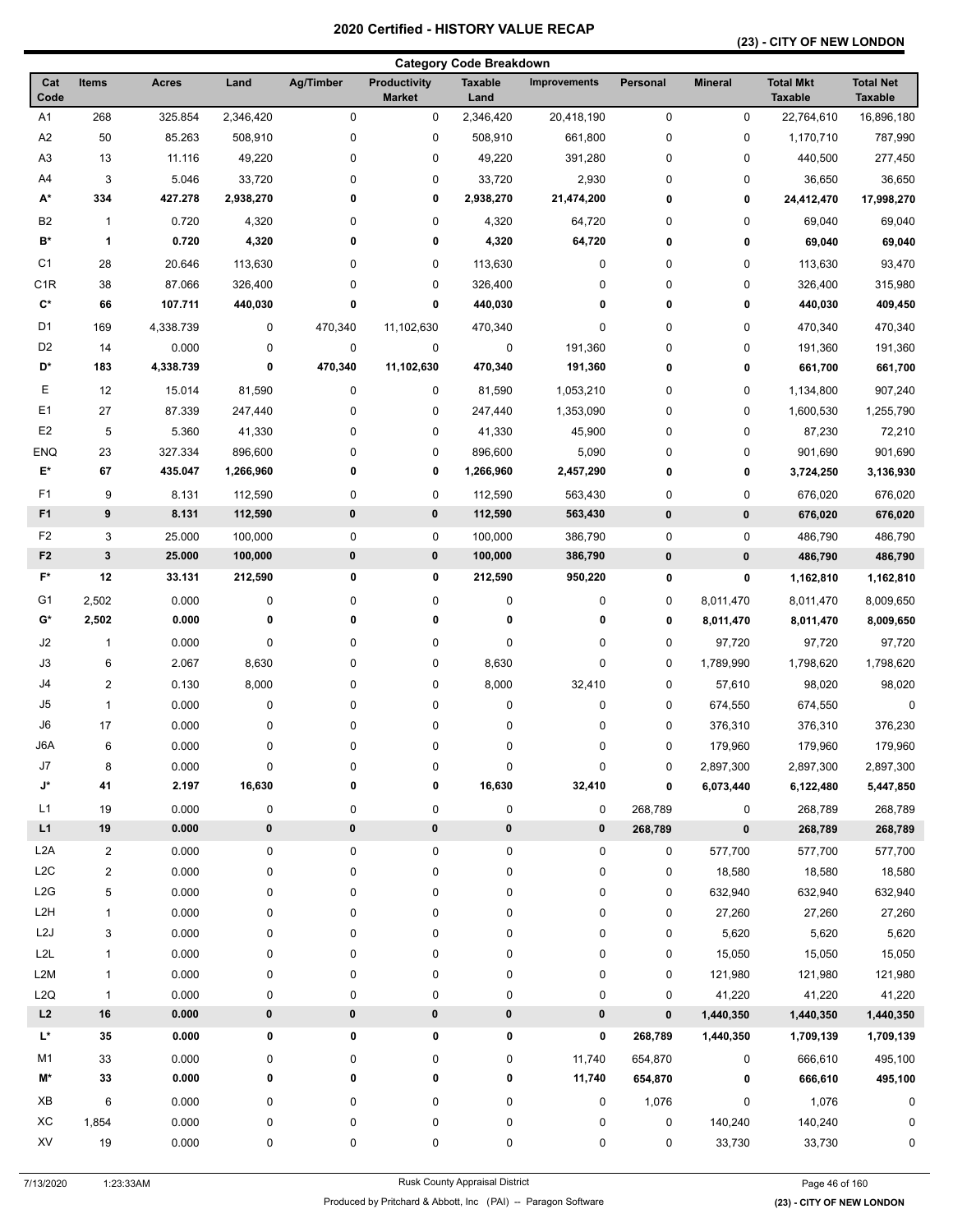# 2020 Certified - HISTORY VALUE RECAP

## (23) - CITY OF NEW LONDON

### Category Code Breakdown

| Cat Code | Items | Acres | Land | Ag/Timber | Productivity Market | Taxable Land | Improvements | Personal | Mineral | Total Mkt Taxable | Total Net Taxable |
|---|---|---|---|---|---|---|---|---|---|---|---|
| A1 | 268 | 325.854 | 2,346,420 | 0 | 0 | 2,346,420 | 20,418,190 | 0 | 0 | 22,764,610 | 16,896,180 |
| A2 | 50 | 85.263 | 508,910 | 0 | 0 | 508,910 | 661,800 | 0 | 0 | 1,170,710 | 787,990 |
| A3 | 13 | 11.116 | 49,220 | 0 | 0 | 49,220 | 391,280 | 0 | 0 | 440,500 | 277,450 |
| A4 | 3 | 5.046 | 33,720 | 0 | 0 | 33,720 | 2,930 | 0 | 0 | 36,650 | 36,650 |
| **A*** | **334** | **427.278** | **2,938,270** | **0** | **0** | **2,938,270** | **21,474,200** | **0** | **0** | **24,412,470** | **17,998,270** |
| B2 | 1 | 0.720 | 4,320 | 0 | 0 | 4,320 | 64,720 | 0 | 0 | 69,040 | 69,040 |
| **B*** | **1** | **0.720** | **4,320** | **0** | **0** | **4,320** | **64,720** | **0** | **0** | **69,040** | **69,040** |
| C1 | 28 | 20.646 | 113,630 | 0 | 0 | 113,630 | 0 | 0 | 0 | 113,630 | 93,470 |
| C1R | 38 | 87.066 | 326,400 | 0 | 0 | 326,400 | 0 | 0 | 0 | 326,400 | 315,980 |
| **C*** | **66** | **107.711** | **440,030** | **0** | **0** | **440,030** | **0** | **0** | **0** | **440,030** | **409,450** |
| D1 | 169 | 4,338.739 | 0 | 470,340 | 11,102,630 | 470,340 | 0 | 0 | 0 | 470,340 | 470,340 |
| D2 | 14 | 0.000 | 0 | 0 | 0 | 0 | 191,360 | 0 | 0 | 191,360 | 191,360 |
| **D*** | **183** | **4,338.739** | **0** | **470,340** | **11,102,630** | **470,340** | **191,360** | **0** | **0** | **661,700** | **661,700** |
| E | 12 | 15.014 | 81,590 | 0 | 0 | 81,590 | 1,053,210 | 0 | 0 | 1,134,800 | 907,240 |
| E1 | 27 | 87.339 | 247,440 | 0 | 0 | 247,440 | 1,353,090 | 0 | 0 | 1,600,530 | 1,255,790 |
| E2 | 5 | 5.360 | 41,330 | 0 | 0 | 41,330 | 45,900 | 0 | 0 | 87,230 | 72,210 |
| ENQ | 23 | 327.334 | 896,600 | 0 | 0 | 896,600 | 5,090 | 0 | 0 | 901,690 | 901,690 |
| **E*** | **67** | **435.047** | **1,266,960** | **0** | **0** | **1,266,960** | **2,457,290** | **0** | **0** | **3,724,250** | **3,136,930** |
| F1 | 9 | 8.131 | 112,590 | 0 | 0 | 112,590 | 563,430 | 0 | 0 | 676,020 | 676,020 |
| **F1** | **9** | **8.131** | **112,590** | **0** | **0** | **112,590** | **563,430** | **0** | **0** | **676,020** | **676,020** |
| F2 | 3 | 25.000 | 100,000 | 0 | 0 | 100,000 | 386,790 | 0 | 0 | 486,790 | 486,790 |
| **F2** | **3** | **25.000** | **100,000** | **0** | **0** | **100,000** | **386,790** | **0** | **0** | **486,790** | **486,790** |
| **F*** | **12** | **33.131** | **212,590** | **0** | **0** | **212,590** | **950,220** | **0** | **0** | **1,162,810** | **1,162,810** |
| G1 | 2,502 | 0.000 | 0 | 0 | 0 | 0 | 0 | 0 | 8,011,470 | 8,011,470 | 8,009,650 |
| **G*** | **2,502** | **0.000** | **0** | **0** | **0** | **0** | **0** | **0** | **8,011,470** | **8,011,470** | **8,009,650** |
| J2 | 1 | 0.000 | 0 | 0 | 0 | 0 | 0 | 0 | 97,720 | 97,720 | 97,720 |
| J3 | 6 | 2.067 | 8,630 | 0 | 0 | 8,630 | 0 | 0 | 1,789,990 | 1,798,620 | 1,798,620 |
| J4 | 2 | 0.130 | 8,000 | 0 | 0 | 8,000 | 32,410 | 0 | 57,610 | 98,020 | 98,020 |
| J5 | 1 | 0.000 | 0 | 0 | 0 | 0 | 0 | 0 | 674,550 | 674,550 | 0 |
| J6 | 17 | 0.000 | 0 | 0 | 0 | 0 | 0 | 0 | 376,310 | 376,310 | 376,230 |
| J6A | 6 | 0.000 | 0 | 0 | 0 | 0 | 0 | 0 | 179,960 | 179,960 | 179,960 |
| J7 | 8 | 0.000 | 0 | 0 | 0 | 0 | 0 | 0 | 2,897,300 | 2,897,300 | 2,897,300 |
| **J*** | **41** | **2.197** | **16,630** | **0** | **0** | **16,630** | **32,410** | **0** | **6,073,440** | **6,122,480** | **5,447,850** |
| L1 | 19 | 0.000 | 0 | 0 | 0 | 0 | 0 | 268,789 | 0 | 268,789 | 268,789 |
| **L1** | **19** | **0.000** | **0** | **0** | **0** | **0** | **0** | **268,789** | **0** | **268,789** | **268,789** |
| L2A | 2 | 0.000 | 0 | 0 | 0 | 0 | 0 | 0 | 577,700 | 577,700 | 577,700 |
| L2C | 2 | 0.000 | 0 | 0 | 0 | 0 | 0 | 0 | 18,580 | 18,580 | 18,580 |
| L2G | 5 | 0.000 | 0 | 0 | 0 | 0 | 0 | 0 | 632,940 | 632,940 | 632,940 |
| L2H | 1 | 0.000 | 0 | 0 | 0 | 0 | 0 | 0 | 27,260 | 27,260 | 27,260 |
| L2J | 3 | 0.000 | 0 | 0 | 0 | 0 | 0 | 0 | 5,620 | 5,620 | 5,620 |
| L2L | 1 | 0.000 | 0 | 0 | 0 | 0 | 0 | 0 | 15,050 | 15,050 | 15,050 |
| L2M | 1 | 0.000 | 0 | 0 | 0 | 0 | 0 | 0 | 121,980 | 121,980 | 121,980 |
| L2Q | 1 | 0.000 | 0 | 0 | 0 | 0 | 0 | 0 | 41,220 | 41,220 | 41,220 |
| **L2** | **16** | **0.000** | **0** | **0** | **0** | **0** | **0** | **0** | **1,440,350** | **1,440,350** | **1,440,350** |
| **L*** | **35** | **0.000** | **0** | **0** | **0** | **0** | **0** | **268,789** | **1,440,350** | **1,709,139** | **1,709,139** |
| M1 | 33 | 0.000 | 0 | 0 | 0 | 0 | 11,740 | 654,870 | 0 | 666,610 | 495,100 |
| **M*** | **33** | **0.000** | **0** | **0** | **0** | **0** | **11,740** | **654,870** | **0** | **666,610** | **495,100** |
| XB | 6 | 0.000 | 0 | 0 | 0 | 0 | 0 | 1,076 | 0 | 1,076 | 0 |
| XC | 1,854 | 0.000 | 0 | 0 | 0 | 0 | 0 | 0 | 140,240 | 140,240 | 0 |
| XV | 19 | 0.000 | 0 | 0 | 0 | 0 | 0 | 0 | 33,730 | 33,730 | 0 |

7/13/2020 1:23:33AM Rusk County Appraisal District

Produced by Pritchard & Abbott, Inc (PAI) -- Paragon Software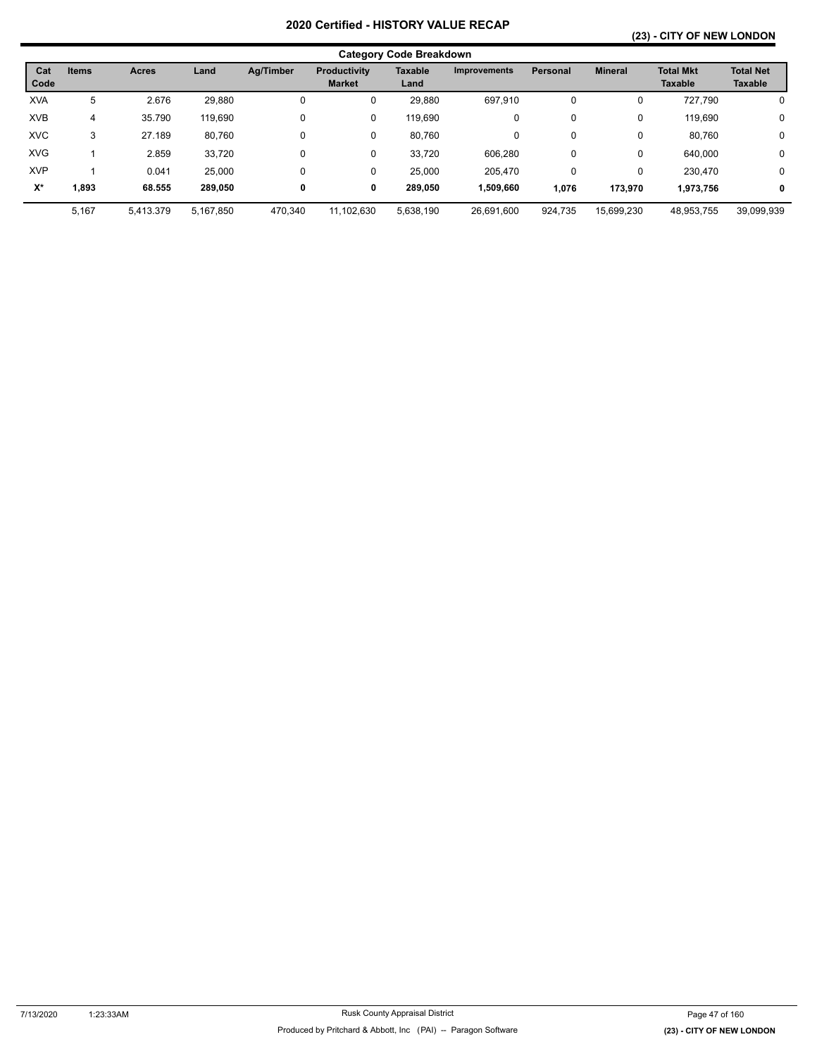## 2020 Certified - HISTORY VALUE RECAP

### (23) - CITY OF NEW LONDON

### Category Code Breakdown

| Cat Code | Items | Acres | Land | Ag/Timber | Productivity Market | Taxable Land | Improvements | Personal | Mineral | Total Mkt Taxable | Total Net Taxable |
|---|---|---|---|---|---|---|---|---|---|---|---|
| XVA | 5 | 2.676 | 29,880 | 0 | 0 | 29,880 | 697,910 | 0 | 0 | 727,790 | 0 |
| XVB | 4 | 35.790 | 119,690 | 0 | 0 | 119,690 | 0 | 0 | 0 | 119,690 | 0 |
| XVC | 3 | 27.189 | 80,760 | 0 | 0 | 80,760 | 0 | 0 | 0 | 80,760 | 0 |
| XVG | 1 | 2.859 | 33,720 | 0 | 0 | 33,720 | 606,280 | 0 | 0 | 640,000 | 0 |
| XVP | 1 | 0.041 | 25,000 | 0 | 0 | 25,000 | 205,470 | 0 | 0 | 230,470 | 0 |
| **X*** | **1,893** | **68.555** | **289,050** | **0** | **0** | **289,050** | **1,509,660** | **1,076** | **173,970** | **1,973,756** | **0** |
| | 5,167 | 5,413.379 | 5,167,850 | 470,340 | 11,102,630 | 5,638,190 | 26,691,600 | 924,735 | 15,699,230 | 48,953,755 | 39,099,939 |

7/13/2020 1:23:33AM Rusk County Appraisal District

Produced by Pritchard & Abbott, Inc (PAI) -- Paragon Software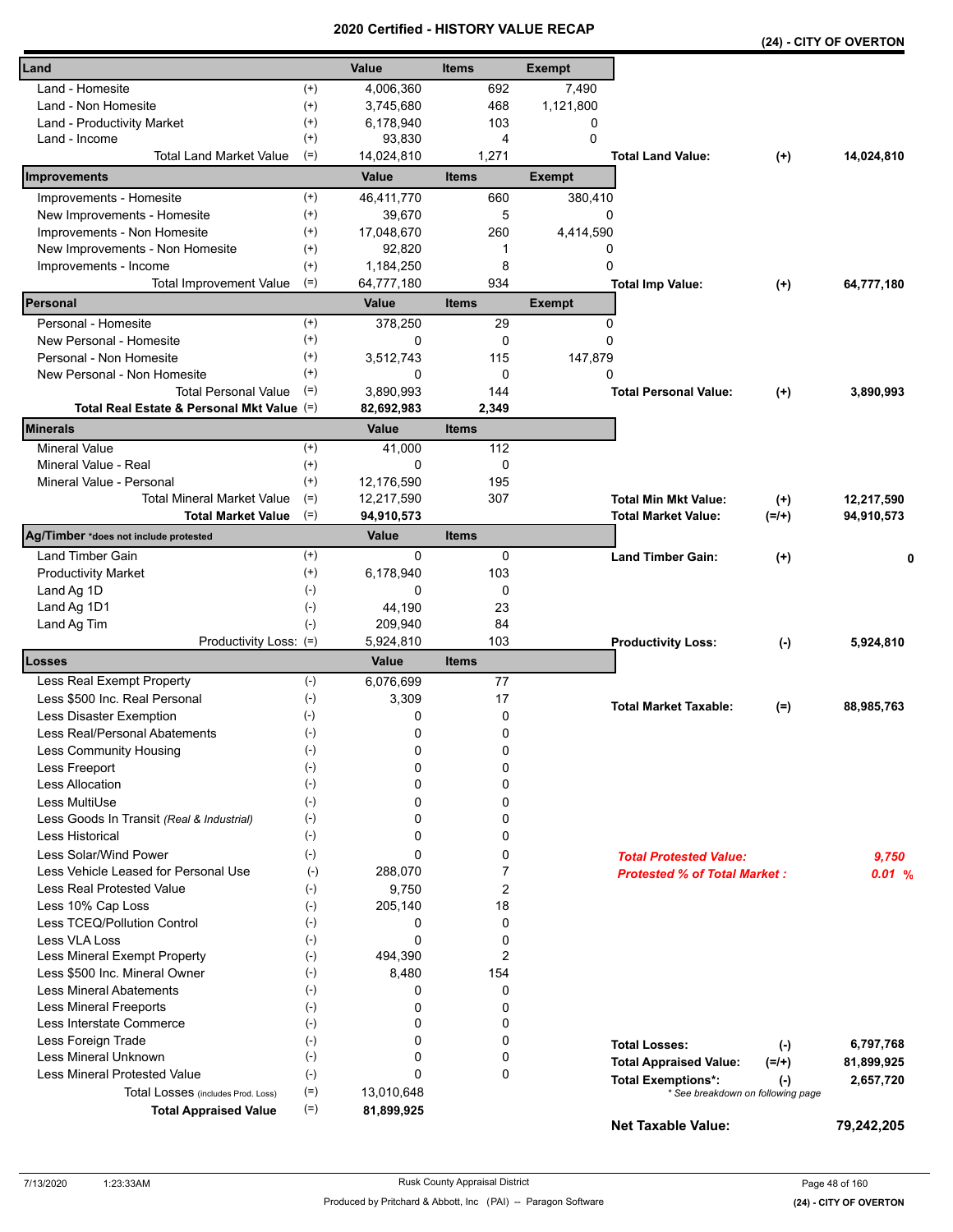# 2020 Certified - HISTORY VALUE RECAP

**(24) - CITY OF OVERTON**

| Land | | Value | Items | Exempt | | | |
|---|---|---|---|---|---|---|---|
| Land - Homesite | (+) | 4,006,360 | 692 | 7,490 | | | |
| Land - Non Homesite | (+) | 3,745,680 | 468 | 1,121,800 | | | |
| Land - Productivity Market | (+) | 6,178,940 | 103 | 0 | | | |
| Land - Income | (+) | 93,830 | 4 | 0 | | | |
| Total Land Market Value | (=) | 14,024,810 | 1,271 | | **Total Land Value:** | **(+)** | **14,024,810** |
| **Improvements** | | **Value** | **Items** | **Exempt** | | | |
| Improvements - Homesite | (+) | 46,411,770 | 660 | 380,410 | | | |
| New Improvements - Homesite | (+) | 39,670 | 5 | 0 | | | |
| Improvements - Non Homesite | (+) | 17,048,670 | 260 | 4,414,590 | | | |
| New Improvements - Non Homesite | (+) | 92,820 | 1 | 0 | | | |
| Improvements - Income | (+) | 1,184,250 | 8 | 0 | | | |
| Total Improvement Value | (=) | 64,777,180 | 934 | | **Total Imp Value:** | **(+)** | **64,777,180** |
| **Personal** | | **Value** | **Items** | **Exempt** | | | |
| Personal - Homesite | (+) | 378,250 | 29 | 0 | | | |
| New Personal - Homesite | (+) | 0 | 0 | 0 | | | |
| Personal - Non Homesite | (+) | 3,512,743 | 115 | 147,879 | | | |
| New Personal - Non Homesite | (+) | 0 | 0 | 0 | | | |
| Total Personal Value | (=) | 3,890,993 | 144 | | **Total Personal Value:** | **(+)** | **3,890,993** |
| **Total Real Estate & Personal Mkt Value** | (=) | **82,692,983** | **2,349** | | | | |
| **Minerals** | | **Value** | **Items** | | | | |
| Mineral Value | (+) | 41,000 | 112 | | | | |
| Mineral Value - Real | (+) | 0 | 0 | | | | |
| Mineral Value - Personal | (+) | 12,176,590 | 195 | | | | |
| Total Mineral Market Value | (=) | 12,217,590 | 307 | | **Total Min Mkt Value:** | **(+)** | **12,217,590** |
| **Total Market Value** | (=) | **94,910,573** | | | **Total Market Value:** | **(=/+)** | **94,910,573** |
| **Ag/Timber** *does not include protested | | **Value** | **Items** | | | | |
| Land Timber Gain | (+) | 0 | 0 | | **Land Timber Gain:** | **(+)** | **0** |
| Productivity Market | (+) | 6,178,940 | 103 | | | | |
| Land Ag 1D | (-) | 0 | 0 | | | | |
| Land Ag 1D1 | (-) | 44,190 | 23 | | | | |
| Land Ag Tim | (-) | 209,940 | 84 | | | | |
| Productivity Loss: | (=) | 5,924,810 | 103 | | **Productivity Loss:** | **(-)** | **5,924,810** |
| **Losses** | | **Value** | **Items** | | | | |
| Less Real Exempt Property | (-) | 6,076,699 | 77 | | | | |
| Less $500 Inc. Real Personal | (-) | 3,309 | 17 | | **Total Market Taxable:** | **(=)** | **88,985,763** |
| Less Disaster Exemption | (-) | 0 | 0 | | | | |
| Less Real/Personal Abatements | (-) | 0 | 0 | | | | |
| Less Community Housing | (-) | 0 | 0 | | | | |
| Less Freeport | (-) | 0 | 0 | | | | |
| Less Allocation | (-) | 0 | 0 | | | | |
| Less MultiUse | (-) | 0 | 0 | | | | |
| Less Goods In Transit *(Real & Industrial)* | (-) | 0 | 0 | | | | |
| Less Historical | (-) | 0 | 0 | | | | |
| Less Solar/Wind Power | (-) | 0 | 0 | | ***Total Protested Value:*** | | ***9,750*** |
| Less Vehicle Leased for Personal Use | (-) | 288,070 | 7 | | ***Protested % of Total Market :*** | | ***0.01 %*** |
| Less Real Protested Value | (-) | 9,750 | 2 | | | | |
| Less 10% Cap Loss | (-) | 205,140 | 18 | | | | |
| Less TCEQ/Pollution Control | (-) | 0 | 0 | | | | |
| Less VLA Loss | (-) | 0 | 0 | | | | |
| Less Mineral Exempt Property | (-) | 494,390 | 2 | | | | |
| Less $500 Inc. Mineral Owner | (-) | 8,480 | 154 | | | | |
| Less Mineral Abatements | (-) | 0 | 0 | | | | |
| Less Mineral Freeports | (-) | 0 | 0 | | | | |
| Less Interstate Commerce | (-) | 0 | 0 | | | | |
| Less Foreign Trade | (-) | 0 | 0 | | **Total Losses:** | **(-)** | **6,797,768** |
| Less Mineral Unknown | (-) | 0 | 0 | | **Total Appraised Value:** | **(=/+)** | **81,899,925** |
| Less Mineral Protested Value | (-) | 0 | 0 | | **Total Exemptions*:** | **(-)** | **2,657,720** |
| Total Losses (includes Prod. Loss) | (=) | 13,010,648 | | | * See breakdown on following page | | |
| **Total Appraised Value** | (=) | **81,899,925** | | | | | |
| | | | | | **Net Taxable Value:** | | **79,242,205** |

7/13/2020 1:23:33AM

Rusk County Appraisal District

Produced by Pritchard & Abbott, Inc (PAI) -- Paragon Software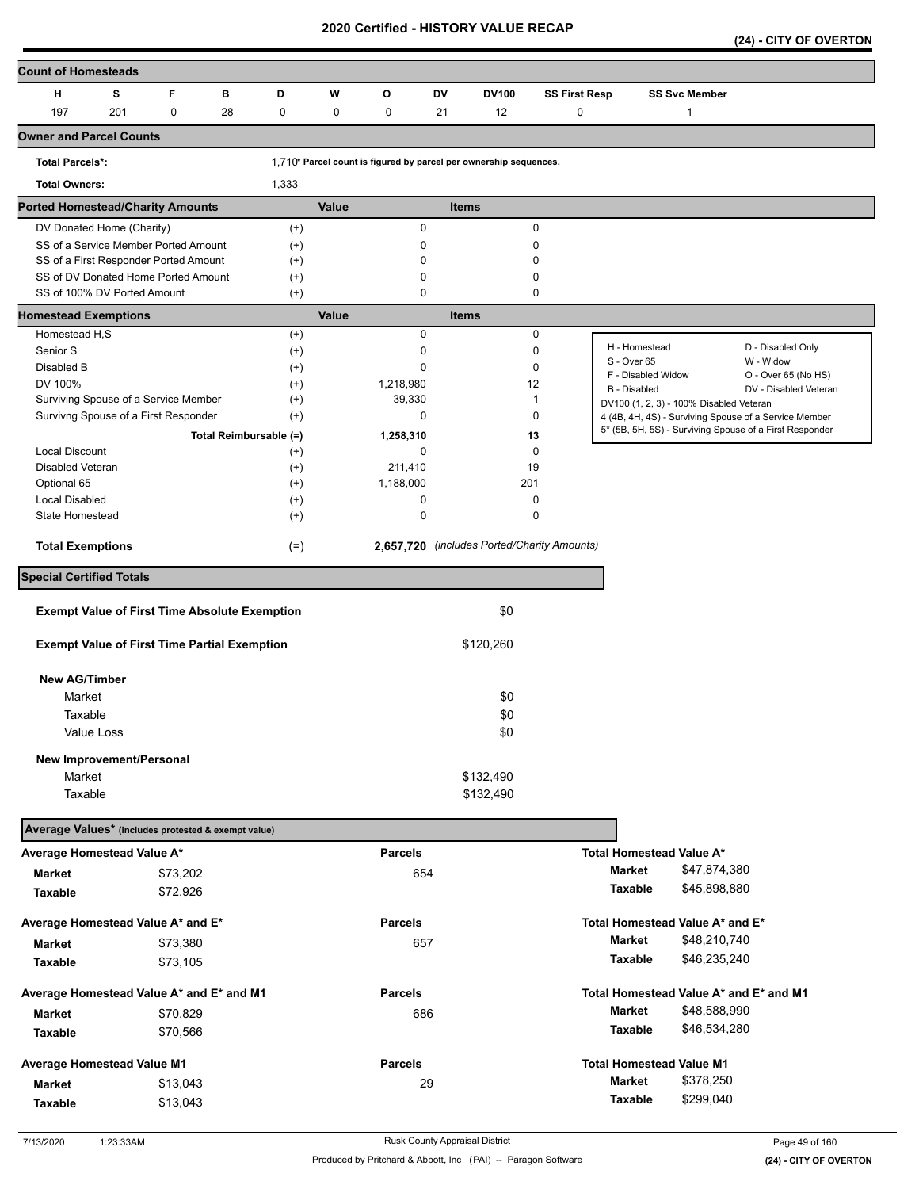# 2020 Certified - HISTORY VALUE RECAP

**(24) - CITY OF OVERTON**

## Count of Homesteads

| H | S | F | B | D | W | O | DV | DV100 | SS First Resp | SS Svc Member |
|---|---|---|---|---|---|---|---|---|---|---|
| 197 | 201 | 0 | 28 | 0 | 0 | 0 | 21 | 12 | 0 | 1 |

## Owner and Parcel Counts

| | | |
|---|---|---|
| Total Parcels*: | 1,710 | * Parcel count is figured by parcel per ownership sequences. |
| Total Owners: | 1,333 | |

## Ported Homestead/Charity Amounts

| | | Value | Items |
|---|---|---|---|
| DV Donated Home (Charity) | (+) | 0 | 0 |
| SS of a Service Member Ported Amount | (+) | 0 | 0 |
| SS of a First Responder Ported Amount | (+) | 0 | 0 |
| SS of DV Donated Home Ported Amount | (+) | 0 | 0 |
| SS of 100% DV Ported Amount | (+) | 0 | 0 |

## Homestead Exemptions

| | | Value | Items |
|---|---|---|---|
| Homestead H,S | (+) | 0 | 0 |
| Senior S | (+) | 0 | 0 |
| Disabled B | (+) | 0 | 0 |
| DV 100% | (+) | 1,218,980 | 12 |
| Surviving Spouse of a Service Member | (+) | 39,330 | 1 |
| Survivng Spouse of a First Responder | (+) | 0 | 0 |
| Total Reimbursable | (=) | 1,258,310 | 13 |
| Local Discount | (+) | 0 | 0 |
| Disabled Veteran | (+) | 211,410 | 19 |
| Optional 65 | (+) | 1,188,000 | 201 |
| Local Disabled | (+) | 0 | 0 |
| State Homestead | (+) | 0 | 0 |
| **Total Exemptions** | (=) | **2,657,720** | *(includes Ported/Charity Amounts)* |

| | |
|---|---|
| H - Homestead | D - Disabled Only |
| S - Over 65 | W - Widow |
| F - Disabled Widow | O - Over 65 (No HS) |
| B - Disabled | DV - Disabled Veteran |

DV100 (1, 2, 3) - 100% Disabled Veteran
4 (4B, 4H, 4S) - Surviving Spouse of a Service Member
5* (5B, 5H, 5S) - Surviving Spouse of a First Responder

## Special Certified Totals

| | |
|---|---|
| **Exempt Value of First Time Absolute Exemption** | $0 |
| **Exempt Value of First Time Partial Exemption** | $120,260 |
| **New AG/Timber** | |
| Market | $0 |
| Taxable | $0 |
| Value Loss | $0 |
| **New Improvement/Personal** | |
| Market | $132,490 |
| Taxable | $132,490 |

## Average Values* (includes protested & exempt value)

| Average Homestead Value A* | | Parcels | Total Homestead Value A* | |
|---|---|---|---|---|
| **Market** | $73,202 | 654 | **Market** | $47,874,380 |
| **Taxable** | $72,926 | | **Taxable** | $45,898,880 |

| Average Homestead Value A* and E* | | Parcels | Total Homestead Value A* and E* | |
|---|---|---|---|---|
| **Market** | $73,380 | 657 | **Market** | $48,210,740 |
| **Taxable** | $73,105 | | **Taxable** | $46,235,240 |

| Average Homestead Value A* and E* and M1 | | Parcels | Total Homestead Value A* and E* and M1 | |
|---|---|---|---|---|
| **Market** | $70,829 | 686 | **Market** | $48,588,990 |
| **Taxable** | $70,566 | | **Taxable** | $46,534,280 |

| Average Homestead Value M1 | | Parcels | Total Homestead Value M1 | |
|---|---|---|---|---|
| **Market** | $13,043 | 29 | **Market** | $378,250 |
| **Taxable** | $13,043 | | **Taxable** | $299,040 |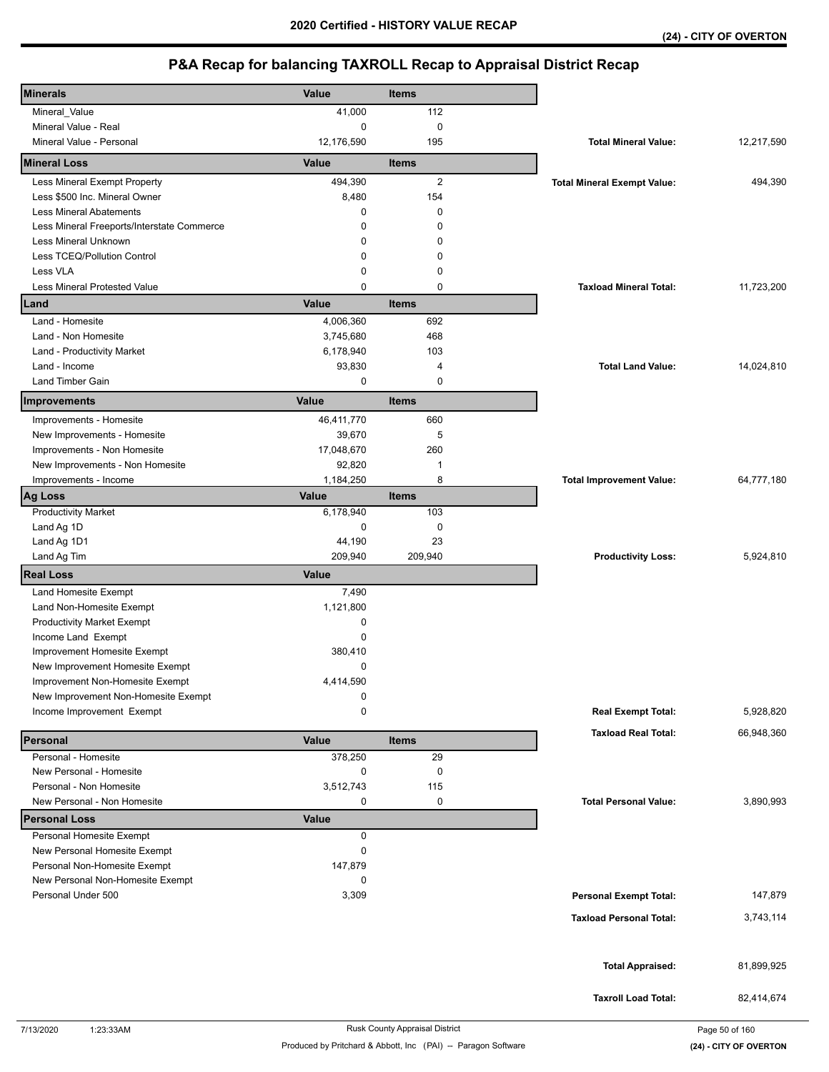## 2020 Certified - HISTORY VALUE RECAP

**(24) - CITY OF OVERTON**

# P&A Recap for balancing TAXROLL Recap to Appraisal District Recap

| Minerals | Value | Items | | |
|---|---|---|---|---|
| Mineral_Value | 41,000 | 112 | | |
| Mineral Value - Real | 0 | 0 | | |
| Mineral Value - Personal | 12,176,590 | 195 | **Total Mineral Value:** | 12,217,590 |
| **Mineral Loss** | **Value** | **Items** | | |
| Less Mineral Exempt Property | 494,390 | 2 | **Total Mineral Exempt Value:** | 494,390 |
| Less $500 Inc. Mineral Owner | 8,480 | 154 | | |
| Less Mineral Abatements | 0 | 0 | | |
| Less Mineral Freeports/Interstate Commerce | 0 | 0 | | |
| Less Mineral Unknown | 0 | 0 | | |
| Less TCEQ/Pollution Control | 0 | 0 | | |
| Less VLA | 0 | 0 | | |
| Less Mineral Protested Value | 0 | 0 | **Taxload Mineral Total:** | 11,723,200 |
| **Land** | **Value** | **Items** | | |
| Land - Homesite | 4,006,360 | 692 | | |
| Land - Non Homesite | 3,745,680 | 468 | | |
| Land - Productivity Market | 6,178,940 | 103 | | |
| Land - Income | 93,830 | 4 | **Total Land Value:** | 14,024,810 |
| Land Timber Gain | 0 | 0 | | |
| **Improvements** | **Value** | **Items** | | |
| Improvements - Homesite | 46,411,770 | 660 | | |
| New Improvements - Homesite | 39,670 | 5 | | |
| Improvements - Non Homesite | 17,048,670 | 260 | | |
| New Improvements - Non Homesite | 92,820 | 1 | | |
| Improvements - Income | 1,184,250 | 8 | **Total Improvement Value:** | 64,777,180 |
| **Ag Loss** | **Value** | **Items** | | |
| Productivity Market | 6,178,940 | 103 | | |
| Land Ag 1D | 0 | 0 | | |
| Land Ag 1D1 | 44,190 | 23 | | |
| Land Ag Tim | 209,940 | 209,940 | **Productivity Loss:** | 5,924,810 |
| **Real Loss** | **Value** | | | |
| Land Homesite Exempt | 7,490 | | | |
| Land Non-Homesite Exempt | 1,121,800 | | | |
| Productivity Market Exempt | 0 | | | |
| Income Land Exempt | 0 | | | |
| Improvement Homesite Exempt | 380,410 | | | |
| New Improvement Homesite Exempt | 0 | | | |
| Improvement Non-Homesite Exempt | 4,414,590 | | | |
| New Improvement Non-Homesite Exempt | 0 | | | |
| Income Improvement Exempt | 0 | | **Real Exempt Total:** | 5,928,820 |
| | | | **Taxload Real Total:** | 66,948,360 |
| **Personal** | **Value** | **Items** | | |
| Personal - Homesite | 378,250 | 29 | | |
| New Personal - Homesite | 0 | 0 | | |
| Personal - Non Homesite | 3,512,743 | 115 | | |
| New Personal - Non Homesite | 0 | 0 | **Total Personal Value:** | 3,890,993 |
| **Personal Loss** | **Value** | | | |
| Personal Homesite Exempt | 0 | | | |
| New Personal Homesite Exempt | 0 | | | |
| Personal Non-Homesite Exempt | 147,879 | | | |
| New Personal Non-Homesite Exempt | 0 | | | |
| Personal Under 500 | 3,309 | | **Personal Exempt Total:** | 147,879 |
| | | | **Taxload Personal Total:** | 3,743,114 |
| | | | **Total Appraised:** | 81,899,925 |
| | | | **Taxroll Load Total:** | 82,414,674 |

7/13/2020 1:23:33AM Rusk County Appraisal District

Produced by Pritchard & Abbott, Inc (PAI) -- Paragon Software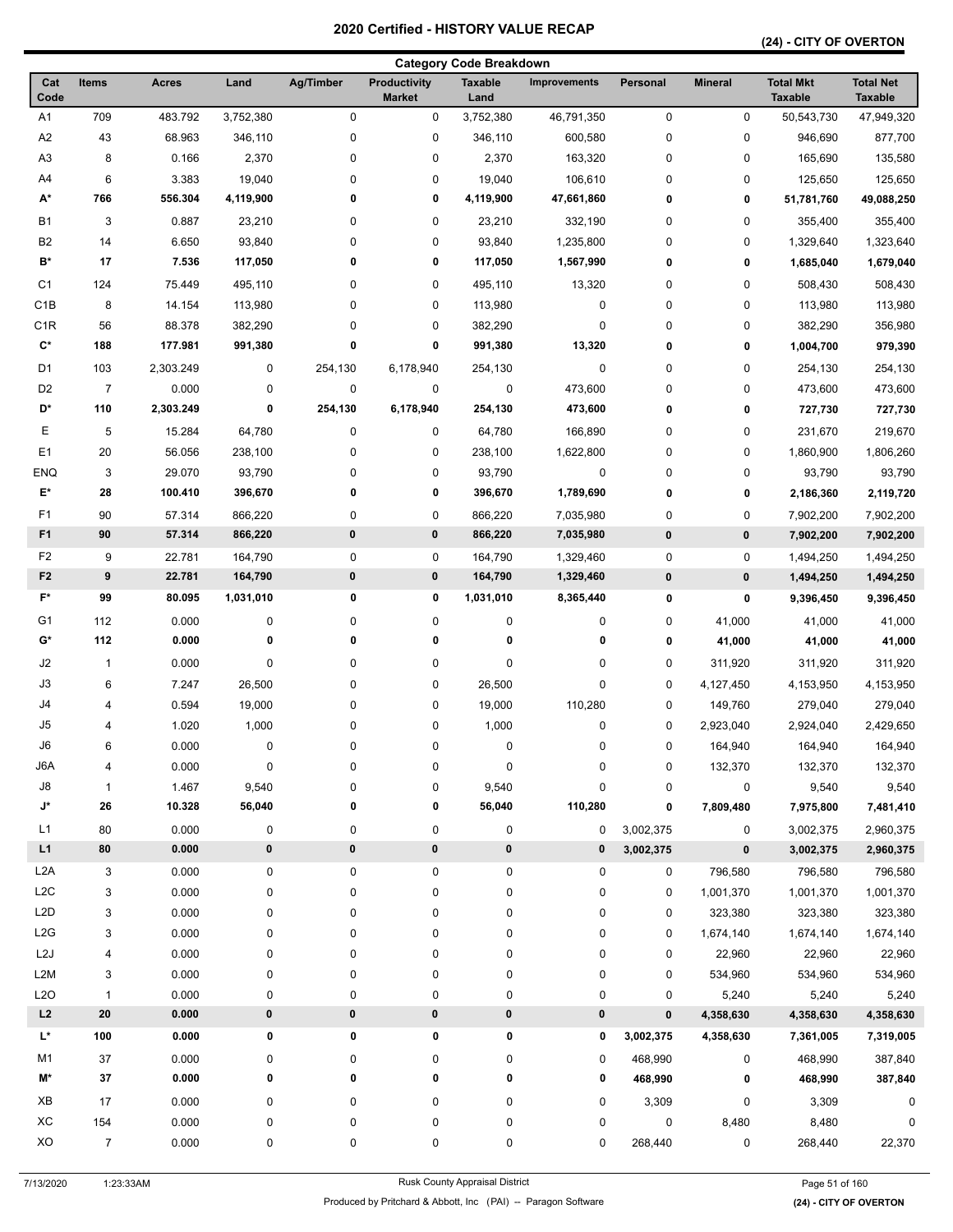# 2020 Certified - HISTORY VALUE RECAP

**(24) - CITY OF OVERTON**

## Category Code Breakdown

| Cat Code | Items | Acres | Land | Ag/Timber | Productivity Market | Taxable Land | Improvements | Personal | Mineral | Total Mkt Taxable | Total Net Taxable |
|---|---|---|---|---|---|---|---|---|---|---|---|
| A1 | 709 | 483.792 | 3,752,380 | 0 | 0 | 3,752,380 | 46,791,350 | 0 | 0 | 50,543,730 | 47,949,320 |
| A2 | 43 | 68.963 | 346,110 | 0 | 0 | 346,110 | 600,580 | 0 | 0 | 946,690 | 877,700 |
| A3 | 8 | 0.166 | 2,370 | 0 | 0 | 2,370 | 163,320 | 0 | 0 | 165,690 | 135,580 |
| A4 | 6 | 3.383 | 19,040 | 0 | 0 | 19,040 | 106,610 | 0 | 0 | 125,650 | 125,650 |
| **A*** | **766** | **556.304** | **4,119,900** | **0** | **0** | **4,119,900** | **47,661,860** | **0** | **0** | **51,781,760** | **49,088,250** |
| B1 | 3 | 0.887 | 23,210 | 0 | 0 | 23,210 | 332,190 | 0 | 0 | 355,400 | 355,400 |
| B2 | 14 | 6.650 | 93,840 | 0 | 0 | 93,840 | 1,235,800 | 0 | 0 | 1,329,640 | 1,323,640 |
| **B*** | **17** | **7.536** | **117,050** | **0** | **0** | **117,050** | **1,567,990** | **0** | **0** | **1,685,040** | **1,679,040** |
| C1 | 124 | 75.449 | 495,110 | 0 | 0 | 495,110 | 13,320 | 0 | 0 | 508,430 | 508,430 |
| C1B | 8 | 14.154 | 113,980 | 0 | 0 | 113,980 | 0 | 0 | 0 | 113,980 | 113,980 |
| C1R | 56 | 88.378 | 382,290 | 0 | 0 | 382,290 | 0 | 0 | 0 | 382,290 | 356,980 |
| **C*** | **188** | **177.981** | **991,380** | **0** | **0** | **991,380** | **13,320** | **0** | **0** | **1,004,700** | **979,390** |
| D1 | 103 | 2,303.249 | 0 | 254,130 | 6,178,940 | 254,130 | 0 | 0 | 0 | 254,130 | 254,130 |
| D2 | 7 | 0.000 | 0 | 0 | 0 | 0 | 473,600 | 0 | 0 | 473,600 | 473,600 |
| **D*** | **110** | **2,303.249** | **0** | **254,130** | **6,178,940** | **254,130** | **473,600** | **0** | **0** | **727,730** | **727,730** |
| E | 5 | 15.284 | 64,780 | 0 | 0 | 64,780 | 166,890 | 0 | 0 | 231,670 | 219,670 |
| E1 | 20 | 56.056 | 238,100 | 0 | 0 | 238,100 | 1,622,800 | 0 | 0 | 1,860,900 | 1,806,260 |
| ENQ | 3 | 29.070 | 93,790 | 0 | 0 | 93,790 | 0 | 0 | 0 | 93,790 | 93,790 |
| **E*** | **28** | **100.410** | **396,670** | **0** | **0** | **396,670** | **1,789,690** | **0** | **0** | **2,186,360** | **2,119,720** |
| F1 | 90 | 57.314 | 866,220 | 0 | 0 | 866,220 | 7,035,980 | 0 | 0 | 7,902,200 | 7,902,200 |
| **F1** | **90** | **57.314** | **866,220** | **0** | **0** | **866,220** | **7,035,980** | **0** | **0** | **7,902,200** | **7,902,200** |
| F2 | 9 | 22.781 | 164,790 | 0 | 0 | 164,790 | 1,329,460 | 0 | 0 | 1,494,250 | 1,494,250 |
| **F2** | **9** | **22.781** | **164,790** | **0** | **0** | **164,790** | **1,329,460** | **0** | **0** | **1,494,250** | **1,494,250** |
| **F*** | **99** | **80.095** | **1,031,010** | **0** | **0** | **1,031,010** | **8,365,440** | **0** | **0** | **9,396,450** | **9,396,450** |
| G1 | 112 | 0.000 | 0 | 0 | 0 | 0 | 0 | 0 | 41,000 | 41,000 | 41,000 |
| **G*** | **112** | **0.000** | **0** | **0** | **0** | **0** | **0** | **0** | **41,000** | **41,000** | **41,000** |
| J2 | 1 | 0.000 | 0 | 0 | 0 | 0 | 0 | 0 | 311,920 | 311,920 | 311,920 |
| J3 | 6 | 7.247 | 26,500 | 0 | 0 | 26,500 | 0 | 0 | 4,127,450 | 4,153,950 | 4,153,950 |
| J4 | 4 | 0.594 | 19,000 | 0 | 0 | 19,000 | 110,280 | 0 | 149,760 | 279,040 | 279,040 |
| J5 | 4 | 1.020 | 1,000 | 0 | 0 | 1,000 | 0 | 0 | 2,923,040 | 2,924,040 | 2,429,650 |
| J6 | 6 | 0.000 | 0 | 0 | 0 | 0 | 0 | 0 | 164,940 | 164,940 | 164,940 |
| J6A | 4 | 0.000 | 0 | 0 | 0 | 0 | 0 | 0 | 132,370 | 132,370 | 132,370 |
| J8 | 1 | 1.467 | 9,540 | 0 | 0 | 9,540 | 0 | 0 | 0 | 9,540 | 9,540 |
| **J*** | **26** | **10.328** | **56,040** | **0** | **0** | **56,040** | **110,280** | **0** | **7,809,480** | **7,975,800** | **7,481,410** |
| L1 | 80 | 0.000 | 0 | 0 | 0 | 0 | 0 | 3,002,375 | 0 | 3,002,375 | 2,960,375 |
| **L1** | **80** | **0.000** | **0** | **0** | **0** | **0** | **0** | **3,002,375** | **0** | **3,002,375** | **2,960,375** |
| L2A | 3 | 0.000 | 0 | 0 | 0 | 0 | 0 | 0 | 796,580 | 796,580 | 796,580 |
| L2C | 3 | 0.000 | 0 | 0 | 0 | 0 | 0 | 0 | 1,001,370 | 1,001,370 | 1,001,370 |
| L2D | 3 | 0.000 | 0 | 0 | 0 | 0 | 0 | 0 | 323,380 | 323,380 | 323,380 |
| L2G | 3 | 0.000 | 0 | 0 | 0 | 0 | 0 | 0 | 1,674,140 | 1,674,140 | 1,674,140 |
| L2J | 4 | 0.000 | 0 | 0 | 0 | 0 | 0 | 0 | 22,960 | 22,960 | 22,960 |
| L2M | 3 | 0.000 | 0 | 0 | 0 | 0 | 0 | 0 | 534,960 | 534,960 | 534,960 |
| L2O | 1 | 0.000 | 0 | 0 | 0 | 0 | 0 | 0 | 5,240 | 5,240 | 5,240 |
| **L2** | **20** | **0.000** | **0** | **0** | **0** | **0** | **0** | **0** | **4,358,630** | **4,358,630** | **4,358,630** |
| **L*** | **100** | **0.000** | **0** | **0** | **0** | **0** | **0** | **3,002,375** | **4,358,630** | **7,361,005** | **7,319,005** |
| M1 | 37 | 0.000 | 0 | 0 | 0 | 0 | 0 | 468,990 | 0 | 468,990 | 387,840 |
| **M*** | **37** | **0.000** | **0** | **0** | **0** | **0** | **0** | **468,990** | **0** | **468,990** | **387,840** |
| XB | 17 | 0.000 | 0 | 0 | 0 | 0 | 0 | 3,309 | 0 | 3,309 | 0 |
| XC | 154 | 0.000 | 0 | 0 | 0 | 0 | 0 | 0 | 8,480 | 8,480 | 0 |
| XO | 7 | 0.000 | 0 | 0 | 0 | 0 | 0 | 268,440 | 0 | 268,440 | 22,370 |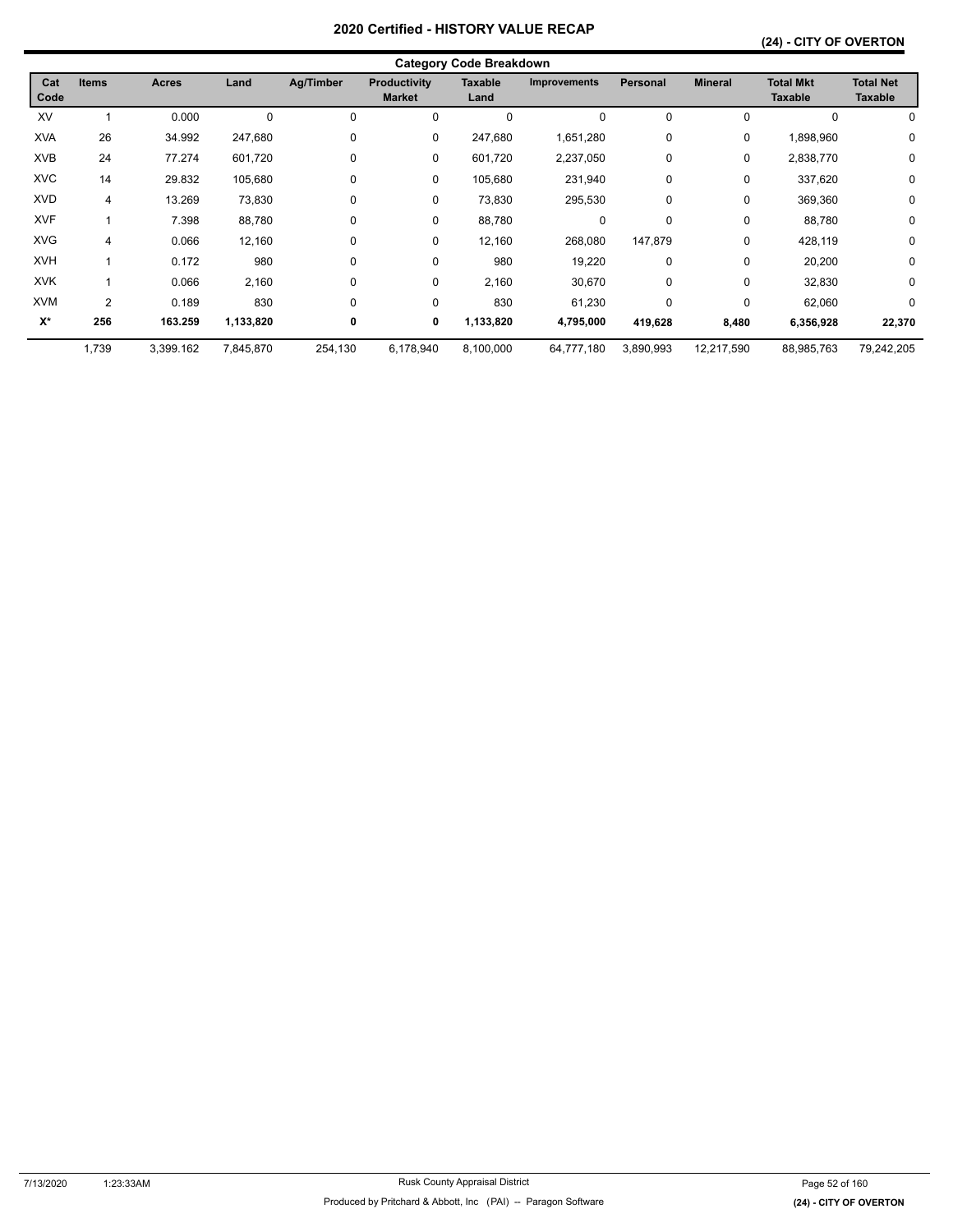# 2020 Certified - HISTORY VALUE RECAP

**(24) - CITY OF OVERTON**

## Category Code Breakdown

| Cat Code | Items | Acres | Land | Ag/Timber | Productivity Market | Taxable Land | Improvements | Personal | Mineral | Total Mkt Taxable | Total Net Taxable |
|---|---|---|---|---|---|---|---|---|---|---|---|
| XV | 1 | 0.000 | 0 | 0 | 0 | 0 | 0 | 0 | 0 | 0 | 0 |
| XVA | 26 | 34.992 | 247,680 | 0 | 0 | 247,680 | 1,651,280 | 0 | 0 | 1,898,960 | 0 |
| XVB | 24 | 77.274 | 601,720 | 0 | 0 | 601,720 | 2,237,050 | 0 | 0 | 2,838,770 | 0 |
| XVC | 14 | 29.832 | 105,680 | 0 | 0 | 105,680 | 231,940 | 0 | 0 | 337,620 | 0 |
| XVD | 4 | 13.269 | 73,830 | 0 | 0 | 73,830 | 295,530 | 0 | 0 | 369,360 | 0 |
| XVF | 1 | 7.398 | 88,780 | 0 | 0 | 88,780 | 0 | 0 | 0 | 88,780 | 0 |
| XVG | 4 | 0.066 | 12,160 | 0 | 0 | 12,160 | 268,080 | 147,879 | 0 | 428,119 | 0 |
| XVH | 1 | 0.172 | 980 | 0 | 0 | 980 | 19,220 | 0 | 0 | 20,200 | 0 |
| XVK | 1 | 0.066 | 2,160 | 0 | 0 | 2,160 | 30,670 | 0 | 0 | 32,830 | 0 |
| XVM | 2 | 0.189 | 830 | 0 | 0 | 830 | 61,230 | 0 | 0 | 62,060 | 0 |
| **X*** | **256** | **163.259** | **1,133,820** | **0** | **0** | **1,133,820** | **4,795,000** | **419,628** | **8,480** | **6,356,928** | **22,370** |
| | 1,739 | 3,399.162 | 7,845,870 | 254,130 | 6,178,940 | 8,100,000 | 64,777,180 | 3,890,993 | 12,217,590 | 88,985,763 | 79,242,205 |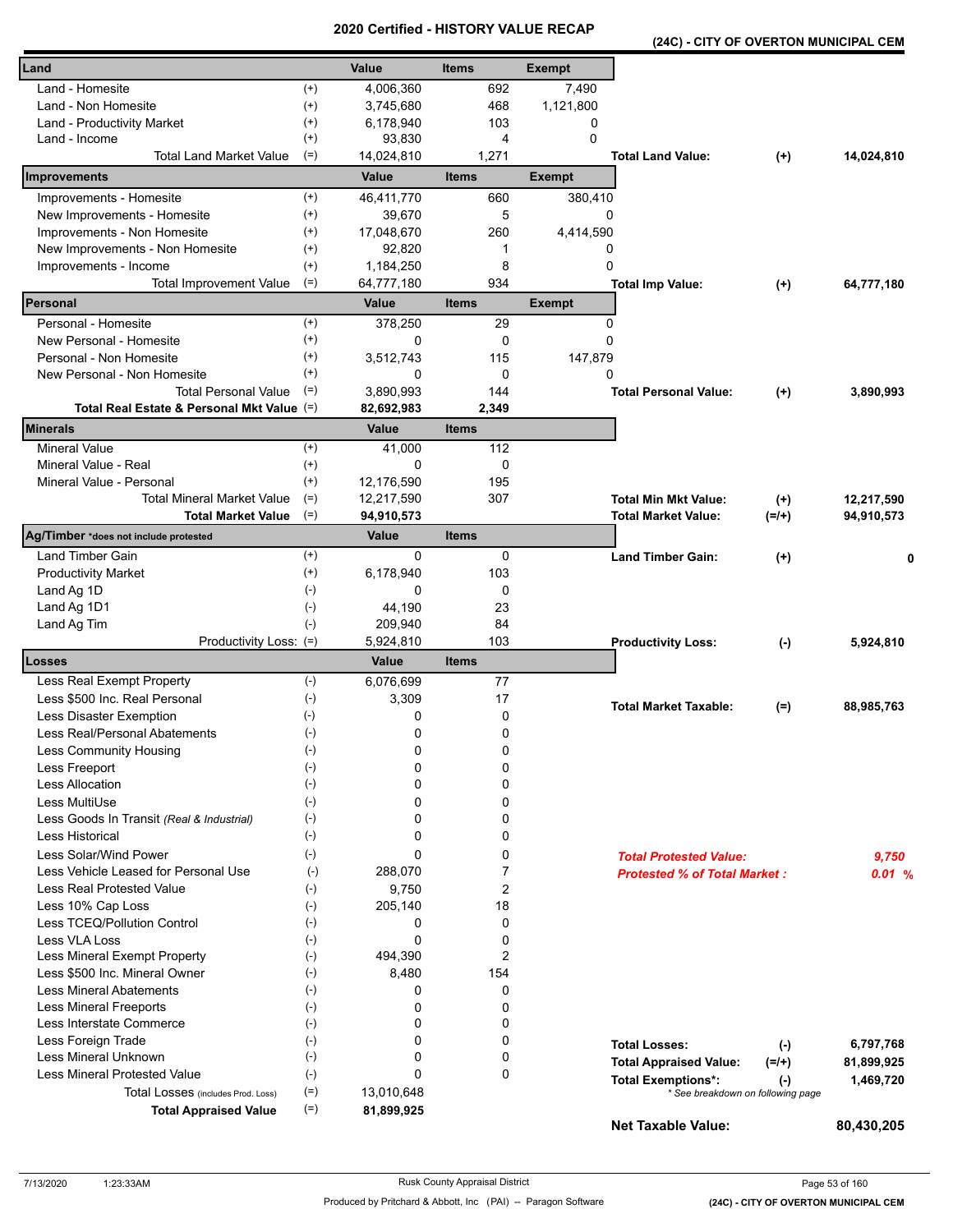# 2020 Certified - HISTORY VALUE RECAP

**(24C) - CITY OF OVERTON MUNICIPAL CEM**

| Land | | Value | Items | Exempt | | | |
|---|---|---|---|---|---|---|---|
| Land - Homesite | (+) | 4,006,360 | 692 | 7,490 | | | |
| Land - Non Homesite | (+) | 3,745,680 | 468 | 1,121,800 | | | |
| Land - Productivity Market | (+) | 6,178,940 | 103 | 0 | | | |
| Land - Income | (+) | 93,830 | 4 | 0 | | | |
| Total Land Market Value | (=) | 14,024,810 | 1,271 | | **Total Land Value:** | **(+)** | **14,024,810** |

| Improvements | | Value | Items | Exempt | | | |
|---|---|---|---|---|---|---|---|
| Improvements - Homesite | (+) | 46,411,770 | 660 | 380,410 | | | |
| New Improvements - Homesite | (+) | 39,670 | 5 | 0 | | | |
| Improvements - Non Homesite | (+) | 17,048,670 | 260 | 4,414,590 | | | |
| New Improvements - Non Homesite | (+) | 92,820 | 1 | 0 | | | |
| Improvements - Income | (+) | 1,184,250 | 8 | 0 | | | |
| Total Improvement Value | (=) | 64,777,180 | 934 | | **Total Imp Value:** | **(+)** | **64,777,180** |

| Personal | | Value | Items | Exempt | | | |
|---|---|---|---|---|---|---|---|
| Personal - Homesite | (+) | 378,250 | 29 | 0 | | | |
| New Personal - Homesite | (+) | 0 | 0 | 0 | | | |
| Personal - Non Homesite | (+) | 3,512,743 | 115 | 147,879 | | | |
| New Personal - Non Homesite | (+) | 0 | 0 | 0 | | | |
| Total Personal Value | (=) | 3,890,993 | 144 | | **Total Personal Value:** | **(+)** | **3,890,993** |
| **Total Real Estate & Personal Mkt Value** | (=) | **82,692,983** | **2,349** | | | | |

| Minerals | | Value | Items | | | |
|---|---|---|---|---|---|---|
| Mineral Value | (+) | 41,000 | 112 | | | |
| Mineral Value - Real | (+) | 0 | 0 | | | |
| Mineral Value - Personal | (+) | 12,176,590 | 195 | | | |
| Total Mineral Market Value | (=) | 12,217,590 | 307 | **Total Min Mkt Value:** | **(+)** | **12,217,590** |
| **Total Market Value** | (=) | **94,910,573** | | **Total Market Value:** | **(=/+)** | **94,910,573** |

| Ag/Timber *does not include protested | | Value | Items | | | |
|---|---|---|---|---|---|---|
| Land Timber Gain | (+) | 0 | 0 | **Land Timber Gain:** | **(+)** | **0** |
| Productivity Market | (+) | 6,178,940 | 103 | | | |
| Land Ag 1D | (-) | 0 | 0 | | | |
| Land Ag 1D1 | (-) | 44,190 | 23 | | | |
| Land Ag Tim | (-) | 209,940 | 84 | | | |
| Productivity Loss: | (=) | 5,924,810 | 103 | **Productivity Loss:** | **(-)** | **5,924,810** |

| Losses | | Value | Items | | | |
|---|---|---|---|---|---|---|
| Less Real Exempt Property | (-) | 6,076,699 | 77 | | | |
| Less $500 Inc. Real Personal | (-) | 3,309 | 17 | **Total Market Taxable:** | **(=)** | **88,985,763** |
| Less Disaster Exemption | (-) | 0 | 0 | | | |
| Less Real/Personal Abatements | (-) | 0 | 0 | | | |
| Less Community Housing | (-) | 0 | 0 | | | |
| Less Freeport | (-) | 0 | 0 | | | |
| Less Allocation | (-) | 0 | 0 | | | |
| Less MultiUse | (-) | 0 | 0 | | | |
| Less Goods In Transit *(Real & Industrial)* | (-) | 0 | 0 | | | |
| Less Historical | (-) | 0 | 0 | | | |
| Less Solar/Wind Power | (-) | 0 | 0 | ***Total Protested Value:*** | | ***9,750*** |
| Less Vehicle Leased for Personal Use | (-) | 288,070 | 7 | ***Protested % of Total Market :*** | | ***0.01 %*** |
| Less Real Protested Value | (-) | 9,750 | 2 | | | |
| Less 10% Cap Loss | (-) | 205,140 | 18 | | | |
| Less TCEQ/Pollution Control | (-) | 0 | 0 | | | |
| Less VLA Loss | (-) | 0 | 0 | | | |
| Less Mineral Exempt Property | (-) | 494,390 | 2 | | | |
| Less $500 Inc. Mineral Owner | (-) | 8,480 | 154 | | | |
| Less Mineral Abatements | (-) | 0 | 0 | | | |
| Less Mineral Freeports | (-) | 0 | 0 | | | |
| Less Interstate Commerce | (-) | 0 | 0 | | | |
| Less Foreign Trade | (-) | 0 | 0 | **Total Losses:** | **(-)** | **6,797,768** |
| Less Mineral Unknown | (-) | 0 | 0 | **Total Appraised Value:** | **(=/+)** | **81,899,925** |
| Less Mineral Protested Value | (-) | 0 | 0 | **Total Exemptions*:** | **(-)** | **1,469,720** |
| Total Losses (includes Prod. Loss) | (=) | 13,010,648 | | *\* See breakdown on following page* | | |
| **Total Appraised Value** | (=) | **81,899,925** | | | | |
| | | | | **Net Taxable Value:** | | **80,430,205** |

7/13/2020 1:23:33AM

Rusk County Appraisal District

Produced by Pritchard & Abbott, Inc (PAI) -- Paragon Software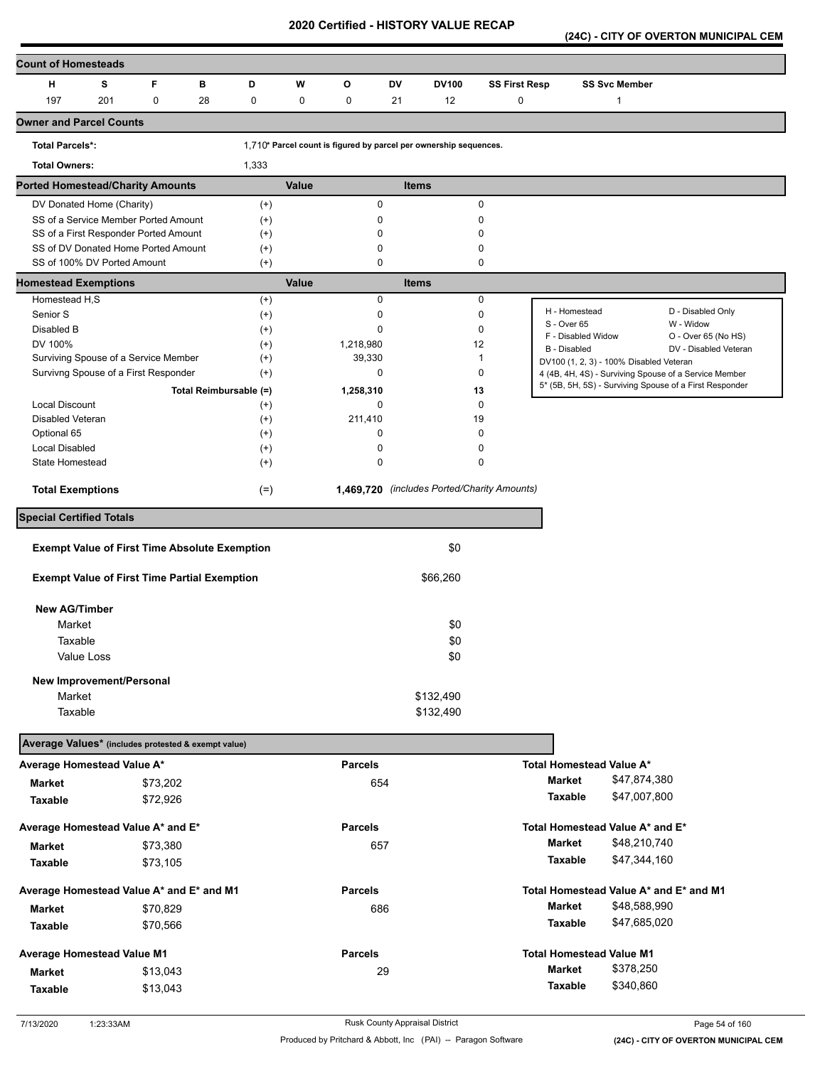# 2020 Certified - HISTORY VALUE RECAP

## (24C) - CITY OF OVERTON MUNICIPAL CEM

### Count of Homesteads

| H | S | F | B | D | W | O | DV | DV100 | SS First Resp | SS Svc Member |
|---|---|---|---|---|---|---|---|---|---|---|
| 197 | 201 | 0 | 28 | 0 | 0 | 0 | 21 | 12 | 0 | 1 |

### Owner and Parcel Counts

| | | |
|---|---|---|
| Total Parcels*: | 1,710 | * Parcel count is figured by parcel per ownership sequences. |
| Total Owners: | 1,333 | |

### Ported Homestead/Charity Amounts

| | | Value | Items |
|---|---|---|---|
| DV Donated Home (Charity) | (+) | 0 | 0 |
| SS of a Service Member Ported Amount | (+) | 0 | 0 |
| SS of a First Responder Ported Amount | (+) | 0 | 0 |
| SS of DV Donated Home Ported Amount | (+) | 0 | 0 |
| SS of 100% DV Ported Amount | (+) | 0 | 0 |

### Homestead Exemptions

| | | Value | Items |
|---|---|---|---|
| Homestead H,S | (+) | 0 | 0 |
| Senior S | (+) | 0 | 0 |
| Disabled B | (+) | 0 | 0 |
| DV 100% | (+) | 1,218,980 | 12 |
| Surviving Spouse of a Service Member | (+) | 39,330 | 1 |
| Survivng Spouse of a First Responder | (+) | 0 | 0 |
| Total Reimbursable | (=) | 1,258,310 | 13 |
| Local Discount | (+) | 0 | 0 |
| Disabled Veteran | (+) | 211,410 | 19 |
| Optional 65 | (+) | 0 | 0 |
| Local Disabled | (+) | 0 | 0 |
| State Homestead | (+) | 0 | 0 |
| **Total Exemptions** | (=) | **1,469,720** | *(includes Ported/Charity Amounts)* |

| | |
|---|---|
| H - Homestead | D - Disabled Only |
| S - Over 65 | W - Widow |
| F - Disabled Widow | O - Over 65 (No HS) |
| B - Disabled | DV - Disabled Veteran |

DV100 (1, 2, 3) - 100% Disabled Veteran
4 (4B, 4H, 4S) - Surviving Spouse of a Service Member
5* (5B, 5H, 5S) - Surviving Spouse of a First Responder

### Special Certified Totals

| | |
|---|---|
| **Exempt Value of First Time Absolute Exemption** | $0 |
| **Exempt Value of First Time Partial Exemption** | $66,260 |
| **New AG/Timber** | |
| Market | $0 |
| Taxable | $0 |
| Value Loss | $0 |
| **New Improvement/Personal** | |
| Market | $132,490 |
| Taxable | $132,490 |

### Average Values* (includes protested & exempt value)

| Average Homestead Value A* | | Parcels | Total Homestead Value A* | |
|---|---|---|---|---|
| **Market** | $73,202 | 654 | **Market** | $47,874,380 |
| **Taxable** | $72,926 | | **Taxable** | $47,007,800 |

| Average Homestead Value A* and E* | | Parcels | Total Homestead Value A* and E* | |
|---|---|---|---|---|
| **Market** | $73,380 | 657 | **Market** | $48,210,740 |
| **Taxable** | $73,105 | | **Taxable** | $47,344,160 |

| Average Homestead Value A* and E* and M1 | | Parcels | Total Homestead Value A* and E* and M1 | |
|---|---|---|---|---|
| **Market** | $70,829 | 686 | **Market** | $48,588,990 |
| **Taxable** | $70,566 | | **Taxable** | $47,685,020 |

| Average Homestead Value M1 | | Parcels | Total Homestead Value M1 | |
|---|---|---|---|---|
| **Market** | $13,043 | 29 | **Market** | $378,250 |
| **Taxable** | $13,043 | | **Taxable** | $340,860 |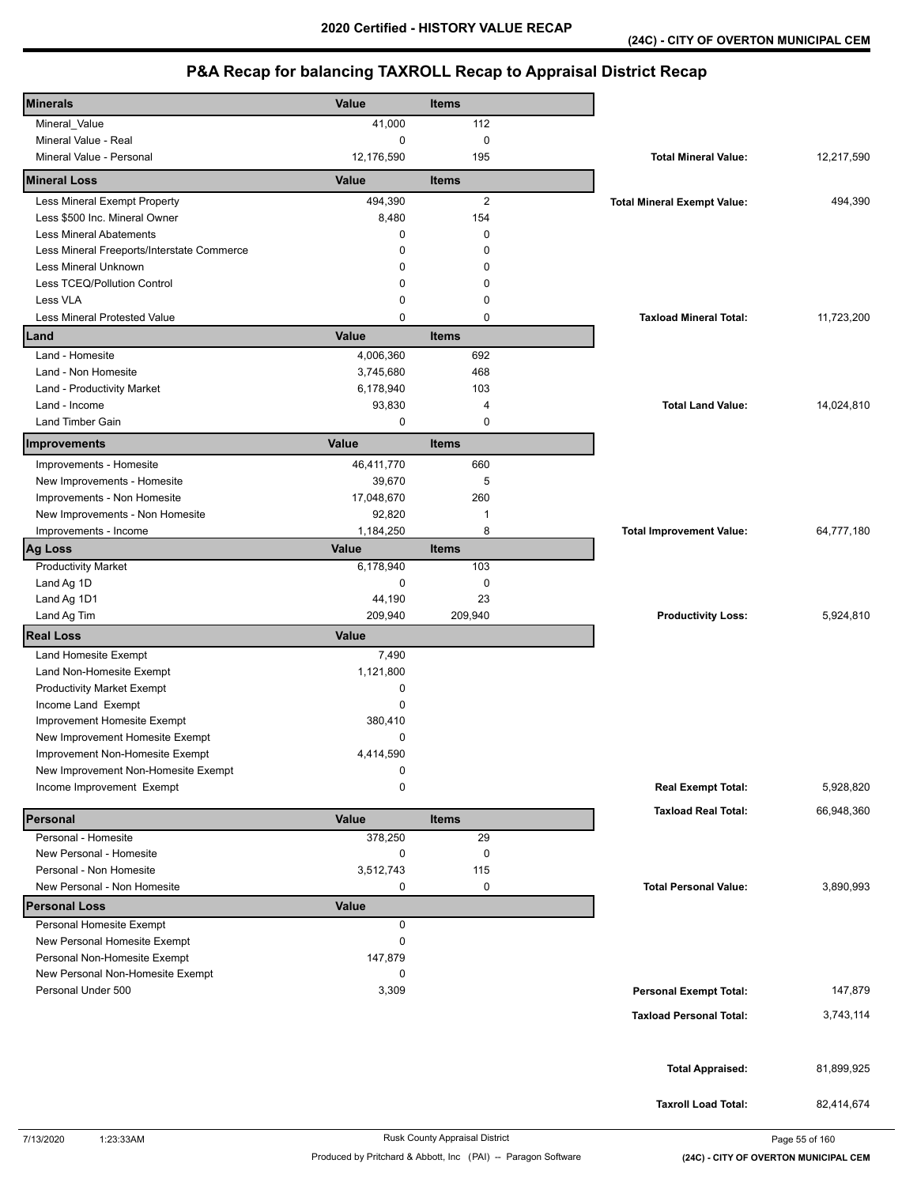# 2020 Certified - HISTORY VALUE RECAP

**(24C) - CITY OF OVERTON MUNICIPAL CEM**

## P&A Recap for balancing TAXROLL Recap to Appraisal District Recap

| Minerals | Value | Items | | |
|---|---|---|---|---|
| Mineral_Value | 41,000 | 112 | | |
| Mineral Value - Real | 0 | 0 | | |
| Mineral Value - Personal | 12,176,590 | 195 | **Total Mineral Value:** | 12,217,590 |
| **Mineral Loss** | **Value** | **Items** | | |
| Less Mineral Exempt Property | 494,390 | 2 | **Total Mineral Exempt Value:** | 494,390 |
| Less $500 Inc. Mineral Owner | 8,480 | 154 | | |
| Less Mineral Abatements | 0 | 0 | | |
| Less Mineral Freeports/Interstate Commerce | 0 | 0 | | |
| Less Mineral Unknown | 0 | 0 | | |
| Less TCEQ/Pollution Control | 0 | 0 | | |
| Less VLA | 0 | 0 | | |
| Less Mineral Protested Value | 0 | 0 | **Taxload Mineral Total:** | 11,723,200 |
| **Land** | **Value** | **Items** | | |
| Land - Homesite | 4,006,360 | 692 | | |
| Land - Non Homesite | 3,745,680 | 468 | | |
| Land - Productivity Market | 6,178,940 | 103 | | |
| Land - Income | 93,830 | 4 | **Total Land Value:** | 14,024,810 |
| Land Timber Gain | 0 | 0 | | |
| **Improvements** | **Value** | **Items** | | |
| Improvements - Homesite | 46,411,770 | 660 | | |
| New Improvements - Homesite | 39,670 | 5 | | |
| Improvements - Non Homesite | 17,048,670 | 260 | | |
| New Improvements - Non Homesite | 92,820 | 1 | | |
| Improvements - Income | 1,184,250 | 8 | **Total Improvement Value:** | 64,777,180 |
| **Ag Loss** | **Value** | **Items** | | |
| Productivity Market | 6,178,940 | 103 | | |
| Land Ag 1D | 0 | 0 | | |
| Land Ag 1D1 | 44,190 | 23 | | |
| Land Ag Tim | 209,940 | 209,940 | **Productivity Loss:** | 5,924,810 |
| **Real Loss** | **Value** | | | |
| Land Homesite Exempt | 7,490 | | | |
| Land Non-Homesite Exempt | 1,121,800 | | | |
| Productivity Market Exempt | 0 | | | |
| Income Land Exempt | 0 | | | |
| Improvement Homesite Exempt | 380,410 | | | |
| New Improvement Homesite Exempt | 0 | | | |
| Improvement Non-Homesite Exempt | 4,414,590 | | | |
| New Improvement Non-Homesite Exempt | 0 | | | |
| Income Improvement Exempt | 0 | | **Real Exempt Total:** | 5,928,820 |
| | | | **Taxload Real Total:** | 66,948,360 |
| **Personal** | **Value** | **Items** | | |
| Personal - Homesite | 378,250 | 29 | | |
| New Personal - Homesite | 0 | 0 | | |
| Personal - Non Homesite | 3,512,743 | 115 | | |
| New Personal - Non Homesite | 0 | 0 | **Total Personal Value:** | 3,890,993 |
| **Personal Loss** | **Value** | | | |
| Personal Homesite Exempt | 0 | | | |
| New Personal Homesite Exempt | 0 | | | |
| Personal Non-Homesite Exempt | 147,879 | | | |
| New Personal Non-Homesite Exempt | 0 | | | |
| Personal Under 500 | 3,309 | | **Personal Exempt Total:** | 147,879 |
| | | | **Taxload Personal Total:** | 3,743,114 |
| | | | **Total Appraised:** | 81,899,925 |
| | | | **Taxroll Load Total:** | 82,414,674 |

7/13/2020 1:23:33AM Rusk County Appraisal District

Produced by Pritchard & Abbott, Inc (PAI) -- Paragon Software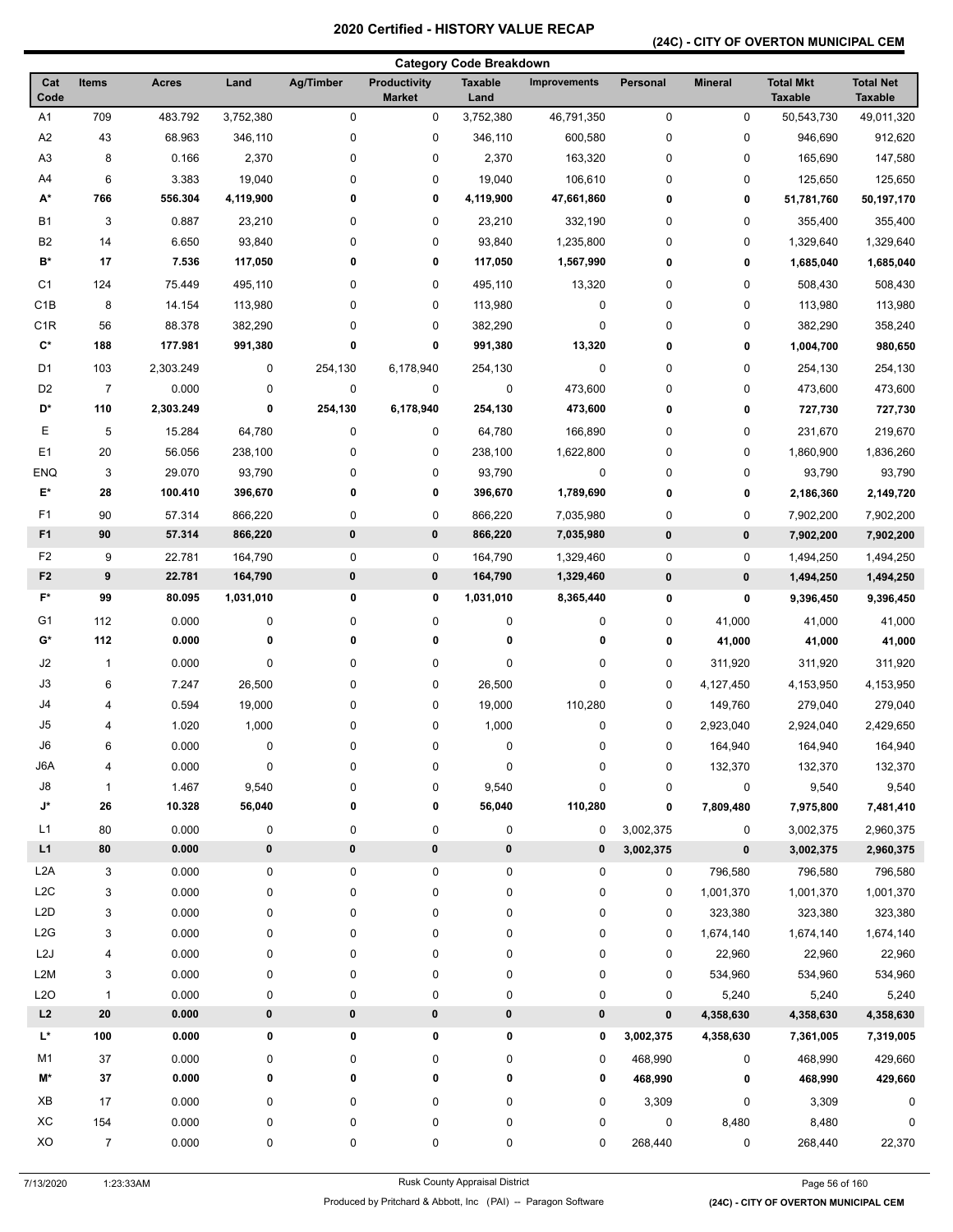# 2020 Certified - HISTORY VALUE RECAP

## (24C) - CITY OF OVERTON MUNICIPAL CEM

### Category Code Breakdown

| Cat Code | Items | Acres | Land | Ag/Timber | Productivity Market | Taxable Land | Improvements | Personal | Mineral | Total Mkt Taxable | Total Net Taxable |
|---|---|---|---|---|---|---|---|---|---|---|---|
| A1 | 709 | 483.792 | 3,752,380 | 0 | 0 | 3,752,380 | 46,791,350 | 0 | 0 | 50,543,730 | 49,011,320 |
| A2 | 43 | 68.963 | 346,110 | 0 | 0 | 346,110 | 600,580 | 0 | 0 | 946,690 | 912,620 |
| A3 | 8 | 0.166 | 2,370 | 0 | 0 | 2,370 | 163,320 | 0 | 0 | 165,690 | 147,580 |
| A4 | 6 | 3.383 | 19,040 | 0 | 0 | 19,040 | 106,610 | 0 | 0 | 125,650 | 125,650 |
| **A*** | **766** | **556.304** | **4,119,900** | **0** | **0** | **4,119,900** | **47,661,860** | **0** | **0** | **51,781,760** | **50,197,170** |
| B1 | 3 | 0.887 | 23,210 | 0 | 0 | 23,210 | 332,190 | 0 | 0 | 355,400 | 355,400 |
| B2 | 14 | 6.650 | 93,840 | 0 | 0 | 93,840 | 1,235,800 | 0 | 0 | 1,329,640 | 1,329,640 |
| **B*** | **17** | **7.536** | **117,050** | **0** | **0** | **117,050** | **1,567,990** | **0** | **0** | **1,685,040** | **1,685,040** |
| C1 | 124 | 75.449 | 495,110 | 0 | 0 | 495,110 | 13,320 | 0 | 0 | 508,430 | 508,430 |
| C1B | 8 | 14.154 | 113,980 | 0 | 0 | 113,980 | 0 | 0 | 0 | 113,980 | 113,980 |
| C1R | 56 | 88.378 | 382,290 | 0 | 0 | 382,290 | 0 | 0 | 0 | 382,290 | 358,240 |
| **C*** | **188** | **177.981** | **991,380** | **0** | **0** | **991,380** | **13,320** | **0** | **0** | **1,004,700** | **980,650** |
| D1 | 103 | 2,303.249 | 0 | 254,130 | 6,178,940 | 254,130 | 0 | 0 | 0 | 254,130 | 254,130 |
| D2 | 7 | 0.000 | 0 | 0 | 0 | 0 | 473,600 | 0 | 0 | 473,600 | 473,600 |
| **D*** | **110** | **2,303.249** | **0** | **254,130** | **6,178,940** | **254,130** | **473,600** | **0** | **0** | **727,730** | **727,730** |
| E | 5 | 15.284 | 64,780 | 0 | 0 | 64,780 | 166,890 | 0 | 0 | 231,670 | 219,670 |
| E1 | 20 | 56.056 | 238,100 | 0 | 0 | 238,100 | 1,622,800 | 0 | 0 | 1,860,900 | 1,836,260 |
| ENQ | 3 | 29.070 | 93,790 | 0 | 0 | 93,790 | 0 | 0 | 0 | 93,790 | 93,790 |
| **E*** | **28** | **100.410** | **396,670** | **0** | **0** | **396,670** | **1,789,690** | **0** | **0** | **2,186,360** | **2,149,720** |
| F1 | 90 | 57.314 | 866,220 | 0 | 0 | 866,220 | 7,035,980 | 0 | 0 | 7,902,200 | 7,902,200 |
| **F1** | **90** | **57.314** | **866,220** | **0** | **0** | **866,220** | **7,035,980** | **0** | **0** | **7,902,200** | **7,902,200** |
| F2 | 9 | 22.781 | 164,790 | 0 | 0 | 164,790 | 1,329,460 | 0 | 0 | 1,494,250 | 1,494,250 |
| **F2** | **9** | **22.781** | **164,790** | **0** | **0** | **164,790** | **1,329,460** | **0** | **0** | **1,494,250** | **1,494,250** |
| **F*** | **99** | **80.095** | **1,031,010** | **0** | **0** | **1,031,010** | **8,365,440** | **0** | **0** | **9,396,450** | **9,396,450** |
| G1 | 112 | 0.000 | 0 | 0 | 0 | 0 | 0 | 0 | 41,000 | 41,000 | 41,000 |
| **G*** | **112** | **0.000** | **0** | **0** | **0** | **0** | **0** | **0** | **41,000** | **41,000** | **41,000** |
| J2 | 1 | 0.000 | 0 | 0 | 0 | 0 | 0 | 0 | 311,920 | 311,920 | 311,920 |
| J3 | 6 | 7.247 | 26,500 | 0 | 0 | 26,500 | 0 | 0 | 4,127,450 | 4,153,950 | 4,153,950 |
| J4 | 4 | 0.594 | 19,000 | 0 | 0 | 19,000 | 110,280 | 0 | 149,760 | 279,040 | 279,040 |
| J5 | 4 | 1.020 | 1,000 | 0 | 0 | 1,000 | 0 | 0 | 2,923,040 | 2,924,040 | 2,429,650 |
| J6 | 6 | 0.000 | 0 | 0 | 0 | 0 | 0 | 0 | 164,940 | 164,940 | 164,940 |
| J6A | 4 | 0.000 | 0 | 0 | 0 | 0 | 0 | 0 | 132,370 | 132,370 | 132,370 |
| J8 | 1 | 1.467 | 9,540 | 0 | 0 | 9,540 | 0 | 0 | 0 | 9,540 | 9,540 |
| **J*** | **26** | **10.328** | **56,040** | **0** | **0** | **56,040** | **110,280** | **0** | **7,809,480** | **7,975,800** | **7,481,410** |
| L1 | 80 | 0.000 | 0 | 0 | 0 | 0 | 0 | 3,002,375 | 0 | 3,002,375 | 2,960,375 |
| **L1** | **80** | **0.000** | **0** | **0** | **0** | **0** | **0** | **3,002,375** | **0** | **3,002,375** | **2,960,375** |
| L2A | 3 | 0.000 | 0 | 0 | 0 | 0 | 0 | 0 | 796,580 | 796,580 | 796,580 |
| L2C | 3 | 0.000 | 0 | 0 | 0 | 0 | 0 | 0 | 1,001,370 | 1,001,370 | 1,001,370 |
| L2D | 3 | 0.000 | 0 | 0 | 0 | 0 | 0 | 0 | 323,380 | 323,380 | 323,380 |
| L2G | 3 | 0.000 | 0 | 0 | 0 | 0 | 0 | 0 | 1,674,140 | 1,674,140 | 1,674,140 |
| L2J | 4 | 0.000 | 0 | 0 | 0 | 0 | 0 | 0 | 22,960 | 22,960 | 22,960 |
| L2M | 3 | 0.000 | 0 | 0 | 0 | 0 | 0 | 0 | 534,960 | 534,960 | 534,960 |
| L2O | 1 | 0.000 | 0 | 0 | 0 | 0 | 0 | 0 | 5,240 | 5,240 | 5,240 |
| **L2** | **20** | **0.000** | **0** | **0** | **0** | **0** | **0** | **0** | **4,358,630** | **4,358,630** | **4,358,630** |
| **L*** | **100** | **0.000** | **0** | **0** | **0** | **0** | **0** | **3,002,375** | **4,358,630** | **7,361,005** | **7,319,005** |
| M1 | 37 | 0.000 | 0 | 0 | 0 | 0 | 0 | 468,990 | 0 | 468,990 | 429,660 |
| **M*** | **37** | **0.000** | **0** | **0** | **0** | **0** | **0** | **468,990** | **0** | **468,990** | **429,660** |
| XB | 17 | 0.000 | 0 | 0 | 0 | 0 | 0 | 3,309 | 0 | 3,309 | 0 |
| XC | 154 | 0.000 | 0 | 0 | 0 | 0 | 0 | 0 | 8,480 | 8,480 | 0 |
| XO | 7 | 0.000 | 0 | 0 | 0 | 0 | 0 | 268,440 | 0 | 268,440 | 22,370 |

7/13/2020 1:23:33AM Rusk County Appraisal District

Produced by Pritchard & Abbott, Inc (PAI) -- Paragon Software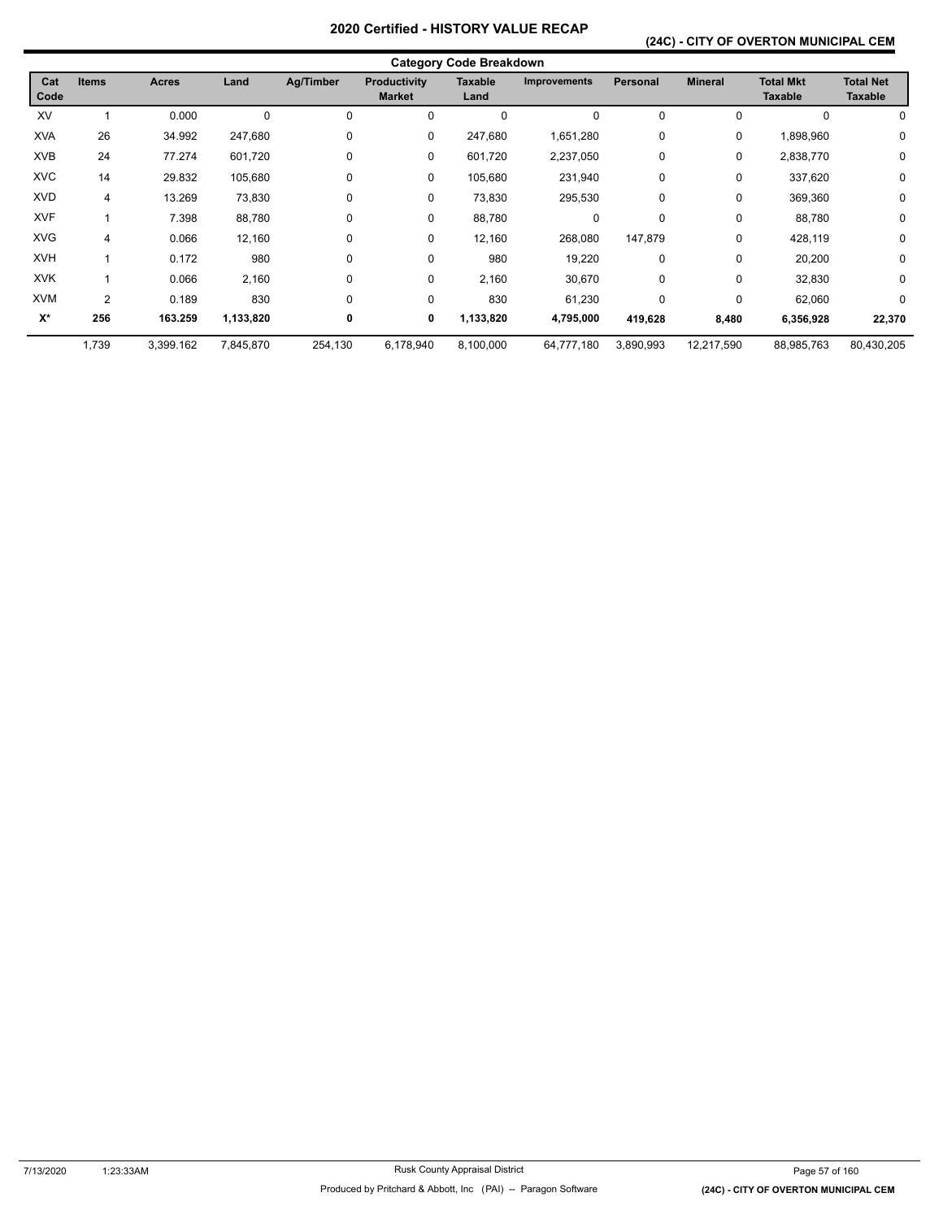# 2020 Certified - HISTORY VALUE RECAP

## (24C) - CITY OF OVERTON MUNICIPAL CEM

### Category Code Breakdown

| Cat Code | Items | Acres | Land | Ag/Timber | Productivity Market | Taxable Land | Improvements | Personal | Mineral | Total Mkt Taxable | Total Net Taxable |
|---|---|---|---|---|---|---|---|---|---|---|---|
| XV | 1 | 0.000 | 0 | 0 | 0 | 0 | 0 | 0 | 0 | 0 | 0 |
| XVA | 26 | 34.992 | 247,680 | 0 | 0 | 247,680 | 1,651,280 | 0 | 0 | 1,898,960 | 0 |
| XVB | 24 | 77.274 | 601,720 | 0 | 0 | 601,720 | 2,237,050 | 0 | 0 | 2,838,770 | 0 |
| XVC | 14 | 29.832 | 105,680 | 0 | 0 | 105,680 | 231,940 | 0 | 0 | 337,620 | 0 |
| XVD | 4 | 13.269 | 73,830 | 0 | 0 | 73,830 | 295,530 | 0 | 0 | 369,360 | 0 |
| XVF | 1 | 7.398 | 88,780 | 0 | 0 | 88,780 | 0 | 0 | 0 | 88,780 | 0 |
| XVG | 4 | 0.066 | 12,160 | 0 | 0 | 12,160 | 268,080 | 147,879 | 0 | 428,119 | 0 |
| XVH | 1 | 0.172 | 980 | 0 | 0 | 980 | 19,220 | 0 | 0 | 20,200 | 0 |
| XVK | 1 | 0.066 | 2,160 | 0 | 0 | 2,160 | 30,670 | 0 | 0 | 32,830 | 0 |
| XVM | 2 | 0.189 | 830 | 0 | 0 | 830 | 61,230 | 0 | 0 | 62,060 | 0 |
| **X*** | **256** | **163.259** | **1,133,820** | **0** | **0** | **1,133,820** | **4,795,000** | **419,628** | **8,480** | **6,356,928** | **22,370** |
| | 1,739 | 3,399.162 | 7,845,870 | 254,130 | 6,178,940 | 8,100,000 | 64,777,180 | 3,890,993 | 12,217,590 | 88,985,763 | 80,430,205 |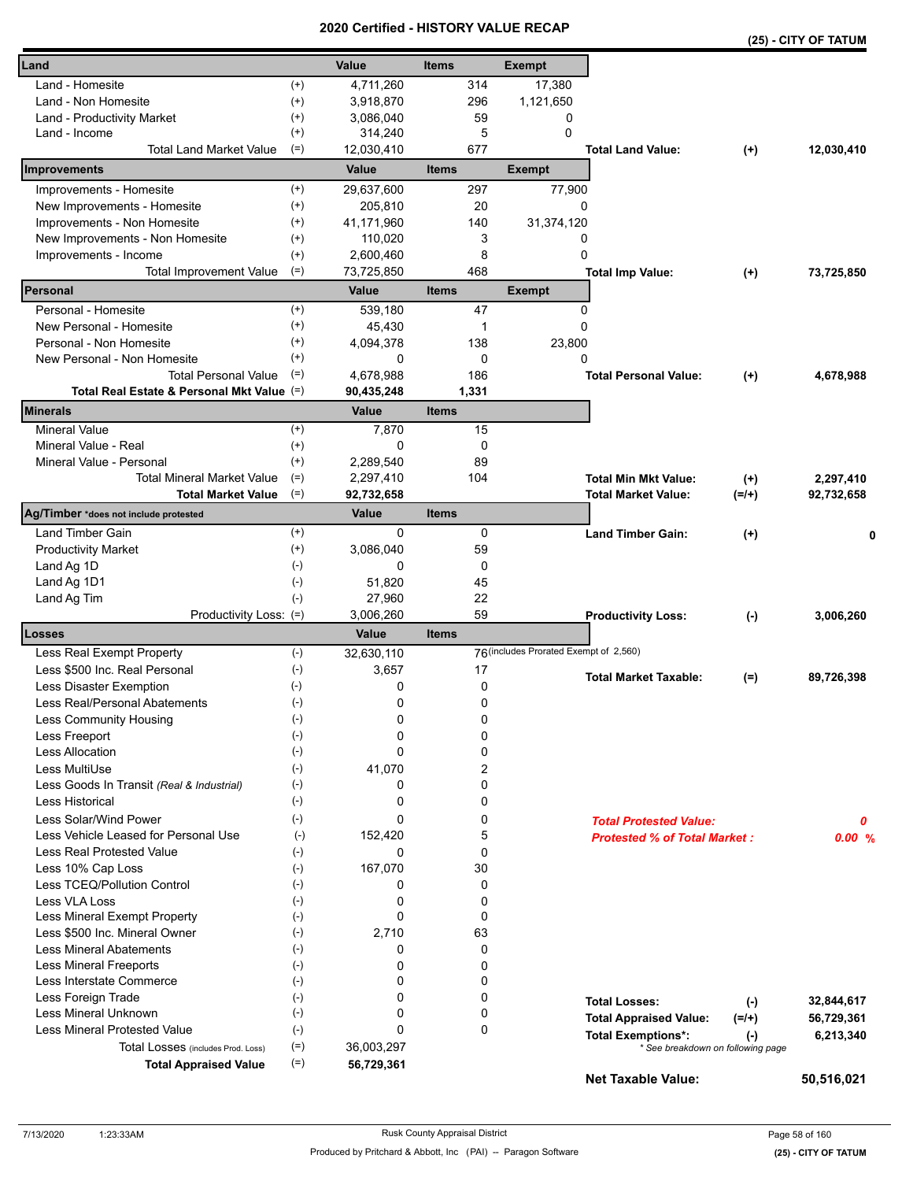# 2020 Certified - HISTORY VALUE RECAP

**(25) - CITY OF TATUM**

| Land | | Value | Items | Exempt | | | |
|---|---|---|---|---|---|---|---|
| Land - Homesite | (+) | 4,711,260 | 314 | 17,380 | | | |
| Land - Non Homesite | (+) | 3,918,870 | 296 | 1,121,650 | | | |
| Land - Productivity Market | (+) | 3,086,040 | 59 | 0 | | | |
| Land - Income | (+) | 314,240 | 5 | 0 | | | |
| Total Land Market Value | (=) | 12,030,410 | 677 | | **Total Land Value:** | (+) | **12,030,410** |
| **Improvements** | | **Value** | **Items** | **Exempt** | | | |
| Improvements - Homesite | (+) | 29,637,600 | 297 | 77,900 | | | |
| New Improvements - Homesite | (+) | 205,810 | 20 | 0 | | | |
| Improvements - Non Homesite | (+) | 41,171,960 | 140 | 31,374,120 | | | |
| New Improvements - Non Homesite | (+) | 110,020 | 3 | 0 | | | |
| Improvements - Income | (+) | 2,600,460 | 8 | 0 | | | |
| Total Improvement Value | (=) | 73,725,850 | 468 | | **Total Imp Value:** | (+) | **73,725,850** |
| **Personal** | | **Value** | **Items** | **Exempt** | | | |
| Personal - Homesite | (+) | 539,180 | 47 | 0 | | | |
| New Personal - Homesite | (+) | 45,430 | 1 | 0 | | | |
| Personal - Non Homesite | (+) | 4,094,378 | 138 | 23,800 | | | |
| New Personal - Non Homesite | (+) | 0 | 0 | 0 | | | |
| Total Personal Value | (=) | 4,678,988 | 186 | | **Total Personal Value:** | (+) | **4,678,988** |
| **Total Real Estate & Personal Mkt Value** | (=) | **90,435,248** | **1,331** | | | | |
| **Minerals** | | **Value** | **Items** | | | | |
| Mineral Value | (+) | 7,870 | 15 | | | | |
| Mineral Value - Real | (+) | 0 | 0 | | | | |
| Mineral Value - Personal | (+) | 2,289,540 | 89 | | | | |
| Total Mineral Market Value | (=) | 2,297,410 | 104 | | **Total Min Mkt Value:** | (+) | **2,297,410** |
| **Total Market Value** | (=) | **92,732,658** | | | **Total Market Value:** | (=/+) | **92,732,658** |
| **Ag/Timber** *does not include protested | | **Value** | **Items** | | | | |
| Land Timber Gain | (+) | 0 | 0 | | **Land Timber Gain:** | (+) | **0** |
| Productivity Market | (+) | 3,086,040 | 59 | | | | |
| Land Ag 1D | (-) | 0 | 0 | | | | |
| Land Ag 1D1 | (-) | 51,820 | 45 | | | | |
| Land Ag Tim | (-) | 27,960 | 22 | | | | |
| Productivity Loss: | (=) | 3,006,260 | 59 | | **Productivity Loss:** | (-) | **3,006,260** |
| **Losses** | | **Value** | **Items** | | | | |
| Less Real Exempt Property | (-) | 32,630,110 | 76 | (includes Prorated Exempt of 2,560) | | | |
| Less $500 Inc. Real Personal | (-) | 3,657 | 17 | | **Total Market Taxable:** | (=) | **89,726,398** |
| Less Disaster Exemption | (-) | 0 | 0 | | | | |
| Less Real/Personal Abatements | (-) | 0 | 0 | | | | |
| Less Community Housing | (-) | 0 | 0 | | | | |
| Less Freeport | (-) | 0 | 0 | | | | |
| Less Allocation | (-) | 0 | 0 | | | | |
| Less MultiUse | (-) | 41,070 | 2 | | | | |
| Less Goods In Transit *(Real & Industrial)* | (-) | 0 | 0 | | | | |
| Less Historical | (-) | 0 | 0 | | | | |
| Less Solar/Wind Power | (-) | 0 | 0 | | ***Total Protested Value:*** | | ***0*** |
| Less Vehicle Leased for Personal Use | (-) | 152,420 | 5 | | ***Protested % of Total Market :*** | | ***0.00 %*** |
| Less Real Protested Value | (-) | 0 | 0 | | | | |
| Less 10% Cap Loss | (-) | 167,070 | 30 | | | | |
| Less TCEQ/Pollution Control | (-) | 0 | 0 | | | | |
| Less VLA Loss | (-) | 0 | 0 | | | | |
| Less Mineral Exempt Property | (-) | 0 | 0 | | | | |
| Less $500 Inc. Mineral Owner | (-) | 2,710 | 63 | | | | |
| Less Mineral Abatements | (-) | 0 | 0 | | | | |
| Less Mineral Freeports | (-) | 0 | 0 | | | | |
| Less Interstate Commerce | (-) | 0 | 0 | | | | |
| Less Foreign Trade | (-) | 0 | 0 | | **Total Losses:** | (-) | **32,844,617** |
| Less Mineral Unknown | (-) | 0 | 0 | | **Total Appraised Value:** | (=/+) | **56,729,361** |
| Less Mineral Protested Value | (-) | 0 | 0 | | **Total Exemptions*:** | (-) | **6,213,340** |
| Total Losses (includes Prod. Loss) | (=) | 36,003,297 | | | * See breakdown on following page | | |
| **Total Appraised Value** | (=) | **56,729,361** | | | | | |
| | | | | | **Net Taxable Value:** | | **50,516,021** |

7/13/2020 1:23:33AM

Rusk County Appraisal District

Produced by Pritchard & Abbott, Inc (PAI) -- Paragon Software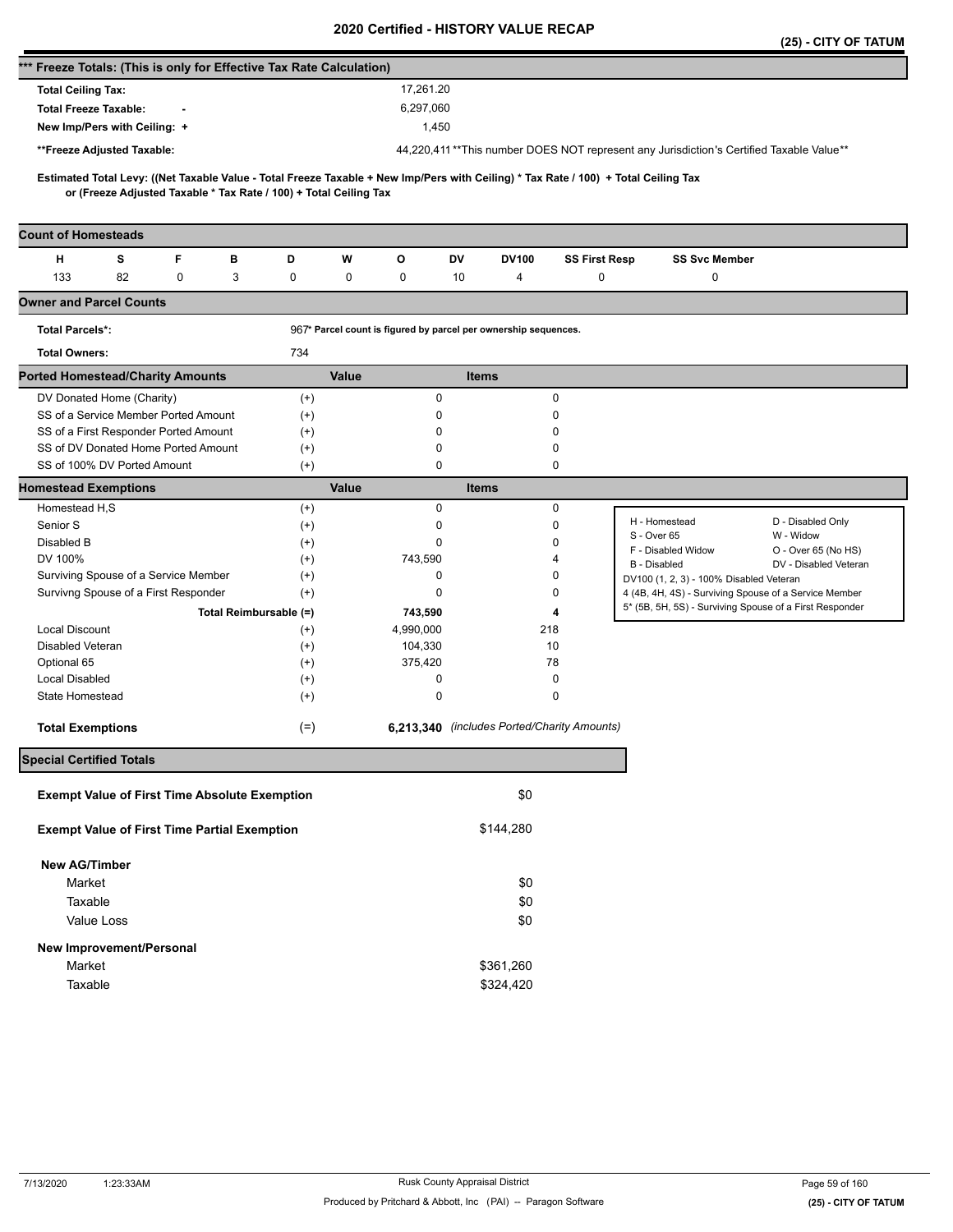# 2020 Certified - HISTORY VALUE RECAP

**(25) - CITY OF TATUM**

## *** Freeze Totals: (This is only for Effective Tax Rate Calculation)

| | |
|---|---|
| **Total Ceiling Tax:** | 17,261.20 |
| **Total Freeze Taxable:** - | 6,297,060 |
| **New Imp/Pers with Ceiling:** + | 1,450 |
| **\*\*Freeze Adjusted Taxable:** | 44,220,411 **This number DOES NOT represent any Jurisdiction's Certified Taxable Value** |

**Estimated Total Levy: ((Net Taxable Value - Total Freeze Taxable + New Imp/Pers with Ceiling) * Tax Rate / 100) + Total Ceiling Tax or (Freeze Adjusted Taxable * Tax Rate / 100) + Total Ceiling Tax**

## Count of Homesteads

| H | S | F | B | D | W | O | DV | DV100 | SS First Resp | SS Svc Member |
|---|---|---|---|---|---|---|---|---|---|---|
| 133 | 82 | 0 | 3 | 0 | 0 | 0 | 10 | 4 | 0 | 0 |

## Owner and Parcel Counts

| | | |
|---|---|---|
| **Total Parcels*:** | 967 | * Parcel count is figured by parcel per ownership sequences. |
| **Total Owners:** | 734 | |

## Ported Homestead/Charity Amounts

| | | Value | Items |
|---|---|---|---|
| DV Donated Home (Charity) | (+) | 0 | 0 |
| SS of a Service Member Ported Amount | (+) | 0 | 0 |
| SS of a First Responder Ported Amount | (+) | 0 | 0 |
| SS of DV Donated Home Ported Amount | (+) | 0 | 0 |
| SS of 100% DV Ported Amount | (+) | 0 | 0 |

## Homestead Exemptions

| | | Value | Items |
|---|---|---|---|
| Homestead H,S | (+) | 0 | 0 |
| Senior S | (+) | 0 | 0 |
| Disabled B | (+) | 0 | 0 |
| DV 100% | (+) | 743,590 | 4 |
| Surviving Spouse of a Service Member | (+) | 0 | 0 |
| Survivng Spouse of a First Responder | (+) | 0 | 0 |
| Total Reimbursable | (=) | 743,590 | 4 |
| Local Discount | (+) | 4,990,000 | 218 |
| Disabled Veteran | (+) | 104,330 | 10 |
| Optional 65 | (+) | 375,420 | 78 |
| Local Disabled | (+) | 0 | 0 |
| State Homestead | (+) | 0 | 0 |
| **Total Exemptions** | (=) | **6,213,340** | *(includes Ported/Charity Amounts)* |

| | |
|---|---|
| H - Homestead | D - Disabled Only |
| S - Over 65 | W - Widow |
| F - Disabled Widow | O - Over 65 (No HS) |
| B - Disabled | DV - Disabled Veteran |
| DV100 (1, 2, 3) - 100% Disabled Veteran | |
| 4 (4B, 4H, 4S) - Surviving Spouse of a Service Member | |
| 5* (5B, 5H, 5S) - Surviving Spouse of a First Responder | |

## Special Certified Totals

| | |
|---|---|
| **Exempt Value of First Time Absolute Exemption** | $0 |
| **Exempt Value of First Time Partial Exemption** | $144,280 |
| **New AG/Timber** | |
| Market | $0 |
| Taxable | $0 |
| Value Loss | $0 |
| **New Improvement/Personal** | |
| Market | $361,260 |
| Taxable | $324,420 |

7/13/2020 1:23:33AM

Rusk County Appraisal District

Produced by Pritchard & Abbott, Inc (PAI) -- Paragon Software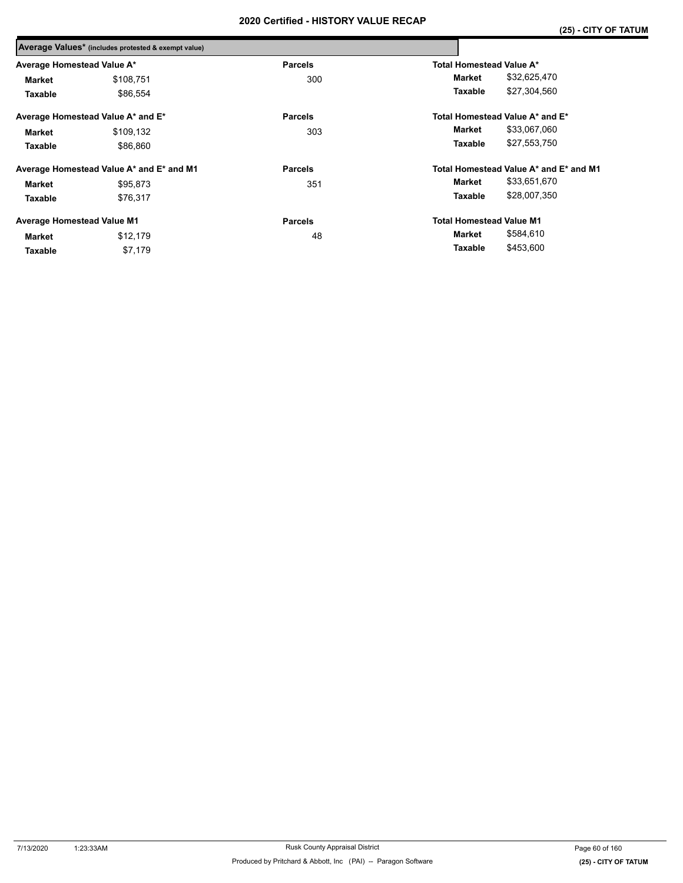## 2020 Certified - HISTORY VALUE RECAP

**(25) - CITY OF TATUM**

**Average Values*** (includes protested & exempt value)

| | | Parcels | | |
|---|---|---|---|---|
| **Average Homestead Value A*** | | **Parcels** | **Total Homestead Value A*** | |
| Market | $108,751 | 300 | Market | $32,625,470 |
| Taxable | $86,554 | | Taxable | $27,304,560 |
| **Average Homestead Value A* and E*** | | **Parcels** | **Total Homestead Value A* and E*** | |
| Market | $109,132 | 303 | Market | $33,067,060 |
| Taxable | $86,860 | | Taxable | $27,553,750 |
| **Average Homestead Value A* and E* and M1** | | **Parcels** | **Total Homestead Value A* and E* and M1** | |
| Market | $95,873 | 351 | Market | $33,651,670 |
| Taxable | $76,317 | | Taxable | $28,007,350 |
| **Average Homestead Value M1** | | **Parcels** | **Total Homestead Value M1** | |
| Market | $12,179 | 48 | Market | $584,610 |
| Taxable | $7,179 | | Taxable | $453,600 |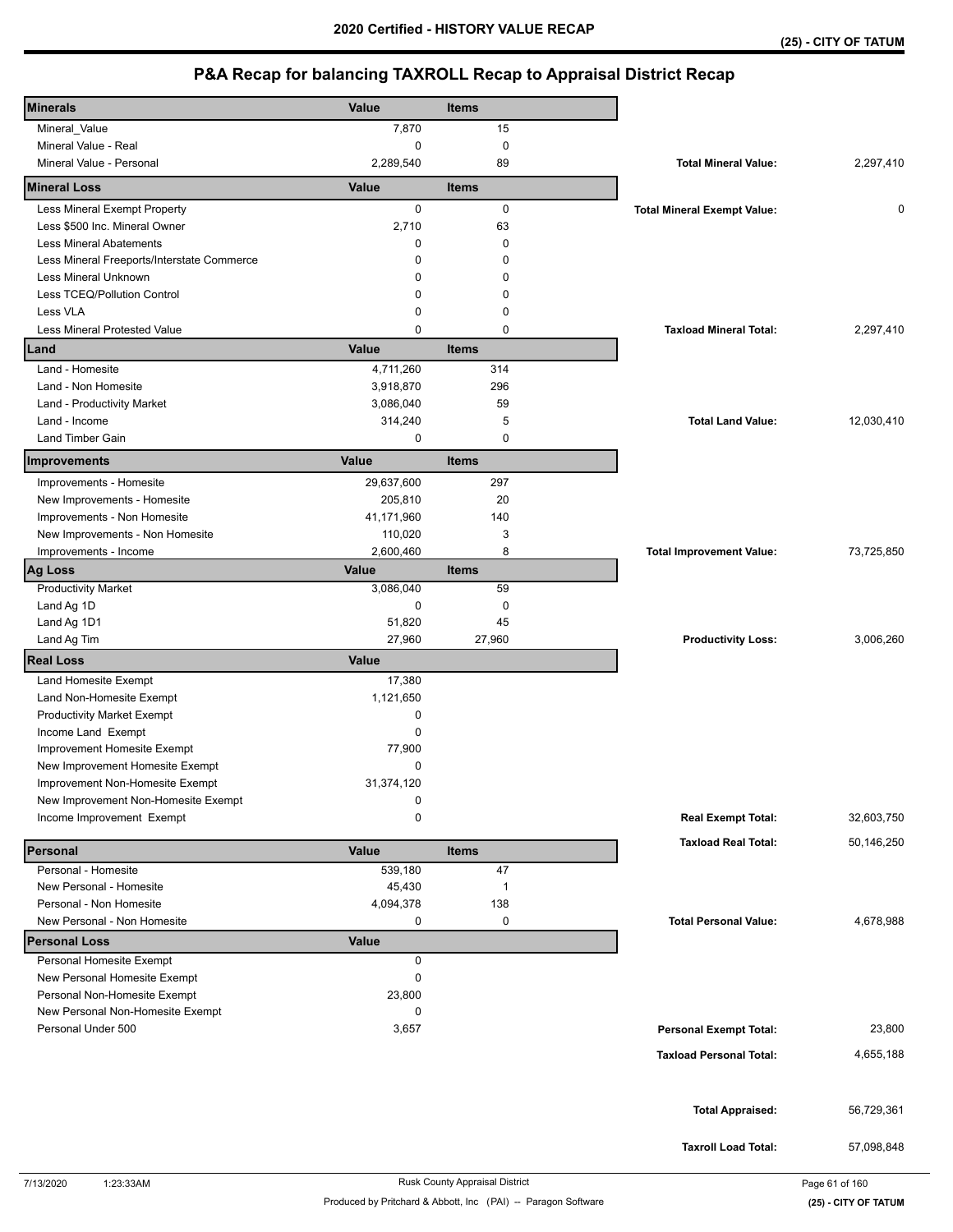# 2020 Certified - HISTORY VALUE RECAP

**(25) - CITY OF TATUM**

## P&A Recap for balancing TAXROLL Recap to Appraisal District Recap

| Minerals | Value | Items | | |
|---|---|---|---|---|
| Mineral_Value | 7,870 | 15 | | |
| Mineral Value - Real | 0 | 0 | | |
| Mineral Value - Personal | 2,289,540 | 89 | **Total Mineral Value:** | 2,297,410 |
| **Mineral Loss** | **Value** | **Items** | | |
| Less Mineral Exempt Property | 0 | 0 | **Total Mineral Exempt Value:** | 0 |
| Less $500 Inc. Mineral Owner | 2,710 | 63 | | |
| Less Mineral Abatements | 0 | 0 | | |
| Less Mineral Freeports/Interstate Commerce | 0 | 0 | | |
| Less Mineral Unknown | 0 | 0 | | |
| Less TCEQ/Pollution Control | 0 | 0 | | |
| Less VLA | 0 | 0 | | |
| Less Mineral Protested Value | 0 | 0 | **Taxload Mineral Total:** | 2,297,410 |
| **Land** | **Value** | **Items** | | |
| Land - Homesite | 4,711,260 | 314 | | |
| Land - Non Homesite | 3,918,870 | 296 | | |
| Land - Productivity Market | 3,086,040 | 59 | | |
| Land - Income | 314,240 | 5 | **Total Land Value:** | 12,030,410 |
| Land Timber Gain | 0 | 0 | | |
| **Improvements** | **Value** | **Items** | | |
| Improvements - Homesite | 29,637,600 | 297 | | |
| New Improvements - Homesite | 205,810 | 20 | | |
| Improvements - Non Homesite | 41,171,960 | 140 | | |
| New Improvements - Non Homesite | 110,020 | 3 | | |
| Improvements - Income | 2,600,460 | 8 | **Total Improvement Value:** | 73,725,850 |
| **Ag Loss** | **Value** | **Items** | | |
| Productivity Market | 3,086,040 | 59 | | |
| Land Ag 1D | 0 | 0 | | |
| Land Ag 1D1 | 51,820 | 45 | | |
| Land Ag Tim | 27,960 | 27,960 | **Productivity Loss:** | 3,006,260 |
| **Real Loss** | **Value** | | | |
| Land Homesite Exempt | 17,380 | | | |
| Land Non-Homesite Exempt | 1,121,650 | | | |
| Productivity Market Exempt | 0 | | | |
| Income Land Exempt | 0 | | | |
| Improvement Homesite Exempt | 77,900 | | | |
| New Improvement Homesite Exempt | 0 | | | |
| Improvement Non-Homesite Exempt | 31,374,120 | | | |
| New Improvement Non-Homesite Exempt | 0 | | | |
| Income Improvement Exempt | 0 | | **Real Exempt Total:** | 32,603,750 |
| | | | **Taxload Real Total:** | 50,146,250 |
| **Personal** | **Value** | **Items** | | |
| Personal - Homesite | 539,180 | 47 | | |
| New Personal - Homesite | 45,430 | 1 | | |
| Personal - Non Homesite | 4,094,378 | 138 | | |
| New Personal - Non Homesite | 0 | 0 | **Total Personal Value:** | 4,678,988 |
| **Personal Loss** | **Value** | | | |
| Personal Homesite Exempt | 0 | | | |
| New Personal Homesite Exempt | 0 | | | |
| Personal Non-Homesite Exempt | 23,800 | | | |
| New Personal Non-Homesite Exempt | 0 | | | |
| Personal Under 500 | 3,657 | | **Personal Exempt Total:** | 23,800 |
| | | | **Taxload Personal Total:** | 4,655,188 |
| | | | **Total Appraised:** | 56,729,361 |
| | | | **Taxroll Load Total:** | 57,098,848 |

7/13/2020 1:23:33AM — Rusk County Appraisal District — Produced by Pritchard & Abbott, Inc (PAI) -- Paragon Software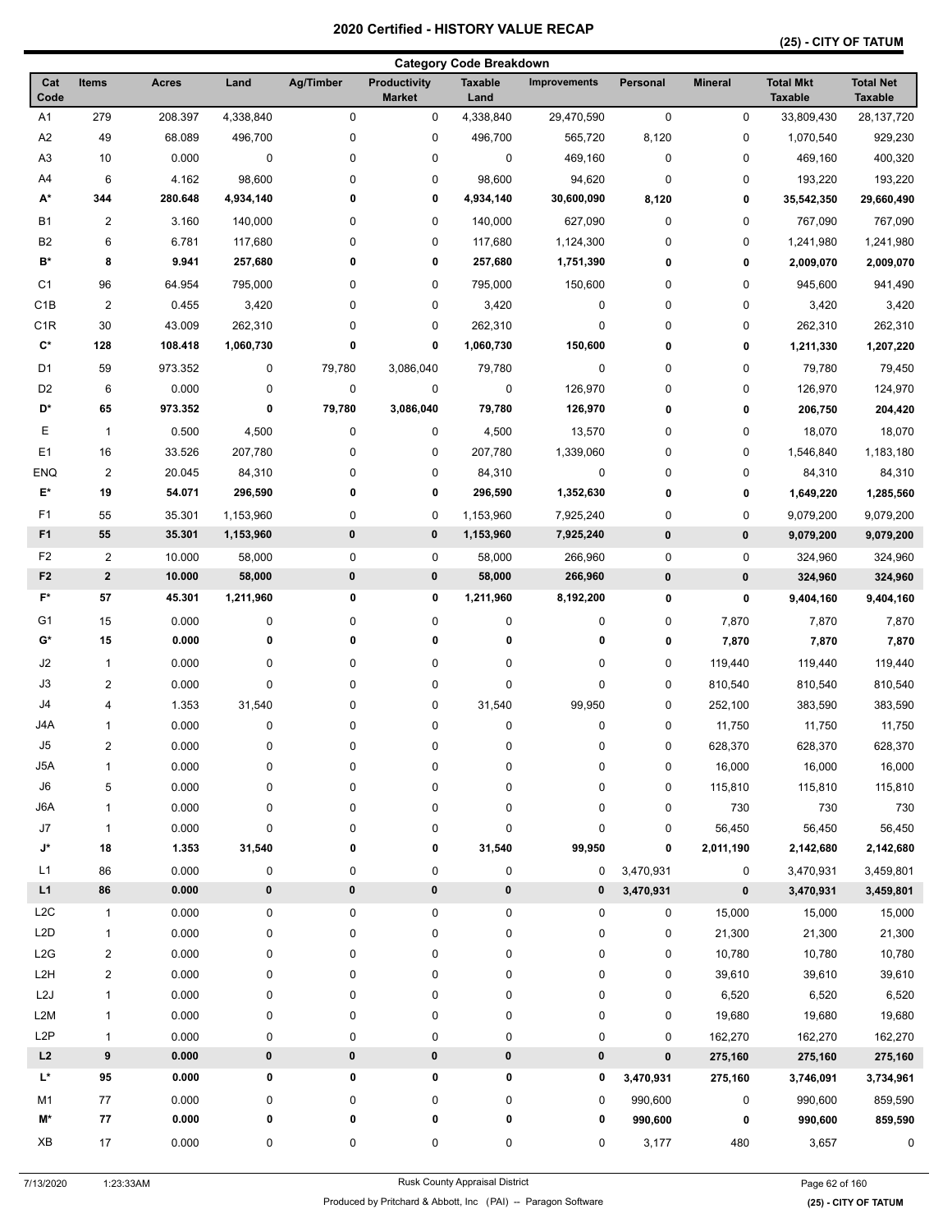# 2020 Certified - HISTORY VALUE RECAP

**(25) - CITY OF TATUM**

## Category Code Breakdown

| Cat Code | Items | Acres | Land | Ag/Timber | Productivity Market | Taxable Land | Improvements | Personal | Mineral | Total Mkt Taxable | Total Net Taxable |
|---|---|---|---|---|---|---|---|---|---|---|---|
| A1 | 279 | 208.397 | 4,338,840 | 0 | 0 | 4,338,840 | 29,470,590 | 0 | 0 | 33,809,430 | 28,137,720 |
| A2 | 49 | 68.089 | 496,700 | 0 | 0 | 496,700 | 565,720 | 8,120 | 0 | 1,070,540 | 929,230 |
| A3 | 10 | 0.000 | 0 | 0 | 0 | 0 | 469,160 | 0 | 0 | 469,160 | 400,320 |
| A4 | 6 | 4.162 | 98,600 | 0 | 0 | 98,600 | 94,620 | 0 | 0 | 193,220 | 193,220 |
| **A*** | **344** | **280.648** | **4,934,140** | **0** | **0** | **4,934,140** | **30,600,090** | **8,120** | **0** | **35,542,350** | **29,660,490** |
| B1 | 2 | 3.160 | 140,000 | 0 | 0 | 140,000 | 627,090 | 0 | 0 | 767,090 | 767,090 |
| B2 | 6 | 6.781 | 117,680 | 0 | 0 | 117,680 | 1,124,300 | 0 | 0 | 1,241,980 | 1,241,980 |
| **B*** | **8** | **9.941** | **257,680** | **0** | **0** | **257,680** | **1,751,390** | **0** | **0** | **2,009,070** | **2,009,070** |
| C1 | 96 | 64.954 | 795,000 | 0 | 0 | 795,000 | 150,600 | 0 | 0 | 945,600 | 941,490 |
| C1B | 2 | 0.455 | 3,420 | 0 | 0 | 3,420 | 0 | 0 | 0 | 3,420 | 3,420 |
| C1R | 30 | 43.009 | 262,310 | 0 | 0 | 262,310 | 0 | 0 | 0 | 262,310 | 262,310 |
| **C*** | **128** | **108.418** | **1,060,730** | **0** | **0** | **1,060,730** | **150,600** | **0** | **0** | **1,211,330** | **1,207,220** |
| D1 | 59 | 973.352 | 0 | 79,780 | 3,086,040 | 79,780 | 0 | 0 | 0 | 79,780 | 79,450 |
| D2 | 6 | 0.000 | 0 | 0 | 0 | 0 | 126,970 | 0 | 0 | 126,970 | 124,970 |
| **D*** | **65** | **973.352** | **0** | **79,780** | **3,086,040** | **79,780** | **126,970** | **0** | **0** | **206,750** | **204,420** |
| E | 1 | 0.500 | 4,500 | 0 | 0 | 4,500 | 13,570 | 0 | 0 | 18,070 | 18,070 |
| E1 | 16 | 33.526 | 207,780 | 0 | 0 | 207,780 | 1,339,060 | 0 | 0 | 1,546,840 | 1,183,180 |
| ENQ | 2 | 20.045 | 84,310 | 0 | 0 | 84,310 | 0 | 0 | 0 | 84,310 | 84,310 |
| **E*** | **19** | **54.071** | **296,590** | **0** | **0** | **296,590** | **1,352,630** | **0** | **0** | **1,649,220** | **1,285,560** |
| F1 | 55 | 35.301 | 1,153,960 | 0 | 0 | 1,153,960 | 7,925,240 | 0 | 0 | 9,079,200 | 9,079,200 |
| **F1** | **55** | **35.301** | **1,153,960** | **0** | **0** | **1,153,960** | **7,925,240** | **0** | **0** | **9,079,200** | **9,079,200** |
| F2 | 2 | 10.000 | 58,000 | 0 | 0 | 58,000 | 266,960 | 0 | 0 | 324,960 | 324,960 |
| **F2** | **2** | **10.000** | **58,000** | **0** | **0** | **58,000** | **266,960** | **0** | **0** | **324,960** | **324,960** |
| **F*** | **57** | **45.301** | **1,211,960** | **0** | **0** | **1,211,960** | **8,192,200** | **0** | **0** | **9,404,160** | **9,404,160** |
| G1 | 15 | 0.000 | 0 | 0 | 0 | 0 | 0 | 0 | 7,870 | 7,870 | 7,870 |
| **G*** | **15** | **0.000** | **0** | **0** | **0** | **0** | **0** | **0** | **7,870** | **7,870** | **7,870** |
| J2 | 1 | 0.000 | 0 | 0 | 0 | 0 | 0 | 0 | 119,440 | 119,440 | 119,440 |
| J3 | 2 | 0.000 | 0 | 0 | 0 | 0 | 0 | 0 | 810,540 | 810,540 | 810,540 |
| J4 | 4 | 1.353 | 31,540 | 0 | 0 | 31,540 | 99,950 | 0 | 252,100 | 383,590 | 383,590 |
| J4A | 1 | 0.000 | 0 | 0 | 0 | 0 | 0 | 0 | 11,750 | 11,750 | 11,750 |
| J5 | 2 | 0.000 | 0 | 0 | 0 | 0 | 0 | 0 | 628,370 | 628,370 | 628,370 |
| J5A | 1 | 0.000 | 0 | 0 | 0 | 0 | 0 | 0 | 16,000 | 16,000 | 16,000 |
| J6 | 5 | 0.000 | 0 | 0 | 0 | 0 | 0 | 0 | 115,810 | 115,810 | 115,810 |
| J6A | 1 | 0.000 | 0 | 0 | 0 | 0 | 0 | 0 | 730 | 730 | 730 |
| J7 | 1 | 0.000 | 0 | 0 | 0 | 0 | 0 | 0 | 56,450 | 56,450 | 56,450 |
| **J*** | **18** | **1.353** | **31,540** | **0** | **0** | **31,540** | **99,950** | **0** | **2,011,190** | **2,142,680** | **2,142,680** |
| L1 | 86 | 0.000 | 0 | 0 | 0 | 0 | 0 | 3,470,931 | 0 | 3,470,931 | 3,459,801 |
| **L1** | **86** | **0.000** | **0** | **0** | **0** | **0** | **0** | **3,470,931** | **0** | **3,470,931** | **3,459,801** |
| L2C | 1 | 0.000 | 0 | 0 | 0 | 0 | 0 | 0 | 15,000 | 15,000 | 15,000 |
| L2D | 1 | 0.000 | 0 | 0 | 0 | 0 | 0 | 0 | 21,300 | 21,300 | 21,300 |
| L2G | 2 | 0.000 | 0 | 0 | 0 | 0 | 0 | 0 | 10,780 | 10,780 | 10,780 |
| L2H | 2 | 0.000 | 0 | 0 | 0 | 0 | 0 | 0 | 39,610 | 39,610 | 39,610 |
| L2J | 1 | 0.000 | 0 | 0 | 0 | 0 | 0 | 0 | 6,520 | 6,520 | 6,520 |
| L2M | 1 | 0.000 | 0 | 0 | 0 | 0 | 0 | 0 | 19,680 | 19,680 | 19,680 |
| L2P | 1 | 0.000 | 0 | 0 | 0 | 0 | 0 | 0 | 162,270 | 162,270 | 162,270 |
| **L2** | **9** | **0.000** | **0** | **0** | **0** | **0** | **0** | **0** | **275,160** | **275,160** | **275,160** |
| **L*** | **95** | **0.000** | **0** | **0** | **0** | **0** | **0** | **3,470,931** | **275,160** | **3,746,091** | **3,734,961** |
| M1 | 77 | 0.000 | 0 | 0 | 0 | 0 | 0 | 990,600 | 0 | 990,600 | 859,590 |
| **M*** | **77** | **0.000** | **0** | **0** | **0** | **0** | **0** | **990,600** | **0** | **990,600** | **859,590** |
| XB | 17 | 0.000 | 0 | 0 | 0 | 0 | 0 | 3,177 | 480 | 3,657 | 0 |

7/13/2020 1:23:33AM — Rusk County Appraisal District — Produced by Pritchard & Abbott, Inc (PAI) -- Paragon Software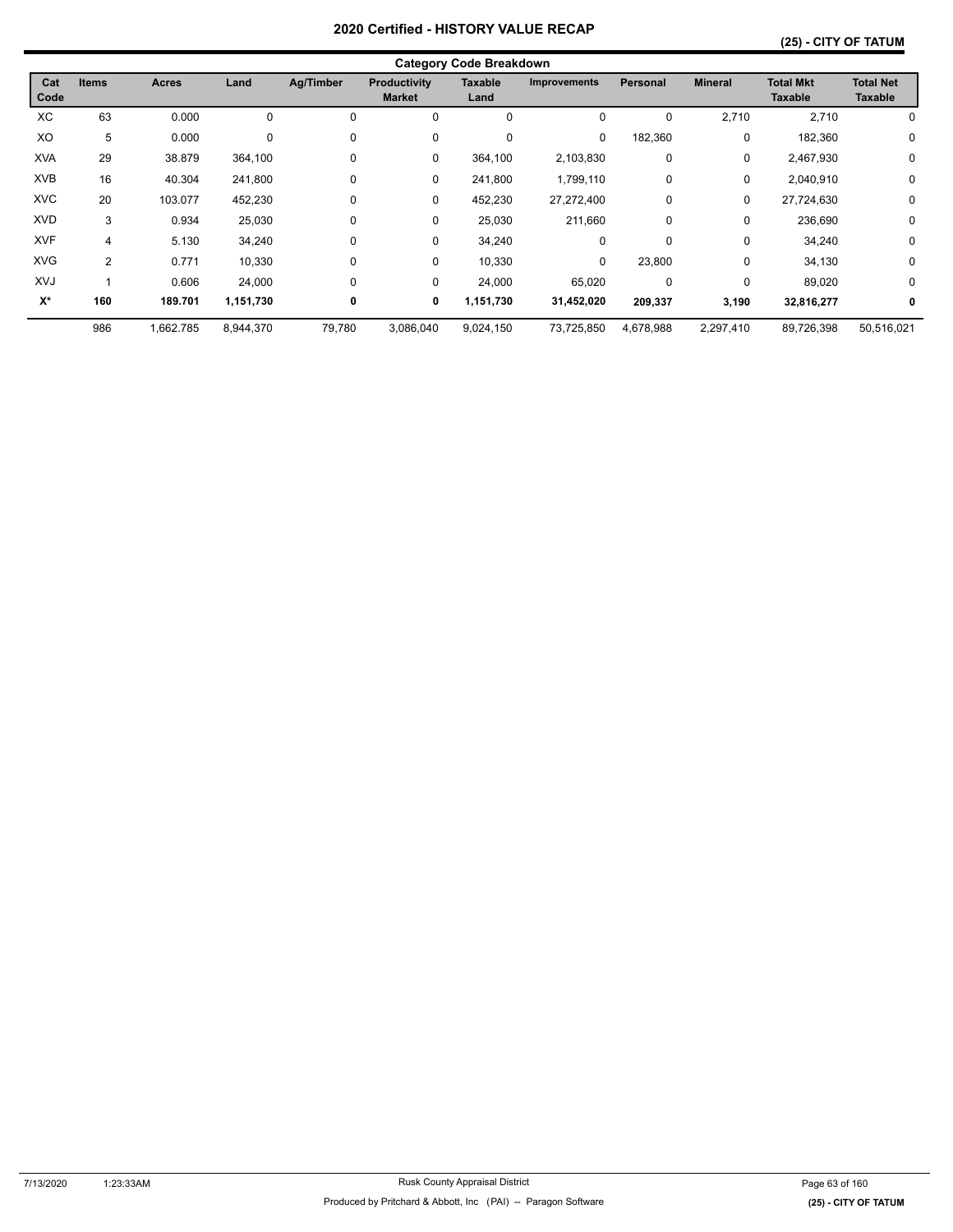# 2020 Certified - HISTORY VALUE RECAP

## Category Code Breakdown

| Cat Code | Items | Acres | Land | Ag/Timber | Productivity Market | Taxable Land | Improvements | Personal | Mineral | Total Mkt Taxable | Total Net Taxable |
|---|---|---|---|---|---|---|---|---|---|---|---|
| XC | 63 | 0.000 | 0 | 0 | 0 | 0 | 0 | 0 | 2,710 | 2,710 | 0 |
| XO | 5 | 0.000 | 0 | 0 | 0 | 0 | 0 | 182,360 | 0 | 182,360 | 0 |
| XVA | 29 | 38.879 | 364,100 | 0 | 0 | 364,100 | 2,103,830 | 0 | 0 | 2,467,930 | 0 |
| XVB | 16 | 40.304 | 241,800 | 0 | 0 | 241,800 | 1,799,110 | 0 | 0 | 2,040,910 | 0 |
| XVC | 20 | 103.077 | 452,230 | 0 | 0 | 452,230 | 27,272,400 | 0 | 0 | 27,724,630 | 0 |
| XVD | 3 | 0.934 | 25,030 | 0 | 0 | 25,030 | 211,660 | 0 | 0 | 236,690 | 0 |
| XVF | 4 | 5.130 | 34,240 | 0 | 0 | 34,240 | 0 | 0 | 0 | 34,240 | 0 |
| XVG | 2 | 0.771 | 10,330 | 0 | 0 | 10,330 | 0 | 23,800 | 0 | 34,130 | 0 |
| XVJ | 1 | 0.606 | 24,000 | 0 | 0 | 24,000 | 65,020 | 0 | 0 | 89,020 | 0 |
| **X*** | **160** | **189.701** | **1,151,730** | **0** | **0** | **1,151,730** | **31,452,020** | **209,337** | **3,190** | **32,816,277** | **0** |
| | 986 | 1,662.785 | 8,944,370 | 79,780 | 3,086,040 | 9,024,150 | 73,725,850 | 4,678,988 | 2,297,410 | 89,726,398 | 50,516,021 |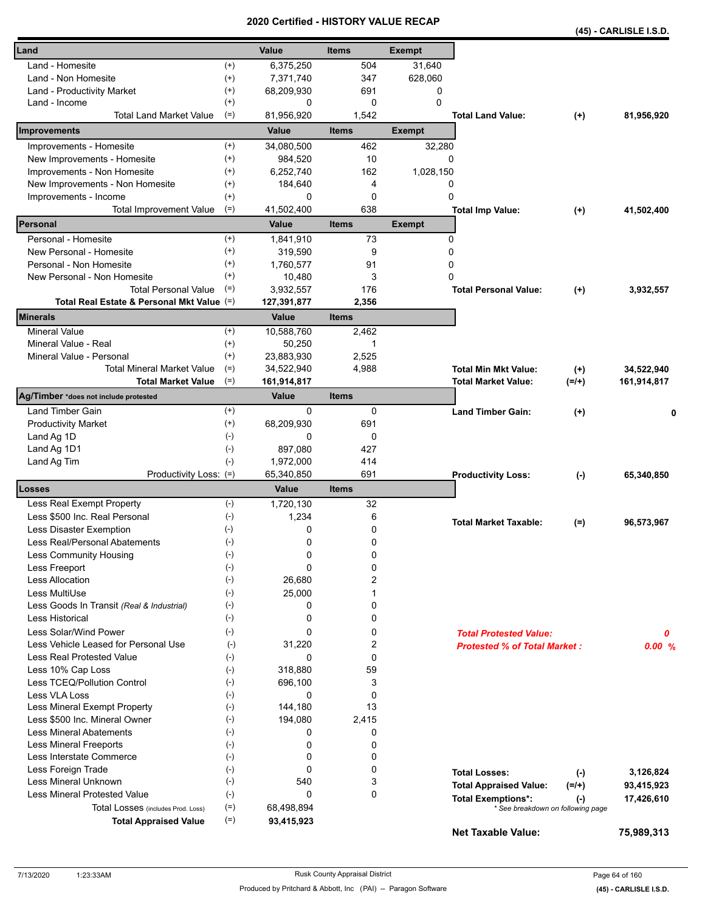# 2020 Certified - HISTORY VALUE RECAP

**(45) - CARLISLE I.S.D.**

| Land | | Value | Items | Exempt | | | |
|---|---|---|---|---|---|---|---|
| Land - Homesite | (+) | 6,375,250 | 504 | 31,640 | | | |
| Land - Non Homesite | (+) | 7,371,740 | 347 | 628,060 | | | |
| Land - Productivity Market | (+) | 68,209,930 | 691 | 0 | | | |
| Land - Income | (+) | 0 | 0 | 0 | | | |
| Total Land Market Value | (=) | 81,956,920 | 1,542 | | **Total Land Value:** | **(+)** | **81,956,920** |

| Improvements | | Value | Items | Exempt | | | |
|---|---|---|---|---|---|---|---|
| Improvements - Homesite | (+) | 34,080,500 | 462 | 32,280 | | | |
| New Improvements - Homesite | (+) | 984,520 | 10 | 0 | | | |
| Improvements - Non Homesite | (+) | 6,252,740 | 162 | 1,028,150 | | | |
| New Improvements - Non Homesite | (+) | 184,640 | 4 | 0 | | | |
| Improvements - Income | (+) | 0 | 0 | 0 | | | |
| Total Improvement Value | (=) | 41,502,400 | 638 | | **Total Imp Value:** | **(+)** | **41,502,400** |

| Personal | | Value | Items | Exempt | | | |
|---|---|---|---|---|---|---|---|
| Personal - Homesite | (+) | 1,841,910 | 73 | 0 | | | |
| New Personal - Homesite | (+) | 319,590 | 9 | 0 | | | |
| Personal - Non Homesite | (+) | 1,760,577 | 91 | 0 | | | |
| New Personal - Non Homesite | (+) | 10,480 | 3 | 0 | | | |
| Total Personal Value | (=) | 3,932,557 | 176 | | **Total Personal Value:** | **(+)** | **3,932,557** |
| **Total Real Estate & Personal Mkt Value** | (=) | **127,391,877** | **2,356** | | | | |

| Minerals | | Value | Items | | | |
|---|---|---|---|---|---|---|
| Mineral Value | (+) | 10,588,760 | 2,462 | | | |
| Mineral Value - Real | (+) | 50,250 | 1 | | | |
| Mineral Value - Personal | (+) | 23,883,930 | 2,525 | | | |
| Total Mineral Market Value | (=) | 34,522,940 | 4,988 | **Total Min Mkt Value:** | **(+)** | **34,522,940** |
| **Total Market Value** | (=) | **161,914,817** | | **Total Market Value:** | **(=/+)** | **161,914,817** |

| Ag/Timber *does not include protested | | Value | Items | | | |
|---|---|---|---|---|---|---|
| Land Timber Gain | (+) | 0 | 0 | **Land Timber Gain:** | **(+)** | **0** |
| Productivity Market | (+) | 68,209,930 | 691 | | | |
| Land Ag 1D | (-) | 0 | 0 | | | |
| Land Ag 1D1 | (-) | 897,080 | 427 | | | |
| Land Ag Tim | (-) | 1,972,000 | 414 | | | |
| Productivity Loss: | (=) | 65,340,850 | 691 | **Productivity Loss:** | **(-)** | **65,340,850** |

| Losses | | Value | Items | | | |
|---|---|---|---|---|---|---|
| Less Real Exempt Property | (-) | 1,720,130 | 32 | | | |
| Less $500 Inc. Real Personal | (-) | 1,234 | 6 | **Total Market Taxable:** | **(=)** | **96,573,967** |
| Less Disaster Exemption | (-) | 0 | 0 | | | |
| Less Real/Personal Abatements | (-) | 0 | 0 | | | |
| Less Community Housing | (-) | 0 | 0 | | | |
| Less Freeport | (-) | 0 | 0 | | | |
| Less Allocation | (-) | 26,680 | 2 | | | |
| Less MultiUse | (-) | 25,000 | 1 | | | |
| Less Goods In Transit *(Real & Industrial)* | (-) | 0 | 0 | | | |
| Less Historical | (-) | 0 | 0 | | | |
| Less Solar/Wind Power | (-) | 0 | 0 | ***Total Protested Value:*** | | ***0*** |
| Less Vehicle Leased for Personal Use | (-) | 31,220 | 2 | ***Protested % of Total Market :*** | | ***0.00 %*** |
| Less Real Protested Value | (-) | 0 | 0 | | | |
| Less 10% Cap Loss | (-) | 318,880 | 59 | | | |
| Less TCEQ/Pollution Control | (-) | 696,100 | 3 | | | |
| Less VLA Loss | (-) | 0 | 0 | | | |
| Less Mineral Exempt Property | (-) | 144,180 | 13 | | | |
| Less $500 Inc. Mineral Owner | (-) | 194,080 | 2,415 | | | |
| Less Mineral Abatements | (-) | 0 | 0 | | | |
| Less Mineral Freeports | (-) | 0 | 0 | | | |
| Less Interstate Commerce | (-) | 0 | 0 | | | |
| Less Foreign Trade | (-) | 0 | 0 | **Total Losses:** | **(-)** | **3,126,824** |
| Less Mineral Unknown | (-) | 540 | 3 | **Total Appraised Value:** | **(=/+)** | **93,415,923** |
| Less Mineral Protested Value | (-) | 0 | 0 | **Total Exemptions*:** | **(-)** | **17,426,610** |
| Total Losses (includes Prod. Loss) | (=) | 68,498,894 | | * See breakdown on following page | | |
| **Total Appraised Value** | (=) | **93,415,923** | | | | |

**Net Taxable Value:** **75,989,313**

7/13/2020 1:23:33AM

Rusk County Appraisal District

Produced by Pritchard & Abbott, Inc (PAI) -- Paragon Software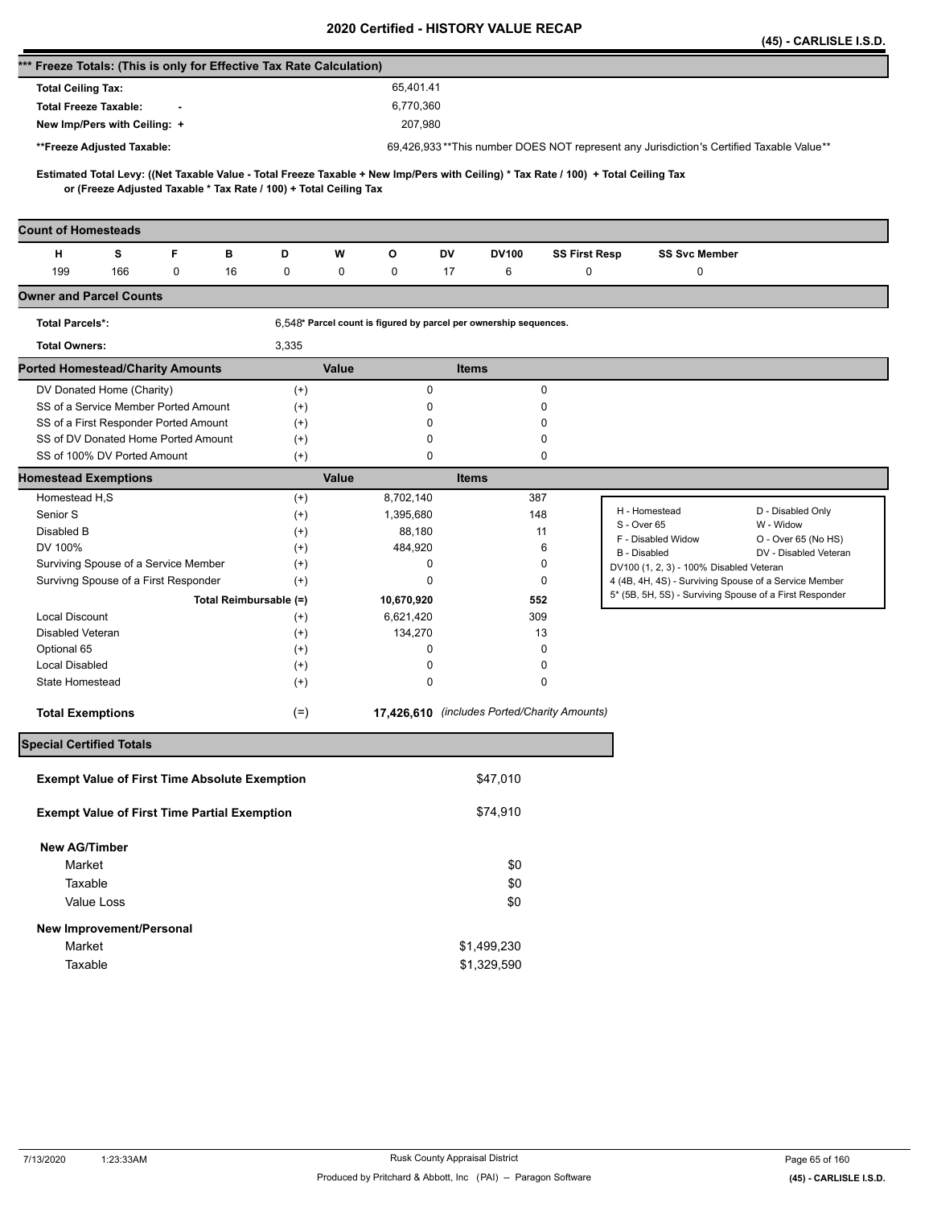# 2020 Certified - HISTORY VALUE RECAP

**(45) - CARLISLE I.S.D.**

### *** Freeze Totals: (This is only for Effective Tax Rate Calculation)

| | |
|---|---|
| **Total Ceiling Tax:** | 65,401.41 |
| **Total Freeze Taxable:** - | 6,770,360 |
| **New Imp/Pers with Ceiling:** + | 207,980 |
| **\*\*Freeze Adjusted Taxable:** | 69,426,933 **This number DOES NOT represent any Jurisdiction's Certified Taxable Value** |

**Estimated Total Levy: ((Net Taxable Value - Total Freeze Taxable + New Imp/Pers with Ceiling) * Tax Rate / 100) + Total Ceiling Tax or (Freeze Adjusted Taxable * Tax Rate / 100) + Total Ceiling Tax**

### Count of Homesteads

| H | S | F | B | D | W | O | DV | DV100 | SS First Resp | SS Svc Member |
|---|---|---|---|---|---|---|---|---|---|---|
| 199 | 166 | 0 | 16 | 0 | 0 | 0 | 17 | 6 | 0 | 0 |

### Owner and Parcel Counts

| | | |
|---|---|---|
| **Total Parcels*:** | 6,548 | * Parcel count is figured by parcel per ownership sequences. |
| **Total Owners:** | 3,335 | |

### Ported Homestead/Charity Amounts

| | | Value | Items |
|---|---|---|---|
| DV Donated Home (Charity) | (+) | 0 | 0 |
| SS of a Service Member Ported Amount | (+) | 0 | 0 |
| SS of a First Responder Ported Amount | (+) | 0 | 0 |
| SS of DV Donated Home Ported Amount | (+) | 0 | 0 |
| SS of 100% DV Ported Amount | (+) | 0 | 0 |

### Homestead Exemptions

| | | Value | Items |
|---|---|---|---|
| Homestead H,S | (+) | 8,702,140 | 387 |
| Senior S | (+) | 1,395,680 | 148 |
| Disabled B | (+) | 88,180 | 11 |
| DV 100% | (+) | 484,920 | 6 |
| Surviving Spouse of a Service Member | (+) | 0 | 0 |
| Survivng Spouse of a First Responder | (+) | 0 | 0 |
| Total Reimbursable | (=) | 10,670,920 | 552 |
| Local Discount | (+) | 6,621,420 | 309 |
| Disabled Veteran | (+) | 134,270 | 13 |
| Optional 65 | (+) | 0 | 0 |
| Local Disabled | (+) | 0 | 0 |
| State Homestead | (+) | 0 | 0 |
| **Total Exemptions** | (=) | **17,426,610** | *(includes Ported/Charity Amounts)* |

| | |
|---|---|
| H - Homestead | D - Disabled Only |
| S - Over 65 | W - Widow |
| F - Disabled Widow | O - Over 65 (No HS) |
| B - Disabled | DV - Disabled Veteran |
| DV100 (1, 2, 3) - 100% Disabled Veteran | |
| 4 (4B, 4H, 4S) - Surviving Spouse of a Service Member | |
| 5* (5B, 5H, 5S) - Surviving Spouse of a First Responder | |

### Special Certified Totals

| | |
|---|---|
| **Exempt Value of First Time Absolute Exemption** | $47,010 |
| **Exempt Value of First Time Partial Exemption** | $74,910 |
| **New AG/Timber** | |
| Market | $0 |
| Taxable | $0 |
| Value Loss | $0 |
| **New Improvement/Personal** | |
| Market | $1,499,230 |
| Taxable | $1,329,590 |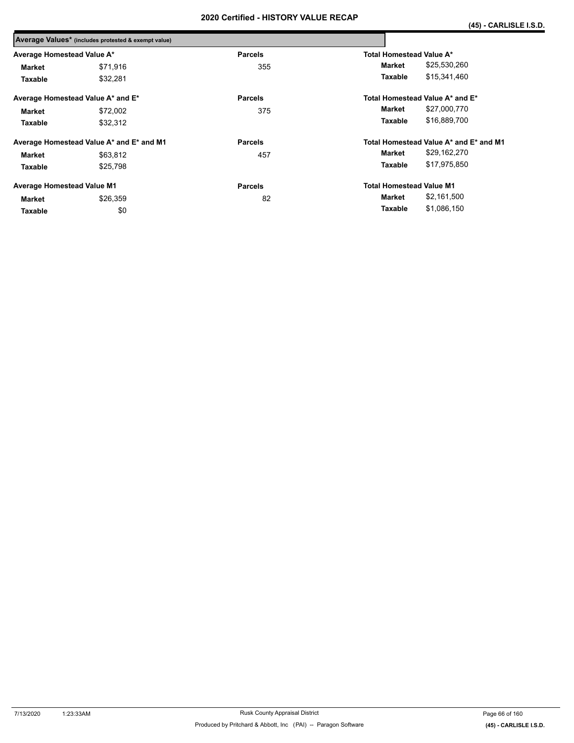## 2020 Certified - HISTORY VALUE RECAP

**(45) - CARLISLE I.S.D.**

**Average Values*** (includes protested & exempt value)

| | | | | |
|---|---|---|---|---|
| **Average Homestead Value A*** | | **Parcels** | **Total Homestead Value A*** | |
| **Market** | $71,916 | 355 | **Market** | $25,530,260 |
| **Taxable** | $32,281 | | **Taxable** | $15,341,460 |
| **Average Homestead Value A* and E*** | | **Parcels** | **Total Homestead Value A* and E*** | |
| **Market** | $72,002 | 375 | **Market** | $27,000,770 |
| **Taxable** | $32,312 | | **Taxable** | $16,889,700 |
| **Average Homestead Value A* and E* and M1** | | **Parcels** | **Total Homestead Value A* and E* and M1** | |
| **Market** | $63,812 | 457 | **Market** | $29,162,270 |
| **Taxable** | $25,798 | | **Taxable** | $17,975,850 |
| **Average Homestead Value M1** | | **Parcels** | **Total Homestead Value M1** | |
| **Market** | $26,359 | 82 | **Market** | $2,161,500 |
| **Taxable** | $0 | | **Taxable** | $1,086,150 |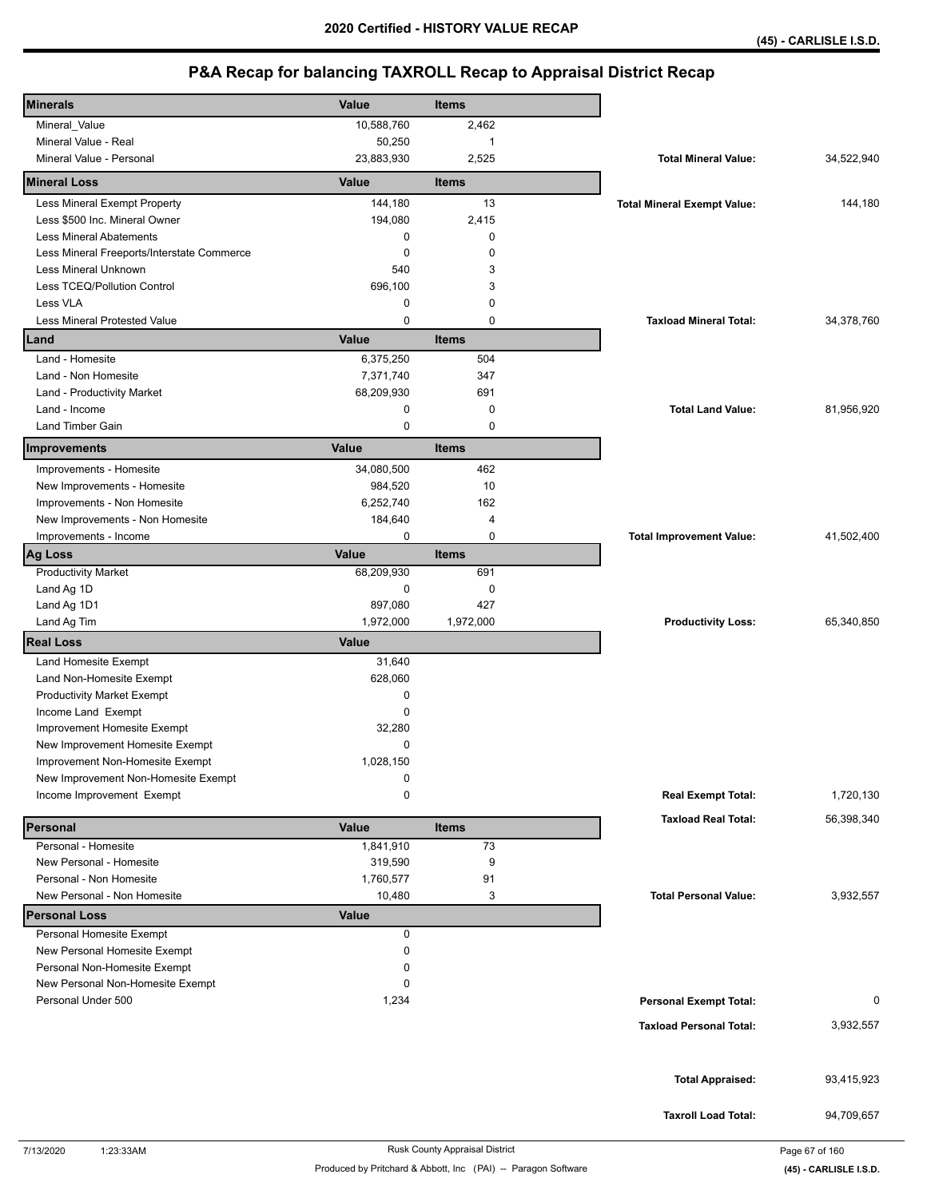# 2020 Certified - HISTORY VALUE RECAP

(45) - CARLISLE I.S.D.

## P&A Recap for balancing TAXROLL Recap to Appraisal District Recap

| Minerals | Value | Items | | |
|---|---|---|---|---|
| Mineral_Value | 10,588,760 | 2,462 | | |
| Mineral Value - Real | 50,250 | 1 | | |
| Mineral Value - Personal | 23,883,930 | 2,525 | **Total Mineral Value:** | 34,522,940 |
| **Mineral Loss** | **Value** | **Items** | | |
| Less Mineral Exempt Property | 144,180 | 13 | **Total Mineral Exempt Value:** | 144,180 |
| Less $500 Inc. Mineral Owner | 194,080 | 2,415 | | |
| Less Mineral Abatements | 0 | 0 | | |
| Less Mineral Freeports/Interstate Commerce | 0 | 0 | | |
| Less Mineral Unknown | 540 | 3 | | |
| Less TCEQ/Pollution Control | 696,100 | 3 | | |
| Less VLA | 0 | 0 | | |
| Less Mineral Protested Value | 0 | 0 | **Taxload Mineral Total:** | 34,378,760 |
| **Land** | **Value** | **Items** | | |
| Land - Homesite | 6,375,250 | 504 | | |
| Land - Non Homesite | 7,371,740 | 347 | | |
| Land - Productivity Market | 68,209,930 | 691 | | |
| Land - Income | 0 | 0 | **Total Land Value:** | 81,956,920 |
| Land Timber Gain | 0 | 0 | | |
| **Improvements** | **Value** | **Items** | | |
| Improvements - Homesite | 34,080,500 | 462 | | |
| New Improvements - Homesite | 984,520 | 10 | | |
| Improvements - Non Homesite | 6,252,740 | 162 | | |
| New Improvements - Non Homesite | 184,640 | 4 | | |
| Improvements - Income | 0 | 0 | **Total Improvement Value:** | 41,502,400 |
| **Ag Loss** | **Value** | **Items** | | |
| Productivity Market | 68,209,930 | 691 | | |
| Land Ag 1D | 0 | 0 | | |
| Land Ag 1D1 | 897,080 | 427 | | |
| Land Ag Tim | 1,972,000 | 1,972,000 | **Productivity Loss:** | 65,340,850 |
| **Real Loss** | **Value** | | | |
| Land Homesite Exempt | 31,640 | | | |
| Land Non-Homesite Exempt | 628,060 | | | |
| Productivity Market Exempt | 0 | | | |
| Income Land Exempt | 0 | | | |
| Improvement Homesite Exempt | 32,280 | | | |
| New Improvement Homesite Exempt | 0 | | | |
| Improvement Non-Homesite Exempt | 1,028,150 | | | |
| New Improvement Non-Homesite Exempt | 0 | | | |
| Income Improvement Exempt | 0 | | **Real Exempt Total:** | 1,720,130 |
| | | | **Taxload Real Total:** | 56,398,340 |
| **Personal** | **Value** | **Items** | | |
| Personal - Homesite | 1,841,910 | 73 | | |
| New Personal - Homesite | 319,590 | 9 | | |
| Personal - Non Homesite | 1,760,577 | 91 | | |
| New Personal - Non Homesite | 10,480 | 3 | **Total Personal Value:** | 3,932,557 |
| **Personal Loss** | **Value** | | | |
| Personal Homesite Exempt | 0 | | | |
| New Personal Homesite Exempt | 0 | | | |
| Personal Non-Homesite Exempt | 0 | | | |
| New Personal Non-Homesite Exempt | 0 | | | |
| Personal Under 500 | 1,234 | | **Personal Exempt Total:** | 0 |
| | | | **Taxload Personal Total:** | 3,932,557 |
| | | | **Total Appraised:** | 93,415,923 |
| | | | **Taxroll Load Total:** | 94,709,657 |

7/13/2020 1:23:33AM — Rusk County Appraisal District — Produced by Pritchard & Abbott, Inc (PAI) -- Paragon Software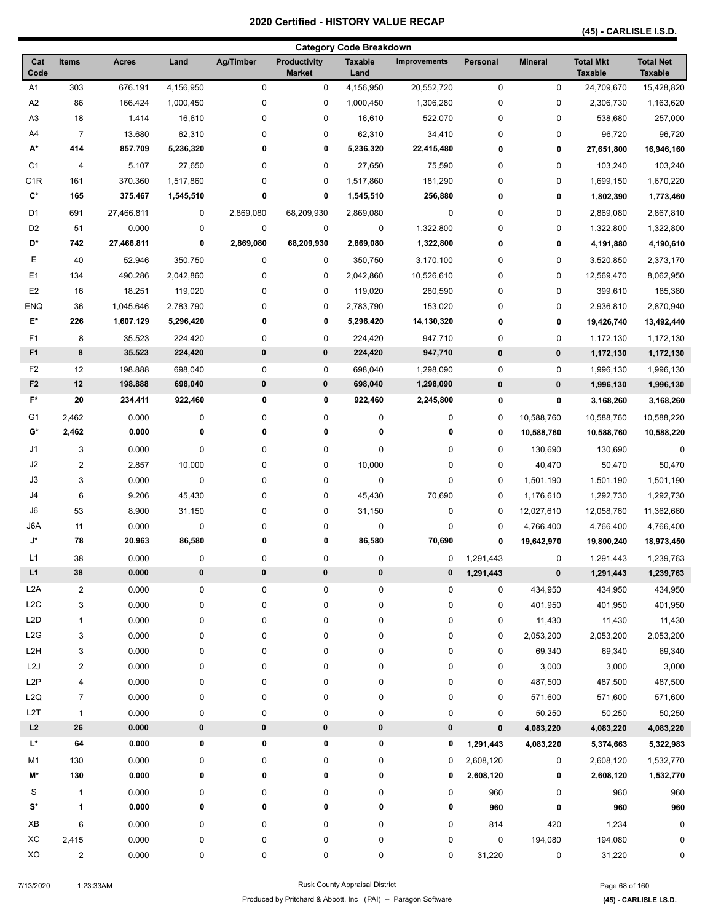# 2020 Certified - HISTORY VALUE RECAP

**(45) - CARLISLE I.S.D.**

**Category Code Breakdown**

| Cat Code | Items | Acres | Land | Ag/Timber | Productivity Market | Taxable Land | Improvements | Personal | Mineral | Total Mkt Taxable | Total Net Taxable |
|---|---|---|---|---|---|---|---|---|---|---|---|
| A1 | 303 | 676.191 | 4,156,950 | 0 | 0 | 4,156,950 | 20,552,720 | 0 | 0 | 24,709,670 | 15,428,820 |
| A2 | 86 | 166.424 | 1,000,450 | 0 | 0 | 1,000,450 | 1,306,280 | 0 | 0 | 2,306,730 | 1,163,620 |
| A3 | 18 | 1.414 | 16,610 | 0 | 0 | 16,610 | 522,070 | 0 | 0 | 538,680 | 257,000 |
| A4 | 7 | 13.680 | 62,310 | 0 | 0 | 62,310 | 34,410 | 0 | 0 | 96,720 | 96,720 |
| **A*** | **414** | **857.709** | **5,236,320** | **0** | **0** | **5,236,320** | **22,415,480** | **0** | **0** | **27,651,800** | **16,946,160** |
| C1 | 4 | 5.107 | 27,650 | 0 | 0 | 27,650 | 75,590 | 0 | 0 | 103,240 | 103,240 |
| C1R | 161 | 370.360 | 1,517,860 | 0 | 0 | 1,517,860 | 181,290 | 0 | 0 | 1,699,150 | 1,670,220 |
| **C*** | **165** | **375.467** | **1,545,510** | **0** | **0** | **1,545,510** | **256,880** | **0** | **0** | **1,802,390** | **1,773,460** |
| D1 | 691 | 27,466.811 | 0 | 2,869,080 | 68,209,930 | 2,869,080 | 0 | 0 | 0 | 2,869,080 | 2,867,810 |
| D2 | 51 | 0.000 | 0 | 0 | 0 | 0 | 1,322,800 | 0 | 0 | 1,322,800 | 1,322,800 |
| **D*** | **742** | **27,466.811** | **0** | **2,869,080** | **68,209,930** | **2,869,080** | **1,322,800** | **0** | **0** | **4,191,880** | **4,190,610** |
| E | 40 | 52.946 | 350,750 | 0 | 0 | 350,750 | 3,170,100 | 0 | 0 | 3,520,850 | 2,373,170 |
| E1 | 134 | 490.286 | 2,042,860 | 0 | 0 | 2,042,860 | 10,526,610 | 0 | 0 | 12,569,470 | 8,062,950 |
| E2 | 16 | 18.251 | 119,020 | 0 | 0 | 119,020 | 280,590 | 0 | 0 | 399,610 | 185,380 |
| ENQ | 36 | 1,045.646 | 2,783,790 | 0 | 0 | 2,783,790 | 153,020 | 0 | 0 | 2,936,810 | 2,870,940 |
| **E*** | **226** | **1,607.129** | **5,296,420** | **0** | **0** | **5,296,420** | **14,130,320** | **0** | **0** | **19,426,740** | **13,492,440** |
| F1 | 8 | 35.523 | 224,420 | 0 | 0 | 224,420 | 947,710 | 0 | 0 | 1,172,130 | 1,172,130 |
| **F1** | **8** | **35.523** | **224,420** | **0** | **0** | **224,420** | **947,710** | **0** | **0** | **1,172,130** | **1,172,130** |
| F2 | 12 | 198.888 | 698,040 | 0 | 0 | 698,040 | 1,298,090 | 0 | 0 | 1,996,130 | 1,996,130 |
| **F2** | **12** | **198.888** | **698,040** | **0** | **0** | **698,040** | **1,298,090** | **0** | **0** | **1,996,130** | **1,996,130** |
| **F*** | **20** | **234.411** | **922,460** | **0** | **0** | **922,460** | **2,245,800** | **0** | **0** | **3,168,260** | **3,168,260** |
| G1 | 2,462 | 0.000 | 0 | 0 | 0 | 0 | 0 | 0 | 10,588,760 | 10,588,760 | 10,588,220 |
| **G*** | **2,462** | **0.000** | **0** | **0** | **0** | **0** | **0** | **0** | **10,588,760** | **10,588,760** | **10,588,220** |
| J1 | 3 | 0.000 | 0 | 0 | 0 | 0 | 0 | 0 | 130,690 | 130,690 | 0 |
| J2 | 2 | 2.857 | 10,000 | 0 | 0 | 10,000 | 0 | 0 | 40,470 | 50,470 | 50,470 |
| J3 | 3 | 0.000 | 0 | 0 | 0 | 0 | 0 | 0 | 1,501,190 | 1,501,190 | 1,501,190 |
| J4 | 6 | 9.206 | 45,430 | 0 | 0 | 45,430 | 70,690 | 0 | 1,176,610 | 1,292,730 | 1,292,730 |
| J6 | 53 | 8.900 | 31,150 | 0 | 0 | 31,150 | 0 | 0 | 12,027,610 | 12,058,760 | 11,362,660 |
| J6A | 11 | 0.000 | 0 | 0 | 0 | 0 | 0 | 0 | 4,766,400 | 4,766,400 | 4,766,400 |
| **J*** | **78** | **20.963** | **86,580** | **0** | **0** | **86,580** | **70,690** | **0** | **19,642,970** | **19,800,240** | **18,973,450** |
| L1 | 38 | 0.000 | 0 | 0 | 0 | 0 | 0 | 1,291,443 | 0 | 1,291,443 | 1,239,763 |
| **L1** | **38** | **0.000** | **0** | **0** | **0** | **0** | **0** | **1,291,443** | **0** | **1,291,443** | **1,239,763** |
| L2A | 2 | 0.000 | 0 | 0 | 0 | 0 | 0 | 0 | 434,950 | 434,950 | 434,950 |
| L2C | 3 | 0.000 | 0 | 0 | 0 | 0 | 0 | 0 | 401,950 | 401,950 | 401,950 |
| L2D | 1 | 0.000 | 0 | 0 | 0 | 0 | 0 | 0 | 11,430 | 11,430 | 11,430 |
| L2G | 3 | 0.000 | 0 | 0 | 0 | 0 | 0 | 0 | 2,053,200 | 2,053,200 | 2,053,200 |
| L2H | 3 | 0.000 | 0 | 0 | 0 | 0 | 0 | 0 | 69,340 | 69,340 | 69,340 |
| L2J | 2 | 0.000 | 0 | 0 | 0 | 0 | 0 | 0 | 3,000 | 3,000 | 3,000 |
| L2P | 4 | 0.000 | 0 | 0 | 0 | 0 | 0 | 0 | 487,500 | 487,500 | 487,500 |
| L2Q | 7 | 0.000 | 0 | 0 | 0 | 0 | 0 | 0 | 571,600 | 571,600 | 571,600 |
| L2T | 1 | 0.000 | 0 | 0 | 0 | 0 | 0 | 0 | 50,250 | 50,250 | 50,250 |
| **L2** | **26** | **0.000** | **0** | **0** | **0** | **0** | **0** | **0** | **4,083,220** | **4,083,220** | **4,083,220** |
| **L*** | **64** | **0.000** | **0** | **0** | **0** | **0** | **0** | **1,291,443** | **4,083,220** | **5,374,663** | **5,322,983** |
| M1 | 130 | 0.000 | 0 | 0 | 0 | 0 | 0 | 2,608,120 | 0 | 2,608,120 | 1,532,770 |
| **M*** | **130** | **0.000** | **0** | **0** | **0** | **0** | **0** | **2,608,120** | **0** | **2,608,120** | **1,532,770** |
| S | 1 | 0.000 | 0 | 0 | 0 | 0 | 0 | 960 | 0 | 960 | 960 |
| **S*** | **1** | **0.000** | **0** | **0** | **0** | **0** | **0** | **960** | **0** | **960** | **960** |
| XB | 6 | 0.000 | 0 | 0 | 0 | 0 | 0 | 814 | 420 | 1,234 | 0 |
| XC | 2,415 | 0.000 | 0 | 0 | 0 | 0 | 0 | 0 | 194,080 | 194,080 | 0 |
| XO | 2 | 0.000 | 0 | 0 | 0 | 0 | 0 | 31,220 | 0 | 31,220 | 0 |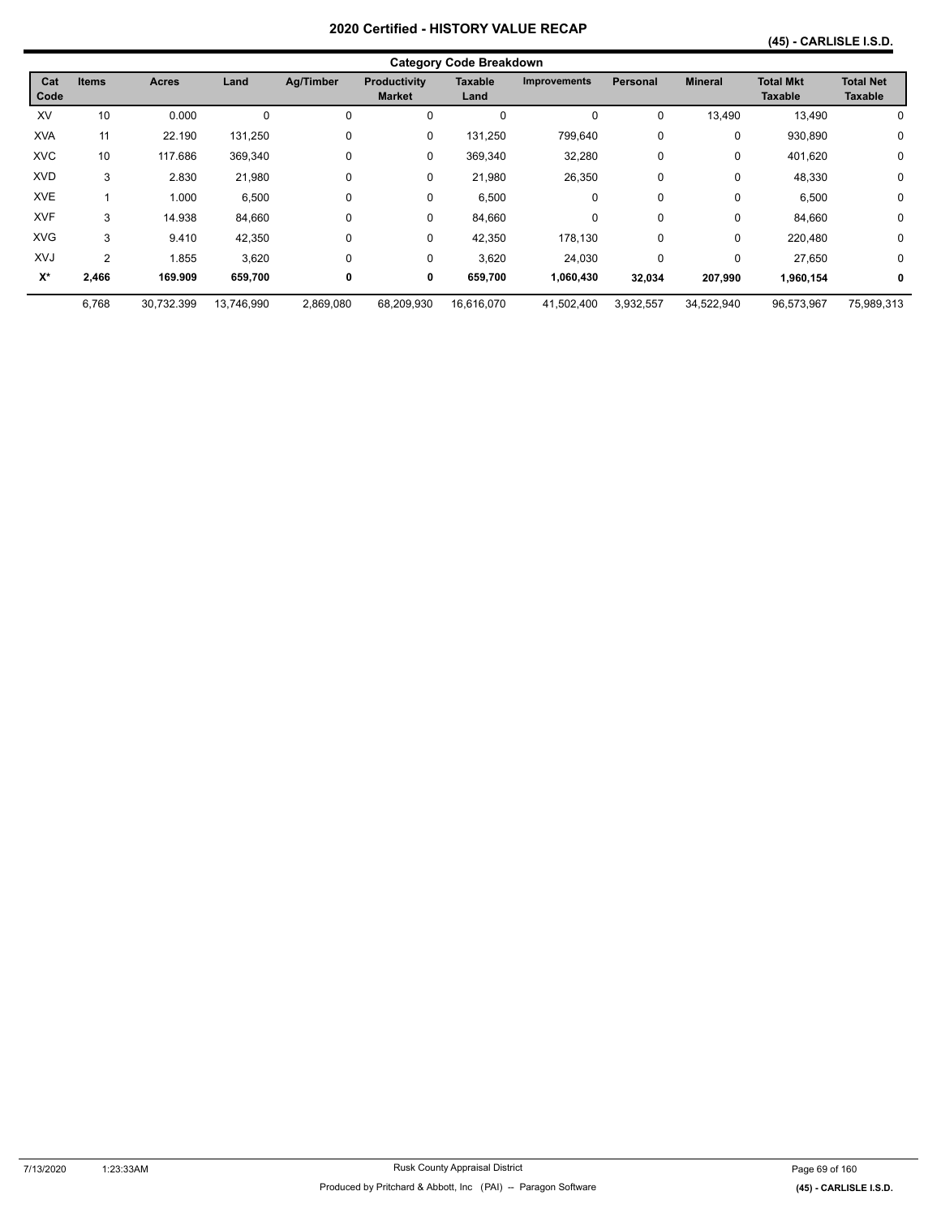# 2020 Certified - HISTORY VALUE RECAP

## (45) - CARLISLE I.S.D.

### Category Code Breakdown

| Cat Code | Items | Acres | Land | Ag/Timber | Productivity Market | Taxable Land | Improvements | Personal | Mineral | Total Mkt Taxable | Total Net Taxable |
|---|---|---|---|---|---|---|---|---|---|---|---|
| XV | 10 | 0.000 | 0 | 0 | 0 | 0 | 0 | 0 | 13,490 | 13,490 | 0 |
| XVA | 11 | 22.190 | 131,250 | 0 | 0 | 131,250 | 799,640 | 0 | 0 | 930,890 | 0 |
| XVC | 10 | 117.686 | 369,340 | 0 | 0 | 369,340 | 32,280 | 0 | 0 | 401,620 | 0 |
| XVD | 3 | 2.830 | 21,980 | 0 | 0 | 21,980 | 26,350 | 0 | 0 | 48,330 | 0 |
| XVE | 1 | 1.000 | 6,500 | 0 | 0 | 6,500 | 0 | 0 | 0 | 6,500 | 0 |
| XVF | 3 | 14.938 | 84,660 | 0 | 0 | 84,660 | 0 | 0 | 0 | 84,660 | 0 |
| XVG | 3 | 9.410 | 42,350 | 0 | 0 | 42,350 | 178,130 | 0 | 0 | 220,480 | 0 |
| XVJ | 2 | 1.855 | 3,620 | 0 | 0 | 3,620 | 24,030 | 0 | 0 | 27,650 | 0 |
| **X*** | **2,466** | **169.909** | **659,700** | **0** | **0** | **659,700** | **1,060,430** | **32,034** | **207,990** | **1,960,154** | **0** |
| | 6,768 | 30,732.399 | 13,746,990 | 2,869,080 | 68,209,930 | 16,616,070 | 41,502,400 | 3,932,557 | 34,522,940 | 96,573,967 | 75,989,313 |

7/13/2020 1:23:33AM

Rusk County Appraisal District

Produced by Pritchard & Abbott, Inc (PAI) -- Paragon Software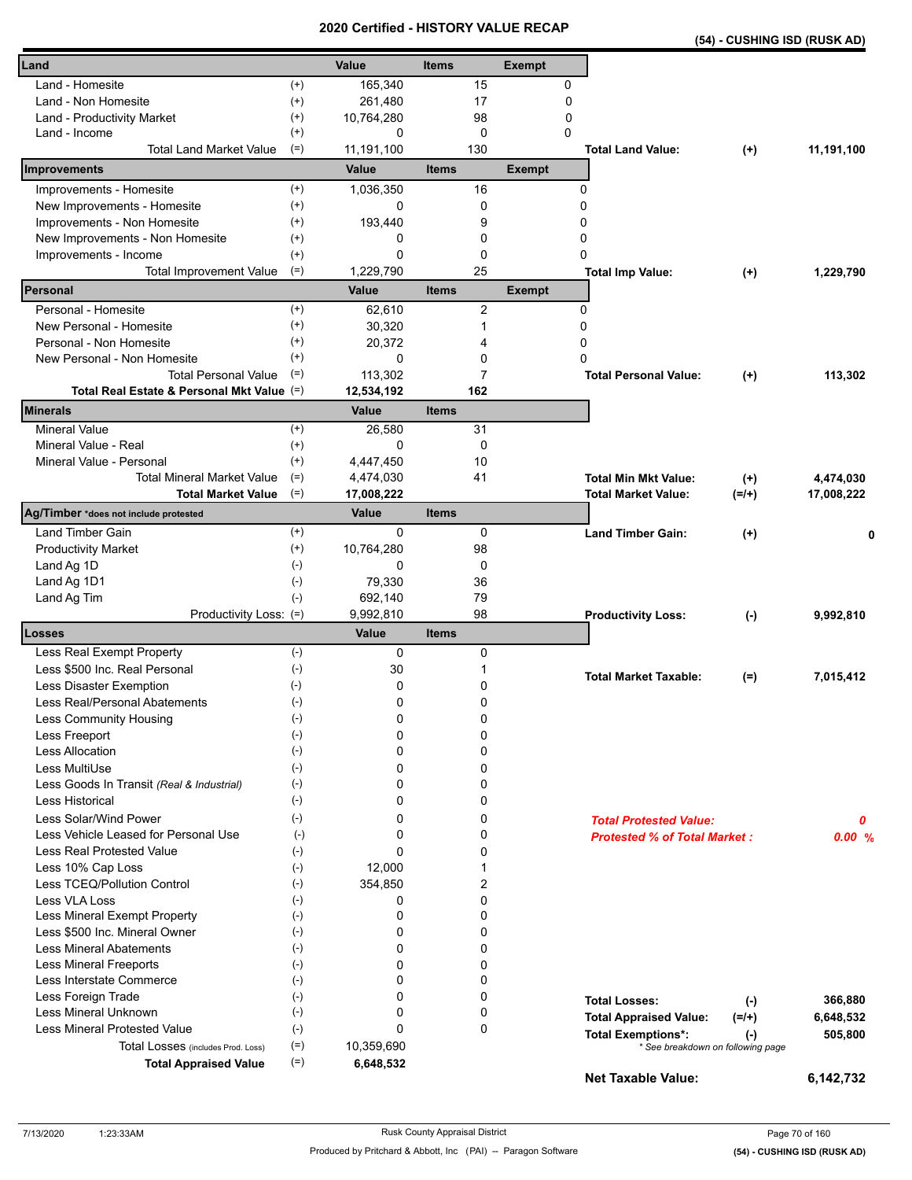# 2020 Certified - HISTORY VALUE RECAP

**(54) - CUSHING ISD (RUSK AD)**

| Land | | Value | Items | Exempt |
|---|---|---|---|---|
| Land - Homesite | (+) | 165,340 | 15 | 0 |
| Land - Non Homesite | (+) | 261,480 | 17 | 0 |
| Land - Productivity Market | (+) | 10,764,280 | 98 | 0 |
| Land - Income | (+) | 0 | 0 | 0 |
| Total Land Market Value | (=) | 11,191,100 | 130 | |

**Total Land Value:** (+) 11,191,100

| Improvements | | Value | Items | Exempt |
|---|---|---|---|---|
| Improvements - Homesite | (+) | 1,036,350 | 16 | 0 |
| New Improvements - Homesite | (+) | 0 | 0 | 0 |
| Improvements - Non Homesite | (+) | 193,440 | 9 | 0 |
| New Improvements - Non Homesite | (+) | 0 | 0 | 0 |
| Improvements - Income | (+) | 0 | 0 | 0 |
| Total Improvement Value | (=) | 1,229,790 | 25 | |

**Total Imp Value:** (+) 1,229,790

| Personal | | Value | Items | Exempt |
|---|---|---|---|---|
| Personal - Homesite | (+) | 62,610 | 2 | 0 |
| New Personal - Homesite | (+) | 30,320 | 1 | 0 |
| Personal - Non Homesite | (+) | 20,372 | 4 | 0 |
| New Personal - Non Homesite | (+) | 0 | 0 | 0 |
| Total Personal Value | (=) | 113,302 | 7 | |
| **Total Real Estate & Personal Mkt Value** | (=) | **12,534,192** | **162** | |

**Total Personal Value:** (+) 113,302

| Minerals | | Value | Items |
|---|---|---|---|
| Mineral Value | (+) | 26,580 | 31 |
| Mineral Value - Real | (+) | 0 | 0 |
| Mineral Value - Personal | (+) | 4,447,450 | 10 |
| Total Mineral Market Value | (=) | 4,474,030 | 41 |
| **Total Market Value** | (=) | **17,008,222** | |

**Total Min Mkt Value:** (+) 4,474,030
**Total Market Value:** (=/+) 17,008,222

| Ag/Timber *does not include protested | | Value | Items |
|---|---|---|---|
| Land Timber Gain | (+) | 0 | 0 |
| Productivity Market | (+) | 10,764,280 | 98 |
| Land Ag 1D | (-) | 0 | 0 |
| Land Ag 1D1 | (-) | 79,330 | 36 |
| Land Ag Tim | (-) | 692,140 | 79 |
| Productivity Loss: | (=) | 9,992,810 | 98 |

**Land Timber Gain:** (+) 0
**Productivity Loss:** (-) 9,992,810

**Total Market Taxable:** (=) 7,015,412

| Losses | | Value | Items |
|---|---|---|---|
| Less Real Exempt Property | (-) | 0 | 0 |
| Less $500 Inc. Real Personal | (-) | 30 | 1 |
| Less Disaster Exemption | (-) | 0 | 0 |
| Less Real/Personal Abatements | (-) | 0 | 0 |
| Less Community Housing | (-) | 0 | 0 |
| Less Freeport | (-) | 0 | 0 |
| Less Allocation | (-) | 0 | 0 |
| Less MultiUse | (-) | 0 | 0 |
| Less Goods In Transit *(Real & Industrial)* | (-) | 0 | 0 |
| Less Historical | (-) | 0 | 0 |
| Less Solar/Wind Power | (-) | 0 | 0 |
| Less Vehicle Leased for Personal Use | (-) | 0 | 0 |
| Less Real Protested Value | (-) | 0 | 0 |
| Less 10% Cap Loss | (-) | 12,000 | 1 |
| Less TCEQ/Pollution Control | (-) | 354,850 | 2 |
| Less VLA Loss | (-) | 0 | 0 |
| Less Mineral Exempt Property | (-) | 0 | 0 |
| Less $500 Inc. Mineral Owner | (-) | 0 | 0 |
| Less Mineral Abatements | (-) | 0 | 0 |
| Less Mineral Freeports | (-) | 0 | 0 |
| Less Interstate Commerce | (-) | 0 | 0 |
| Less Foreign Trade | (-) | 0 | 0 |
| Less Mineral Unknown | (-) | 0 | 0 |
| Less Mineral Protested Value | (-) | 0 | 0 |
| Total Losses (includes Prod. Loss) | (=) | 10,359,690 | |
| **Total Appraised Value** | (=) | **6,648,532** | |

***Total Protested Value:*** 0
***Protested % of Total Market :*** 0.00 %

**Total Losses:** (-) 366,880
**Total Appraised Value:** (=/+) 6,648,532
**Total Exemptions*:** (-) 505,800
*\* See breakdown on following page*

**Net Taxable Value:** 6,142,732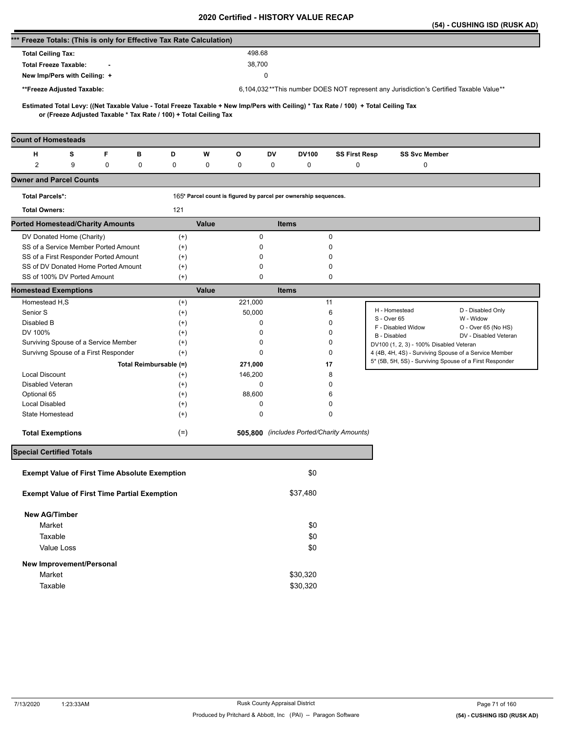# 2020 Certified - HISTORY VALUE RECAP

**(54) - CUSHING ISD (RUSK AD)**

## *** Freeze Totals: (This is only for Effective Tax Rate Calculation)

| | |
|---|---|
| **Total Ceiling Tax:** | 498.68 |
| **Total Freeze Taxable: -** | 38,700 |
| **New Imp/Pers with Ceiling: +** | 0 |
| **\*\*Freeze Adjusted Taxable:** | 6,104,032 **This number DOES NOT represent any Jurisdiction's Certified Taxable Value** |

**Estimated Total Levy: ((Net Taxable Value - Total Freeze Taxable + New Imp/Pers with Ceiling) * Tax Rate / 100) + Total Ceiling Tax or (Freeze Adjusted Taxable * Tax Rate / 100) + Total Ceiling Tax**

## Count of Homesteads

| H | S | F | B | D | W | O | DV | DV100 | SS First Resp | SS Svc Member |
|---|---|---|---|---|---|---|---|---|---|---|
| 2 | 9 | 0 | 0 | 0 | 0 | 0 | 0 | 0 | 0 | 0 |

## Owner and Parcel Counts

| | | |
|---|---|---|
| **Total Parcels*:** | 165 | * Parcel count is figured by parcel per ownership sequences. |
| **Total Owners:** | 121 | |

## Ported Homestead/Charity Amounts

| | | Value | Items |
|---|---|---|---|
| DV Donated Home (Charity) | (+) | 0 | 0 |
| SS of a Service Member Ported Amount | (+) | 0 | 0 |
| SS of a First Responder Ported Amount | (+) | 0 | 0 |
| SS of DV Donated Home Ported Amount | (+) | 0 | 0 |
| SS of 100% DV Ported Amount | (+) | 0 | 0 |

## Homestead Exemptions

| | | Value | Items |
|---|---|---|---|
| Homestead H,S | (+) | 221,000 | 11 |
| Senior S | (+) | 50,000 | 6 |
| Disabled B | (+) | 0 | 0 |
| DV 100% | (+) | 0 | 0 |
| Surviving Spouse of a Service Member | (+) | 0 | 0 |
| Survivng Spouse of a First Responder | (+) | 0 | 0 |
| **Total Reimbursable** | **(=)** | **271,000** | **17** |
| Local Discount | (+) | 146,200 | 8 |
| Disabled Veteran | (+) | 0 | 0 |
| Optional 65 | (+) | 88,600 | 6 |
| Local Disabled | (+) | 0 | 0 |
| State Homestead | (+) | 0 | 0 |
| **Total Exemptions** | (=) | **505,800** | *(includes Ported/Charity Amounts)* |

| | |
|---|---|
| H - Homestead | D - Disabled Only |
| S - Over 65 | W - Widow |
| F - Disabled Widow | O - Over 65 (No HS) |
| B - Disabled | DV - Disabled Veteran |
| DV100 (1, 2, 3) - 100% Disabled Veteran | |
| 4 (4B, 4H, 4S) - Surviving Spouse of a Service Member | |
| 5* (5B, 5H, 5S) - Surviving Spouse of a First Responder | |

## Special Certified Totals

| | |
|---|---|
| **Exempt Value of First Time Absolute Exemption** | $0 |
| **Exempt Value of First Time Partial Exemption** | $37,480 |
| **New AG/Timber** | |
| Market | $0 |
| Taxable | $0 |
| Value Loss | $0 |
| **New Improvement/Personal** | |
| Market | $30,320 |
| Taxable | $30,320 |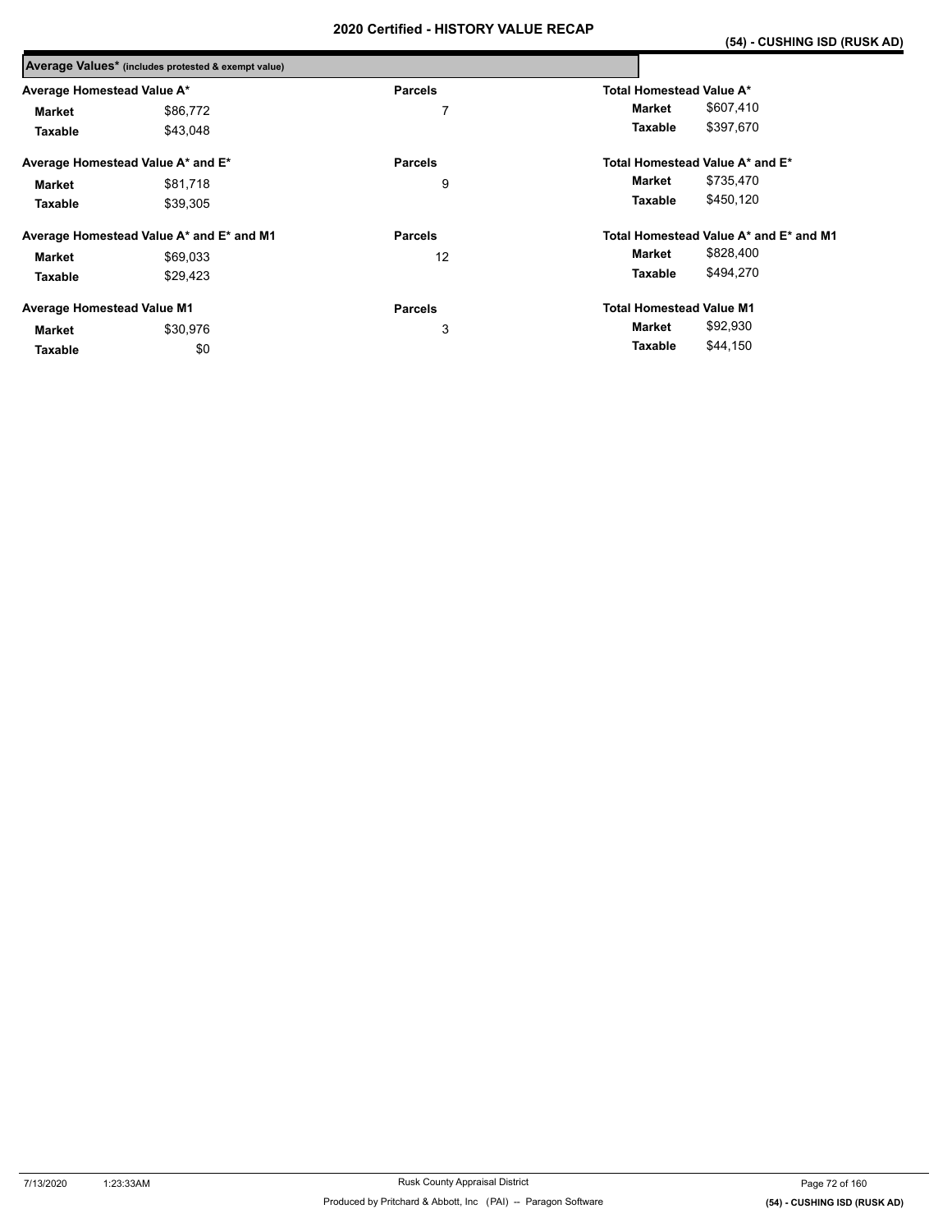## 2020 Certified - HISTORY VALUE RECAP

**(54) - CUSHING ISD (RUSK AD)**

**Average Values*** (includes protested & exempt value)

| Average Homestead Value A* | | Parcels | Total Homestead Value A* | |
|---|---|---|---|---|
| **Market** | $86,772 | 7 | **Market** | $607,410 |
| **Taxable** | $43,048 | | **Taxable** | $397,670 |

| Average Homestead Value A* and E* | | Parcels | Total Homestead Value A* and E* | |
|---|---|---|---|---|
| **Market** | $81,718 | 9 | **Market** | $735,470 |
| **Taxable** | $39,305 | | **Taxable** | $450,120 |

| Average Homestead Value A* and E* and M1 | | Parcels | Total Homestead Value A* and E* and M1 | |
|---|---|---|---|---|
| **Market** | $69,033 | 12 | **Market** | $828,400 |
| **Taxable** | $29,423 | | **Taxable** | $494,270 |

| Average Homestead Value M1 | | Parcels | Total Homestead Value M1 | |
|---|---|---|---|---|
| **Market** | $30,976 | 3 | **Market** | $92,930 |
| **Taxable** | $0 | | **Taxable** | $44,150 |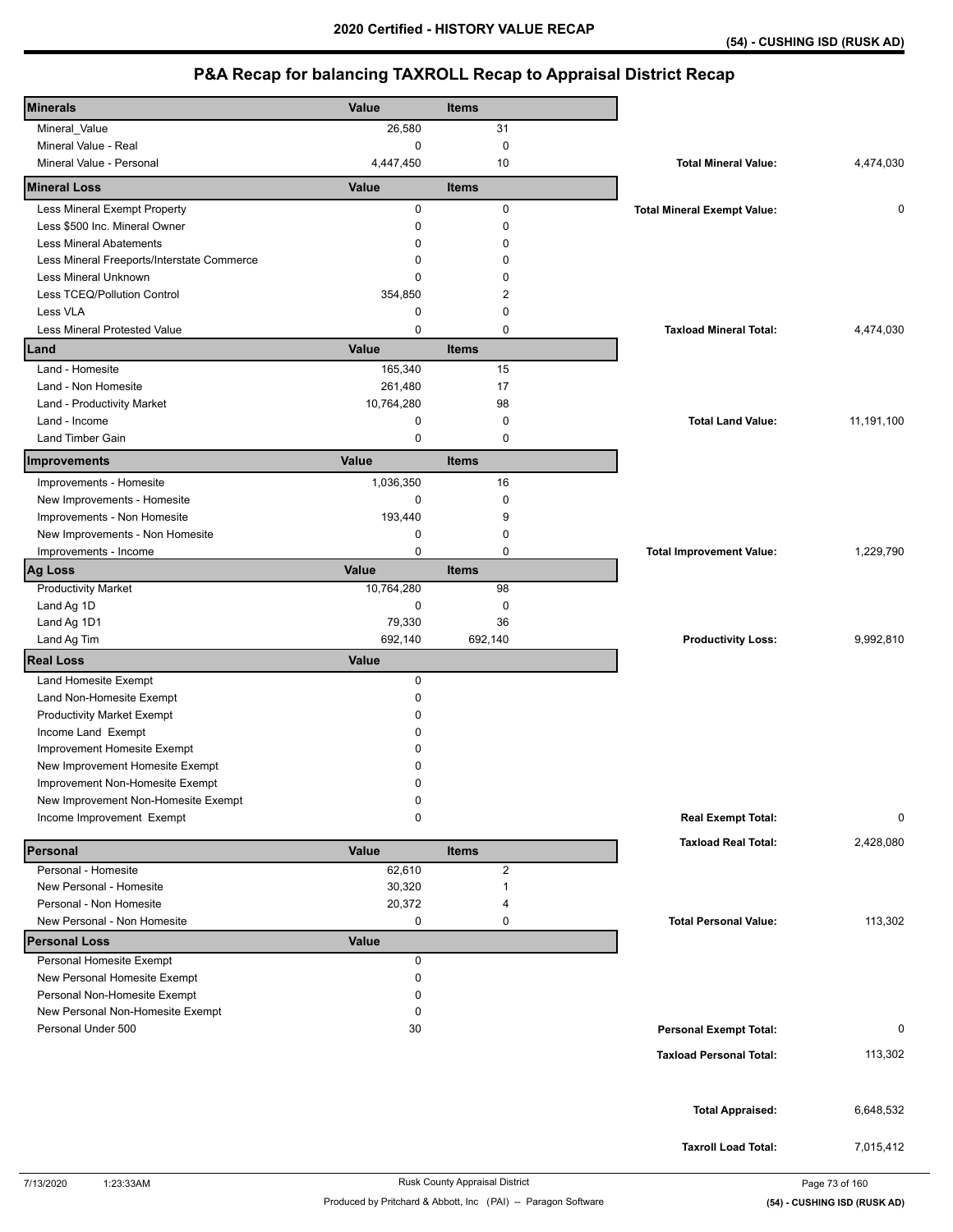# 2020 Certified - HISTORY VALUE RECAP

**(54) - CUSHING ISD (RUSK AD)**

## P&A Recap for balancing TAXROLL Recap to Appraisal District Recap

| Minerals | Value | Items | | |
|---|---|---|---|---|
| Mineral_Value | 26,580 | 31 | | |
| Mineral Value - Real | 0 | 0 | | |
| Mineral Value - Personal | 4,447,450 | 10 | **Total Mineral Value:** | 4,474,030 |
| **Mineral Loss** | **Value** | **Items** | | |
| Less Mineral Exempt Property | 0 | 0 | **Total Mineral Exempt Value:** | 0 |
| Less $500 Inc. Mineral Owner | 0 | 0 | | |
| Less Mineral Abatements | 0 | 0 | | |
| Less Mineral Freeports/Interstate Commerce | 0 | 0 | | |
| Less Mineral Unknown | 0 | 0 | | |
| Less TCEQ/Pollution Control | 354,850 | 2 | | |
| Less VLA | 0 | 0 | | |
| Less Mineral Protested Value | 0 | 0 | **Taxload Mineral Total:** | 4,474,030 |
| **Land** | **Value** | **Items** | | |
| Land - Homesite | 165,340 | 15 | | |
| Land - Non Homesite | 261,480 | 17 | | |
| Land - Productivity Market | 10,764,280 | 98 | | |
| Land - Income | 0 | 0 | **Total Land Value:** | 11,191,100 |
| Land Timber Gain | 0 | 0 | | |
| **Improvements** | **Value** | **Items** | | |
| Improvements - Homesite | 1,036,350 | 16 | | |
| New Improvements - Homesite | 0 | 0 | | |
| Improvements - Non Homesite | 193,440 | 9 | | |
| New Improvements - Non Homesite | 0 | 0 | | |
| Improvements - Income | 0 | 0 | **Total Improvement Value:** | 1,229,790 |
| **Ag Loss** | **Value** | **Items** | | |
| Productivity Market | 10,764,280 | 98 | | |
| Land Ag 1D | 0 | 0 | | |
| Land Ag 1D1 | 79,330 | 36 | | |
| Land Ag Tim | 692,140 | 692,140 | **Productivity Loss:** | 9,992,810 |
| **Real Loss** | **Value** | | | |
| Land Homesite Exempt | 0 | | | |
| Land Non-Homesite Exempt | 0 | | | |
| Productivity Market Exempt | 0 | | | |
| Income Land Exempt | 0 | | | |
| Improvement Homesite Exempt | 0 | | | |
| New Improvement Homesite Exempt | 0 | | | |
| Improvement Non-Homesite Exempt | 0 | | | |
| New Improvement Non-Homesite Exempt | 0 | | | |
| Income Improvement Exempt | 0 | | **Real Exempt Total:** | 0 |
| | | | **Taxload Real Total:** | 2,428,080 |
| **Personal** | **Value** | **Items** | | |
| Personal - Homesite | 62,610 | 2 | | |
| New Personal - Homesite | 30,320 | 1 | | |
| Personal - Non Homesite | 20,372 | 4 | | |
| New Personal - Non Homesite | 0 | 0 | **Total Personal Value:** | 113,302 |
| **Personal Loss** | **Value** | | | |
| Personal Homesite Exempt | 0 | | | |
| New Personal Homesite Exempt | 0 | | | |
| Personal Non-Homesite Exempt | 0 | | | |
| New Personal Non-Homesite Exempt | 0 | | | |
| Personal Under 500 | 30 | | **Personal Exempt Total:** | 0 |
| | | | **Taxload Personal Total:** | 113,302 |
| | | | **Total Appraised:** | 6,648,532 |
| | | | **Taxroll Load Total:** | 7,015,412 |

7/13/2020 1:23:33AM

Rusk County Appraisal District

Produced by Pritchard & Abbott, Inc (PAI) -- Paragon Software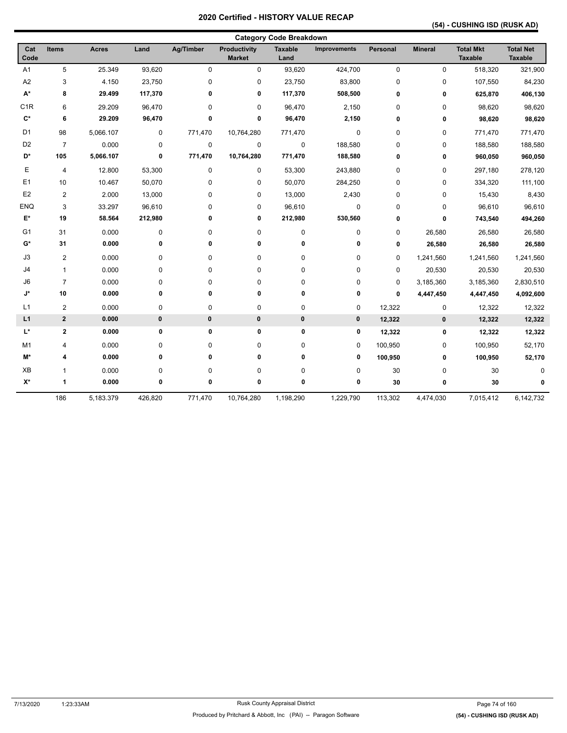# 2020 Certified - HISTORY VALUE RECAP

**(54) - CUSHING ISD (RUSK AD)**

## Category Code Breakdown

| Cat Code | Items | Acres | Land | Ag/Timber | Productivity Market | Taxable Land | Improvements | Personal | Mineral | Total Mkt Taxable | Total Net Taxable |
|---|---|---|---|---|---|---|---|---|---|---|---|
| A1 | 5 | 25.349 | 93,620 | 0 | 0 | 93,620 | 424,700 | 0 | 0 | 518,320 | 321,900 |
| A2 | 3 | 4.150 | 23,750 | 0 | 0 | 23,750 | 83,800 | 0 | 0 | 107,550 | 84,230 |
| **A*** | **8** | **29.499** | **117,370** | **0** | **0** | **117,370** | **508,500** | **0** | **0** | **625,870** | **406,130** |
| C1R | 6 | 29.209 | 96,470 | 0 | 0 | 96,470 | 2,150 | 0 | 0 | 98,620 | 98,620 |
| **C*** | **6** | **29.209** | **96,470** | **0** | **0** | **96,470** | **2,150** | **0** | **0** | **98,620** | **98,620** |
| D1 | 98 | 5,066.107 | 0 | 771,470 | 10,764,280 | 771,470 | 0 | 0 | 0 | 771,470 | 771,470 |
| D2 | 7 | 0.000 | 0 | 0 | 0 | 0 | 188,580 | 0 | 0 | 188,580 | 188,580 |
| **D*** | **105** | **5,066.107** | **0** | **771,470** | **10,764,280** | **771,470** | **188,580** | **0** | **0** | **960,050** | **960,050** |
| E | 4 | 12.800 | 53,300 | 0 | 0 | 53,300 | 243,880 | 0 | 0 | 297,180 | 278,120 |
| E1 | 10 | 10.467 | 50,070 | 0 | 0 | 50,070 | 284,250 | 0 | 0 | 334,320 | 111,100 |
| E2 | 2 | 2.000 | 13,000 | 0 | 0 | 13,000 | 2,430 | 0 | 0 | 15,430 | 8,430 |
| ENQ | 3 | 33.297 | 96,610 | 0 | 0 | 96,610 | 0 | 0 | 0 | 96,610 | 96,610 |
| **E*** | **19** | **58.564** | **212,980** | **0** | **0** | **212,980** | **530,560** | **0** | **0** | **743,540** | **494,260** |
| G1 | 31 | 0.000 | 0 | 0 | 0 | 0 | 0 | 0 | 26,580 | 26,580 | 26,580 |
| **G*** | **31** | **0.000** | **0** | **0** | **0** | **0** | **0** | **0** | **26,580** | **26,580** | **26,580** |
| J3 | 2 | 0.000 | 0 | 0 | 0 | 0 | 0 | 0 | 1,241,560 | 1,241,560 | 1,241,560 |
| J4 | 1 | 0.000 | 0 | 0 | 0 | 0 | 0 | 0 | 20,530 | 20,530 | 20,530 |
| J6 | 7 | 0.000 | 0 | 0 | 0 | 0 | 0 | 0 | 3,185,360 | 3,185,360 | 2,830,510 |
| **J*** | **10** | **0.000** | **0** | **0** | **0** | **0** | **0** | **0** | **4,447,450** | **4,447,450** | **4,092,600** |
| L1 | 2 | 0.000 | 0 | 0 | 0 | 0 | 0 | 12,322 | 0 | 12,322 | 12,322 |
| **L1** | **2** | **0.000** | **0** | **0** | **0** | **0** | **0** | **12,322** | **0** | **12,322** | **12,322** |
| **L*** | **2** | **0.000** | **0** | **0** | **0** | **0** | **0** | **12,322** | **0** | **12,322** | **12,322** |
| M1 | 4 | 0.000 | 0 | 0 | 0 | 0 | 0 | 100,950 | 0 | 100,950 | 52,170 |
| **M*** | **4** | **0.000** | **0** | **0** | **0** | **0** | **0** | **100,950** | **0** | **100,950** | **52,170** |
| XB | 1 | 0.000 | 0 | 0 | 0 | 0 | 0 | 30 | 0 | 30 | 0 |
| **X*** | **1** | **0.000** | **0** | **0** | **0** | **0** | **0** | **30** | **0** | **30** | **0** |
| | 186 | 5,183.379 | 426,820 | 771,470 | 10,764,280 | 1,198,290 | 1,229,790 | 113,302 | 4,474,030 | 7,015,412 | 6,142,732 |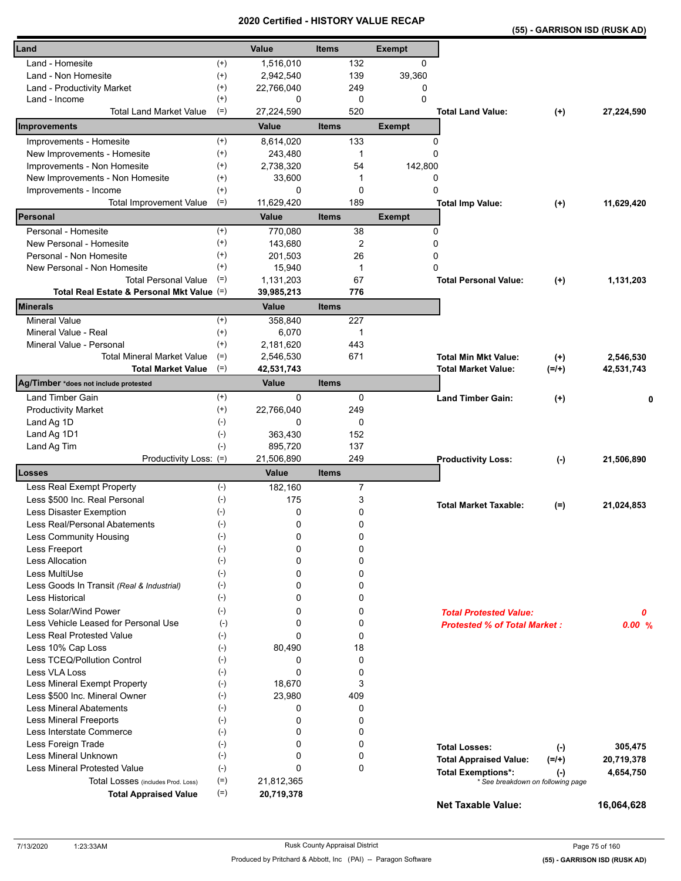## 2020 Certified - HISTORY VALUE RECAP

**(55) - GARRISON ISD (RUSK AD)**

| Land | | Value | Items | Exempt | | | |
|---|---|---|---|---|---|---|---|
| Land - Homesite | (+) | 1,516,010 | 132 | 0 | | | |
| Land - Non Homesite | (+) | 2,942,540 | 139 | 39,360 | | | |
| Land - Productivity Market | (+) | 22,766,040 | 249 | 0 | | | |
| Land - Income | (+) | 0 | 0 | 0 | | | |
| Total Land Market Value | (=) | 27,224,590 | 520 | | **Total Land Value:** | **(+)** | **27,224,590** |
| **Improvements** | | **Value** | **Items** | **Exempt** | | | |
| Improvements - Homesite | (+) | 8,614,020 | 133 | 0 | | | |
| New Improvements - Homesite | (+) | 243,480 | 1 | 0 | | | |
| Improvements - Non Homesite | (+) | 2,738,320 | 54 | 142,800 | | | |
| New Improvements - Non Homesite | (+) | 33,600 | 1 | 0 | | | |
| Improvements - Income | (+) | 0 | 0 | 0 | | | |
| Total Improvement Value | (=) | 11,629,420 | 189 | | **Total Imp Value:** | **(+)** | **11,629,420** |
| **Personal** | | **Value** | **Items** | **Exempt** | | | |
| Personal - Homesite | (+) | 770,080 | 38 | 0 | | | |
| New Personal - Homesite | (+) | 143,680 | 2 | 0 | | | |
| Personal - Non Homesite | (+) | 201,503 | 26 | 0 | | | |
| New Personal - Non Homesite | (+) | 15,940 | 1 | 0 | | | |
| Total Personal Value | (=) | 1,131,203 | 67 | | **Total Personal Value:** | **(+)** | **1,131,203** |
| **Total Real Estate & Personal Mkt Value** | (=) | **39,985,213** | **776** | | | | |
| **Minerals** | | **Value** | **Items** | | | | |
| Mineral Value | (+) | 358,840 | 227 | | | | |
| Mineral Value - Real | (+) | 6,070 | 1 | | | | |
| Mineral Value - Personal | (+) | 2,181,620 | 443 | | | | |
| Total Mineral Market Value | (=) | 2,546,530 | 671 | | **Total Min Mkt Value:** | **(+)** | **2,546,530** |
| **Total Market Value** | (=) | **42,531,743** | | | **Total Market Value:** | **(=/+)** | **42,531,743** |
| **Ag/Timber** *does not include protested | | **Value** | **Items** | | | | |
| Land Timber Gain | (+) | 0 | 0 | | **Land Timber Gain:** | **(+)** | **0** |
| Productivity Market | (+) | 22,766,040 | 249 | | | | |
| Land Ag 1D | (-) | 0 | 0 | | | | |
| Land Ag 1D1 | (-) | 363,430 | 152 | | | | |
| Land Ag Tim | (-) | 895,720 | 137 | | | | |
| Productivity Loss: | (=) | 21,506,890 | 249 | | **Productivity Loss:** | **(-)** | **21,506,890** |
| **Losses** | | **Value** | **Items** | | | | |
| Less Real Exempt Property | (-) | 182,160 | 7 | | | | |
| Less $500 Inc. Real Personal | (-) | 175 | 3 | | **Total Market Taxable:** | **(=)** | **21,024,853** |
| Less Disaster Exemption | (-) | 0 | 0 | | | | |
| Less Real/Personal Abatements | (-) | 0 | 0 | | | | |
| Less Community Housing | (-) | 0 | 0 | | | | |
| Less Freeport | (-) | 0 | 0 | | | | |
| Less Allocation | (-) | 0 | 0 | | | | |
| Less MultiUse | (-) | 0 | 0 | | | | |
| Less Goods In Transit *(Real & Industrial)* | (-) | 0 | 0 | | | | |
| Less Historical | (-) | 0 | 0 | | | | |
| Less Solar/Wind Power | (-) | 0 | 0 | | ***Total Protested Value:*** | | ***0*** |
| Less Vehicle Leased for Personal Use | (-) | 0 | 0 | | ***Protested % of Total Market :*** | | ***0.00 %*** |
| Less Real Protested Value | (-) | 0 | 0 | | | | |
| Less 10% Cap Loss | (-) | 80,490 | 18 | | | | |
| Less TCEQ/Pollution Control | (-) | 0 | 0 | | | | |
| Less VLA Loss | (-) | 0 | 0 | | | | |
| Less Mineral Exempt Property | (-) | 18,670 | 3 | | | | |
| Less $500 Inc. Mineral Owner | (-) | 23,980 | 409 | | | | |
| Less Mineral Abatements | (-) | 0 | 0 | | | | |
| Less Mineral Freeports | (-) | 0 | 0 | | | | |
| Less Interstate Commerce | (-) | 0 | 0 | | | | |
| Less Foreign Trade | (-) | 0 | 0 | | **Total Losses:** | **(-)** | **305,475** |
| Less Mineral Unknown | (-) | 0 | 0 | | **Total Appraised Value:** | **(=/+)** | **20,719,378** |
| Less Mineral Protested Value | (-) | 0 | 0 | | **Total Exemptions*:** | **(-)** | **4,654,750** |
| Total Losses (includes Prod. Loss) | (=) | 21,812,365 | | | *\* See breakdown on following page* | | |
| **Total Appraised Value** | (=) | **20,719,378** | | | **Net Taxable Value:** | | **16,064,628** |

7/13/2020 1:23:33AM

Rusk County Appraisal District

Produced by Pritchard & Abbott, Inc (PAI) -- Paragon Software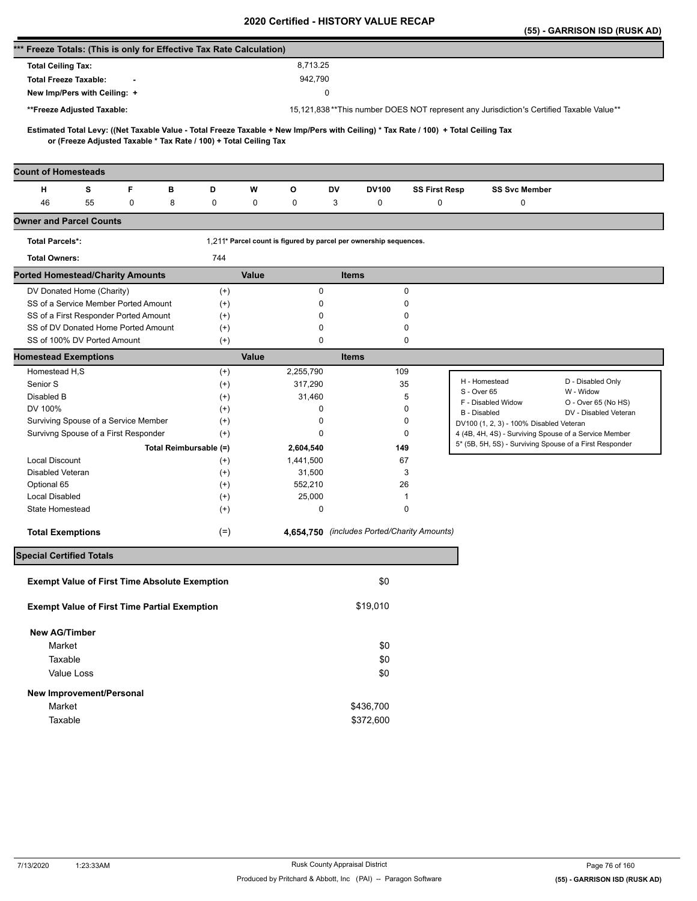# 2020 Certified - HISTORY VALUE RECAP

**(55) - GARRISON ISD (RUSK AD)**

## *** Freeze Totals: (This is only for Effective Tax Rate Calculation)

| | |
|---|---|
| **Total Ceiling Tax:** | 8,713.25 |
| **Total Freeze Taxable:** - | 942,790 |
| **New Imp/Pers with Ceiling:** + | 0 |
| **\*\*Freeze Adjusted Taxable:** | 15,121,838 **This number DOES NOT represent any Jurisdiction's Certified Taxable Value** |

**Estimated Total Levy: ((Net Taxable Value - Total Freeze Taxable + New Imp/Pers with Ceiling) * Tax Rate / 100) + Total Ceiling Tax or (Freeze Adjusted Taxable * Tax Rate / 100) + Total Ceiling Tax**

## Count of Homesteads

| H | S | F | B | D | W | O | DV | DV100 | SS First Resp | SS Svc Member |
|---|---|---|---|---|---|---|---|---|---|---|
| 46 | 55 | 0 | 8 | 0 | 0 | 0 | 3 | 0 | 0 | 0 |

## Owner and Parcel Counts

| | |
|---|---|
| **Total Parcels\*:** | 1,211\* Parcel count is figured by parcel per ownership sequences. |
| **Total Owners:** | 744 |

## Ported Homestead/Charity Amounts

| | | Value | Items |
|---|---|---|---|
| DV Donated Home (Charity) | (+) | 0 | 0 |
| SS of a Service Member Ported Amount | (+) | 0 | 0 |
| SS of a First Responder Ported Amount | (+) | 0 | 0 |
| SS of DV Donated Home Ported Amount | (+) | 0 | 0 |
| SS of 100% DV Ported Amount | (+) | 0 | 0 |

## Homestead Exemptions

| | | Value | Items |
|---|---|---|---|
| Homestead H,S | (+) | 2,255,790 | 109 |
| Senior S | (+) | 317,290 | 35 |
| Disabled B | (+) | 31,460 | 5 |
| DV 100% | (+) | 0 | 0 |
| Surviving Spouse of a Service Member | (+) | 0 | 0 |
| Survivng Spouse of a First Responder | (+) | 0 | 0 |
| Total Reimbursable | (=) | 2,604,540 | 149 |
| Local Discount | (+) | 1,441,500 | 67 |
| Disabled Veteran | (+) | 31,500 | 3 |
| Optional 65 | (+) | 552,210 | 26 |
| Local Disabled | (+) | 25,000 | 1 |
| State Homestead | (+) | 0 | 0 |
| **Total Exemptions** | (=) | **4,654,750** | *(includes Ported/Charity Amounts)* |

| | |
|---|---|
| H - Homestead | D - Disabled Only |
| S - Over 65 | W - Widow |
| F - Disabled Widow | O - Over 65 (No HS) |
| B - Disabled | DV - Disabled Veteran |
| DV100 (1, 2, 3) - 100% Disabled Veteran | |
| 4 (4B, 4H, 4S) - Surviving Spouse of a Service Member | |
| 5* (5B, 5H, 5S) - Surviving Spouse of a First Responder | |

## Special Certified Totals

| | |
|---|---|
| **Exempt Value of First Time Absolute Exemption** | $0 |
| **Exempt Value of First Time Partial Exemption** | $19,010 |
| **New AG/Timber** | |
| Market | $0 |
| Taxable | $0 |
| Value Loss | $0 |
| **New Improvement/Personal** | |
| Market | $436,700 |
| Taxable | $372,600 |

7/13/2020 1:23:33AM — Rusk County Appraisal District — Produced by Pritchard & Abbott, Inc (PAI) -- Paragon Software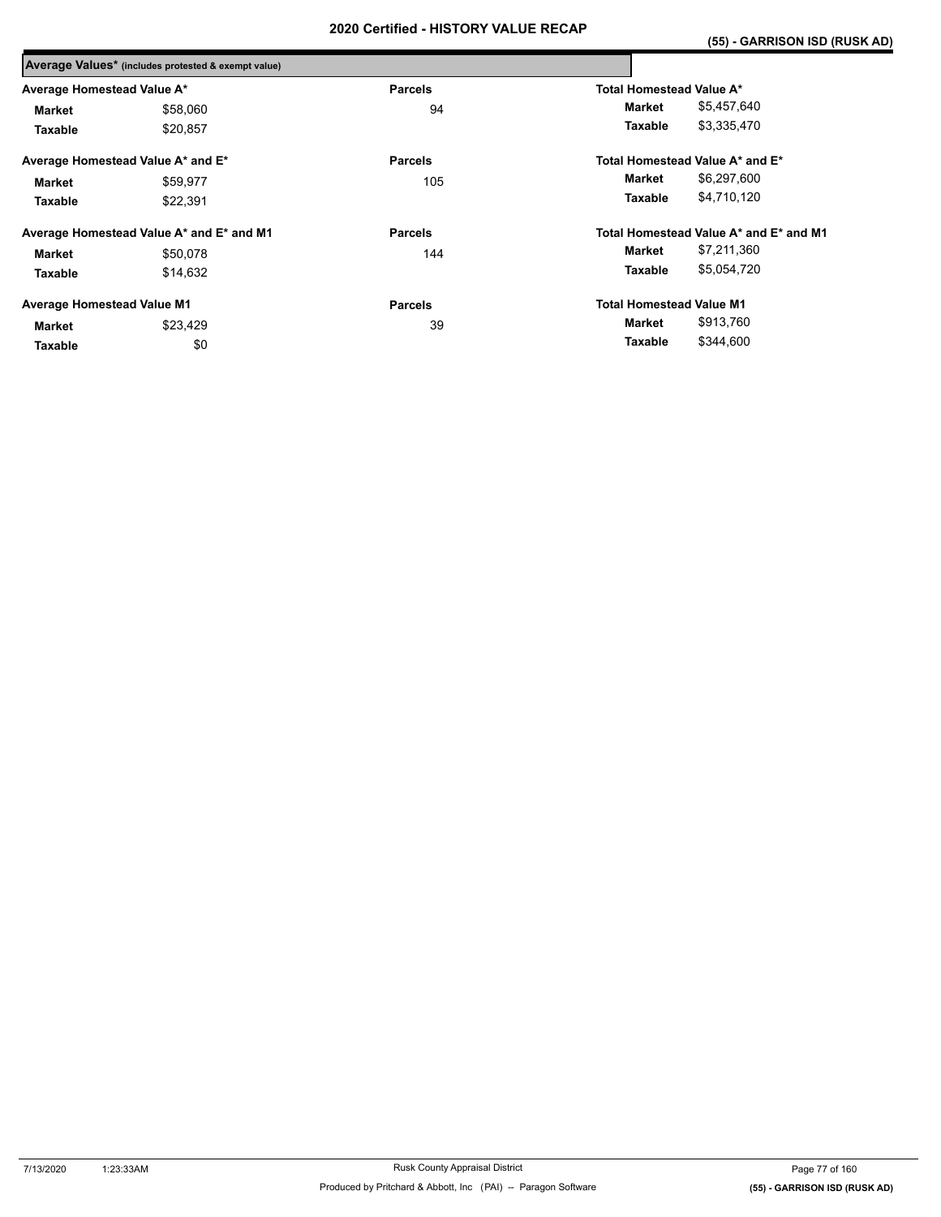## Average Values* (includes protested & exempt value)

| Average Homestead Value A* | | Parcels | Total Homestead Value A* | |
|---|---|---|---|---|
| Market | $58,060 | 94 | Market | $5,457,640 |
| Taxable | $20,857 | | Taxable | $3,335,470 |

| Average Homestead Value A* and E* | | Parcels | Total Homestead Value A* and E* | |
|---|---|---|---|---|
| Market | $59,977 | 105 | Market | $6,297,600 |
| Taxable | $22,391 | | Taxable | $4,710,120 |

| Average Homestead Value A* and E* and M1 | | Parcels | Total Homestead Value A* and E* and M1 | |
|---|---|---|---|---|
| Market | $50,078 | 144 | Market | $7,211,360 |
| Taxable | $14,632 | | Taxable | $5,054,720 |

| Average Homestead Value M1 | | Parcels | Total Homestead Value M1 | |
|---|---|---|---|---|
| Market | $23,429 | 39 | Market | $913,760 |
| Taxable | $0 | | Taxable | $344,600 |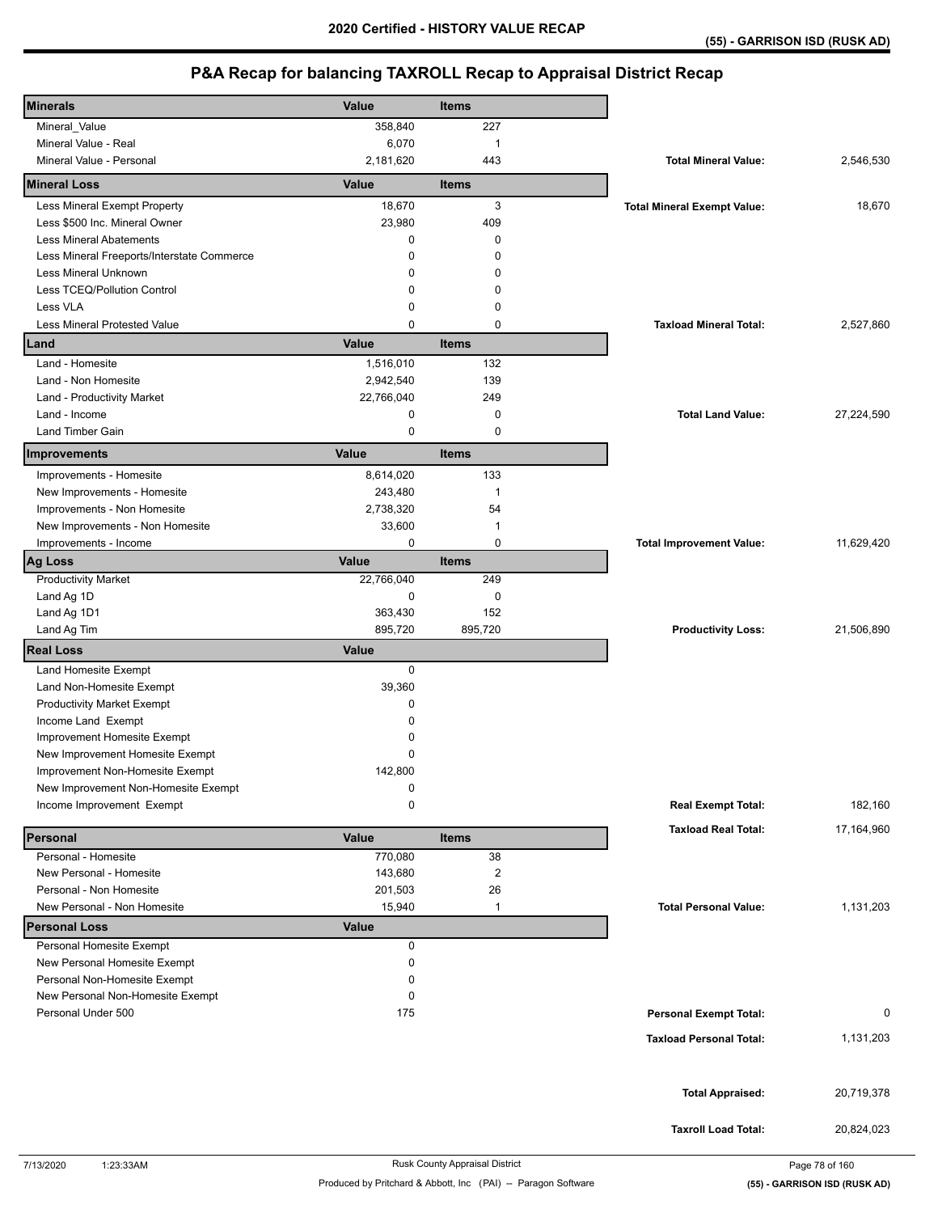# 2020 Certified - HISTORY VALUE RECAP

(55) - GARRISON ISD (RUSK AD)

## P&A Recap for balancing TAXROLL Recap to Appraisal District Recap

| Minerals | Value | Items | | |
|---|---|---|---|---|
| Mineral_Value | 358,840 | 227 | | |
| Mineral Value - Real | 6,070 | 1 | | |
| Mineral Value - Personal | 2,181,620 | 443 | Total Mineral Value: | 2,546,530 |

| Mineral Loss | Value | Items | | |
|---|---|---|---|---|
| Less Mineral Exempt Property | 18,670 | 3 | Total Mineral Exempt Value: | 18,670 |
| Less $500 Inc. Mineral Owner | 23,980 | 409 | | |
| Less Mineral Abatements | 0 | 0 | | |
| Less Mineral Freeports/Interstate Commerce | 0 | 0 | | |
| Less Mineral Unknown | 0 | 0 | | |
| Less TCEQ/Pollution Control | 0 | 0 | | |
| Less VLA | 0 | 0 | | |
| Less Mineral Protested Value | 0 | 0 | Taxload Mineral Total: | 2,527,860 |

| Land | Value | Items | | |
|---|---|---|---|---|
| Land - Homesite | 1,516,010 | 132 | | |
| Land - Non Homesite | 2,942,540 | 139 | | |
| Land - Productivity Market | 22,766,040 | 249 | | |
| Land - Income | 0 | 0 | Total Land Value: | 27,224,590 |
| Land Timber Gain | 0 | 0 | | |

| Improvements | Value | Items | | |
|---|---|---|---|---|
| Improvements - Homesite | 8,614,020 | 133 | | |
| New Improvements - Homesite | 243,480 | 1 | | |
| Improvements - Non Homesite | 2,738,320 | 54 | | |
| New Improvements - Non Homesite | 33,600 | 1 | | |
| Improvements - Income | 0 | 0 | Total Improvement Value: | 11,629,420 |

| Ag Loss | Value | Items | | |
|---|---|---|---|---|
| Productivity Market | 22,766,040 | 249 | | |
| Land Ag 1D | 0 | 0 | | |
| Land Ag 1D1 | 363,430 | 152 | | |
| Land Ag Tim | 895,720 | 895,720 | Productivity Loss: | 21,506,890 |

| Real Loss | Value | | |
|---|---|---|---|
| Land Homesite Exempt | 0 | | |
| Land Non-Homesite Exempt | 39,360 | | |
| Productivity Market Exempt | 0 | | |
| Income Land Exempt | 0 | | |
| Improvement Homesite Exempt | 0 | | |
| New Improvement Homesite Exempt | 0 | | |
| Improvement Non-Homesite Exempt | 142,800 | | |
| New Improvement Non-Homesite Exempt | 0 | | |
| Income Improvement Exempt | 0 | Real Exempt Total: | 182,160 |
| | | Taxload Real Total: | 17,164,960 |

| Personal | Value | Items | | |
|---|---|---|---|---|
| Personal - Homesite | 770,080 | 38 | | |
| New Personal - Homesite | 143,680 | 2 | | |
| Personal - Non Homesite | 201,503 | 26 | | |
| New Personal - Non Homesite | 15,940 | 1 | Total Personal Value: | 1,131,203 |

| Personal Loss | Value | | |
|---|---|---|---|
| Personal Homesite Exempt | 0 | | |
| New Personal Homesite Exempt | 0 | | |
| Personal Non-Homesite Exempt | 0 | | |
| New Personal Non-Homesite Exempt | 0 | | |
| Personal Under 500 | 175 | Personal Exempt Total: | 0 |
| | | Taxload Personal Total: | 1,131,203 |

| | |
|---|---|
| Total Appraised: | 20,719,378 |
| Taxroll Load Total: | 20,824,023 |

7/13/2020 1:23:33AM

Rusk County Appraisal District

Produced by Pritchard & Abbott, Inc (PAI) -- Paragon Software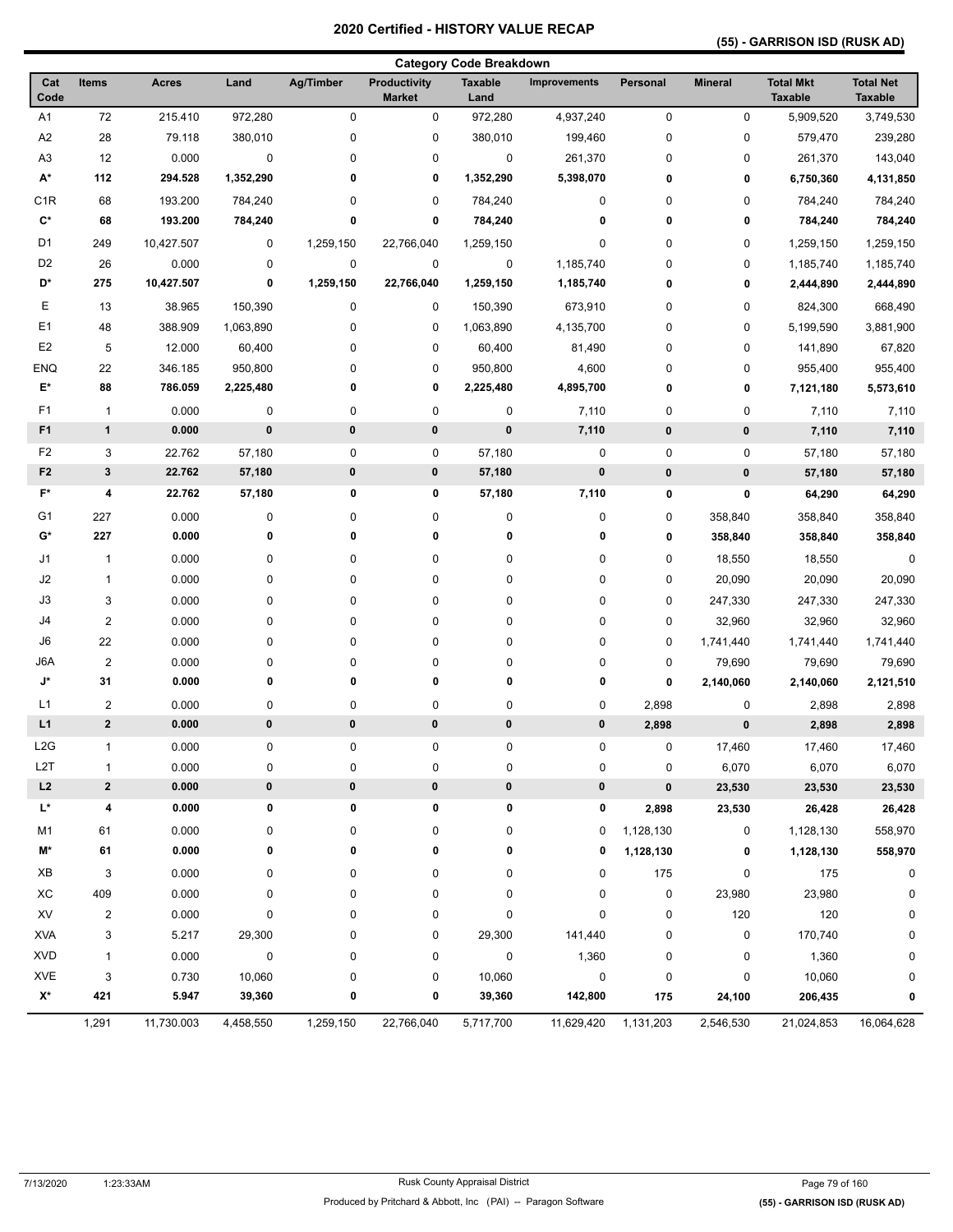# 2020 Certified - HISTORY VALUE RECAP

## (55) - GARRISON ISD (RUSK AD)

### Category Code Breakdown

| Cat Code | Items | Acres | Land | Ag/Timber | Productivity Market | Taxable Land | Improvements | Personal | Mineral | Total Mkt Taxable | Total Net Taxable |
|---|---|---|---|---|---|---|---|---|---|---|---|
| A1 | 72 | 215.410 | 972,280 | 0 | 0 | 972,280 | 4,937,240 | 0 | 0 | 5,909,520 | 3,749,530 |
| A2 | 28 | 79.118 | 380,010 | 0 | 0 | 380,010 | 199,460 | 0 | 0 | 579,470 | 239,280 |
| A3 | 12 | 0.000 | 0 | 0 | 0 | 0 | 261,370 | 0 | 0 | 261,370 | 143,040 |
| **A*** | **112** | **294.528** | **1,352,290** | **0** | **0** | **1,352,290** | **5,398,070** | **0** | **0** | **6,750,360** | **4,131,850** |
| C1R | 68 | 193.200 | 784,240 | 0 | 0 | 784,240 | 0 | 0 | 0 | 784,240 | 784,240 |
| **C*** | **68** | **193.200** | **784,240** | **0** | **0** | **784,240** | **0** | **0** | **0** | **784,240** | **784,240** |
| D1 | 249 | 10,427.507 | 0 | 1,259,150 | 22,766,040 | 1,259,150 | 0 | 0 | 0 | 1,259,150 | 1,259,150 |
| D2 | 26 | 0.000 | 0 | 0 | 0 | 0 | 1,185,740 | 0 | 0 | 1,185,740 | 1,185,740 |
| **D*** | **275** | **10,427.507** | **0** | **1,259,150** | **22,766,040** | **1,259,150** | **1,185,740** | **0** | **0** | **2,444,890** | **2,444,890** |
| E | 13 | 38.965 | 150,390 | 0 | 0 | 150,390 | 673,910 | 0 | 0 | 824,300 | 668,490 |
| E1 | 48 | 388.909 | 1,063,890 | 0 | 0 | 1,063,890 | 4,135,700 | 0 | 0 | 5,199,590 | 3,881,900 |
| E2 | 5 | 12.000 | 60,400 | 0 | 0 | 60,400 | 81,490 | 0 | 0 | 141,890 | 67,820 |
| ENQ | 22 | 346.185 | 950,800 | 0 | 0 | 950,800 | 4,600 | 0 | 0 | 955,400 | 955,400 |
| **E*** | **88** | **786.059** | **2,225,480** | **0** | **0** | **2,225,480** | **4,895,700** | **0** | **0** | **7,121,180** | **5,573,610** |
| F1 | 1 | 0.000 | 0 | 0 | 0 | 0 | 7,110 | 0 | 0 | 7,110 | 7,110 |
| **F1** | **1** | **0.000** | **0** | **0** | **0** | **0** | **7,110** | **0** | **0** | **7,110** | **7,110** |
| F2 | 3 | 22.762 | 57,180 | 0 | 0 | 57,180 | 0 | 0 | 0 | 57,180 | 57,180 |
| **F2** | **3** | **22.762** | **57,180** | **0** | **0** | **57,180** | **0** | **0** | **0** | **57,180** | **57,180** |
| **F*** | **4** | **22.762** | **57,180** | **0** | **0** | **57,180** | **7,110** | **0** | **0** | **64,290** | **64,290** |
| G1 | 227 | 0.000 | 0 | 0 | 0 | 0 | 0 | 0 | 358,840 | 358,840 | 358,840 |
| **G*** | **227** | **0.000** | **0** | **0** | **0** | **0** | **0** | **0** | **358,840** | **358,840** | **358,840** |
| J1 | 1 | 0.000 | 0 | 0 | 0 | 0 | 0 | 0 | 18,550 | 18,550 | 0 |
| J2 | 1 | 0.000 | 0 | 0 | 0 | 0 | 0 | 0 | 20,090 | 20,090 | 20,090 |
| J3 | 3 | 0.000 | 0 | 0 | 0 | 0 | 0 | 0 | 247,330 | 247,330 | 247,330 |
| J4 | 2 | 0.000 | 0 | 0 | 0 | 0 | 0 | 0 | 32,960 | 32,960 | 32,960 |
| J6 | 22 | 0.000 | 0 | 0 | 0 | 0 | 0 | 0 | 1,741,440 | 1,741,440 | 1,741,440 |
| J6A | 2 | 0.000 | 0 | 0 | 0 | 0 | 0 | 0 | 79,690 | 79,690 | 79,690 |
| **J*** | **31** | **0.000** | **0** | **0** | **0** | **0** | **0** | **0** | **2,140,060** | **2,140,060** | **2,121,510** |
| L1 | 2 | 0.000 | 0 | 0 | 0 | 0 | 0 | 2,898 | 0 | 2,898 | 2,898 |
| **L1** | **2** | **0.000** | **0** | **0** | **0** | **0** | **0** | **2,898** | **0** | **2,898** | **2,898** |
| L2G | 1 | 0.000 | 0 | 0 | 0 | 0 | 0 | 0 | 17,460 | 17,460 | 17,460 |
| L2T | 1 | 0.000 | 0 | 0 | 0 | 0 | 0 | 0 | 6,070 | 6,070 | 6,070 |
| **L2** | **2** | **0.000** | **0** | **0** | **0** | **0** | **0** | **0** | **23,530** | **23,530** | **23,530** |
| **L*** | **4** | **0.000** | **0** | **0** | **0** | **0** | **0** | **2,898** | **23,530** | **26,428** | **26,428** |
| M1 | 61 | 0.000 | 0 | 0 | 0 | 0 | 0 | 1,128,130 | 0 | 1,128,130 | 558,970 |
| **M*** | **61** | **0.000** | **0** | **0** | **0** | **0** | **0** | **1,128,130** | **0** | **1,128,130** | **558,970** |
| XB | 3 | 0.000 | 0 | 0 | 0 | 0 | 0 | 175 | 0 | 175 | 0 |
| XC | 409 | 0.000 | 0 | 0 | 0 | 0 | 0 | 0 | 23,980 | 23,980 | 0 |
| XV | 2 | 0.000 | 0 | 0 | 0 | 0 | 0 | 0 | 120 | 120 | 0 |
| XVA | 3 | 5.217 | 29,300 | 0 | 0 | 29,300 | 141,440 | 0 | 0 | 170,740 | 0 |
| XVD | 1 | 0.000 | 0 | 0 | 0 | 0 | 1,360 | 0 | 0 | 1,360 | 0 |
| XVE | 3 | 0.730 | 10,060 | 0 | 0 | 10,060 | 0 | 0 | 0 | 10,060 | 0 |
| **X*** | **421** | **5.947** | **39,360** | **0** | **0** | **39,360** | **142,800** | **175** | **24,100** | **206,435** | **0** |
| | 1,291 | 11,730.003 | 4,458,550 | 1,259,150 | 22,766,040 | 5,717,700 | 11,629,420 | 1,131,203 | 2,546,530 | 21,024,853 | 16,064,628 |

7/13/2020 1:23:33AM

Rusk County Appraisal District

Produced by Pritchard & Abbott, Inc (PAI) -- Paragon Software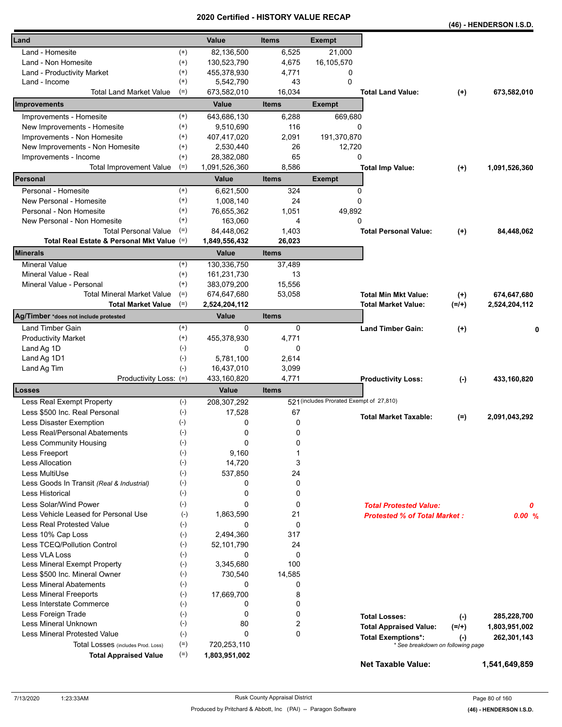# 2020 Certified - HISTORY VALUE RECAP

**(46) - HENDERSON I.S.D.**

| Land | | Value | Items | Exempt | | | |
|---|---|---|---|---|---|---|---|
| Land - Homesite | (+) | 82,136,500 | 6,525 | 21,000 | | | |
| Land - Non Homesite | (+) | 130,523,790 | 4,675 | 16,105,570 | | | |
| Land - Productivity Market | (+) | 455,378,930 | 4,771 | 0 | | | |
| Land - Income | (+) | 5,542,790 | 43 | 0 | | | |
| Total Land Market Value | (=) | 673,582,010 | 16,034 | | **Total Land Value:** | **(+)** | **673,582,010** |
| **Improvements** | | **Value** | **Items** | **Exempt** | | | |
| Improvements - Homesite | (+) | 643,686,130 | 6,288 | 669,680 | | | |
| New Improvements - Homesite | (+) | 9,510,690 | 116 | 0 | | | |
| Improvements - Non Homesite | (+) | 407,417,020 | 2,091 | 191,370,870 | | | |
| New Improvements - Non Homesite | (+) | 2,530,440 | 26 | 12,720 | | | |
| Improvements - Income | (+) | 28,382,080 | 65 | 0 | | | |
| Total Improvement Value | (=) | 1,091,526,360 | 8,586 | | **Total Imp Value:** | **(+)** | **1,091,526,360** |
| **Personal** | | **Value** | **Items** | **Exempt** | | | |
| Personal - Homesite | (+) | 6,621,500 | 324 | 0 | | | |
| New Personal - Homesite | (+) | 1,008,140 | 24 | 0 | | | |
| Personal - Non Homesite | (+) | 76,655,362 | 1,051 | 49,892 | | | |
| New Personal - Non Homesite | (+) | 163,060 | 4 | 0 | | | |
| Total Personal Value | (=) | 84,448,062 | 1,403 | | **Total Personal Value:** | **(+)** | **84,448,062** |
| **Total Real Estate & Personal Mkt Value** | (=) | **1,849,556,432** | **26,023** | | | | |
| **Minerals** | | **Value** | **Items** | | | | |
| Mineral Value | (+) | 130,336,750 | 37,489 | | | | |
| Mineral Value - Real | (+) | 161,231,730 | 13 | | | | |
| Mineral Value - Personal | (+) | 383,079,200 | 15,556 | | | | |
| Total Mineral Market Value | (=) | 674,647,680 | 53,058 | | **Total Min Mkt Value:** | **(+)** | **674,647,680** |
| **Total Market Value** | (=) | **2,524,204,112** | | | **Total Market Value:** | **(=/+)** | **2,524,204,112** |
| **Ag/Timber** *does not include protested | | **Value** | **Items** | | | | |
| Land Timber Gain | (+) | 0 | 0 | | **Land Timber Gain:** | **(+)** | **0** |
| Productivity Market | (+) | 455,378,930 | 4,771 | | | | |
| Land Ag 1D | (-) | 0 | 0 | | | | |
| Land Ag 1D1 | (-) | 5,781,100 | 2,614 | | | | |
| Land Ag Tim | (-) | 16,437,010 | 3,099 | | | | |
| Productivity Loss: | (=) | 433,160,820 | 4,771 | | **Productivity Loss:** | **(-)** | **433,160,820** |
| **Losses** | | **Value** | **Items** | | | | |
| Less Real Exempt Property | (-) | 208,307,292 | 521 | (includes Prorated Exempt of 27,810) | | | |
| Less $500 Inc. Real Personal | (-) | 17,528 | 67 | | **Total Market Taxable:** | **(=)** | **2,091,043,292** |
| Less Disaster Exemption | (-) | 0 | 0 | | | | |
| Less Real/Personal Abatements | (-) | 0 | 0 | | | | |
| Less Community Housing | (-) | 0 | 0 | | | | |
| Less Freeport | (-) | 9,160 | 1 | | | | |
| Less Allocation | (-) | 14,720 | 3 | | | | |
| Less MultiUse | (-) | 537,850 | 24 | | | | |
| Less Goods In Transit *(Real & Industrial)* | (-) | 0 | 0 | | | | |
| Less Historical | (-) | 0 | 0 | | | | |
| Less Solar/Wind Power | (-) | 0 | 0 | | ***Total Protested Value:*** | | ***0*** |
| Less Vehicle Leased for Personal Use | (-) | 1,863,590 | 21 | | ***Protested % of Total Market :*** | | ***0.00 %*** |
| Less Real Protested Value | (-) | 0 | 0 | | | | |
| Less 10% Cap Loss | (-) | 2,494,360 | 317 | | | | |
| Less TCEQ/Pollution Control | (-) | 52,101,790 | 24 | | | | |
| Less VLA Loss | (-) | 0 | 0 | | | | |
| Less Mineral Exempt Property | (-) | 3,345,680 | 100 | | | | |
| Less $500 Inc. Mineral Owner | (-) | 730,540 | 14,585 | | | | |
| Less Mineral Abatements | (-) | 0 | 0 | | | | |
| Less Mineral Freeports | (-) | 17,669,700 | 8 | | | | |
| Less Interstate Commerce | (-) | 0 | 0 | | | | |
| Less Foreign Trade | (-) | 0 | 0 | | **Total Losses:** | **(-)** | **285,228,700** |
| Less Mineral Unknown | (-) | 80 | 2 | | **Total Appraised Value:** | **(=/+)** | **1,803,951,002** |
| Less Mineral Protested Value | (-) | 0 | 0 | | **Total Exemptions*:** | **(-)** | **262,301,143** |
| Total Losses (includes Prod. Loss) | (=) | 720,253,110 | | | *\* See breakdown on following page* | | |
| **Total Appraised Value** | (=) | **1,803,951,002** | | | | | |
| | | | | | **Net Taxable Value:** | | **1,541,649,859** |

7/13/2020 1:23:33AM

Rusk County Appraisal District

Produced by Pritchard & Abbott, Inc (PAI) -- Paragon Software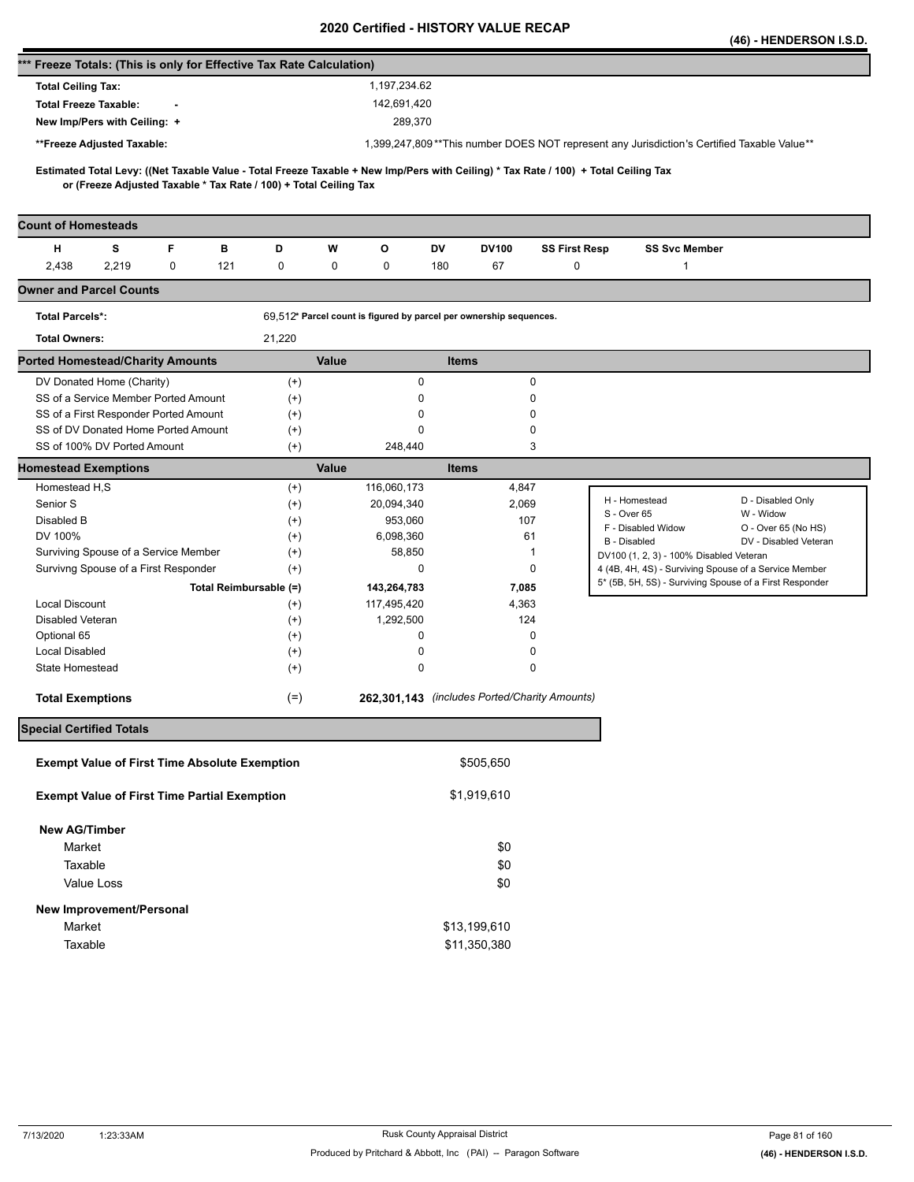## 2020 Certified - HISTORY VALUE RECAP

**(46) - HENDERSON I.S.D.**

### *** Freeze Totals: (This is only for Effective Tax Rate Calculation)

| | |
|---|---|
| **Total Ceiling Tax:** | 1,197,234.62 |
| **Total Freeze Taxable:** - | 142,691,420 |
| **New Imp/Pers with Ceiling:** + | 289,370 |
| **Freeze Adjusted Taxable: | 1,399,247,809 **This number DOES NOT represent any Jurisdiction's Certified Taxable Value** |

**Estimated Total Levy: ((Net Taxable Value - Total Freeze Taxable + New Imp/Pers with Ceiling) * Tax Rate / 100) + Total Ceiling Tax or (Freeze Adjusted Taxable * Tax Rate / 100) + Total Ceiling Tax**

### Count of Homesteads

| H | S | F | B | D | W | O | DV | DV100 | SS First Resp | SS Svc Member |
|---|---|---|---|---|---|---|---|---|---|---|
| 2,438 | 2,219 | 0 | 121 | 0 | 0 | 0 | 180 | 67 | 0 | 1 |

### Owner and Parcel Counts

| | |
|---|---|
| **Total Parcels*:** | 69,512* Parcel count is figured by parcel per ownership sequences. |
| **Total Owners:** | 21,220 |

### Ported Homestead/Charity Amounts

| | | Value | Items |
|---|---|---|---|
| DV Donated Home (Charity) | (+) | 0 | 0 |
| SS of a Service Member Ported Amount | (+) | 0 | 0 |
| SS of a First Responder Ported Amount | (+) | 0 | 0 |
| SS of DV Donated Home Ported Amount | (+) | 0 | 0 |
| SS of 100% DV Ported Amount | (+) | 248,440 | 3 |

### Homestead Exemptions

| | | Value | Items |
|---|---|---|---|
| Homestead H,S | (+) | 116,060,173 | 4,847 |
| Senior S | (+) | 20,094,340 | 2,069 |
| Disabled B | (+) | 953,060 | 107 |
| DV 100% | (+) | 6,098,360 | 61 |
| Surviving Spouse of a Service Member | (+) | 58,850 | 1 |
| Survivng Spouse of a First Responder | (+) | 0 | 0 |
| Total Reimbursable | (=) | **143,264,783** | **7,085** |
| Local Discount | (+) | 117,495,420 | 4,363 |
| Disabled Veteran | (+) | 1,292,500 | 124 |
| Optional 65 | (+) | 0 | 0 |
| Local Disabled | (+) | 0 | 0 |
| State Homestead | (+) | 0 | 0 |
| **Total Exemptions** | (=) | **262,301,143** | *(includes Ported/Charity Amounts)* |

| | |
|---|---|
| H - Homestead | D - Disabled Only |
| S - Over 65 | W - Widow |
| F - Disabled Widow | O - Over 65 (No HS) |
| B - Disabled | DV - Disabled Veteran |
| DV100 (1, 2, 3) - 100% Disabled Veteran | |
| 4 (4B, 4H, 4S) - Surviving Spouse of a Service Member | |
| 5* (5B, 5H, 5S) - Surviving Spouse of a First Responder | |

### Special Certified Totals

| | |
|---|---|
| **Exempt Value of First Time Absolute Exemption** | $505,650 |
| **Exempt Value of First Time Partial Exemption** | $1,919,610 |
| **New AG/Timber** | |
| Market | $0 |
| Taxable | $0 |
| Value Loss | $0 |
| **New Improvement/Personal** | |
| Market | $13,199,610 |
| Taxable | $11,350,380 |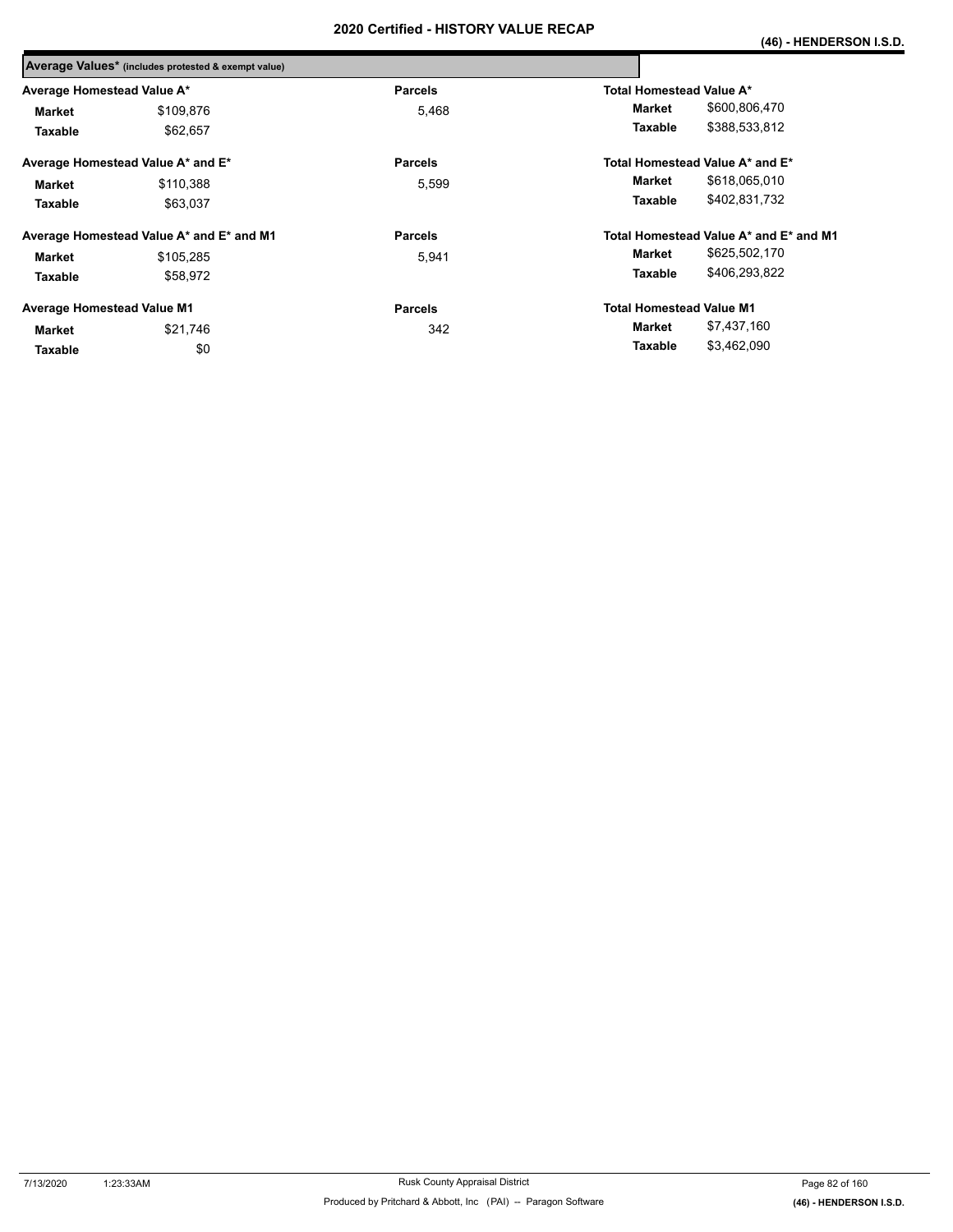## 2020 Certified - HISTORY VALUE RECAP

**(46) - HENDERSON I.S.D.**

**Average Values*** (includes protested & exempt value)

| | | Parcels | | |
|---|---|---|---|---|
| **Average Homestead Value A*** | | | **Total Homestead Value A*** | |
| Market | $109,876 | 5,468 | Market | $600,806,470 |
| Taxable | $62,657 | | Taxable | $388,533,812 |
| **Average Homestead Value A* and E*** | | | **Total Homestead Value A* and E*** | |
| Market | $110,388 | 5,599 | Market | $618,065,010 |
| Taxable | $63,037 | | Taxable | $402,831,732 |
| **Average Homestead Value A* and E* and M1** | | | **Total Homestead Value A* and E* and M1** | |
| Market | $105,285 | 5,941 | Market | $625,502,170 |
| Taxable | $58,972 | | Taxable | $406,293,822 |
| **Average Homestead Value M1** | | | **Total Homestead Value M1** | |
| Market | $21,746 | 342 | Market | $7,437,160 |
| Taxable | $0 | | Taxable | $3,462,090 |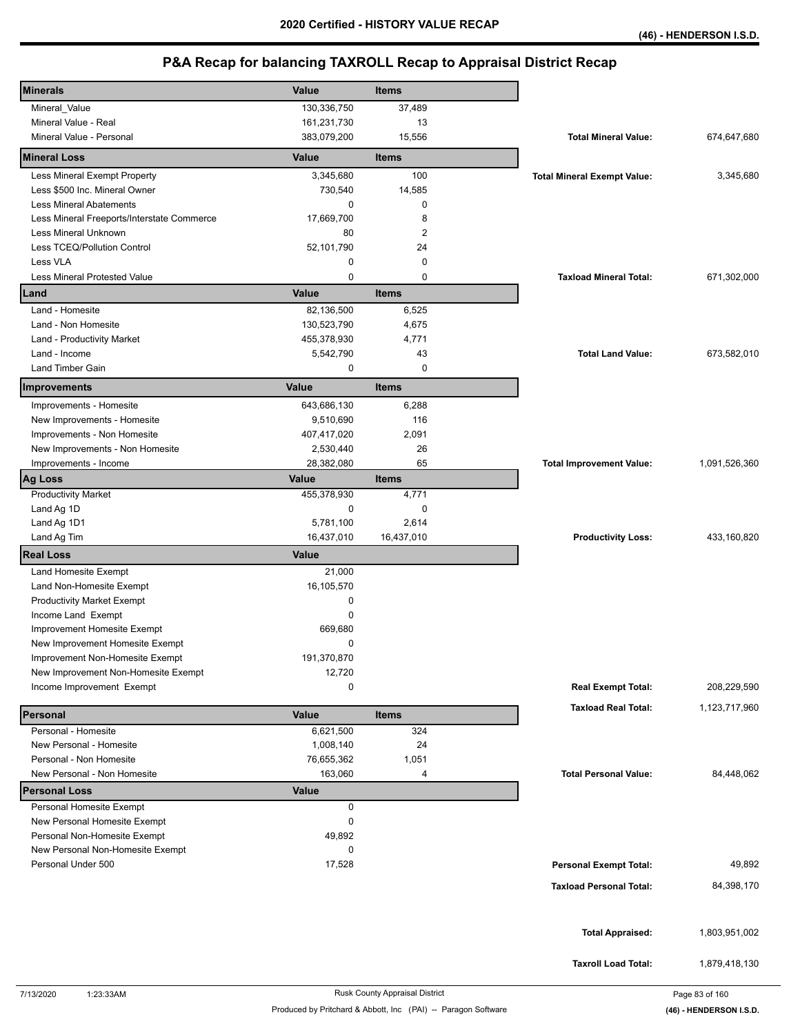# 2020 Certified - HISTORY VALUE RECAP

**(46) - HENDERSON I.S.D.**

## P&A Recap for balancing TAXROLL Recap to Appraisal District Recap

| Minerals | Value | Items | | |
|---|---|---|---|---|
| Mineral_Value | 130,336,750 | 37,489 | | |
| Mineral Value - Real | 161,231,730 | 13 | | |
| Mineral Value - Personal | 383,079,200 | 15,556 | **Total Mineral Value:** | 674,647,680 |
| **Mineral Loss** | **Value** | **Items** | | |
| Less Mineral Exempt Property | 3,345,680 | 100 | **Total Mineral Exempt Value:** | 3,345,680 |
| Less $500 Inc. Mineral Owner | 730,540 | 14,585 | | |
| Less Mineral Abatements | 0 | 0 | | |
| Less Mineral Freeports/Interstate Commerce | 17,669,700 | 8 | | |
| Less Mineral Unknown | 80 | 2 | | |
| Less TCEQ/Pollution Control | 52,101,790 | 24 | | |
| Less VLA | 0 | 0 | | |
| Less Mineral Protested Value | 0 | 0 | **Taxload Mineral Total:** | 671,302,000 |
| **Land** | **Value** | **Items** | | |
| Land - Homesite | 82,136,500 | 6,525 | | |
| Land - Non Homesite | 130,523,790 | 4,675 | | |
| Land - Productivity Market | 455,378,930 | 4,771 | | |
| Land - Income | 5,542,790 | 43 | **Total Land Value:** | 673,582,010 |
| Land Timber Gain | 0 | 0 | | |
| **Improvements** | **Value** | **Items** | | |
| Improvements - Homesite | 643,686,130 | 6,288 | | |
| New Improvements - Homesite | 9,510,690 | 116 | | |
| Improvements - Non Homesite | 407,417,020 | 2,091 | | |
| New Improvements - Non Homesite | 2,530,440 | 26 | | |
| Improvements - Income | 28,382,080 | 65 | **Total Improvement Value:** | 1,091,526,360 |
| **Ag Loss** | **Value** | **Items** | | |
| Productivity Market | 455,378,930 | 4,771 | | |
| Land Ag 1D | 0 | 0 | | |
| Land Ag 1D1 | 5,781,100 | 2,614 | | |
| Land Ag Tim | 16,437,010 | 16,437,010 | **Productivity Loss:** | 433,160,820 |
| **Real Loss** | **Value** | | | |
| Land Homesite Exempt | 21,000 | | | |
| Land Non-Homesite Exempt | 16,105,570 | | | |
| Productivity Market Exempt | 0 | | | |
| Income Land Exempt | 0 | | | |
| Improvement Homesite Exempt | 669,680 | | | |
| New Improvement Homesite Exempt | 0 | | | |
| Improvement Non-Homesite Exempt | 191,370,870 | | | |
| New Improvement Non-Homesite Exempt | 12,720 | | | |
| Income Improvement Exempt | 0 | | **Real Exempt Total:** | 208,229,590 |
| | | | **Taxload Real Total:** | 1,123,717,960 |
| **Personal** | **Value** | **Items** | | |
| Personal - Homesite | 6,621,500 | 324 | | |
| New Personal - Homesite | 1,008,140 | 24 | | |
| Personal - Non Homesite | 76,655,362 | 1,051 | | |
| New Personal - Non Homesite | 163,060 | 4 | **Total Personal Value:** | 84,448,062 |
| **Personal Loss** | **Value** | | | |
| Personal Homesite Exempt | 0 | | | |
| New Personal Homesite Exempt | 0 | | | |
| Personal Non-Homesite Exempt | 49,892 | | | |
| New Personal Non-Homesite Exempt | 0 | | | |
| Personal Under 500 | 17,528 | | **Personal Exempt Total:** | 49,892 |
| | | | **Taxload Personal Total:** | 84,398,170 |
| | | | **Total Appraised:** | 1,803,951,002 |
| | | | **Taxroll Load Total:** | 1,879,418,130 |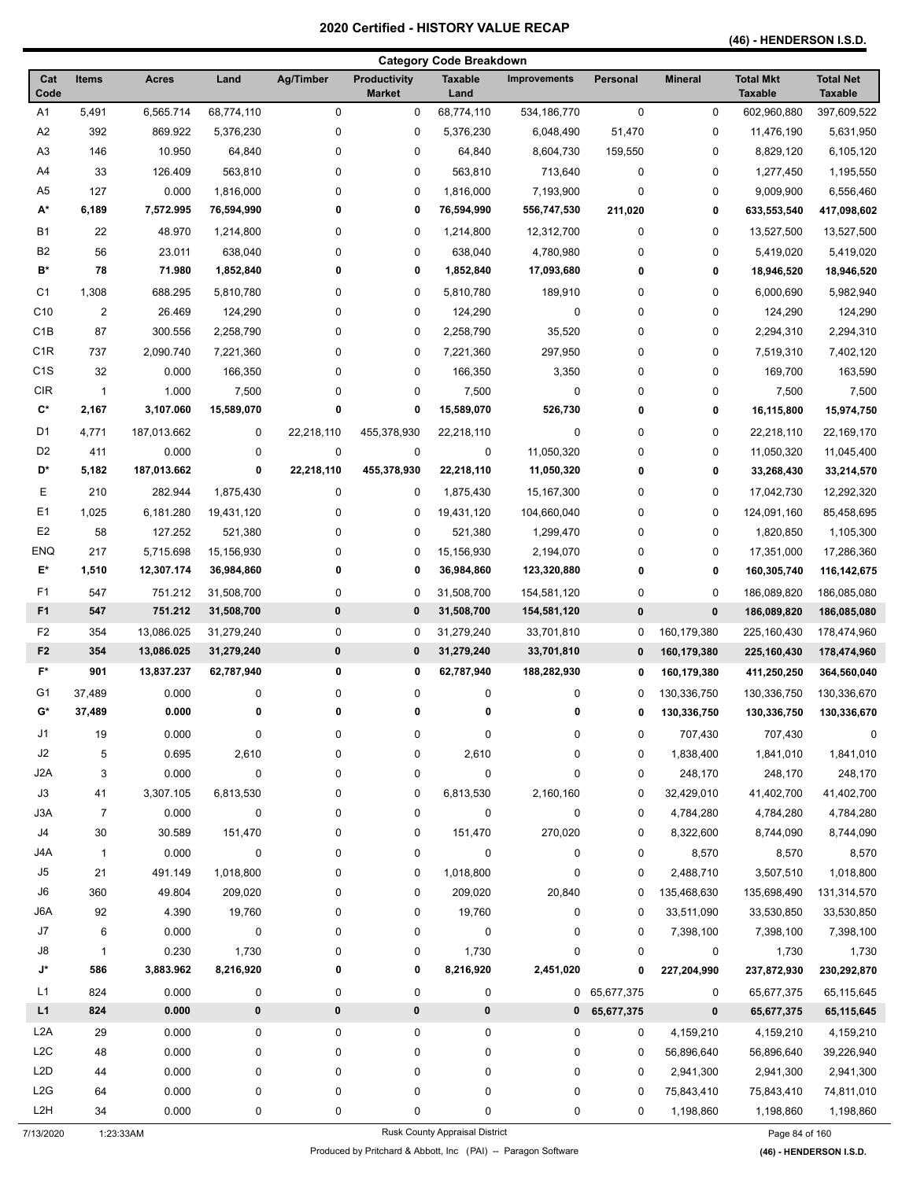# 2020 Certified - HISTORY VALUE RECAP

**(46) - HENDERSON I.S.D.**

## Category Code Breakdown

| Cat Code | Items | Acres | Land | Ag/Timber | Productivity Market | Taxable Land | Improvements | Personal | Mineral | Total Mkt Taxable | Total Net Taxable |
|---|---|---|---|---|---|---|---|---|---|---|---|
| A1 | 5,491 | 6,565.714 | 68,774,110 | 0 | 0 | 68,774,110 | 534,186,770 | 0 | 0 | 602,960,880 | 397,609,522 |
| A2 | 392 | 869.922 | 5,376,230 | 0 | 0 | 5,376,230 | 6,048,490 | 51,470 | 0 | 11,476,190 | 5,631,950 |
| A3 | 146 | 10.950 | 64,840 | 0 | 0 | 64,840 | 8,604,730 | 159,550 | 0 | 8,829,120 | 6,105,120 |
| A4 | 33 | 126.409 | 563,810 | 0 | 0 | 563,810 | 713,640 | 0 | 0 | 1,277,450 | 1,195,550 |
| A5 | 127 | 0.000 | 1,816,000 | 0 | 0 | 1,816,000 | 7,193,900 | 0 | 0 | 9,009,900 | 6,556,460 |
| **A*** | **6,189** | **7,572.995** | **76,594,990** | **0** | **0** | **76,594,990** | **556,747,530** | **211,020** | **0** | **633,553,540** | **417,098,602** |
| B1 | 22 | 48.970 | 1,214,800 | 0 | 0 | 1,214,800 | 12,312,700 | 0 | 0 | 13,527,500 | 13,527,500 |
| B2 | 56 | 23.011 | 638,040 | 0 | 0 | 638,040 | 4,780,980 | 0 | 0 | 5,419,020 | 5,419,020 |
| **B*** | **78** | **71.980** | **1,852,840** | **0** | **0** | **1,852,840** | **17,093,680** | **0** | **0** | **18,946,520** | **18,946,520** |
| C1 | 1,308 | 688.295 | 5,810,780 | 0 | 0 | 5,810,780 | 189,910 | 0 | 0 | 6,000,690 | 5,982,940 |
| C10 | 2 | 26.469 | 124,290 | 0 | 0 | 124,290 | 0 | 0 | 0 | 124,290 | 124,290 |
| C1B | 87 | 300.556 | 2,258,790 | 0 | 0 | 2,258,790 | 35,520 | 0 | 0 | 2,294,310 | 2,294,310 |
| C1R | 737 | 2,090.740 | 7,221,360 | 0 | 0 | 7,221,360 | 297,950 | 0 | 0 | 7,519,310 | 7,402,120 |
| C1S | 32 | 0.000 | 166,350 | 0 | 0 | 166,350 | 3,350 | 0 | 0 | 169,700 | 163,590 |
| CIR | 1 | 1.000 | 7,500 | 0 | 0 | 7,500 | 0 | 0 | 0 | 7,500 | 7,500 |
| **C*** | **2,167** | **3,107.060** | **15,589,070** | **0** | **0** | **15,589,070** | **526,730** | **0** | **0** | **16,115,800** | **15,974,750** |
| D1 | 4,771 | 187,013.662 | 0 | 22,218,110 | 455,378,930 | 22,218,110 | 0 | 0 | 0 | 22,218,110 | 22,169,170 |
| D2 | 411 | 0.000 | 0 | 0 | 0 | 0 | 11,050,320 | 0 | 0 | 11,050,320 | 11,045,400 |
| **D*** | **5,182** | **187,013.662** | **0** | **22,218,110** | **455,378,930** | **22,218,110** | **11,050,320** | **0** | **0** | **33,268,430** | **33,214,570** |
| E | 210 | 282.944 | 1,875,430 | 0 | 0 | 1,875,430 | 15,167,300 | 0 | 0 | 17,042,730 | 12,292,320 |
| E1 | 1,025 | 6,181.280 | 19,431,120 | 0 | 0 | 19,431,120 | 104,660,040 | 0 | 0 | 124,091,160 | 85,458,695 |
| E2 | 58 | 127.252 | 521,380 | 0 | 0 | 521,380 | 1,299,470 | 0 | 0 | 1,820,850 | 1,105,300 |
| ENQ | 217 | 5,715.698 | 15,156,930 | 0 | 0 | 15,156,930 | 2,194,070 | 0 | 0 | 17,351,000 | 17,286,360 |
| **E*** | **1,510** | **12,307.174** | **36,984,860** | **0** | **0** | **36,984,860** | **123,320,880** | **0** | **0** | **160,305,740** | **116,142,675** |
| F1 | 547 | 751.212 | 31,508,700 | 0 | 0 | 31,508,700 | 154,581,120 | 0 | 0 | 186,089,820 | 186,085,080 |
| **F1** | **547** | **751.212** | **31,508,700** | **0** | **0** | **31,508,700** | **154,581,120** | **0** | **0** | **186,089,820** | **186,085,080** |
| F2 | 354 | 13,086.025 | 31,279,240 | 0 | 0 | 31,279,240 | 33,701,810 | 0 | 160,179,380 | 225,160,430 | 178,474,960 |
| **F2** | **354** | **13,086.025** | **31,279,240** | **0** | **0** | **31,279,240** | **33,701,810** | **0** | **160,179,380** | **225,160,430** | **178,474,960** |
| **F*** | **901** | **13,837.237** | **62,787,940** | **0** | **0** | **62,787,940** | **188,282,930** | **0** | **160,179,380** | **411,250,250** | **364,560,040** |
| G1 | 37,489 | 0.000 | 0 | 0 | 0 | 0 | 0 | 0 | 130,336,750 | 130,336,750 | 130,336,670 |
| **G*** | **37,489** | **0.000** | **0** | **0** | **0** | **0** | **0** | **0** | **130,336,750** | **130,336,750** | **130,336,670** |
| J1 | 19 | 0.000 | 0 | 0 | 0 | 0 | 0 | 0 | 707,430 | 707,430 | 0 |
| J2 | 5 | 0.695 | 2,610 | 0 | 0 | 2,610 | 0 | 0 | 1,838,400 | 1,841,010 | 1,841,010 |
| J2A | 3 | 0.000 | 0 | 0 | 0 | 0 | 0 | 0 | 248,170 | 248,170 | 248,170 |
| J3 | 41 | 3,307.105 | 6,813,530 | 0 | 0 | 6,813,530 | 2,160,160 | 0 | 32,429,010 | 41,402,700 | 41,402,700 |
| J3A | 7 | 0.000 | 0 | 0 | 0 | 0 | 0 | 0 | 4,784,280 | 4,784,280 | 4,784,280 |
| J4 | 30 | 30.589 | 151,470 | 0 | 0 | 151,470 | 270,020 | 0 | 8,322,600 | 8,744,090 | 8,744,090 |
| J4A | 1 | 0.000 | 0 | 0 | 0 | 0 | 0 | 0 | 8,570 | 8,570 | 8,570 |
| J5 | 21 | 491.149 | 1,018,800 | 0 | 0 | 1,018,800 | 0 | 0 | 2,488,710 | 3,507,510 | 1,018,800 |
| J6 | 360 | 49.804 | 209,020 | 0 | 0 | 209,020 | 20,840 | 0 | 135,468,630 | 135,698,490 | 131,314,570 |
| J6A | 92 | 4.390 | 19,760 | 0 | 0 | 19,760 | 0 | 0 | 33,511,090 | 33,530,850 | 33,530,850 |
| J7 | 6 | 0.000 | 0 | 0 | 0 | 0 | 0 | 0 | 7,398,100 | 7,398,100 | 7,398,100 |
| J8 | 1 | 0.230 | 1,730 | 0 | 0 | 1,730 | 0 | 0 | 0 | 1,730 | 1,730 |
| **J*** | **586** | **3,883.962** | **8,216,920** | **0** | **0** | **8,216,920** | **2,451,020** | **0** | **227,204,990** | **237,872,930** | **230,292,870** |
| L1 | 824 | 0.000 | 0 | 0 | 0 | 0 | 0 | 65,677,375 | 0 | 65,677,375 | 65,115,645 |
| **L1** | **824** | **0.000** | **0** | **0** | **0** | **0** | **0** | **65,677,375** | **0** | **65,677,375** | **65,115,645** |
| L2A | 29 | 0.000 | 0 | 0 | 0 | 0 | 0 | 0 | 4,159,210 | 4,159,210 | 4,159,210 |
| L2C | 48 | 0.000 | 0 | 0 | 0 | 0 | 0 | 0 | 56,896,640 | 56,896,640 | 39,226,940 |
| L2D | 44 | 0.000 | 0 | 0 | 0 | 0 | 0 | 0 | 2,941,300 | 2,941,300 | 2,941,300 |
| L2G | 64 | 0.000 | 0 | 0 | 0 | 0 | 0 | 0 | 75,843,410 | 75,843,410 | 74,811,010 |
| L2H | 34 | 0.000 | 0 | 0 | 0 | 0 | 0 | 0 | 1,198,860 | 1,198,860 | 1,198,860 |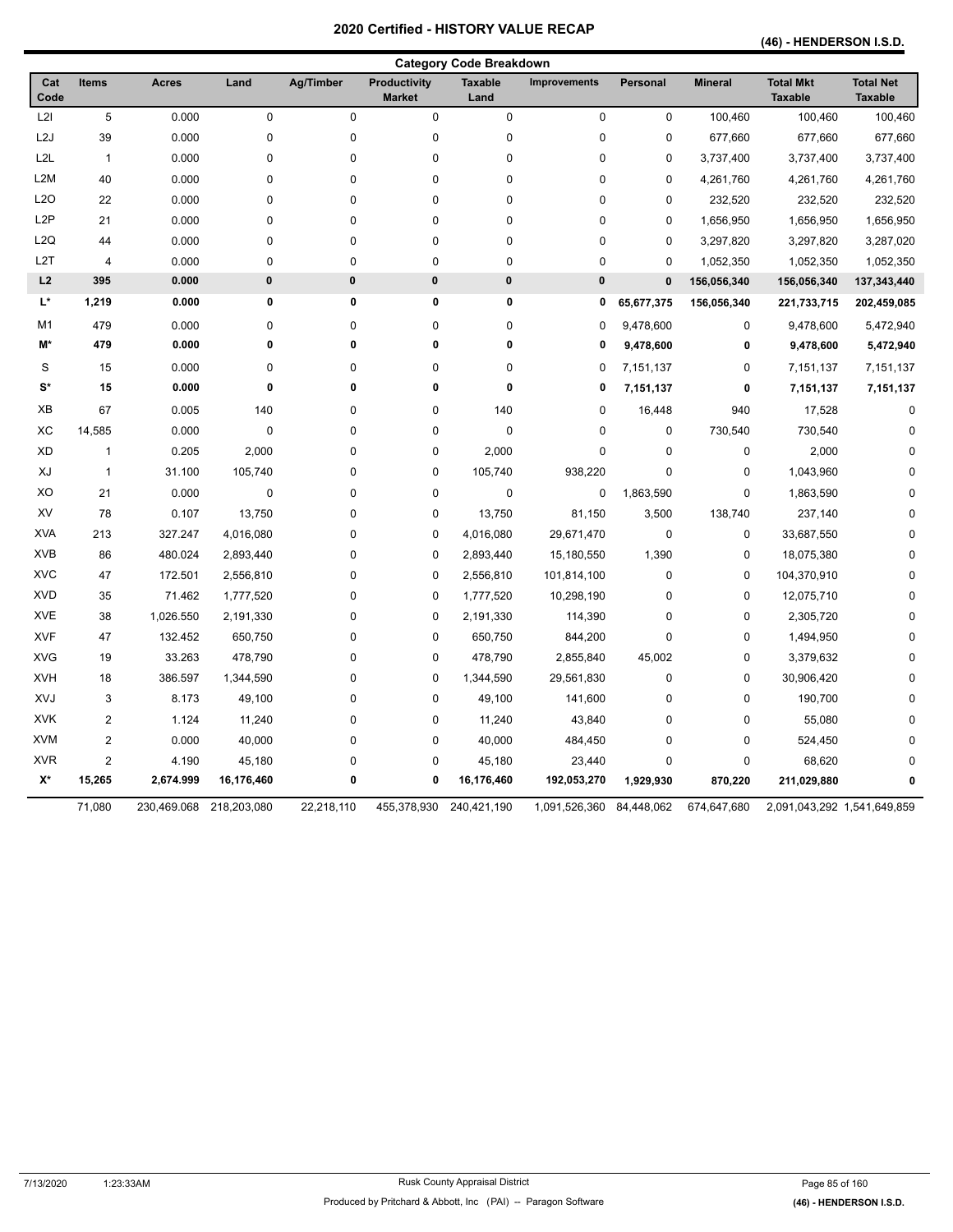# 2020 Certified - HISTORY VALUE RECAP

**(46) - HENDERSON I.S.D.**

## Category Code Breakdown

| Cat Code | Items | Acres | Land | Ag/Timber | Productivity Market | Taxable Land | Improvements | Personal | Mineral | Total Mkt Taxable | Total Net Taxable |
|---|---|---|---|---|---|---|---|---|---|---|---|
| L2I | 5 | 0.000 | 0 | 0 | 0 | 0 | 0 | 0 | 100,460 | 100,460 | 100,460 |
| L2J | 39 | 0.000 | 0 | 0 | 0 | 0 | 0 | 0 | 677,660 | 677,660 | 677,660 |
| L2L | 1 | 0.000 | 0 | 0 | 0 | 0 | 0 | 0 | 3,737,400 | 3,737,400 | 3,737,400 |
| L2M | 40 | 0.000 | 0 | 0 | 0 | 0 | 0 | 0 | 4,261,760 | 4,261,760 | 4,261,760 |
| L2O | 22 | 0.000 | 0 | 0 | 0 | 0 | 0 | 0 | 232,520 | 232,520 | 232,520 |
| L2P | 21 | 0.000 | 0 | 0 | 0 | 0 | 0 | 0 | 1,656,950 | 1,656,950 | 1,656,950 |
| L2Q | 44 | 0.000 | 0 | 0 | 0 | 0 | 0 | 0 | 3,297,820 | 3,297,820 | 3,287,020 |
| L2T | 4 | 0.000 | 0 | 0 | 0 | 0 | 0 | 0 | 1,052,350 | 1,052,350 | 1,052,350 |
| **L2** | **395** | **0.000** | **0** | **0** | **0** | **0** | **0** | **0** | **156,056,340** | **156,056,340** | **137,343,440** |
| **L*** | **1,219** | **0.000** | **0** | **0** | **0** | **0** | **0** | **65,677,375** | **156,056,340** | **221,733,715** | **202,459,085** |
| M1 | 479 | 0.000 | 0 | 0 | 0 | 0 | 0 | 9,478,600 | 0 | 9,478,600 | 5,472,940 |
| **M*** | **479** | **0.000** | **0** | **0** | **0** | **0** | **0** | **9,478,600** | **0** | **9,478,600** | **5,472,940** |
| S | 15 | 0.000 | 0 | 0 | 0 | 0 | 0 | 7,151,137 | 0 | 7,151,137 | 7,151,137 |
| **S*** | **15** | **0.000** | **0** | **0** | **0** | **0** | **0** | **7,151,137** | **0** | **7,151,137** | **7,151,137** |
| XB | 67 | 0.005 | 140 | 0 | 0 | 140 | 0 | 16,448 | 940 | 17,528 | 0 |
| XC | 14,585 | 0.000 | 0 | 0 | 0 | 0 | 0 | 0 | 730,540 | 730,540 | 0 |
| XD | 1 | 0.205 | 2,000 | 0 | 0 | 2,000 | 0 | 0 | 0 | 2,000 | 0 |
| XJ | 1 | 31.100 | 105,740 | 0 | 0 | 105,740 | 938,220 | 0 | 0 | 1,043,960 | 0 |
| XO | 21 | 0.000 | 0 | 0 | 0 | 0 | 0 | 1,863,590 | 0 | 1,863,590 | 0 |
| XV | 78 | 0.107 | 13,750 | 0 | 0 | 13,750 | 81,150 | 3,500 | 138,740 | 237,140 | 0 |
| XVA | 213 | 327.247 | 4,016,080 | 0 | 0 | 4,016,080 | 29,671,470 | 0 | 0 | 33,687,550 | 0 |
| XVB | 86 | 480.024 | 2,893,440 | 0 | 0 | 2,893,440 | 15,180,550 | 1,390 | 0 | 18,075,380 | 0 |
| XVC | 47 | 172.501 | 2,556,810 | 0 | 0 | 2,556,810 | 101,814,100 | 0 | 0 | 104,370,910 | 0 |
| XVD | 35 | 71.462 | 1,777,520 | 0 | 0 | 1,777,520 | 10,298,190 | 0 | 0 | 12,075,710 | 0 |
| XVE | 38 | 1,026.550 | 2,191,330 | 0 | 0 | 2,191,330 | 114,390 | 0 | 0 | 2,305,720 | 0 |
| XVF | 47 | 132.452 | 650,750 | 0 | 0 | 650,750 | 844,200 | 0 | 0 | 1,494,950 | 0 |
| XVG | 19 | 33.263 | 478,790 | 0 | 0 | 478,790 | 2,855,840 | 45,002 | 0 | 3,379,632 | 0 |
| XVH | 18 | 386.597 | 1,344,590 | 0 | 0 | 1,344,590 | 29,561,830 | 0 | 0 | 30,906,420 | 0 |
| XVJ | 3 | 8.173 | 49,100 | 0 | 0 | 49,100 | 141,600 | 0 | 0 | 190,700 | 0 |
| XVK | 2 | 1.124 | 11,240 | 0 | 0 | 11,240 | 43,840 | 0 | 0 | 55,080 | 0 |
| XVM | 2 | 0.000 | 40,000 | 0 | 0 | 40,000 | 484,450 | 0 | 0 | 524,450 | 0 |
| XVR | 2 | 4.190 | 45,180 | 0 | 0 | 45,180 | 23,440 | 0 | 0 | 68,620 | 0 |
| **X*** | **15,265** | **2,674.999** | **16,176,460** | **0** | **0** | **16,176,460** | **192,053,270** | **1,929,930** | **870,220** | **211,029,880** | **0** |
| | 71,080 | 230,469.068 | 218,203,080 | 22,218,110 | 455,378,930 | 240,421,190 | 1,091,526,360 | 84,448,062 | 674,647,680 | 2,091,043,292 | 1,541,649,859 |

7/13/2020 1:23:33AM

Rusk County Appraisal District

Produced by Pritchard & Abbott, Inc (PAI) -- Paragon Software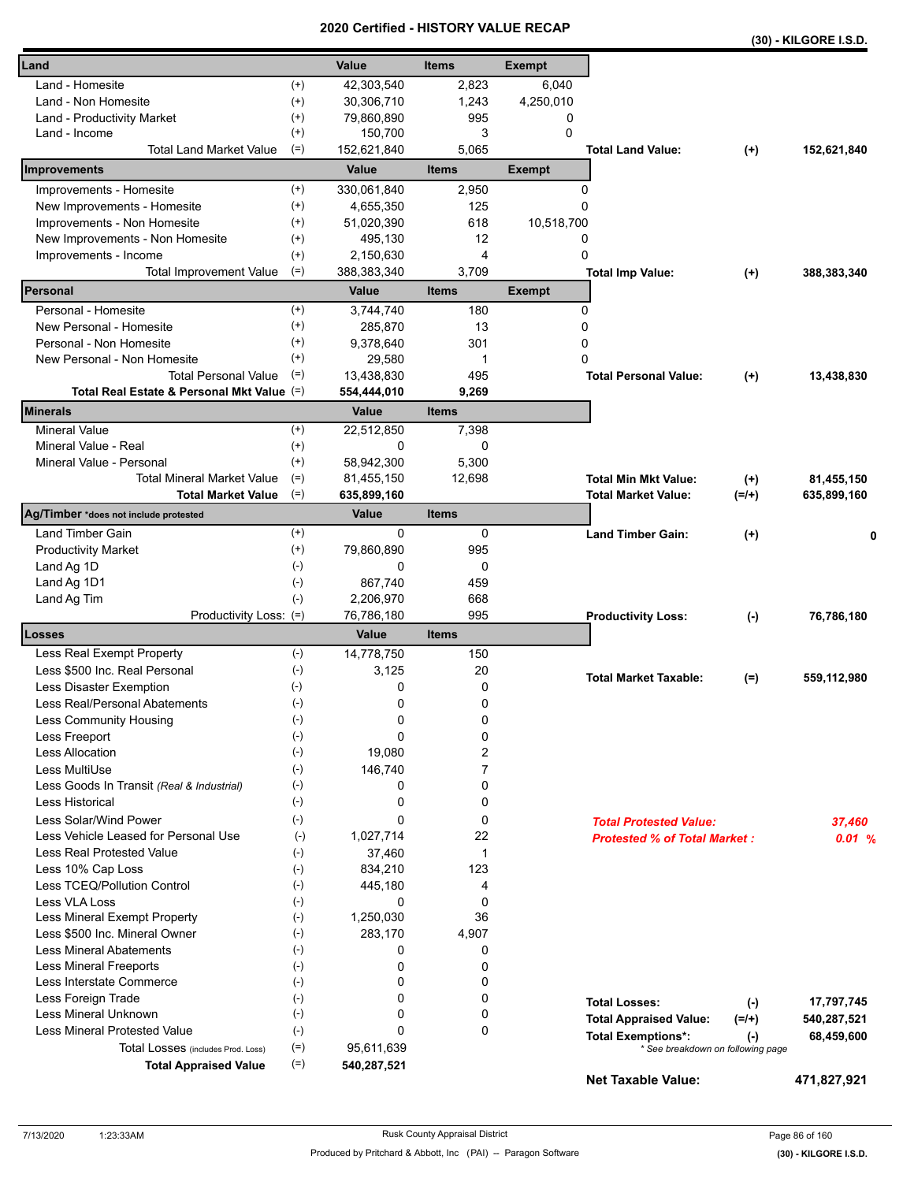# 2020 Certified - HISTORY VALUE RECAP

**(30) - KILGORE I.S.D.**

| Land | | Value | Items | Exempt | | | |
|---|---|---|---|---|---|---|---|
| Land - Homesite | (+) | 42,303,540 | 2,823 | 6,040 | | | |
| Land - Non Homesite | (+) | 30,306,710 | 1,243 | 4,250,010 | | | |
| Land - Productivity Market | (+) | 79,860,890 | 995 | 0 | | | |
| Land - Income | (+) | 150,700 | 3 | 0 | | | |
| Total Land Market Value | (=) | 152,621,840 | 5,065 | | **Total Land Value:** | (+) | **152,621,840** |

| Improvements | | Value | Items | Exempt | | | |
|---|---|---|---|---|---|---|---|
| Improvements - Homesite | (+) | 330,061,840 | 2,950 | 0 | | | |
| New Improvements - Homesite | (+) | 4,655,350 | 125 | 0 | | | |
| Improvements - Non Homesite | (+) | 51,020,390 | 618 | 10,518,700 | | | |
| New Improvements - Non Homesite | (+) | 495,130 | 12 | 0 | | | |
| Improvements - Income | (+) | 2,150,630 | 4 | 0 | | | |
| Total Improvement Value | (=) | 388,383,340 | 3,709 | | **Total Imp Value:** | (+) | **388,383,340** |

| Personal | | Value | Items | Exempt | | | |
|---|---|---|---|---|---|---|---|
| Personal - Homesite | (+) | 3,744,740 | 180 | 0 | | | |
| New Personal - Homesite | (+) | 285,870 | 13 | 0 | | | |
| Personal - Non Homesite | (+) | 9,378,640 | 301 | 0 | | | |
| New Personal - Non Homesite | (+) | 29,580 | 1 | 0 | | | |
| Total Personal Value | (=) | 13,438,830 | 495 | | **Total Personal Value:** | (+) | **13,438,830** |
| **Total Real Estate & Personal Mkt Value** | (=) | **554,444,010** | **9,269** | | | | |

| Minerals | | Value | Items | | | |
|---|---|---|---|---|---|---|
| Mineral Value | (+) | 22,512,850 | 7,398 | | | |
| Mineral Value - Real | (+) | 0 | 0 | | | |
| Mineral Value - Personal | (+) | 58,942,300 | 5,300 | | | |
| Total Mineral Market Value | (=) | 81,455,150 | 12,698 | **Total Min Mkt Value:** | (+) | **81,455,150** |
| **Total Market Value** | (=) | **635,899,160** | | **Total Market Value:** | (=/+) | **635,899,160** |

| Ag/Timber *does not include protested | | Value | Items | | | |
|---|---|---|---|---|---|---|
| Land Timber Gain | (+) | 0 | 0 | **Land Timber Gain:** | (+) | **0** |
| Productivity Market | (+) | 79,860,890 | 995 | | | |
| Land Ag 1D | (-) | 0 | 0 | | | |
| Land Ag 1D1 | (-) | 867,740 | 459 | | | |
| Land Ag Tim | (-) | 2,206,970 | 668 | | | |
| Productivity Loss: | (=) | 76,786,180 | 995 | **Productivity Loss:** | (-) | **76,786,180** |

| Losses | | Value | Items | | | |
|---|---|---|---|---|---|---|
| Less Real Exempt Property | (-) | 14,778,750 | 150 | | | |
| Less $500 Inc. Real Personal | (-) | 3,125 | 20 | **Total Market Taxable:** | (=) | **559,112,980** |
| Less Disaster Exemption | (-) | 0 | 0 | | | |
| Less Real/Personal Abatements | (-) | 0 | 0 | | | |
| Less Community Housing | (-) | 0 | 0 | | | |
| Less Freeport | (-) | 0 | 0 | | | |
| Less Allocation | (-) | 19,080 | 2 | | | |
| Less MultiUse | (-) | 146,740 | 7 | | | |
| Less Goods In Transit *(Real & Industrial)* | (-) | 0 | 0 | | | |
| Less Historical | (-) | 0 | 0 | | | |
| Less Solar/Wind Power | (-) | 0 | 0 | ***Total Protested Value:*** | | ***37,460*** |
| Less Vehicle Leased for Personal Use | (-) | 1,027,714 | 22 | ***Protested % of Total Market :*** | | ***0.01 %*** |
| Less Real Protested Value | (-) | 37,460 | 1 | | | |
| Less 10% Cap Loss | (-) | 834,210 | 123 | | | |
| Less TCEQ/Pollution Control | (-) | 445,180 | 4 | | | |
| Less VLA Loss | (-) | 0 | 0 | | | |
| Less Mineral Exempt Property | (-) | 1,250,030 | 36 | | | |
| Less $500 Inc. Mineral Owner | (-) | 283,170 | 4,907 | | | |
| Less Mineral Abatements | (-) | 0 | 0 | | | |
| Less Mineral Freeports | (-) | 0 | 0 | | | |
| Less Interstate Commerce | (-) | 0 | 0 | | | |
| Less Foreign Trade | (-) | 0 | 0 | **Total Losses:** | (-) | **17,797,745** |
| Less Mineral Unknown | (-) | 0 | 0 | **Total Appraised Value:** | (=/+) | **540,287,521** |
| Less Mineral Protested Value | (-) | 0 | 0 | **Total Exemptions*:** | (-) | **68,459,600** |
| Total Losses (includes Prod. Loss) | (=) | 95,611,639 | | * See breakdown on following page | | |
| **Total Appraised Value** | (=) | **540,287,521** | | | | |

**Net Taxable Value:** **471,827,921**

7/13/2020 1:23:33AM

Rusk County Appraisal District

Produced by Pritchard & Abbott, Inc (PAI) -- Paragon Software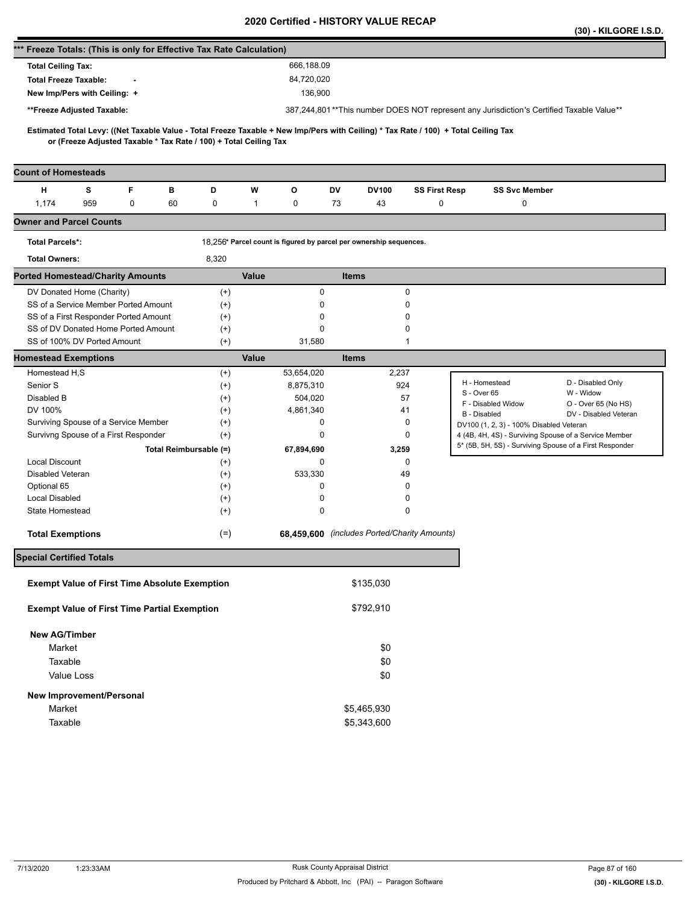# 2020 Certified - HISTORY VALUE RECAP

(30) - KILGORE I.S.D.

## *** Freeze Totals: (This is only for Effective Tax Rate Calculation)

| | |
|---|---|
| **Total Ceiling Tax:** | 666,188.09 |
| **Total Freeze Taxable:** - | 84,720,020 |
| **New Imp/Pers with Ceiling:** + | 136,900 |
| ****Freeze Adjusted Taxable:** | 387,244,801 **This number DOES NOT represent any Jurisdiction's Certified Taxable Value** |

**Estimated Total Levy: ((Net Taxable Value - Total Freeze Taxable + New Imp/Pers with Ceiling) * Tax Rate / 100) + Total Ceiling Tax or (Freeze Adjusted Taxable * Tax Rate / 100) + Total Ceiling Tax**

## Count of Homesteads

| H | S | F | B | D | W | O | DV | DV100 | SS First Resp | SS Svc Member |
|---|---|---|---|---|---|---|---|---|---|---|
| 1,174 | 959 | 0 | 60 | 0 | 1 | 0 | 73 | 43 | 0 | 0 |

## Owner and Parcel Counts

| | | |
|---|---|---|
| **Total Parcels*:** | 18,256 | * Parcel count is figured by parcel per ownership sequences. |
| **Total Owners:** | 8,320 | |

## Ported Homestead/Charity Amounts

| | | Value | Items |
|---|---|---|---|
| DV Donated Home (Charity) | (+) | 0 | 0 |
| SS of a Service Member Ported Amount | (+) | 0 | 0 |
| SS of a First Responder Ported Amount | (+) | 0 | 0 |
| SS of DV Donated Home Ported Amount | (+) | 0 | 0 |
| SS of 100% DV Ported Amount | (+) | 31,580 | 1 |

## Homestead Exemptions

| | | Value | Items |
|---|---|---|---|
| Homestead H,S | (+) | 53,654,020 | 2,237 |
| Senior S | (+) | 8,875,310 | 924 |
| Disabled B | (+) | 504,020 | 57 |
| DV 100% | (+) | 4,861,340 | 41 |
| Surviving Spouse of a Service Member | (+) | 0 | 0 |
| Survivng Spouse of a First Responder | (+) | 0 | 0 |
| Total Reimbursable | (=) | 67,894,690 | 3,259 |
| Local Discount | (+) | 0 | 0 |
| Disabled Veteran | (+) | 533,330 | 49 |
| Optional 65 | (+) | 0 | 0 |
| Local Disabled | (+) | 0 | 0 |
| State Homestead | (+) | 0 | 0 |
| **Total Exemptions** | (=) | **68,459,600** | *(includes Ported/Charity Amounts)* |

| | |
|---|---|
| H - Homestead | D - Disabled Only |
| S - Over 65 | W - Widow |
| F - Disabled Widow | O - Over 65 (No HS) |
| B - Disabled | DV - Disabled Veteran |
| DV100 (1, 2, 3) - 100% Disabled Veteran | |
| 4 (4B, 4H, 4S) - Surviving Spouse of a Service Member | |
| 5* (5B, 5H, 5S) - Surviving Spouse of a First Responder | |

## Special Certified Totals

| | |
|---|---|
| **Exempt Value of First Time Absolute Exemption** | $135,030 |
| **Exempt Value of First Time Partial Exemption** | $792,910 |
| **New AG/Timber** | |
| Market | $0 |
| Taxable | $0 |
| Value Loss | $0 |
| **New Improvement/Personal** | |
| Market | $5,465,930 |
| Taxable | $5,343,600 |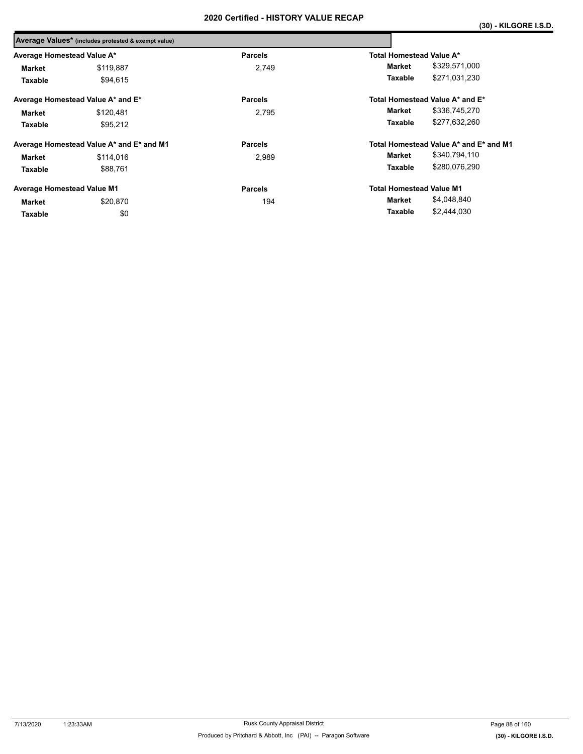# 2020 Certified - HISTORY VALUE RECAP

**(30) - KILGORE I.S.D.**

## Average Values* (includes protested & exempt value)

| Average Homestead Value A* | | Parcels | Total Homestead Value A* | |
|---|---|---|---|---|
| **Market** | $119,887 | 2,749 | **Market** | $329,571,000 |
| **Taxable** | $94,615 | | **Taxable** | $271,031,230 |

| Average Homestead Value A* and E* | | Parcels | Total Homestead Value A* and E* | |
|---|---|---|---|---|
| **Market** | $120,481 | 2,795 | **Market** | $336,745,270 |
| **Taxable** | $95,212 | | **Taxable** | $277,632,260 |

| Average Homestead Value A* and E* and M1 | | Parcels | Total Homestead Value A* and E* and M1 | |
|---|---|---|---|---|
| **Market** | $114,016 | 2,989 | **Market** | $340,794,110 |
| **Taxable** | $88,761 | | **Taxable** | $280,076,290 |

| Average Homestead Value M1 | | Parcels | Total Homestead Value M1 | |
|---|---|---|---|---|
| **Market** | $20,870 | 194 | **Market** | $4,048,840 |
| **Taxable** | $0 | | **Taxable** | $2,444,030 |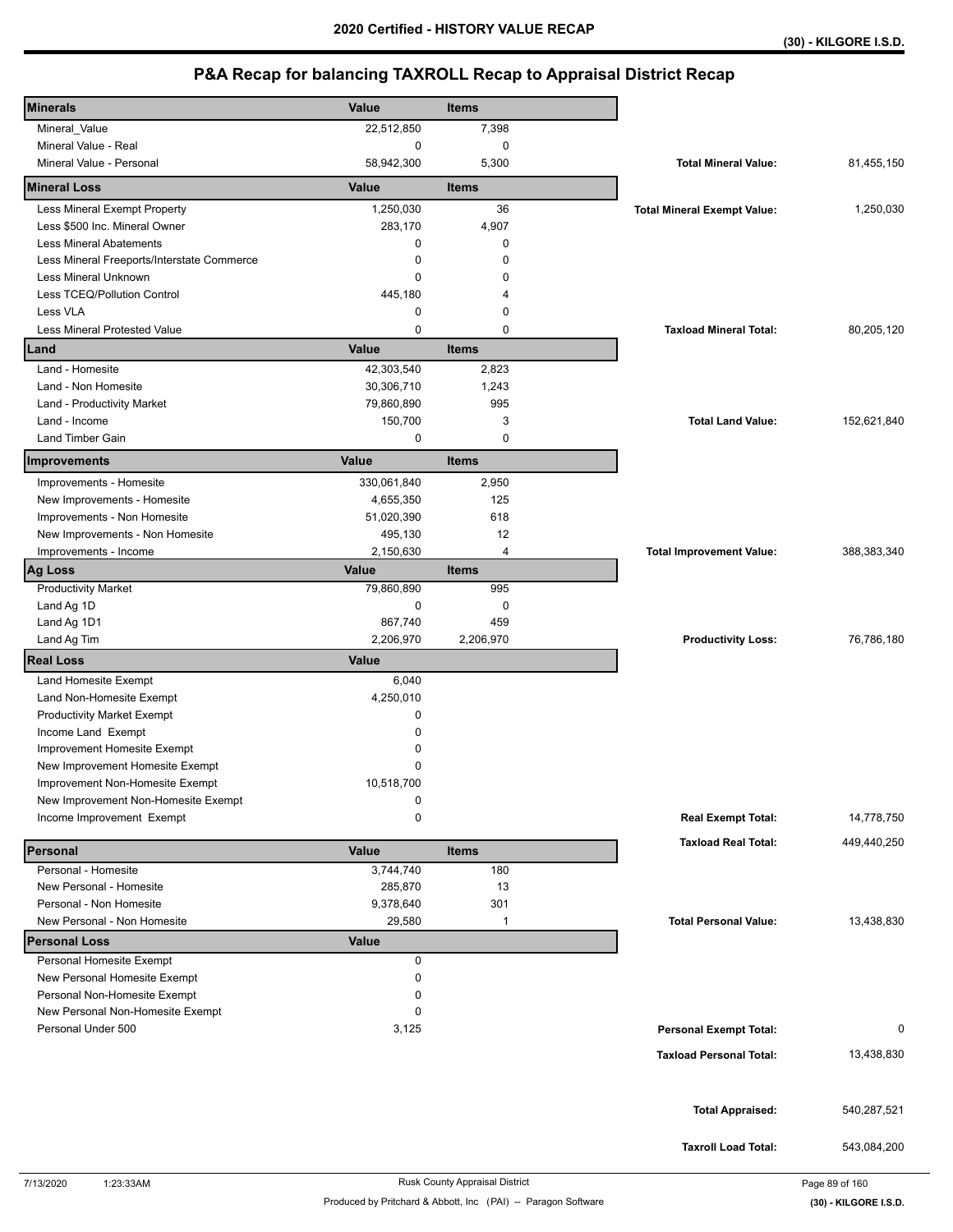# 2020 Certified - HISTORY VALUE RECAP

**(30) - KILGORE I.S.D.**

## P&A Recap for balancing TAXROLL Recap to Appraisal District Recap

| Minerals | Value | Items | | |
|---|---|---|---|---|
| Mineral_Value | 22,512,850 | 7,398 | | |
| Mineral Value - Real | 0 | 0 | | |
| Mineral Value - Personal | 58,942,300 | 5,300 | **Total Mineral Value:** | 81,455,150 |

| Mineral Loss | Value | Items | | |
|---|---|---|---|---|
| Less Mineral Exempt Property | 1,250,030 | 36 | **Total Mineral Exempt Value:** | 1,250,030 |
| Less $500 Inc. Mineral Owner | 283,170 | 4,907 | | |
| Less Mineral Abatements | 0 | 0 | | |
| Less Mineral Freeports/Interstate Commerce | 0 | 0 | | |
| Less Mineral Unknown | 0 | 0 | | |
| Less TCEQ/Pollution Control | 445,180 | 4 | | |
| Less VLA | 0 | 0 | | |
| Less Mineral Protested Value | 0 | 0 | **Taxload Mineral Total:** | 80,205,120 |

| Land | Value | Items | | |
|---|---|---|---|---|
| Land - Homesite | 42,303,540 | 2,823 | | |
| Land - Non Homesite | 30,306,710 | 1,243 | | |
| Land - Productivity Market | 79,860,890 | 995 | | |
| Land - Income | 150,700 | 3 | **Total Land Value:** | 152,621,840 |
| Land Timber Gain | 0 | 0 | | |

| Improvements | Value | Items | | |
|---|---|---|---|---|
| Improvements - Homesite | 330,061,840 | 2,950 | | |
| New Improvements - Homesite | 4,655,350 | 125 | | |
| Improvements - Non Homesite | 51,020,390 | 618 | | |
| New Improvements - Non Homesite | 495,130 | 12 | | |
| Improvements - Income | 2,150,630 | 4 | **Total Improvement Value:** | 388,383,340 |

| Ag Loss | Value | Items | | |
|---|---|---|---|---|
| Productivity Market | 79,860,890 | 995 | | |
| Land Ag 1D | 0 | 0 | | |
| Land Ag 1D1 | 867,740 | 459 | | |
| Land Ag Tim | 2,206,970 | 2,206,970 | **Productivity Loss:** | 76,786,180 |

| Real Loss | Value | | |
|---|---|---|---|
| Land Homesite Exempt | 6,040 | | |
| Land Non-Homesite Exempt | 4,250,010 | | |
| Productivity Market Exempt | 0 | | |
| Income Land Exempt | 0 | | |
| Improvement Homesite Exempt | 0 | | |
| New Improvement Homesite Exempt | 0 | | |
| Improvement Non-Homesite Exempt | 10,518,700 | | |
| New Improvement Non-Homesite Exempt | 0 | | |
| Income Improvement Exempt | 0 | **Real Exempt Total:** | 14,778,750 |
| | | **Taxload Real Total:** | 449,440,250 |

| Personal | Value | Items | | |
|---|---|---|---|---|
| Personal - Homesite | 3,744,740 | 180 | | |
| New Personal - Homesite | 285,870 | 13 | | |
| Personal - Non Homesite | 9,378,640 | 301 | | |
| New Personal - Non Homesite | 29,580 | 1 | **Total Personal Value:** | 13,438,830 |

| Personal Loss | Value | | |
|---|---|---|---|
| Personal Homesite Exempt | 0 | | |
| New Personal Homesite Exempt | 0 | | |
| Personal Non-Homesite Exempt | 0 | | |
| New Personal Non-Homesite Exempt | 0 | | |
| Personal Under 500 | 3,125 | **Personal Exempt Total:** | 0 |
| | | **Taxload Personal Total:** | 13,438,830 |

| | |
|---|---|
| **Total Appraised:** | 540,287,521 |
| **Taxroll Load Total:** | 543,084,200 |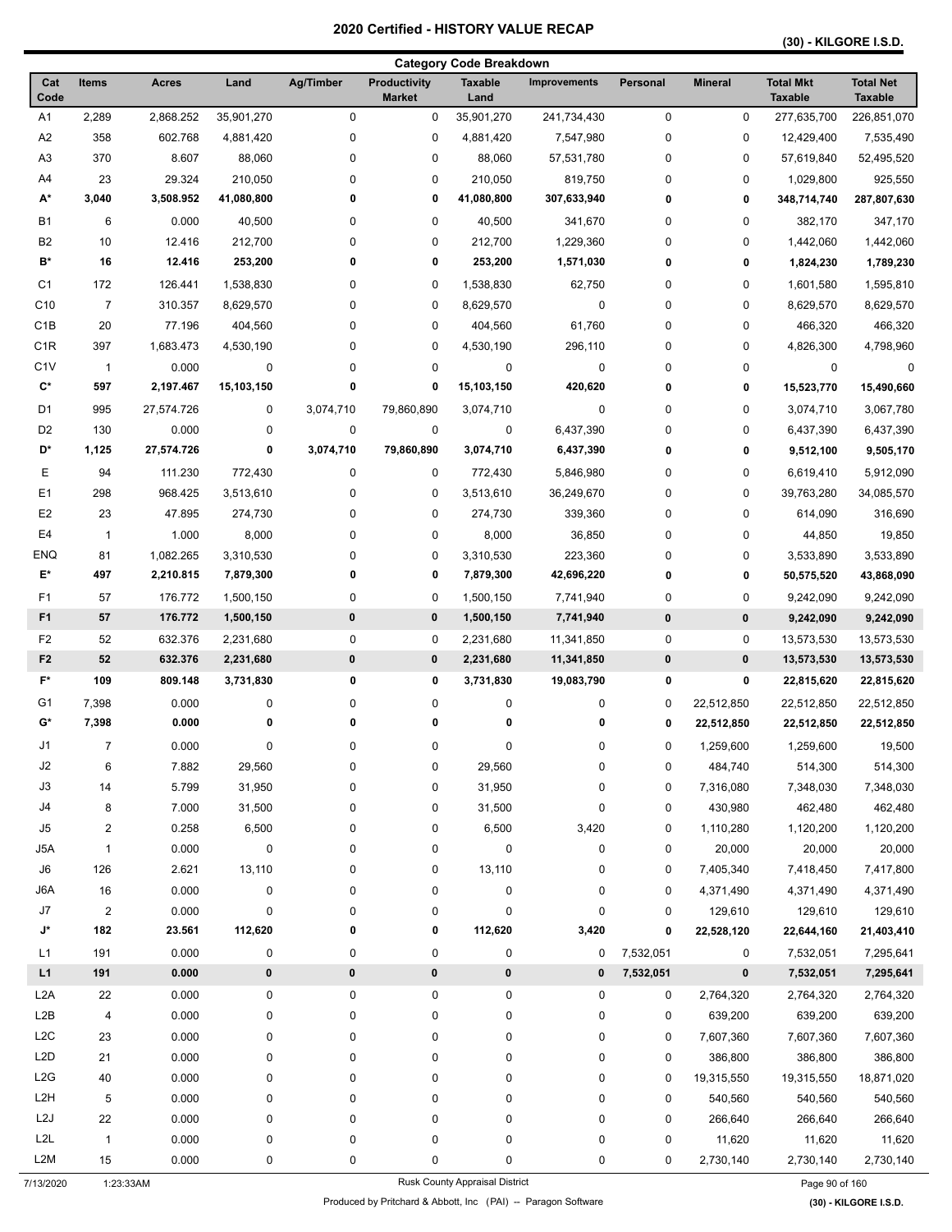# 2020 Certified - HISTORY VALUE RECAP

**(30) - KILGORE I.S.D.**

## Category Code Breakdown

| Cat Code | Items | Acres | Land | Ag/Timber | Productivity Market | Taxable Land | Improvements | Personal | Mineral | Total Mkt Taxable | Total Net Taxable |
|---|---|---|---|---|---|---|---|---|---|---|---|
| A1 | 2,289 | 2,868.252 | 35,901,270 | 0 | 0 | 35,901,270 | 241,734,430 | 0 | 0 | 277,635,700 | 226,851,070 |
| A2 | 358 | 602.768 | 4,881,420 | 0 | 0 | 4,881,420 | 7,547,980 | 0 | 0 | 12,429,400 | 7,535,490 |
| A3 | 370 | 8.607 | 88,060 | 0 | 0 | 88,060 | 57,531,780 | 0 | 0 | 57,619,840 | 52,495,520 |
| A4 | 23 | 29.324 | 210,050 | 0 | 0 | 210,050 | 819,750 | 0 | 0 | 1,029,800 | 925,550 |
| **A*** | **3,040** | **3,508.952** | **41,080,800** | **0** | **0** | **41,080,800** | **307,633,940** | **0** | **0** | **348,714,740** | **287,807,630** |
| B1 | 6 | 0.000 | 40,500 | 0 | 0 | 40,500 | 341,670 | 0 | 0 | 382,170 | 347,170 |
| B2 | 10 | 12.416 | 212,700 | 0 | 0 | 212,700 | 1,229,360 | 0 | 0 | 1,442,060 | 1,442,060 |
| **B*** | **16** | **12.416** | **253,200** | **0** | **0** | **253,200** | **1,571,030** | **0** | **0** | **1,824,230** | **1,789,230** |
| C1 | 172 | 126.441 | 1,538,830 | 0 | 0 | 1,538,830 | 62,750 | 0 | 0 | 1,601,580 | 1,595,810 |
| C10 | 7 | 310.357 | 8,629,570 | 0 | 0 | 8,629,570 | 0 | 0 | 0 | 8,629,570 | 8,629,570 |
| C1B | 20 | 77.196 | 404,560 | 0 | 0 | 404,560 | 61,760 | 0 | 0 | 466,320 | 466,320 |
| C1R | 397 | 1,683.473 | 4,530,190 | 0 | 0 | 4,530,190 | 296,110 | 0 | 0 | 4,826,300 | 4,798,960 |
| C1V | 1 | 0.000 | 0 | 0 | 0 | 0 | 0 | 0 | 0 | 0 | 0 |
| **C*** | **597** | **2,197.467** | **15,103,150** | **0** | **0** | **15,103,150** | **420,620** | **0** | **0** | **15,523,770** | **15,490,660** |
| D1 | 995 | 27,574.726 | 0 | 3,074,710 | 79,860,890 | 3,074,710 | 0 | 0 | 0 | 3,074,710 | 3,067,780 |
| D2 | 130 | 0.000 | 0 | 0 | 0 | 0 | 6,437,390 | 0 | 0 | 6,437,390 | 6,437,390 |
| **D*** | **1,125** | **27,574.726** | **0** | **3,074,710** | **79,860,890** | **3,074,710** | **6,437,390** | **0** | **0** | **9,512,100** | **9,505,170** |
| E | 94 | 111.230 | 772,430 | 0 | 0 | 772,430 | 5,846,980 | 0 | 0 | 6,619,410 | 5,912,090 |
| E1 | 298 | 968.425 | 3,513,610 | 0 | 0 | 3,513,610 | 36,249,670 | 0 | 0 | 39,763,280 | 34,085,570 |
| E2 | 23 | 47.895 | 274,730 | 0 | 0 | 274,730 | 339,360 | 0 | 0 | 614,090 | 316,690 |
| E4 | 1 | 1.000 | 8,000 | 0 | 0 | 8,000 | 36,850 | 0 | 0 | 44,850 | 19,850 |
| ENQ | 81 | 1,082.265 | 3,310,530 | 0 | 0 | 3,310,530 | 223,360 | 0 | 0 | 3,533,890 | 3,533,890 |
| **E*** | **497** | **2,210.815** | **7,879,300** | **0** | **0** | **7,879,300** | **42,696,220** | **0** | **0** | **50,575,520** | **43,868,090** |
| F1 | 57 | 176.772 | 1,500,150 | 0 | 0 | 1,500,150 | 7,741,940 | 0 | 0 | 9,242,090 | 9,242,090 |
| **F1** | **57** | **176.772** | **1,500,150** | **0** | **0** | **1,500,150** | **7,741,940** | **0** | **0** | **9,242,090** | **9,242,090** |
| F2 | 52 | 632.376 | 2,231,680 | 0 | 0 | 2,231,680 | 11,341,850 | 0 | 0 | 13,573,530 | 13,573,530 |
| **F2** | **52** | **632.376** | **2,231,680** | **0** | **0** | **2,231,680** | **11,341,850** | **0** | **0** | **13,573,530** | **13,573,530** |
| **F*** | **109** | **809.148** | **3,731,830** | **0** | **0** | **3,731,830** | **19,083,790** | **0** | **0** | **22,815,620** | **22,815,620** |
| G1 | 7,398 | 0.000 | 0 | 0 | 0 | 0 | 0 | 0 | 22,512,850 | 22,512,850 | 22,512,850 |
| **G*** | **7,398** | **0.000** | **0** | **0** | **0** | **0** | **0** | **0** | **22,512,850** | **22,512,850** | **22,512,850** |
| J1 | 7 | 0.000 | 0 | 0 | 0 | 0 | 0 | 0 | 1,259,600 | 1,259,600 | 19,500 |
| J2 | 6 | 7.882 | 29,560 | 0 | 0 | 29,560 | 0 | 0 | 484,740 | 514,300 | 514,300 |
| J3 | 14 | 5.799 | 31,950 | 0 | 0 | 31,950 | 0 | 0 | 7,316,080 | 7,348,030 | 7,348,030 |
| J4 | 8 | 7.000 | 31,500 | 0 | 0 | 31,500 | 0 | 0 | 430,980 | 462,480 | 462,480 |
| J5 | 2 | 0.258 | 6,500 | 0 | 0 | 6,500 | 3,420 | 0 | 1,110,280 | 1,120,200 | 1,120,200 |
| J5A | 1 | 0.000 | 0 | 0 | 0 | 0 | 0 | 0 | 20,000 | 20,000 | 20,000 |
| J6 | 126 | 2.621 | 13,110 | 0 | 0 | 13,110 | 0 | 0 | 7,405,340 | 7,418,450 | 7,417,800 |
| J6A | 16 | 0.000 | 0 | 0 | 0 | 0 | 0 | 0 | 4,371,490 | 4,371,490 | 4,371,490 |
| J7 | 2 | 0.000 | 0 | 0 | 0 | 0 | 0 | 0 | 129,610 | 129,610 | 129,610 |
| **J*** | **182** | **23.561** | **112,620** | **0** | **0** | **112,620** | **3,420** | **0** | **22,528,120** | **22,644,160** | **21,403,410** |
| L1 | 191 | 0.000 | 0 | 0 | 0 | 0 | 0 | 7,532,051 | 0 | 7,532,051 | 7,295,641 |
| **L1** | **191** | **0.000** | **0** | **0** | **0** | **0** | **0** | **7,532,051** | **0** | **7,532,051** | **7,295,641** |
| L2A | 22 | 0.000 | 0 | 0 | 0 | 0 | 0 | 0 | 2,764,320 | 2,764,320 | 2,764,320 |
| L2B | 4 | 0.000 | 0 | 0 | 0 | 0 | 0 | 0 | 639,200 | 639,200 | 639,200 |
| L2C | 23 | 0.000 | 0 | 0 | 0 | 0 | 0 | 0 | 7,607,360 | 7,607,360 | 7,607,360 |
| L2D | 21 | 0.000 | 0 | 0 | 0 | 0 | 0 | 0 | 386,800 | 386,800 | 386,800 |
| L2G | 40 | 0.000 | 0 | 0 | 0 | 0 | 0 | 0 | 19,315,550 | 19,315,550 | 18,871,020 |
| L2H | 5 | 0.000 | 0 | 0 | 0 | 0 | 0 | 0 | 540,560 | 540,560 | 540,560 |
| L2J | 22 | 0.000 | 0 | 0 | 0 | 0 | 0 | 0 | 266,640 | 266,640 | 266,640 |
| L2L | 1 | 0.000 | 0 | 0 | 0 | 0 | 0 | 0 | 11,620 | 11,620 | 11,620 |
| L2M | 15 | 0.000 | 0 | 0 | 0 | 0 | 0 | 0 | 2,730,140 | 2,730,140 | 2,730,140 |

7/13/2020 1:23:33AM Rusk County Appraisal District

Produced by Pritchard & Abbott, Inc (PAI) -- Paragon Software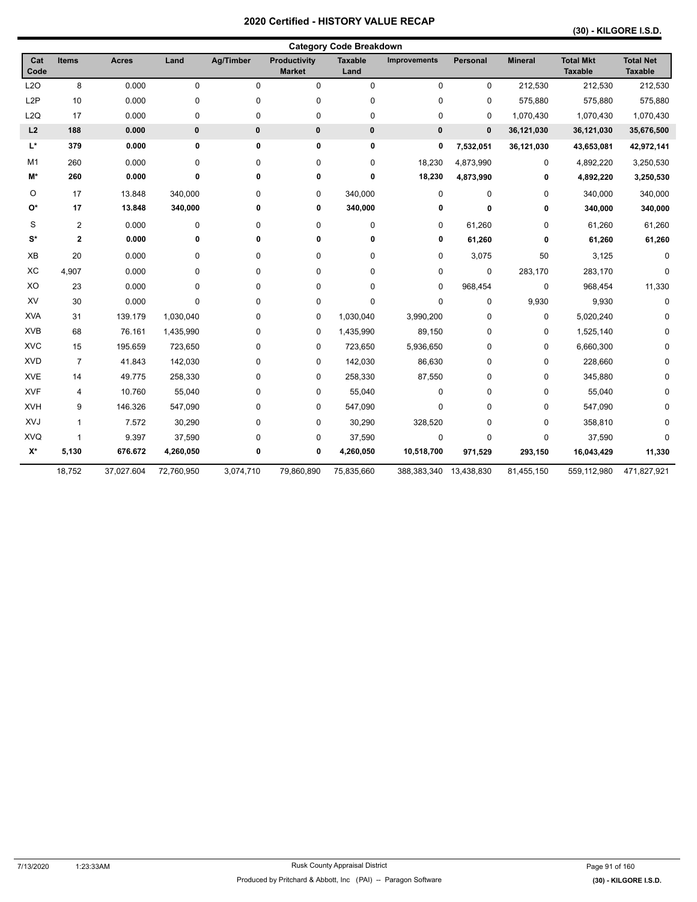# 2020 Certified - HISTORY VALUE RECAP

## (30) - KILGORE I.S.D.

### Category Code Breakdown

| Cat Code | Items | Acres | Land | Ag/Timber | Productivity Market | Taxable Land | Improvements | Personal | Mineral | Total Mkt Taxable | Total Net Taxable |
|---|---|---|---|---|---|---|---|---|---|---|---|
| L2O | 8 | 0.000 | 0 | 0 | 0 | 0 | 0 | 0 | 212,530 | 212,530 | 212,530 |
| L2P | 10 | 0.000 | 0 | 0 | 0 | 0 | 0 | 0 | 575,880 | 575,880 | 575,880 |
| L2Q | 17 | 0.000 | 0 | 0 | 0 | 0 | 0 | 0 | 1,070,430 | 1,070,430 | 1,070,430 |
| **L2** | **188** | **0.000** | **0** | **0** | **0** | **0** | **0** | **0** | **36,121,030** | **36,121,030** | **35,676,500** |
| **L*** | **379** | **0.000** | **0** | **0** | **0** | **0** | **0** | **7,532,051** | **36,121,030** | **43,653,081** | **42,972,141** |
| M1 | 260 | 0.000 | 0 | 0 | 0 | 0 | 18,230 | 4,873,990 | 0 | 4,892,220 | 3,250,530 |
| **M*** | **260** | **0.000** | **0** | **0** | **0** | **0** | **18,230** | **4,873,990** | **0** | **4,892,220** | **3,250,530** |
| O | 17 | 13.848 | 340,000 | 0 | 0 | 340,000 | 0 | 0 | 0 | 340,000 | 340,000 |
| **O*** | **17** | **13.848** | **340,000** | **0** | **0** | **340,000** | **0** | **0** | **0** | **340,000** | **340,000** |
| S | 2 | 0.000 | 0 | 0 | 0 | 0 | 0 | 61,260 | 0 | 61,260 | 61,260 |
| **S*** | **2** | **0.000** | **0** | **0** | **0** | **0** | **0** | **61,260** | **0** | **61,260** | **61,260** |
| XB | 20 | 0.000 | 0 | 0 | 0 | 0 | 0 | 3,075 | 50 | 3,125 | 0 |
| XC | 4,907 | 0.000 | 0 | 0 | 0 | 0 | 0 | 0 | 283,170 | 283,170 | 0 |
| XO | 23 | 0.000 | 0 | 0 | 0 | 0 | 0 | 968,454 | 0 | 968,454 | 11,330 |
| XV | 30 | 0.000 | 0 | 0 | 0 | 0 | 0 | 0 | 9,930 | 9,930 | 0 |
| XVA | 31 | 139.179 | 1,030,040 | 0 | 0 | 1,030,040 | 3,990,200 | 0 | 0 | 5,020,240 | 0 |
| XVB | 68 | 76.161 | 1,435,990 | 0 | 0 | 1,435,990 | 89,150 | 0 | 0 | 1,525,140 | 0 |
| XVC | 15 | 195.659 | 723,650 | 0 | 0 | 723,650 | 5,936,650 | 0 | 0 | 6,660,300 | 0 |
| XVD | 7 | 41.843 | 142,030 | 0 | 0 | 142,030 | 86,630 | 0 | 0 | 228,660 | 0 |
| XVE | 14 | 49.775 | 258,330 | 0 | 0 | 258,330 | 87,550 | 0 | 0 | 345,880 | 0 |
| XVF | 4 | 10.760 | 55,040 | 0 | 0 | 55,040 | 0 | 0 | 0 | 55,040 | 0 |
| XVH | 9 | 146.326 | 547,090 | 0 | 0 | 547,090 | 0 | 0 | 0 | 547,090 | 0 |
| XVJ | 1 | 7.572 | 30,290 | 0 | 0 | 30,290 | 328,520 | 0 | 0 | 358,810 | 0 |
| XVQ | 1 | 9.397 | 37,590 | 0 | 0 | 37,590 | 0 | 0 | 0 | 37,590 | 0 |
| **X*** | **5,130** | **676.672** | **4,260,050** | **0** | **0** | **4,260,050** | **10,518,700** | **971,529** | **293,150** | **16,043,429** | **11,330** |
| | 18,752 | 37,027.604 | 72,760,950 | 3,074,710 | 79,860,890 | 75,835,660 | 388,383,340 | 13,438,830 | 81,455,150 | 559,112,980 | 471,827,921 |

7/13/2020 1:23:33AM Rusk County Appraisal District

Produced by Pritchard & Abbott, Inc (PAI) -- Paragon Software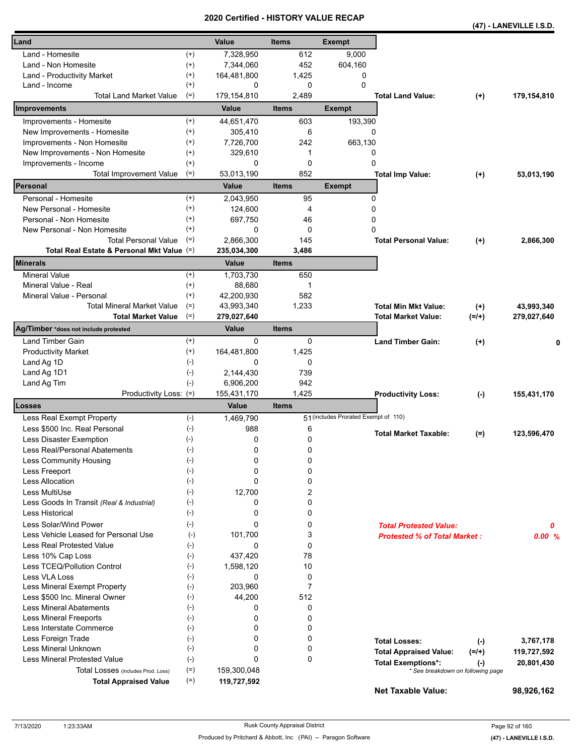# 2020 Certified - HISTORY VALUE RECAP

**(47) - LANEVILLE I.S.D.**

| Land | | Value | Items | Exempt | | | |
|---|---|---|---|---|---|---|---|
| Land - Homesite | (+) | 7,328,950 | 612 | 9,000 | | | |
| Land - Non Homesite | (+) | 7,344,060 | 452 | 604,160 | | | |
| Land - Productivity Market | (+) | 164,481,800 | 1,425 | 0 | | | |
| Land - Income | (+) | 0 | 0 | 0 | | | |
| Total Land Market Value | (=) | 179,154,810 | 2,489 | | **Total Land Value:** | **(+)** | **179,154,810** |
| **Improvements** | | **Value** | **Items** | **Exempt** | | | |
| Improvements - Homesite | (+) | 44,651,470 | 603 | 193,390 | | | |
| New Improvements - Homesite | (+) | 305,410 | 6 | 0 | | | |
| Improvements - Non Homesite | (+) | 7,726,700 | 242 | 663,130 | | | |
| New Improvements - Non Homesite | (+) | 329,610 | 1 | 0 | | | |
| Improvements - Income | (+) | 0 | 0 | 0 | | | |
| Total Improvement Value | (=) | 53,013,190 | 852 | | **Total Imp Value:** | **(+)** | **53,013,190** |
| **Personal** | | **Value** | **Items** | **Exempt** | | | |
| Personal - Homesite | (+) | 2,043,950 | 95 | 0 | | | |
| New Personal - Homesite | (+) | 124,600 | 4 | 0 | | | |
| Personal - Non Homesite | (+) | 697,750 | 46 | 0 | | | |
| New Personal - Non Homesite | (+) | 0 | 0 | 0 | | | |
| Total Personal Value | (=) | 2,866,300 | 145 | | **Total Personal Value:** | **(+)** | **2,866,300** |
| **Total Real Estate & Personal Mkt Value** | (=) | **235,034,300** | **3,486** | | | | |
| **Minerals** | | **Value** | **Items** | | | | |
| Mineral Value | (+) | 1,703,730 | 650 | | | | |
| Mineral Value - Real | (+) | 88,680 | 1 | | | | |
| Mineral Value - Personal | (+) | 42,200,930 | 582 | | | | |
| Total Mineral Market Value | (=) | 43,993,340 | 1,233 | | **Total Min Mkt Value:** | **(+)** | **43,993,340** |
| **Total Market Value** | (=) | 279,027,640 | | | **Total Market Value:** | **(=/+)** | **279,027,640** |
| **Ag/Timber** *does not include protested | | **Value** | **Items** | | | | |
| Land Timber Gain | (+) | 0 | 0 | | **Land Timber Gain:** | **(+)** | **0** |
| Productivity Market | (+) | 164,481,800 | 1,425 | | | | |
| Land Ag 1D | (-) | 0 | 0 | | | | |
| Land Ag 1D1 | (-) | 2,144,430 | 739 | | | | |
| Land Ag Tim | (-) | 6,906,200 | 942 | | | | |
| Productivity Loss: | (=) | 155,431,170 | 1,425 | | **Productivity Loss:** | **(-)** | **155,431,170** |
| **Losses** | | **Value** | **Items** | | | | |
| Less Real Exempt Property | (-) | 1,469,790 | 51 | (includes Prorated Exempt of 110) | | | |
| Less $500 Inc. Real Personal | (-) | 988 | 6 | | **Total Market Taxable:** | **(=)** | **123,596,470** |
| Less Disaster Exemption | (-) | 0 | 0 | | | | |
| Less Real/Personal Abatements | (-) | 0 | 0 | | | | |
| Less Community Housing | (-) | 0 | 0 | | | | |
| Less Freeport | (-) | 0 | 0 | | | | |
| Less Allocation | (-) | 0 | 0 | | | | |
| Less MultiUse | (-) | 12,700 | 2 | | | | |
| Less Goods In Transit *(Real & Industrial)* | (-) | 0 | 0 | | | | |
| Less Historical | (-) | 0 | 0 | | | | |
| Less Solar/Wind Power | (-) | 0 | 0 | | ***Total Protested Value:*** | | ***0*** |
| Less Vehicle Leased for Personal Use | (-) | 101,700 | 3 | | ***Protested % of Total Market :*** | | ***0.00 %*** |
| Less Real Protested Value | (-) | 0 | 0 | | | | |
| Less 10% Cap Loss | (-) | 437,420 | 78 | | | | |
| Less TCEQ/Pollution Control | (-) | 1,598,120 | 10 | | | | |
| Less VLA Loss | (-) | 0 | 0 | | | | |
| Less Mineral Exempt Property | (-) | 203,960 | 7 | | | | |
| Less $500 Inc. Mineral Owner | (-) | 44,200 | 512 | | | | |
| Less Mineral Abatements | (-) | 0 | 0 | | | | |
| Less Mineral Freeports | (-) | 0 | 0 | | | | |
| Less Interstate Commerce | (-) | 0 | 0 | | | | |
| Less Foreign Trade | (-) | 0 | 0 | | **Total Losses:** | **(-)** | **3,767,178** |
| Less Mineral Unknown | (-) | 0 | 0 | | **Total Appraised Value:** | **(=/+)** | **119,727,592** |
| Less Mineral Protested Value | (-) | 0 | 0 | | **Total Exemptions*:** | **(-)** | **20,801,430** |
| Total Losses (includes Prod. Loss) | (=) | 159,300,048 | | | * See breakdown on following page | | |
| **Total Appraised Value** | (=) | **119,727,592** | | | | | |
| | | | | | **Net Taxable Value:** | | **98,926,162** |

7/13/2020 1:23:33AM — Rusk County Appraisal District

Produced by Pritchard & Abbott, Inc (PAI) -- Paragon Software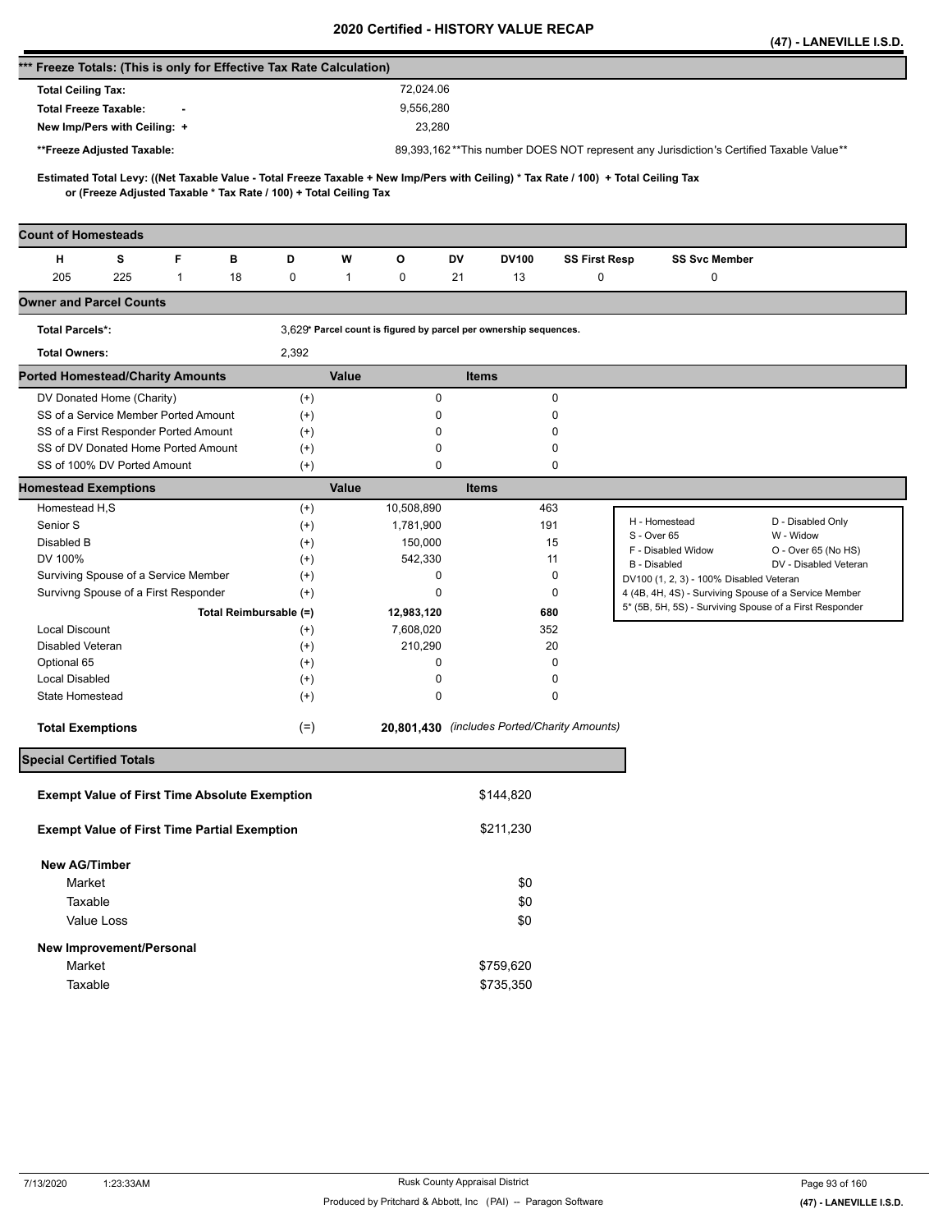# 2020 Certified - HISTORY VALUE RECAP

**(47) - LANEVILLE I.S.D.**

## *** Freeze Totals: (This is only for Effective Tax Rate Calculation)

| | |
|---|---|
| **Total Ceiling Tax:** | 72,024.06 |
| **Total Freeze Taxable:** - | 9,556,280 |
| **New Imp/Pers with Ceiling:** + | 23,280 |
| ****Freeze Adjusted Taxable:** | 89,393,162 **This number DOES NOT represent any Jurisdiction's Certified Taxable Value** |

**Estimated Total Levy: ((Net Taxable Value - Total Freeze Taxable + New Imp/Pers with Ceiling) * Tax Rate / 100) + Total Ceiling Tax or (Freeze Adjusted Taxable * Tax Rate / 100) + Total Ceiling Tax**

## Count of Homesteads

| H | S | F | B | D | W | O | DV | DV100 | SS First Resp | SS Svc Member |
|---|---|---|---|---|---|---|---|---|---|---|
| 205 | 225 | 1 | 18 | 0 | 1 | 0 | 21 | 13 | 0 | 0 |

## Owner and Parcel Counts

| | |
|---|---|
| **Total Parcels*:** | 3,629 * Parcel count is figured by parcel per ownership sequences. |
| **Total Owners:** | 2,392 |

## Ported Homestead/Charity Amounts

| | | Value | Items |
|---|---|---|---|
| DV Donated Home (Charity) | (+) | 0 | 0 |
| SS of a Service Member Ported Amount | (+) | 0 | 0 |
| SS of a First Responder Ported Amount | (+) | 0 | 0 |
| SS of DV Donated Home Ported Amount | (+) | 0 | 0 |
| SS of 100% DV Ported Amount | (+) | 0 | 0 |

## Homestead Exemptions

| | | Value | Items |
|---|---|---|---|
| Homestead H,S | (+) | 10,508,890 | 463 |
| Senior S | (+) | 1,781,900 | 191 |
| Disabled B | (+) | 150,000 | 15 |
| DV 100% | (+) | 542,330 | 11 |
| Surviving Spouse of a Service Member | (+) | 0 | 0 |
| Survivng Spouse of a First Responder | (+) | 0 | 0 |
| **Total Reimbursable (=)** | | **12,983,120** | **680** |
| Local Discount | (+) | 7,608,020 | 352 |
| Disabled Veteran | (+) | 210,290 | 20 |
| Optional 65 | (+) | 0 | 0 |
| Local Disabled | (+) | 0 | 0 |
| State Homestead | (+) | 0 | 0 |
| **Total Exemptions** | (=) | **20,801,430** | *(includes Ported/Charity Amounts)* |

| | |
|---|---|
| H - Homestead | D - Disabled Only |
| S - Over 65 | W - Widow |
| F - Disabled Widow | O - Over 65 (No HS) |
| B - Disabled | DV - Disabled Veteran |
| DV100 (1, 2, 3) - 100% Disabled Veteran | |
| 4 (4B, 4H, 4S) - Surviving Spouse of a Service Member | |
| 5* (5B, 5H, 5S) - Surviving Spouse of a First Responder | |

## Special Certified Totals

| | |
|---|---|
| **Exempt Value of First Time Absolute Exemption** | $144,820 |
| **Exempt Value of First Time Partial Exemption** | $211,230 |

**New AG/Timber**

| | |
|---|---|
| Market | $0 |
| Taxable | $0 |
| Value Loss | $0 |

**New Improvement/Personal**

| | |
|---|---|
| Market | $759,620 |
| Taxable | $735,350 |

7/13/2020 1:23:33AM

Rusk County Appraisal District

Produced by Pritchard & Abbott, Inc (PAI) -- Paragon Software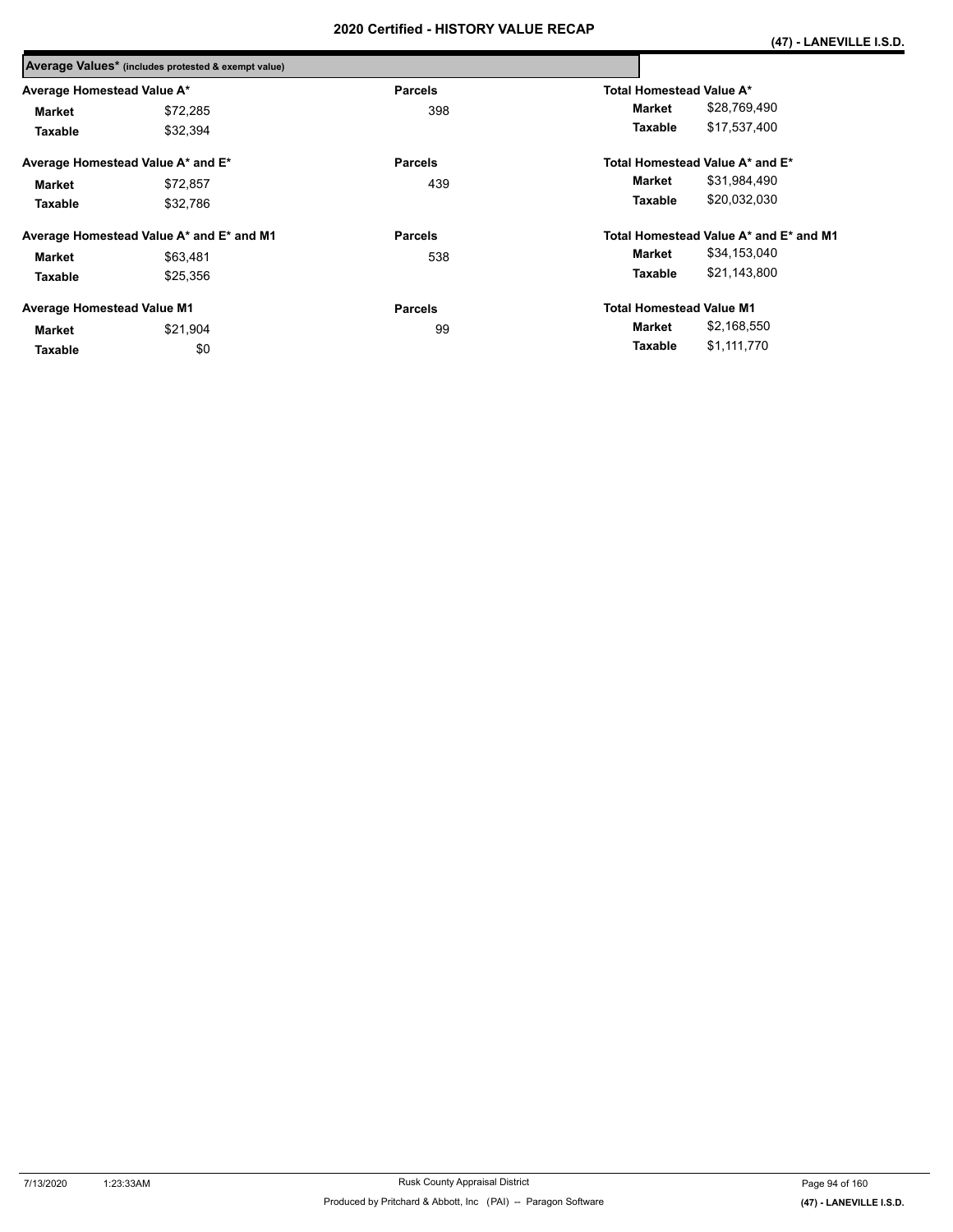# 2020 Certified - HISTORY VALUE RECAP

**(47) - LANEVILLE I.S.D.**

**Average Values*** (includes protested & exempt value)

| Average Homestead Value A* | | Parcels | Total Homestead Value A* | |
|---|---|---|---|---|
| **Market** | $72,285 | 398 | **Market** | $28,769,490 |
| **Taxable** | $32,394 | | **Taxable** | $17,537,400 |

| Average Homestead Value A* and E* | | Parcels | Total Homestead Value A* and E* | |
|---|---|---|---|---|
| **Market** | $72,857 | 439 | **Market** | $31,984,490 |
| **Taxable** | $32,786 | | **Taxable** | $20,032,030 |

| Average Homestead Value A* and E* and M1 | | Parcels | Total Homestead Value A* and E* and M1 | |
|---|---|---|---|---|
| **Market** | $63,481 | 538 | **Market** | $34,153,040 |
| **Taxable** | $25,356 | | **Taxable** | $21,143,800 |

| Average Homestead Value M1 | | Parcels | Total Homestead Value M1 | |
|---|---|---|---|---|
| **Market** | $21,904 | 99 | **Market** | $2,168,550 |
| **Taxable** | $0 | | **Taxable** | $1,111,770 |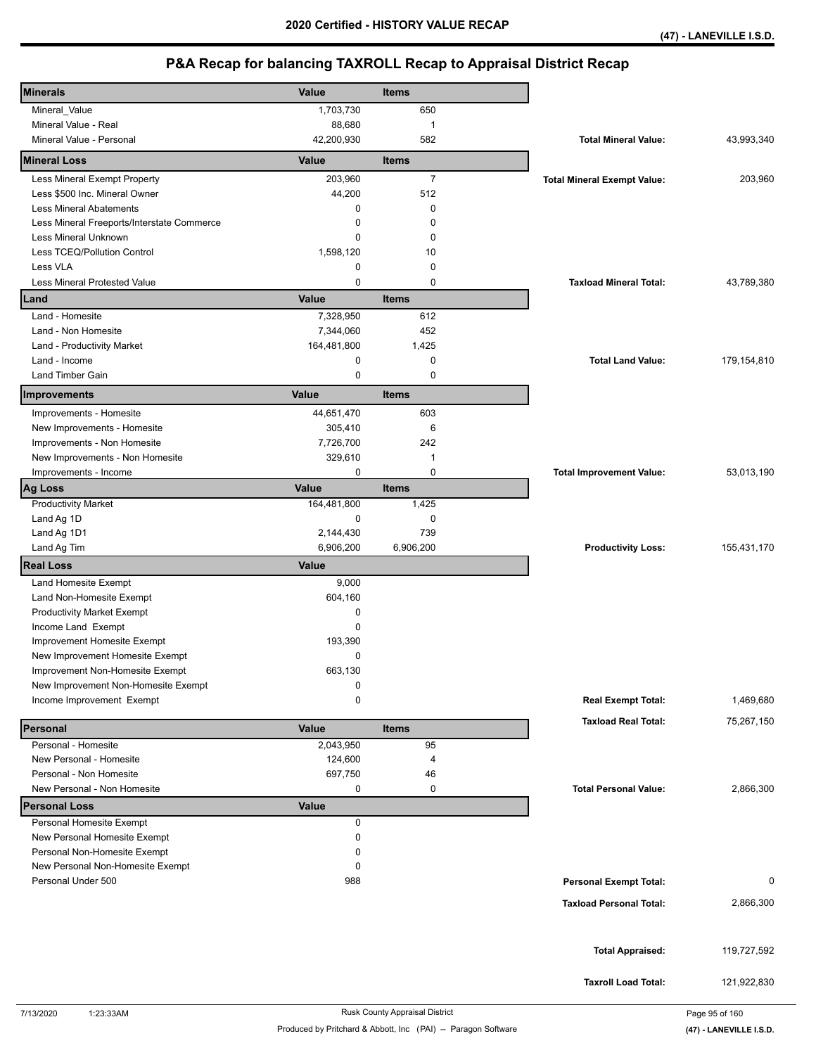## 2020 Certified - HISTORY VALUE RECAP

**(47) - LANEVILLE I.S.D.**

# P&A Recap for balancing TAXROLL Recap to Appraisal District Recap

| Minerals | Value | Items | | |
|---|---|---|---|---|
| Mineral_Value | 1,703,730 | 650 | | |
| Mineral Value - Real | 88,680 | 1 | | |
| Mineral Value - Personal | 42,200,930 | 582 | **Total Mineral Value:** | 43,993,340 |
| **Mineral Loss** | **Value** | **Items** | | |
| Less Mineral Exempt Property | 203,960 | 7 | **Total Mineral Exempt Value:** | 203,960 |
| Less $500 Inc. Mineral Owner | 44,200 | 512 | | |
| Less Mineral Abatements | 0 | 0 | | |
| Less Mineral Freeports/Interstate Commerce | 0 | 0 | | |
| Less Mineral Unknown | 0 | 0 | | |
| Less TCEQ/Pollution Control | 1,598,120 | 10 | | |
| Less VLA | 0 | 0 | | |
| Less Mineral Protested Value | 0 | 0 | **Taxload Mineral Total:** | 43,789,380 |
| **Land** | **Value** | **Items** | | |
| Land - Homesite | 7,328,950 | 612 | | |
| Land - Non Homesite | 7,344,060 | 452 | | |
| Land - Productivity Market | 164,481,800 | 1,425 | | |
| Land - Income | 0 | 0 | **Total Land Value:** | 179,154,810 |
| Land Timber Gain | 0 | 0 | | |
| **Improvements** | **Value** | **Items** | | |
| Improvements - Homesite | 44,651,470 | 603 | | |
| New Improvements - Homesite | 305,410 | 6 | | |
| Improvements - Non Homesite | 7,726,700 | 242 | | |
| New Improvements - Non Homesite | 329,610 | 1 | | |
| Improvements - Income | 0 | 0 | **Total Improvement Value:** | 53,013,190 |
| **Ag Loss** | **Value** | **Items** | | |
| Productivity Market | 164,481,800 | 1,425 | | |
| Land Ag 1D | 0 | 0 | | |
| Land Ag 1D1 | 2,144,430 | 739 | | |
| Land Ag Tim | 6,906,200 | 6,906,200 | **Productivity Loss:** | 155,431,170 |
| **Real Loss** | **Value** | | | |
| Land Homesite Exempt | 9,000 | | | |
| Land Non-Homesite Exempt | 604,160 | | | |
| Productivity Market Exempt | 0 | | | |
| Income Land Exempt | 0 | | | |
| Improvement Homesite Exempt | 193,390 | | | |
| New Improvement Homesite Exempt | 0 | | | |
| Improvement Non-Homesite Exempt | 663,130 | | | |
| New Improvement Non-Homesite Exempt | 0 | | | |
| Income Improvement Exempt | 0 | | **Real Exempt Total:** | 1,469,680 |
| | | | **Taxload Real Total:** | 75,267,150 |
| **Personal** | **Value** | **Items** | | |
| Personal - Homesite | 2,043,950 | 95 | | |
| New Personal - Homesite | 124,600 | 4 | | |
| Personal - Non Homesite | 697,750 | 46 | | |
| New Personal - Non Homesite | 0 | 0 | **Total Personal Value:** | 2,866,300 |
| **Personal Loss** | **Value** | | | |
| Personal Homesite Exempt | 0 | | | |
| New Personal Homesite Exempt | 0 | | | |
| Personal Non-Homesite Exempt | 0 | | | |
| New Personal Non-Homesite Exempt | 0 | | | |
| Personal Under 500 | 988 | | **Personal Exempt Total:** | 0 |
| | | | **Taxload Personal Total:** | 2,866,300 |
| | | | **Total Appraised:** | 119,727,592 |
| | | | **Taxroll Load Total:** | 121,922,830 |

7/13/2020 1:23:33AM

Rusk County Appraisal District

Produced by Pritchard & Abbott, Inc (PAI) -- Paragon Software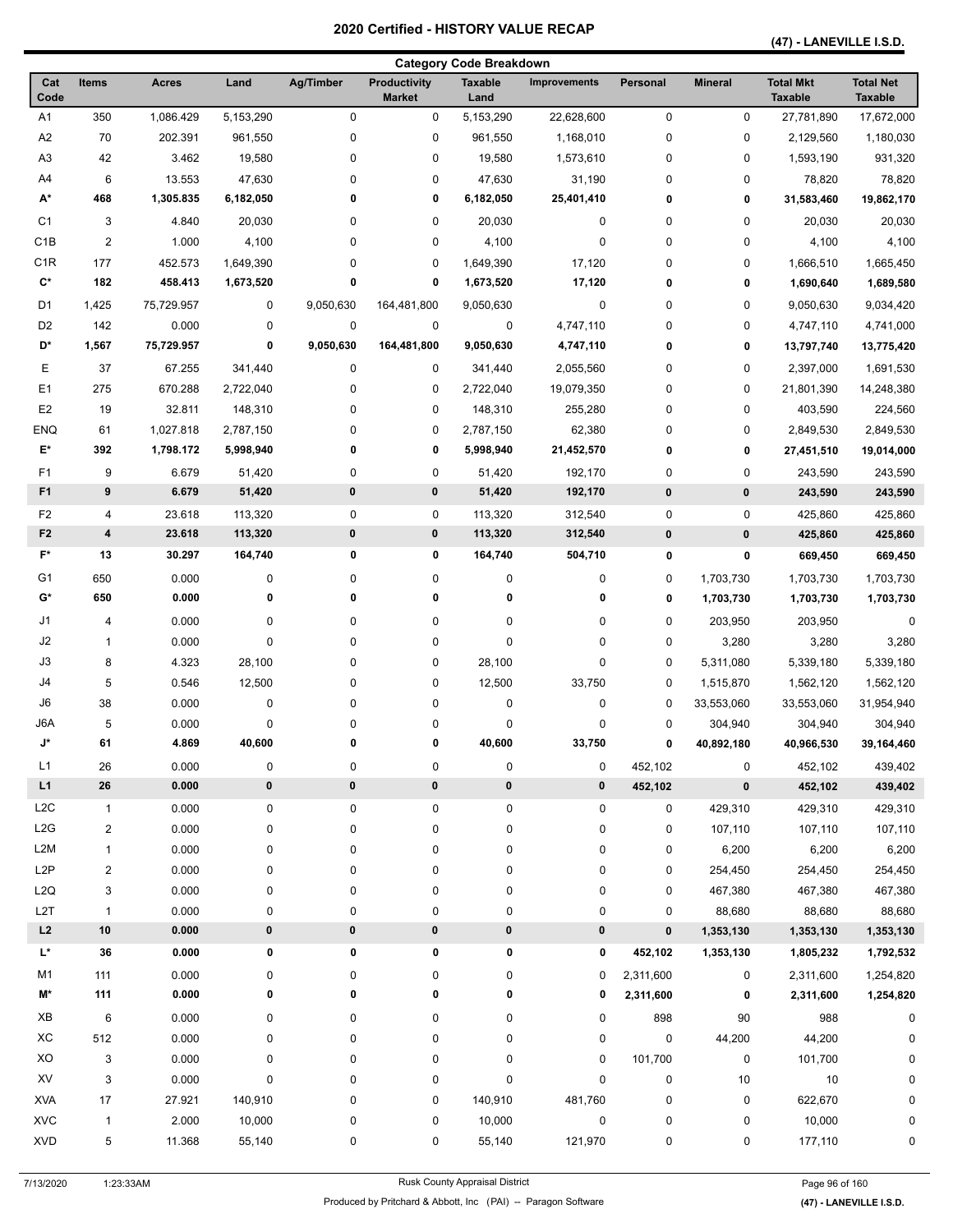# 2020 Certified - HISTORY VALUE RECAP

## (47) - LANEVILLE I.S.D.

### Category Code Breakdown

| Cat Code | Items | Acres | Land | Ag/Timber | Productivity Market | Taxable Land | Improvements | Personal | Mineral | Total Mkt Taxable | Total Net Taxable |
|---|---|---|---|---|---|---|---|---|---|---|---|
| A1 | 350 | 1,086.429 | 5,153,290 | 0 | 0 | 5,153,290 | 22,628,600 | 0 | 0 | 27,781,890 | 17,672,000 |
| A2 | 70 | 202.391 | 961,550 | 0 | 0 | 961,550 | 1,168,010 | 0 | 0 | 2,129,560 | 1,180,030 |
| A3 | 42 | 3.462 | 19,580 | 0 | 0 | 19,580 | 1,573,610 | 0 | 0 | 1,593,190 | 931,320 |
| A4 | 6 | 13.553 | 47,630 | 0 | 0 | 47,630 | 31,190 | 0 | 0 | 78,820 | 78,820 |
| **A*** | **468** | **1,305.835** | **6,182,050** | **0** | **0** | **6,182,050** | **25,401,410** | **0** | **0** | **31,583,460** | **19,862,170** |
| C1 | 3 | 4.840 | 20,030 | 0 | 0 | 20,030 | 0 | 0 | 0 | 20,030 | 20,030 |
| C1B | 2 | 1.000 | 4,100 | 0 | 0 | 4,100 | 0 | 0 | 0 | 4,100 | 4,100 |
| C1R | 177 | 452.573 | 1,649,390 | 0 | 0 | 1,649,390 | 17,120 | 0 | 0 | 1,666,510 | 1,665,450 |
| **C*** | **182** | **458.413** | **1,673,520** | **0** | **0** | **1,673,520** | **17,120** | **0** | **0** | **1,690,640** | **1,689,580** |
| D1 | 1,425 | 75,729.957 | 0 | 9,050,630 | 164,481,800 | 9,050,630 | 0 | 0 | 0 | 9,050,630 | 9,034,420 |
| D2 | 142 | 0.000 | 0 | 0 | 0 | 0 | 4,747,110 | 0 | 0 | 4,747,110 | 4,741,000 |
| **D*** | **1,567** | **75,729.957** | **0** | **9,050,630** | **164,481,800** | **9,050,630** | **4,747,110** | **0** | **0** | **13,797,740** | **13,775,420** |
| E | 37 | 67.255 | 341,440 | 0 | 0 | 341,440 | 2,055,560 | 0 | 0 | 2,397,000 | 1,691,530 |
| E1 | 275 | 670.288 | 2,722,040 | 0 | 0 | 2,722,040 | 19,079,350 | 0 | 0 | 21,801,390 | 14,248,380 |
| E2 | 19 | 32.811 | 148,310 | 0 | 0 | 148,310 | 255,280 | 0 | 0 | 403,590 | 224,560 |
| ENQ | 61 | 1,027.818 | 2,787,150 | 0 | 0 | 2,787,150 | 62,380 | 0 | 0 | 2,849,530 | 2,849,530 |
| **E*** | **392** | **1,798.172** | **5,998,940** | **0** | **0** | **5,998,940** | **21,452,570** | **0** | **0** | **27,451,510** | **19,014,000** |
| F1 | 9 | 6.679 | 51,420 | 0 | 0 | 51,420 | 192,170 | 0 | 0 | 243,590 | 243,590 |
| **F1** | **9** | **6.679** | **51,420** | **0** | **0** | **51,420** | **192,170** | **0** | **0** | **243,590** | **243,590** |
| F2 | 4 | 23.618 | 113,320 | 0 | 0 | 113,320 | 312,540 | 0 | 0 | 425,860 | 425,860 |
| **F2** | **4** | **23.618** | **113,320** | **0** | **0** | **113,320** | **312,540** | **0** | **0** | **425,860** | **425,860** |
| **F*** | **13** | **30.297** | **164,740** | **0** | **0** | **164,740** | **504,710** | **0** | **0** | **669,450** | **669,450** |
| G1 | 650 | 0.000 | 0 | 0 | 0 | 0 | 0 | 0 | 1,703,730 | 1,703,730 | 1,703,730 |
| **G*** | **650** | **0.000** | **0** | **0** | **0** | **0** | **0** | **0** | **1,703,730** | **1,703,730** | **1,703,730** |
| J1 | 4 | 0.000 | 0 | 0 | 0 | 0 | 0 | 0 | 203,950 | 203,950 | 0 |
| J2 | 1 | 0.000 | 0 | 0 | 0 | 0 | 0 | 0 | 3,280 | 3,280 | 3,280 |
| J3 | 8 | 4.323 | 28,100 | 0 | 0 | 28,100 | 0 | 0 | 5,311,080 | 5,339,180 | 5,339,180 |
| J4 | 5 | 0.546 | 12,500 | 0 | 0 | 12,500 | 33,750 | 0 | 1,515,870 | 1,562,120 | 1,562,120 |
| J6 | 38 | 0.000 | 0 | 0 | 0 | 0 | 0 | 0 | 33,553,060 | 33,553,060 | 31,954,940 |
| J6A | 5 | 0.000 | 0 | 0 | 0 | 0 | 0 | 0 | 304,940 | 304,940 | 304,940 |
| **J*** | **61** | **4.869** | **40,600** | **0** | **0** | **40,600** | **33,750** | **0** | **40,892,180** | **40,966,530** | **39,164,460** |
| L1 | 26 | 0.000 | 0 | 0 | 0 | 0 | 0 | 452,102 | 0 | 452,102 | 439,402 |
| **L1** | **26** | **0.000** | **0** | **0** | **0** | **0** | **0** | **452,102** | **0** | **452,102** | **439,402** |
| L2C | 1 | 0.000 | 0 | 0 | 0 | 0 | 0 | 0 | 429,310 | 429,310 | 429,310 |
| L2G | 2 | 0.000 | 0 | 0 | 0 | 0 | 0 | 0 | 107,110 | 107,110 | 107,110 |
| L2M | 1 | 0.000 | 0 | 0 | 0 | 0 | 0 | 0 | 6,200 | 6,200 | 6,200 |
| L2P | 2 | 0.000 | 0 | 0 | 0 | 0 | 0 | 0 | 254,450 | 254,450 | 254,450 |
| L2Q | 3 | 0.000 | 0 | 0 | 0 | 0 | 0 | 0 | 467,380 | 467,380 | 467,380 |
| L2T | 1 | 0.000 | 0 | 0 | 0 | 0 | 0 | 0 | 88,680 | 88,680 | 88,680 |
| **L2** | **10** | **0.000** | **0** | **0** | **0** | **0** | **0** | **0** | **1,353,130** | **1,353,130** | **1,353,130** |
| **L*** | **36** | **0.000** | **0** | **0** | **0** | **0** | **0** | **452,102** | **1,353,130** | **1,805,232** | **1,792,532** |
| M1 | 111 | 0.000 | 0 | 0 | 0 | 0 | 0 | 2,311,600 | 0 | 2,311,600 | 1,254,820 |
| **M*** | **111** | **0.000** | **0** | **0** | **0** | **0** | **0** | **2,311,600** | **0** | **2,311,600** | **1,254,820** |
| XB | 6 | 0.000 | 0 | 0 | 0 | 0 | 0 | 898 | 90 | 988 | 0 |
| XC | 512 | 0.000 | 0 | 0 | 0 | 0 | 0 | 0 | 44,200 | 44,200 | 0 |
| XO | 3 | 0.000 | 0 | 0 | 0 | 0 | 0 | 101,700 | 0 | 101,700 | 0 |
| XV | 3 | 0.000 | 0 | 0 | 0 | 0 | 0 | 0 | 10 | 10 | 0 |
| XVA | 17 | 27.921 | 140,910 | 0 | 0 | 140,910 | 481,760 | 0 | 0 | 622,670 | 0 |
| XVC | 1 | 2.000 | 10,000 | 0 | 0 | 10,000 | 0 | 0 | 0 | 10,000 | 0 |
| XVD | 5 | 11.368 | 55,140 | 0 | 0 | 55,140 | 121,970 | 0 | 0 | 177,110 | 0 |

7/13/2020 1:23:33AM — Rusk County Appraisal District — Produced by Pritchard & Abbott, Inc (PAI) -- Paragon Software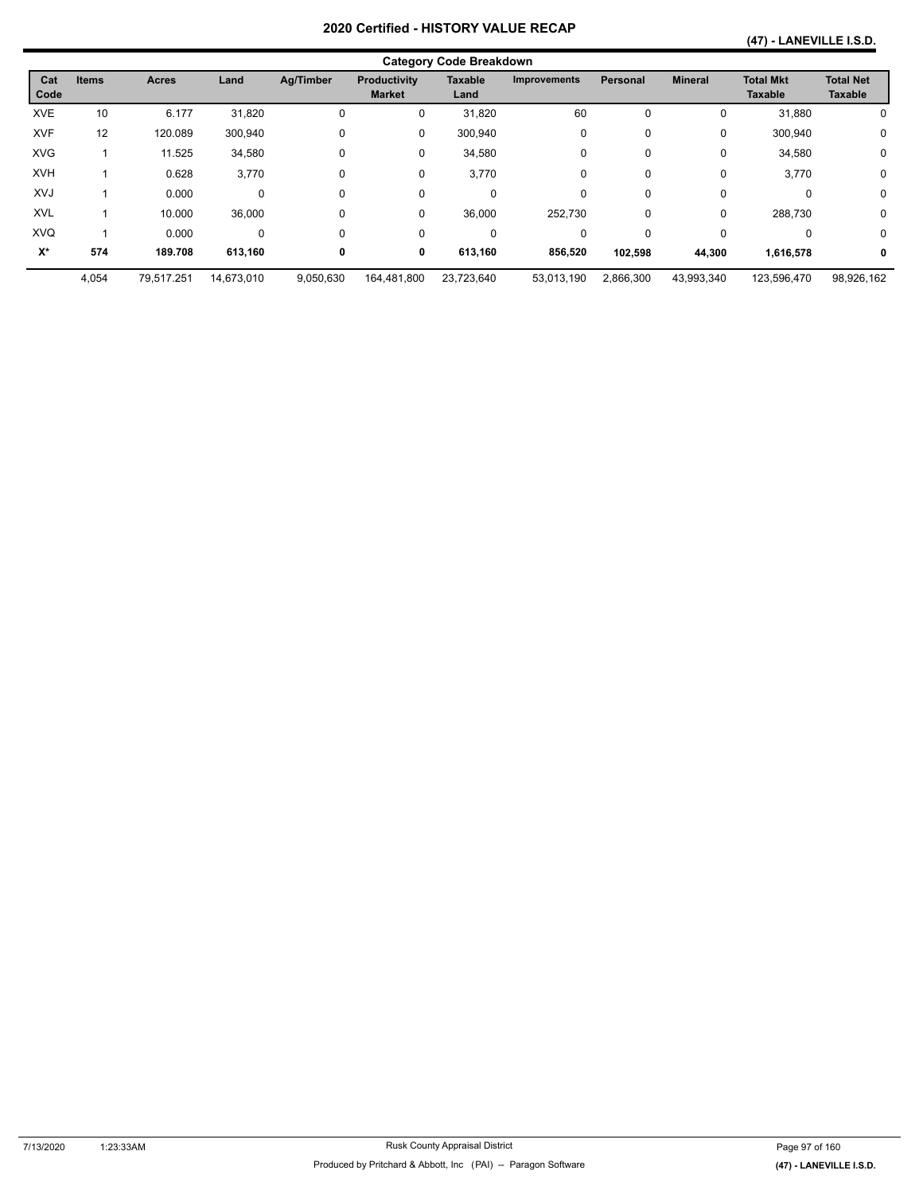# 2020 Certified - HISTORY VALUE RECAP

## (47) - LANEVILLE I.S.D.

### Category Code Breakdown

| Cat Code | Items | Acres | Land | Ag/Timber | Productivity Market | Taxable Land | Improvements | Personal | Mineral | Total Mkt Taxable | Total Net Taxable |
|---|---|---|---|---|---|---|---|---|---|---|---|
| XVE | 10 | 6.177 | 31,820 | 0 | 0 | 31,820 | 60 | 0 | 0 | 31,880 | 0 |
| XVF | 12 | 120.089 | 300,940 | 0 | 0 | 300,940 | 0 | 0 | 0 | 300,940 | 0 |
| XVG | 1 | 11.525 | 34,580 | 0 | 0 | 34,580 | 0 | 0 | 0 | 34,580 | 0 |
| XVH | 1 | 0.628 | 3,770 | 0 | 0 | 3,770 | 0 | 0 | 0 | 3,770 | 0 |
| XVJ | 1 | 0.000 | 0 | 0 | 0 | 0 | 0 | 0 | 0 | 0 | 0 |
| XVL | 1 | 10.000 | 36,000 | 0 | 0 | 36,000 | 252,730 | 0 | 0 | 288,730 | 0 |
| XVQ | 1 | 0.000 | 0 | 0 | 0 | 0 | 0 | 0 | 0 | 0 | 0 |
| **X*** | **574** | **189.708** | **613,160** | **0** | **0** | **613,160** | **856,520** | **102,598** | **44,300** | **1,616,578** | **0** |
| | 4,054 | 79,517.251 | 14,673,010 | 9,050,630 | 164,481,800 | 23,723,640 | 53,013,190 | 2,866,300 | 43,993,340 | 123,596,470 | 98,926,162 |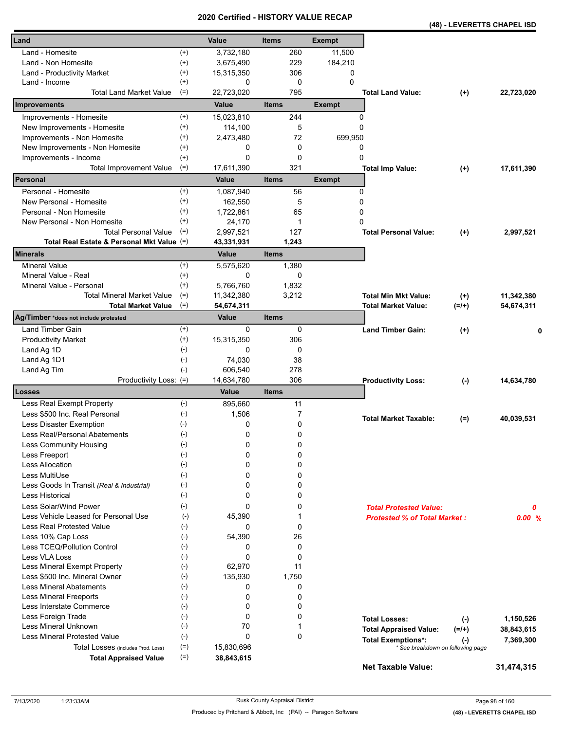# 2020 Certified - HISTORY VALUE RECAP

**(48) - LEVERETTS CHAPEL ISD**

| Land | | Value | Items | Exempt | | | |
|---|---|---|---|---|---|---|---|
| Land - Homesite | (+) | 3,732,180 | 260 | 11,500 | | | |
| Land - Non Homesite | (+) | 3,675,490 | 229 | 184,210 | | | |
| Land - Productivity Market | (+) | 15,315,350 | 306 | 0 | | | |
| Land - Income | (+) | 0 | 0 | 0 | | | |
| Total Land Market Value | (=) | 22,723,020 | 795 | | **Total Land Value:** | **(+)** | **22,723,020** |
| **Improvements** | | **Value** | **Items** | **Exempt** | | | |
| Improvements - Homesite | (+) | 15,023,810 | 244 | 0 | | | |
| New Improvements - Homesite | (+) | 114,100 | 5 | 0 | | | |
| Improvements - Non Homesite | (+) | 2,473,480 | 72 | 699,950 | | | |
| New Improvements - Non Homesite | (+) | 0 | 0 | 0 | | | |
| Improvements - Income | (+) | 0 | 0 | 0 | | | |
| Total Improvement Value | (=) | 17,611,390 | 321 | | **Total Imp Value:** | **(+)** | **17,611,390** |
| **Personal** | | **Value** | **Items** | **Exempt** | | | |
| Personal - Homesite | (+) | 1,087,940 | 56 | 0 | | | |
| New Personal - Homesite | (+) | 162,550 | 5 | 0 | | | |
| Personal - Non Homesite | (+) | 1,722,861 | 65 | 0 | | | |
| New Personal - Non Homesite | (+) | 24,170 | 1 | 0 | | | |
| Total Personal Value | (=) | 2,997,521 | 127 | | **Total Personal Value:** | **(+)** | **2,997,521** |
| **Total Real Estate & Personal Mkt Value** | (=) | **43,331,931** | **1,243** | | | | |
| **Minerals** | | **Value** | **Items** | | | | |
| Mineral Value | (+) | 5,575,620 | 1,380 | | | | |
| Mineral Value - Real | (+) | 0 | 0 | | | | |
| Mineral Value - Personal | (+) | 5,766,760 | 1,832 | | | | |
| Total Mineral Market Value | (=) | 11,342,380 | 3,212 | | **Total Min Mkt Value:** | **(+)** | **11,342,380** |
| **Total Market Value** | (=) | **54,674,311** | | | **Total Market Value:** | **(=/+)** | **54,674,311** |
| **Ag/Timber** *does not include protested | | **Value** | **Items** | | | | |
| Land Timber Gain | (+) | 0 | 0 | | **Land Timber Gain:** | **(+)** | **0** |
| Productivity Market | (+) | 15,315,350 | 306 | | | | |
| Land Ag 1D | (-) | 0 | 0 | | | | |
| Land Ag 1D1 | (-) | 74,030 | 38 | | | | |
| Land Ag Tim | (-) | 606,540 | 278 | | | | |
| Productivity Loss: | (=) | 14,634,780 | 306 | | **Productivity Loss:** | **(-)** | **14,634,780** |
| **Losses** | | **Value** | **Items** | | | | |
| Less Real Exempt Property | (-) | 895,660 | 11 | | | | |
| Less $500 Inc. Real Personal | (-) | 1,506 | 7 | | **Total Market Taxable:** | **(=)** | **40,039,531** |
| Less Disaster Exemption | (-) | 0 | 0 | | | | |
| Less Real/Personal Abatements | (-) | 0 | 0 | | | | |
| Less Community Housing | (-) | 0 | 0 | | | | |
| Less Freeport | (-) | 0 | 0 | | | | |
| Less Allocation | (-) | 0 | 0 | | | | |
| Less MultiUse | (-) | 0 | 0 | | | | |
| Less Goods In Transit *(Real & Industrial)* | (-) | 0 | 0 | | | | |
| Less Historical | (-) | 0 | 0 | | | | |
| Less Solar/Wind Power | (-) | 0 | 0 | | ***Total Protested Value:*** | | ***0*** |
| Less Vehicle Leased for Personal Use | (-) | 45,390 | 1 | | ***Protested % of Total Market :*** | | ***0.00 %*** |
| Less Real Protested Value | (-) | 0 | 0 | | | | |
| Less 10% Cap Loss | (-) | 54,390 | 26 | | | | |
| Less TCEQ/Pollution Control | (-) | 0 | 0 | | | | |
| Less VLA Loss | (-) | 0 | 0 | | | | |
| Less Mineral Exempt Property | (-) | 62,970 | 11 | | | | |
| Less $500 Inc. Mineral Owner | (-) | 135,930 | 1,750 | | | | |
| Less Mineral Abatements | (-) | 0 | 0 | | | | |
| Less Mineral Freeports | (-) | 0 | 0 | | | | |
| Less Interstate Commerce | (-) | 0 | 0 | | | | |
| Less Foreign Trade | (-) | 0 | 0 | | **Total Losses:** | **(-)** | **1,150,526** |
| Less Mineral Unknown | (-) | 70 | 1 | | **Total Appraised Value:** | **(=/+)** | **38,843,615** |
| Less Mineral Protested Value | (-) | 0 | 0 | | **Total Exemptions*:** | **(-)** | **7,369,300** |
| Total Losses (includes Prod. Loss) | (=) | 15,830,696 | | | * See breakdown on following page | | |
| **Total Appraised Value** | (=) | **38,843,615** | | | | | |
| | | | | | **Net Taxable Value:** | | **31,474,315** |

7/13/2020 1:23:33AM

Rusk County Appraisal District

Produced by Pritchard & Abbott, Inc (PAI) -- Paragon Software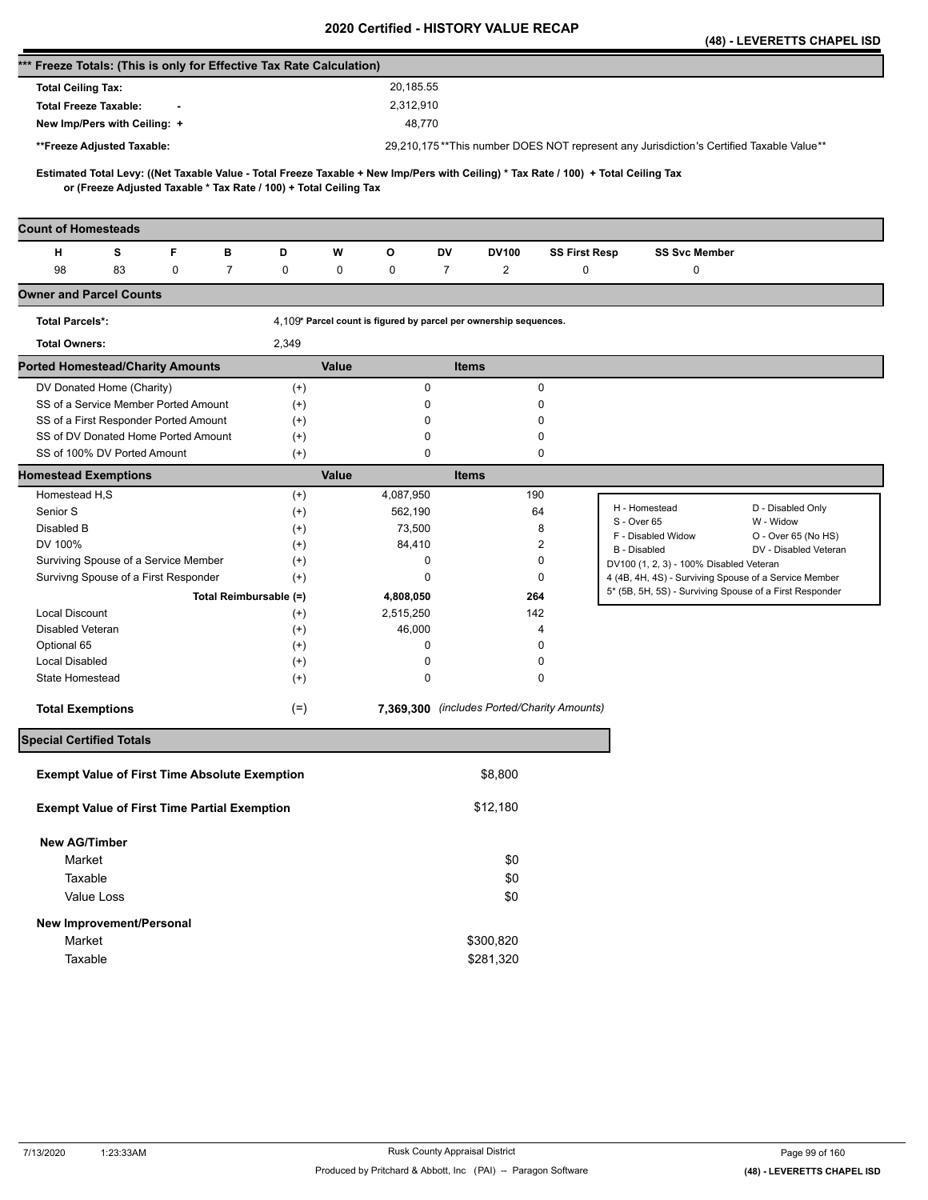# 2020 Certified - HISTORY VALUE RECAP

## (48) - LEVERETTS CHAPEL ISD

### *** Freeze Totals: (This is only for Effective Tax Rate Calculation)

| | |
|---|---|
| **Total Ceiling Tax:** | 20,185.55 |
| **Total Freeze Taxable:** - | 2,312,910 |
| **New Imp/Pers with Ceiling:** + | 48,770 |
| **Freeze Adjusted Taxable: | 29,210,175 **This number DOES NOT represent any Jurisdiction's Certified Taxable Value** |

**Estimated Total Levy: ((Net Taxable Value - Total Freeze Taxable + New Imp/Pers with Ceiling) * Tax Rate / 100) + Total Ceiling Tax or (Freeze Adjusted Taxable * Tax Rate / 100) + Total Ceiling Tax**

### Count of Homesteads

| H | S | F | B | D | W | O | DV | DV100 | SS First Resp | SS Svc Member |
|---|---|---|---|---|---|---|---|---|---|---|
| 98 | 83 | 0 | 7 | 0 | 0 | 0 | 7 | 2 | 0 | 0 |

### Owner and Parcel Counts

| | |
|---|---|
| **Total Parcels*:** | 4,109 * Parcel count is figured by parcel per ownership sequences. |
| **Total Owners:** | 2,349 |

### Ported Homestead/Charity Amounts

| | | Value | Items |
|---|---|---|---|
| DV Donated Home (Charity) | (+) | 0 | 0 |
| SS of a Service Member Ported Amount | (+) | 0 | 0 |
| SS of a First Responder Ported Amount | (+) | 0 | 0 |
| SS of DV Donated Home Ported Amount | (+) | 0 | 0 |
| SS of 100% DV Ported Amount | (+) | 0 | 0 |

### Homestead Exemptions

| | | Value | Items |
|---|---|---|---|
| Homestead H,S | (+) | 4,087,950 | 190 |
| Senior S | (+) | 562,190 | 64 |
| Disabled B | (+) | 73,500 | 8 |
| DV 100% | (+) | 84,410 | 2 |
| Surviving Spouse of a Service Member | (+) | 0 | 0 |
| Survivng Spouse of a First Responder | (+) | 0 | 0 |
| **Total Reimbursable** | **(=)** | **4,808,050** | **264** |
| Local Discount | (+) | 2,515,250 | 142 |
| Disabled Veteran | (+) | 46,000 | 4 |
| Optional 65 | (+) | 0 | 0 |
| Local Disabled | (+) | 0 | 0 |
| State Homestead | (+) | 0 | 0 |
| **Total Exemptions** | (=) | **7,369,300** | *(includes Ported/Charity Amounts)* |

| | |
|---|---|
| H - Homestead | D - Disabled Only |
| S - Over 65 | W - Widow |
| F - Disabled Widow | O - Over 65 (No HS) |
| B - Disabled | DV - Disabled Veteran |
| DV100 (1, 2, 3) - 100% Disabled Veteran | |
| 4 (4B, 4H, 4S) - Surviving Spouse of a Service Member | |
| 5* (5B, 5H, 5S) - Surviving Spouse of a First Responder | |

### Special Certified Totals

| | |
|---|---|
| **Exempt Value of First Time Absolute Exemption** | $8,800 |
| **Exempt Value of First Time Partial Exemption** | $12,180 |
| **New AG/Timber** | |
| Market | $0 |
| Taxable | $0 |
| Value Loss | $0 |
| **New Improvement/Personal** | |
| Market | $300,820 |
| Taxable | $281,320 |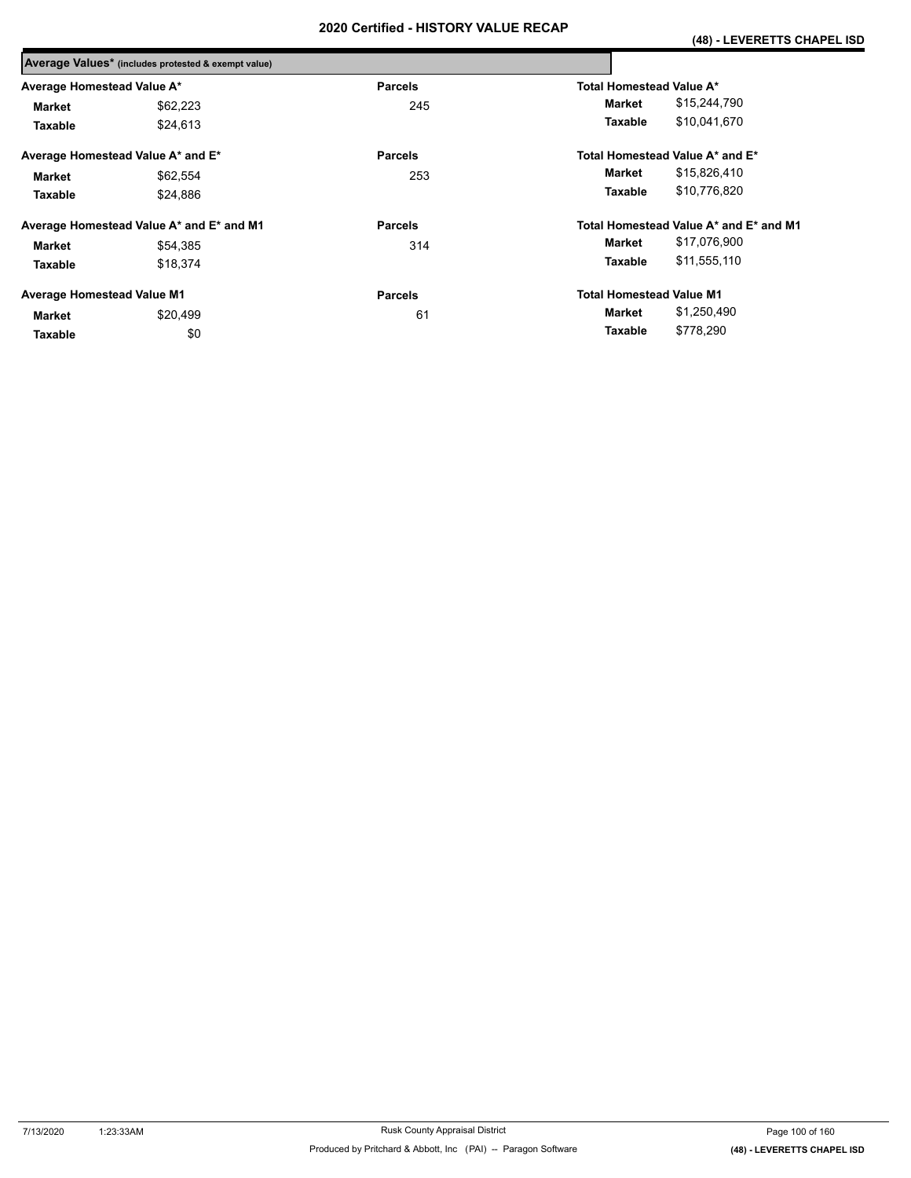## Average Values* (includes protested & exempt value)

| Average Homestead Value A* | | Parcels | Total Homestead Value A* | |
|---|---|---|---|---|
| **Market** | $62,223 | 245 | **Market** | $15,244,790 |
| **Taxable** | $24,613 | | **Taxable** | $10,041,670 |

| Average Homestead Value A* and E* | | Parcels | Total Homestead Value A* and E* | |
|---|---|---|---|---|
| **Market** | $62,554 | 253 | **Market** | $15,826,410 |
| **Taxable** | $24,886 | | **Taxable** | $10,776,820 |

| Average Homestead Value A* and E* and M1 | | Parcels | Total Homestead Value A* and E* and M1 | |
|---|---|---|---|---|
| **Market** | $54,385 | 314 | **Market** | $17,076,900 |
| **Taxable** | $18,374 | | **Taxable** | $11,555,110 |

| Average Homestead Value M1 | | Parcels | Total Homestead Value M1 | |
|---|---|---|---|---|
| **Market** | $20,499 | 61 | **Market** | $1,250,490 |
| **Taxable** | $0 | | **Taxable** | $778,290 |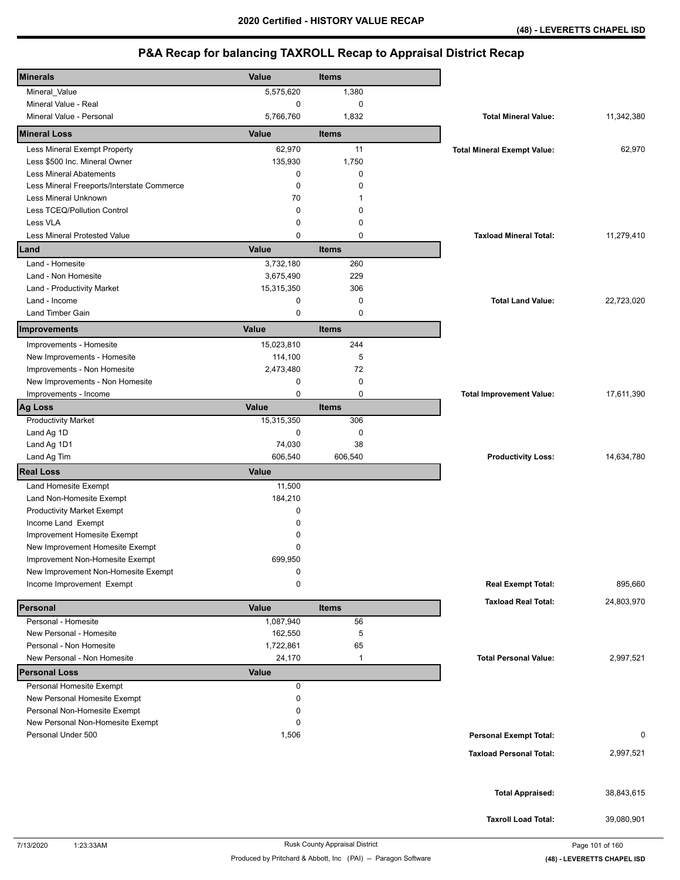# 2020 Certified - HISTORY VALUE RECAP

**(48) - LEVERETTS CHAPEL ISD**

## P&A Recap for balancing TAXROLL Recap to Appraisal District Recap

| Minerals | Value | Items | | |
|---|---|---|---|---|
| Mineral_Value | 5,575,620 | 1,380 | | |
| Mineral Value - Real | 0 | 0 | | |
| Mineral Value - Personal | 5,766,760 | 1,832 | **Total Mineral Value:** | 11,342,380 |
| **Mineral Loss** | **Value** | **Items** | | |
| Less Mineral Exempt Property | 62,970 | 11 | **Total Mineral Exempt Value:** | 62,970 |
| Less $500 Inc. Mineral Owner | 135,930 | 1,750 | | |
| Less Mineral Abatements | 0 | 0 | | |
| Less Mineral Freeports/Interstate Commerce | 0 | 0 | | |
| Less Mineral Unknown | 70 | 1 | | |
| Less TCEQ/Pollution Control | 0 | 0 | | |
| Less VLA | 0 | 0 | | |
| Less Mineral Protested Value | 0 | 0 | **Taxload Mineral Total:** | 11,279,410 |
| **Land** | **Value** | **Items** | | |
| Land - Homesite | 3,732,180 | 260 | | |
| Land - Non Homesite | 3,675,490 | 229 | | |
| Land - Productivity Market | 15,315,350 | 306 | | |
| Land - Income | 0 | 0 | **Total Land Value:** | 22,723,020 |
| Land Timber Gain | 0 | 0 | | |
| **Improvements** | **Value** | **Items** | | |
| Improvements - Homesite | 15,023,810 | 244 | | |
| New Improvements - Homesite | 114,100 | 5 | | |
| Improvements - Non Homesite | 2,473,480 | 72 | | |
| New Improvements - Non Homesite | 0 | 0 | | |
| Improvements - Income | 0 | 0 | **Total Improvement Value:** | 17,611,390 |
| **Ag Loss** | **Value** | **Items** | | |
| Productivity Market | 15,315,350 | 306 | | |
| Land Ag 1D | 0 | 0 | | |
| Land Ag 1D1 | 74,030 | 38 | | |
| Land Ag Tim | 606,540 | 606,540 | **Productivity Loss:** | 14,634,780 |
| **Real Loss** | **Value** | | | |
| Land Homesite Exempt | 11,500 | | | |
| Land Non-Homesite Exempt | 184,210 | | | |
| Productivity Market Exempt | 0 | | | |
| Income Land Exempt | 0 | | | |
| Improvement Homesite Exempt | 0 | | | |
| New Improvement Homesite Exempt | 0 | | | |
| Improvement Non-Homesite Exempt | 699,950 | | | |
| New Improvement Non-Homesite Exempt | 0 | | | |
| Income Improvement Exempt | 0 | | **Real Exempt Total:** | 895,660 |
| | | | **Taxload Real Total:** | 24,803,970 |
| **Personal** | **Value** | **Items** | | |
| Personal - Homesite | 1,087,940 | 56 | | |
| New Personal - Homesite | 162,550 | 5 | | |
| Personal - Non Homesite | 1,722,861 | 65 | | |
| New Personal - Non Homesite | 24,170 | 1 | **Total Personal Value:** | 2,997,521 |
| **Personal Loss** | **Value** | | | |
| Personal Homesite Exempt | 0 | | | |
| New Personal Homesite Exempt | 0 | | | |
| Personal Non-Homesite Exempt | 0 | | | |
| New Personal Non-Homesite Exempt | 0 | | | |
| Personal Under 500 | 1,506 | | **Personal Exempt Total:** | 0 |
| | | | **Taxload Personal Total:** | 2,997,521 |
| | | | **Total Appraised:** | 38,843,615 |
| | | | **Taxroll Load Total:** | 39,080,901 |

7/13/2020 1:23:33AM — Rusk County Appraisal District — Produced by Pritchard & Abbott, Inc (PAI) -- Paragon Software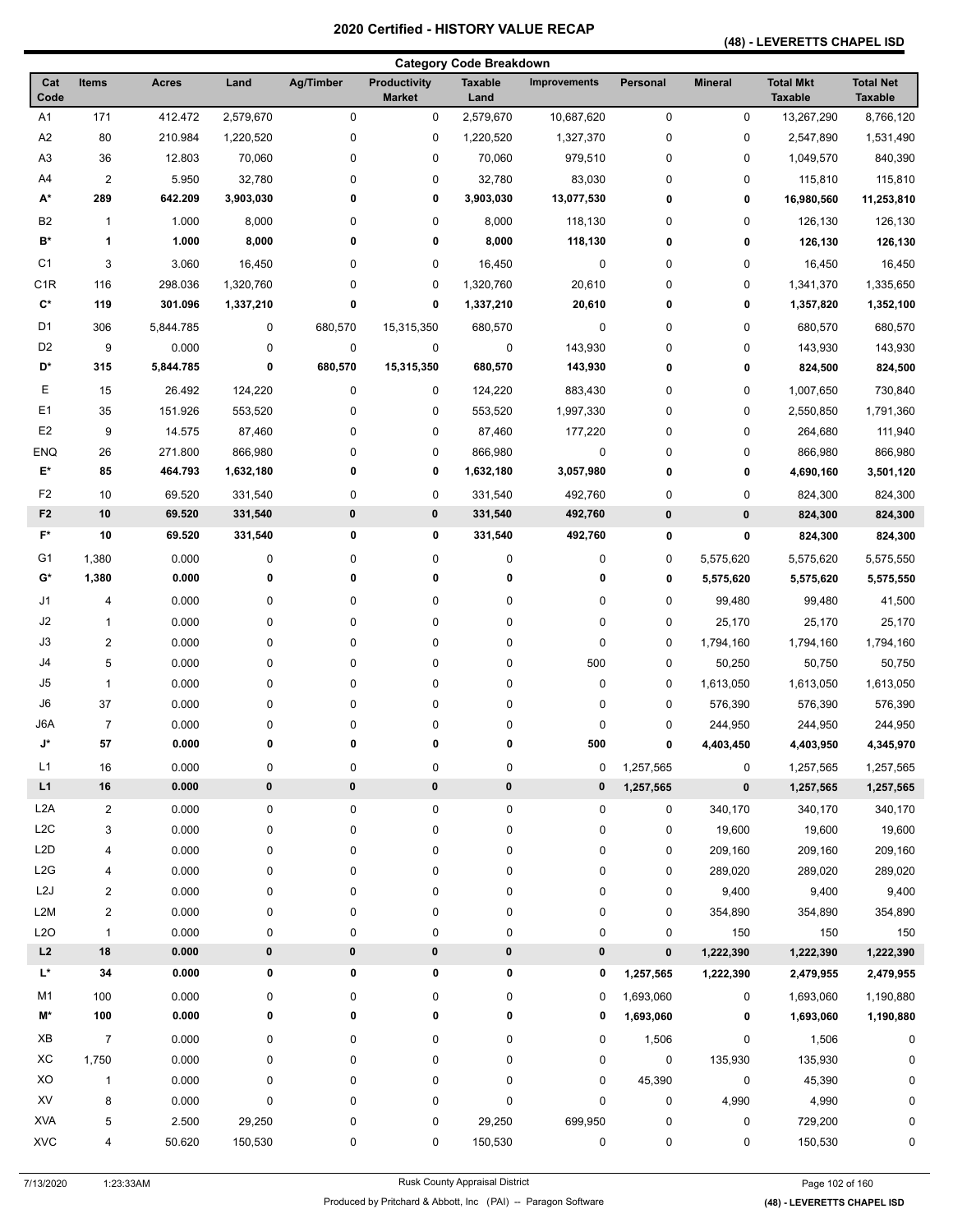# 2020 Certified - HISTORY VALUE RECAP

**(48) - LEVERETTS CHAPEL ISD**

## Category Code Breakdown

| Cat Code | Items | Acres | Land | Ag/Timber | Productivity Market | Taxable Land | Improvements | Personal | Mineral | Total Mkt Taxable | Total Net Taxable |
|---|---|---|---|---|---|---|---|---|---|---|---|
| A1 | 171 | 412.472 | 2,579,670 | 0 | 0 | 2,579,670 | 10,687,620 | 0 | 0 | 13,267,290 | 8,766,120 |
| A2 | 80 | 210.984 | 1,220,520 | 0 | 0 | 1,220,520 | 1,327,370 | 0 | 0 | 2,547,890 | 1,531,490 |
| A3 | 36 | 12.803 | 70,060 | 0 | 0 | 70,060 | 979,510 | 0 | 0 | 1,049,570 | 840,390 |
| A4 | 2 | 5.950 | 32,780 | 0 | 0 | 32,780 | 83,030 | 0 | 0 | 115,810 | 115,810 |
| **A*** | **289** | **642.209** | **3,903,030** | **0** | **0** | **3,903,030** | **13,077,530** | **0** | **0** | **16,980,560** | **11,253,810** |
| B2 | 1 | 1.000 | 8,000 | 0 | 0 | 8,000 | 118,130 | 0 | 0 | 126,130 | 126,130 |
| **B*** | **1** | **1.000** | **8,000** | **0** | **0** | **8,000** | **118,130** | **0** | **0** | **126,130** | **126,130** |
| C1 | 3 | 3.060 | 16,450 | 0 | 0 | 16,450 | 0 | 0 | 0 | 16,450 | 16,450 |
| C1R | 116 | 298.036 | 1,320,760 | 0 | 0 | 1,320,760 | 20,610 | 0 | 0 | 1,341,370 | 1,335,650 |
| **C*** | **119** | **301.096** | **1,337,210** | **0** | **0** | **1,337,210** | **20,610** | **0** | **0** | **1,357,820** | **1,352,100** |
| D1 | 306 | 5,844.785 | 0 | 680,570 | 15,315,350 | 680,570 | 0 | 0 | 0 | 680,570 | 680,570 |
| D2 | 9 | 0.000 | 0 | 0 | 0 | 0 | 143,930 | 0 | 0 | 143,930 | 143,930 |
| **D*** | **315** | **5,844.785** | **0** | **680,570** | **15,315,350** | **680,570** | **143,930** | **0** | **0** | **824,500** | **824,500** |
| E | 15 | 26.492 | 124,220 | 0 | 0 | 124,220 | 883,430 | 0 | 0 | 1,007,650 | 730,840 |
| E1 | 35 | 151.926 | 553,520 | 0 | 0 | 553,520 | 1,997,330 | 0 | 0 | 2,550,850 | 1,791,360 |
| E2 | 9 | 14.575 | 87,460 | 0 | 0 | 87,460 | 177,220 | 0 | 0 | 264,680 | 111,940 |
| ENQ | 26 | 271.800 | 866,980 | 0 | 0 | 866,980 | 0 | 0 | 0 | 866,980 | 866,980 |
| **E*** | **85** | **464.793** | **1,632,180** | **0** | **0** | **1,632,180** | **3,057,980** | **0** | **0** | **4,690,160** | **3,501,120** |
| F2 | 10 | 69.520 | 331,540 | 0 | 0 | 331,540 | 492,760 | 0 | 0 | 824,300 | 824,300 |
| **F2** | **10** | **69.520** | **331,540** | **0** | **0** | **331,540** | **492,760** | **0** | **0** | **824,300** | **824,300** |
| **F*** | **10** | **69.520** | **331,540** | **0** | **0** | **331,540** | **492,760** | **0** | **0** | **824,300** | **824,300** |
| G1 | 1,380 | 0.000 | 0 | 0 | 0 | 0 | 0 | 0 | 5,575,620 | 5,575,620 | 5,575,550 |
| **G*** | **1,380** | **0.000** | **0** | **0** | **0** | **0** | **0** | **0** | **5,575,620** | **5,575,620** | **5,575,550** |
| J1 | 4 | 0.000 | 0 | 0 | 0 | 0 | 0 | 0 | 99,480 | 99,480 | 41,500 |
| J2 | 1 | 0.000 | 0 | 0 | 0 | 0 | 0 | 0 | 25,170 | 25,170 | 25,170 |
| J3 | 2 | 0.000 | 0 | 0 | 0 | 0 | 0 | 0 | 1,794,160 | 1,794,160 | 1,794,160 |
| J4 | 5 | 0.000 | 0 | 0 | 0 | 0 | 500 | 0 | 50,250 | 50,750 | 50,750 |
| J5 | 1 | 0.000 | 0 | 0 | 0 | 0 | 0 | 0 | 1,613,050 | 1,613,050 | 1,613,050 |
| J6 | 37 | 0.000 | 0 | 0 | 0 | 0 | 0 | 0 | 576,390 | 576,390 | 576,390 |
| J6A | 7 | 0.000 | 0 | 0 | 0 | 0 | 0 | 0 | 244,950 | 244,950 | 244,950 |
| **J*** | **57** | **0.000** | **0** | **0** | **0** | **0** | **500** | **0** | **4,403,450** | **4,403,950** | **4,345,970** |
| L1 | 16 | 0.000 | 0 | 0 | 0 | 0 | 0 | 1,257,565 | 0 | 1,257,565 | 1,257,565 |
| **L1** | **16** | **0.000** | **0** | **0** | **0** | **0** | **0** | **1,257,565** | **0** | **1,257,565** | **1,257,565** |
| L2A | 2 | 0.000 | 0 | 0 | 0 | 0 | 0 | 0 | 340,170 | 340,170 | 340,170 |
| L2C | 3 | 0.000 | 0 | 0 | 0 | 0 | 0 | 0 | 19,600 | 19,600 | 19,600 |
| L2D | 4 | 0.000 | 0 | 0 | 0 | 0 | 0 | 0 | 209,160 | 209,160 | 209,160 |
| L2G | 4 | 0.000 | 0 | 0 | 0 | 0 | 0 | 0 | 289,020 | 289,020 | 289,020 |
| L2J | 2 | 0.000 | 0 | 0 | 0 | 0 | 0 | 0 | 9,400 | 9,400 | 9,400 |
| L2M | 2 | 0.000 | 0 | 0 | 0 | 0 | 0 | 0 | 354,890 | 354,890 | 354,890 |
| L2O | 1 | 0.000 | 0 | 0 | 0 | 0 | 0 | 0 | 150 | 150 | 150 |
| **L2** | **18** | **0.000** | **0** | **0** | **0** | **0** | **0** | **0** | **1,222,390** | **1,222,390** | **1,222,390** |
| **L*** | **34** | **0.000** | **0** | **0** | **0** | **0** | **0** | **1,257,565** | **1,222,390** | **2,479,955** | **2,479,955** |
| M1 | 100 | 0.000 | 0 | 0 | 0 | 0 | 0 | 1,693,060 | 0 | 1,693,060 | 1,190,880 |
| **M*** | **100** | **0.000** | **0** | **0** | **0** | **0** | **0** | **1,693,060** | **0** | **1,693,060** | **1,190,880** |
| XB | 7 | 0.000 | 0 | 0 | 0 | 0 | 0 | 1,506 | 0 | 1,506 | 0 |
| XC | 1,750 | 0.000 | 0 | 0 | 0 | 0 | 0 | 0 | 135,930 | 135,930 | 0 |
| XO | 1 | 0.000 | 0 | 0 | 0 | 0 | 0 | 45,390 | 0 | 45,390 | 0 |
| XV | 8 | 0.000 | 0 | 0 | 0 | 0 | 0 | 0 | 4,990 | 4,990 | 0 |
| XVA | 5 | 2.500 | 29,250 | 0 | 0 | 29,250 | 699,950 | 0 | 0 | 729,200 | 0 |
| XVC | 4 | 50.620 | 150,530 | 0 | 0 | 150,530 | 0 | 0 | 0 | 150,530 | 0 |

7/13/2020 1:23:33AM Rusk County Appraisal District

Produced by Pritchard & Abbott, Inc (PAI) -- Paragon Software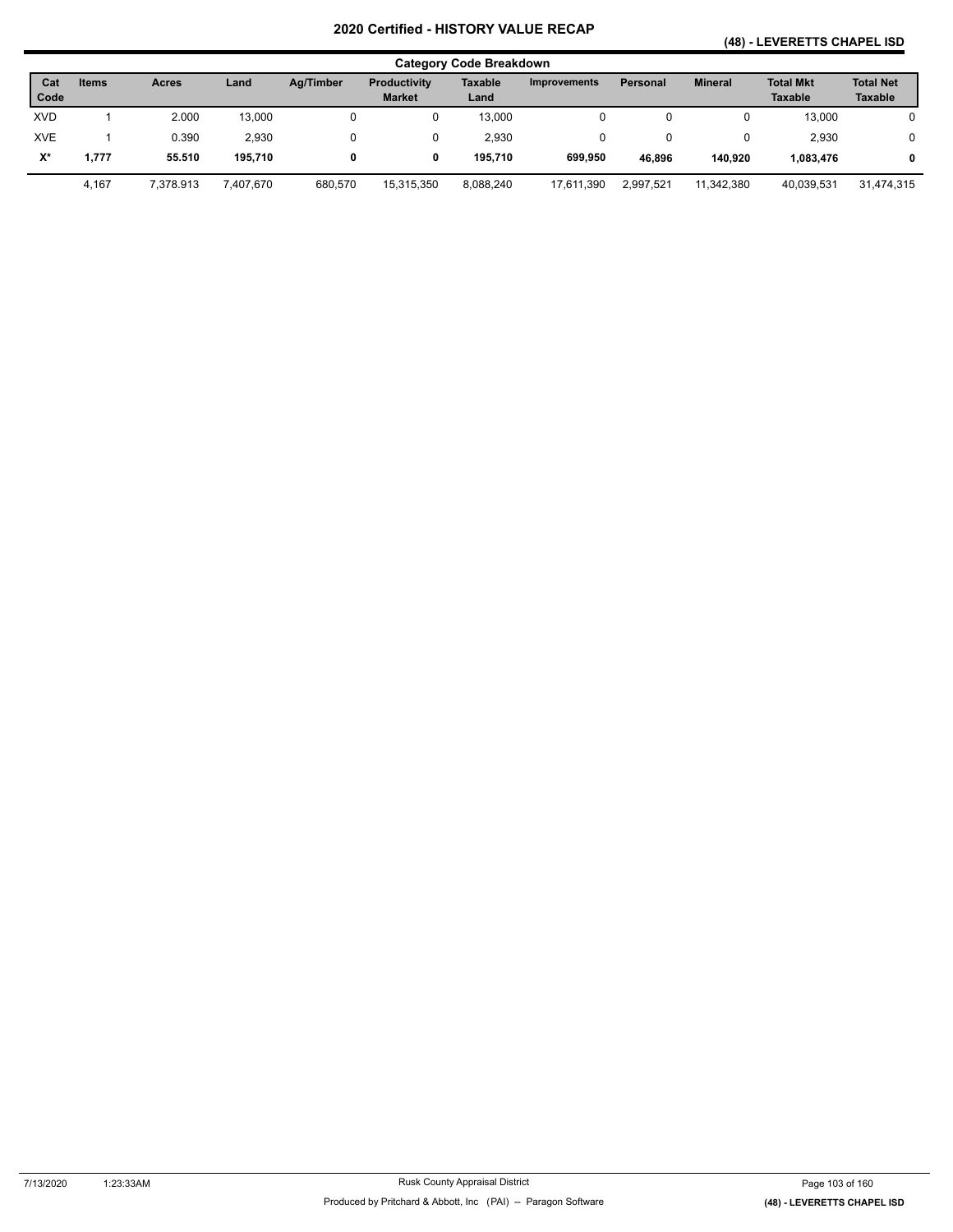## 2020 Certified - HISTORY VALUE RECAP

### (48) - LEVERETTS CHAPEL ISD

**Category Code Breakdown**

| Cat Code | Items | Acres | Land | Ag/Timber | Productivity Market | Taxable Land | Improvements | Personal | Mineral | Total Mkt Taxable | Total Net Taxable |
|---|---|---|---|---|---|---|---|---|---|---|---|
| XVD | 1 | 2.000 | 13,000 | 0 | 0 | 13,000 | 0 | 0 | 0 | 13,000 | 0 |
| XVE | 1 | 0.390 | 2,930 | 0 | 0 | 2,930 | 0 | 0 | 0 | 2,930 | 0 |
| **X*** | **1,777** | **55.510** | **195,710** | **0** | **0** | **195,710** | **699,950** | **46,896** | **140,920** | **1,083,476** | **0** |
| | 4,167 | 7,378.913 | 7,407,670 | 680,570 | 15,315,350 | 8,088,240 | 17,611,390 | 2,997,521 | 11,342,380 | 40,039,531 | 31,474,315 |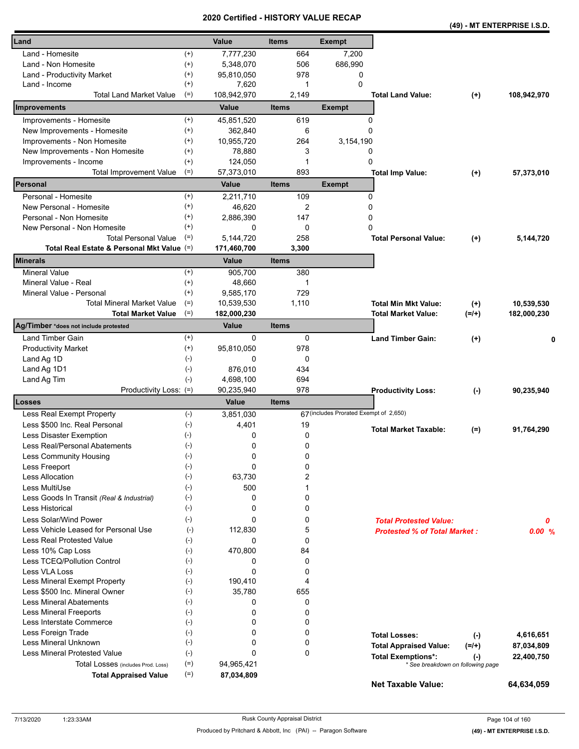# 2020 Certified - HISTORY VALUE RECAP

**(49) - MT ENTERPRISE I.S.D.**

| Land | | Value | Items | Exempt | | | |
|---|---|---|---|---|---|---|---|
| Land - Homesite | (+) | 7,777,230 | 664 | 7,200 | | | |
| Land - Non Homesite | (+) | 5,348,070 | 506 | 686,990 | | | |
| Land - Productivity Market | (+) | 95,810,050 | 978 | 0 | | | |
| Land - Income | (+) | 7,620 | 1 | 0 | | | |
| Total Land Market Value | (=) | 108,942,970 | 2,149 | | **Total Land Value:** | **(+)** | **108,942,970** |

| Improvements | | Value | Items | Exempt | | | |
|---|---|---|---|---|---|---|---|
| Improvements - Homesite | (+) | 45,851,520 | 619 | 0 | | | |
| New Improvements - Homesite | (+) | 362,840 | 6 | 0 | | | |
| Improvements - Non Homesite | (+) | 10,955,720 | 264 | 3,154,190 | | | |
| New Improvements - Non Homesite | (+) | 78,880 | 3 | 0 | | | |
| Improvements - Income | (+) | 124,050 | 1 | 0 | | | |
| Total Improvement Value | (=) | 57,373,010 | 893 | | **Total Imp Value:** | **(+)** | **57,373,010** |

| Personal | | Value | Items | Exempt | | | |
|---|---|---|---|---|---|---|---|
| Personal - Homesite | (+) | 2,211,710 | 109 | 0 | | | |
| New Personal - Homesite | (+) | 46,620 | 2 | 0 | | | |
| Personal - Non Homesite | (+) | 2,886,390 | 147 | 0 | | | |
| New Personal - Non Homesite | (+) | 0 | 0 | 0 | | | |
| Total Personal Value | (=) | 5,144,720 | 258 | | **Total Personal Value:** | **(+)** | **5,144,720** |
| **Total Real Estate & Personal Mkt Value** | (=) | **171,460,700** | **3,300** | | | | |

| Minerals | | Value | Items | | | |
|---|---|---|---|---|---|---|
| Mineral Value | (+) | 905,700 | 380 | | | |
| Mineral Value - Real | (+) | 48,660 | 1 | | | |
| Mineral Value - Personal | (+) | 9,585,170 | 729 | | | |
| Total Mineral Market Value | (=) | 10,539,530 | 1,110 | **Total Min Mkt Value:** | **(+)** | **10,539,530** |
| **Total Market Value** | (=) | **182,000,230** | | **Total Market Value:** | **(=/+)** | **182,000,230** |

| Ag/Timber *does not include protested | | Value | Items | | | |
|---|---|---|---|---|---|---|
| Land Timber Gain | (+) | 0 | 0 | **Land Timber Gain:** | **(+)** | **0** |
| Productivity Market | (+) | 95,810,050 | 978 | | | |
| Land Ag 1D | (-) | 0 | 0 | | | |
| Land Ag 1D1 | (-) | 876,010 | 434 | | | |
| Land Ag Tim | (-) | 4,698,100 | 694 | | | |
| Productivity Loss: | (=) | 90,235,940 | 978 | **Productivity Loss:** | **(-)** | **90,235,940** |

| Losses | | Value | Items | | | |
|---|---|---|---|---|---|---|
| Less Real Exempt Property | (-) | 3,851,030 | 67 (includes Prorated Exempt of 2,650) | | | |
| Less $500 Inc. Real Personal | (-) | 4,401 | 19 | **Total Market Taxable:** | **(=)** | **91,764,290** |
| Less Disaster Exemption | (-) | 0 | 0 | | | |
| Less Real/Personal Abatements | (-) | 0 | 0 | | | |
| Less Community Housing | (-) | 0 | 0 | | | |
| Less Freeport | (-) | 0 | 0 | | | |
| Less Allocation | (-) | 63,730 | 2 | | | |
| Less MultiUse | (-) | 500 | 1 | | | |
| Less Goods In Transit *(Real & Industrial)* | (-) | 0 | 0 | | | |
| Less Historical | (-) | 0 | 0 | | | |
| Less Solar/Wind Power | (-) | 0 | 0 | ***Total Protested Value:*** | | ***0*** |
| Less Vehicle Leased for Personal Use | (-) | 112,830 | 5 | ***Protested % of Total Market :*** | | ***0.00 %*** |
| Less Real Protested Value | (-) | 0 | 0 | | | |
| Less 10% Cap Loss | (-) | 470,800 | 84 | | | |
| Less TCEQ/Pollution Control | (-) | 0 | 0 | | | |
| Less VLA Loss | (-) | 0 | 0 | | | |
| Less Mineral Exempt Property | (-) | 190,410 | 4 | | | |
| Less $500 Inc. Mineral Owner | (-) | 35,780 | 655 | | | |
| Less Mineral Abatements | (-) | 0 | 0 | | | |
| Less Mineral Freeports | (-) | 0 | 0 | | | |
| Less Interstate Commerce | (-) | 0 | 0 | | | |
| Less Foreign Trade | (-) | 0 | 0 | **Total Losses:** | **(-)** | **4,616,651** |
| Less Mineral Unknown | (-) | 0 | 0 | **Total Appraised Value:** | **(=/+)** | **87,034,809** |
| Less Mineral Protested Value | (-) | 0 | 0 | **Total Exemptions*:** | **(-)** | **22,400,750** |
| Total Losses (includes Prod. Loss) | (=) | 94,965,421 | | *\* See breakdown on following page* | | |
| **Total Appraised Value** | (=) | **87,034,809** | | | | |

**Net Taxable Value: 64,634,059**

7/13/2020 1:23:33AM — Rusk County Appraisal District — Produced by Pritchard & Abbott, Inc (PAI) -- Paragon Software — (49) - MT ENTERPRISE I.S.D.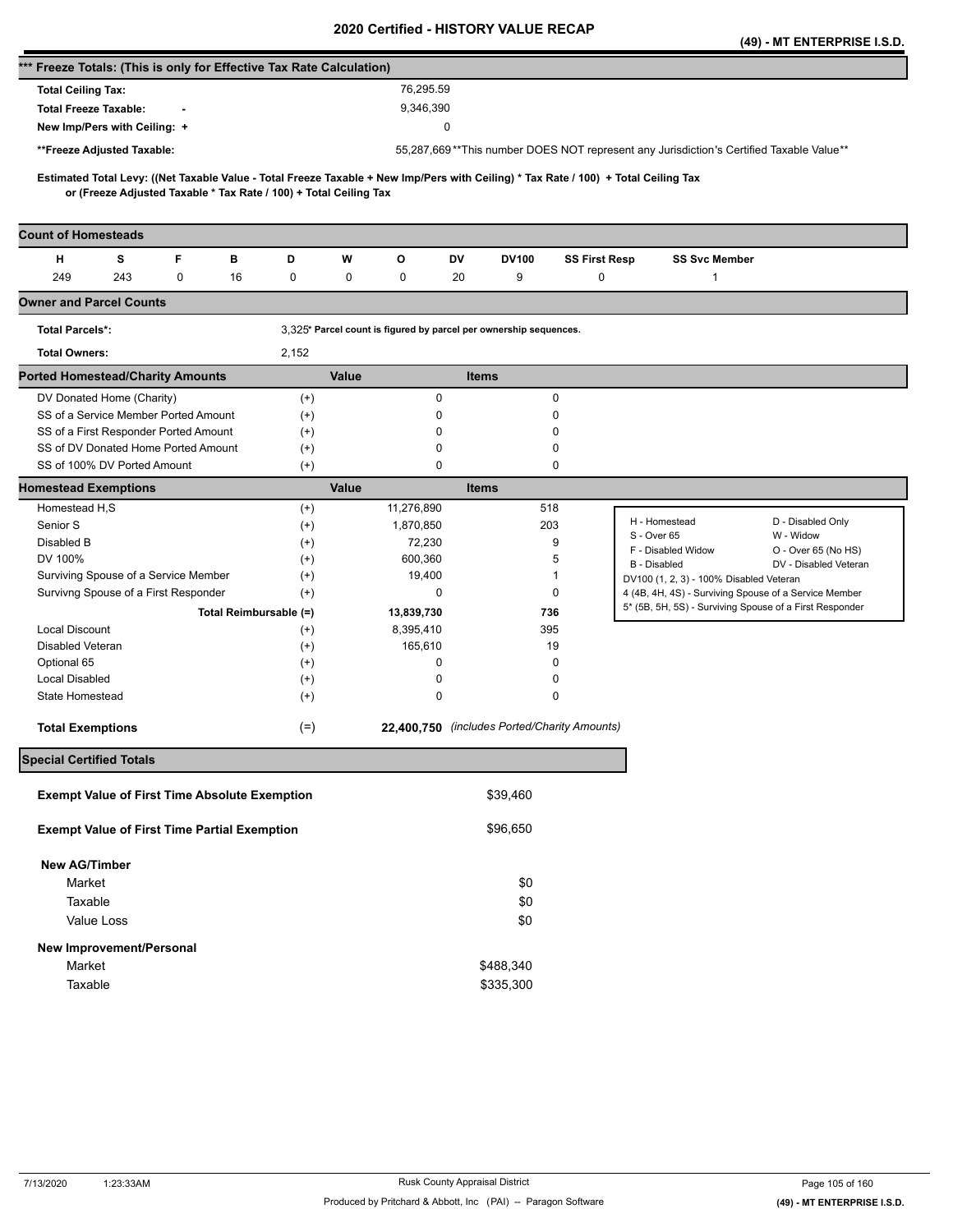# 2020 Certified - HISTORY VALUE RECAP

**(49) - MT ENTERPRISE I.S.D.**

## *** Freeze Totals: (This is only for Effective Tax Rate Calculation)

| | |
|---|---|
| **Total Ceiling Tax:** | 76,295.59 |
| **Total Freeze Taxable:** - | 9,346,390 |
| **New Imp/Pers with Ceiling:** + | 0 |
| **\*\*Freeze Adjusted Taxable:** | 55,287,669 |

**This number DOES NOT represent any Jurisdiction's Certified Taxable Value**

**Estimated Total Levy: ((Net Taxable Value - Total Freeze Taxable + New Imp/Pers with Ceiling) * Tax Rate / 100) + Total Ceiling Tax or (Freeze Adjusted Taxable * Tax Rate / 100) + Total Ceiling Tax**

## Count of Homesteads

| H | S | F | B | D | W | O | DV | DV100 | SS First Resp | SS Svc Member |
|---|---|---|---|---|---|---|---|---|---|---|
| 249 | 243 | 0 | 16 | 0 | 0 | 0 | 20 | 9 | 0 | 1 |

## Owner and Parcel Counts

| | |
|---|---|
| **Total Parcels*:** | 3,325 |
| **Total Owners:** | 2,152 |

\* Parcel count is figured by parcel per ownership sequences.

## Ported Homestead/Charity Amounts

| | | Value | Items |
|---|---|---|---|
| DV Donated Home (Charity) | (+) | 0 | 0 |
| SS of a Service Member Ported Amount | (+) | 0 | 0 |
| SS of a First Responder Ported Amount | (+) | 0 | 0 |
| SS of DV Donated Home Ported Amount | (+) | 0 | 0 |
| SS of 100% DV Ported Amount | (+) | 0 | 0 |

## Homestead Exemptions

| | | Value | Items |
|---|---|---|---|
| Homestead H,S | (+) | 11,276,890 | 518 |
| Senior S | (+) | 1,870,850 | 203 |
| Disabled B | (+) | 72,230 | 9 |
| DV 100% | (+) | 600,360 | 5 |
| Surviving Spouse of a Service Member | (+) | 19,400 | 1 |
| Survivng Spouse of a First Responder | (+) | 0 | 0 |
| Total Reimbursable | (=) | 13,839,730 | 736 |
| Local Discount | (+) | 8,395,410 | 395 |
| Disabled Veteran | (+) | 165,610 | 19 |
| Optional 65 | (+) | 0 | 0 |
| Local Disabled | (+) | 0 | 0 |
| State Homestead | (+) | 0 | 0 |
| **Total Exemptions** | (=) | **22,400,750** | *(includes Ported/Charity Amounts)* |

| | |
|---|---|
| H - Homestead | D - Disabled Only |
| S - Over 65 | W - Widow |
| F - Disabled Widow | O - Over 65 (No HS) |
| B - Disabled | DV - Disabled Veteran |
| DV100 (1, 2, 3) - 100% Disabled Veteran | |
| 4 (4B, 4H, 4S) - Surviving Spouse of a Service Member | |
| 5* (5B, 5H, 5S) - Surviving Spouse of a First Responder | |

## Special Certified Totals

| | |
|---|---|
| **Exempt Value of First Time Absolute Exemption** | $39,460 |
| **Exempt Value of First Time Partial Exemption** | $96,650 |
| **New AG/Timber** | |
| Market | $0 |
| Taxable | $0 |
| Value Loss | $0 |
| **New Improvement/Personal** | |
| Market | $488,340 |
| Taxable | $335,300 |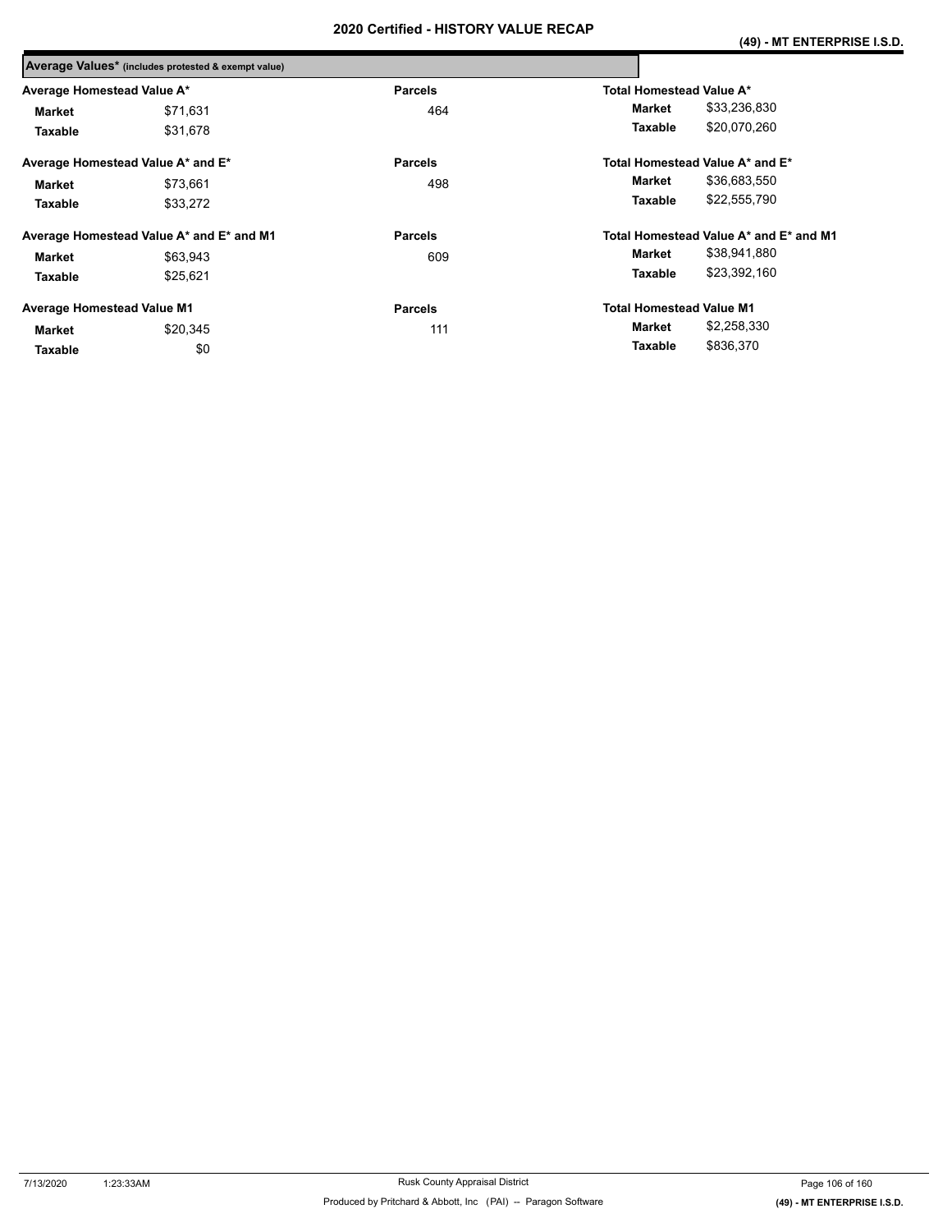## Average Values* (includes protested & exempt value)

| Average Homestead Value A* | | Parcels | Total Homestead Value A* | |
|---|---|---|---|---|
| **Market** | $71,631 | 464 | **Market** | $33,236,830 |
| **Taxable** | $31,678 | | **Taxable** | $20,070,260 |

| Average Homestead Value A* and E* | | Parcels | Total Homestead Value A* and E* | |
|---|---|---|---|---|
| **Market** | $73,661 | 498 | **Market** | $36,683,550 |
| **Taxable** | $33,272 | | **Taxable** | $22,555,790 |

| Average Homestead Value A* and E* and M1 | | Parcels | Total Homestead Value A* and E* and M1 | |
|---|---|---|---|---|
| **Market** | $63,943 | 609 | **Market** | $38,941,880 |
| **Taxable** | $25,621 | | **Taxable** | $23,392,160 |

| Average Homestead Value M1 | | Parcels | Total Homestead Value M1 | |
|---|---|---|---|---|
| **Market** | $20,345 | 111 | **Market** | $2,258,330 |
| **Taxable** | $0 | | **Taxable** | $836,370 |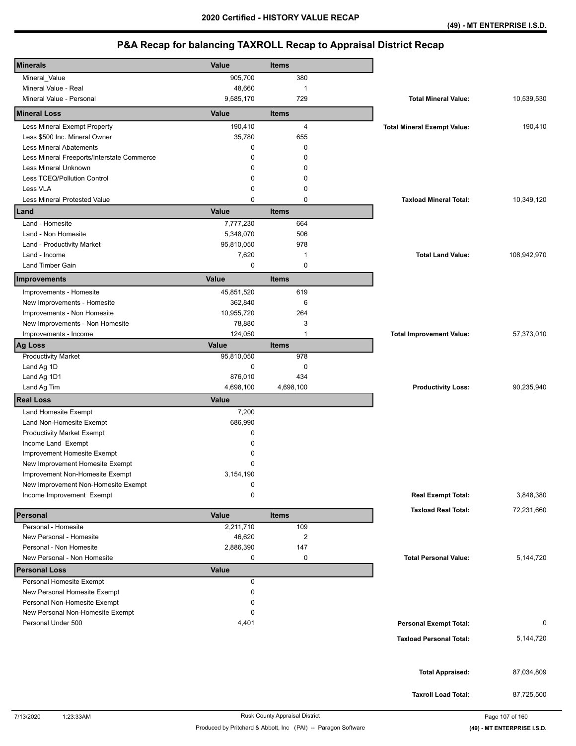# 2020 Certified - HISTORY VALUE RECAP

(49) - MT ENTERPRISE I.S.D.

## P&A Recap for balancing TAXROLL Recap to Appraisal District Recap

| Minerals | Value | Items | | |
|---|---|---|---|---|
| Mineral_Value | 905,700 | 380 | | |
| Mineral Value - Real | 48,660 | 1 | | |
| Mineral Value - Personal | 9,585,170 | 729 | **Total Mineral Value:** | 10,539,530 |
| **Mineral Loss** | **Value** | **Items** | | |
| Less Mineral Exempt Property | 190,410 | 4 | **Total Mineral Exempt Value:** | 190,410 |
| Less $500 Inc. Mineral Owner | 35,780 | 655 | | |
| Less Mineral Abatements | 0 | 0 | | |
| Less Mineral Freeports/Interstate Commerce | 0 | 0 | | |
| Less Mineral Unknown | 0 | 0 | | |
| Less TCEQ/Pollution Control | 0 | 0 | | |
| Less VLA | 0 | 0 | | |
| Less Mineral Protested Value | 0 | 0 | **Taxload Mineral Total:** | 10,349,120 |
| **Land** | **Value** | **Items** | | |
| Land - Homesite | 7,777,230 | 664 | | |
| Land - Non Homesite | 5,348,070 | 506 | | |
| Land - Productivity Market | 95,810,050 | 978 | | |
| Land - Income | 7,620 | 1 | **Total Land Value:** | 108,942,970 |
| Land Timber Gain | 0 | 0 | | |
| **Improvements** | **Value** | **Items** | | |
| Improvements - Homesite | 45,851,520 | 619 | | |
| New Improvements - Homesite | 362,840 | 6 | | |
| Improvements - Non Homesite | 10,955,720 | 264 | | |
| New Improvements - Non Homesite | 78,880 | 3 | | |
| Improvements - Income | 124,050 | 1 | **Total Improvement Value:** | 57,373,010 |
| **Ag Loss** | **Value** | **Items** | | |
| Productivity Market | 95,810,050 | 978 | | |
| Land Ag 1D | 0 | 0 | | |
| Land Ag 1D1 | 876,010 | 434 | | |
| Land Ag Tim | 4,698,100 | 4,698,100 | **Productivity Loss:** | 90,235,940 |
| **Real Loss** | **Value** | | | |
| Land Homesite Exempt | 7,200 | | | |
| Land Non-Homesite Exempt | 686,990 | | | |
| Productivity Market Exempt | 0 | | | |
| Income Land Exempt | 0 | | | |
| Improvement Homesite Exempt | 0 | | | |
| New Improvement Homesite Exempt | 0 | | | |
| Improvement Non-Homesite Exempt | 3,154,190 | | | |
| New Improvement Non-Homesite Exempt | 0 | | | |
| Income Improvement Exempt | 0 | | **Real Exempt Total:** | 3,848,380 |
| | | | **Taxload Real Total:** | 72,231,660 |
| **Personal** | **Value** | **Items** | | |
| Personal - Homesite | 2,211,710 | 109 | | |
| New Personal - Homesite | 46,620 | 2 | | |
| Personal - Non Homesite | 2,886,390 | 147 | | |
| New Personal - Non Homesite | 0 | 0 | **Total Personal Value:** | 5,144,720 |
| **Personal Loss** | **Value** | | | |
| Personal Homesite Exempt | 0 | | | |
| New Personal Homesite Exempt | 0 | | | |
| Personal Non-Homesite Exempt | 0 | | | |
| New Personal Non-Homesite Exempt | 0 | | | |
| Personal Under 500 | 4,401 | | **Personal Exempt Total:** | 0 |
| | | | **Taxload Personal Total:** | 5,144,720 |
| | | | **Total Appraised:** | 87,034,809 |
| | | | **Taxroll Load Total:** | 87,725,500 |

7/13/2020 1:23:33AM Rusk County Appraisal District

Produced by Pritchard & Abbott, Inc (PAI) -- Paragon Software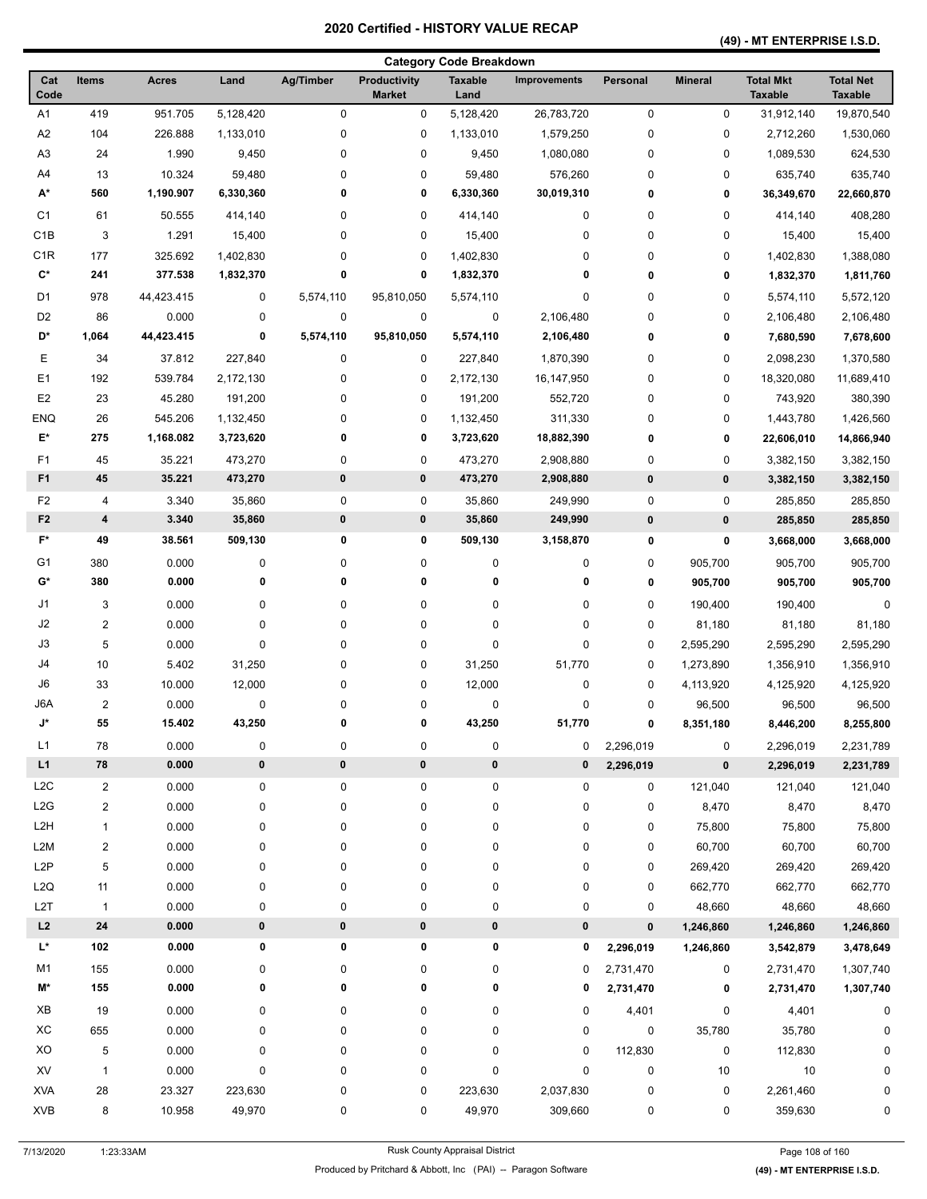# 2020 Certified - HISTORY VALUE RECAP

## (49) - MT ENTERPRISE I.S.D.

### Category Code Breakdown

| Cat Code | Items | Acres | Land | Ag/Timber | Productivity Market | Taxable Land | Improvements | Personal | Mineral | Total Mkt Taxable | Total Net Taxable |
|---|---|---|---|---|---|---|---|---|---|---|---|
| A1 | 419 | 951.705 | 5,128,420 | 0 | 0 | 5,128,420 | 26,783,720 | 0 | 0 | 31,912,140 | 19,870,540 |
| A2 | 104 | 226.888 | 1,133,010 | 0 | 0 | 1,133,010 | 1,579,250 | 0 | 0 | 2,712,260 | 1,530,060 |
| A3 | 24 | 1.990 | 9,450 | 0 | 0 | 9,450 | 1,080,080 | 0 | 0 | 1,089,530 | 624,530 |
| A4 | 13 | 10.324 | 59,480 | 0 | 0 | 59,480 | 576,260 | 0 | 0 | 635,740 | 635,740 |
| **A*** | **560** | **1,190.907** | **6,330,360** | **0** | **0** | **6,330,360** | **30,019,310** | **0** | **0** | **36,349,670** | **22,660,870** |
| C1 | 61 | 50.555 | 414,140 | 0 | 0 | 414,140 | 0 | 0 | 0 | 414,140 | 408,280 |
| C1B | 3 | 1.291 | 15,400 | 0 | 0 | 15,400 | 0 | 0 | 0 | 15,400 | 15,400 |
| C1R | 177 | 325.692 | 1,402,830 | 0 | 0 | 1,402,830 | 0 | 0 | 0 | 1,402,830 | 1,388,080 |
| **C*** | **241** | **377.538** | **1,832,370** | **0** | **0** | **1,832,370** | **0** | **0** | **0** | **1,832,370** | **1,811,760** |
| D1 | 978 | 44,423.415 | 0 | 5,574,110 | 95,810,050 | 5,574,110 | 0 | 0 | 0 | 5,574,110 | 5,572,120 |
| D2 | 86 | 0.000 | 0 | 0 | 0 | 0 | 2,106,480 | 0 | 0 | 2,106,480 | 2,106,480 |
| **D*** | **1,064** | **44,423.415** | **0** | **5,574,110** | **95,810,050** | **5,574,110** | **2,106,480** | **0** | **0** | **7,680,590** | **7,678,600** |
| E | 34 | 37.812 | 227,840 | 0 | 0 | 227,840 | 1,870,390 | 0 | 0 | 2,098,230 | 1,370,580 |
| E1 | 192 | 539.784 | 2,172,130 | 0 | 0 | 2,172,130 | 16,147,950 | 0 | 0 | 18,320,080 | 11,689,410 |
| E2 | 23 | 45.280 | 191,200 | 0 | 0 | 191,200 | 552,720 | 0 | 0 | 743,920 | 380,390 |
| ENQ | 26 | 545.206 | 1,132,450 | 0 | 0 | 1,132,450 | 311,330 | 0 | 0 | 1,443,780 | 1,426,560 |
| **E*** | **275** | **1,168.082** | **3,723,620** | **0** | **0** | **3,723,620** | **18,882,390** | **0** | **0** | **22,606,010** | **14,866,940** |
| F1 | 45 | 35.221 | 473,270 | 0 | 0 | 473,270 | 2,908,880 | 0 | 0 | 3,382,150 | 3,382,150 |
| **F1** | **45** | **35.221** | **473,270** | **0** | **0** | **473,270** | **2,908,880** | **0** | **0** | **3,382,150** | **3,382,150** |
| F2 | 4 | 3.340 | 35,860 | 0 | 0 | 35,860 | 249,990 | 0 | 0 | 285,850 | 285,850 |
| **F2** | **4** | **3.340** | **35,860** | **0** | **0** | **35,860** | **249,990** | **0** | **0** | **285,850** | **285,850** |
| **F*** | **49** | **38.561** | **509,130** | **0** | **0** | **509,130** | **3,158,870** | **0** | **0** | **3,668,000** | **3,668,000** |
| G1 | 380 | 0.000 | 0 | 0 | 0 | 0 | 0 | 0 | 905,700 | 905,700 | 905,700 |
| **G*** | **380** | **0.000** | **0** | **0** | **0** | **0** | **0** | **0** | **905,700** | **905,700** | **905,700** |
| J1 | 3 | 0.000 | 0 | 0 | 0 | 0 | 0 | 0 | 190,400 | 190,400 | 0 |
| J2 | 2 | 0.000 | 0 | 0 | 0 | 0 | 0 | 0 | 81,180 | 81,180 | 81,180 |
| J3 | 5 | 0.000 | 0 | 0 | 0 | 0 | 0 | 0 | 2,595,290 | 2,595,290 | 2,595,290 |
| J4 | 10 | 5.402 | 31,250 | 0 | 0 | 31,250 | 51,770 | 0 | 1,273,890 | 1,356,910 | 1,356,910 |
| J6 | 33 | 10.000 | 12,000 | 0 | 0 | 12,000 | 0 | 0 | 4,113,920 | 4,125,920 | 4,125,920 |
| J6A | 2 | 0.000 | 0 | 0 | 0 | 0 | 0 | 0 | 96,500 | 96,500 | 96,500 |
| **J*** | **55** | **15.402** | **43,250** | **0** | **0** | **43,250** | **51,770** | **0** | **8,351,180** | **8,446,200** | **8,255,800** |
| L1 | 78 | 0.000 | 0 | 0 | 0 | 0 | 0 | 2,296,019 | 0 | 2,296,019 | 2,231,789 |
| **L1** | **78** | **0.000** | **0** | **0** | **0** | **0** | **0** | **2,296,019** | **0** | **2,296,019** | **2,231,789** |
| L2C | 2 | 0.000 | 0 | 0 | 0 | 0 | 0 | 0 | 121,040 | 121,040 | 121,040 |
| L2G | 2 | 0.000 | 0 | 0 | 0 | 0 | 0 | 0 | 8,470 | 8,470 | 8,470 |
| L2H | 1 | 0.000 | 0 | 0 | 0 | 0 | 0 | 0 | 75,800 | 75,800 | 75,800 |
| L2M | 2 | 0.000 | 0 | 0 | 0 | 0 | 0 | 0 | 60,700 | 60,700 | 60,700 |
| L2P | 5 | 0.000 | 0 | 0 | 0 | 0 | 0 | 0 | 269,420 | 269,420 | 269,420 |
| L2Q | 11 | 0.000 | 0 | 0 | 0 | 0 | 0 | 0 | 662,770 | 662,770 | 662,770 |
| L2T | 1 | 0.000 | 0 | 0 | 0 | 0 | 0 | 0 | 48,660 | 48,660 | 48,660 |
| **L2** | **24** | **0.000** | **0** | **0** | **0** | **0** | **0** | **0** | **1,246,860** | **1,246,860** | **1,246,860** |
| **L*** | **102** | **0.000** | **0** | **0** | **0** | **0** | **0** | **2,296,019** | **1,246,860** | **3,542,879** | **3,478,649** |
| M1 | 155 | 0.000 | 0 | 0 | 0 | 0 | 0 | 2,731,470 | 0 | 2,731,470 | 1,307,740 |
| **M*** | **155** | **0.000** | **0** | **0** | **0** | **0** | **0** | **2,731,470** | **0** | **2,731,470** | **1,307,740** |
| XB | 19 | 0.000 | 0 | 0 | 0 | 0 | 0 | 4,401 | 0 | 4,401 | 0 |
| XC | 655 | 0.000 | 0 | 0 | 0 | 0 | 0 | 0 | 35,780 | 35,780 | 0 |
| XO | 5 | 0.000 | 0 | 0 | 0 | 0 | 0 | 112,830 | 0 | 112,830 | 0 |
| XV | 1 | 0.000 | 0 | 0 | 0 | 0 | 0 | 0 | 10 | 10 | 0 |
| XVA | 28 | 23.327 | 223,630 | 0 | 0 | 223,630 | 2,037,830 | 0 | 0 | 2,261,460 | 0 |
| XVB | 8 | 10.958 | 49,970 | 0 | 0 | 49,970 | 309,660 | 0 | 0 | 359,630 | 0 |

7/13/2020 1:23:33AM Rusk County Appraisal District

Produced by Pritchard & Abbott, Inc (PAI) -- Paragon Software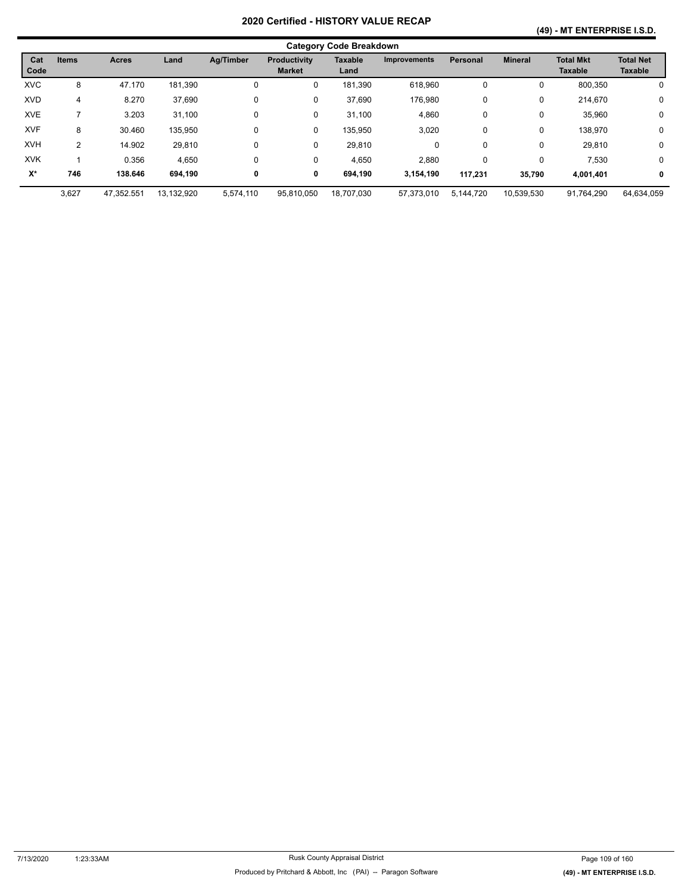# 2020 Certified - HISTORY VALUE RECAP

**(49) - MT ENTERPRISE I.S.D.**

## Category Code Breakdown

| Cat Code | Items | Acres | Land | Ag/Timber | Productivity Market | Taxable Land | Improvements | Personal | Mineral | Total Mkt Taxable | Total Net Taxable |
|---|---|---|---|---|---|---|---|---|---|---|---|
| XVC | 8 | 47.170 | 181,390 | 0 | 0 | 181,390 | 618,960 | 0 | 0 | 800,350 | 0 |
| XVD | 4 | 8.270 | 37,690 | 0 | 0 | 37,690 | 176,980 | 0 | 0 | 214,670 | 0 |
| XVE | 7 | 3.203 | 31,100 | 0 | 0 | 31,100 | 4,860 | 0 | 0 | 35,960 | 0 |
| XVF | 8 | 30.460 | 135,950 | 0 | 0 | 135,950 | 3,020 | 0 | 0 | 138,970 | 0 |
| XVH | 2 | 14.902 | 29,810 | 0 | 0 | 29,810 | 0 | 0 | 0 | 29,810 | 0 |
| XVK | 1 | 0.356 | 4,650 | 0 | 0 | 4,650 | 2,880 | 0 | 0 | 7,530 | 0 |
| **X*** | **746** | **138.646** | **694,190** | **0** | **0** | **694,190** | **3,154,190** | **117,231** | **35,790** | **4,001,401** | **0** |
| | 3,627 | 47,352.551 | 13,132,920 | 5,574,110 | 95,810,050 | 18,707,030 | 57,373,010 | 5,144,720 | 10,539,530 | 91,764,290 | 64,634,059 |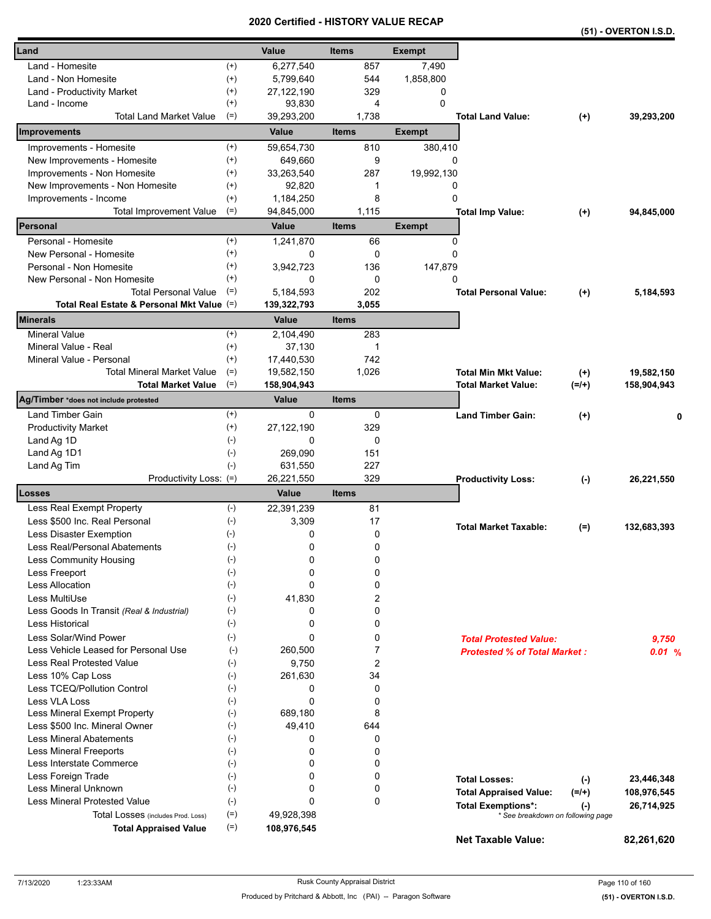# 2020 Certified - HISTORY VALUE RECAP

**(51) - OVERTON I.S.D.**

| Land | | Value | Items | Exempt | | | |
|---|---|---|---|---|---|---|---|
| Land - Homesite | (+) | 6,277,540 | 857 | 7,490 | | | |
| Land - Non Homesite | (+) | 5,799,640 | 544 | 1,858,800 | | | |
| Land - Productivity Market | (+) | 27,122,190 | 329 | 0 | | | |
| Land - Income | (+) | 93,830 | 4 | 0 | | | |
| Total Land Market Value | (=) | 39,293,200 | 1,738 | | **Total Land Value:** | **(+)** | **39,293,200** |
| **Improvements** | | **Value** | **Items** | **Exempt** | | | |
| Improvements - Homesite | (+) | 59,654,730 | 810 | 380,410 | | | |
| New Improvements - Homesite | (+) | 649,660 | 9 | 0 | | | |
| Improvements - Non Homesite | (+) | 33,263,540 | 287 | 19,992,130 | | | |
| New Improvements - Non Homesite | (+) | 92,820 | 1 | 0 | | | |
| Improvements - Income | (+) | 1,184,250 | 8 | 0 | | | |
| Total Improvement Value | (=) | 94,845,000 | 1,115 | | **Total Imp Value:** | **(+)** | **94,845,000** |
| **Personal** | | **Value** | **Items** | **Exempt** | | | |
| Personal - Homesite | (+) | 1,241,870 | 66 | 0 | | | |
| New Personal - Homesite | (+) | 0 | 0 | 0 | | | |
| Personal - Non Homesite | (+) | 3,942,723 | 136 | 147,879 | | | |
| New Personal - Non Homesite | (+) | 0 | 0 | 0 | | | |
| Total Personal Value | (=) | 5,184,593 | 202 | | **Total Personal Value:** | **(+)** | **5,184,593** |
| **Total Real Estate & Personal Mkt Value** | (=) | **139,322,793** | **3,055** | | | | |
| **Minerals** | | **Value** | **Items** | | | | |
| Mineral Value | (+) | 2,104,490 | 283 | | | | |
| Mineral Value - Real | (+) | 37,130 | 1 | | | | |
| Mineral Value - Personal | (+) | 17,440,530 | 742 | | | | |
| Total Mineral Market Value | (=) | 19,582,150 | 1,026 | | **Total Min Mkt Value:** | **(+)** | **19,582,150** |
| **Total Market Value** | (=) | **158,904,943** | | | **Total Market Value:** | **(=/+)** | **158,904,943** |
| **Ag/Timber** *does not include protested | | **Value** | **Items** | | | | |
| Land Timber Gain | (+) | 0 | 0 | | **Land Timber Gain:** | **(+)** | **0** |
| Productivity Market | (+) | 27,122,190 | 329 | | | | |
| Land Ag 1D | (-) | 0 | 0 | | | | |
| Land Ag 1D1 | (-) | 269,090 | 151 | | | | |
| Land Ag Tim | (-) | 631,550 | 227 | | | | |
| Productivity Loss: | (=) | 26,221,550 | 329 | | **Productivity Loss:** | **(-)** | **26,221,550** |
| **Losses** | | **Value** | **Items** | | | | |
| Less Real Exempt Property | (-) | 22,391,239 | 81 | | | | |
| Less $500 Inc. Real Personal | (-) | 3,309 | 17 | | **Total Market Taxable:** | **(=)** | **132,683,393** |
| Less Disaster Exemption | (-) | 0 | 0 | | | | |
| Less Real/Personal Abatements | (-) | 0 | 0 | | | | |
| Less Community Housing | (-) | 0 | 0 | | | | |
| Less Freeport | (-) | 0 | 0 | | | | |
| Less Allocation | (-) | 0 | 0 | | | | |
| Less MultiUse | (-) | 41,830 | 2 | | | | |
| Less Goods In Transit *(Real & Industrial)* | (-) | 0 | 0 | | | | |
| Less Historical | (-) | 0 | 0 | | | | |
| Less Solar/Wind Power | (-) | 0 | 0 | | ***Total Protested Value:*** | | ***9,750*** |
| Less Vehicle Leased for Personal Use | (-) | 260,500 | 7 | | ***Protested % of Total Market :*** | | ***0.01 %*** |
| Less Real Protested Value | (-) | 9,750 | 2 | | | | |
| Less 10% Cap Loss | (-) | 261,630 | 34 | | | | |
| Less TCEQ/Pollution Control | (-) | 0 | 0 | | | | |
| Less VLA Loss | (-) | 0 | 0 | | | | |
| Less Mineral Exempt Property | (-) | 689,180 | 8 | | | | |
| Less $500 Inc. Mineral Owner | (-) | 49,410 | 644 | | | | |
| Less Mineral Abatements | (-) | 0 | 0 | | | | |
| Less Mineral Freeports | (-) | 0 | 0 | | | | |
| Less Interstate Commerce | (-) | 0 | 0 | | | | |
| Less Foreign Trade | (-) | 0 | 0 | | **Total Losses:** | **(-)** | **23,446,348** |
| Less Mineral Unknown | (-) | 0 | 0 | | **Total Appraised Value:** | **(=/+)** | **108,976,545** |
| Less Mineral Protested Value | (-) | 0 | 0 | | **Total Exemptions*:** | **(-)** | **26,714,925** |
| Total Losses (includes Prod. Loss) | (=) | 49,928,398 | | | *\* See breakdown on following page* | | |
| **Total Appraised Value** | (=) | **108,976,545** | | | | | |
| | | | | | **Net Taxable Value:** | | **82,261,620** |

7/13/2020 1:23:33AM

Rusk County Appraisal District

Produced by Pritchard & Abbott, Inc (PAI) -- Paragon Software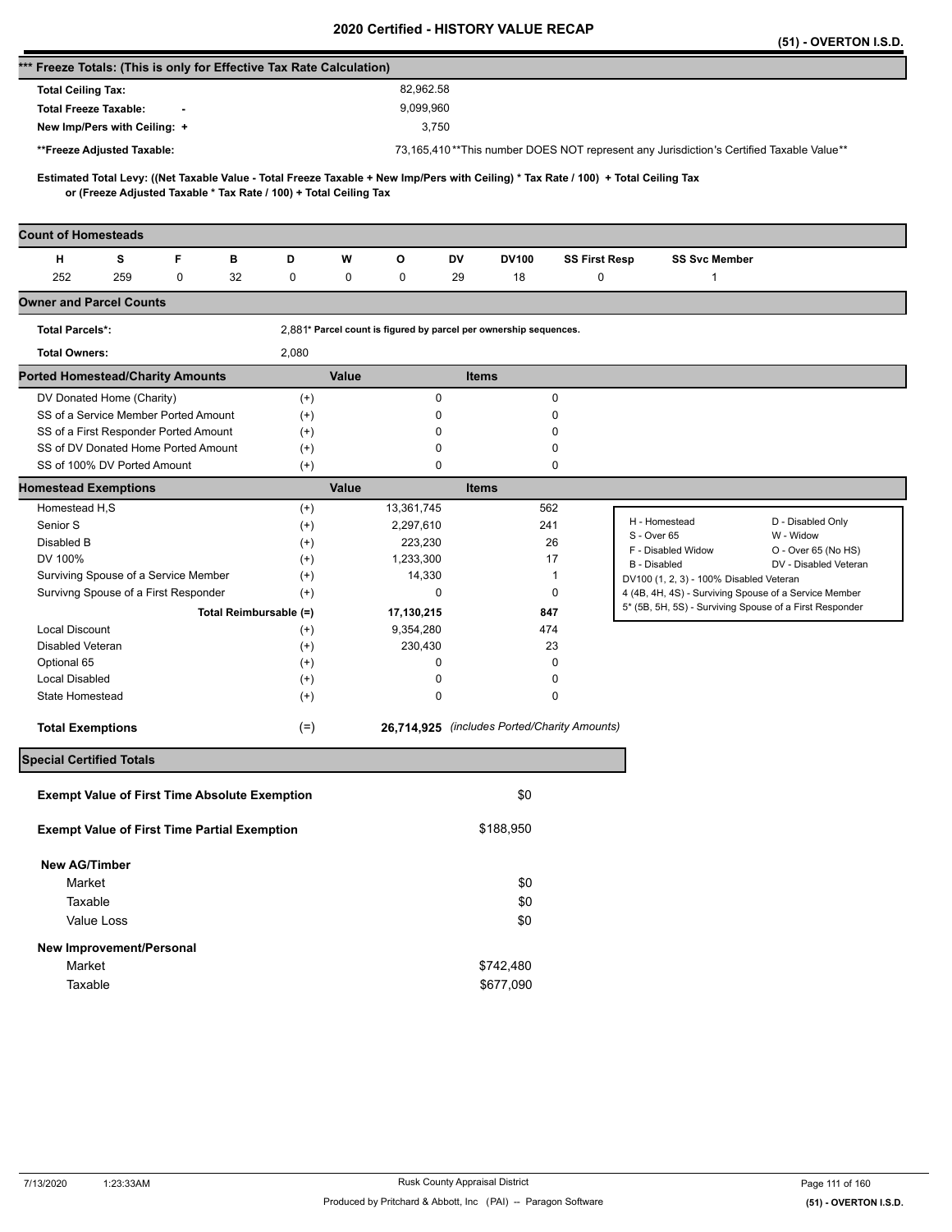# 2020 Certified - HISTORY VALUE RECAP

## (51) - OVERTON I.S.D.

### *** Freeze Totals: (This is only for Effective Tax Rate Calculation)

| | | |
|---|---|---|
| **Total Ceiling Tax:** | | 82,962.58 |
| **Total Freeze Taxable:** | - | 9,099,960 |
| **New Imp/Pers with Ceiling:** | + | 3,750 |
| ****Freeze Adjusted Taxable:** | | 73,165,410 **This number DOES NOT represent any Jurisdiction's Certified Taxable Value** |

**Estimated Total Levy: ((Net Taxable Value - Total Freeze Taxable + New Imp/Pers with Ceiling) * Tax Rate / 100) + Total Ceiling Tax or (Freeze Adjusted Taxable * Tax Rate / 100) + Total Ceiling Tax**

### Count of Homesteads

| H | S | F | B | D | W | O | DV | DV100 | SS First Resp | SS Svc Member |
|---|---|---|---|---|---|---|---|---|---|---|
| 252 | 259 | 0 | 32 | 0 | 0 | 0 | 29 | 18 | 0 | 1 |

### Owner and Parcel Counts

| | |
|---|---|
| **Total Parcels*:** | 2,881* Parcel count is figured by parcel per ownership sequences. |
| **Total Owners:** | 2,080 |

### Ported Homestead/Charity Amounts

| | | Value | Items |
|---|---|---|---|
| DV Donated Home (Charity) | (+) | 0 | 0 |
| SS of a Service Member Ported Amount | (+) | 0 | 0 |
| SS of a First Responder Ported Amount | (+) | 0 | 0 |
| SS of DV Donated Home Ported Amount | (+) | 0 | 0 |
| SS of 100% DV Ported Amount | (+) | 0 | 0 |

### Homestead Exemptions

| | | Value | Items |
|---|---|---|---|
| Homestead H,S | (+) | 13,361,745 | 562 |
| Senior S | (+) | 2,297,610 | 241 |
| Disabled B | (+) | 223,230 | 26 |
| DV 100% | (+) | 1,233,300 | 17 |
| Surviving Spouse of a Service Member | (+) | 14,330 | 1 |
| Survivng Spouse of a First Responder | (+) | 0 | 0 |
| Total Reimbursable | (=) | **17,130,215** | **847** |
| Local Discount | (+) | 9,354,280 | 474 |
| Disabled Veteran | (+) | 230,430 | 23 |
| Optional 65 | (+) | 0 | 0 |
| Local Disabled | (+) | 0 | 0 |
| State Homestead | (+) | 0 | 0 |
| **Total Exemptions** | (=) | **26,714,925** | *(includes Ported/Charity Amounts)* |

| | |
|---|---|
| H - Homestead | D - Disabled Only |
| S - Over 65 | W - Widow |
| F - Disabled Widow | O - Over 65 (No HS) |
| B - Disabled | DV - Disabled Veteran |
| DV100 (1, 2, 3) - 100% Disabled Veteran | |
| 4 (4B, 4H, 4S) - Surviving Spouse of a Service Member | |
| 5* (5B, 5H, 5S) - Surviving Spouse of a First Responder | |

### Special Certified Totals

| | |
|---|---|
| **Exempt Value of First Time Absolute Exemption** | $0 |
| **Exempt Value of First Time Partial Exemption** | $188,950 |
| **New AG/Timber** | |
| Market | $0 |
| Taxable | $0 |
| Value Loss | $0 |
| **New Improvement/Personal** | |
| Market | $742,480 |
| Taxable | $677,090 |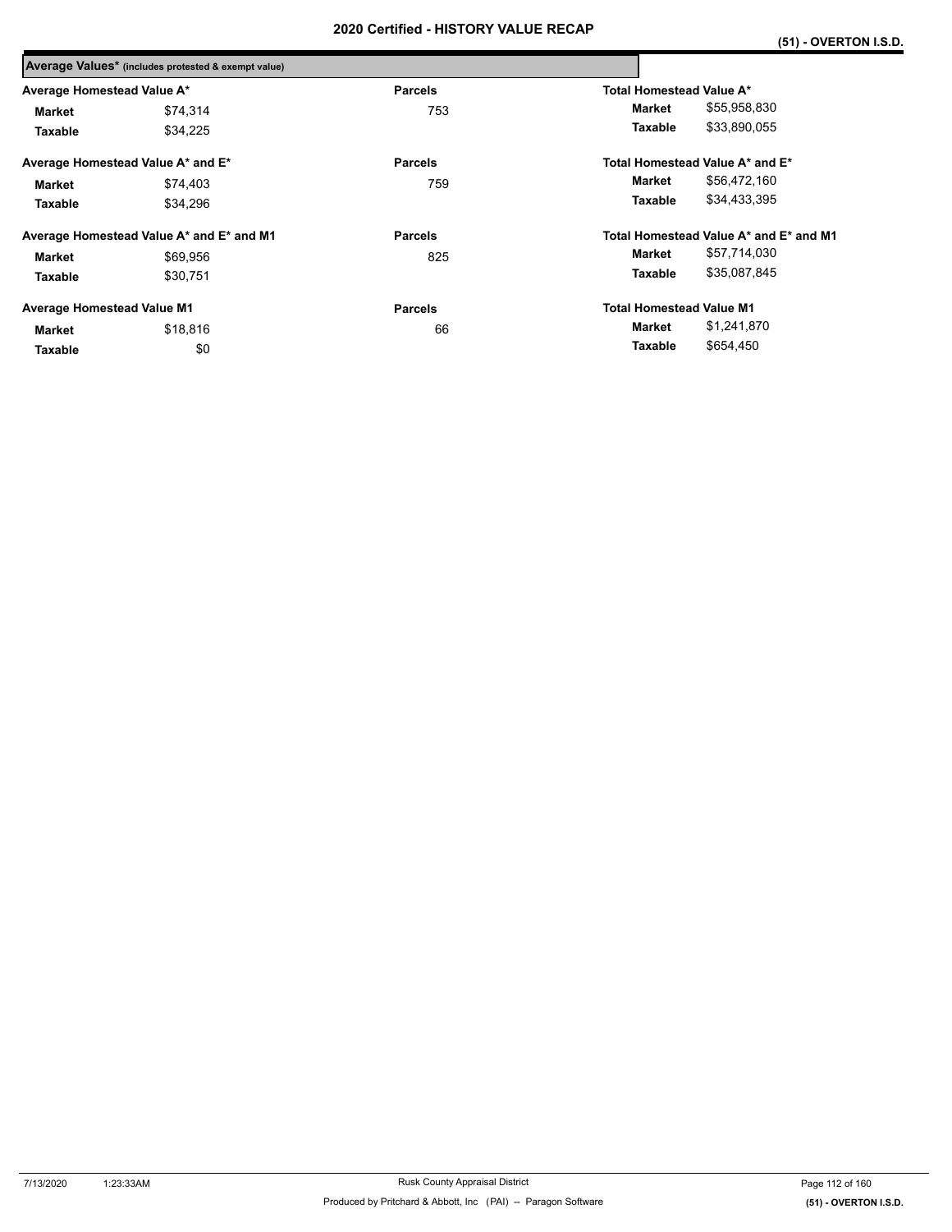# 2020 Certified - HISTORY VALUE RECAP

**(51) - OVERTON I.S.D.**

## Average Values* (includes protested & exempt value)

| Average Homestead Value A* | | Parcels | Total Homestead Value A* | |
|---|---|---|---|---|
| **Market** | $74,314 | 753 | **Market** | $55,958,830 |
| **Taxable** | $34,225 | | **Taxable** | $33,890,055 |

| Average Homestead Value A* and E* | | Parcels | Total Homestead Value A* and E* | |
|---|---|---|---|---|
| **Market** | $74,403 | 759 | **Market** | $56,472,160 |
| **Taxable** | $34,296 | | **Taxable** | $34,433,395 |

| Average Homestead Value A* and E* and M1 | | Parcels | Total Homestead Value A* and E* and M1 | |
|---|---|---|---|---|
| **Market** | $69,956 | 825 | **Market** | $57,714,030 |
| **Taxable** | $30,751 | | **Taxable** | $35,087,845 |

| Average Homestead Value M1 | | Parcels | Total Homestead Value M1 | |
|---|---|---|---|---|
| **Market** | $18,816 | 66 | **Market** | $1,241,870 |
| **Taxable** | $0 | | **Taxable** | $654,450 |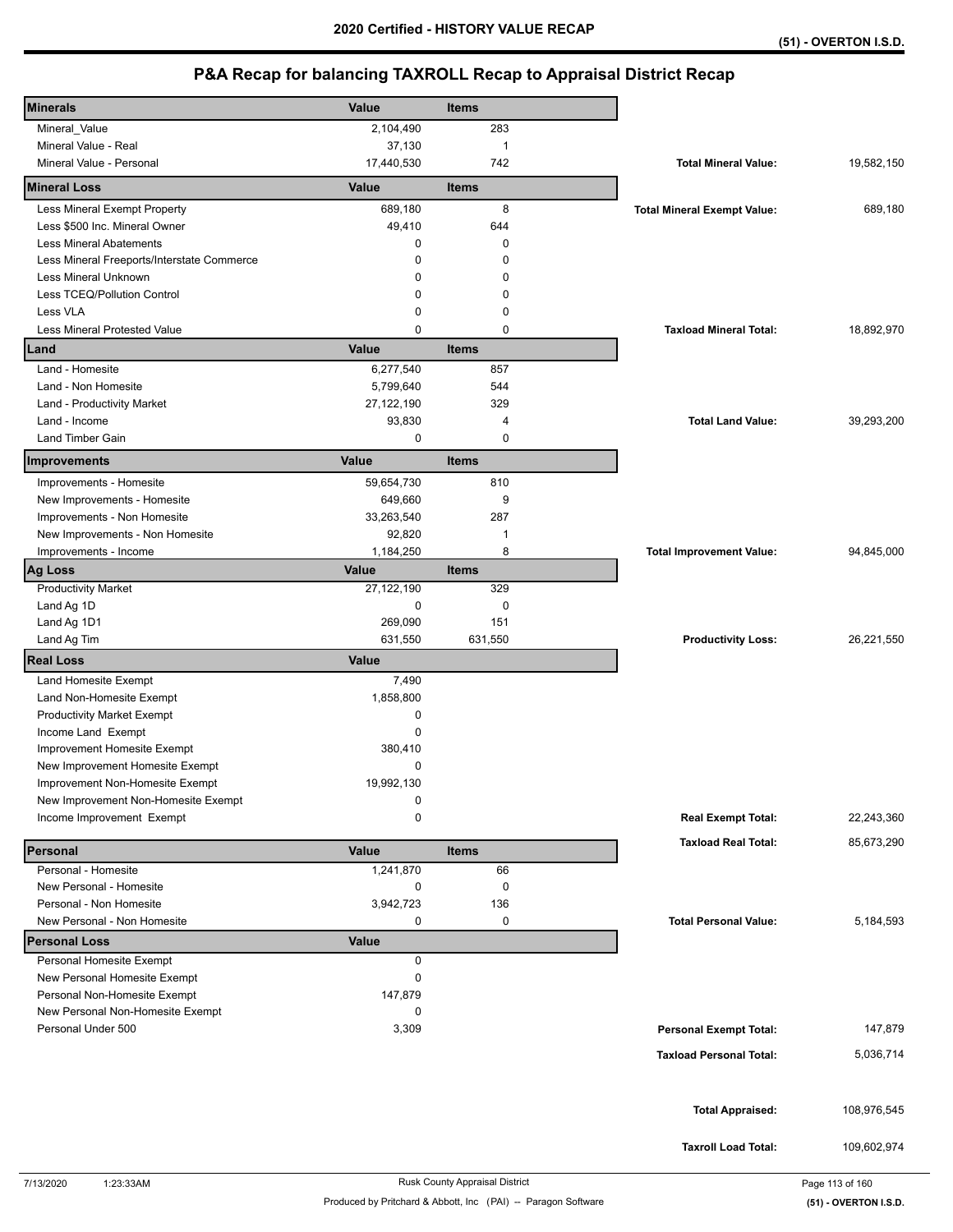# 2020 Certified - HISTORY VALUE RECAP

## P&A Recap for balancing TAXROLL Recap to Appraisal District Recap

| Minerals | Value | Items | | |
|---|---|---|---|---|
| Mineral_Value | 2,104,490 | 283 | | |
| Mineral Value - Real | 37,130 | 1 | | |
| Mineral Value - Personal | 17,440,530 | 742 | **Total Mineral Value:** | 19,582,150 |
| **Mineral Loss** | **Value** | **Items** | | |
| Less Mineral Exempt Property | 689,180 | 8 | **Total Mineral Exempt Value:** | 689,180 |
| Less $500 Inc. Mineral Owner | 49,410 | 644 | | |
| Less Mineral Abatements | 0 | 0 | | |
| Less Mineral Freeports/Interstate Commerce | 0 | 0 | | |
| Less Mineral Unknown | 0 | 0 | | |
| Less TCEQ/Pollution Control | 0 | 0 | | |
| Less VLA | 0 | 0 | | |
| Less Mineral Protested Value | 0 | 0 | **Taxload Mineral Total:** | 18,892,970 |
| **Land** | **Value** | **Items** | | |
| Land - Homesite | 6,277,540 | 857 | | |
| Land - Non Homesite | 5,799,640 | 544 | | |
| Land - Productivity Market | 27,122,190 | 329 | | |
| Land - Income | 93,830 | 4 | **Total Land Value:** | 39,293,200 |
| Land Timber Gain | 0 | 0 | | |
| **Improvements** | **Value** | **Items** | | |
| Improvements - Homesite | 59,654,730 | 810 | | |
| New Improvements - Homesite | 649,660 | 9 | | |
| Improvements - Non Homesite | 33,263,540 | 287 | | |
| New Improvements - Non Homesite | 92,820 | 1 | | |
| Improvements - Income | 1,184,250 | 8 | **Total Improvement Value:** | 94,845,000 |
| **Ag Loss** | **Value** | **Items** | | |
| Productivity Market | 27,122,190 | 329 | | |
| Land Ag 1D | 0 | 0 | | |
| Land Ag 1D1 | 269,090 | 151 | | |
| Land Ag Tim | 631,550 | 631,550 | **Productivity Loss:** | 26,221,550 |
| **Real Loss** | **Value** | | | |
| Land Homesite Exempt | 7,490 | | | |
| Land Non-Homesite Exempt | 1,858,800 | | | |
| Productivity Market Exempt | 0 | | | |
| Income Land Exempt | 0 | | | |
| Improvement Homesite Exempt | 380,410 | | | |
| New Improvement Homesite Exempt | 0 | | | |
| Improvement Non-Homesite Exempt | 19,992,130 | | | |
| New Improvement Non-Homesite Exempt | 0 | | | |
| Income Improvement Exempt | 0 | | **Real Exempt Total:** | 22,243,360 |
| | | | **Taxload Real Total:** | 85,673,290 |
| **Personal** | **Value** | **Items** | | |
| Personal - Homesite | 1,241,870 | 66 | | |
| New Personal - Homesite | 0 | 0 | | |
| Personal - Non Homesite | 3,942,723 | 136 | | |
| New Personal - Non Homesite | 0 | 0 | **Total Personal Value:** | 5,184,593 |
| **Personal Loss** | **Value** | | | |
| Personal Homesite Exempt | 0 | | | |
| New Personal Homesite Exempt | 0 | | | |
| Personal Non-Homesite Exempt | 147,879 | | | |
| New Personal Non-Homesite Exempt | 0 | | | |
| Personal Under 500 | 3,309 | | **Personal Exempt Total:** | 147,879 |
| | | | **Taxload Personal Total:** | 5,036,714 |
| | | | **Total Appraised:** | 108,976,545 |
| | | | **Taxroll Load Total:** | 109,602,974 |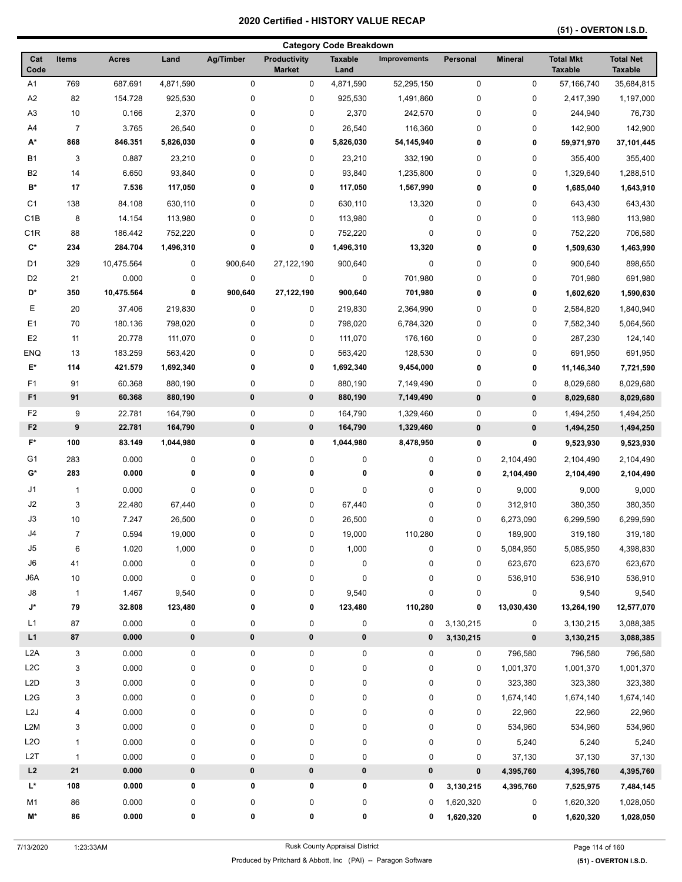# 2020 Certified - HISTORY VALUE RECAP

**(51) - OVERTON I.S.D.**

## Category Code Breakdown

| Cat Code | Items | Acres | Land | Ag/Timber | Productivity Market | Taxable Land | Improvements | Personal | Mineral | Total Mkt Taxable | Total Net Taxable |
|---|---|---|---|---|---|---|---|---|---|---|---|
| A1 | 769 | 687.691 | 4,871,590 | 0 | 0 | 4,871,590 | 52,295,150 | 0 | 0 | 57,166,740 | 35,684,815 |
| A2 | 82 | 154.728 | 925,530 | 0 | 0 | 925,530 | 1,491,860 | 0 | 0 | 2,417,390 | 1,197,000 |
| A3 | 10 | 0.166 | 2,370 | 0 | 0 | 2,370 | 242,570 | 0 | 0 | 244,940 | 76,730 |
| A4 | 7 | 3.765 | 26,540 | 0 | 0 | 26,540 | 116,360 | 0 | 0 | 142,900 | 142,900 |
| **A*** | **868** | **846.351** | **5,826,030** | **0** | **0** | **5,826,030** | **54,145,940** | **0** | **0** | **59,971,970** | **37,101,445** |
| B1 | 3 | 0.887 | 23,210 | 0 | 0 | 23,210 | 332,190 | 0 | 0 | 355,400 | 355,400 |
| B2 | 14 | 6.650 | 93,840 | 0 | 0 | 93,840 | 1,235,800 | 0 | 0 | 1,329,640 | 1,288,510 |
| **B*** | **17** | **7.536** | **117,050** | **0** | **0** | **117,050** | **1,567,990** | **0** | **0** | **1,685,040** | **1,643,910** |
| C1 | 138 | 84.108 | 630,110 | 0 | 0 | 630,110 | 13,320 | 0 | 0 | 643,430 | 643,430 |
| C1B | 8 | 14.154 | 113,980 | 0 | 0 | 113,980 | 0 | 0 | 0 | 113,980 | 113,980 |
| C1R | 88 | 186.442 | 752,220 | 0 | 0 | 752,220 | 0 | 0 | 0 | 752,220 | 706,580 |
| **C*** | **234** | **284.704** | **1,496,310** | **0** | **0** | **1,496,310** | **13,320** | **0** | **0** | **1,509,630** | **1,463,990** |
| D1 | 329 | 10,475.564 | 0 | 900,640 | 27,122,190 | 900,640 | 0 | 0 | 0 | 900,640 | 898,650 |
| D2 | 21 | 0.000 | 0 | 0 | 0 | 0 | 701,980 | 0 | 0 | 701,980 | 691,980 |
| **D*** | **350** | **10,475.564** | **0** | **900,640** | **27,122,190** | **900,640** | **701,980** | **0** | **0** | **1,602,620** | **1,590,630** |
| E | 20 | 37.406 | 219,830 | 0 | 0 | 219,830 | 2,364,990 | 0 | 0 | 2,584,820 | 1,840,940 |
| E1 | 70 | 180.136 | 798,020 | 0 | 0 | 798,020 | 6,784,320 | 0 | 0 | 7,582,340 | 5,064,560 |
| E2 | 11 | 20.778 | 111,070 | 0 | 0 | 111,070 | 176,160 | 0 | 0 | 287,230 | 124,140 |
| ENQ | 13 | 183.259 | 563,420 | 0 | 0 | 563,420 | 128,530 | 0 | 0 | 691,950 | 691,950 |
| **E*** | **114** | **421.579** | **1,692,340** | **0** | **0** | **1,692,340** | **9,454,000** | **0** | **0** | **11,146,340** | **7,721,590** |
| F1 | 91 | 60.368 | 880,190 | 0 | 0 | 880,190 | 7,149,490 | 0 | 0 | 8,029,680 | 8,029,680 |
| **F1** | **91** | **60.368** | **880,190** | **0** | **0** | **880,190** | **7,149,490** | **0** | **0** | **8,029,680** | **8,029,680** |
| F2 | 9 | 22.781 | 164,790 | 0 | 0 | 164,790 | 1,329,460 | 0 | 0 | 1,494,250 | 1,494,250 |
| **F2** | **9** | **22.781** | **164,790** | **0** | **0** | **164,790** | **1,329,460** | **0** | **0** | **1,494,250** | **1,494,250** |
| **F*** | **100** | **83.149** | **1,044,980** | **0** | **0** | **1,044,980** | **8,478,950** | **0** | **0** | **9,523,930** | **9,523,930** |
| G1 | 283 | 0.000 | 0 | 0 | 0 | 0 | 0 | 0 | 2,104,490 | 2,104,490 | 2,104,490 |
| **G*** | **283** | **0.000** | **0** | **0** | **0** | **0** | **0** | **0** | **2,104,490** | **2,104,490** | **2,104,490** |
| J1 | 1 | 0.000 | 0 | 0 | 0 | 0 | 0 | 0 | 9,000 | 9,000 | 9,000 |
| J2 | 3 | 22.480 | 67,440 | 0 | 0 | 67,440 | 0 | 0 | 312,910 | 380,350 | 380,350 |
| J3 | 10 | 7.247 | 26,500 | 0 | 0 | 26,500 | 0 | 0 | 6,273,090 | 6,299,590 | 6,299,590 |
| J4 | 7 | 0.594 | 19,000 | 0 | 0 | 19,000 | 110,280 | 0 | 189,900 | 319,180 | 319,180 |
| J5 | 6 | 1.020 | 1,000 | 0 | 0 | 1,000 | 0 | 0 | 5,084,950 | 5,085,950 | 4,398,830 |
| J6 | 41 | 0.000 | 0 | 0 | 0 | 0 | 0 | 0 | 623,670 | 623,670 | 623,670 |
| J6A | 10 | 0.000 | 0 | 0 | 0 | 0 | 0 | 0 | 536,910 | 536,910 | 536,910 |
| J8 | 1 | 1.467 | 9,540 | 0 | 0 | 9,540 | 0 | 0 | 0 | 9,540 | 9,540 |
| **J*** | **79** | **32.808** | **123,480** | **0** | **0** | **123,480** | **110,280** | **0** | **13,030,430** | **13,264,190** | **12,577,070** |
| L1 | 87 | 0.000 | 0 | 0 | 0 | 0 | 0 | 3,130,215 | 0 | 3,130,215 | 3,088,385 |
| **L1** | **87** | **0.000** | **0** | **0** | **0** | **0** | **0** | **3,130,215** | **0** | **3,130,215** | **3,088,385** |
| L2A | 3 | 0.000 | 0 | 0 | 0 | 0 | 0 | 0 | 796,580 | 796,580 | 796,580 |
| L2C | 3 | 0.000 | 0 | 0 | 0 | 0 | 0 | 0 | 1,001,370 | 1,001,370 | 1,001,370 |
| L2D | 3 | 0.000 | 0 | 0 | 0 | 0 | 0 | 0 | 323,380 | 323,380 | 323,380 |
| L2G | 3 | 0.000 | 0 | 0 | 0 | 0 | 0 | 0 | 1,674,140 | 1,674,140 | 1,674,140 |
| L2J | 4 | 0.000 | 0 | 0 | 0 | 0 | 0 | 0 | 22,960 | 22,960 | 22,960 |
| L2M | 3 | 0.000 | 0 | 0 | 0 | 0 | 0 | 0 | 534,960 | 534,960 | 534,960 |
| L2O | 1 | 0.000 | 0 | 0 | 0 | 0 | 0 | 0 | 5,240 | 5,240 | 5,240 |
| L2T | 1 | 0.000 | 0 | 0 | 0 | 0 | 0 | 0 | 37,130 | 37,130 | 37,130 |
| **L2** | **21** | **0.000** | **0** | **0** | **0** | **0** | **0** | **0** | **4,395,760** | **4,395,760** | **4,395,760** |
| **L*** | **108** | **0.000** | **0** | **0** | **0** | **0** | **0** | **3,130,215** | **4,395,760** | **7,525,975** | **7,484,145** |
| M1 | 86 | 0.000 | 0 | 0 | 0 | 0 | 0 | 1,620,320 | 0 | 1,620,320 | 1,028,050 |
| **M*** | **86** | **0.000** | **0** | **0** | **0** | **0** | **0** | **1,620,320** | **0** | **1,620,320** | **1,028,050** |

7/13/2020 1:23:33AM

Rusk County Appraisal District

Produced by Pritchard & Abbott, Inc (PAI) -- Paragon Software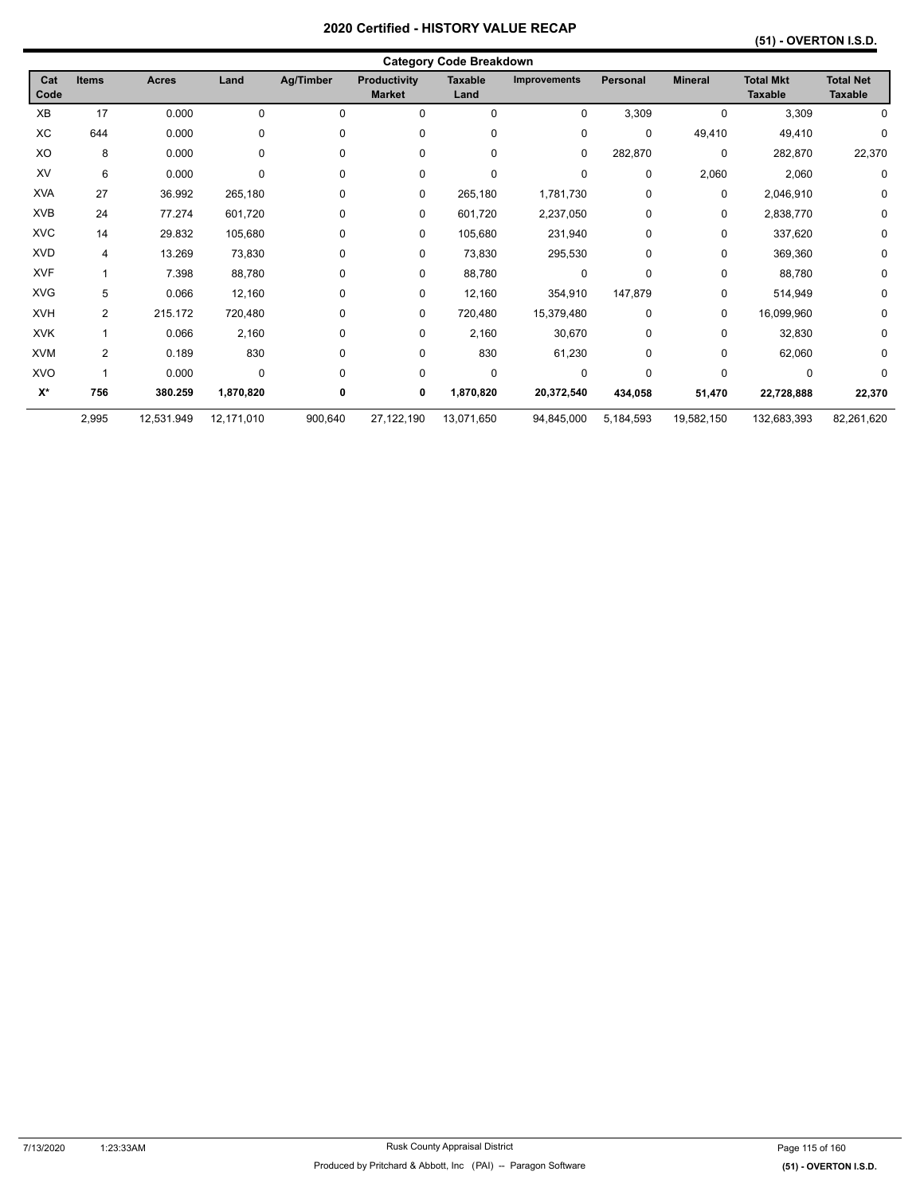# 2020 Certified - HISTORY VALUE RECAP

**(51) - OVERTON I.S.D.**

## Category Code Breakdown

| Cat Code | Items | Acres | Land | Ag/Timber | Productivity Market | Taxable Land | Improvements | Personal | Mineral | Total Mkt Taxable | Total Net Taxable |
|---|---|---|---|---|---|---|---|---|---|---|---|
| XB | 17 | 0.000 | 0 | 0 | 0 | 0 | 0 | 3,309 | 0 | 3,309 | 0 |
| XC | 644 | 0.000 | 0 | 0 | 0 | 0 | 0 | 0 | 49,410 | 49,410 | 0 |
| XO | 8 | 0.000 | 0 | 0 | 0 | 0 | 0 | 282,870 | 0 | 282,870 | 22,370 |
| XV | 6 | 0.000 | 0 | 0 | 0 | 0 | 0 | 0 | 2,060 | 2,060 | 0 |
| XVA | 27 | 36.992 | 265,180 | 0 | 0 | 265,180 | 1,781,730 | 0 | 0 | 2,046,910 | 0 |
| XVB | 24 | 77.274 | 601,720 | 0 | 0 | 601,720 | 2,237,050 | 0 | 0 | 2,838,770 | 0 |
| XVC | 14 | 29.832 | 105,680 | 0 | 0 | 105,680 | 231,940 | 0 | 0 | 337,620 | 0 |
| XVD | 4 | 13.269 | 73,830 | 0 | 0 | 73,830 | 295,530 | 0 | 0 | 369,360 | 0 |
| XVF | 1 | 7.398 | 88,780 | 0 | 0 | 88,780 | 0 | 0 | 0 | 88,780 | 0 |
| XVG | 5 | 0.066 | 12,160 | 0 | 0 | 12,160 | 354,910 | 147,879 | 0 | 514,949 | 0 |
| XVH | 2 | 215.172 | 720,480 | 0 | 0 | 720,480 | 15,379,480 | 0 | 0 | 16,099,960 | 0 |
| XVK | 1 | 0.066 | 2,160 | 0 | 0 | 2,160 | 30,670 | 0 | 0 | 32,830 | 0 |
| XVM | 2 | 0.189 | 830 | 0 | 0 | 830 | 61,230 | 0 | 0 | 62,060 | 0 |
| XVO | 1 | 0.000 | 0 | 0 | 0 | 0 | 0 | 0 | 0 | 0 | 0 |
| **X*** | **756** | **380.259** | **1,870,820** | **0** | **0** | **1,870,820** | **20,372,540** | **434,058** | **51,470** | **22,728,888** | **22,370** |
| | 2,995 | 12,531.949 | 12,171,010 | 900,640 | 27,122,190 | 13,071,650 | 94,845,000 | 5,184,593 | 19,582,150 | 132,683,393 | 82,261,620 |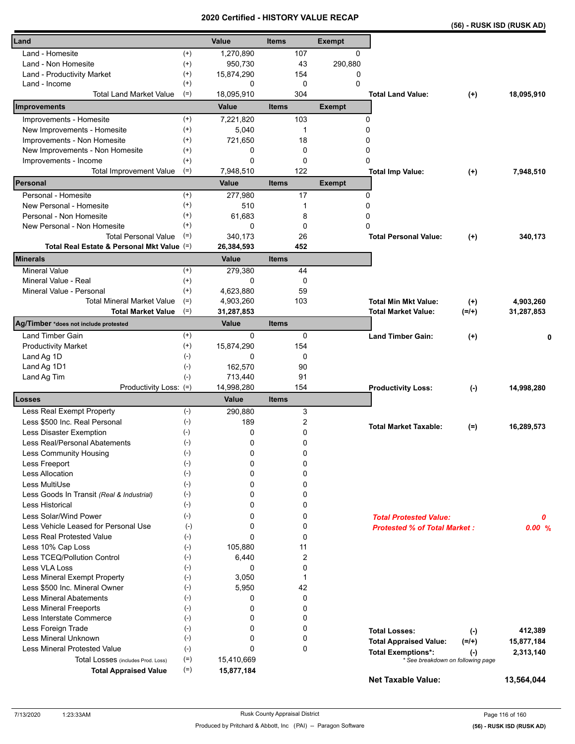# 2020 Certified - HISTORY VALUE RECAP

**(56) - RUSK ISD (RUSK AD)**

| Land | | Value | Items | Exempt |
|---|---|---|---|---|
| Land - Homesite | (+) | 1,270,890 | 107 | 0 |
| Land - Non Homesite | (+) | 950,730 | 43 | 290,880 |
| Land - Productivity Market | (+) | 15,874,290 | 154 | 0 |
| Land - Income | (+) | 0 | 0 | 0 |
| Total Land Market Value | (=) | 18,095,910 | 304 | |

**Total Land Value:** (+) 18,095,910

| Improvements | | Value | Items | Exempt |
|---|---|---|---|---|
| Improvements - Homesite | (+) | 7,221,820 | 103 | 0 |
| New Improvements - Homesite | (+) | 5,040 | 1 | 0 |
| Improvements - Non Homesite | (+) | 721,650 | 18 | 0 |
| New Improvements - Non Homesite | (+) | 0 | 0 | 0 |
| Improvements - Income | (+) | 0 | 0 | 0 |
| Total Improvement Value | (=) | 7,948,510 | 122 | |

**Total Imp Value:** (+) 7,948,510

| Personal | | Value | Items | Exempt |
|---|---|---|---|---|
| Personal - Homesite | (+) | 277,980 | 17 | 0 |
| New Personal - Homesite | (+) | 510 | 1 | 0 |
| Personal - Non Homesite | (+) | 61,683 | 8 | 0 |
| New Personal - Non Homesite | (+) | 0 | 0 | 0 |
| Total Personal Value | (=) | 340,173 | 26 | |
| **Total Real Estate & Personal Mkt Value** | (=) | **26,384,593** | **452** | |

**Total Personal Value:** (+) 340,173

| Minerals | | Value | Items |
|---|---|---|---|
| Mineral Value | (+) | 279,380 | 44 |
| Mineral Value - Real | (+) | 0 | 0 |
| Mineral Value - Personal | (+) | 4,623,880 | 59 |
| Total Mineral Market Value | (=) | 4,903,260 | 103 |
| **Total Market Value** | (=) | **31,287,853** | |

**Total Min Mkt Value:** (+) 4,903,260
**Total Market Value:** (=/+) 31,287,853

| Ag/Timber *does not include protested | | Value | Items |
|---|---|---|---|
| Land Timber Gain | (+) | 0 | 0 |
| Productivity Market | (+) | 15,874,290 | 154 |
| Land Ag 1D | (-) | 0 | 0 |
| Land Ag 1D1 | (-) | 162,570 | 90 |
| Land Ag Tim | (-) | 713,440 | 91 |
| Productivity Loss: | (=) | 14,998,280 | 154 |

**Land Timber Gain:** (+) 0
**Productivity Loss:** (-) 14,998,280

| Losses | | Value | Items |
|---|---|---|---|
| Less Real Exempt Property | (-) | 290,880 | 3 |
| Less $500 Inc. Real Personal | (-) | 189 | 2 |
| Less Disaster Exemption | (-) | 0 | 0 |
| Less Real/Personal Abatements | (-) | 0 | 0 |
| Less Community Housing | (-) | 0 | 0 |
| Less Freeport | (-) | 0 | 0 |
| Less Allocation | (-) | 0 | 0 |
| Less MultiUse | (-) | 0 | 0 |
| Less Goods In Transit *(Real & Industrial)* | (-) | 0 | 0 |
| Less Historical | (-) | 0 | 0 |
| Less Solar/Wind Power | (-) | 0 | 0 |
| Less Vehicle Leased for Personal Use | (-) | 0 | 0 |
| Less Real Protested Value | (-) | 0 | 0 |
| Less 10% Cap Loss | (-) | 105,880 | 11 |
| Less TCEQ/Pollution Control | (-) | 6,440 | 2 |
| Less VLA Loss | (-) | 0 | 0 |
| Less Mineral Exempt Property | (-) | 3,050 | 1 |
| Less $500 Inc. Mineral Owner | (-) | 5,950 | 42 |
| Less Mineral Abatements | (-) | 0 | 0 |
| Less Mineral Freeports | (-) | 0 | 0 |
| Less Interstate Commerce | (-) | 0 | 0 |
| Less Foreign Trade | (-) | 0 | 0 |
| Less Mineral Unknown | (-) | 0 | 0 |
| Less Mineral Protested Value | (-) | 0 | 0 |
| Total Losses (includes Prod. Loss) | (=) | 15,410,669 | |
| **Total Appraised Value** | (=) | **15,877,184** | |

**Total Market Taxable:** (=) 16,289,573

***Total Protested Value:*** 0
***Protested % of Total Market :*** 0.00 %

**Total Losses:** (-) 412,389
**Total Appraised Value:** (=/+) 15,877,184
**Total Exemptions*:** (-) 2,313,140
*\* See breakdown on following page*

**Net Taxable Value:** 13,564,044

7/13/2020 1:23:33AM — Rusk County Appraisal District — Produced by Pritchard & Abbott, Inc (PAI) -- Paragon Software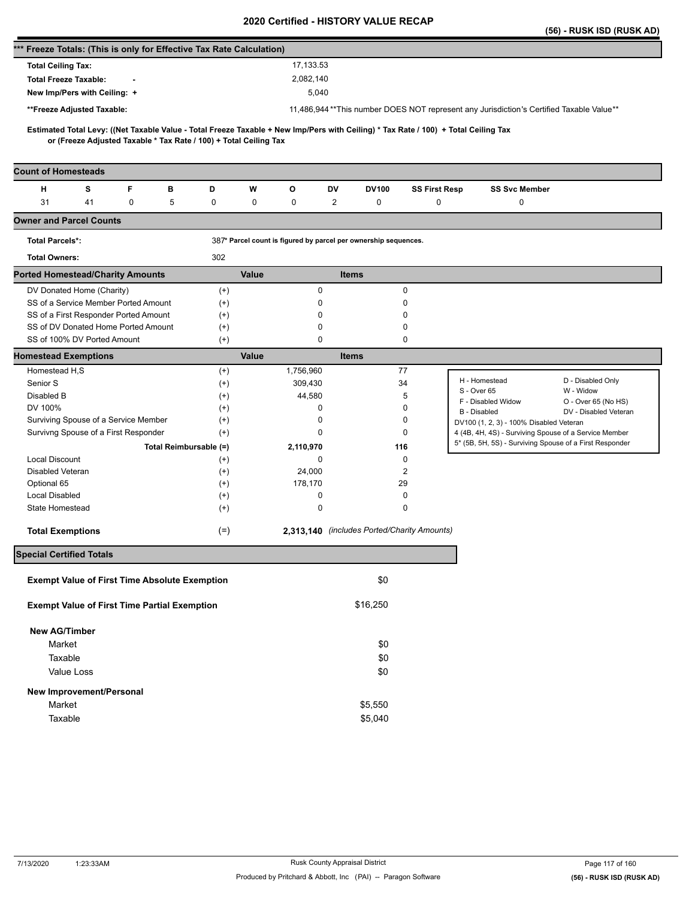# 2020 Certified - HISTORY VALUE RECAP

## (56) - RUSK ISD (RUSK AD)

### *** Freeze Totals: (This is only for Effective Tax Rate Calculation)

| | |
|---|---|
| Total Ceiling Tax: | 17,133.53 |
| Total Freeze Taxable: - | 2,082,140 |
| New Imp/Pers with Ceiling: + | 5,040 |
| **Freeze Adjusted Taxable: | 11,486,944 **This number DOES NOT represent any Jurisdiction's Certified Taxable Value** |

**Estimated Total Levy: ((Net Taxable Value - Total Freeze Taxable + New Imp/Pers with Ceiling) * Tax Rate / 100) + Total Ceiling Tax or (Freeze Adjusted Taxable * Tax Rate / 100) + Total Ceiling Tax**

### Count of Homesteads

| H | S | F | B | D | W | O | DV | DV100 | SS First Resp | SS Svc Member |
|---|---|---|---|---|---|---|---|---|---|---|
| 31 | 41 | 0 | 5 | 0 | 0 | 0 | 2 | 0 | 0 | 0 |

### Owner and Parcel Counts

| | | |
|---|---|---|
| Total Parcels*: | 387 | * Parcel count is figured by parcel per ownership sequences. |
| Total Owners: | 302 | |

### Ported Homestead/Charity Amounts

| | | Value | Items |
|---|---|---|---|
| DV Donated Home (Charity) | (+) | 0 | 0 |
| SS of a Service Member Ported Amount | (+) | 0 | 0 |
| SS of a First Responder Ported Amount | (+) | 0 | 0 |
| SS of DV Donated Home Ported Amount | (+) | 0 | 0 |
| SS of 100% DV Ported Amount | (+) | 0 | 0 |

### Homestead Exemptions

| | | Value | Items |
|---|---|---|---|
| Homestead H,S | (+) | 1,756,960 | 77 |
| Senior S | (+) | 309,430 | 34 |
| Disabled B | (+) | 44,580 | 5 |
| DV 100% | (+) | 0 | 0 |
| Surviving Spouse of a Service Member | (+) | 0 | 0 |
| Survivng Spouse of a First Responder | (+) | 0 | 0 |
| Total Reimbursable | (=) | 2,110,970 | 116 |
| Local Discount | (+) | 0 | 0 |
| Disabled Veteran | (+) | 24,000 | 2 |
| Optional 65 | (+) | 178,170 | 29 |
| Local Disabled | (+) | 0 | 0 |
| State Homestead | (+) | 0 | 0 |
| **Total Exemptions** | (=) | **2,313,140** | *(includes Ported/Charity Amounts)* |

| | |
|---|---|
| H - Homestead | D - Disabled Only |
| S - Over 65 | W - Widow |
| F - Disabled Widow | O - Over 65 (No HS) |
| B - Disabled | DV - Disabled Veteran |
| DV100 (1, 2, 3) - 100% Disabled Veteran | |
| 4 (4B, 4H, 4S) - Surviving Spouse of a Service Member | |
| 5* (5B, 5H, 5S) - Surviving Spouse of a First Responder | |

### Special Certified Totals

| | |
|---|---|
| **Exempt Value of First Time Absolute Exemption** | $0 |
| **Exempt Value of First Time Partial Exemption** | $16,250 |
| **New AG/Timber** | |
| Market | $0 |
| Taxable | $0 |
| Value Loss | $0 |
| **New Improvement/Personal** | |
| Market | $5,550 |
| Taxable | $5,040 |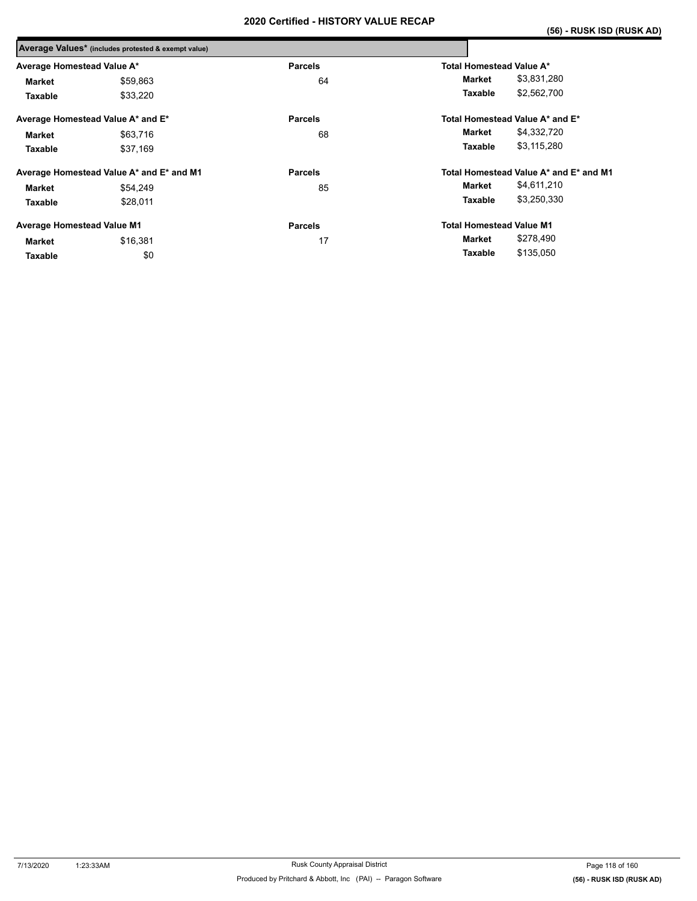## Average Values* (includes protested & exempt value)

| Average Homestead Value A* | | Parcels | Total Homestead Value A* | |
|---|---|---|---|---|
| Market | $59,863 | 64 | Market | $3,831,280 |
| Taxable | $33,220 | | Taxable | $2,562,700 |

| Average Homestead Value A* and E* | | Parcels | Total Homestead Value A* and E* | |
|---|---|---|---|---|
| Market | $63,716 | 68 | Market | $4,332,720 |
| Taxable | $37,169 | | Taxable | $3,115,280 |

| Average Homestead Value A* and E* and M1 | | Parcels | Total Homestead Value A* and E* and M1 | |
|---|---|---|---|---|
| Market | $54,249 | 85 | Market | $4,611,210 |
| Taxable | $28,011 | | Taxable | $3,250,330 |

| Average Homestead Value M1 | | Parcels | Total Homestead Value M1 | |
|---|---|---|---|---|
| Market | $16,381 | 17 | Market | $278,490 |
| Taxable | $0 | | Taxable | $135,050 |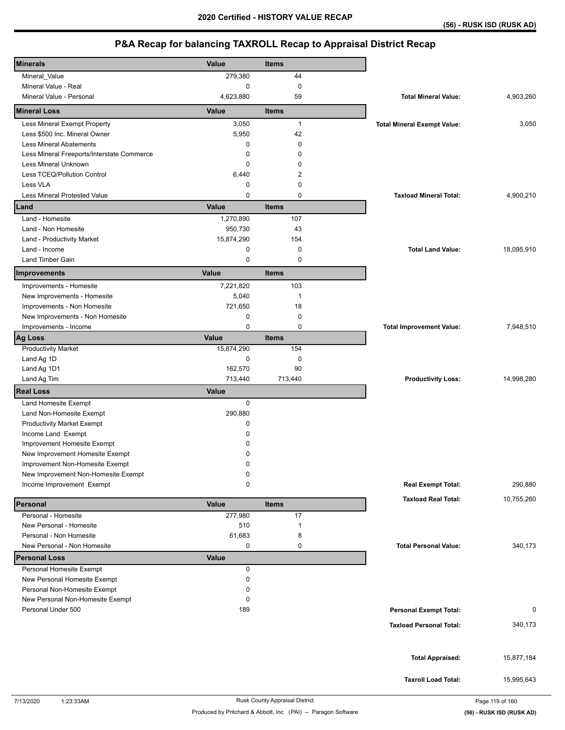# 2020 Certified - HISTORY VALUE RECAP

**(56) - RUSK ISD (RUSK AD)**

## P&A Recap for balancing TAXROLL Recap to Appraisal District Recap

| Minerals | Value | Items | | |
|---|---|---|---|---|
| Mineral_Value | 279,380 | 44 | | |
| Mineral Value - Real | 0 | 0 | | |
| Mineral Value - Personal | 4,623,880 | 59 | **Total Mineral Value:** | 4,903,260 |
| **Mineral Loss** | **Value** | **Items** | | |
| Less Mineral Exempt Property | 3,050 | 1 | **Total Mineral Exempt Value:** | 3,050 |
| Less $500 Inc. Mineral Owner | 5,950 | 42 | | |
| Less Mineral Abatements | 0 | 0 | | |
| Less Mineral Freeports/Interstate Commerce | 0 | 0 | | |
| Less Mineral Unknown | 0 | 0 | | |
| Less TCEQ/Pollution Control | 6,440 | 2 | | |
| Less VLA | 0 | 0 | | |
| Less Mineral Protested Value | 0 | 0 | **Taxload Mineral Total:** | 4,900,210 |
| **Land** | **Value** | **Items** | | |
| Land - Homesite | 1,270,890 | 107 | | |
| Land - Non Homesite | 950,730 | 43 | | |
| Land - Productivity Market | 15,874,290 | 154 | | |
| Land - Income | 0 | 0 | **Total Land Value:** | 18,095,910 |
| Land Timber Gain | 0 | 0 | | |
| **Improvements** | **Value** | **Items** | | |
| Improvements - Homesite | 7,221,820 | 103 | | |
| New Improvements - Homesite | 5,040 | 1 | | |
| Improvements - Non Homesite | 721,650 | 18 | | |
| New Improvements - Non Homesite | 0 | 0 | | |
| Improvements - Income | 0 | 0 | **Total Improvement Value:** | 7,948,510 |
| **Ag Loss** | **Value** | **Items** | | |
| Productivity Market | 15,874,290 | 154 | | |
| Land Ag 1D | 0 | 0 | | |
| Land Ag 1D1 | 162,570 | 90 | | |
| Land Ag Tim | 713,440 | 713,440 | **Productivity Loss:** | 14,998,280 |
| **Real Loss** | **Value** | | | |
| Land Homesite Exempt | 0 | | | |
| Land Non-Homesite Exempt | 290,880 | | | |
| Productivity Market Exempt | 0 | | | |
| Income Land Exempt | 0 | | | |
| Improvement Homesite Exempt | 0 | | | |
| New Improvement Homesite Exempt | 0 | | | |
| Improvement Non-Homesite Exempt | 0 | | | |
| New Improvement Non-Homesite Exempt | 0 | | | |
| Income Improvement Exempt | 0 | | **Real Exempt Total:** | 290,880 |
| | | | **Taxload Real Total:** | 10,755,260 |
| **Personal** | **Value** | **Items** | | |
| Personal - Homesite | 277,980 | 17 | | |
| New Personal - Homesite | 510 | 1 | | |
| Personal - Non Homesite | 61,683 | 8 | | |
| New Personal - Non Homesite | 0 | 0 | **Total Personal Value:** | 340,173 |
| **Personal Loss** | **Value** | | | |
| Personal Homesite Exempt | 0 | | | |
| New Personal Homesite Exempt | 0 | | | |
| Personal Non-Homesite Exempt | 0 | | | |
| New Personal Non-Homesite Exempt | 0 | | | |
| Personal Under 500 | 189 | | **Personal Exempt Total:** | 0 |
| | | | **Taxload Personal Total:** | 340,173 |
| | | | **Total Appraised:** | 15,877,184 |
| | | | **Taxroll Load Total:** | 15,995,643 |

7/13/2020 1:23:33AM — Rusk County Appraisal District — Produced by Pritchard & Abbott, Inc (PAI) -- Paragon Software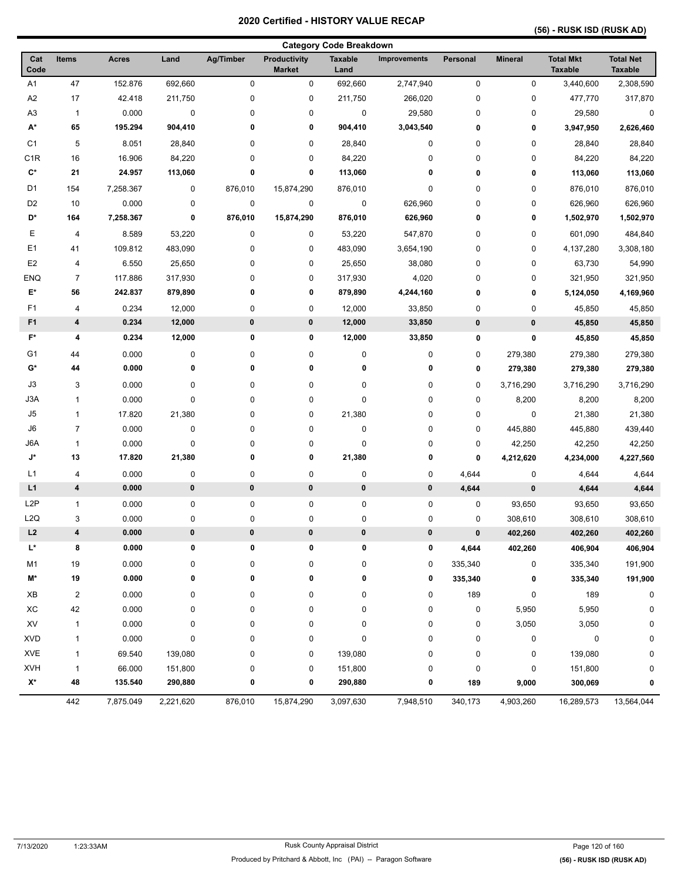# 2020 Certified - HISTORY VALUE RECAP

**(56) - RUSK ISD (RUSK AD)**

## Category Code Breakdown

| Cat Code | Items | Acres | Land | Ag/Timber | Productivity Market | Taxable Land | Improvements | Personal | Mineral | Total Mkt Taxable | Total Net Taxable |
|---|---|---|---|---|---|---|---|---|---|---|---|
| A1 | 47 | 152.876 | 692,660 | 0 | 0 | 692,660 | 2,747,940 | 0 | 0 | 3,440,600 | 2,308,590 |
| A2 | 17 | 42.418 | 211,750 | 0 | 0 | 211,750 | 266,020 | 0 | 0 | 477,770 | 317,870 |
| A3 | 1 | 0.000 | 0 | 0 | 0 | 0 | 29,580 | 0 | 0 | 29,580 | 0 |
| **A*** | **65** | **195.294** | **904,410** | **0** | **0** | **904,410** | **3,043,540** | **0** | **0** | **3,947,950** | **2,626,460** |
| C1 | 5 | 8.051 | 28,840 | 0 | 0 | 28,840 | 0 | 0 | 0 | 28,840 | 28,840 |
| C1R | 16 | 16.906 | 84,220 | 0 | 0 | 84,220 | 0 | 0 | 0 | 84,220 | 84,220 |
| **C*** | **21** | **24.957** | **113,060** | **0** | **0** | **113,060** | **0** | **0** | **0** | **113,060** | **113,060** |
| D1 | 154 | 7,258.367 | 0 | 876,010 | 15,874,290 | 876,010 | 0 | 0 | 0 | 876,010 | 876,010 |
| D2 | 10 | 0.000 | 0 | 0 | 0 | 0 | 626,960 | 0 | 0 | 626,960 | 626,960 |
| **D*** | **164** | **7,258.367** | **0** | **876,010** | **15,874,290** | **876,010** | **626,960** | **0** | **0** | **1,502,970** | **1,502,970** |
| E | 4 | 8.589 | 53,220 | 0 | 0 | 53,220 | 547,870 | 0 | 0 | 601,090 | 484,840 |
| E1 | 41 | 109.812 | 483,090 | 0 | 0 | 483,090 | 3,654,190 | 0 | 0 | 4,137,280 | 3,308,180 |
| E2 | 4 | 6.550 | 25,650 | 0 | 0 | 25,650 | 38,080 | 0 | 0 | 63,730 | 54,990 |
| ENQ | 7 | 117.886 | 317,930 | 0 | 0 | 317,930 | 4,020 | 0 | 0 | 321,950 | 321,950 |
| **E*** | **56** | **242.837** | **879,890** | **0** | **0** | **879,890** | **4,244,160** | **0** | **0** | **5,124,050** | **4,169,960** |
| F1 | 4 | 0.234 | 12,000 | 0 | 0 | 12,000 | 33,850 | 0 | 0 | 45,850 | 45,850 |
| **F1** | **4** | **0.234** | **12,000** | **0** | **0** | **12,000** | **33,850** | **0** | **0** | **45,850** | **45,850** |
| **F*** | **4** | **0.234** | **12,000** | **0** | **0** | **12,000** | **33,850** | **0** | **0** | **45,850** | **45,850** |
| G1 | 44 | 0.000 | 0 | 0 | 0 | 0 | 0 | 0 | 279,380 | 279,380 | 279,380 |
| **G*** | **44** | **0.000** | **0** | **0** | **0** | **0** | **0** | **0** | **279,380** | **279,380** | **279,380** |
| J3 | 3 | 0.000 | 0 | 0 | 0 | 0 | 0 | 0 | 3,716,290 | 3,716,290 | 3,716,290 |
| J3A | 1 | 0.000 | 0 | 0 | 0 | 0 | 0 | 0 | 8,200 | 8,200 | 8,200 |
| J5 | 1 | 17.820 | 21,380 | 0 | 0 | 21,380 | 0 | 0 | 0 | 21,380 | 21,380 |
| J6 | 7 | 0.000 | 0 | 0 | 0 | 0 | 0 | 0 | 445,880 | 445,880 | 439,440 |
| J6A | 1 | 0.000 | 0 | 0 | 0 | 0 | 0 | 0 | 42,250 | 42,250 | 42,250 |
| **J*** | **13** | **17.820** | **21,380** | **0** | **0** | **21,380** | **0** | **0** | **4,212,620** | **4,234,000** | **4,227,560** |
| L1 | 4 | 0.000 | 0 | 0 | 0 | 0 | 0 | 4,644 | 0 | 4,644 | 4,644 |
| **L1** | **4** | **0.000** | **0** | **0** | **0** | **0** | **0** | **4,644** | **0** | **4,644** | **4,644** |
| L2P | 1 | 0.000 | 0 | 0 | 0 | 0 | 0 | 0 | 93,650 | 93,650 | 93,650 |
| L2Q | 3 | 0.000 | 0 | 0 | 0 | 0 | 0 | 0 | 308,610 | 308,610 | 308,610 |
| **L2** | **4** | **0.000** | **0** | **0** | **0** | **0** | **0** | **0** | **402,260** | **402,260** | **402,260** |
| **L*** | **8** | **0.000** | **0** | **0** | **0** | **0** | **0** | **4,644** | **402,260** | **406,904** | **406,904** |
| M1 | 19 | 0.000 | 0 | 0 | 0 | 0 | 0 | 335,340 | 0 | 335,340 | 191,900 |
| **M*** | **19** | **0.000** | **0** | **0** | **0** | **0** | **0** | **335,340** | **0** | **335,340** | **191,900** |
| XB | 2 | 0.000 | 0 | 0 | 0 | 0 | 0 | 189 | 0 | 189 | 0 |
| XC | 42 | 0.000 | 0 | 0 | 0 | 0 | 0 | 0 | 5,950 | 5,950 | 0 |
| XV | 1 | 0.000 | 0 | 0 | 0 | 0 | 0 | 0 | 3,050 | 3,050 | 0 |
| XVD | 1 | 0.000 | 0 | 0 | 0 | 0 | 0 | 0 | 0 | 0 | 0 |
| XVE | 1 | 69.540 | 139,080 | 0 | 0 | 139,080 | 0 | 0 | 0 | 139,080 | 0 |
| XVH | 1 | 66.000 | 151,800 | 0 | 0 | 151,800 | 0 | 0 | 0 | 151,800 | 0 |
| **X*** | **48** | **135.540** | **290,880** | **0** | **0** | **290,880** | **0** | **189** | **9,000** | **300,069** | **0** |
| | 442 | 7,875.049 | 2,221,620 | 876,010 | 15,874,290 | 3,097,630 | 7,948,510 | 340,173 | 4,903,260 | 16,289,573 | 13,564,044 |

7/13/2020 1:23:33AM Rusk County Appraisal District

Produced by Pritchard & Abbott, Inc (PAI) -- Paragon Software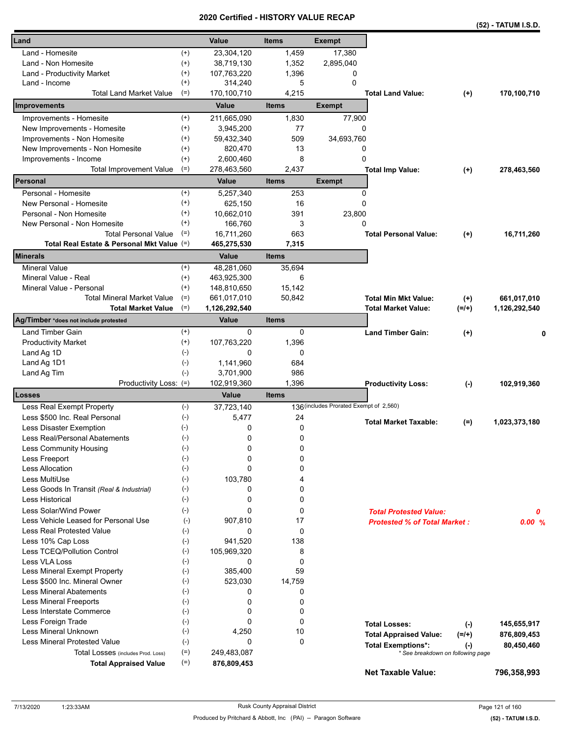# 2020 Certified - HISTORY VALUE RECAP

**(52) - TATUM I.S.D.**

| Land | | Value | Items | Exempt | | | |
|---|---|---|---|---|---|---|---|
| Land - Homesite | (+) | 23,304,120 | 1,459 | 17,380 | | | |
| Land - Non Homesite | (+) | 38,719,130 | 1,352 | 2,895,040 | | | |
| Land - Productivity Market | (+) | 107,763,220 | 1,396 | 0 | | | |
| Land - Income | (+) | 314,240 | 5 | 0 | | | |
| Total Land Market Value | (=) | 170,100,710 | 4,215 | | **Total Land Value:** | **(+)** | **170,100,710** |
| **Improvements** | | **Value** | **Items** | **Exempt** | | | |
| Improvements - Homesite | (+) | 211,665,090 | 1,830 | 77,900 | | | |
| New Improvements - Homesite | (+) | 3,945,200 | 77 | 0 | | | |
| Improvements - Non Homesite | (+) | 59,432,340 | 509 | 34,693,760 | | | |
| New Improvements - Non Homesite | (+) | 820,470 | 13 | 0 | | | |
| Improvements - Income | (+) | 2,600,460 | 8 | 0 | | | |
| Total Improvement Value | (=) | 278,463,560 | 2,437 | | **Total Imp Value:** | **(+)** | **278,463,560** |
| **Personal** | | **Value** | **Items** | **Exempt** | | | |
| Personal - Homesite | (+) | 5,257,340 | 253 | 0 | | | |
| New Personal - Homesite | (+) | 625,150 | 16 | 0 | | | |
| Personal - Non Homesite | (+) | 10,662,010 | 391 | 23,800 | | | |
| New Personal - Non Homesite | (+) | 166,760 | 3 | 0 | | | |
| Total Personal Value | (=) | 16,711,260 | 663 | | **Total Personal Value:** | **(+)** | **16,711,260** |
| **Total Real Estate & Personal Mkt Value** | (=) | **465,275,530** | **7,315** | | | | |
| **Minerals** | | **Value** | **Items** | | | | |
| Mineral Value | (+) | 48,281,060 | 35,694 | | | | |
| Mineral Value - Real | (+) | 463,925,300 | 6 | | | | |
| Mineral Value - Personal | (+) | 148,810,650 | 15,142 | | | | |
| Total Mineral Market Value | (=) | 661,017,010 | 50,842 | | **Total Min Mkt Value:** | **(+)** | **661,017,010** |
| **Total Market Value** | (=) | **1,126,292,540** | | | **Total Market Value:** | **(=/+)** | **1,126,292,540** |
| **Ag/Timber** *does not include protested | | **Value** | **Items** | | | | |
| Land Timber Gain | (+) | 0 | 0 | | **Land Timber Gain:** | **(+)** | **0** |
| Productivity Market | (+) | 107,763,220 | 1,396 | | | | |
| Land Ag 1D | (-) | 0 | 0 | | | | |
| Land Ag 1D1 | (-) | 1,141,960 | 684 | | | | |
| Land Ag Tim | (-) | 3,701,900 | 986 | | | | |
| Productivity Loss: | (=) | 102,919,360 | 1,396 | | **Productivity Loss:** | **(-)** | **102,919,360** |
| **Losses** | | **Value** | **Items** | | | | |
| Less Real Exempt Property | (-) | 37,723,140 | 136 | (includes Prorated Exempt of 2,560) | | | |
| Less $500 Inc. Real Personal | (-) | 5,477 | 24 | | **Total Market Taxable:** | **(=)** | **1,023,373,180** |
| Less Disaster Exemption | (-) | 0 | 0 | | | | |
| Less Real/Personal Abatements | (-) | 0 | 0 | | | | |
| Less Community Housing | (-) | 0 | 0 | | | | |
| Less Freeport | (-) | 0 | 0 | | | | |
| Less Allocation | (-) | 0 | 0 | | | | |
| Less MultiUse | (-) | 103,780 | 4 | | | | |
| Less Goods In Transit *(Real & Industrial)* | (-) | 0 | 0 | | | | |
| Less Historical | (-) | 0 | 0 | | | | |
| Less Solar/Wind Power | (-) | 0 | 0 | | ***Total Protested Value:*** | | ***0*** |
| Less Vehicle Leased for Personal Use | (-) | 907,810 | 17 | | ***Protested % of Total Market :*** | | ***0.00 %*** |
| Less Real Protested Value | (-) | 0 | 0 | | | | |
| Less 10% Cap Loss | (-) | 941,520 | 138 | | | | |
| Less TCEQ/Pollution Control | (-) | 105,969,320 | 8 | | | | |
| Less VLA Loss | (-) | 0 | 0 | | | | |
| Less Mineral Exempt Property | (-) | 385,400 | 59 | | | | |
| Less $500 Inc. Mineral Owner | (-) | 523,030 | 14,759 | | | | |
| Less Mineral Abatements | (-) | 0 | 0 | | | | |
| Less Mineral Freeports | (-) | 0 | 0 | | | | |
| Less Interstate Commerce | (-) | 0 | 0 | | | | |
| Less Foreign Trade | (-) | 0 | 0 | | **Total Losses:** | **(-)** | **145,655,917** |
| Less Mineral Unknown | (-) | 4,250 | 10 | | **Total Appraised Value:** | **(=/+)** | **876,809,453** |
| Less Mineral Protested Value | (-) | 0 | 0 | | **Total Exemptions*:** | **(-)** | **80,450,460** |
| Total Losses (includes Prod. Loss) | (=) | 249,483,087 | | | *\* See breakdown on following page* | | |
| **Total Appraised Value** | (=) | **876,809,453** | | | | | |
| | | | | | **Net Taxable Value:** | | **796,358,993** |

7/13/2020 1:23:33AM

Rusk County Appraisal District

Produced by Pritchard & Abbott, Inc (PAI) -- Paragon Software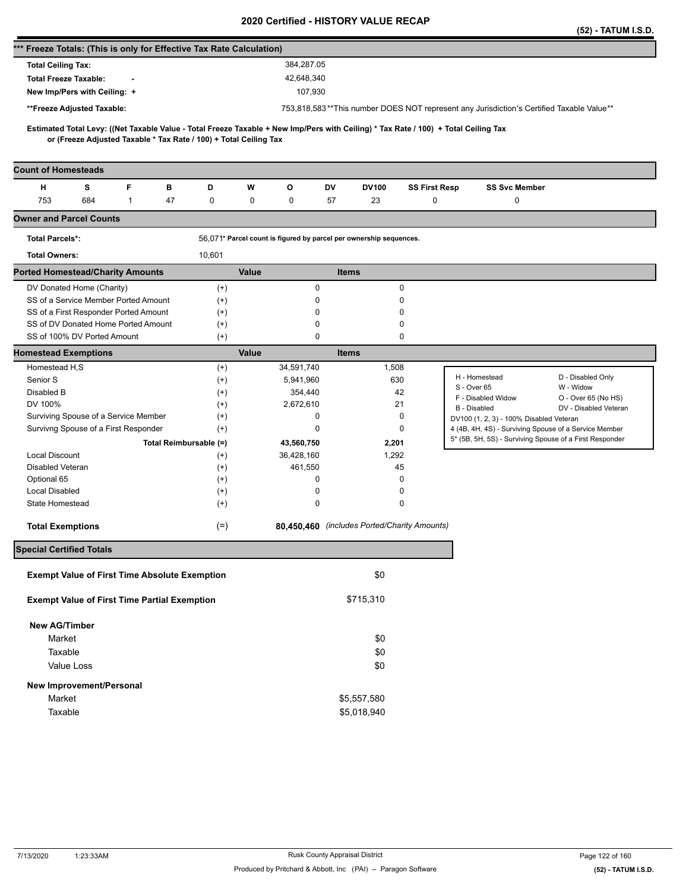# 2020 Certified - HISTORY VALUE RECAP

## (52) - TATUM I.S.D.

### *** Freeze Totals: (This is only for Effective Tax Rate Calculation)

| | |
|---|---|
| **Total Ceiling Tax:** | 384,287.05 |
| **Total Freeze Taxable:** - | 42,648,340 |
| **New Imp/Pers with Ceiling:** + | 107,930 |
| **\*\*Freeze Adjusted Taxable:** | 753,818,583 **This number DOES NOT represent any Jurisdiction's Certified Taxable Value** |

**Estimated Total Levy: ((Net Taxable Value - Total Freeze Taxable + New Imp/Pers with Ceiling) * Tax Rate / 100) + Total Ceiling Tax or (Freeze Adjusted Taxable * Tax Rate / 100) + Total Ceiling Tax**

### Count of Homesteads

| H | S | F | B | D | W | O | DV | DV100 | SS First Resp | SS Svc Member |
|---|---|---|---|---|---|---|---|---|---|---|
| 753 | 684 | 1 | 47 | 0 | 0 | 0 | 57 | 23 | 0 | 0 |

### Owner and Parcel Counts

| | |
|---|---|
| **Total Parcels*:** | 56,071* Parcel count is figured by parcel per ownership sequences. |
| **Total Owners:** | 10,601 |

### Ported Homestead/Charity Amounts

| | | Value | Items |
|---|---|---|---|
| DV Donated Home (Charity) | (+) | 0 | 0 |
| SS of a Service Member Ported Amount | (+) | 0 | 0 |
| SS of a First Responder Ported Amount | (+) | 0 | 0 |
| SS of DV Donated Home Ported Amount | (+) | 0 | 0 |
| SS of 100% DV Ported Amount | (+) | 0 | 0 |

### Homestead Exemptions

| | | Value | Items |
|---|---|---|---|
| Homestead H,S | (+) | 34,591,740 | 1,508 |
| Senior S | (+) | 5,941,960 | 630 |
| Disabled B | (+) | 354,440 | 42 |
| DV 100% | (+) | 2,672,610 | 21 |
| Surviving Spouse of a Service Member | (+) | 0 | 0 |
| Survivng Spouse of a First Responder | (+) | 0 | 0 |
| **Total Reimbursable** | **(=)** | **43,560,750** | **2,201** |
| Local Discount | (+) | 36,428,160 | 1,292 |
| Disabled Veteran | (+) | 461,550 | 45 |
| Optional 65 | (+) | 0 | 0 |
| Local Disabled | (+) | 0 | 0 |
| State Homestead | (+) | 0 | 0 |
| **Total Exemptions** | (=) | **80,450,460** | *(includes Ported/Charity Amounts)* |

| | |
|---|---|
| H - Homestead | D - Disabled Only |
| S - Over 65 | W - Widow |
| F - Disabled Widow | O - Over 65 (No HS) |
| B - Disabled | DV - Disabled Veteran |
| DV100 (1, 2, 3) - 100% Disabled Veteran | |
| 4 (4B, 4H, 4S) - Surviving Spouse of a Service Member | |
| 5* (5B, 5H, 5S) - Surviving Spouse of a First Responder | |

### Special Certified Totals

| | |
|---|---|
| **Exempt Value of First Time Absolute Exemption** | $0 |
| **Exempt Value of First Time Partial Exemption** | $715,310 |
| **New AG/Timber** | |
| Market | $0 |
| Taxable | $0 |
| Value Loss | $0 |
| **New Improvement/Personal** | |
| Market | $5,557,580 |
| Taxable | $5,018,940 |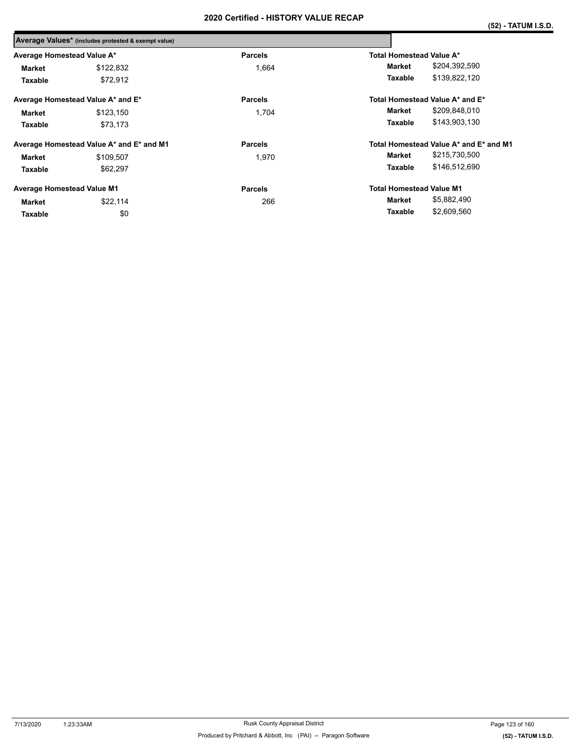# 2020 Certified - HISTORY VALUE RECAP

**(52) - TATUM I.S.D.**

**Average Values*** (includes protested & exempt value)

| Average Homestead Value A* | | Parcels | Total Homestead Value A* | |
|---|---|---|---|---|
| **Market** | $122,832 | 1,664 | **Market** | $204,392,590 |
| **Taxable** | $72,912 | | **Taxable** | $139,822,120 |

| Average Homestead Value A* and E* | | Parcels | Total Homestead Value A* and E* | |
|---|---|---|---|---|
| **Market** | $123,150 | 1,704 | **Market** | $209,848,010 |
| **Taxable** | $73,173 | | **Taxable** | $143,903,130 |

| Average Homestead Value A* and E* and M1 | | Parcels | Total Homestead Value A* and E* and M1 | |
|---|---|---|---|---|
| **Market** | $109,507 | 1,970 | **Market** | $215,730,500 |
| **Taxable** | $62,297 | | **Taxable** | $146,512,690 |

| Average Homestead Value M1 | | Parcels | Total Homestead Value M1 | |
|---|---|---|---|---|
| **Market** | $22,114 | 266 | **Market** | $5,882,490 |
| **Taxable** | $0 | | **Taxable** | $2,609,560 |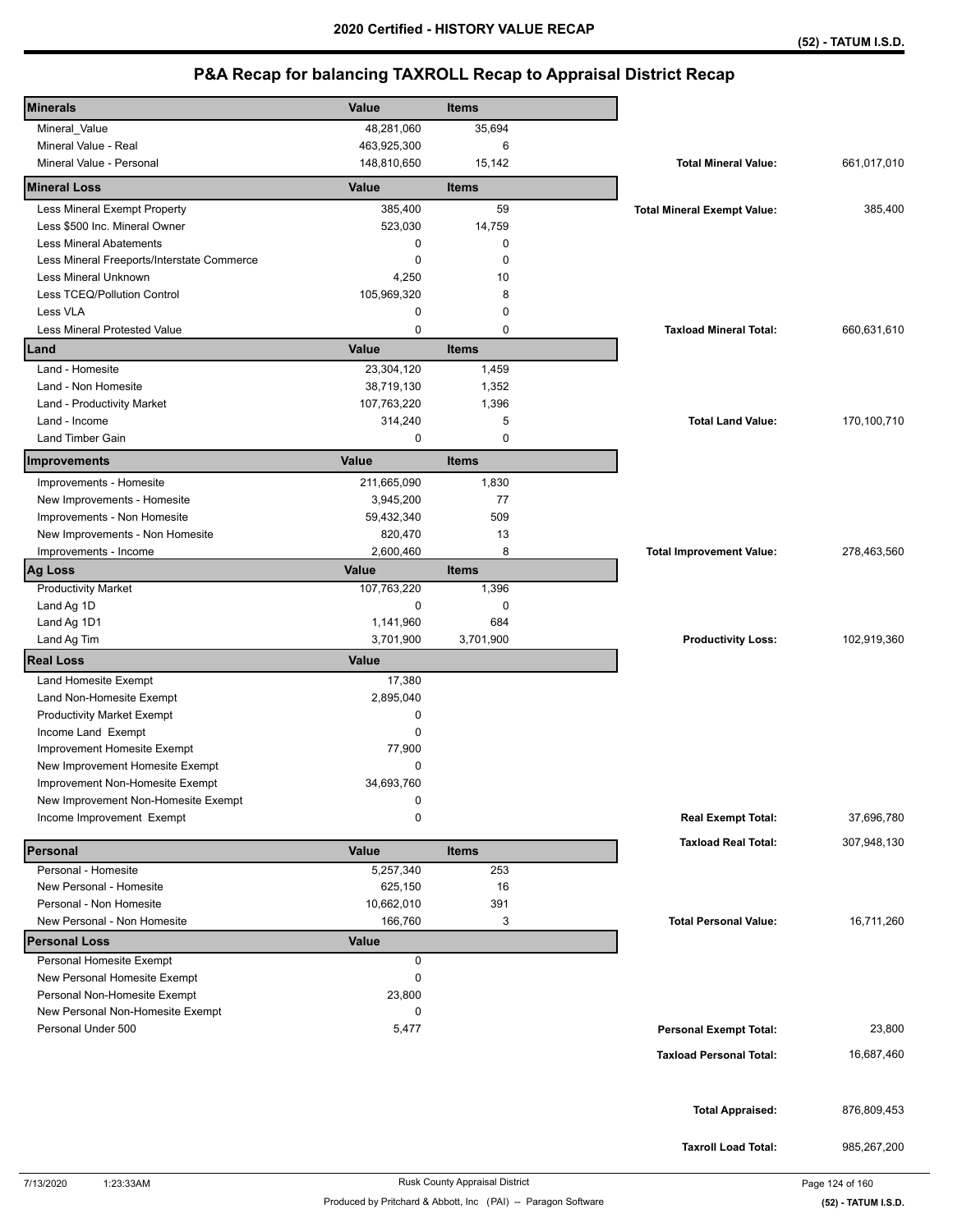# 2020 Certified - HISTORY VALUE RECAP

**(52) - TATUM I.S.D.**

## P&A Recap for balancing TAXROLL Recap to Appraisal District Recap

| Minerals | Value | Items | | |
|---|---|---|---|---|
| Mineral_Value | 48,281,060 | 35,694 | | |
| Mineral Value - Real | 463,925,300 | 6 | | |
| Mineral Value - Personal | 148,810,650 | 15,142 | **Total Mineral Value:** | 661,017,010 |
| **Mineral Loss** | **Value** | **Items** | | |
| Less Mineral Exempt Property | 385,400 | 59 | **Total Mineral Exempt Value:** | 385,400 |
| Less $500 Inc. Mineral Owner | 523,030 | 14,759 | | |
| Less Mineral Abatements | 0 | 0 | | |
| Less Mineral Freeports/Interstate Commerce | 0 | 0 | | |
| Less Mineral Unknown | 4,250 | 10 | | |
| Less TCEQ/Pollution Control | 105,969,320 | 8 | | |
| Less VLA | 0 | 0 | | |
| Less Mineral Protested Value | 0 | 0 | **Taxload Mineral Total:** | 660,631,610 |
| **Land** | **Value** | **Items** | | |
| Land - Homesite | 23,304,120 | 1,459 | | |
| Land - Non Homesite | 38,719,130 | 1,352 | | |
| Land - Productivity Market | 107,763,220 | 1,396 | | |
| Land - Income | 314,240 | 5 | **Total Land Value:** | 170,100,710 |
| Land Timber Gain | 0 | 0 | | |
| **Improvements** | **Value** | **Items** | | |
| Improvements - Homesite | 211,665,090 | 1,830 | | |
| New Improvements - Homesite | 3,945,200 | 77 | | |
| Improvements - Non Homesite | 59,432,340 | 509 | | |
| New Improvements - Non Homesite | 820,470 | 13 | | |
| Improvements - Income | 2,600,460 | 8 | **Total Improvement Value:** | 278,463,560 |
| **Ag Loss** | **Value** | **Items** | | |
| Productivity Market | 107,763,220 | 1,396 | | |
| Land Ag 1D | 0 | 0 | | |
| Land Ag 1D1 | 1,141,960 | 684 | | |
| Land Ag Tim | 3,701,900 | 3,701,900 | **Productivity Loss:** | 102,919,360 |
| **Real Loss** | **Value** | | | |
| Land Homesite Exempt | 17,380 | | | |
| Land Non-Homesite Exempt | 2,895,040 | | | |
| Productivity Market Exempt | 0 | | | |
| Income Land Exempt | 0 | | | |
| Improvement Homesite Exempt | 77,900 | | | |
| New Improvement Homesite Exempt | 0 | | | |
| Improvement Non-Homesite Exempt | 34,693,760 | | | |
| New Improvement Non-Homesite Exempt | 0 | | | |
| Income Improvement Exempt | 0 | | **Real Exempt Total:** | 37,696,780 |
| | | | **Taxload Real Total:** | 307,948,130 |
| **Personal** | **Value** | **Items** | | |
| Personal - Homesite | 5,257,340 | 253 | | |
| New Personal - Homesite | 625,150 | 16 | | |
| Personal - Non Homesite | 10,662,010 | 391 | | |
| New Personal - Non Homesite | 166,760 | 3 | **Total Personal Value:** | 16,711,260 |
| **Personal Loss** | **Value** | | | |
| Personal Homesite Exempt | 0 | | | |
| New Personal Homesite Exempt | 0 | | | |
| Personal Non-Homesite Exempt | 23,800 | | | |
| New Personal Non-Homesite Exempt | 0 | | | |
| Personal Under 500 | 5,477 | | **Personal Exempt Total:** | 23,800 |
| | | | **Taxload Personal Total:** | 16,687,460 |
| | | | **Total Appraised:** | 876,809,453 |
| | | | **Taxroll Load Total:** | 985,267,200 |

7/13/2020 1:23:33AM Rusk County Appraisal District

Produced by Pritchard & Abbott, Inc (PAI) -- Paragon Software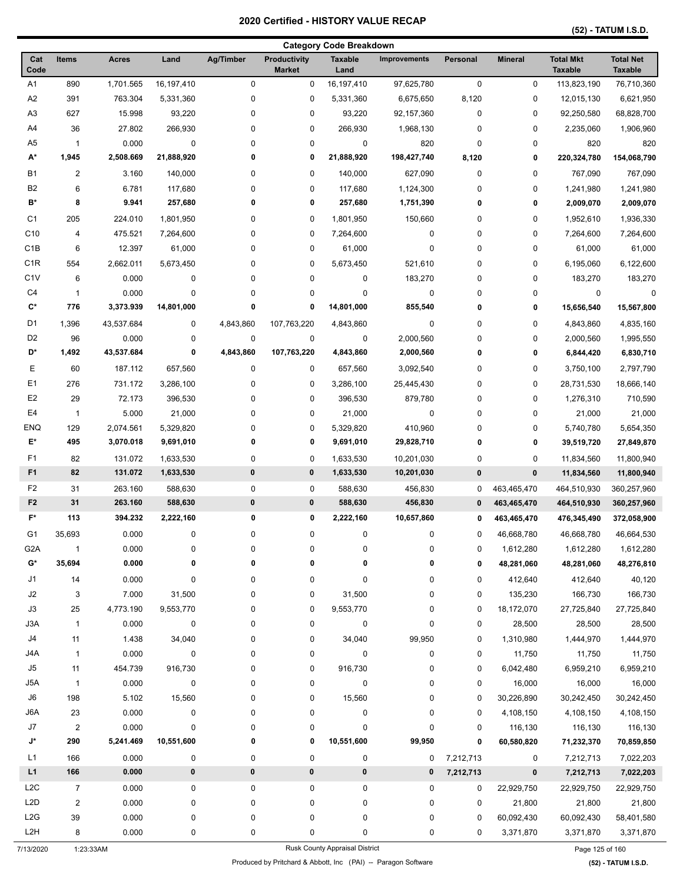# 2020 Certified - HISTORY VALUE RECAP

## (52) - TATUM I.S.D.

### Category Code Breakdown

| Cat Code | Items | Acres | Land | Ag/Timber | Productivity Market | Taxable Land | Improvements | Personal | Mineral | Total Mkt Taxable | Total Net Taxable |
|---|---|---|---|---|---|---|---|---|---|---|---|
| A1 | 890 | 1,701.565 | 16,197,410 | 0 | 0 | 16,197,410 | 97,625,780 | 0 | 0 | 113,823,190 | 76,710,360 |
| A2 | 391 | 763.304 | 5,331,360 | 0 | 0 | 5,331,360 | 6,675,650 | 8,120 | 0 | 12,015,130 | 6,621,950 |
| A3 | 627 | 15.998 | 93,220 | 0 | 0 | 93,220 | 92,157,360 | 0 | 0 | 92,250,580 | 68,828,700 |
| A4 | 36 | 27.802 | 266,930 | 0 | 0 | 266,930 | 1,968,130 | 0 | 0 | 2,235,060 | 1,906,960 |
| A5 | 1 | 0.000 | 0 | 0 | 0 | 0 | 820 | 0 | 0 | 820 | 820 |
| **A*** | **1,945** | **2,508.669** | **21,888,920** | **0** | **0** | **21,888,920** | **198,427,740** | **8,120** | **0** | **220,324,780** | **154,068,790** |
| B1 | 2 | 3.160 | 140,000 | 0 | 0 | 140,000 | 627,090 | 0 | 0 | 767,090 | 767,090 |
| B2 | 6 | 6.781 | 117,680 | 0 | 0 | 117,680 | 1,124,300 | 0 | 0 | 1,241,980 | 1,241,980 |
| **B*** | **8** | **9.941** | **257,680** | **0** | **0** | **257,680** | **1,751,390** | **0** | **0** | **2,009,070** | **2,009,070** |
| C1 | 205 | 224.010 | 1,801,950 | 0 | 0 | 1,801,950 | 150,660 | 0 | 0 | 1,952,610 | 1,936,330 |
| C10 | 4 | 475.521 | 7,264,600 | 0 | 0 | 7,264,600 | 0 | 0 | 0 | 7,264,600 | 7,264,600 |
| C1B | 6 | 12.397 | 61,000 | 0 | 0 | 61,000 | 0 | 0 | 0 | 61,000 | 61,000 |
| C1R | 554 | 2,662.011 | 5,673,450 | 0 | 0 | 5,673,450 | 521,610 | 0 | 0 | 6,195,060 | 6,122,600 |
| C1V | 6 | 0.000 | 0 | 0 | 0 | 0 | 183,270 | 0 | 0 | 183,270 | 183,270 |
| C4 | 1 | 0.000 | 0 | 0 | 0 | 0 | 0 | 0 | 0 | 0 | 0 |
| **C*** | **776** | **3,373.939** | **14,801,000** | **0** | **0** | **14,801,000** | **855,540** | **0** | **0** | **15,656,540** | **15,567,800** |
| D1 | 1,396 | 43,537.684 | 0 | 4,843,860 | 107,763,220 | 4,843,860 | 0 | 0 | 0 | 4,843,860 | 4,835,160 |
| D2 | 96 | 0.000 | 0 | 0 | 0 | 0 | 2,000,560 | 0 | 0 | 2,000,560 | 1,995,550 |
| **D*** | **1,492** | **43,537.684** | **0** | **4,843,860** | **107,763,220** | **4,843,860** | **2,000,560** | **0** | **0** | **6,844,420** | **6,830,710** |
| E | 60 | 187.112 | 657,560 | 0 | 0 | 657,560 | 3,092,540 | 0 | 0 | 3,750,100 | 2,797,790 |
| E1 | 276 | 731.172 | 3,286,100 | 0 | 0 | 3,286,100 | 25,445,430 | 0 | 0 | 28,731,530 | 18,666,140 |
| E2 | 29 | 72.173 | 396,530 | 0 | 0 | 396,530 | 879,780 | 0 | 0 | 1,276,310 | 710,590 |
| E4 | 1 | 5.000 | 21,000 | 0 | 0 | 21,000 | 0 | 0 | 0 | 21,000 | 21,000 |
| ENQ | 129 | 2,074.561 | 5,329,820 | 0 | 0 | 5,329,820 | 410,960 | 0 | 0 | 5,740,780 | 5,654,350 |
| **E*** | **495** | **3,070.018** | **9,691,010** | **0** | **0** | **9,691,010** | **29,828,710** | **0** | **0** | **39,519,720** | **27,849,870** |
| F1 | 82 | 131.072 | 1,633,530 | 0 | 0 | 1,633,530 | 10,201,030 | 0 | 0 | 11,834,560 | 11,800,940 |
| **F1** | **82** | **131.072** | **1,633,530** | **0** | **0** | **1,633,530** | **10,201,030** | **0** | **0** | **11,834,560** | **11,800,940** |
| F2 | 31 | 263.160 | 588,630 | 0 | 0 | 588,630 | 456,830 | 0 | 463,465,470 | 464,510,930 | 360,257,960 |
| **F2** | **31** | **263.160** | **588,630** | **0** | **0** | **588,630** | **456,830** | **0** | **463,465,470** | **464,510,930** | **360,257,960** |
| **F*** | **113** | **394.232** | **2,222,160** | **0** | **0** | **2,222,160** | **10,657,860** | **0** | **463,465,470** | **476,345,490** | **372,058,900** |
| G1 | 35,693 | 0.000 | 0 | 0 | 0 | 0 | 0 | 0 | 46,668,780 | 46,668,780 | 46,664,530 |
| G2A | 1 | 0.000 | 0 | 0 | 0 | 0 | 0 | 0 | 1,612,280 | 1,612,280 | 1,612,280 |
| **G*** | **35,694** | **0.000** | **0** | **0** | **0** | **0** | **0** | **0** | **48,281,060** | **48,281,060** | **48,276,810** |
| J1 | 14 | 0.000 | 0 | 0 | 0 | 0 | 0 | 0 | 412,640 | 412,640 | 40,120 |
| J2 | 3 | 7.000 | 31,500 | 0 | 0 | 31,500 | 0 | 0 | 135,230 | 166,730 | 166,730 |
| J3 | 25 | 4,773.190 | 9,553,770 | 0 | 0 | 9,553,770 | 0 | 0 | 18,172,070 | 27,725,840 | 27,725,840 |
| J3A | 1 | 0.000 | 0 | 0 | 0 | 0 | 0 | 0 | 28,500 | 28,500 | 28,500 |
| J4 | 11 | 1.438 | 34,040 | 0 | 0 | 34,040 | 99,950 | 0 | 1,310,980 | 1,444,970 | 1,444,970 |
| J4A | 1 | 0.000 | 0 | 0 | 0 | 0 | 0 | 0 | 11,750 | 11,750 | 11,750 |
| J5 | 11 | 454.739 | 916,730 | 0 | 0 | 916,730 | 0 | 0 | 6,042,480 | 6,959,210 | 6,959,210 |
| J5A | 1 | 0.000 | 0 | 0 | 0 | 0 | 0 | 0 | 16,000 | 16,000 | 16,000 |
| J6 | 198 | 5.102 | 15,560 | 0 | 0 | 15,560 | 0 | 0 | 30,226,890 | 30,242,450 | 30,242,450 |
| J6A | 23 | 0.000 | 0 | 0 | 0 | 0 | 0 | 0 | 4,108,150 | 4,108,150 | 4,108,150 |
| J7 | 2 | 0.000 | 0 | 0 | 0 | 0 | 0 | 0 | 116,130 | 116,130 | 116,130 |
| **J*** | **290** | **5,241.469** | **10,551,600** | **0** | **0** | **10,551,600** | **99,950** | **0** | **60,580,820** | **71,232,370** | **70,859,850** |
| L1 | 166 | 0.000 | 0 | 0 | 0 | 0 | 0 | 7,212,713 | 0 | 7,212,713 | 7,022,203 |
| **L1** | **166** | **0.000** | **0** | **0** | **0** | **0** | **0** | **7,212,713** | **0** | **7,212,713** | **7,022,203** |
| L2C | 7 | 0.000 | 0 | 0 | 0 | 0 | 0 | 0 | 22,929,750 | 22,929,750 | 22,929,750 |
| L2D | 2 | 0.000 | 0 | 0 | 0 | 0 | 0 | 0 | 21,800 | 21,800 | 21,800 |
| L2G | 39 | 0.000 | 0 | 0 | 0 | 0 | 0 | 0 | 60,092,430 | 60,092,430 | 58,401,580 |
| L2H | 8 | 0.000 | 0 | 0 | 0 | 0 | 0 | 0 | 3,371,870 | 3,371,870 | 3,371,870 |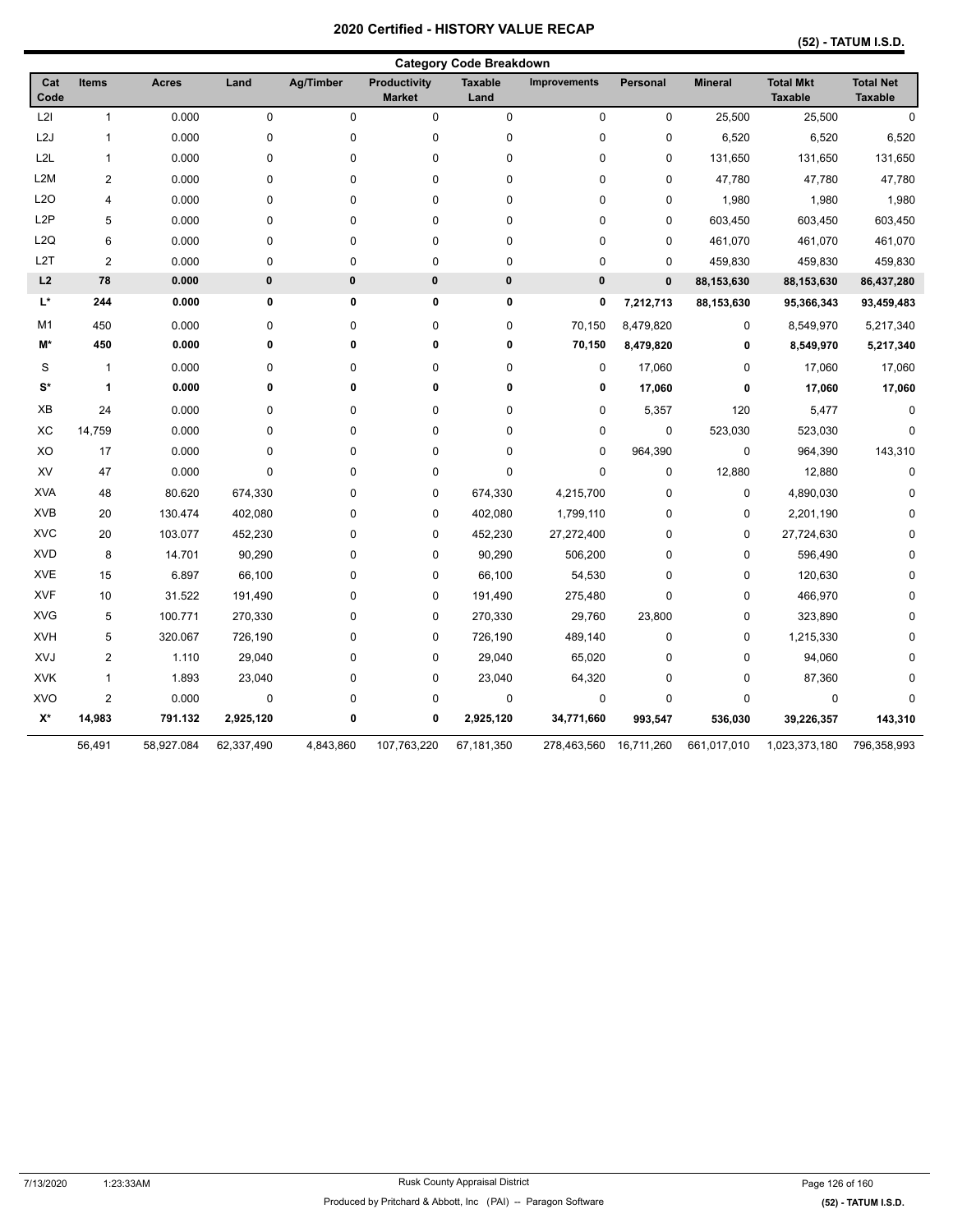# 2020 Certified - HISTORY VALUE RECAP

## (52) - TATUM I.S.D.

### Category Code Breakdown

| Cat Code | Items | Acres | Land | Ag/Timber | Productivity Market | Taxable Land | Improvements | Personal | Mineral | Total Mkt Taxable | Total Net Taxable |
|---|---|---|---|---|---|---|---|---|---|---|---|
| L2I | 1 | 0.000 | 0 | 0 | 0 | 0 | 0 | 0 | 25,500 | 25,500 | 0 |
| L2J | 1 | 0.000 | 0 | 0 | 0 | 0 | 0 | 0 | 6,520 | 6,520 | 6,520 |
| L2L | 1 | 0.000 | 0 | 0 | 0 | 0 | 0 | 0 | 131,650 | 131,650 | 131,650 |
| L2M | 2 | 0.000 | 0 | 0 | 0 | 0 | 0 | 0 | 47,780 | 47,780 | 47,780 |
| L2O | 4 | 0.000 | 0 | 0 | 0 | 0 | 0 | 0 | 1,980 | 1,980 | 1,980 |
| L2P | 5 | 0.000 | 0 | 0 | 0 | 0 | 0 | 0 | 603,450 | 603,450 | 603,450 |
| L2Q | 6 | 0.000 | 0 | 0 | 0 | 0 | 0 | 0 | 461,070 | 461,070 | 461,070 |
| L2T | 2 | 0.000 | 0 | 0 | 0 | 0 | 0 | 0 | 459,830 | 459,830 | 459,830 |
| **L2** | **78** | **0.000** | **0** | **0** | **0** | **0** | **0** | **0** | **88,153,630** | **88,153,630** | **86,437,280** |
| **L*** | **244** | **0.000** | **0** | **0** | **0** | **0** | **0** | **7,212,713** | **88,153,630** | **95,366,343** | **93,459,483** |
| M1 | 450 | 0.000 | 0 | 0 | 0 | 0 | 70,150 | 8,479,820 | 0 | 8,549,970 | 5,217,340 |
| **M*** | **450** | **0.000** | **0** | **0** | **0** | **0** | **70,150** | **8,479,820** | **0** | **8,549,970** | **5,217,340** |
| S | 1 | 0.000 | 0 | 0 | 0 | 0 | 0 | 17,060 | 0 | 17,060 | 17,060 |
| **S*** | **1** | **0.000** | **0** | **0** | **0** | **0** | **0** | **17,060** | **0** | **17,060** | **17,060** |
| XB | 24 | 0.000 | 0 | 0 | 0 | 0 | 0 | 5,357 | 120 | 5,477 | 0 |
| XC | 14,759 | 0.000 | 0 | 0 | 0 | 0 | 0 | 0 | 523,030 | 523,030 | 0 |
| XO | 17 | 0.000 | 0 | 0 | 0 | 0 | 0 | 964,390 | 0 | 964,390 | 143,310 |
| XV | 47 | 0.000 | 0 | 0 | 0 | 0 | 0 | 0 | 12,880 | 12,880 | 0 |
| XVA | 48 | 80.620 | 674,330 | 0 | 0 | 674,330 | 4,215,700 | 0 | 0 | 4,890,030 | 0 |
| XVB | 20 | 130.474 | 402,080 | 0 | 0 | 402,080 | 1,799,110 | 0 | 0 | 2,201,190 | 0 |
| XVC | 20 | 103.077 | 452,230 | 0 | 0 | 452,230 | 27,272,400 | 0 | 0 | 27,724,630 | 0 |
| XVD | 8 | 14.701 | 90,290 | 0 | 0 | 90,290 | 506,200 | 0 | 0 | 596,490 | 0 |
| XVE | 15 | 6.897 | 66,100 | 0 | 0 | 66,100 | 54,530 | 0 | 0 | 120,630 | 0 |
| XVF | 10 | 31.522 | 191,490 | 0 | 0 | 191,490 | 275,480 | 0 | 0 | 466,970 | 0 |
| XVG | 5 | 100.771 | 270,330 | 0 | 0 | 270,330 | 29,760 | 23,800 | 0 | 323,890 | 0 |
| XVH | 5 | 320.067 | 726,190 | 0 | 0 | 726,190 | 489,140 | 0 | 0 | 1,215,330 | 0 |
| XVJ | 2 | 1.110 | 29,040 | 0 | 0 | 29,040 | 65,020 | 0 | 0 | 94,060 | 0 |
| XVK | 1 | 1.893 | 23,040 | 0 | 0 | 23,040 | 64,320 | 0 | 0 | 87,360 | 0 |
| XVO | 2 | 0.000 | 0 | 0 | 0 | 0 | 0 | 0 | 0 | 0 | 0 |
| **X*** | **14,983** | **791.132** | **2,925,120** | **0** | **0** | **2,925,120** | **34,771,660** | **993,547** | **536,030** | **39,226,357** | **143,310** |
| | 56,491 | 58,927.084 | 62,337,490 | 4,843,860 | 107,763,220 | 67,181,350 | 278,463,560 | 16,711,260 | 661,017,010 | 1,023,373,180 | 796,358,993 |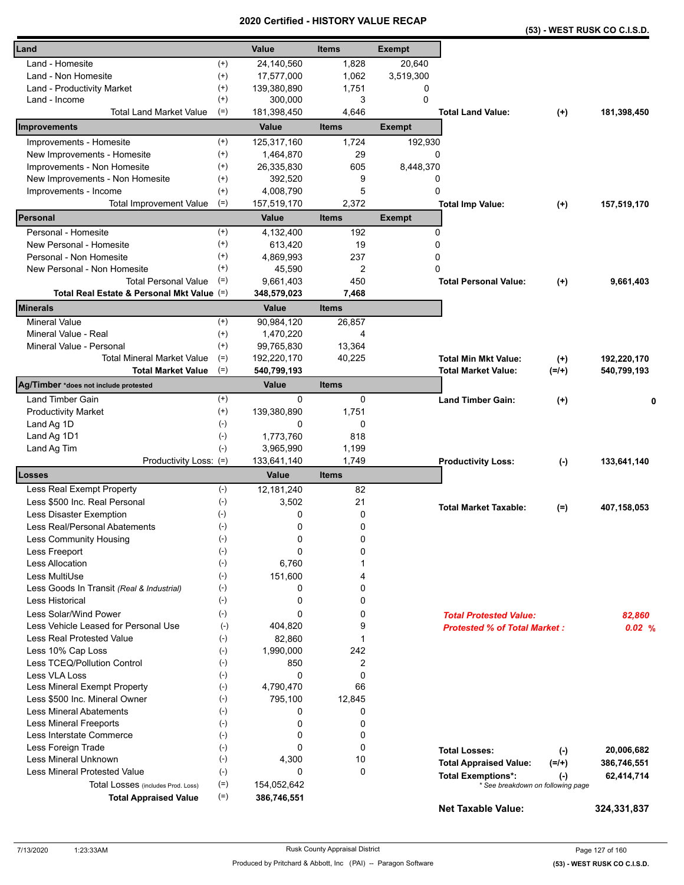# 2020 Certified - HISTORY VALUE RECAP

**(53) - WEST RUSK CO C.I.S.D.**

| Land | | Value | Items | Exempt | | | |
|---|---|---|---|---|---|---|---|
| Land - Homesite | (+) | 24,140,560 | 1,828 | 20,640 | | | |
| Land - Non Homesite | (+) | 17,577,000 | 1,062 | 3,519,300 | | | |
| Land - Productivity Market | (+) | 139,380,890 | 1,751 | 0 | | | |
| Land - Income | (+) | 300,000 | 3 | 0 | | | |
| Total Land Market Value | (=) | 181,398,450 | 4,646 | | **Total Land Value:** | **(+)** | **181,398,450** |
| **Improvements** | | **Value** | **Items** | **Exempt** | | | |
| Improvements - Homesite | (+) | 125,317,160 | 1,724 | 192,930 | | | |
| New Improvements - Homesite | (+) | 1,464,870 | 29 | 0 | | | |
| Improvements - Non Homesite | (+) | 26,335,830 | 605 | 8,448,370 | | | |
| New Improvements - Non Homesite | (+) | 392,520 | 9 | 0 | | | |
| Improvements - Income | (+) | 4,008,790 | 5 | 0 | | | |
| Total Improvement Value | (=) | 157,519,170 | 2,372 | | **Total Imp Value:** | **(+)** | **157,519,170** |
| **Personal** | | **Value** | **Items** | **Exempt** | | | |
| Personal - Homesite | (+) | 4,132,400 | 192 | 0 | | | |
| New Personal - Homesite | (+) | 613,420 | 19 | 0 | | | |
| Personal - Non Homesite | (+) | 4,869,993 | 237 | 0 | | | |
| New Personal - Non Homesite | (+) | 45,590 | 2 | 0 | | | |
| Total Personal Value | (=) | 9,661,403 | 450 | | **Total Personal Value:** | **(+)** | **9,661,403** |
| **Total Real Estate & Personal Mkt Value** | (=) | **348,579,023** | **7,468** | | | | |
| **Minerals** | | **Value** | **Items** | | | | |
| Mineral Value | (+) | 90,984,120 | 26,857 | | | | |
| Mineral Value - Real | (+) | 1,470,220 | 4 | | | | |
| Mineral Value - Personal | (+) | 99,765,830 | 13,364 | | | | |
| Total Mineral Market Value | (=) | 192,220,170 | 40,225 | | **Total Min Mkt Value:** | **(+)** | **192,220,170** |
| **Total Market Value** | (=) | **540,799,193** | | | **Total Market Value:** | **(=/+)** | **540,799,193** |
| **Ag/Timber** *does not include protested | | **Value** | **Items** | | | | |
| Land Timber Gain | (+) | 0 | 0 | | **Land Timber Gain:** | **(+)** | **0** |
| Productivity Market | (+) | 139,380,890 | 1,751 | | | | |
| Land Ag 1D | (-) | 0 | 0 | | | | |
| Land Ag 1D1 | (-) | 1,773,760 | 818 | | | | |
| Land Ag Tim | (-) | 3,965,990 | 1,199 | | | | |
| Productivity Loss: | (=) | 133,641,140 | 1,749 | | **Productivity Loss:** | **(-)** | **133,641,140** |
| **Losses** | | **Value** | **Items** | | | | |
| Less Real Exempt Property | (-) | 12,181,240 | 82 | | | | |
| Less $500 Inc. Real Personal | (-) | 3,502 | 21 | | **Total Market Taxable:** | **(=)** | **407,158,053** |
| Less Disaster Exemption | (-) | 0 | 0 | | | | |
| Less Real/Personal Abatements | (-) | 0 | 0 | | | | |
| Less Community Housing | (-) | 0 | 0 | | | | |
| Less Freeport | (-) | 0 | 0 | | | | |
| Less Allocation | (-) | 6,760 | 1 | | | | |
| Less MultiUse | (-) | 151,600 | 4 | | | | |
| Less Goods In Transit *(Real & Industrial)* | (-) | 0 | 0 | | | | |
| Less Historical | (-) | 0 | 0 | | | | |
| Less Solar/Wind Power | (-) | 0 | 0 | | ***Total Protested Value:*** | | ***82,860*** |
| Less Vehicle Leased for Personal Use | (-) | 404,820 | 9 | | ***Protested % of Total Market :*** | | ***0.02 %*** |
| Less Real Protested Value | (-) | 82,860 | 1 | | | | |
| Less 10% Cap Loss | (-) | 1,990,000 | 242 | | | | |
| Less TCEQ/Pollution Control | (-) | 850 | 2 | | | | |
| Less VLA Loss | (-) | 0 | 0 | | | | |
| Less Mineral Exempt Property | (-) | 4,790,470 | 66 | | | | |
| Less $500 Inc. Mineral Owner | (-) | 795,100 | 12,845 | | | | |
| Less Mineral Abatements | (-) | 0 | 0 | | | | |
| Less Mineral Freeports | (-) | 0 | 0 | | | | |
| Less Interstate Commerce | (-) | 0 | 0 | | | | |
| Less Foreign Trade | (-) | 0 | 0 | | **Total Losses:** | **(-)** | **20,006,682** |
| Less Mineral Unknown | (-) | 4,300 | 10 | | **Total Appraised Value:** | **(=/+)** | **386,746,551** |
| Less Mineral Protested Value | (-) | 0 | 0 | | **Total Exemptions*:** | **(-)** | **62,414,714** |
| Total Losses (includes Prod. Loss) | (=) | 154,052,642 | | | * See breakdown on following page | | |
| **Total Appraised Value** | (=) | **386,746,551** | | | | | |
| | | | | | **Net Taxable Value:** | | **324,331,837** |

7/13/2020 1:23:33AM — Rusk County Appraisal District — Produced by Pritchard & Abbott, Inc (PAI) -- Paragon Software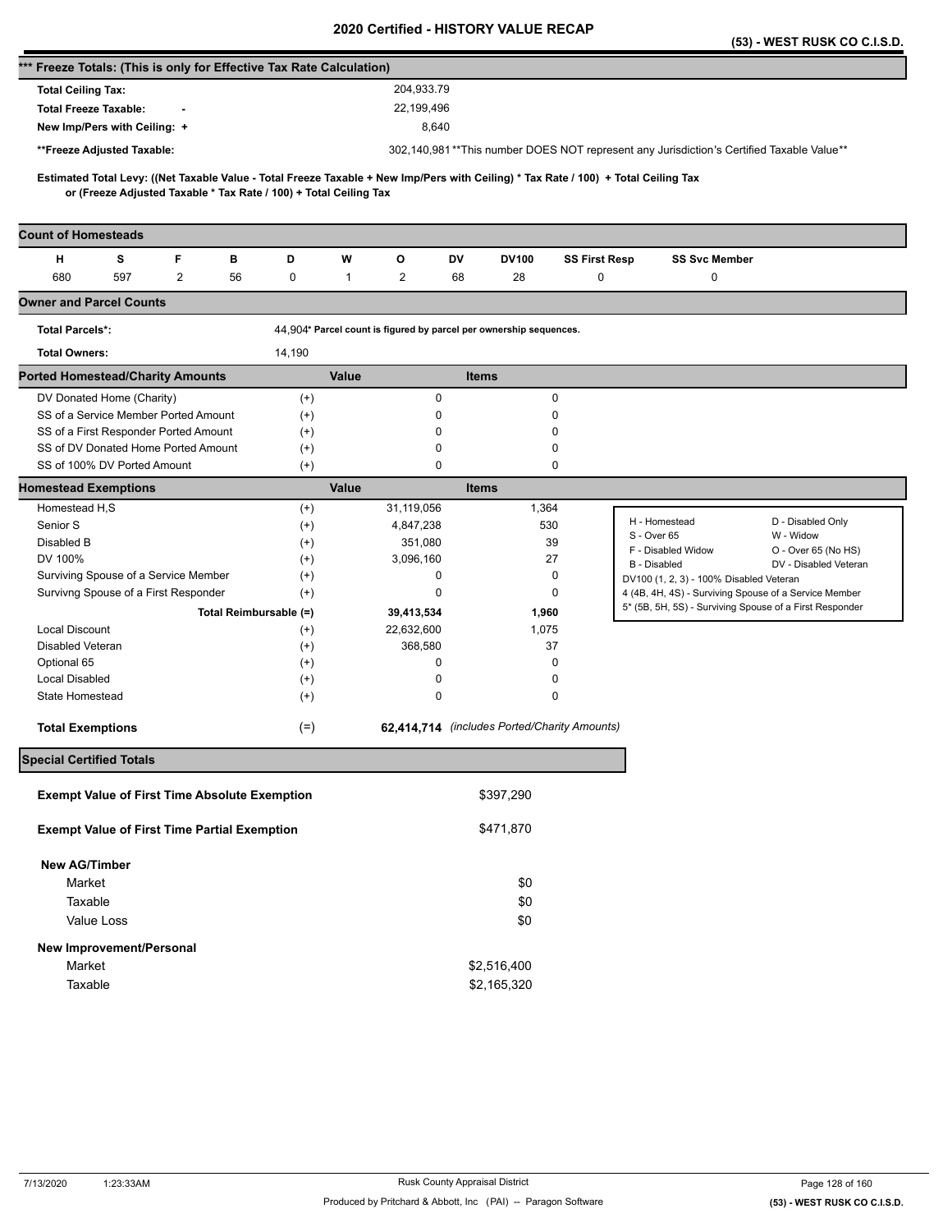# 2020 Certified - HISTORY VALUE RECAP

## (53) - WEST RUSK CO C.I.S.D.

### *** Freeze Totals: (This is only for Effective Tax Rate Calculation)

| | |
|---|---|
| **Total Ceiling Tax:** | 204,933.79 |
| **Total Freeze Taxable:** - | 22,199,496 |
| **New Imp/Pers with Ceiling:** + | 8,640 |
| **\*\*Freeze Adjusted Taxable:** | 302,140,981 |

**This number DOES NOT represent any Jurisdiction's Certified Taxable Value**

**Estimated Total Levy: ((Net Taxable Value - Total Freeze Taxable + New Imp/Pers with Ceiling) * Tax Rate / 100) + Total Ceiling Tax or (Freeze Adjusted Taxable * Tax Rate / 100) + Total Ceiling Tax**

### Count of Homesteads

| H | S | F | B | D | W | O | DV | DV100 | SS First Resp | SS Svc Member |
|---|---|---|---|---|---|---|---|---|---|---|
| 680 | 597 | 2 | 56 | 0 | 1 | 2 | 68 | 28 | 0 | 0 |

### Owner and Parcel Counts

| | |
|---|---|
| **Total Parcels\*:** | 44,904\* Parcel count is figured by parcel per ownership sequences. |
| **Total Owners:** | 14,190 |

### Ported Homestead/Charity Amounts

| | | Value | Items |
|---|---|---|---|
| DV Donated Home (Charity) | (+) | 0 | 0 |
| SS of a Service Member Ported Amount | (+) | 0 | 0 |
| SS of a First Responder Ported Amount | (+) | 0 | 0 |
| SS of DV Donated Home Ported Amount | (+) | 0 | 0 |
| SS of 100% DV Ported Amount | (+) | 0 | 0 |

### Homestead Exemptions

| | | Value | Items |
|---|---|---|---|
| Homestead H,S | (+) | 31,119,056 | 1,364 |
| Senior S | (+) | 4,847,238 | 530 |
| Disabled B | (+) | 351,080 | 39 |
| DV 100% | (+) | 3,096,160 | 27 |
| Surviving Spouse of a Service Member | (+) | 0 | 0 |
| Survivng Spouse of a First Responder | (+) | 0 | 0 |
| Total Reimbursable | (=) | **39,413,534** | **1,960** |
| Local Discount | (+) | 22,632,600 | 1,075 |
| Disabled Veteran | (+) | 368,580 | 37 |
| Optional 65 | (+) | 0 | 0 |
| Local Disabled | (+) | 0 | 0 |
| State Homestead | (+) | 0 | 0 |
| **Total Exemptions** | (=) | **62,414,714** | *(includes Ported/Charity Amounts)* |

| | |
|---|---|
| H - Homestead | D - Disabled Only |
| S - Over 65 | W - Widow |
| F - Disabled Widow | O - Over 65 (No HS) |
| B - Disabled | DV - Disabled Veteran |
| DV100 (1, 2, 3) - 100% Disabled Veteran | |
| 4 (4B, 4H, 4S) - Surviving Spouse of a Service Member | |
| 5* (5B, 5H, 5S) - Surviving Spouse of a First Responder | |

### Special Certified Totals

| | |
|---|---|
| **Exempt Value of First Time Absolute Exemption** | $397,290 |
| **Exempt Value of First Time Partial Exemption** | $471,870 |
| **New AG/Timber** | |
| Market | $0 |
| Taxable | $0 |
| Value Loss | $0 |
| **New Improvement/Personal** | |
| Market | $2,516,400 |
| Taxable | $2,165,320 |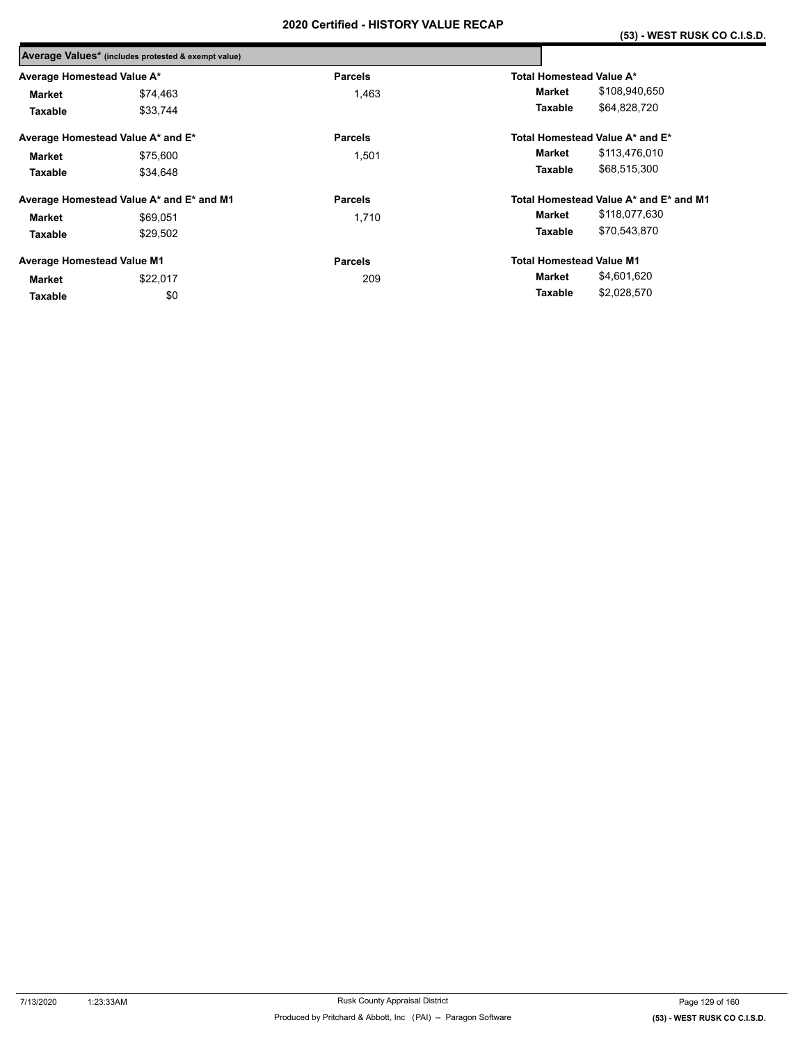## Average Values* (includes protested & exempt value)

| | | Parcels | | |
|---|---|---|---|---|
| **Average Homestead Value A*** | | | **Total Homestead Value A*** | |
| **Market** | $74,463 | 1,463 | **Market** | $108,940,650 |
| **Taxable** | $33,744 | | **Taxable** | $64,828,720 |
| **Average Homestead Value A* and E*** | | **Parcels** | **Total Homestead Value A* and E*** | |
| **Market** | $75,600 | 1,501 | **Market** | $113,476,010 |
| **Taxable** | $34,648 | | **Taxable** | $68,515,300 |
| **Average Homestead Value A* and E* and M1** | | **Parcels** | **Total Homestead Value A* and E* and M1** | |
| **Market** | $69,051 | 1,710 | **Market** | $118,077,630 |
| **Taxable** | $29,502 | | **Taxable** | $70,543,870 |
| **Average Homestead Value M1** | | **Parcels** | **Total Homestead Value M1** | |
| **Market** | $22,017 | 209 | **Market** | $4,601,620 |
| **Taxable** | $0 | | **Taxable** | $2,028,570 |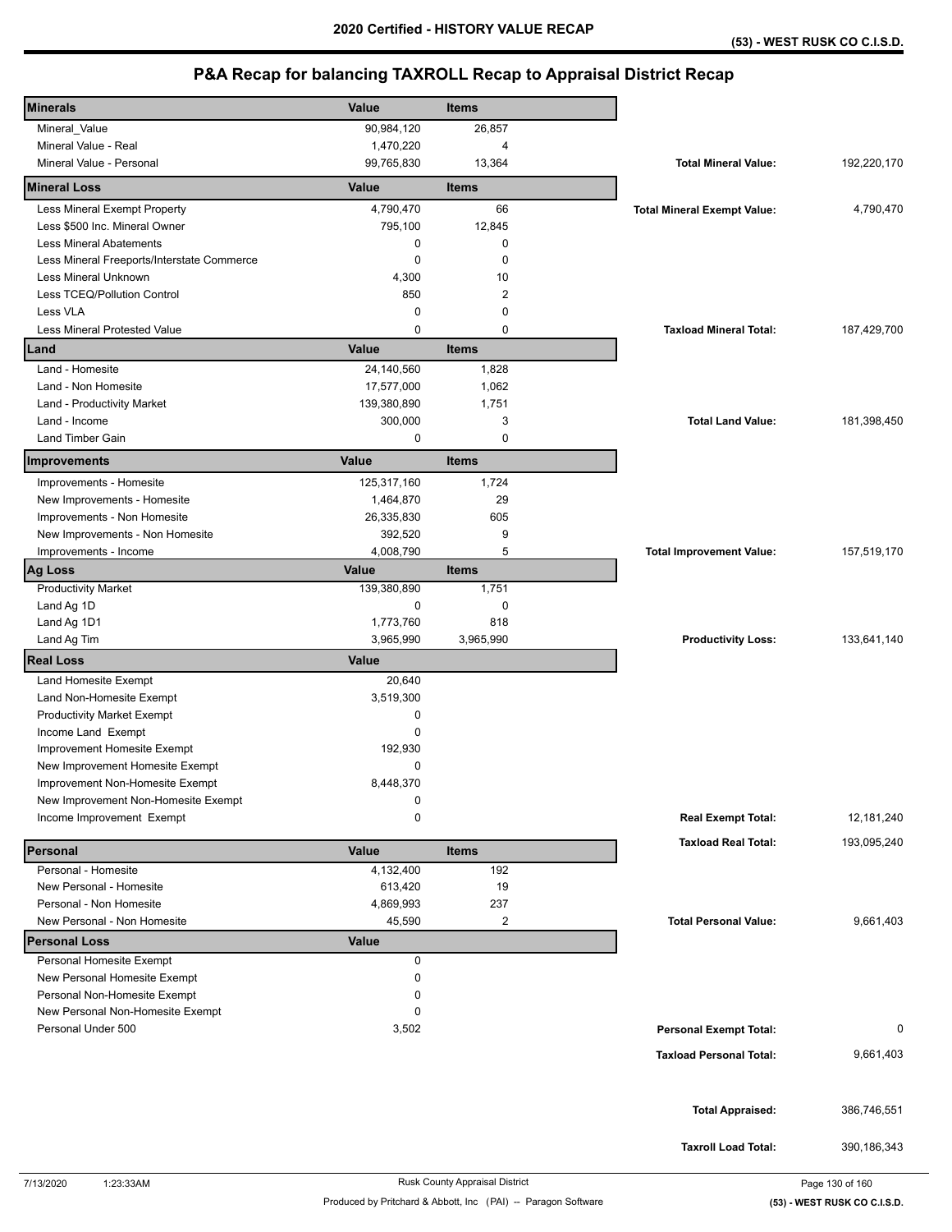## 2020 Certified - HISTORY VALUE RECAP

**(53) - WEST RUSK CO C.I.S.D.**

# P&A Recap for balancing TAXROLL Recap to Appraisal District Recap

| Minerals | Value | Items | | |
|---|---|---|---|---|
| Mineral_Value | 90,984,120 | 26,857 | | |
| Mineral Value - Real | 1,470,220 | 4 | | |
| Mineral Value - Personal | 99,765,830 | 13,364 | **Total Mineral Value:** | 192,220,170 |
| **Mineral Loss** | **Value** | **Items** | | |
| Less Mineral Exempt Property | 4,790,470 | 66 | **Total Mineral Exempt Value:** | 4,790,470 |
| Less $500 Inc. Mineral Owner | 795,100 | 12,845 | | |
| Less Mineral Abatements | 0 | 0 | | |
| Less Mineral Freeports/Interstate Commerce | 0 | 0 | | |
| Less Mineral Unknown | 4,300 | 10 | | |
| Less TCEQ/Pollution Control | 850 | 2 | | |
| Less VLA | 0 | 0 | | |
| Less Mineral Protested Value | 0 | 0 | **Taxload Mineral Total:** | 187,429,700 |
| **Land** | **Value** | **Items** | | |
| Land - Homesite | 24,140,560 | 1,828 | | |
| Land - Non Homesite | 17,577,000 | 1,062 | | |
| Land - Productivity Market | 139,380,890 | 1,751 | | |
| Land - Income | 300,000 | 3 | **Total Land Value:** | 181,398,450 |
| Land Timber Gain | 0 | 0 | | |
| **Improvements** | **Value** | **Items** | | |
| Improvements - Homesite | 125,317,160 | 1,724 | | |
| New Improvements - Homesite | 1,464,870 | 29 | | |
| Improvements - Non Homesite | 26,335,830 | 605 | | |
| New Improvements - Non Homesite | 392,520 | 9 | | |
| Improvements - Income | 4,008,790 | 5 | **Total Improvement Value:** | 157,519,170 |
| **Ag Loss** | **Value** | **Items** | | |
| Productivity Market | 139,380,890 | 1,751 | | |
| Land Ag 1D | 0 | 0 | | |
| Land Ag 1D1 | 1,773,760 | 818 | | |
| Land Ag Tim | 3,965,990 | 3,965,990 | **Productivity Loss:** | 133,641,140 |
| **Real Loss** | **Value** | | | |
| Land Homesite Exempt | 20,640 | | | |
| Land Non-Homesite Exempt | 3,519,300 | | | |
| Productivity Market Exempt | 0 | | | |
| Income Land Exempt | 0 | | | |
| Improvement Homesite Exempt | 192,930 | | | |
| New Improvement Homesite Exempt | 0 | | | |
| Improvement Non-Homesite Exempt | 8,448,370 | | | |
| New Improvement Non-Homesite Exempt | 0 | | | |
| Income Improvement Exempt | 0 | | **Real Exempt Total:** | 12,181,240 |
| | | | **Taxload Real Total:** | 193,095,240 |
| **Personal** | **Value** | **Items** | | |
| Personal - Homesite | 4,132,400 | 192 | | |
| New Personal - Homesite | 613,420 | 19 | | |
| Personal - Non Homesite | 4,869,993 | 237 | | |
| New Personal - Non Homesite | 45,590 | 2 | **Total Personal Value:** | 9,661,403 |
| **Personal Loss** | **Value** | | | |
| Personal Homesite Exempt | 0 | | | |
| New Personal Homesite Exempt | 0 | | | |
| Personal Non-Homesite Exempt | 0 | | | |
| New Personal Non-Homesite Exempt | 0 | | | |
| Personal Under 500 | 3,502 | | **Personal Exempt Total:** | 0 |
| | | | **Taxload Personal Total:** | 9,661,403 |
| | | | **Total Appraised:** | 386,746,551 |
| | | | **Taxroll Load Total:** | 390,186,343 |

7/13/2020 1:23:33AM — Rusk County Appraisal District — Produced by Pritchard & Abbott, Inc (PAI) -- Paragon Software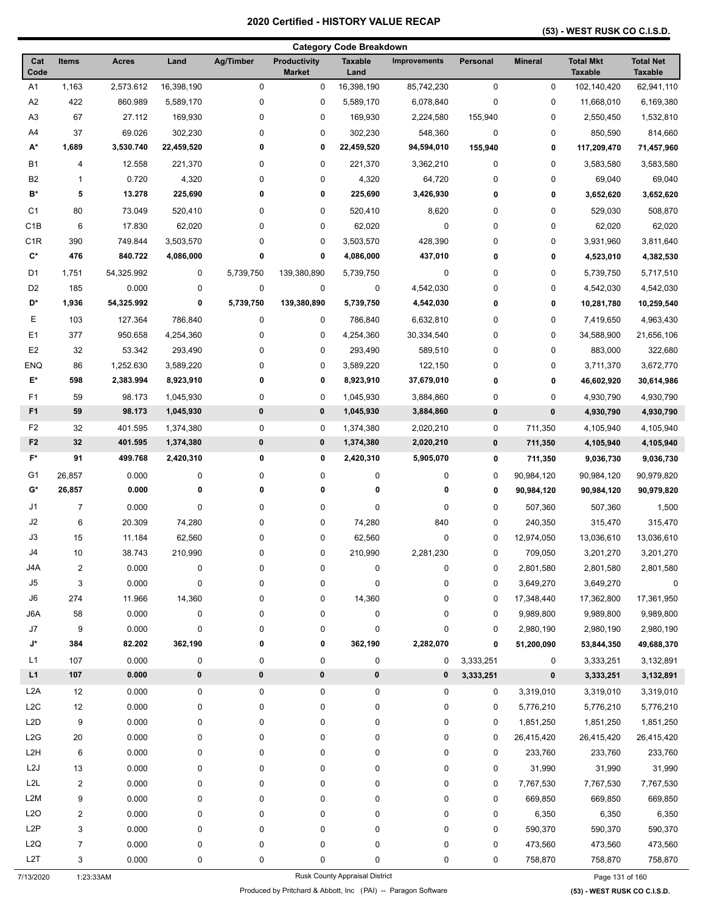# 2020 Certified - HISTORY VALUE RECAP

## (53) - WEST RUSK CO C.I.S.D.

### Category Code Breakdown

| Cat Code | Items | Acres | Land | Ag/Timber | Productivity Market | Taxable Land | Improvements | Personal | Mineral | Total Mkt Taxable | Total Net Taxable |
|---|---|---|---|---|---|---|---|---|---|---|---|
| A1 | 1,163 | 2,573.612 | 16,398,190 | 0 | 0 | 16,398,190 | 85,742,230 | 0 | 0 | 102,140,420 | 62,941,110 |
| A2 | 422 | 860.989 | 5,589,170 | 0 | 0 | 5,589,170 | 6,078,840 | 0 | 0 | 11,668,010 | 6,169,380 |
| A3 | 67 | 27.112 | 169,930 | 0 | 0 | 169,930 | 2,224,580 | 155,940 | 0 | 2,550,450 | 1,532,810 |
| A4 | 37 | 69.026 | 302,230 | 0 | 0 | 302,230 | 548,360 | 0 | 0 | 850,590 | 814,660 |
| **A*** | **1,689** | **3,530.740** | **22,459,520** | **0** | **0** | **22,459,520** | **94,594,010** | **155,940** | **0** | **117,209,470** | **71,457,960** |
| B1 | 4 | 12.558 | 221,370 | 0 | 0 | 221,370 | 3,362,210 | 0 | 0 | 3,583,580 | 3,583,580 |
| B2 | 1 | 0.720 | 4,320 | 0 | 0 | 4,320 | 64,720 | 0 | 0 | 69,040 | 69,040 |
| **B*** | **5** | **13.278** | **225,690** | **0** | **0** | **225,690** | **3,426,930** | **0** | **0** | **3,652,620** | **3,652,620** |
| C1 | 80 | 73.049 | 520,410 | 0 | 0 | 520,410 | 8,620 | 0 | 0 | 529,030 | 508,870 |
| C1B | 6 | 17.830 | 62,020 | 0 | 0 | 62,020 | 0 | 0 | 0 | 62,020 | 62,020 |
| C1R | 390 | 749.844 | 3,503,570 | 0 | 0 | 3,503,570 | 428,390 | 0 | 0 | 3,931,960 | 3,811,640 |
| **C*** | **476** | **840.722** | **4,086,000** | **0** | **0** | **4,086,000** | **437,010** | **0** | **0** | **4,523,010** | **4,382,530** |
| D1 | 1,751 | 54,325.992 | 0 | 5,739,750 | 139,380,890 | 5,739,750 | 0 | 0 | 0 | 5,739,750 | 5,717,510 |
| D2 | 185 | 0.000 | 0 | 0 | 0 | 0 | 4,542,030 | 0 | 0 | 4,542,030 | 4,542,030 |
| **D*** | **1,936** | **54,325.992** | **0** | **5,739,750** | **139,380,890** | **5,739,750** | **4,542,030** | **0** | **0** | **10,281,780** | **10,259,540** |
| E | 103 | 127.364 | 786,840 | 0 | 0 | 786,840 | 6,632,810 | 0 | 0 | 7,419,650 | 4,963,430 |
| E1 | 377 | 950.658 | 4,254,360 | 0 | 0 | 4,254,360 | 30,334,540 | 0 | 0 | 34,588,900 | 21,656,106 |
| E2 | 32 | 53.342 | 293,490 | 0 | 0 | 293,490 | 589,510 | 0 | 0 | 883,000 | 322,680 |
| ENQ | 86 | 1,252.630 | 3,589,220 | 0 | 0 | 3,589,220 | 122,150 | 0 | 0 | 3,711,370 | 3,672,770 |
| **E*** | **598** | **2,383.994** | **8,923,910** | **0** | **0** | **8,923,910** | **37,679,010** | **0** | **0** | **46,602,920** | **30,614,986** |
| F1 | 59 | 98.173 | 1,045,930 | 0 | 0 | 1,045,930 | 3,884,860 | 0 | 0 | 4,930,790 | 4,930,790 |
| **F1** | **59** | **98.173** | **1,045,930** | **0** | **0** | **1,045,930** | **3,884,860** | **0** | **0** | **4,930,790** | **4,930,790** |
| F2 | 32 | 401.595 | 1,374,380 | 0 | 0 | 1,374,380 | 2,020,210 | 0 | 711,350 | 4,105,940 | 4,105,940 |
| **F2** | **32** | **401.595** | **1,374,380** | **0** | **0** | **1,374,380** | **2,020,210** | **0** | **711,350** | **4,105,940** | **4,105,940** |
| **F*** | **91** | **499.768** | **2,420,310** | **0** | **0** | **2,420,310** | **5,905,070** | **0** | **711,350** | **9,036,730** | **9,036,730** |
| G1 | 26,857 | 0.000 | 0 | 0 | 0 | 0 | 0 | 0 | 90,984,120 | 90,984,120 | 90,979,820 |
| **G*** | **26,857** | **0.000** | **0** | **0** | **0** | **0** | **0** | **0** | **90,984,120** | **90,984,120** | **90,979,820** |
| J1 | 7 | 0.000 | 0 | 0 | 0 | 0 | 0 | 0 | 507,360 | 507,360 | 1,500 |
| J2 | 6 | 20.309 | 74,280 | 0 | 0 | 74,280 | 840 | 0 | 240,350 | 315,470 | 315,470 |
| J3 | 15 | 11.184 | 62,560 | 0 | 0 | 62,560 | 0 | 0 | 12,974,050 | 13,036,610 | 13,036,610 |
| J4 | 10 | 38.743 | 210,990 | 0 | 0 | 210,990 | 2,281,230 | 0 | 709,050 | 3,201,270 | 3,201,270 |
| J4A | 2 | 0.000 | 0 | 0 | 0 | 0 | 0 | 0 | 2,801,580 | 2,801,580 | 2,801,580 |
| J5 | 3 | 0.000 | 0 | 0 | 0 | 0 | 0 | 0 | 3,649,270 | 3,649,270 | 0 |
| J6 | 274 | 11.966 | 14,360 | 0 | 0 | 14,360 | 0 | 0 | 17,348,440 | 17,362,800 | 17,361,950 |
| J6A | 58 | 0.000 | 0 | 0 | 0 | 0 | 0 | 0 | 9,989,800 | 9,989,800 | 9,989,800 |
| J7 | 9 | 0.000 | 0 | 0 | 0 | 0 | 0 | 0 | 2,980,190 | 2,980,190 | 2,980,190 |
| **J*** | **384** | **82.202** | **362,190** | **0** | **0** | **362,190** | **2,282,070** | **0** | **51,200,090** | **53,844,350** | **49,688,370** |
| L1 | 107 | 0.000 | 0 | 0 | 0 | 0 | 0 | 3,333,251 | 0 | 3,333,251 | 3,132,891 |
| **L1** | **107** | **0.000** | **0** | **0** | **0** | **0** | **0** | **3,333,251** | **0** | **3,333,251** | **3,132,891** |
| L2A | 12 | 0.000 | 0 | 0 | 0 | 0 | 0 | 0 | 3,319,010 | 3,319,010 | 3,319,010 |
| L2C | 12 | 0.000 | 0 | 0 | 0 | 0 | 0 | 0 | 5,776,210 | 5,776,210 | 5,776,210 |
| L2D | 9 | 0.000 | 0 | 0 | 0 | 0 | 0 | 0 | 1,851,250 | 1,851,250 | 1,851,250 |
| L2G | 20 | 0.000 | 0 | 0 | 0 | 0 | 0 | 0 | 26,415,420 | 26,415,420 | 26,415,420 |
| L2H | 6 | 0.000 | 0 | 0 | 0 | 0 | 0 | 0 | 233,760 | 233,760 | 233,760 |
| L2J | 13 | 0.000 | 0 | 0 | 0 | 0 | 0 | 0 | 31,990 | 31,990 | 31,990 |
| L2L | 2 | 0.000 | 0 | 0 | 0 | 0 | 0 | 0 | 7,767,530 | 7,767,530 | 7,767,530 |
| L2M | 9 | 0.000 | 0 | 0 | 0 | 0 | 0 | 0 | 669,850 | 669,850 | 669,850 |
| L2O | 2 | 0.000 | 0 | 0 | 0 | 0 | 0 | 0 | 6,350 | 6,350 | 6,350 |
| L2P | 3 | 0.000 | 0 | 0 | 0 | 0 | 0 | 0 | 590,370 | 590,370 | 590,370 |
| L2Q | 7 | 0.000 | 0 | 0 | 0 | 0 | 0 | 0 | 473,560 | 473,560 | 473,560 |
| L2T | 3 | 0.000 | 0 | 0 | 0 | 0 | 0 | 0 | 758,870 | 758,870 | 758,870 |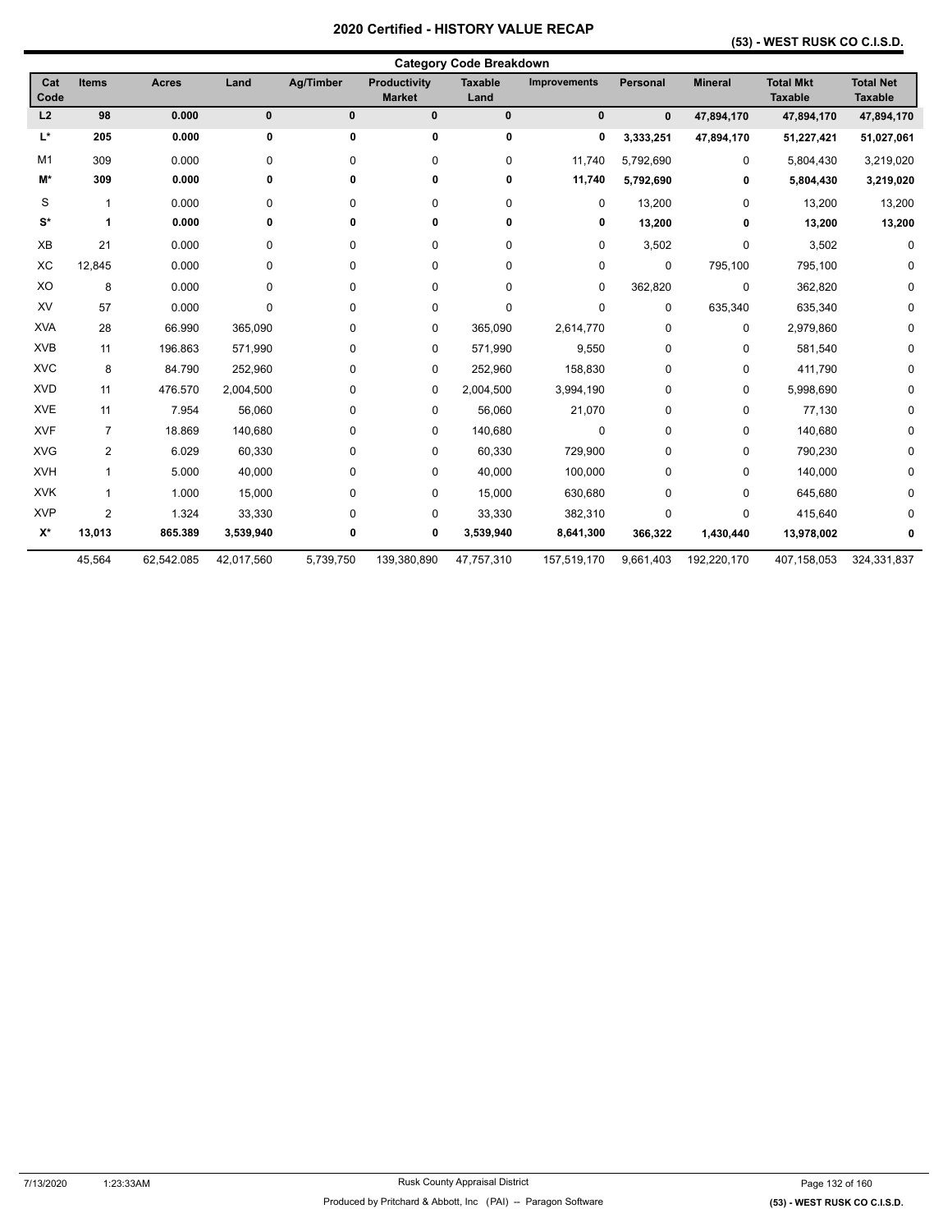# 2020 Certified - HISTORY VALUE RECAP

**(53) - WEST RUSK CO C.I.S.D.**

## Category Code Breakdown

| Cat Code | Items | Acres | Land | Ag/Timber | Productivity Market | Taxable Land | Improvements | Personal | Mineral | Total Mkt Taxable | Total Net Taxable |
|---|---|---|---|---|---|---|---|---|---|---|---|
| **L2** | **98** | **0.000** | **0** | **0** | **0** | **0** | **0** | **0** | **47,894,170** | **47,894,170** | **47,894,170** |
| **L*** | **205** | **0.000** | **0** | **0** | **0** | **0** | **0** | **3,333,251** | **47,894,170** | **51,227,421** | **51,027,061** |
| M1 | 309 | 0.000 | 0 | 0 | 0 | 0 | 11,740 | 5,792,690 | 0 | 5,804,430 | 3,219,020 |
| **M*** | **309** | **0.000** | **0** | **0** | **0** | **0** | **11,740** | **5,792,690** | **0** | **5,804,430** | **3,219,020** |
| S | 1 | 0.000 | 0 | 0 | 0 | 0 | 0 | 13,200 | 0 | 13,200 | 13,200 |
| **S*** | **1** | **0.000** | **0** | **0** | **0** | **0** | **0** | **13,200** | **0** | **13,200** | **13,200** |
| XB | 21 | 0.000 | 0 | 0 | 0 | 0 | 0 | 3,502 | 0 | 3,502 | 0 |
| XC | 12,845 | 0.000 | 0 | 0 | 0 | 0 | 0 | 0 | 795,100 | 795,100 | 0 |
| XO | 8 | 0.000 | 0 | 0 | 0 | 0 | 0 | 362,820 | 0 | 362,820 | 0 |
| XV | 57 | 0.000 | 0 | 0 | 0 | 0 | 0 | 0 | 635,340 | 635,340 | 0 |
| XVA | 28 | 66.990 | 365,090 | 0 | 0 | 365,090 | 2,614,770 | 0 | 0 | 2,979,860 | 0 |
| XVB | 11 | 196.863 | 571,990 | 0 | 0 | 571,990 | 9,550 | 0 | 0 | 581,540 | 0 |
| XVC | 8 | 84.790 | 252,960 | 0 | 0 | 252,960 | 158,830 | 0 | 0 | 411,790 | 0 |
| XVD | 11 | 476.570 | 2,004,500 | 0 | 0 | 2,004,500 | 3,994,190 | 0 | 0 | 5,998,690 | 0 |
| XVE | 11 | 7.954 | 56,060 | 0 | 0 | 56,060 | 21,070 | 0 | 0 | 77,130 | 0 |
| XVF | 7 | 18.869 | 140,680 | 0 | 0 | 140,680 | 0 | 0 | 0 | 140,680 | 0 |
| XVG | 2 | 6.029 | 60,330 | 0 | 0 | 60,330 | 729,900 | 0 | 0 | 790,230 | 0 |
| XVH | 1 | 5.000 | 40,000 | 0 | 0 | 40,000 | 100,000 | 0 | 0 | 140,000 | 0 |
| XVK | 1 | 1.000 | 15,000 | 0 | 0 | 15,000 | 630,680 | 0 | 0 | 645,680 | 0 |
| XVP | 2 | 1.324 | 33,330 | 0 | 0 | 33,330 | 382,310 | 0 | 0 | 415,640 | 0 |
| **X*** | **13,013** | **865.389** | **3,539,940** | **0** | **0** | **3,539,940** | **8,641,300** | **366,322** | **1,430,440** | **13,978,002** | **0** |
| | 45,564 | 62,542.085 | 42,017,560 | 5,739,750 | 139,380,890 | 47,757,310 | 157,519,170 | 9,661,403 | 192,220,170 | 407,158,053 | 324,331,837 |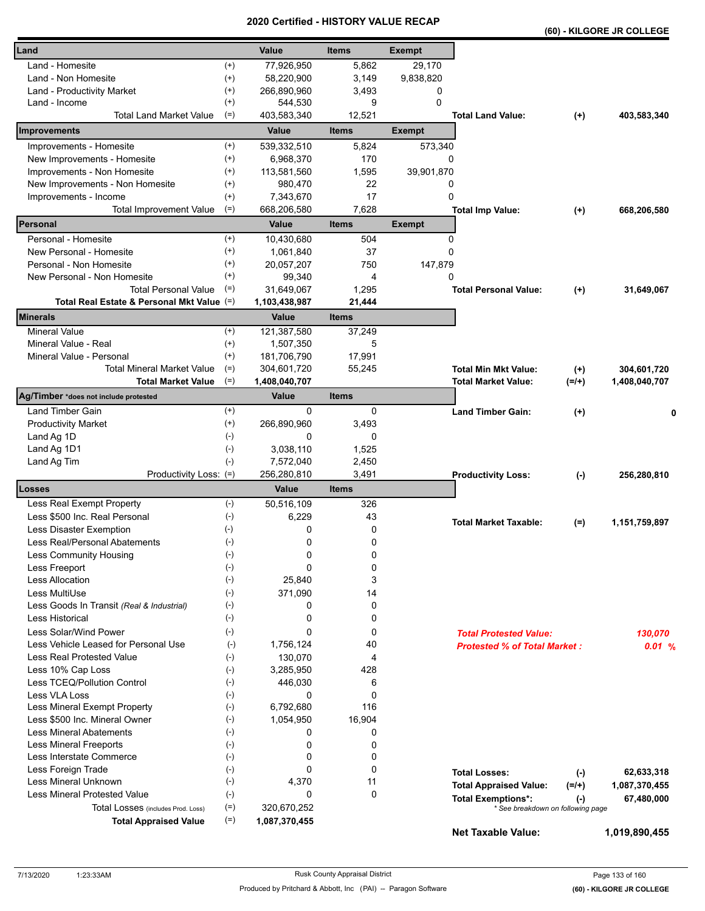# 2020 Certified - HISTORY VALUE RECAP

**(60) - KILGORE JR COLLEGE**

| Land | | Value | Items | Exempt | | | |
|---|---|---|---|---|---|---|---|
| Land - Homesite | (+) | 77,926,950 | 5,862 | 29,170 | | | |
| Land - Non Homesite | (+) | 58,220,900 | 3,149 | 9,838,820 | | | |
| Land - Productivity Market | (+) | 266,890,960 | 3,493 | 0 | | | |
| Land - Income | (+) | 544,530 | 9 | 0 | | | |
| Total Land Market Value | (=) | 403,583,340 | 12,521 | | **Total Land Value:** | **(+)** | **403,583,340** |
| **Improvements** | | **Value** | **Items** | **Exempt** | | | |
| Improvements - Homesite | (+) | 539,332,510 | 5,824 | 573,340 | | | |
| New Improvements - Homesite | (+) | 6,968,370 | 170 | 0 | | | |
| Improvements - Non Homesite | (+) | 113,581,560 | 1,595 | 39,901,870 | | | |
| New Improvements - Non Homesite | (+) | 980,470 | 22 | 0 | | | |
| Improvements - Income | (+) | 7,343,670 | 17 | 0 | | | |
| Total Improvement Value | (=) | 668,206,580 | 7,628 | | **Total Imp Value:** | **(+)** | **668,206,580** |
| **Personal** | | **Value** | **Items** | **Exempt** | | | |
| Personal - Homesite | (+) | 10,430,680 | 504 | 0 | | | |
| New Personal - Homesite | (+) | 1,061,840 | 37 | 0 | | | |
| Personal - Non Homesite | (+) | 20,057,207 | 750 | 147,879 | | | |
| New Personal - Non Homesite | (+) | 99,340 | 4 | 0 | | | |
| Total Personal Value | (=) | 31,649,067 | 1,295 | | **Total Personal Value:** | **(+)** | **31,649,067** |
| **Total Real Estate & Personal Mkt Value** | (=) | **1,103,438,987** | **21,444** | | | | |
| **Minerals** | | **Value** | **Items** | | | | |
| Mineral Value | (+) | 121,387,580 | 37,249 | | | | |
| Mineral Value - Real | (+) | 1,507,350 | 5 | | | | |
| Mineral Value - Personal | (+) | 181,706,790 | 17,991 | | | | |
| Total Mineral Market Value | (=) | 304,601,720 | 55,245 | | **Total Min Mkt Value:** | **(+)** | **304,601,720** |
| **Total Market Value** | (=) | **1,408,040,707** | | | **Total Market Value:** | **(=/+)** | **1,408,040,707** |
| **Ag/Timber** *does not include protested | | **Value** | **Items** | | | | |
| Land Timber Gain | (+) | 0 | 0 | | **Land Timber Gain:** | **(+)** | **0** |
| Productivity Market | (+) | 266,890,960 | 3,493 | | | | |
| Land Ag 1D | (-) | 0 | 0 | | | | |
| Land Ag 1D1 | (-) | 3,038,110 | 1,525 | | | | |
| Land Ag Tim | (-) | 7,572,040 | 2,450 | | | | |
| Productivity Loss: | (=) | 256,280,810 | 3,491 | | **Productivity Loss:** | **(-)** | **256,280,810** |
| **Losses** | | **Value** | **Items** | | | | |
| Less Real Exempt Property | (-) | 50,516,109 | 326 | | | | |
| Less $500 Inc. Real Personal | (-) | 6,229 | 43 | | **Total Market Taxable:** | **(=)** | **1,151,759,897** |
| Less Disaster Exemption | (-) | 0 | 0 | | | | |
| Less Real/Personal Abatements | (-) | 0 | 0 | | | | |
| Less Community Housing | (-) | 0 | 0 | | | | |
| Less Freeport | (-) | 0 | 0 | | | | |
| Less Allocation | (-) | 25,840 | 3 | | | | |
| Less MultiUse | (-) | 371,090 | 14 | | | | |
| Less Goods In Transit *(Real & Industrial)* | (-) | 0 | 0 | | | | |
| Less Historical | (-) | 0 | 0 | | | | |
| Less Solar/Wind Power | (-) | 0 | 0 | | ***Total Protested Value:*** | | ***130,070*** |
| Less Vehicle Leased for Personal Use | (-) | 1,756,124 | 40 | | ***Protested % of Total Market :*** | | ***0.01 %*** |
| Less Real Protested Value | (-) | 130,070 | 4 | | | | |
| Less 10% Cap Loss | (-) | 3,285,950 | 428 | | | | |
| Less TCEQ/Pollution Control | (-) | 446,030 | 6 | | | | |
| Less VLA Loss | (-) | 0 | 0 | | | | |
| Less Mineral Exempt Property | (-) | 6,792,680 | 116 | | | | |
| Less $500 Inc. Mineral Owner | (-) | 1,054,950 | 16,904 | | | | |
| Less Mineral Abatements | (-) | 0 | 0 | | | | |
| Less Mineral Freeports | (-) | 0 | 0 | | | | |
| Less Interstate Commerce | (-) | 0 | 0 | | | | |
| Less Foreign Trade | (-) | 0 | 0 | | **Total Losses:** | **(-)** | **62,633,318** |
| Less Mineral Unknown | (-) | 4,370 | 11 | | **Total Appraised Value:** | **(=/+)** | **1,087,370,455** |
| Less Mineral Protested Value | (-) | 0 | 0 | | **Total Exemptions*:** | **(-)** | **67,480,000** |
| Total Losses (includes Prod. Loss) | (=) | 320,670,252 | | | *\* See breakdown on following page* | | |
| **Total Appraised Value** | (=) | **1,087,370,455** | | | | | |
| | | | | | **Net Taxable Value:** | | **1,019,890,455** |

7/13/2020 1:23:33AM

Rusk County Appraisal District

Produced by Pritchard & Abbott, Inc (PAI) -- Paragon Software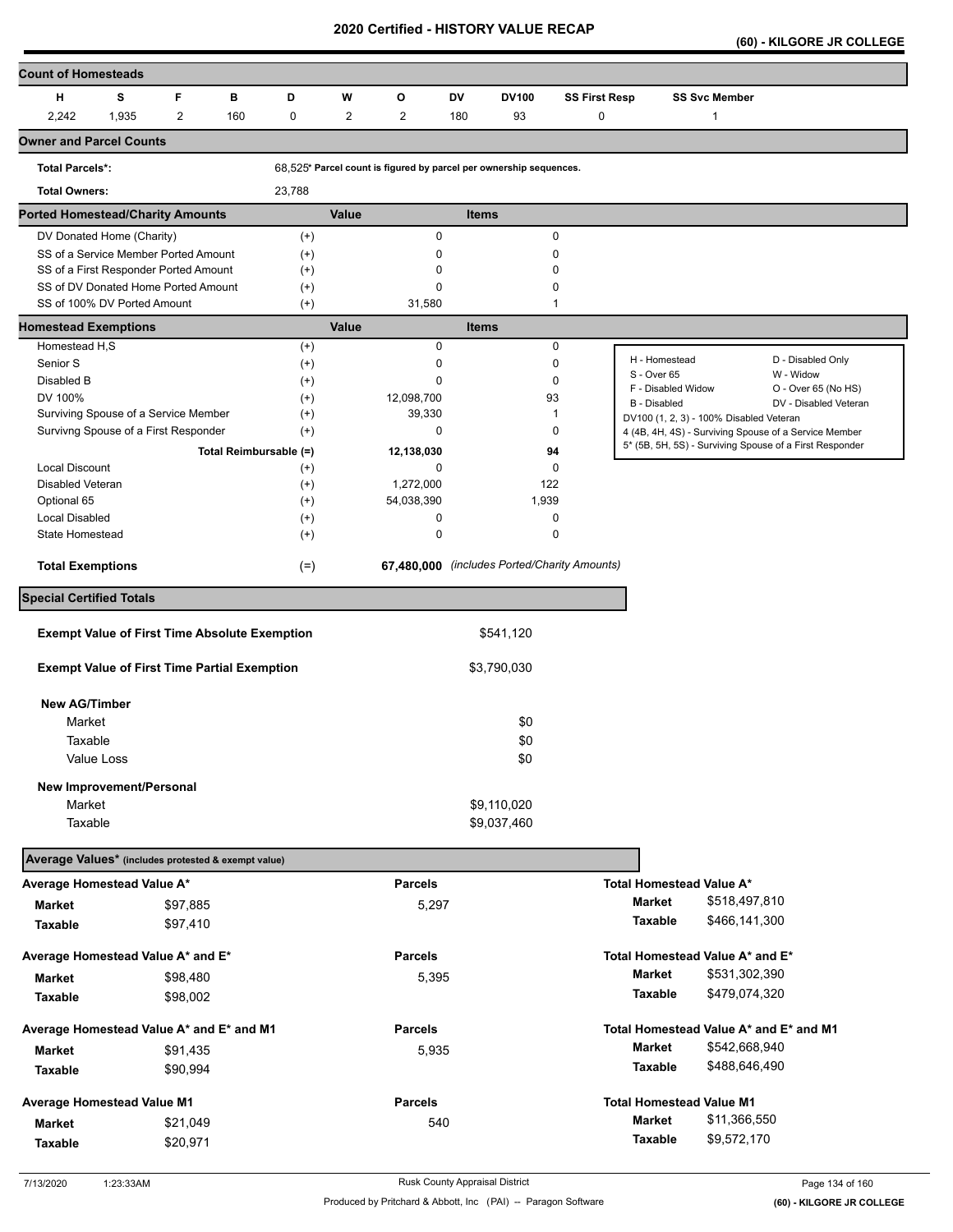# 2020 Certified - HISTORY VALUE RECAP

**(60) - KILGORE JR COLLEGE**

## Count of Homesteads

| H | S | F | B | D | W | O | DV | DV100 | SS First Resp | SS Svc Member |
|---|---|---|---|---|---|---|---|---|---|---|
| 2,242 | 1,935 | 2 | 160 | 0 | 2 | 2 | 180 | 93 | 0 | 1 |

## Owner and Parcel Counts

**Total Parcels*:** 68,525* Parcel count is figured by parcel per ownership sequences.

**Total Owners:** 23,788

## Ported Homestead/Charity Amounts

| | | Value | Items |
|---|---|---|---|
| DV Donated Home (Charity) | (+) | 0 | 0 |
| SS of a Service Member Ported Amount | (+) | 0 | 0 |
| SS of a First Responder Ported Amount | (+) | 0 | 0 |
| SS of DV Donated Home Ported Amount | (+) | 0 | 0 |
| SS of 100% DV Ported Amount | (+) | 31,580 | 1 |

## Homestead Exemptions

| | | Value | Items |
|---|---|---|---|
| Homestead H,S | (+) | 0 | 0 |
| Senior S | (+) | 0 | 0 |
| Disabled B | (+) | 0 | 0 |
| DV 100% | (+) | 12,098,700 | 93 |
| Surviving Spouse of a Service Member | (+) | 39,330 | 1 |
| Survivng Spouse of a First Responder | (+) | 0 | 0 |
| Total Reimbursable | (=) | 12,138,030 | 94 |
| Local Discount | (+) | 0 | 0 |
| Disabled Veteran | (+) | 1,272,000 | 122 |
| Optional 65 | (+) | 54,038,390 | 1,939 |
| Local Disabled | (+) | 0 | 0 |
| State Homestead | (+) | 0 | 0 |
| **Total Exemptions** | (=) | **67,480,000** | *(includes Ported/Charity Amounts)* |

H - Homestead; D - Disabled Only
S - Over 65; W - Widow
F - Disabled Widow; O - Over 65 (No HS)
B - Disabled; DV - Disabled Veteran
DV100 (1, 2, 3) - 100% Disabled Veteran
4 (4B, 4H, 4S) - Surviving Spouse of a Service Member
5* (5B, 5H, 5S) - Surviving Spouse of a First Responder

## Special Certified Totals

**Exempt Value of First Time Absolute Exemption** $541,120

**Exempt Value of First Time Partial Exemption** $3,790,030

**New AG/Timber**

| | |
|---|---|
| Market | $0 |
| Taxable | $0 |
| Value Loss | $0 |

**New Improvement/Personal**

| | |
|---|---|
| Market | $9,110,020 |
| Taxable | $9,037,460 |

## Average Values* (includes protested & exempt value)

| Average Homestead Value A* | | Parcels | Total Homestead Value A* | |
|---|---|---|---|---|
| **Market** | $97,885 | 5,297 | **Market** | $518,497,810 |
| **Taxable** | $97,410 | | **Taxable** | $466,141,300 |

| Average Homestead Value A* and E* | | Parcels | Total Homestead Value A* and E* | |
|---|---|---|---|---|
| **Market** | $98,480 | 5,395 | **Market** | $531,302,390 |
| **Taxable** | $98,002 | | **Taxable** | $479,074,320 |

| Average Homestead Value A* and E* and M1 | | Parcels | Total Homestead Value A* and E* and M1 | |
|---|---|---|---|---|
| **Market** | $91,435 | 5,935 | **Market** | $542,668,940 |
| **Taxable** | $90,994 | | **Taxable** | $488,646,490 |

| Average Homestead Value M1 | | Parcels | Total Homestead Value M1 | |
|---|---|---|---|---|
| **Market** | $21,049 | 540 | **Market** | $11,366,550 |
| **Taxable** | $20,971 | | **Taxable** | $9,572,170 |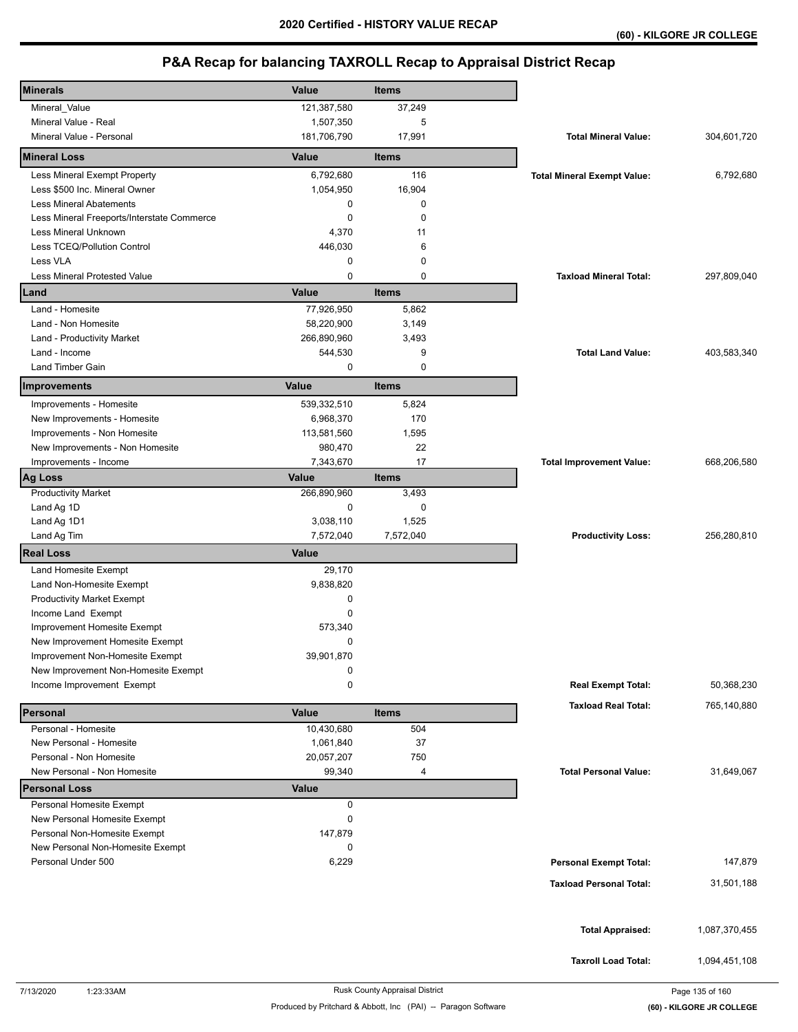# 2020 Certified - HISTORY VALUE RECAP

**(60) - KILGORE JR COLLEGE**

## P&A Recap for balancing TAXROLL Recap to Appraisal District Recap

| Minerals | Value | Items | | |
|---|---|---|---|---|
| Mineral_Value | 121,387,580 | 37,249 | | |
| Mineral Value - Real | 1,507,350 | 5 | | |
| Mineral Value - Personal | 181,706,790 | 17,991 | **Total Mineral Value:** | 304,601,720 |
| **Mineral Loss** | **Value** | **Items** | | |
| Less Mineral Exempt Property | 6,792,680 | 116 | **Total Mineral Exempt Value:** | 6,792,680 |
| Less $500 Inc. Mineral Owner | 1,054,950 | 16,904 | | |
| Less Mineral Abatements | 0 | 0 | | |
| Less Mineral Freeports/Interstate Commerce | 0 | 0 | | |
| Less Mineral Unknown | 4,370 | 11 | | |
| Less TCEQ/Pollution Control | 446,030 | 6 | | |
| Less VLA | 0 | 0 | | |
| Less Mineral Protested Value | 0 | 0 | **Taxload Mineral Total:** | 297,809,040 |
| **Land** | **Value** | **Items** | | |
| Land - Homesite | 77,926,950 | 5,862 | | |
| Land - Non Homesite | 58,220,900 | 3,149 | | |
| Land - Productivity Market | 266,890,960 | 3,493 | | |
| Land - Income | 544,530 | 9 | **Total Land Value:** | 403,583,340 |
| Land Timber Gain | 0 | 0 | | |
| **Improvements** | **Value** | **Items** | | |
| Improvements - Homesite | 539,332,510 | 5,824 | | |
| New Improvements - Homesite | 6,968,370 | 170 | | |
| Improvements - Non Homesite | 113,581,560 | 1,595 | | |
| New Improvements - Non Homesite | 980,470 | 22 | | |
| Improvements - Income | 7,343,670 | 17 | **Total Improvement Value:** | 668,206,580 |
| **Ag Loss** | **Value** | **Items** | | |
| Productivity Market | 266,890,960 | 3,493 | | |
| Land Ag 1D | 0 | 0 | | |
| Land Ag 1D1 | 3,038,110 | 1,525 | | |
| Land Ag Tim | 7,572,040 | 7,572,040 | **Productivity Loss:** | 256,280,810 |
| **Real Loss** | **Value** | | | |
| Land Homesite Exempt | 29,170 | | | |
| Land Non-Homesite Exempt | 9,838,820 | | | |
| Productivity Market Exempt | 0 | | | |
| Income Land Exempt | 0 | | | |
| Improvement Homesite Exempt | 573,340 | | | |
| New Improvement Homesite Exempt | 0 | | | |
| Improvement Non-Homesite Exempt | 39,901,870 | | | |
| New Improvement Non-Homesite Exempt | 0 | | | |
| Income Improvement Exempt | 0 | | **Real Exempt Total:** | 50,368,230 |
| | | | **Taxload Real Total:** | 765,140,880 |
| **Personal** | **Value** | **Items** | | |
| Personal - Homesite | 10,430,680 | 504 | | |
| New Personal - Homesite | 1,061,840 | 37 | | |
| Personal - Non Homesite | 20,057,207 | 750 | | |
| New Personal - Non Homesite | 99,340 | 4 | **Total Personal Value:** | 31,649,067 |
| **Personal Loss** | **Value** | | | |
| Personal Homesite Exempt | 0 | | | |
| New Personal Homesite Exempt | 0 | | | |
| Personal Non-Homesite Exempt | 147,879 | | | |
| New Personal Non-Homesite Exempt | 0 | | | |
| Personal Under 500 | 6,229 | | **Personal Exempt Total:** | 147,879 |
| | | | **Taxload Personal Total:** | 31,501,188 |
| | | | **Total Appraised:** | 1,087,370,455 |
| | | | **Taxroll Load Total:** | 1,094,451,108 |

7/13/2020 1:23:33AM — Rusk County Appraisal District — Produced by Pritchard & Abbott, Inc (PAI) -- Paragon Software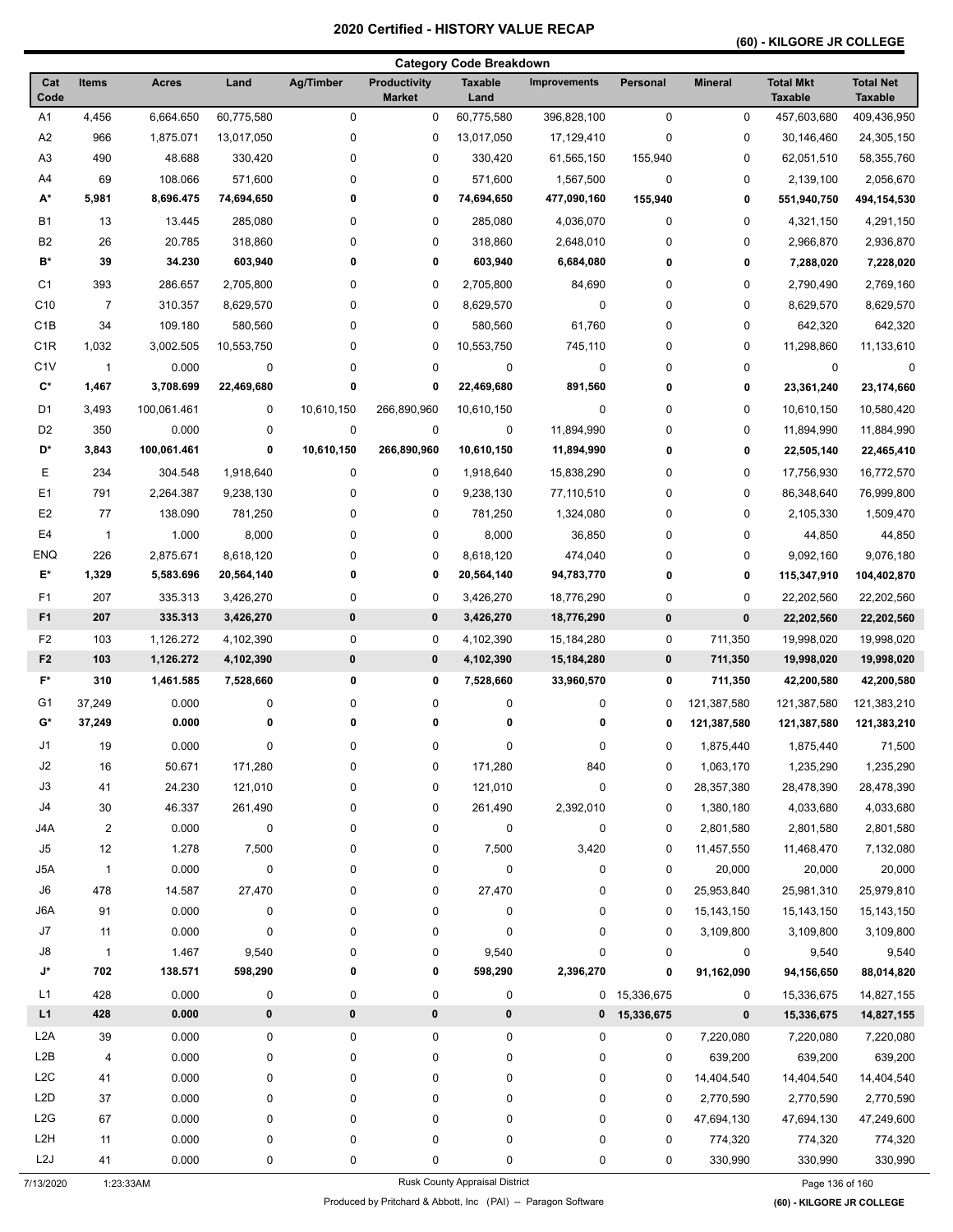# 2020 Certified - HISTORY VALUE RECAP

## (60) - KILGORE JR COLLEGE

### Category Code Breakdown

| Cat Code | Items | Acres | Land | Ag/Timber | Productivity Market | Taxable Land | Improvements | Personal | Mineral | Total Mkt Taxable | Total Net Taxable |
|---|---|---|---|---|---|---|---|---|---|---|---|
| A1 | 4,456 | 6,664.650 | 60,775,580 | 0 | 0 | 60,775,580 | 396,828,100 | 0 | 0 | 457,603,680 | 409,436,950 |
| A2 | 966 | 1,875.071 | 13,017,050 | 0 | 0 | 13,017,050 | 17,129,410 | 0 | 0 | 30,146,460 | 24,305,150 |
| A3 | 490 | 48.688 | 330,420 | 0 | 0 | 330,420 | 61,565,150 | 155,940 | 0 | 62,051,510 | 58,355,760 |
| A4 | 69 | 108.066 | 571,600 | 0 | 0 | 571,600 | 1,567,500 | 0 | 0 | 2,139,100 | 2,056,670 |
| **A*** | **5,981** | **8,696.475** | **74,694,650** | **0** | **0** | **74,694,650** | **477,090,160** | **155,940** | **0** | **551,940,750** | **494,154,530** |
| B1 | 13 | 13.445 | 285,080 | 0 | 0 | 285,080 | 4,036,070 | 0 | 0 | 4,321,150 | 4,291,150 |
| B2 | 26 | 20.785 | 318,860 | 0 | 0 | 318,860 | 2,648,010 | 0 | 0 | 2,966,870 | 2,936,870 |
| **B*** | **39** | **34.230** | **603,940** | **0** | **0** | **603,940** | **6,684,080** | **0** | **0** | **7,288,020** | **7,228,020** |
| C1 | 393 | 286.657 | 2,705,800 | 0 | 0 | 2,705,800 | 84,690 | 0 | 0 | 2,790,490 | 2,769,160 |
| C10 | 7 | 310.357 | 8,629,570 | 0 | 0 | 8,629,570 | 0 | 0 | 0 | 8,629,570 | 8,629,570 |
| C1B | 34 | 109.180 | 580,560 | 0 | 0 | 580,560 | 61,760 | 0 | 0 | 642,320 | 642,320 |
| C1R | 1,032 | 3,002.505 | 10,553,750 | 0 | 0 | 10,553,750 | 745,110 | 0 | 0 | 11,298,860 | 11,133,610 |
| C1V | 1 | 0.000 | 0 | 0 | 0 | 0 | 0 | 0 | 0 | 0 | 0 |
| **C*** | **1,467** | **3,708.699** | **22,469,680** | **0** | **0** | **22,469,680** | **891,560** | **0** | **0** | **23,361,240** | **23,174,660** |
| D1 | 3,493 | 100,061.461 | 0 | 10,610,150 | 266,890,960 | 10,610,150 | 0 | 0 | 0 | 10,610,150 | 10,580,420 |
| D2 | 350 | 0.000 | 0 | 0 | 0 | 0 | 11,894,990 | 0 | 0 | 11,894,990 | 11,884,990 |
| **D*** | **3,843** | **100,061.461** | **0** | **10,610,150** | **266,890,960** | **10,610,150** | **11,894,990** | **0** | **0** | **22,505,140** | **22,465,410** |
| E | 234 | 304.548 | 1,918,640 | 0 | 0 | 1,918,640 | 15,838,290 | 0 | 0 | 17,756,930 | 16,772,570 |
| E1 | 791 | 2,264.387 | 9,238,130 | 0 | 0 | 9,238,130 | 77,110,510 | 0 | 0 | 86,348,640 | 76,999,800 |
| E2 | 77 | 138.090 | 781,250 | 0 | 0 | 781,250 | 1,324,080 | 0 | 0 | 2,105,330 | 1,509,470 |
| E4 | 1 | 1.000 | 8,000 | 0 | 0 | 8,000 | 36,850 | 0 | 0 | 44,850 | 44,850 |
| ENQ | 226 | 2,875.671 | 8,618,120 | 0 | 0 | 8,618,120 | 474,040 | 0 | 0 | 9,092,160 | 9,076,180 |
| **E*** | **1,329** | **5,583.696** | **20,564,140** | **0** | **0** | **20,564,140** | **94,783,770** | **0** | **0** | **115,347,910** | **104,402,870** |
| F1 | 207 | 335.313 | 3,426,270 | 0 | 0 | 3,426,270 | 18,776,290 | 0 | 0 | 22,202,560 | 22,202,560 |
| **F1** | **207** | **335.313** | **3,426,270** | **0** | **0** | **3,426,270** | **18,776,290** | **0** | **0** | **22,202,560** | **22,202,560** |
| F2 | 103 | 1,126.272 | 4,102,390 | 0 | 0 | 4,102,390 | 15,184,280 | 0 | 711,350 | 19,998,020 | 19,998,020 |
| **F2** | **103** | **1,126.272** | **4,102,390** | **0** | **0** | **4,102,390** | **15,184,280** | **0** | **711,350** | **19,998,020** | **19,998,020** |
| **F*** | **310** | **1,461.585** | **7,528,660** | **0** | **0** | **7,528,660** | **33,960,570** | **0** | **711,350** | **42,200,580** | **42,200,580** |
| G1 | 37,249 | 0.000 | 0 | 0 | 0 | 0 | 0 | 0 | 121,387,580 | 121,387,580 | 121,383,210 |
| **G*** | **37,249** | **0.000** | **0** | **0** | **0** | **0** | **0** | **0** | **121,387,580** | **121,387,580** | **121,383,210** |
| J1 | 19 | 0.000 | 0 | 0 | 0 | 0 | 0 | 0 | 1,875,440 | 1,875,440 | 71,500 |
| J2 | 16 | 50.671 | 171,280 | 0 | 0 | 171,280 | 840 | 0 | 1,063,170 | 1,235,290 | 1,235,290 |
| J3 | 41 | 24.230 | 121,010 | 0 | 0 | 121,010 | 0 | 0 | 28,357,380 | 28,478,390 | 28,478,390 |
| J4 | 30 | 46.337 | 261,490 | 0 | 0 | 261,490 | 2,392,010 | 0 | 1,380,180 | 4,033,680 | 4,033,680 |
| J4A | 2 | 0.000 | 0 | 0 | 0 | 0 | 0 | 0 | 2,801,580 | 2,801,580 | 2,801,580 |
| J5 | 12 | 1.278 | 7,500 | 0 | 0 | 7,500 | 3,420 | 0 | 11,457,550 | 11,468,470 | 7,132,080 |
| J5A | 1 | 0.000 | 0 | 0 | 0 | 0 | 0 | 0 | 20,000 | 20,000 | 20,000 |
| J6 | 478 | 14.587 | 27,470 | 0 | 0 | 27,470 | 0 | 0 | 25,953,840 | 25,981,310 | 25,979,810 |
| J6A | 91 | 0.000 | 0 | 0 | 0 | 0 | 0 | 0 | 15,143,150 | 15,143,150 | 15,143,150 |
| J7 | 11 | 0.000 | 0 | 0 | 0 | 0 | 0 | 0 | 3,109,800 | 3,109,800 | 3,109,800 |
| J8 | 1 | 1.467 | 9,540 | 0 | 0 | 9,540 | 0 | 0 | 0 | 9,540 | 9,540 |
| **J*** | **702** | **138.571** | **598,290** | **0** | **0** | **598,290** | **2,396,270** | **0** | **91,162,090** | **94,156,650** | **88,014,820** |
| L1 | 428 | 0.000 | 0 | 0 | 0 | 0 | 0 | 15,336,675 | 0 | 15,336,675 | 14,827,155 |
| **L1** | **428** | **0.000** | **0** | **0** | **0** | **0** | **0** | **15,336,675** | **0** | **15,336,675** | **14,827,155** |
| L2A | 39 | 0.000 | 0 | 0 | 0 | 0 | 0 | 0 | 7,220,080 | 7,220,080 | 7,220,080 |
| L2B | 4 | 0.000 | 0 | 0 | 0 | 0 | 0 | 0 | 639,200 | 639,200 | 639,200 |
| L2C | 41 | 0.000 | 0 | 0 | 0 | 0 | 0 | 0 | 14,404,540 | 14,404,540 | 14,404,540 |
| L2D | 37 | 0.000 | 0 | 0 | 0 | 0 | 0 | 0 | 2,770,590 | 2,770,590 | 2,770,590 |
| L2G | 67 | 0.000 | 0 | 0 | 0 | 0 | 0 | 0 | 47,694,130 | 47,694,130 | 47,249,600 |
| L2H | 11 | 0.000 | 0 | 0 | 0 | 0 | 0 | 0 | 774,320 | 774,320 | 774,320 |
| L2J | 41 | 0.000 | 0 | 0 | 0 | 0 | 0 | 0 | 330,990 | 330,990 | 330,990 |

7/13/2020 1:23:33AM — Rusk County Appraisal District

Produced by Pritchard & Abbott, Inc (PAI) -- Paragon Software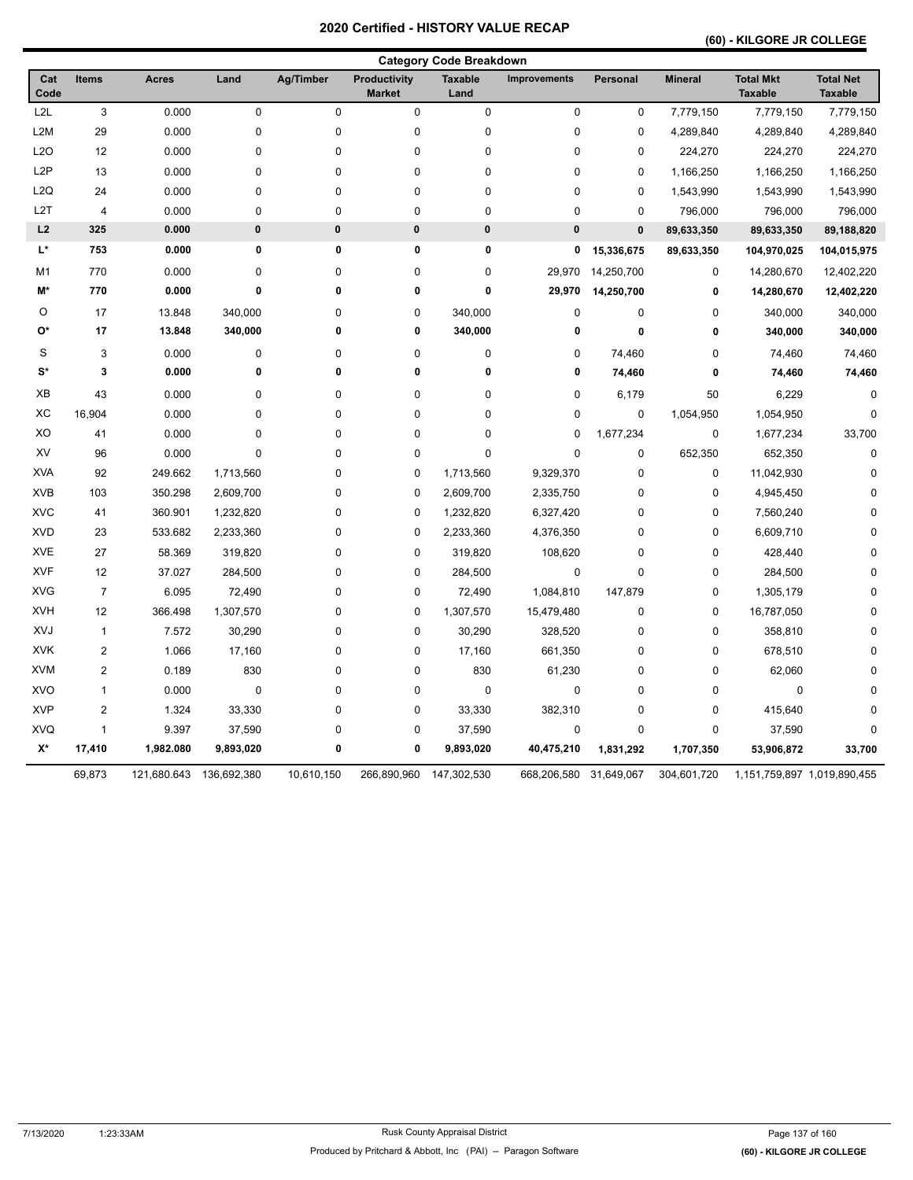## 2020 Certified - HISTORY VALUE RECAP

### (60) - KILGORE JR COLLEGE

**Category Code Breakdown**

| Cat Code | Items | Acres | Land | Ag/Timber | Productivity Market | Taxable Land | Improvements | Personal | Mineral | Total Mkt Taxable | Total Net Taxable |
|---|---|---|---|---|---|---|---|---|---|---|---|
| L2L | 3 | 0.000 | 0 | 0 | 0 | 0 | 0 | 0 | 7,779,150 | 7,779,150 | 7,779,150 |
| L2M | 29 | 0.000 | 0 | 0 | 0 | 0 | 0 | 0 | 4,289,840 | 4,289,840 | 4,289,840 |
| L2O | 12 | 0.000 | 0 | 0 | 0 | 0 | 0 | 0 | 224,270 | 224,270 | 224,270 |
| L2P | 13 | 0.000 | 0 | 0 | 0 | 0 | 0 | 0 | 1,166,250 | 1,166,250 | 1,166,250 |
| L2Q | 24 | 0.000 | 0 | 0 | 0 | 0 | 0 | 0 | 1,543,990 | 1,543,990 | 1,543,990 |
| L2T | 4 | 0.000 | 0 | 0 | 0 | 0 | 0 | 0 | 796,000 | 796,000 | 796,000 |
| **L2** | **325** | **0.000** | **0** | **0** | **0** | **0** | **0** | **0** | **89,633,350** | **89,633,350** | **89,188,820** |
| **L*** | **753** | **0.000** | **0** | **0** | **0** | **0** | **0** | **15,336,675** | **89,633,350** | **104,970,025** | **104,015,975** |
| M1 | 770 | 0.000 | 0 | 0 | 0 | 0 | 29,970 | 14,250,700 | 0 | 14,280,670 | 12,402,220 |
| **M*** | **770** | **0.000** | **0** | **0** | **0** | **0** | **29,970** | **14,250,700** | **0** | **14,280,670** | **12,402,220** |
| O | 17 | 13.848 | 340,000 | 0 | 0 | 340,000 | 0 | 0 | 0 | 340,000 | 340,000 |
| **O*** | **17** | **13.848** | **340,000** | **0** | **0** | **340,000** | **0** | **0** | **0** | **340,000** | **340,000** |
| S | 3 | 0.000 | 0 | 0 | 0 | 0 | 0 | 74,460 | 0 | 74,460 | 74,460 |
| **S*** | **3** | **0.000** | **0** | **0** | **0** | **0** | **0** | **74,460** | **0** | **74,460** | **74,460** |
| XB | 43 | 0.000 | 0 | 0 | 0 | 0 | 0 | 6,179 | 50 | 6,229 | 0 |
| XC | 16,904 | 0.000 | 0 | 0 | 0 | 0 | 0 | 0 | 1,054,950 | 1,054,950 | 0 |
| XO | 41 | 0.000 | 0 | 0 | 0 | 0 | 0 | 1,677,234 | 0 | 1,677,234 | 33,700 |
| XV | 96 | 0.000 | 0 | 0 | 0 | 0 | 0 | 0 | 652,350 | 652,350 | 0 |
| XVA | 92 | 249.662 | 1,713,560 | 0 | 0 | 1,713,560 | 9,329,370 | 0 | 0 | 11,042,930 | 0 |
| XVB | 103 | 350.298 | 2,609,700 | 0 | 0 | 2,609,700 | 2,335,750 | 0 | 0 | 4,945,450 | 0 |
| XVC | 41 | 360.901 | 1,232,820 | 0 | 0 | 1,232,820 | 6,327,420 | 0 | 0 | 7,560,240 | 0 |
| XVD | 23 | 533.682 | 2,233,360 | 0 | 0 | 2,233,360 | 4,376,350 | 0 | 0 | 6,609,710 | 0 |
| XVE | 27 | 58.369 | 319,820 | 0 | 0 | 319,820 | 108,620 | 0 | 0 | 428,440 | 0 |
| XVF | 12 | 37.027 | 284,500 | 0 | 0 | 284,500 | 0 | 0 | 0 | 284,500 | 0 |
| XVG | 7 | 6.095 | 72,490 | 0 | 0 | 72,490 | 1,084,810 | 147,879 | 0 | 1,305,179 | 0 |
| XVH | 12 | 366.498 | 1,307,570 | 0 | 0 | 1,307,570 | 15,479,480 | 0 | 0 | 16,787,050 | 0 |
| XVJ | 1 | 7.572 | 30,290 | 0 | 0 | 30,290 | 328,520 | 0 | 0 | 358,810 | 0 |
| XVK | 2 | 1.066 | 17,160 | 0 | 0 | 17,160 | 661,350 | 0 | 0 | 678,510 | 0 |
| XVM | 2 | 0.189 | 830 | 0 | 0 | 830 | 61,230 | 0 | 0 | 62,060 | 0 |
| XVO | 1 | 0.000 | 0 | 0 | 0 | 0 | 0 | 0 | 0 | 0 | 0 |
| XVP | 2 | 1.324 | 33,330 | 0 | 0 | 33,330 | 382,310 | 0 | 0 | 415,640 | 0 |
| XVQ | 1 | 9.397 | 37,590 | 0 | 0 | 37,590 | 0 | 0 | 0 | 37,590 | 0 |
| **X*** | **17,410** | **1,982.080** | **9,893,020** | **0** | **0** | **9,893,020** | **40,475,210** | **1,831,292** | **1,707,350** | **53,906,872** | **33,700** |
| | 69,873 | 121,680.643 | 136,692,380 | 10,610,150 | 266,890,960 | 147,302,530 | 668,206,580 | 31,649,067 | 304,601,720 | 1,151,759,897 | 1,019,890,455 |

7/13/2020 1:23:33AM Rusk County Appraisal District

Produced by Pritchard & Abbott, Inc (PAI) -- Paragon Software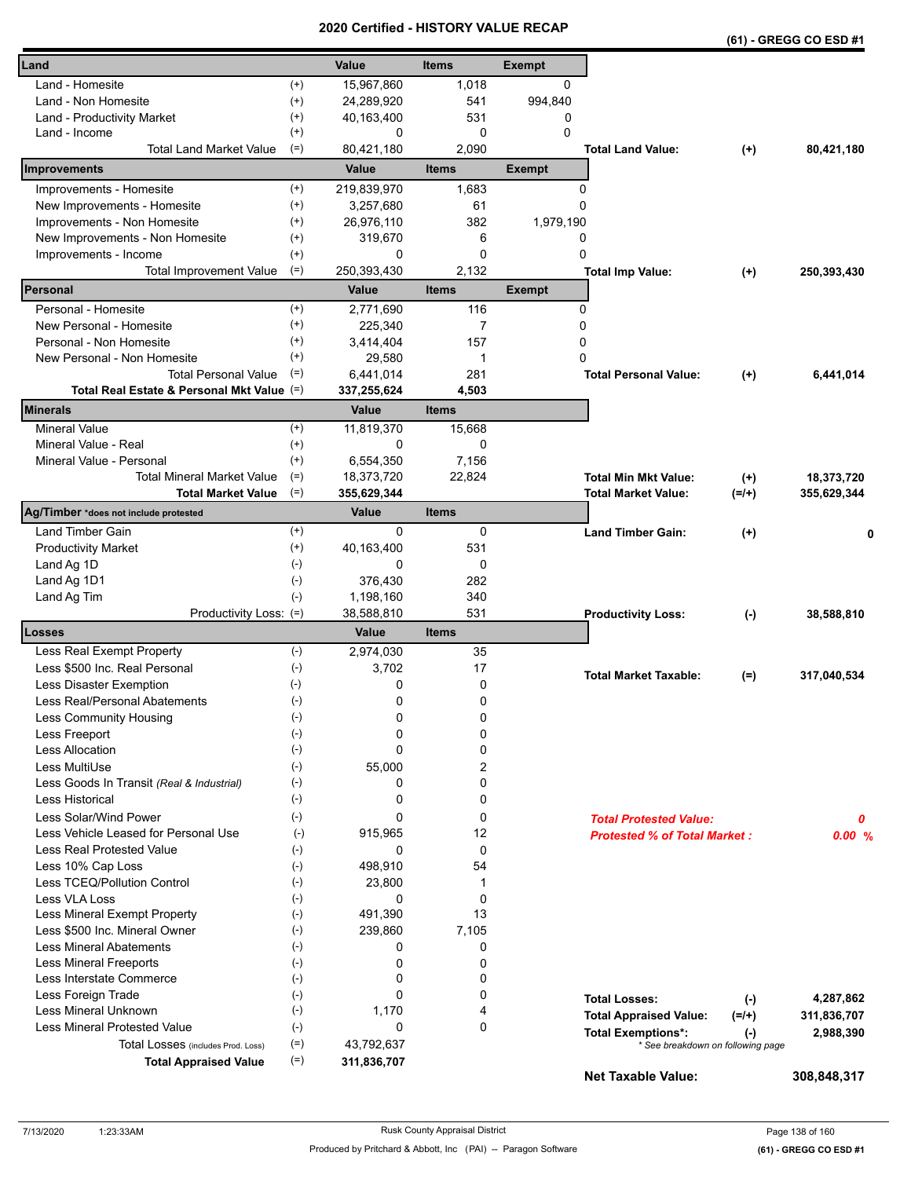# 2020 Certified - HISTORY VALUE RECAP

(61) - GREGG CO ESD #1

| Land | | Value | Items | Exempt | | | |
|---|---|---|---|---|---|---|---|
| Land - Homesite | (+) | 15,967,860 | 1,018 | 0 | | | |
| Land - Non Homesite | (+) | 24,289,920 | 541 | 994,840 | | | |
| Land - Productivity Market | (+) | 40,163,400 | 531 | 0 | | | |
| Land - Income | (+) | 0 | 0 | 0 | | | |
| Total Land Market Value | (=) | 80,421,180 | 2,090 | | **Total Land Value:** | **(+)** | **80,421,180** |

| Improvements | | Value | Items | Exempt | | | |
|---|---|---|---|---|---|---|---|
| Improvements - Homesite | (+) | 219,839,970 | 1,683 | 0 | | | |
| New Improvements - Homesite | (+) | 3,257,680 | 61 | 0 | | | |
| Improvements - Non Homesite | (+) | 26,976,110 | 382 | 1,979,190 | | | |
| New Improvements - Non Homesite | (+) | 319,670 | 6 | 0 | | | |
| Improvements - Income | (+) | 0 | 0 | 0 | | | |
| Total Improvement Value | (=) | 250,393,430 | 2,132 | | **Total Imp Value:** | **(+)** | **250,393,430** |

| Personal | | Value | Items | Exempt | | | |
|---|---|---|---|---|---|---|---|
| Personal - Homesite | (+) | 2,771,690 | 116 | 0 | | | |
| New Personal - Homesite | (+) | 225,340 | 7 | 0 | | | |
| Personal - Non Homesite | (+) | 3,414,404 | 157 | 0 | | | |
| New Personal - Non Homesite | (+) | 29,580 | 1 | 0 | | | |
| Total Personal Value | (=) | 6,441,014 | 281 | | **Total Personal Value:** | **(+)** | **6,441,014** |
| **Total Real Estate & Personal Mkt Value** | (=) | **337,255,624** | **4,503** | | | | |

| Minerals | | Value | Items | | | |
|---|---|---|---|---|---|---|
| Mineral Value | (+) | 11,819,370 | 15,668 | | | |
| Mineral Value - Real | (+) | 0 | 0 | | | |
| Mineral Value - Personal | (+) | 6,554,350 | 7,156 | | | |
| Total Mineral Market Value | (=) | 18,373,720 | 22,824 | **Total Min Mkt Value:** | **(+)** | **18,373,720** |
| **Total Market Value** | (=) | **355,629,344** | | **Total Market Value:** | **(=/+)** | **355,629,344** |

| Ag/Timber *does not include protested | | Value | Items | | | |
|---|---|---|---|---|---|---|
| Land Timber Gain | (+) | 0 | 0 | **Land Timber Gain:** | **(+)** | **0** |
| Productivity Market | (+) | 40,163,400 | 531 | | | |
| Land Ag 1D | (-) | 0 | 0 | | | |
| Land Ag 1D1 | (-) | 376,430 | 282 | | | |
| Land Ag Tim | (-) | 1,198,160 | 340 | | | |
| Productivity Loss: | (=) | 38,588,810 | 531 | **Productivity Loss:** | **(-)** | **38,588,810** |

| Losses | | Value | Items |
|---|---|---|---|
| Less Real Exempt Property | (-) | 2,974,030 | 35 |
| Less $500 Inc. Real Personal | (-) | 3,702 | 17 |
| Less Disaster Exemption | (-) | 0 | 0 |
| Less Real/Personal Abatements | (-) | 0 | 0 |
| Less Community Housing | (-) | 0 | 0 |
| Less Freeport | (-) | 0 | 0 |
| Less Allocation | (-) | 0 | 0 |
| Less MultiUse | (-) | 55,000 | 2 |
| Less Goods In Transit *(Real & Industrial)* | (-) | 0 | 0 |
| Less Historical | (-) | 0 | 0 |
| Less Solar/Wind Power | (-) | 0 | 0 |
| Less Vehicle Leased for Personal Use | (-) | 915,965 | 12 |
| Less Real Protested Value | (-) | 0 | 0 |
| Less 10% Cap Loss | (-) | 498,910 | 54 |
| Less TCEQ/Pollution Control | (-) | 23,800 | 1 |
| Less VLA Loss | (-) | 0 | 0 |
| Less Mineral Exempt Property | (-) | 491,390 | 13 |
| Less $500 Inc. Mineral Owner | (-) | 239,860 | 7,105 |
| Less Mineral Abatements | (-) | 0 | 0 |
| Less Mineral Freeports | (-) | 0 | 0 |
| Less Interstate Commerce | (-) | 0 | 0 |
| Less Foreign Trade | (-) | 0 | 0 |
| Less Mineral Unknown | (-) | 1,170 | 4 |
| Less Mineral Protested Value | (-) | 0 | 0 |
| Total Losses (includes Prod. Loss) | (=) | 43,792,637 | |
| **Total Appraised Value** | (=) | **311,836,707** | |

| | | |
|---|---|---|
| **Total Market Taxable:** | **(=)** | **317,040,534** |
| ***Total Protested Value:*** | | ***0*** |
| ***Protested % of Total Market :*** | | ***0.00 %*** |
| **Total Losses:** | **(-)** | **4,287,862** |
| **Total Appraised Value:** | **(=/+)** | **311,836,707** |
| **Total Exemptions*:** | **(-)** | **2,988,390** |
| **Net Taxable Value:** | | **308,848,317** |

*\* See breakdown on following page*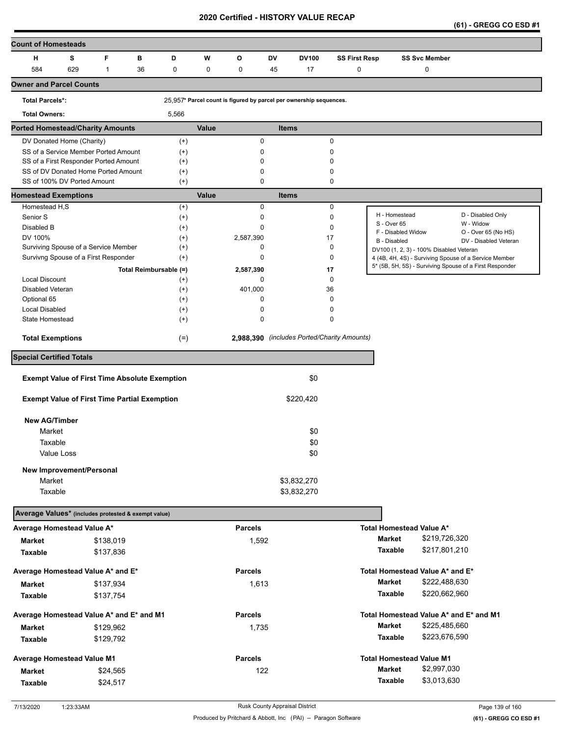# 2020 Certified - HISTORY VALUE RECAP

**(61) - GREGG CO ESD #1**

## Count of Homesteads

| H | S | F | B | D | W | O | DV | DV100 | SS First Resp | SS Svc Member |
|---|---|---|---|---|---|---|---|---|---|---|
| 584 | 629 | 1 | 36 | 0 | 0 | 0 | 45 | 17 | 0 | 0 |

## Owner and Parcel Counts

| | |
|---|---|
| **Total Parcels*:** | 25,957* Parcel count is figured by parcel per ownership sequences. |
| **Total Owners:** | 5,566 |

## Ported Homestead/Charity Amounts

| | | Value | Items |
|---|---|---|---|
| DV Donated Home (Charity) | (+) | 0 | 0 |
| SS of a Service Member Ported Amount | (+) | 0 | 0 |
| SS of a First Responder Ported Amount | (+) | 0 | 0 |
| SS of DV Donated Home Ported Amount | (+) | 0 | 0 |
| SS of 100% DV Ported Amount | (+) | 0 | 0 |

## Homestead Exemptions

| | | Value | Items |
|---|---|---|---|
| Homestead H,S | (+) | 0 | 0 |
| Senior S | (+) | 0 | 0 |
| Disabled B | (+) | 0 | 0 |
| DV 100% | (+) | 2,587,390 | 17 |
| Surviving Spouse of a Service Member | (+) | 0 | 0 |
| Survivng Spouse of a First Responder | (+) | 0 | 0 |
| Total Reimbursable | (=) | 2,587,390 | 17 |
| Local Discount | (+) | 0 | 0 |
| Disabled Veteran | (+) | 401,000 | 36 |
| Optional 65 | (+) | 0 | 0 |
| Local Disabled | (+) | 0 | 0 |
| State Homestead | (+) | 0 | 0 |
| **Total Exemptions** | (=) | **2,988,390** | *(includes Ported/Charity Amounts)* |

| | |
|---|---|
| H - Homestead | D - Disabled Only |
| S - Over 65 | W - Widow |
| F - Disabled Widow | O - Over 65 (No HS) |
| B - Disabled | DV - Disabled Veteran |

DV100 (1, 2, 3) - 100% Disabled Veteran
4 (4B, 4H, 4S) - Surviving Spouse of a Service Member
5* (5B, 5H, 5S) - Surviving Spouse of a First Responder

## Special Certified Totals

| | |
|---|---|
| **Exempt Value of First Time Absolute Exemption** | $0 |
| **Exempt Value of First Time Partial Exemption** | $220,420 |

**New AG/Timber**

| | |
|---|---|
| Market | $0 |
| Taxable | $0 |
| Value Loss | $0 |

**New Improvement/Personal**

| | |
|---|---|
| Market | $3,832,270 |
| Taxable | $3,832,270 |

## Average Values* (includes protested & exempt value)

| | | Parcels | | |
|---|---|---|---|---|
| **Average Homestead Value A*** | | | **Total Homestead Value A*** | |
| **Market** | $138,019 | 1,592 | **Market** | $219,726,320 |
| **Taxable** | $137,836 | | **Taxable** | $217,801,210 |
| **Average Homestead Value A* and E*** | | | **Total Homestead Value A* and E*** | |
| **Market** | $137,934 | 1,613 | **Market** | $222,488,630 |
| **Taxable** | $137,754 | | **Taxable** | $220,662,960 |
| **Average Homestead Value A* and E* and M1** | | | **Total Homestead Value A* and E* and M1** | |
| **Market** | $129,962 | 1,735 | **Market** | $225,485,660 |
| **Taxable** | $129,792 | | **Taxable** | $223,676,590 |
| **Average Homestead Value M1** | | | **Total Homestead Value M1** | |
| **Market** | $24,565 | 122 | **Market** | $2,997,030 |
| **Taxable** | $24,517 | | **Taxable** | $3,013,630 |

7/13/2020 1:23:33AM Rusk County Appraisal District
Produced by Pritchard & Abbott, Inc (PAI) -- Paragon Software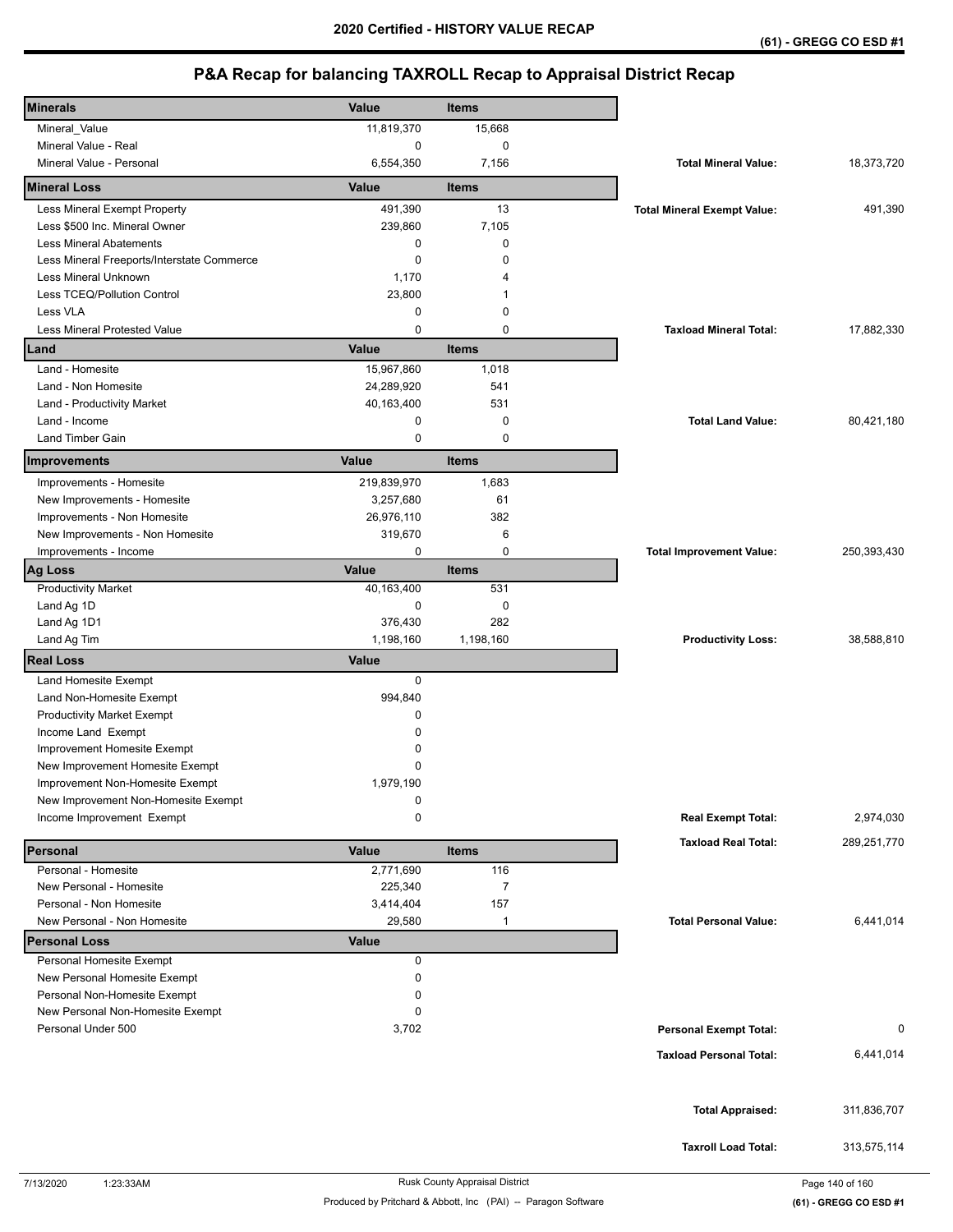# 2020 Certified - HISTORY VALUE RECAP

**(61) - GREGG CO ESD #1**

## P&A Recap for balancing TAXROLL Recap to Appraisal District Recap

| **Minerals** | **Value** | **Items** | | |
|---|---|---|---|---|
| Mineral_Value | 11,819,370 | 15,668 | | |
| Mineral Value - Real | 0 | 0 | | |
| Mineral Value - Personal | 6,554,350 | 7,156 | **Total Mineral Value:** | 18,373,720 |
| **Mineral Loss** | **Value** | **Items** | | |
| Less Mineral Exempt Property | 491,390 | 13 | **Total Mineral Exempt Value:** | 491,390 |
| Less $500 Inc. Mineral Owner | 239,860 | 7,105 | | |
| Less Mineral Abatements | 0 | 0 | | |
| Less Mineral Freeports/Interstate Commerce | 0 | 0 | | |
| Less Mineral Unknown | 1,170 | 4 | | |
| Less TCEQ/Pollution Control | 23,800 | 1 | | |
| Less VLA | 0 | 0 | | |
| Less Mineral Protested Value | 0 | 0 | **Taxload Mineral Total:** | 17,882,330 |
| **Land** | **Value** | **Items** | | |
| Land - Homesite | 15,967,860 | 1,018 | | |
| Land - Non Homesite | 24,289,920 | 541 | | |
| Land - Productivity Market | 40,163,400 | 531 | | |
| Land - Income | 0 | 0 | **Total Land Value:** | 80,421,180 |
| Land Timber Gain | 0 | 0 | | |
| **Improvements** | **Value** | **Items** | | |
| Improvements - Homesite | 219,839,970 | 1,683 | | |
| New Improvements - Homesite | 3,257,680 | 61 | | |
| Improvements - Non Homesite | 26,976,110 | 382 | | |
| New Improvements - Non Homesite | 319,670 | 6 | | |
| Improvements - Income | 0 | 0 | **Total Improvement Value:** | 250,393,430 |
| **Ag Loss** | **Value** | **Items** | | |
| Productivity Market | 40,163,400 | 531 | | |
| Land Ag 1D | 0 | 0 | | |
| Land Ag 1D1 | 376,430 | 282 | | |
| Land Ag Tim | 1,198,160 | 1,198,160 | **Productivity Loss:** | 38,588,810 |
| **Real Loss** | **Value** | | | |
| Land Homesite Exempt | 0 | | | |
| Land Non-Homesite Exempt | 994,840 | | | |
| Productivity Market Exempt | 0 | | | |
| Income Land Exempt | 0 | | | |
| Improvement Homesite Exempt | 0 | | | |
| New Improvement Homesite Exempt | 0 | | | |
| Improvement Non-Homesite Exempt | 1,979,190 | | | |
| New Improvement Non-Homesite Exempt | 0 | | | |
| Income Improvement Exempt | 0 | | **Real Exempt Total:** | 2,974,030 |
| | | | **Taxload Real Total:** | 289,251,770 |
| **Personal** | **Value** | **Items** | | |
| Personal - Homesite | 2,771,690 | 116 | | |
| New Personal - Homesite | 225,340 | 7 | | |
| Personal - Non Homesite | 3,414,404 | 157 | | |
| New Personal - Non Homesite | 29,580 | 1 | **Total Personal Value:** | 6,441,014 |
| **Personal Loss** | **Value** | | | |
| Personal Homesite Exempt | 0 | | | |
| New Personal Homesite Exempt | 0 | | | |
| Personal Non-Homesite Exempt | 0 | | | |
| New Personal Non-Homesite Exempt | 0 | | | |
| Personal Under 500 | 3,702 | | **Personal Exempt Total:** | 0 |
| | | | **Taxload Personal Total:** | 6,441,014 |
| | | | **Total Appraised:** | 311,836,707 |
| | | | **Taxroll Load Total:** | 313,575,114 |

7/13/2020 1:23:33AM

Rusk County Appraisal District

Produced by Pritchard & Abbott, Inc (PAI) -- Paragon Software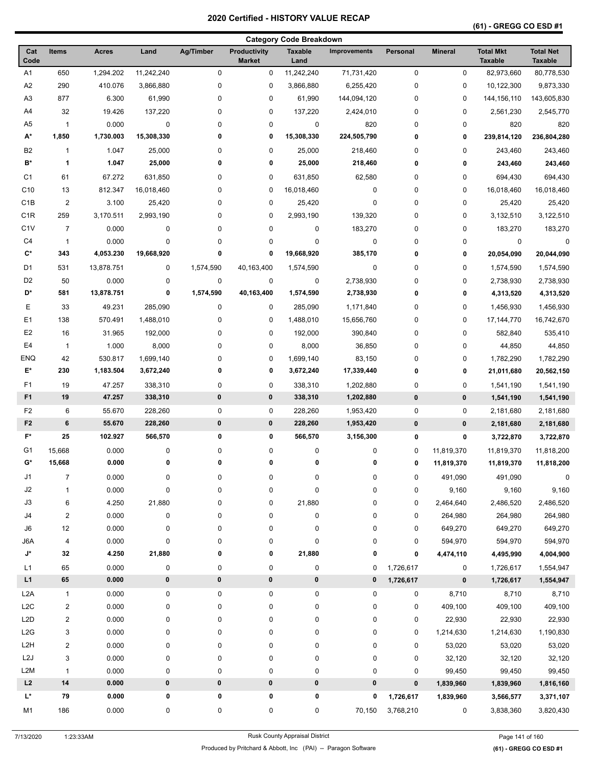# 2020 Certified - HISTORY VALUE RECAP

(61) - GREGG CO ESD #1

## Category Code Breakdown

| Cat Code | Items | Acres | Land | Ag/Timber | Productivity Market | Taxable Land | Improvements | Personal | Mineral | Total Mkt Taxable | Total Net Taxable |
|---|---|---|---|---|---|---|---|---|---|---|---|
| A1 | 650 | 1,294.202 | 11,242,240 | 0 | 0 | 11,242,240 | 71,731,420 | 0 | 0 | 82,973,660 | 80,778,530 |
| A2 | 290 | 410.076 | 3,866,880 | 0 | 0 | 3,866,880 | 6,255,420 | 0 | 0 | 10,122,300 | 9,873,330 |
| A3 | 877 | 6.300 | 61,990 | 0 | 0 | 61,990 | 144,094,120 | 0 | 0 | 144,156,110 | 143,605,830 |
| A4 | 32 | 19.426 | 137,220 | 0 | 0 | 137,220 | 2,424,010 | 0 | 0 | 2,561,230 | 2,545,770 |
| A5 | 1 | 0.000 | 0 | 0 | 0 | 0 | 820 | 0 | 0 | 820 | 820 |
| **A*** | **1,850** | **1,730.003** | **15,308,330** | **0** | **0** | **15,308,330** | **224,505,790** | **0** | **0** | **239,814,120** | **236,804,280** |
| B2 | 1 | 1.047 | 25,000 | 0 | 0 | 25,000 | 218,460 | 0 | 0 | 243,460 | 243,460 |
| **B*** | **1** | **1.047** | **25,000** | **0** | **0** | **25,000** | **218,460** | **0** | **0** | **243,460** | **243,460** |
| C1 | 61 | 67.272 | 631,850 | 0 | 0 | 631,850 | 62,580 | 0 | 0 | 694,430 | 694,430 |
| C10 | 13 | 812.347 | 16,018,460 | 0 | 0 | 16,018,460 | 0 | 0 | 0 | 16,018,460 | 16,018,460 |
| C1B | 2 | 3.100 | 25,420 | 0 | 0 | 25,420 | 0 | 0 | 0 | 25,420 | 25,420 |
| C1R | 259 | 3,170.511 | 2,993,190 | 0 | 0 | 2,993,190 | 139,320 | 0 | 0 | 3,132,510 | 3,122,510 |
| C1V | 7 | 0.000 | 0 | 0 | 0 | 0 | 183,270 | 0 | 0 | 183,270 | 183,270 |
| C4 | 1 | 0.000 | 0 | 0 | 0 | 0 | 0 | 0 | 0 | 0 | 0 |
| **C*** | **343** | **4,053.230** | **19,668,920** | **0** | **0** | **19,668,920** | **385,170** | **0** | **0** | **20,054,090** | **20,044,090** |
| D1 | 531 | 13,878.751 | 0 | 1,574,590 | 40,163,400 | 1,574,590 | 0 | 0 | 0 | 1,574,590 | 1,574,590 |
| D2 | 50 | 0.000 | 0 | 0 | 0 | 0 | 2,738,930 | 0 | 0 | 2,738,930 | 2,738,930 |
| **D*** | **581** | **13,878.751** | **0** | **1,574,590** | **40,163,400** | **1,574,590** | **2,738,930** | **0** | **0** | **4,313,520** | **4,313,520** |
| E | 33 | 49.231 | 285,090 | 0 | 0 | 285,090 | 1,171,840 | 0 | 0 | 1,456,930 | 1,456,930 |
| E1 | 138 | 570.491 | 1,488,010 | 0 | 0 | 1,488,010 | 15,656,760 | 0 | 0 | 17,144,770 | 16,742,670 |
| E2 | 16 | 31.965 | 192,000 | 0 | 0 | 192,000 | 390,840 | 0 | 0 | 582,840 | 535,410 |
| E4 | 1 | 1.000 | 8,000 | 0 | 0 | 8,000 | 36,850 | 0 | 0 | 44,850 | 44,850 |
| ENQ | 42 | 530.817 | 1,699,140 | 0 | 0 | 1,699,140 | 83,150 | 0 | 0 | 1,782,290 | 1,782,290 |
| **E*** | **230** | **1,183.504** | **3,672,240** | **0** | **0** | **3,672,240** | **17,339,440** | **0** | **0** | **21,011,680** | **20,562,150** |
| F1 | 19 | 47.257 | 338,310 | 0 | 0 | 338,310 | 1,202,880 | 0 | 0 | 1,541,190 | 1,541,190 |
| **F1** | **19** | **47.257** | **338,310** | **0** | **0** | **338,310** | **1,202,880** | **0** | **0** | **1,541,190** | **1,541,190** |
| F2 | 6 | 55.670 | 228,260 | 0 | 0 | 228,260 | 1,953,420 | 0 | 0 | 2,181,680 | 2,181,680 |
| **F2** | **6** | **55.670** | **228,260** | **0** | **0** | **228,260** | **1,953,420** | **0** | **0** | **2,181,680** | **2,181,680** |
| **F*** | **25** | **102.927** | **566,570** | **0** | **0** | **566,570** | **3,156,300** | **0** | **0** | **3,722,870** | **3,722,870** |
| G1 | 15,668 | 0.000 | 0 | 0 | 0 | 0 | 0 | 0 | 11,819,370 | 11,819,370 | 11,818,200 |
| **G*** | **15,668** | **0.000** | **0** | **0** | **0** | **0** | **0** | **0** | **11,819,370** | **11,819,370** | **11,818,200** |
| J1 | 7 | 0.000 | 0 | 0 | 0 | 0 | 0 | 0 | 491,090 | 491,090 | 0 |
| J2 | 1 | 0.000 | 0 | 0 | 0 | 0 | 0 | 0 | 9,160 | 9,160 | 9,160 |
| J3 | 6 | 4.250 | 21,880 | 0 | 0 | 21,880 | 0 | 0 | 2,464,640 | 2,486,520 | 2,486,520 |
| J4 | 2 | 0.000 | 0 | 0 | 0 | 0 | 0 | 0 | 264,980 | 264,980 | 264,980 |
| J6 | 12 | 0.000 | 0 | 0 | 0 | 0 | 0 | 0 | 649,270 | 649,270 | 649,270 |
| J6A | 4 | 0.000 | 0 | 0 | 0 | 0 | 0 | 0 | 594,970 | 594,970 | 594,970 |
| **J*** | **32** | **4.250** | **21,880** | **0** | **0** | **21,880** | **0** | **0** | **4,474,110** | **4,495,990** | **4,004,900** |
| L1 | 65 | 0.000 | 0 | 0 | 0 | 0 | 0 | 1,726,617 | 0 | 1,726,617 | 1,554,947 |
| **L1** | **65** | **0.000** | **0** | **0** | **0** | **0** | **0** | **1,726,617** | **0** | **1,726,617** | **1,554,947** |
| L2A | 1 | 0.000 | 0 | 0 | 0 | 0 | 0 | 0 | 8,710 | 8,710 | 8,710 |
| L2C | 2 | 0.000 | 0 | 0 | 0 | 0 | 0 | 0 | 409,100 | 409,100 | 409,100 |
| L2D | 2 | 0.000 | 0 | 0 | 0 | 0 | 0 | 0 | 22,930 | 22,930 | 22,930 |
| L2G | 3 | 0.000 | 0 | 0 | 0 | 0 | 0 | 0 | 1,214,630 | 1,214,630 | 1,190,830 |
| L2H | 2 | 0.000 | 0 | 0 | 0 | 0 | 0 | 0 | 53,020 | 53,020 | 53,020 |
| L2J | 3 | 0.000 | 0 | 0 | 0 | 0 | 0 | 0 | 32,120 | 32,120 | 32,120 |
| L2M | 1 | 0.000 | 0 | 0 | 0 | 0 | 0 | 0 | 99,450 | 99,450 | 99,450 |
| **L2** | **14** | **0.000** | **0** | **0** | **0** | **0** | **0** | **0** | **1,839,960** | **1,839,960** | **1,816,160** |
| **L*** | **79** | **0.000** | **0** | **0** | **0** | **0** | **0** | **1,726,617** | **1,839,960** | **3,566,577** | **3,371,107** |
| M1 | 186 | 0.000 | 0 | 0 | 0 | 0 | 70,150 | 3,768,210 | 0 | 3,838,360 | 3,820,430 |

7/13/2020 1:23:33AM Rusk County Appraisal District

Produced by Pritchard & Abbott, Inc (PAI) -- Paragon Software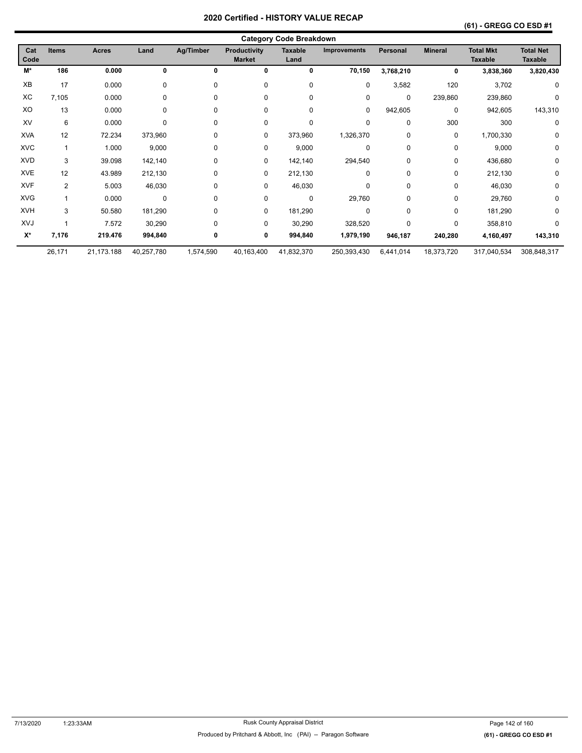# 2020 Certified - HISTORY VALUE RECAP

**(61) - GREGG CO ESD #1**

## Category Code Breakdown

| Cat Code | Items | Acres | Land | Ag/Timber | Productivity Market | Taxable Land | Improvements | Personal | Mineral | Total Mkt Taxable | Total Net Taxable |
|---|---|---|---|---|---|---|---|---|---|---|---|
| **M*** | **186** | **0.000** | **0** | **0** | **0** | **0** | **70,150** | **3,768,210** | **0** | **3,838,360** | **3,820,430** |
| XB | 17 | 0.000 | 0 | 0 | 0 | 0 | 0 | 3,582 | 120 | 3,702 | 0 |
| XC | 7,105 | 0.000 | 0 | 0 | 0 | 0 | 0 | 0 | 239,860 | 239,860 | 0 |
| XO | 13 | 0.000 | 0 | 0 | 0 | 0 | 0 | 942,605 | 0 | 942,605 | 143,310 |
| XV | 6 | 0.000 | 0 | 0 | 0 | 0 | 0 | 0 | 300 | 300 | 0 |
| XVA | 12 | 72.234 | 373,960 | 0 | 0 | 373,960 | 1,326,370 | 0 | 0 | 1,700,330 | 0 |
| XVC | 1 | 1.000 | 9,000 | 0 | 0 | 9,000 | 0 | 0 | 0 | 9,000 | 0 |
| XVD | 3 | 39.098 | 142,140 | 0 | 0 | 142,140 | 294,540 | 0 | 0 | 436,680 | 0 |
| XVE | 12 | 43.989 | 212,130 | 0 | 0 | 212,130 | 0 | 0 | 0 | 212,130 | 0 |
| XVF | 2 | 5.003 | 46,030 | 0 | 0 | 46,030 | 0 | 0 | 0 | 46,030 | 0 |
| XVG | 1 | 0.000 | 0 | 0 | 0 | 0 | 29,760 | 0 | 0 | 29,760 | 0 |
| XVH | 3 | 50.580 | 181,290 | 0 | 0 | 181,290 | 0 | 0 | 0 | 181,290 | 0 |
| XVJ | 1 | 7.572 | 30,290 | 0 | 0 | 30,290 | 328,520 | 0 | 0 | 358,810 | 0 |
| **X*** | **7,176** | **219.476** | **994,840** | **0** | **0** | **994,840** | **1,979,190** | **946,187** | **240,280** | **4,160,497** | **143,310** |
| | 26,171 | 21,173.188 | 40,257,780 | 1,574,590 | 40,163,400 | 41,832,370 | 250,393,430 | 6,441,014 | 18,373,720 | 317,040,534 | 308,848,317 |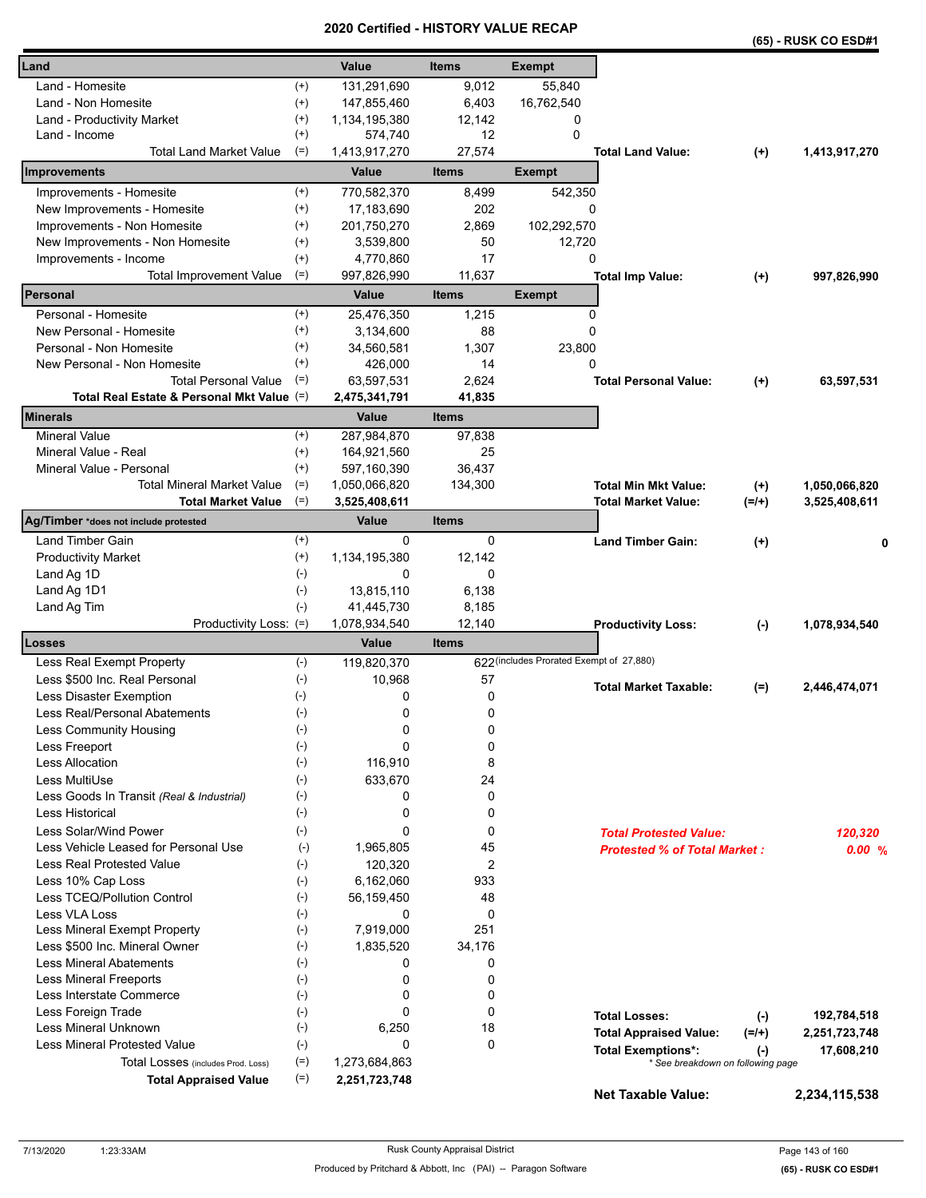# 2020 Certified - HISTORY VALUE RECAP

(65) - RUSK CO ESD#1

| Land | | Value | Items | Exempt | | | |
|---|---|---|---|---|---|---|---|
| Land - Homesite | (+) | 131,291,690 | 9,012 | 55,840 | | | |
| Land - Non Homesite | (+) | 147,855,460 | 6,403 | 16,762,540 | | | |
| Land - Productivity Market | (+) | 1,134,195,380 | 12,142 | 0 | | | |
| Land - Income | (+) | 574,740 | 12 | 0 | | | |
| Total Land Market Value | (=) | 1,413,917,270 | 27,574 | | **Total Land Value:** | **(+)** | **1,413,917,270** |
| **Improvements** | | **Value** | **Items** | **Exempt** | | | |
| Improvements - Homesite | (+) | 770,582,370 | 8,499 | 542,350 | | | |
| New Improvements - Homesite | (+) | 17,183,690 | 202 | 0 | | | |
| Improvements - Non Homesite | (+) | 201,750,270 | 2,869 | 102,292,570 | | | |
| New Improvements - Non Homesite | (+) | 3,539,800 | 50 | 12,720 | | | |
| Improvements - Income | (+) | 4,770,860 | 17 | 0 | | | |
| Total Improvement Value | (=) | 997,826,990 | 11,637 | | **Total Imp Value:** | **(+)** | **997,826,990** |
| **Personal** | | **Value** | **Items** | **Exempt** | | | |
| Personal - Homesite | (+) | 25,476,350 | 1,215 | 0 | | | |
| New Personal - Homesite | (+) | 3,134,600 | 88 | 0 | | | |
| Personal - Non Homesite | (+) | 34,560,581 | 1,307 | 23,800 | | | |
| New Personal - Non Homesite | (+) | 426,000 | 14 | 0 | | | |
| Total Personal Value | (=) | 63,597,531 | 2,624 | | **Total Personal Value:** | **(+)** | **63,597,531** |
| **Total Real Estate & Personal Mkt Value** | (=) | **2,475,341,791** | **41,835** | | | | |
| **Minerals** | | **Value** | **Items** | | | | |
| Mineral Value | (+) | 287,984,870 | 97,838 | | | | |
| Mineral Value - Real | (+) | 164,921,560 | 25 | | | | |
| Mineral Value - Personal | (+) | 597,160,390 | 36,437 | | | | |
| Total Mineral Market Value | (=) | 1,050,066,820 | 134,300 | | **Total Min Mkt Value:** | **(+)** | **1,050,066,820** |
| **Total Market Value** | (=) | **3,525,408,611** | | | **Total Market Value:** | **(=/+)** | **3,525,408,611** |
| **Ag/Timber** *does not include protested | | **Value** | **Items** | | | | |
| Land Timber Gain | (+) | 0 | 0 | | **Land Timber Gain:** | **(+)** | **0** |
| Productivity Market | (+) | 1,134,195,380 | 12,142 | | | | |
| Land Ag 1D | (-) | 0 | 0 | | | | |
| Land Ag 1D1 | (-) | 13,815,110 | 6,138 | | | | |
| Land Ag Tim | (-) | 41,445,730 | 8,185 | | | | |
| Productivity Loss: | (=) | 1,078,934,540 | 12,140 | | **Productivity Loss:** | **(-)** | **1,078,934,540** |
| **Losses** | | **Value** | **Items** | | | | |
| Less Real Exempt Property | (-) | 119,820,370 | 622 | (includes Prorated Exempt of 27,880) | | | |
| Less $500 Inc. Real Personal | (-) | 10,968 | 57 | | **Total Market Taxable:** | **(=)** | **2,446,474,071** |
| Less Disaster Exemption | (-) | 0 | 0 | | | | |
| Less Real/Personal Abatements | (-) | 0 | 0 | | | | |
| Less Community Housing | (-) | 0 | 0 | | | | |
| Less Freeport | (-) | 0 | 0 | | | | |
| Less Allocation | (-) | 116,910 | 8 | | | | |
| Less MultiUse | (-) | 633,670 | 24 | | | | |
| Less Goods In Transit *(Real & Industrial)* | (-) | 0 | 0 | | | | |
| Less Historical | (-) | 0 | 0 | | | | |
| Less Solar/Wind Power | (-) | 0 | 0 | | ***Total Protested Value:*** | | ***120,320*** |
| Less Vehicle Leased for Personal Use | (-) | 1,965,805 | 45 | | ***Protested % of Total Market :*** | | ***0.00 %*** |
| Less Real Protested Value | (-) | 120,320 | 2 | | | | |
| Less 10% Cap Loss | (-) | 6,162,060 | 933 | | | | |
| Less TCEQ/Pollution Control | (-) | 56,159,450 | 48 | | | | |
| Less VLA Loss | (-) | 0 | 0 | | | | |
| Less Mineral Exempt Property | (-) | 7,919,000 | 251 | | | | |
| Less $500 Inc. Mineral Owner | (-) | 1,835,520 | 34,176 | | | | |
| Less Mineral Abatements | (-) | 0 | 0 | | | | |
| Less Mineral Freeports | (-) | 0 | 0 | | | | |
| Less Interstate Commerce | (-) | 0 | 0 | | | | |
| Less Foreign Trade | (-) | 0 | 0 | | **Total Losses:** | **(-)** | **192,784,518** |
| Less Mineral Unknown | (-) | 6,250 | 18 | | **Total Appraised Value:** | **(=/+)** | **2,251,723,748** |
| Less Mineral Protested Value | (-) | 0 | 0 | | **Total Exemptions*:** | **(-)** | **17,608,210** |
| Total Losses (includes Prod. Loss) | (=) | 1,273,684,863 | | | * See breakdown on following page | | |
| **Total Appraised Value** | (=) | **2,251,723,748** | | | | | |
| | | | | | **Net Taxable Value:** | | **2,234,115,538** |

7/13/2020 1:23:33AM

Rusk County Appraisal District

Produced by Pritchard & Abbott, Inc (PAI) -- Paragon Software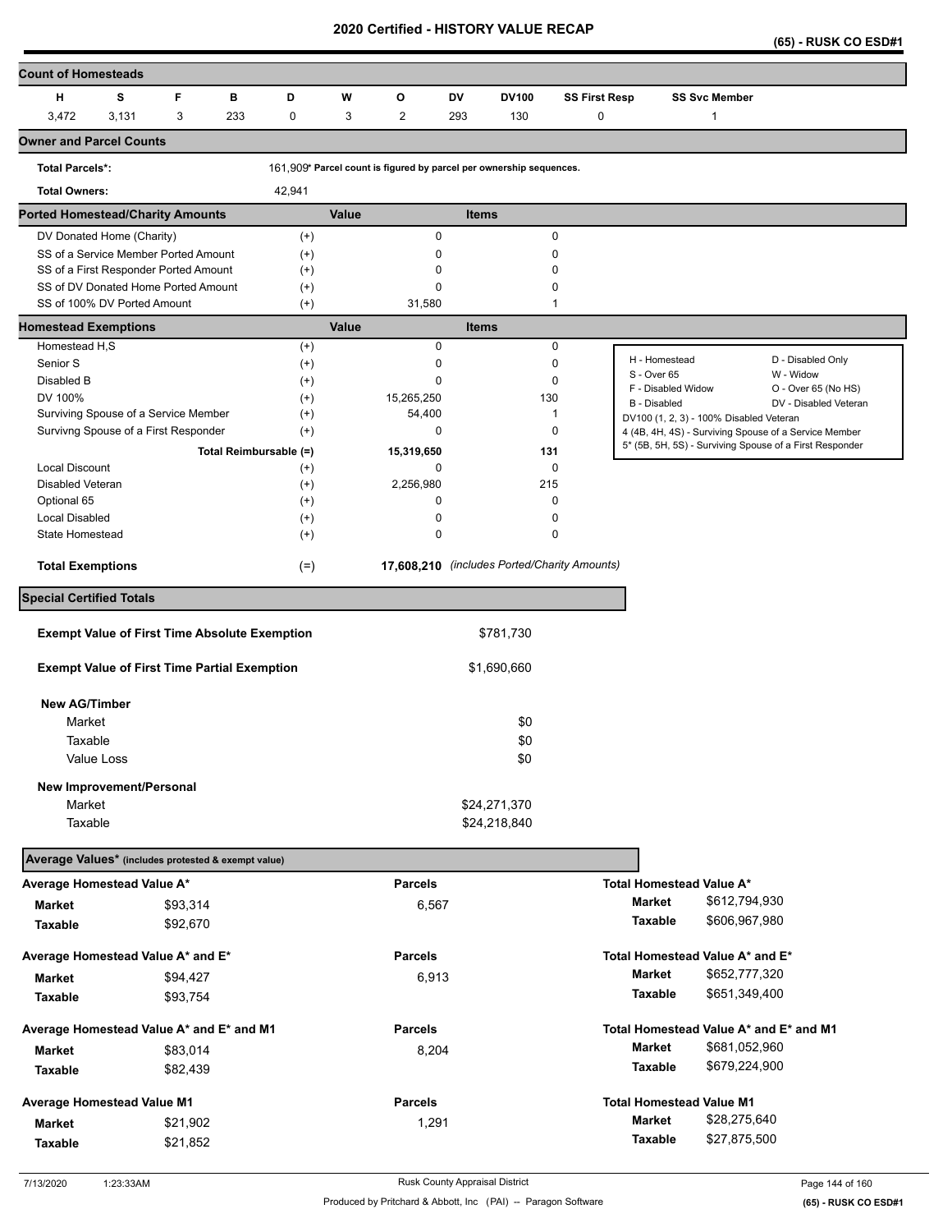# 2020 Certified - HISTORY VALUE RECAP

(65) - RUSK CO ESD#1

## Count of Homesteads

| H | S | F | B | D | W | O | DV | DV100 | SS First Resp | SS Svc Member |
|---|---|---|---|---|---|---|---|---|---|---|
| 3,472 | 3,131 | 3 | 233 | 0 | 3 | 2 | 293 | 130 | 0 | 1 |

## Owner and Parcel Counts

**Total Parcels*:** 161,909* Parcel count is figured by parcel per ownership sequences.

**Total Owners:** 42,941

## Ported Homestead/Charity Amounts

| | | Value | Items |
|---|---|---|---|
| DV Donated Home (Charity) | (+) | 0 | 0 |
| SS of a Service Member Ported Amount | (+) | 0 | 0 |
| SS of a First Responder Ported Amount | (+) | 0 | 0 |
| SS of DV Donated Home Ported Amount | (+) | 0 | 0 |
| SS of 100% DV Ported Amount | (+) | 31,580 | 1 |

## Homestead Exemptions

| | | Value | Items |
|---|---|---|---|
| Homestead H,S | (+) | 0 | 0 |
| Senior S | (+) | 0 | 0 |
| Disabled B | (+) | 0 | 0 |
| DV 100% | (+) | 15,265,250 | 130 |
| Surviving Spouse of a Service Member | (+) | 54,400 | 1 |
| Survivng Spouse of a First Responder | (+) | 0 | 0 |
| Total Reimbursable (=) | | 15,319,650 | 131 |
| Local Discount | (+) | 0 | 0 |
| Disabled Veteran | (+) | 2,256,980 | 215 |
| Optional 65 | (+) | 0 | 0 |
| Local Disabled | (+) | 0 | 0 |
| State Homestead | (+) | 0 | 0 |
| **Total Exemptions** | (=) | **17,608,210** | *(includes Ported/Charity Amounts)* |

H - Homestead
S - Over 65
F - Disabled Widow
B - Disabled
D - Disabled Only
W - Widow
O - Over 65 (No HS)
DV - Disabled Veteran
DV100 (1, 2, 3) - 100% Disabled Veteran
4 (4B, 4H, 4S) - Surviving Spouse of a Service Member
5* (5B, 5H, 5S) - Surviving Spouse of a First Responder

## Special Certified Totals

**Exempt Value of First Time Absolute Exemption** $781,730

**Exempt Value of First Time Partial Exemption** $1,690,660

**New AG/Timber**

| | |
|---|---|
| Market | $0 |
| Taxable | $0 |
| Value Loss | $0 |

**New Improvement/Personal**

| | |
|---|---|
| Market | $24,271,370 |
| Taxable | $24,218,840 |

## Average Values* (includes protested & exempt value)

| Average Homestead Value A* | | Parcels | Total Homestead Value A* | |
|---|---|---|---|---|
| **Market** | $93,314 | 6,567 | **Market** | $612,794,930 |
| **Taxable** | $92,670 | | **Taxable** | $606,967,980 |

| Average Homestead Value A* and E* | | Parcels | Total Homestead Value A* and E* | |
|---|---|---|---|---|
| **Market** | $94,427 | 6,913 | **Market** | $652,777,320 |
| **Taxable** | $93,754 | | **Taxable** | $651,349,400 |

| Average Homestead Value A* and E* and M1 | | Parcels | Total Homestead Value A* and E* and M1 | |
|---|---|---|---|---|
| **Market** | $83,014 | 8,204 | **Market** | $681,052,960 |
| **Taxable** | $82,439 | | **Taxable** | $679,224,900 |

| Average Homestead Value M1 | | Parcels | Total Homestead Value M1 | |
|---|---|---|---|---|
| **Market** | $21,902 | 1,291 | **Market** | $28,275,640 |
| **Taxable** | $21,852 | | **Taxable** | $27,875,500 |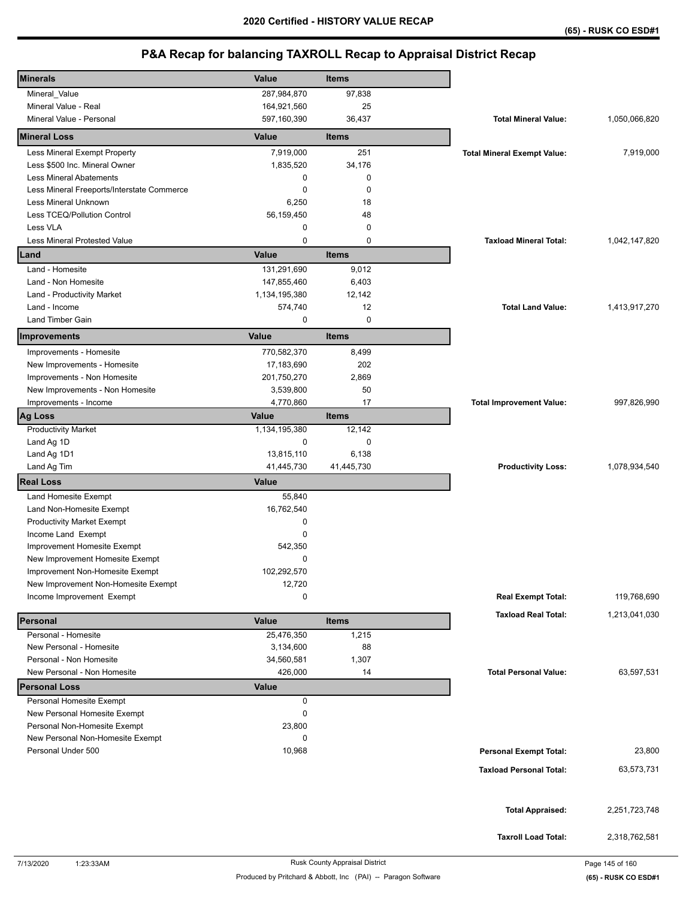# 2020 Certified - HISTORY VALUE RECAP

(65) - RUSK CO ESD#1

## P&A Recap for balancing TAXROLL Recap to Appraisal District Recap

| Minerals | Value | Items | | |
|---|---|---|---|---|
| Mineral_Value | 287,984,870 | 97,838 | | |
| Mineral Value - Real | 164,921,560 | 25 | | |
| Mineral Value - Personal | 597,160,390 | 36,437 | Total Mineral Value: | 1,050,066,820 |
| **Mineral Loss** | **Value** | **Items** | | |
| Less Mineral Exempt Property | 7,919,000 | 251 | Total Mineral Exempt Value: | 7,919,000 |
| Less $500 Inc. Mineral Owner | 1,835,520 | 34,176 | | |
| Less Mineral Abatements | 0 | 0 | | |
| Less Mineral Freeports/Interstate Commerce | 0 | 0 | | |
| Less Mineral Unknown | 6,250 | 18 | | |
| Less TCEQ/Pollution Control | 56,159,450 | 48 | | |
| Less VLA | 0 | 0 | | |
| Less Mineral Protested Value | 0 | 0 | Taxload Mineral Total: | 1,042,147,820 |
| **Land** | **Value** | **Items** | | |
| Land - Homesite | 131,291,690 | 9,012 | | |
| Land - Non Homesite | 147,855,460 | 6,403 | | |
| Land - Productivity Market | 1,134,195,380 | 12,142 | | |
| Land - Income | 574,740 | 12 | Total Land Value: | 1,413,917,270 |
| Land Timber Gain | 0 | 0 | | |
| **Improvements** | **Value** | **Items** | | |
| Improvements - Homesite | 770,582,370 | 8,499 | | |
| New Improvements - Homesite | 17,183,690 | 202 | | |
| Improvements - Non Homesite | 201,750,270 | 2,869 | | |
| New Improvements - Non Homesite | 3,539,800 | 50 | | |
| Improvements - Income | 4,770,860 | 17 | Total Improvement Value: | 997,826,990 |
| **Ag Loss** | **Value** | **Items** | | |
| Productivity Market | 1,134,195,380 | 12,142 | | |
| Land Ag 1D | 0 | 0 | | |
| Land Ag 1D1 | 13,815,110 | 6,138 | | |
| Land Ag Tim | 41,445,730 | 41,445,730 | Productivity Loss: | 1,078,934,540 |
| **Real Loss** | **Value** | | | |
| Land Homesite Exempt | 55,840 | | | |
| Land Non-Homesite Exempt | 16,762,540 | | | |
| Productivity Market Exempt | 0 | | | |
| Income Land Exempt | 0 | | | |
| Improvement Homesite Exempt | 542,350 | | | |
| New Improvement Homesite Exempt | 0 | | | |
| Improvement Non-Homesite Exempt | 102,292,570 | | | |
| New Improvement Non-Homesite Exempt | 12,720 | | | |
| Income Improvement Exempt | 0 | | Real Exempt Total: | 119,768,690 |
| | | | Taxload Real Total: | 1,213,041,030 |
| **Personal** | **Value** | **Items** | | |
| Personal - Homesite | 25,476,350 | 1,215 | | |
| New Personal - Homesite | 3,134,600 | 88 | | |
| Personal - Non Homesite | 34,560,581 | 1,307 | | |
| New Personal - Non Homesite | 426,000 | 14 | Total Personal Value: | 63,597,531 |
| **Personal Loss** | **Value** | | | |
| Personal Homesite Exempt | 0 | | | |
| New Personal Homesite Exempt | 0 | | | |
| Personal Non-Homesite Exempt | 23,800 | | | |
| New Personal Non-Homesite Exempt | 0 | | | |
| Personal Under 500 | 10,968 | | Personal Exempt Total: | 23,800 |
| | | | Taxload Personal Total: | 63,573,731 |
| | | | Total Appraised: | 2,251,723,748 |
| | | | Taxroll Load Total: | 2,318,762,581 |

7/13/2020 1:23:33AM Rusk County Appraisal District

Produced by Pritchard & Abbott, Inc (PAI) -- Paragon Software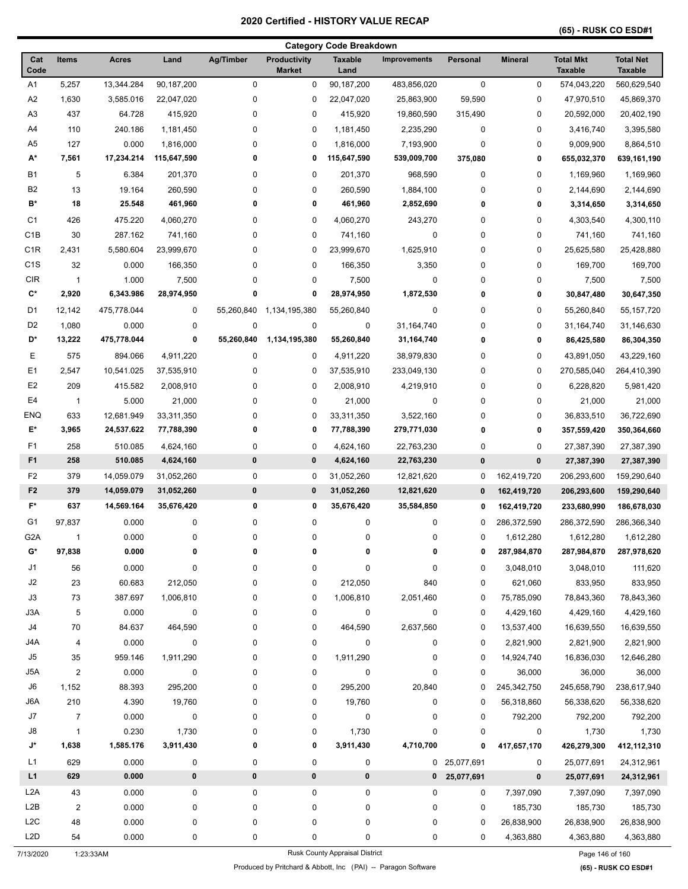# 2020 Certified - HISTORY VALUE RECAP

**(65) - RUSK CO ESD#1**

## Category Code Breakdown

| Cat Code | Items | Acres | Land | Ag/Timber | Productivity Market | Taxable Land | Improvements | Personal | Mineral | Total Mkt Taxable | Total Net Taxable |
|---|---|---|---|---|---|---|---|---|---|---|---|
| A1 | 5,257 | 13,344.284 | 90,187,200 | 0 | 0 | 90,187,200 | 483,856,020 | 0 | 0 | 574,043,220 | 560,629,540 |
| A2 | 1,630 | 3,585.016 | 22,047,020 | 0 | 0 | 22,047,020 | 25,863,900 | 59,590 | 0 | 47,970,510 | 45,869,370 |
| A3 | 437 | 64.728 | 415,920 | 0 | 0 | 415,920 | 19,860,590 | 315,490 | 0 | 20,592,000 | 20,402,190 |
| A4 | 110 | 240.186 | 1,181,450 | 0 | 0 | 1,181,450 | 2,235,290 | 0 | 0 | 3,416,740 | 3,395,580 |
| A5 | 127 | 0.000 | 1,816,000 | 0 | 0 | 1,816,000 | 7,193,900 | 0 | 0 | 9,009,900 | 8,864,510 |
| **A*** | **7,561** | **17,234.214** | **115,647,590** | **0** | **0** | **115,647,590** | **539,009,700** | **375,080** | **0** | **655,032,370** | **639,161,190** |
| B1 | 5 | 6.384 | 201,370 | 0 | 0 | 201,370 | 968,590 | 0 | 0 | 1,169,960 | 1,169,960 |
| B2 | 13 | 19.164 | 260,590 | 0 | 0 | 260,590 | 1,884,100 | 0 | 0 | 2,144,690 | 2,144,690 |
| **B*** | **18** | **25.548** | **461,960** | **0** | **0** | **461,960** | **2,852,690** | **0** | **0** | **3,314,650** | **3,314,650** |
| C1 | 426 | 475.220 | 4,060,270 | 0 | 0 | 4,060,270 | 243,270 | 0 | 0 | 4,303,540 | 4,300,110 |
| C1B | 30 | 287.162 | 741,160 | 0 | 0 | 741,160 | 0 | 0 | 0 | 741,160 | 741,160 |
| C1R | 2,431 | 5,580.604 | 23,999,670 | 0 | 0 | 23,999,670 | 1,625,910 | 0 | 0 | 25,625,580 | 25,428,880 |
| C1S | 32 | 0.000 | 166,350 | 0 | 0 | 166,350 | 3,350 | 0 | 0 | 169,700 | 169,700 |
| CIR | 1 | 1.000 | 7,500 | 0 | 0 | 7,500 | 0 | 0 | 0 | 7,500 | 7,500 |
| **C*** | **2,920** | **6,343.986** | **28,974,950** | **0** | **0** | **28,974,950** | **1,872,530** | **0** | **0** | **30,847,480** | **30,647,350** |
| D1 | 12,142 | 475,778.044 | 0 | 55,260,840 | 1,134,195,380 | 55,260,840 | 0 | 0 | 0 | 55,260,840 | 55,157,720 |
| D2 | 1,080 | 0.000 | 0 | 0 | 0 | 0 | 31,164,740 | 0 | 0 | 31,164,740 | 31,146,630 |
| **D*** | **13,222** | **475,778.044** | **0** | **55,260,840** | **1,134,195,380** | **55,260,840** | **31,164,740** | **0** | **0** | **86,425,580** | **86,304,350** |
| E | 575 | 894.066 | 4,911,220 | 0 | 0 | 4,911,220 | 38,979,830 | 0 | 0 | 43,891,050 | 43,229,160 |
| E1 | 2,547 | 10,541.025 | 37,535,910 | 0 | 0 | 37,535,910 | 233,049,130 | 0 | 0 | 270,585,040 | 264,410,390 |
| E2 | 209 | 415.582 | 2,008,910 | 0 | 0 | 2,008,910 | 4,219,910 | 0 | 0 | 6,228,820 | 5,981,420 |
| E4 | 1 | 5.000 | 21,000 | 0 | 0 | 21,000 | 0 | 0 | 0 | 21,000 | 21,000 |
| ENQ | 633 | 12,681.949 | 33,311,350 | 0 | 0 | 33,311,350 | 3,522,160 | 0 | 0 | 36,833,510 | 36,722,690 |
| **E*** | **3,965** | **24,537.622** | **77,788,390** | **0** | **0** | **77,788,390** | **279,771,030** | **0** | **0** | **357,559,420** | **350,364,660** |
| F1 | 258 | 510.085 | 4,624,160 | 0 | 0 | 4,624,160 | 22,763,230 | 0 | 0 | 27,387,390 | 27,387,390 |
| **F1** | **258** | **510.085** | **4,624,160** | **0** | **0** | **4,624,160** | **22,763,230** | **0** | **0** | **27,387,390** | **27,387,390** |
| F2 | 379 | 14,059.079 | 31,052,260 | 0 | 0 | 31,052,260 | 12,821,620 | 0 | 162,419,720 | 206,293,600 | 159,290,640 |
| **F2** | **379** | **14,059.079** | **31,052,260** | **0** | **0** | **31,052,260** | **12,821,620** | **0** | **162,419,720** | **206,293,600** | **159,290,640** |
| **F*** | **637** | **14,569.164** | **35,676,420** | **0** | **0** | **35,676,420** | **35,584,850** | **0** | **162,419,720** | **233,680,990** | **186,678,030** |
| G1 | 97,837 | 0.000 | 0 | 0 | 0 | 0 | 0 | 0 | 286,372,590 | 286,372,590 | 286,366,340 |
| G2A | 1 | 0.000 | 0 | 0 | 0 | 0 | 0 | 0 | 1,612,280 | 1,612,280 | 1,612,280 |
| **G*** | **97,838** | **0.000** | **0** | **0** | **0** | **0** | **0** | **0** | **287,984,870** | **287,984,870** | **287,978,620** |
| J1 | 56 | 0.000 | 0 | 0 | 0 | 0 | 0 | 0 | 3,048,010 | 3,048,010 | 111,620 |
| J2 | 23 | 60.683 | 212,050 | 0 | 0 | 212,050 | 840 | 0 | 621,060 | 833,950 | 833,950 |
| J3 | 73 | 387.697 | 1,006,810 | 0 | 0 | 1,006,810 | 2,051,460 | 0 | 75,785,090 | 78,843,360 | 78,843,360 |
| J3A | 5 | 0.000 | 0 | 0 | 0 | 0 | 0 | 0 | 4,429,160 | 4,429,160 | 4,429,160 |
| J4 | 70 | 84.637 | 464,590 | 0 | 0 | 464,590 | 2,637,560 | 0 | 13,537,400 | 16,639,550 | 16,639,550 |
| J4A | 4 | 0.000 | 0 | 0 | 0 | 0 | 0 | 0 | 2,821,900 | 2,821,900 | 2,821,900 |
| J5 | 35 | 959.146 | 1,911,290 | 0 | 0 | 1,911,290 | 0 | 0 | 14,924,740 | 16,836,030 | 12,646,280 |
| J5A | 2 | 0.000 | 0 | 0 | 0 | 0 | 0 | 0 | 36,000 | 36,000 | 36,000 |
| J6 | 1,152 | 88.393 | 295,200 | 0 | 0 | 295,200 | 20,840 | 0 | 245,342,750 | 245,658,790 | 238,617,940 |
| J6A | 210 | 4.390 | 19,760 | 0 | 0 | 19,760 | 0 | 0 | 56,318,860 | 56,338,620 | 56,338,620 |
| J7 | 7 | 0.000 | 0 | 0 | 0 | 0 | 0 | 0 | 792,200 | 792,200 | 792,200 |
| J8 | 1 | 0.230 | 1,730 | 0 | 0 | 1,730 | 0 | 0 | 0 | 1,730 | 1,730 |
| **J*** | **1,638** | **1,585.176** | **3,911,430** | **0** | **0** | **3,911,430** | **4,710,700** | **0** | **417,657,170** | **426,279,300** | **412,112,310** |
| L1 | 629 | 0.000 | 0 | 0 | 0 | 0 | 0 | 25,077,691 | 0 | 25,077,691 | 24,312,961 |
| **L1** | **629** | **0.000** | **0** | **0** | **0** | **0** | **0** | **25,077,691** | **0** | **25,077,691** | **24,312,961** |
| L2A | 43 | 0.000 | 0 | 0 | 0 | 0 | 0 | 0 | 7,397,090 | 7,397,090 | 7,397,090 |
| L2B | 2 | 0.000 | 0 | 0 | 0 | 0 | 0 | 0 | 185,730 | 185,730 | 185,730 |
| L2C | 48 | 0.000 | 0 | 0 | 0 | 0 | 0 | 0 | 26,838,900 | 26,838,900 | 26,838,900 |
| L2D | 54 | 0.000 | 0 | 0 | 0 | 0 | 0 | 0 | 4,363,880 | 4,363,880 | 4,363,880 |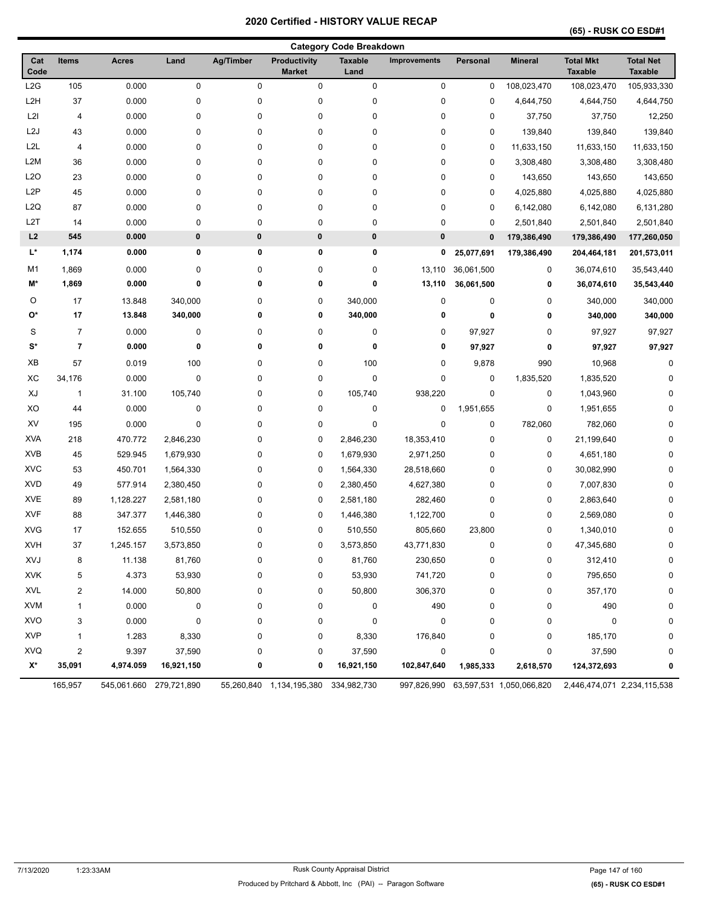# 2020 Certified - HISTORY VALUE RECAP

(65) - RUSK CO ESD#1

## Category Code Breakdown

| Cat Code | Items | Acres | Land | Ag/Timber | Productivity Market | Taxable Land | Improvements | Personal | Mineral | Total Mkt Taxable | Total Net Taxable |
|---|---|---|---|---|---|---|---|---|---|---|---|
| L2G | 105 | 0.000 | 0 | 0 | 0 | 0 | 0 | 0 | 108,023,470 | 108,023,470 | 105,933,330 |
| L2H | 37 | 0.000 | 0 | 0 | 0 | 0 | 0 | 0 | 4,644,750 | 4,644,750 | 4,644,750 |
| L2I | 4 | 0.000 | 0 | 0 | 0 | 0 | 0 | 0 | 37,750 | 37,750 | 12,250 |
| L2J | 43 | 0.000 | 0 | 0 | 0 | 0 | 0 | 0 | 139,840 | 139,840 | 139,840 |
| L2L | 4 | 0.000 | 0 | 0 | 0 | 0 | 0 | 0 | 11,633,150 | 11,633,150 | 11,633,150 |
| L2M | 36 | 0.000 | 0 | 0 | 0 | 0 | 0 | 0 | 3,308,480 | 3,308,480 | 3,308,480 |
| L2O | 23 | 0.000 | 0 | 0 | 0 | 0 | 0 | 0 | 143,650 | 143,650 | 143,650 |
| L2P | 45 | 0.000 | 0 | 0 | 0 | 0 | 0 | 0 | 4,025,880 | 4,025,880 | 4,025,880 |
| L2Q | 87 | 0.000 | 0 | 0 | 0 | 0 | 0 | 0 | 6,142,080 | 6,142,080 | 6,131,280 |
| L2T | 14 | 0.000 | 0 | 0 | 0 | 0 | 0 | 0 | 2,501,840 | 2,501,840 | 2,501,840 |
| **L2** | **545** | **0.000** | **0** | **0** | **0** | **0** | **0** | **0** | **179,386,490** | **179,386,490** | **177,260,050** |
| **L*** | **1,174** | **0.000** | **0** | **0** | **0** | **0** | **0** | **25,077,691** | **179,386,490** | **204,464,181** | **201,573,011** |
| M1 | 1,869 | 0.000 | 0 | 0 | 0 | 0 | 13,110 | 36,061,500 | 0 | 36,074,610 | 35,543,440 |
| **M*** | **1,869** | **0.000** | **0** | **0** | **0** | **0** | **13,110** | **36,061,500** | **0** | **36,074,610** | **35,543,440** |
| O | 17 | 13.848 | 340,000 | 0 | 0 | 340,000 | 0 | 0 | 0 | 340,000 | 340,000 |
| **O*** | **17** | **13.848** | **340,000** | **0** | **0** | **340,000** | **0** | **0** | **0** | **340,000** | **340,000** |
| S | 7 | 0.000 | 0 | 0 | 0 | 0 | 0 | 97,927 | 0 | 97,927 | 97,927 |
| **S*** | **7** | **0.000** | **0** | **0** | **0** | **0** | **0** | **97,927** | **0** | **97,927** | **97,927** |
| XB | 57 | 0.019 | 100 | 0 | 0 | 100 | 0 | 9,878 | 990 | 10,968 | 0 |
| XC | 34,176 | 0.000 | 0 | 0 | 0 | 0 | 0 | 0 | 1,835,520 | 1,835,520 | 0 |
| XJ | 1 | 31.100 | 105,740 | 0 | 0 | 105,740 | 938,220 | 0 | 0 | 1,043,960 | 0 |
| XO | 44 | 0.000 | 0 | 0 | 0 | 0 | 0 | 1,951,655 | 0 | 1,951,655 | 0 |
| XV | 195 | 0.000 | 0 | 0 | 0 | 0 | 0 | 0 | 782,060 | 782,060 | 0 |
| XVA | 218 | 470.772 | 2,846,230 | 0 | 0 | 2,846,230 | 18,353,410 | 0 | 0 | 21,199,640 | 0 |
| XVB | 45 | 529.945 | 1,679,930 | 0 | 0 | 1,679,930 | 2,971,250 | 0 | 0 | 4,651,180 | 0 |
| XVC | 53 | 450.701 | 1,564,330 | 0 | 0 | 1,564,330 | 28,518,660 | 0 | 0 | 30,082,990 | 0 |
| XVD | 49 | 577.914 | 2,380,450 | 0 | 0 | 2,380,450 | 4,627,380 | 0 | 0 | 7,007,830 | 0 |
| XVE | 89 | 1,128.227 | 2,581,180 | 0 | 0 | 2,581,180 | 282,460 | 0 | 0 | 2,863,640 | 0 |
| XVF | 88 | 347.377 | 1,446,380 | 0 | 0 | 1,446,380 | 1,122,700 | 0 | 0 | 2,569,080 | 0 |
| XVG | 17 | 152.655 | 510,550 | 0 | 0 | 510,550 | 805,660 | 23,800 | 0 | 1,340,010 | 0 |
| XVH | 37 | 1,245.157 | 3,573,850 | 0 | 0 | 3,573,850 | 43,771,830 | 0 | 0 | 47,345,680 | 0 |
| XVJ | 8 | 11.138 | 81,760 | 0 | 0 | 81,760 | 230,650 | 0 | 0 | 312,410 | 0 |
| XVK | 5 | 4.373 | 53,930 | 0 | 0 | 53,930 | 741,720 | 0 | 0 | 795,650 | 0 |
| XVL | 2 | 14.000 | 50,800 | 0 | 0 | 50,800 | 306,370 | 0 | 0 | 357,170 | 0 |
| XVM | 1 | 0.000 | 0 | 0 | 0 | 0 | 490 | 0 | 0 | 490 | 0 |
| XVO | 3 | 0.000 | 0 | 0 | 0 | 0 | 0 | 0 | 0 | 0 | 0 |
| XVP | 1 | 1.283 | 8,330 | 0 | 0 | 8,330 | 176,840 | 0 | 0 | 185,170 | 0 |
| XVQ | 2 | 9.397 | 37,590 | 0 | 0 | 37,590 | 0 | 0 | 0 | 37,590 | 0 |
| **X*** | **35,091** | **4,974.059** | **16,921,150** | **0** | **0** | **16,921,150** | **102,847,640** | **1,985,333** | **2,618,570** | **124,372,693** | **0** |
| | 165,957 | 545,061.660 | 279,721,890 | 55,260,840 | 1,134,195,380 | 334,982,730 | 997,826,990 | 63,597,531 | 1,050,066,820 | 2,446,474,071 | 2,234,115,538 |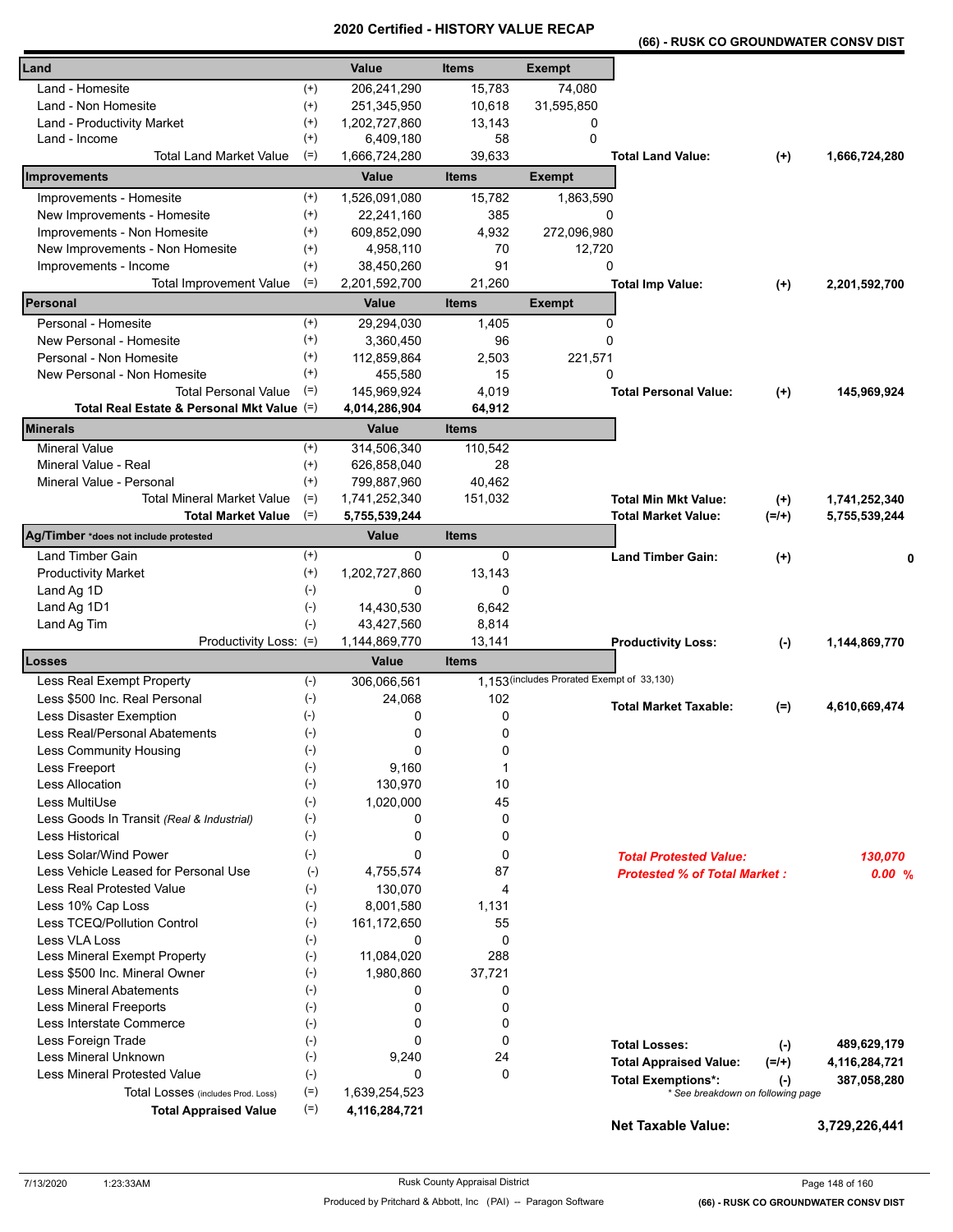# 2020 Certified - HISTORY VALUE RECAP

**(66) - RUSK CO GROUNDWATER CONSV DIST**

| Land | | Value | Items | Exempt | | | |
|---|---|---|---|---|---|---|---|
| Land - Homesite | (+) | 206,241,290 | 15,783 | 74,080 | | | |
| Land - Non Homesite | (+) | 251,345,950 | 10,618 | 31,595,850 | | | |
| Land - Productivity Market | (+) | 1,202,727,860 | 13,143 | 0 | | | |
| Land - Income | (+) | 6,409,180 | 58 | 0 | | | |
| Total Land Market Value | (=) | 1,666,724,280 | 39,633 | | **Total Land Value:** | (+) | **1,666,724,280** |

| Improvements | | Value | Items | Exempt | | | |
|---|---|---|---|---|---|---|---|
| Improvements - Homesite | (+) | 1,526,091,080 | 15,782 | 1,863,590 | | | |
| New Improvements - Homesite | (+) | 22,241,160 | 385 | 0 | | | |
| Improvements - Non Homesite | (+) | 609,852,090 | 4,932 | 272,096,980 | | | |
| New Improvements - Non Homesite | (+) | 4,958,110 | 70 | 12,720 | | | |
| Improvements - Income | (+) | 38,450,260 | 91 | 0 | | | |
| Total Improvement Value | (=) | 2,201,592,700 | 21,260 | | **Total Imp Value:** | (+) | **2,201,592,700** |

| Personal | | Value | Items | Exempt | | | |
|---|---|---|---|---|---|---|---|
| Personal - Homesite | (+) | 29,294,030 | 1,405 | 0 | | | |
| New Personal - Homesite | (+) | 3,360,450 | 96 | 0 | | | |
| Personal - Non Homesite | (+) | 112,859,864 | 2,503 | 221,571 | | | |
| New Personal - Non Homesite | (+) | 455,580 | 15 | 0 | | | |
| Total Personal Value | (=) | 145,969,924 | 4,019 | | **Total Personal Value:** | (+) | **145,969,924** |
| **Total Real Estate & Personal Mkt Value** | (=) | **4,014,286,904** | **64,912** | | | | |

| Minerals | | Value | Items | | | |
|---|---|---|---|---|---|---|
| Mineral Value | (+) | 314,506,340 | 110,542 | | | |
| Mineral Value - Real | (+) | 626,858,040 | 28 | | | |
| Mineral Value - Personal | (+) | 799,887,960 | 40,462 | | | |
| Total Mineral Market Value | (=) | 1,741,252,340 | 151,032 | **Total Min Mkt Value:** | (+) | **1,741,252,340** |
| **Total Market Value** | (=) | **5,755,539,244** | | **Total Market Value:** | (=/+) | **5,755,539,244** |

| Ag/Timber *does not include protested | | Value | Items | | | |
|---|---|---|---|---|---|---|
| Land Timber Gain | (+) | 0 | 0 | **Land Timber Gain:** | (+) | **0** |
| Productivity Market | (+) | 1,202,727,860 | 13,143 | | | |
| Land Ag 1D | (-) | 0 | 0 | | | |
| Land Ag 1D1 | (-) | 14,430,530 | 6,642 | | | |
| Land Ag Tim | (-) | 43,427,560 | 8,814 | | | |
| Productivity Loss: | (=) | 1,144,869,770 | 13,141 | **Productivity Loss:** | (-) | **1,144,869,770** |

| Losses | | Value | Items | | | |
|---|---|---|---|---|---|---|
| Less Real Exempt Property | (-) | 306,066,561 | 1,153 (includes Prorated Exempt of 33,130) | | | |
| Less $500 Inc. Real Personal | (-) | 24,068 | 102 | **Total Market Taxable:** | (=) | **4,610,669,474** |
| Less Disaster Exemption | (-) | 0 | 0 | | | |
| Less Real/Personal Abatements | (-) | 0 | 0 | | | |
| Less Community Housing | (-) | 0 | 0 | | | |
| Less Freeport | (-) | 9,160 | 1 | | | |
| Less Allocation | (-) | 130,970 | 10 | | | |
| Less MultiUse | (-) | 1,020,000 | 45 | | | |
| Less Goods In Transit *(Real & Industrial)* | (-) | 0 | 0 | | | |
| Less Historical | (-) | 0 | 0 | | | |
| Less Solar/Wind Power | (-) | 0 | 0 | ***Total Protested Value:*** | | ***130,070*** |
| Less Vehicle Leased for Personal Use | (-) | 4,755,574 | 87 | ***Protested % of Total Market :*** | | ***0.00 %*** |
| Less Real Protested Value | (-) | 130,070 | 4 | | | |
| Less 10% Cap Loss | (-) | 8,001,580 | 1,131 | | | |
| Less TCEQ/Pollution Control | (-) | 161,172,650 | 55 | | | |
| Less VLA Loss | (-) | 0 | 0 | | | |
| Less Mineral Exempt Property | (-) | 11,084,020 | 288 | | | |
| Less $500 Inc. Mineral Owner | (-) | 1,980,860 | 37,721 | | | |
| Less Mineral Abatements | (-) | 0 | 0 | | | |
| Less Mineral Freeports | (-) | 0 | 0 | | | |
| Less Interstate Commerce | (-) | 0 | 0 | | | |
| Less Foreign Trade | (-) | 0 | 0 | **Total Losses:** | (-) | **489,629,179** |
| Less Mineral Unknown | (-) | 9,240 | 24 | **Total Appraised Value:** | (=/+) | **4,116,284,721** |
| Less Mineral Protested Value | (-) | 0 | 0 | **Total Exemptions*:** | (-) | **387,058,280** |
| Total Losses (includes Prod. Loss) | (=) | 1,639,254,523 | | *\* See breakdown on following page* | | |
| **Total Appraised Value** | (=) | **4,116,284,721** | | | | |

**Net Taxable Value: 3,729,226,441**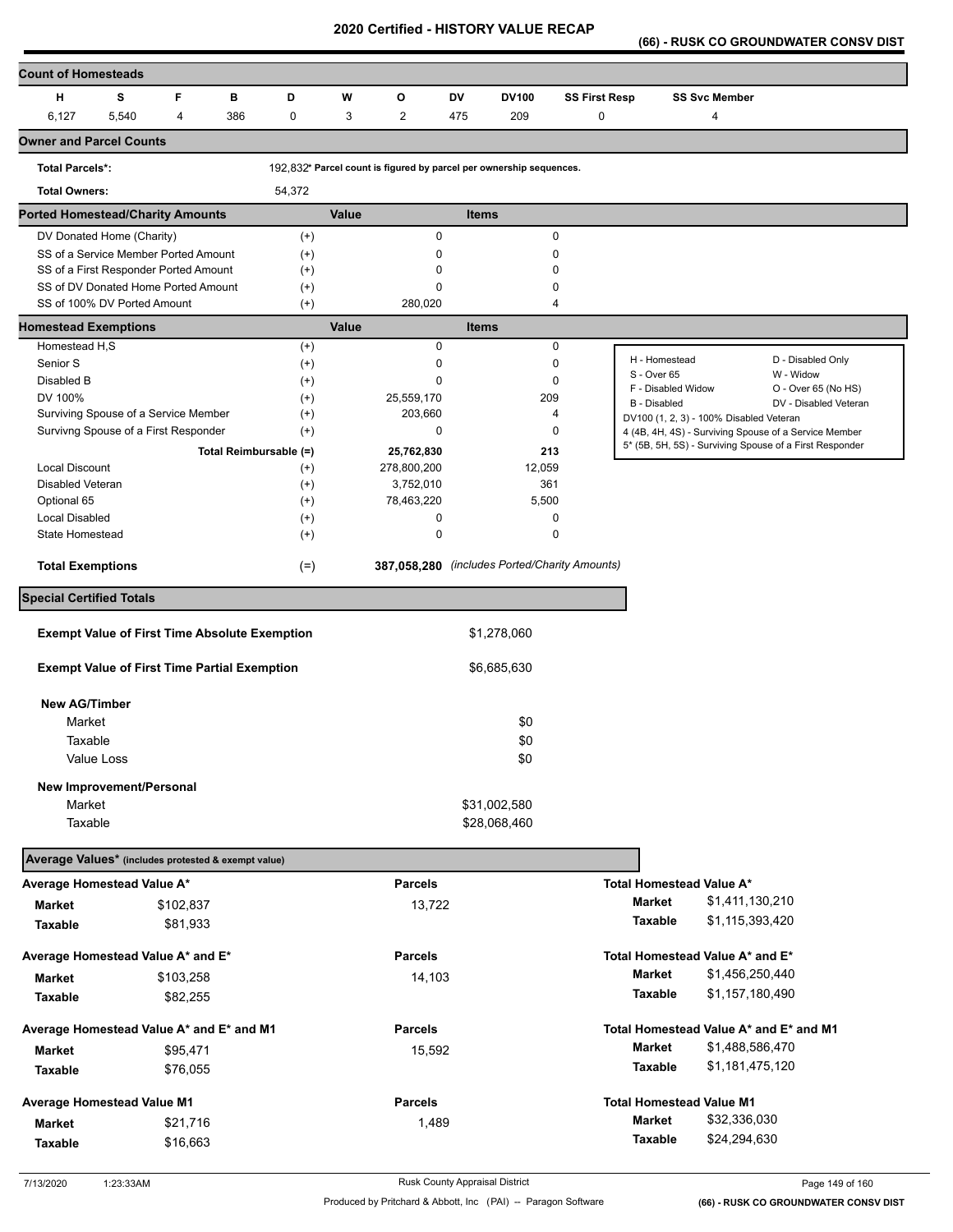## Count of Homesteads

| H | S | F | B | D | W | O | DV | DV100 | SS First Resp | SS Svc Member |
|---|---|---|---|---|---|---|---|---|---|---|
| 6,127 | 5,540 | 4 | 386 | 0 | 3 | 2 | 475 | 209 | 0 | 4 |

## Owner and Parcel Counts

**Total Parcels*:** 192,832* Parcel count is figured by parcel per ownership sequences.

**Total Owners:** 54,372

## Ported Homestead/Charity Amounts

| | | Value | Items |
|---|---|---|---|
| DV Donated Home (Charity) | (+) | 0 | 0 |
| SS of a Service Member Ported Amount | (+) | 0 | 0 |
| SS of a First Responder Ported Amount | (+) | 0 | 0 |
| SS of DV Donated Home Ported Amount | (+) | 0 | 0 |
| SS of 100% DV Ported Amount | (+) | 280,020 | 4 |

## Homestead Exemptions

| | | Value | Items |
|---|---|---|---|
| Homestead H,S | (+) | 0 | 0 |
| Senior S | (+) | 0 | 0 |
| Disabled B | (+) | 0 | 0 |
| DV 100% | (+) | 25,559,170 | 209 |
| Surviving Spouse of a Service Member | (+) | 203,660 | 4 |
| Survivng Spouse of a First Responder | (+) | 0 | 0 |
| Total Reimbursable | (=) | 25,762,830 | 213 |
| Local Discount | (+) | 278,800,200 | 12,059 |
| Disabled Veteran | (+) | 3,752,010 | 361 |
| Optional 65 | (+) | 78,463,220 | 5,500 |
| Local Disabled | (+) | 0 | 0 |
| State Homestead | (+) | 0 | 0 |
| **Total Exemptions** | (=) | **387,058,280** | *(includes Ported/Charity Amounts)* |

H - Homestead; D - Disabled Only
S - Over 65; W - Widow
F - Disabled Widow; O - Over 65 (No HS)
B - Disabled; DV - Disabled Veteran
DV100 (1, 2, 3) - 100% Disabled Veteran
4 (4B, 4H, 4S) - Surviving Spouse of a Service Member
5* (5B, 5H, 5S) - Surviving Spouse of a First Responder

## Special Certified Totals

**Exempt Value of First Time Absolute Exemption** $1,278,060

**Exempt Value of First Time Partial Exemption** $6,685,630

**New AG/Timber**

| | |
|---|---|
| Market | $0 |
| Taxable | $0 |
| Value Loss | $0 |

**New Improvement/Personal**

| | |
|---|---|
| Market | $31,002,580 |
| Taxable | $28,068,460 |

## Average Values* (includes protested & exempt value)

| Average Homestead Value A* | | Parcels | Total Homestead Value A* | |
|---|---|---|---|---|
| **Market** | $102,837 | 13,722 | **Market** | $1,411,130,210 |
| **Taxable** | $81,933 | | **Taxable** | $1,115,393,420 |

| Average Homestead Value A* and E* | | Parcels | Total Homestead Value A* and E* | |
|---|---|---|---|---|
| **Market** | $103,258 | 14,103 | **Market** | $1,456,250,440 |
| **Taxable** | $82,255 | | **Taxable** | $1,157,180,490 |

| Average Homestead Value A* and E* and M1 | | Parcels | Total Homestead Value A* and E* and M1 | |
|---|---|---|---|---|
| **Market** | $95,471 | 15,592 | **Market** | $1,488,586,470 |
| **Taxable** | $76,055 | | **Taxable** | $1,181,475,120 |

| Average Homestead Value M1 | | Parcels | Total Homestead Value M1 | |
|---|---|---|---|---|
| **Market** | $21,716 | 1,489 | **Market** | $32,336,030 |
| **Taxable** | $16,663 | | **Taxable** | $24,294,630 |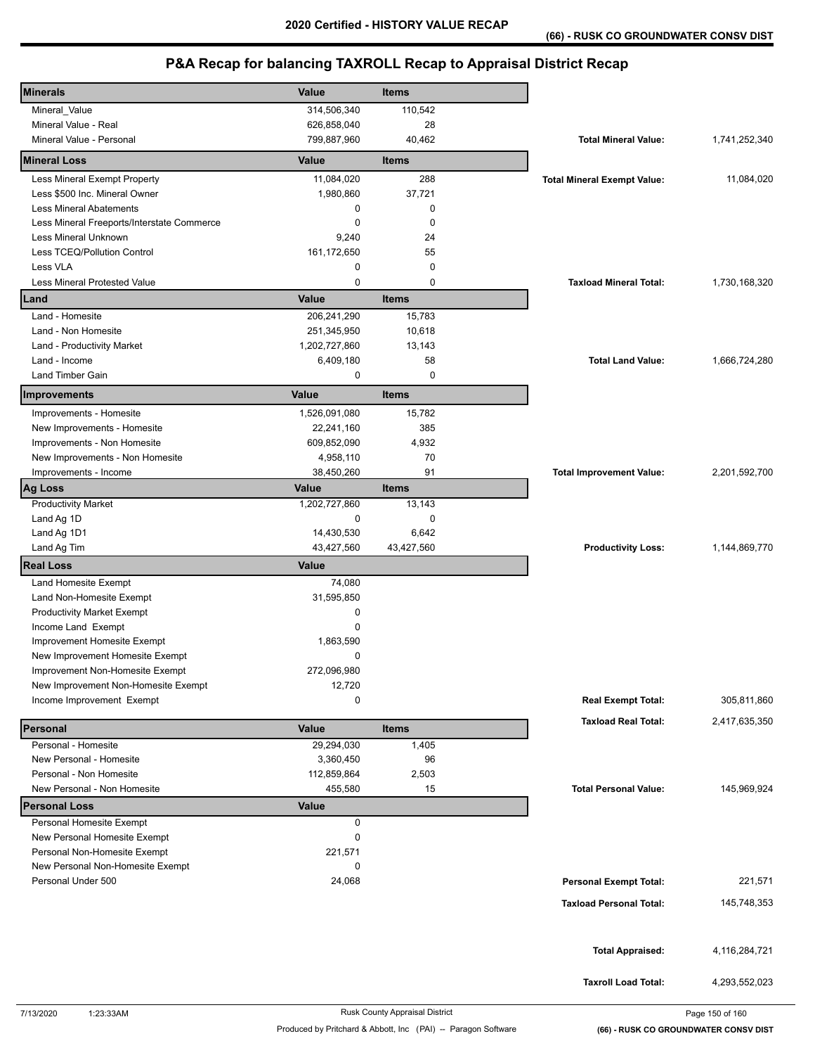## P&A Recap for balancing TAXROLL Recap to Appraisal District Recap

| Minerals | Value | Items | | |
|---|---|---|---|---|
| Mineral_Value | 314,506,340 | 110,542 | | |
| Mineral Value - Real | 626,858,040 | 28 | | |
| Mineral Value - Personal | 799,887,960 | 40,462 | Total Mineral Value: | 1,741,252,340 |
| **Mineral Loss** | **Value** | **Items** | | |
| Less Mineral Exempt Property | 11,084,020 | 288 | Total Mineral Exempt Value: | 11,084,020 |
| Less $500 Inc. Mineral Owner | 1,980,860 | 37,721 | | |
| Less Mineral Abatements | 0 | 0 | | |
| Less Mineral Freeports/Interstate Commerce | 0 | 0 | | |
| Less Mineral Unknown | 9,240 | 24 | | |
| Less TCEQ/Pollution Control | 161,172,650 | 55 | | |
| Less VLA | 0 | 0 | | |
| Less Mineral Protested Value | 0 | 0 | Taxload Mineral Total: | 1,730,168,320 |
| **Land** | **Value** | **Items** | | |
| Land - Homesite | 206,241,290 | 15,783 | | |
| Land - Non Homesite | 251,345,950 | 10,618 | | |
| Land - Productivity Market | 1,202,727,860 | 13,143 | | |
| Land - Income | 6,409,180 | 58 | Total Land Value: | 1,666,724,280 |
| Land Timber Gain | 0 | 0 | | |
| **Improvements** | **Value** | **Items** | | |
| Improvements - Homesite | 1,526,091,080 | 15,782 | | |
| New Improvements - Homesite | 22,241,160 | 385 | | |
| Improvements - Non Homesite | 609,852,090 | 4,932 | | |
| New Improvements - Non Homesite | 4,958,110 | 70 | | |
| Improvements - Income | 38,450,260 | 91 | Total Improvement Value: | 2,201,592,700 |
| **Ag Loss** | **Value** | **Items** | | |
| Productivity Market | 1,202,727,860 | 13,143 | | |
| Land Ag 1D | 0 | 0 | | |
| Land Ag 1D1 | 14,430,530 | 6,642 | | |
| Land Ag Tim | 43,427,560 | 43,427,560 | Productivity Loss: | 1,144,869,770 |
| **Real Loss** | **Value** | | | |
| Land Homesite Exempt | 74,080 | | | |
| Land Non-Homesite Exempt | 31,595,850 | | | |
| Productivity Market Exempt | 0 | | | |
| Income Land Exempt | 0 | | | |
| Improvement Homesite Exempt | 1,863,590 | | | |
| New Improvement Homesite Exempt | 0 | | | |
| Improvement Non-Homesite Exempt | 272,096,980 | | | |
| New Improvement Non-Homesite Exempt | 12,720 | | | |
| Income Improvement Exempt | 0 | | Real Exempt Total: | 305,811,860 |
| | | | Taxload Real Total: | 2,417,635,350 |
| **Personal** | **Value** | **Items** | | |
| Personal - Homesite | 29,294,030 | 1,405 | | |
| New Personal - Homesite | 3,360,450 | 96 | | |
| Personal - Non Homesite | 112,859,864 | 2,503 | | |
| New Personal - Non Homesite | 455,580 | 15 | Total Personal Value: | 145,969,924 |
| **Personal Loss** | **Value** | | | |
| Personal Homesite Exempt | 0 | | | |
| New Personal Homesite Exempt | 0 | | | |
| Personal Non-Homesite Exempt | 221,571 | | | |
| New Personal Non-Homesite Exempt | 0 | | | |
| Personal Under 500 | 24,068 | | Personal Exempt Total: | 221,571 |
| | | | Taxload Personal Total: | 145,748,353 |
| | | | Total Appraised: | 4,116,284,721 |
| | | | Taxroll Load Total: | 4,293,552,023 |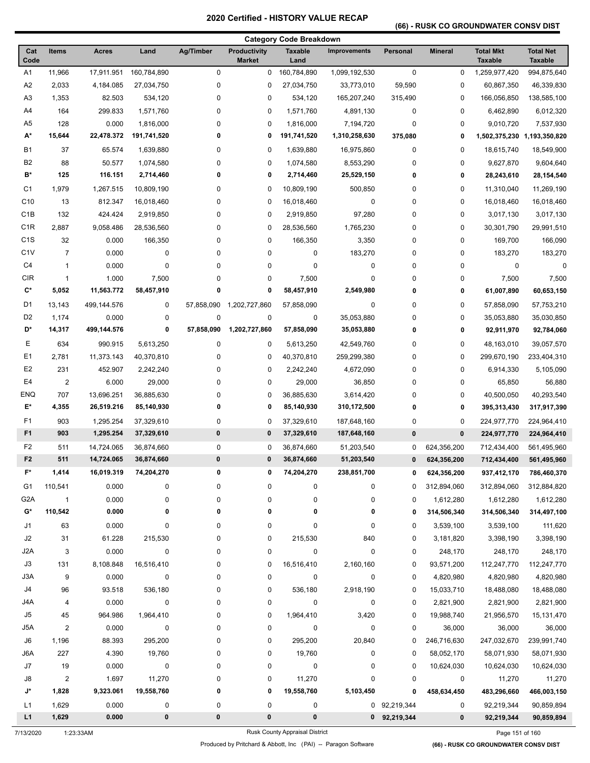# 2020 Certified - HISTORY VALUE RECAP

## (66) - RUSK CO GROUNDWATER CONSV DIST

### Category Code Breakdown

| Cat Code | Items | Acres | Land | Ag/Timber | Productivity Market | Taxable Land | Improvements | Personal | Mineral | Total Mkt Taxable | Total Net Taxable |
|---|---|---|---|---|---|---|---|---|---|---|---|
| A1 | 11,966 | 17,911.951 | 160,784,890 | 0 | 0 | 160,784,890 | 1,099,192,530 | 0 | 0 | 1,259,977,420 | 994,875,640 |
| A2 | 2,033 | 4,184.085 | 27,034,750 | 0 | 0 | 27,034,750 | 33,773,010 | 59,590 | 0 | 60,867,350 | 46,339,830 |
| A3 | 1,353 | 82.503 | 534,120 | 0 | 0 | 534,120 | 165,207,240 | 315,490 | 0 | 166,056,850 | 138,585,100 |
| A4 | 164 | 299.833 | 1,571,760 | 0 | 0 | 1,571,760 | 4,891,130 | 0 | 0 | 6,462,890 | 6,012,320 |
| A5 | 128 | 0.000 | 1,816,000 | 0 | 0 | 1,816,000 | 7,194,720 | 0 | 0 | 9,010,720 | 7,537,930 |
| **A*** | **15,644** | **22,478.372** | **191,741,520** | **0** | **0** | **191,741,520** | **1,310,258,630** | **375,080** | **0** | **1,502,375,230** | **1,193,350,820** |
| B1 | 37 | 65.574 | 1,639,880 | 0 | 0 | 1,639,880 | 16,975,860 | 0 | 0 | 18,615,740 | 18,549,900 |
| B2 | 88 | 50.577 | 1,074,580 | 0 | 0 | 1,074,580 | 8,553,290 | 0 | 0 | 9,627,870 | 9,604,640 |
| **B*** | **125** | **116.151** | **2,714,460** | **0** | **0** | **2,714,460** | **25,529,150** | **0** | **0** | **28,243,610** | **28,154,540** |
| C1 | 1,979 | 1,267.515 | 10,809,190 | 0 | 0 | 10,809,190 | 500,850 | 0 | 0 | 11,310,040 | 11,269,190 |
| C10 | 13 | 812.347 | 16,018,460 | 0 | 0 | 16,018,460 | 0 | 0 | 0 | 16,018,460 | 16,018,460 |
| C1B | 132 | 424.424 | 2,919,850 | 0 | 0 | 2,919,850 | 97,280 | 0 | 0 | 3,017,130 | 3,017,130 |
| C1R | 2,887 | 9,058.486 | 28,536,560 | 0 | 0 | 28,536,560 | 1,765,230 | 0 | 0 | 30,301,790 | 29,991,510 |
| C1S | 32 | 0.000 | 166,350 | 0 | 0 | 166,350 | 3,350 | 0 | 0 | 169,700 | 166,090 |
| C1V | 7 | 0.000 | 0 | 0 | 0 | 0 | 183,270 | 0 | 0 | 183,270 | 183,270 |
| C4 | 1 | 0.000 | 0 | 0 | 0 | 0 | 0 | 0 | 0 | 0 | 0 |
| CIR | 1 | 1.000 | 7,500 | 0 | 0 | 7,500 | 0 | 0 | 0 | 7,500 | 7,500 |
| **C*** | **5,052** | **11,563.772** | **58,457,910** | **0** | **0** | **58,457,910** | **2,549,980** | **0** | **0** | **61,007,890** | **60,653,150** |
| D1 | 13,143 | 499,144.576 | 0 | 57,858,090 | 1,202,727,860 | 57,858,090 | 0 | 0 | 0 | 57,858,090 | 57,753,210 |
| D2 | 1,174 | 0.000 | 0 | 0 | 0 | 0 | 35,053,880 | 0 | 0 | 35,053,880 | 35,030,850 |
| **D*** | **14,317** | **499,144.576** | **0** | **57,858,090** | **1,202,727,860** | **57,858,090** | **35,053,880** | **0** | **0** | **92,911,970** | **92,784,060** |
| E | 634 | 990.915 | 5,613,250 | 0 | 0 | 5,613,250 | 42,549,760 | 0 | 0 | 48,163,010 | 39,057,570 |
| E1 | 2,781 | 11,373.143 | 40,370,810 | 0 | 0 | 40,370,810 | 259,299,380 | 0 | 0 | 299,670,190 | 233,404,310 |
| E2 | 231 | 452.907 | 2,242,240 | 0 | 0 | 2,242,240 | 4,672,090 | 0 | 0 | 6,914,330 | 5,105,090 |
| E4 | 2 | 6.000 | 29,000 | 0 | 0 | 29,000 | 36,850 | 0 | 0 | 65,850 | 56,880 |
| ENQ | 707 | 13,696.251 | 36,885,630 | 0 | 0 | 36,885,630 | 3,614,420 | 0 | 0 | 40,500,050 | 40,293,540 |
| **E*** | **4,355** | **26,519.216** | **85,140,930** | **0** | **0** | **85,140,930** | **310,172,500** | **0** | **0** | **395,313,430** | **317,917,390** |
| F1 | 903 | 1,295.254 | 37,329,610 | 0 | 0 | 37,329,610 | 187,648,160 | 0 | 0 | 224,977,770 | 224,964,410 |
| **F1** | **903** | **1,295.254** | **37,329,610** | **0** | **0** | **37,329,610** | **187,648,160** | **0** | **0** | **224,977,770** | **224,964,410** |
| F2 | 511 | 14,724.065 | 36,874,660 | 0 | 0 | 36,874,660 | 51,203,540 | 0 | 624,356,200 | 712,434,400 | 561,495,960 |
| **F2** | **511** | **14,724.065** | **36,874,660** | **0** | **0** | **36,874,660** | **51,203,540** | **0** | **624,356,200** | **712,434,400** | **561,495,960** |
| **F*** | **1,414** | **16,019.319** | **74,204,270** | **0** | **0** | **74,204,270** | **238,851,700** | **0** | **624,356,200** | **937,412,170** | **786,460,370** |
| G1 | 110,541 | 0.000 | 0 | 0 | 0 | 0 | 0 | 0 | 312,894,060 | 312,894,060 | 312,884,820 |
| G2A | 1 | 0.000 | 0 | 0 | 0 | 0 | 0 | 0 | 1,612,280 | 1,612,280 | 1,612,280 |
| **G*** | **110,542** | **0.000** | **0** | **0** | **0** | **0** | **0** | **0** | **314,506,340** | **314,506,340** | **314,497,100** |
| J1 | 63 | 0.000 | 0 | 0 | 0 | 0 | 0 | 0 | 3,539,100 | 3,539,100 | 111,620 |
| J2 | 31 | 61.228 | 215,530 | 0 | 0 | 215,530 | 840 | 0 | 3,181,820 | 3,398,190 | 3,398,190 |
| J2A | 3 | 0.000 | 0 | 0 | 0 | 0 | 0 | 0 | 248,170 | 248,170 | 248,170 |
| J3 | 131 | 8,108.848 | 16,516,410 | 0 | 0 | 16,516,410 | 2,160,160 | 0 | 93,571,200 | 112,247,770 | 112,247,770 |
| J3A | 9 | 0.000 | 0 | 0 | 0 | 0 | 0 | 0 | 4,820,980 | 4,820,980 | 4,820,980 |
| J4 | 96 | 93.518 | 536,180 | 0 | 0 | 536,180 | 2,918,190 | 0 | 15,033,710 | 18,488,080 | 18,488,080 |
| J4A | 4 | 0.000 | 0 | 0 | 0 | 0 | 0 | 0 | 2,821,900 | 2,821,900 | 2,821,900 |
| J5 | 45 | 964.986 | 1,964,410 | 0 | 0 | 1,964,410 | 3,420 | 0 | 19,988,740 | 21,956,570 | 15,131,470 |
| J5A | 2 | 0.000 | 0 | 0 | 0 | 0 | 0 | 0 | 36,000 | 36,000 | 36,000 |
| J6 | 1,196 | 88.393 | 295,200 | 0 | 0 | 295,200 | 20,840 | 0 | 246,716,630 | 247,032,670 | 239,991,740 |
| J6A | 227 | 4.390 | 19,760 | 0 | 0 | 19,760 | 0 | 0 | 58,052,170 | 58,071,930 | 58,071,930 |
| J7 | 19 | 0.000 | 0 | 0 | 0 | 0 | 0 | 0 | 10,624,030 | 10,624,030 | 10,624,030 |
| J8 | 2 | 1.697 | 11,270 | 0 | 0 | 11,270 | 0 | 0 | 0 | 11,270 | 11,270 |
| **J*** | **1,828** | **9,323.061** | **19,558,760** | **0** | **0** | **19,558,760** | **5,103,450** | **0** | **458,634,450** | **483,296,660** | **466,003,150** |
| L1 | 1,629 | 0.000 | 0 | 0 | 0 | 0 | 0 | 92,219,344 | 0 | 92,219,344 | 90,859,894 |
| **L1** | **1,629** | **0.000** | **0** | **0** | **0** | **0** | **0** | **92,219,344** | **0** | **92,219,344** | **90,859,894** |

7/13/2020 1:23:33AM

Rusk County Appraisal District

Produced by Pritchard & Abbott, Inc (PAI) -- Paragon Software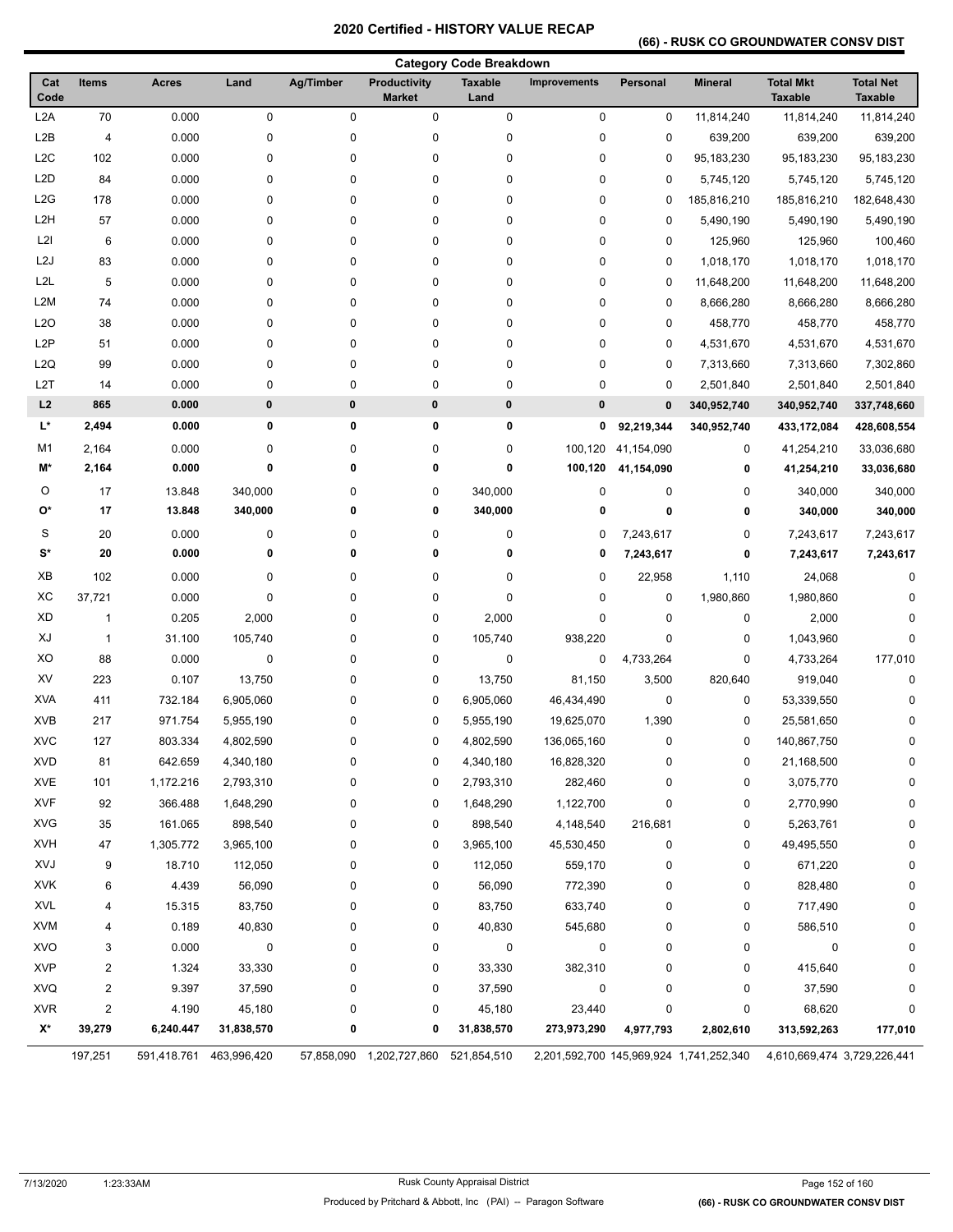# 2020 Certified - HISTORY VALUE RECAP

## (66) - RUSK CO GROUNDWATER CONSV DIST

### Category Code Breakdown

| Cat Code | Items | Acres | Land | Ag/Timber | Productivity Market | Taxable Land | Improvements | Personal | Mineral | Total Mkt Taxable | Total Net Taxable |
|---|---|---|---|---|---|---|---|---|---|---|---|
| L2A | 70 | 0.000 | 0 | 0 | 0 | 0 | 0 | 0 | 11,814,240 | 11,814,240 | 11,814,240 |
| L2B | 4 | 0.000 | 0 | 0 | 0 | 0 | 0 | 0 | 639,200 | 639,200 | 639,200 |
| L2C | 102 | 0.000 | 0 | 0 | 0 | 0 | 0 | 0 | 95,183,230 | 95,183,230 | 95,183,230 |
| L2D | 84 | 0.000 | 0 | 0 | 0 | 0 | 0 | 0 | 5,745,120 | 5,745,120 | 5,745,120 |
| L2G | 178 | 0.000 | 0 | 0 | 0 | 0 | 0 | 0 | 185,816,210 | 185,816,210 | 182,648,430 |
| L2H | 57 | 0.000 | 0 | 0 | 0 | 0 | 0 | 0 | 5,490,190 | 5,490,190 | 5,490,190 |
| L2I | 6 | 0.000 | 0 | 0 | 0 | 0 | 0 | 0 | 125,960 | 125,960 | 100,460 |
| L2J | 83 | 0.000 | 0 | 0 | 0 | 0 | 0 | 0 | 1,018,170 | 1,018,170 | 1,018,170 |
| L2L | 5 | 0.000 | 0 | 0 | 0 | 0 | 0 | 0 | 11,648,200 | 11,648,200 | 11,648,200 |
| L2M | 74 | 0.000 | 0 | 0 | 0 | 0 | 0 | 0 | 8,666,280 | 8,666,280 | 8,666,280 |
| L2O | 38 | 0.000 | 0 | 0 | 0 | 0 | 0 | 0 | 458,770 | 458,770 | 458,770 |
| L2P | 51 | 0.000 | 0 | 0 | 0 | 0 | 0 | 0 | 4,531,670 | 4,531,670 | 4,531,670 |
| L2Q | 99 | 0.000 | 0 | 0 | 0 | 0 | 0 | 0 | 7,313,660 | 7,313,660 | 7,302,860 |
| L2T | 14 | 0.000 | 0 | 0 | 0 | 0 | 0 | 0 | 2,501,840 | 2,501,840 | 2,501,840 |
| **L2** | **865** | **0.000** | **0** | **0** | **0** | **0** | **0** | **0** | **340,952,740** | **340,952,740** | **337,748,660** |
| **L*** | **2,494** | **0.000** | **0** | **0** | **0** | **0** | **0** | **92,219,344** | **340,952,740** | **433,172,084** | **428,608,554** |
| M1 | 2,164 | 0.000 | 0 | 0 | 0 | 0 | 100,120 | 41,154,090 | 0 | 41,254,210 | 33,036,680 |
| **M*** | **2,164** | **0.000** | **0** | **0** | **0** | **0** | **100,120** | **41,154,090** | **0** | **41,254,210** | **33,036,680** |
| O | 17 | 13.848 | 340,000 | 0 | 0 | 340,000 | 0 | 0 | 0 | 340,000 | 340,000 |
| **O*** | **17** | **13.848** | **340,000** | **0** | **0** | **340,000** | **0** | **0** | **0** | **340,000** | **340,000** |
| S | 20 | 0.000 | 0 | 0 | 0 | 0 | 0 | 7,243,617 | 0 | 7,243,617 | 7,243,617 |
| **S*** | **20** | **0.000** | **0** | **0** | **0** | **0** | **0** | **7,243,617** | **0** | **7,243,617** | **7,243,617** |
| XB | 102 | 0.000 | 0 | 0 | 0 | 0 | 0 | 22,958 | 1,110 | 24,068 | 0 |
| XC | 37,721 | 0.000 | 0 | 0 | 0 | 0 | 0 | 0 | 1,980,860 | 1,980,860 | 0 |
| XD | 1 | 0.205 | 2,000 | 0 | 0 | 2,000 | 0 | 0 | 0 | 2,000 | 0 |
| XJ | 1 | 31.100 | 105,740 | 0 | 0 | 105,740 | 938,220 | 0 | 0 | 1,043,960 | 0 |
| XO | 88 | 0.000 | 0 | 0 | 0 | 0 | 0 | 4,733,264 | 0 | 4,733,264 | 177,010 |
| XV | 223 | 0.107 | 13,750 | 0 | 0 | 13,750 | 81,150 | 3,500 | 820,640 | 919,040 | 0 |
| XVA | 411 | 732.184 | 6,905,060 | 0 | 0 | 6,905,060 | 46,434,490 | 0 | 0 | 53,339,550 | 0 |
| XVB | 217 | 971.754 | 5,955,190 | 0 | 0 | 5,955,190 | 19,625,070 | 1,390 | 0 | 25,581,650 | 0 |
| XVC | 127 | 803.334 | 4,802,590 | 0 | 0 | 4,802,590 | 136,065,160 | 0 | 0 | 140,867,750 | 0 |
| XVD | 81 | 642.659 | 4,340,180 | 0 | 0 | 4,340,180 | 16,828,320 | 0 | 0 | 21,168,500 | 0 |
| XVE | 101 | 1,172.216 | 2,793,310 | 0 | 0 | 2,793,310 | 282,460 | 0 | 0 | 3,075,770 | 0 |
| XVF | 92 | 366.488 | 1,648,290 | 0 | 0 | 1,648,290 | 1,122,700 | 0 | 0 | 2,770,990 | 0 |
| XVG | 35 | 161.065 | 898,540 | 0 | 0 | 898,540 | 4,148,540 | 216,681 | 0 | 5,263,761 | 0 |
| XVH | 47 | 1,305.772 | 3,965,100 | 0 | 0 | 3,965,100 | 45,530,450 | 0 | 0 | 49,495,550 | 0 |
| XVJ | 9 | 18.710 | 112,050 | 0 | 0 | 112,050 | 559,170 | 0 | 0 | 671,220 | 0 |
| XVK | 6 | 4.439 | 56,090 | 0 | 0 | 56,090 | 772,390 | 0 | 0 | 828,480 | 0 |
| XVL | 4 | 15.315 | 83,750 | 0 | 0 | 83,750 | 633,740 | 0 | 0 | 717,490 | 0 |
| XVM | 4 | 0.189 | 40,830 | 0 | 0 | 40,830 | 545,680 | 0 | 0 | 586,510 | 0 |
| XVO | 3 | 0.000 | 0 | 0 | 0 | 0 | 0 | 0 | 0 | 0 | 0 |
| XVP | 2 | 1.324 | 33,330 | 0 | 0 | 33,330 | 382,310 | 0 | 0 | 415,640 | 0 |
| XVQ | 2 | 9.397 | 37,590 | 0 | 0 | 37,590 | 0 | 0 | 0 | 37,590 | 0 |
| XVR | 2 | 4.190 | 45,180 | 0 | 0 | 45,180 | 23,440 | 0 | 0 | 68,620 | 0 |
| **X*** | **39,279** | **6,240.447** | **31,838,570** | **0** | **0** | **31,838,570** | **273,973,290** | **4,977,793** | **2,802,610** | **313,592,263** | **177,010** |
| | 197,251 | 591,418.761 | 463,996,420 | 57,858,090 | 1,202,727,860 | 521,854,510 | 2,201,592,700 | 145,969,924 | 1,741,252,340 | 4,610,669,474 | 3,729,226,441 |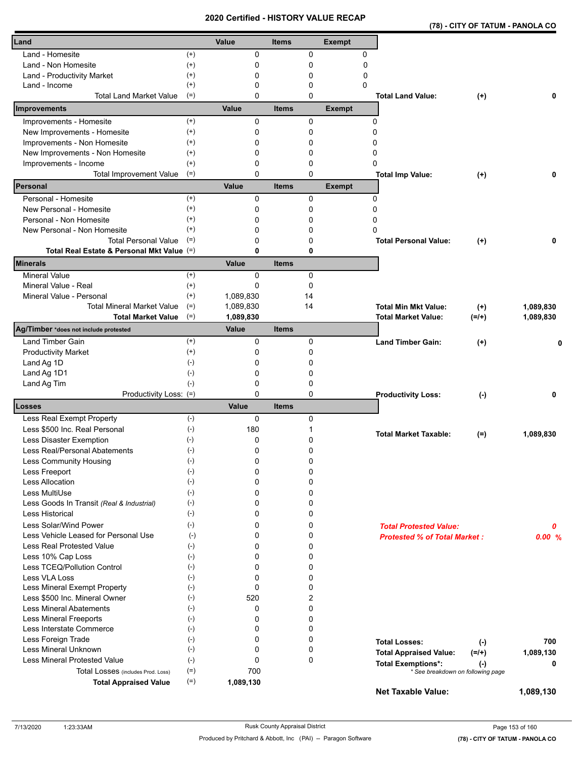# 2020 Certified - HISTORY VALUE RECAP

**(78) - CITY OF TATUM - PANOLA CO**

| Land | | Value | Items | Exempt |
|---|---|---|---|---|
| Land - Homesite | (+) | 0 | 0 | 0 |
| Land - Non Homesite | (+) | 0 | 0 | 0 |
| Land - Productivity Market | (+) | 0 | 0 | 0 |
| Land - Income | (+) | 0 | 0 | 0 |
| Total Land Market Value | (=) | 0 | 0 | |

**Total Land Value:** (+) **0**

| Improvements | | Value | Items | Exempt |
|---|---|---|---|---|
| Improvements - Homesite | (+) | 0 | 0 | 0 |
| New Improvements - Homesite | (+) | 0 | 0 | 0 |
| Improvements - Non Homesite | (+) | 0 | 0 | 0 |
| New Improvements - Non Homesite | (+) | 0 | 0 | 0 |
| Improvements - Income | (+) | 0 | 0 | 0 |
| Total Improvement Value | (=) | 0 | 0 | |

**Total Imp Value:** (+) **0**

| Personal | | Value | Items | Exempt |
|---|---|---|---|---|
| Personal - Homesite | (+) | 0 | 0 | 0 |
| New Personal - Homesite | (+) | 0 | 0 | 0 |
| Personal - Non Homesite | (+) | 0 | 0 | 0 |
| New Personal - Non Homesite | (+) | 0 | 0 | 0 |
| Total Personal Value | (=) | 0 | 0 | |
| **Total Real Estate & Personal Mkt Value** | (=) | **0** | **0** | |

**Total Personal Value:** (+) **0**

| Minerals | | Value | Items |
|---|---|---|---|
| Mineral Value | (+) | 0 | 0 |
| Mineral Value - Real | (+) | 0 | 0 |
| Mineral Value - Personal | (+) | 1,089,830 | 14 |
| Total Mineral Market Value | (=) | 1,089,830 | 14 |
| **Total Market Value** | (=) | **1,089,830** | |

**Total Min Mkt Value:** (+) **1,089,830**
**Total Market Value:** (=/+) **1,089,830**

| Ag/Timber *does not include protested | | Value | Items |
|---|---|---|---|
| Land Timber Gain | (+) | 0 | 0 |
| Productivity Market | (+) | 0 | 0 |
| Land Ag 1D | (-) | 0 | 0 |
| Land Ag 1D1 | (-) | 0 | 0 |
| Land Ag Tim | (-) | 0 | 0 |
| Productivity Loss: | (=) | 0 | 0 |

**Land Timber Gain:** (+) **0**
**Productivity Loss:** (-) **0**

| Losses | | Value | Items |
|---|---|---|---|
| Less Real Exempt Property | (-) | 0 | 0 |
| Less $500 Inc. Real Personal | (-) | 180 | 1 |
| Less Disaster Exemption | (-) | 0 | 0 |
| Less Real/Personal Abatements | (-) | 0 | 0 |
| Less Community Housing | (-) | 0 | 0 |
| Less Freeport | (-) | 0 | 0 |
| Less Allocation | (-) | 0 | 0 |
| Less MultiUse | (-) | 0 | 0 |
| Less Goods In Transit *(Real & Industrial)* | (-) | 0 | 0 |
| Less Historical | (-) | 0 | 0 |
| Less Solar/Wind Power | (-) | 0 | 0 |
| Less Vehicle Leased for Personal Use | (-) | 0 | 0 |
| Less Real Protested Value | (-) | 0 | 0 |
| Less 10% Cap Loss | (-) | 0 | 0 |
| Less TCEQ/Pollution Control | (-) | 0 | 0 |
| Less VLA Loss | (-) | 0 | 0 |
| Less Mineral Exempt Property | (-) | 0 | 0 |
| Less $500 Inc. Mineral Owner | (-) | 520 | 2 |
| Less Mineral Abatements | (-) | 0 | 0 |
| Less Mineral Freeports | (-) | 0 | 0 |
| Less Interstate Commerce | (-) | 0 | 0 |
| Less Foreign Trade | (-) | 0 | 0 |
| Less Mineral Unknown | (-) | 0 | 0 |
| Less Mineral Protested Value | (-) | 0 | 0 |
| Total Losses (includes Prod. Loss) | (=) | 700 | |
| **Total Appraised Value** | (=) | **1,089,130** | |

**Total Market Taxable:** (=) **1,089,830**

***Total Protested Value:*** ***0***
***Protested % of Total Market :*** ***0.00 %***

| | | |
|---|---|---|
| **Total Losses:** | (-) | **700** |
| **Total Appraised Value:** | (=/+) | **1,089,130** |
| **Total Exemptions*:** | (-) | **0** |

*\* See breakdown on following page*

**Net Taxable Value:** **1,089,130**

7/13/2020 1:23:33AM Rusk County Appraisal District

Produced by Pritchard & Abbott, Inc (PAI) -- Paragon Software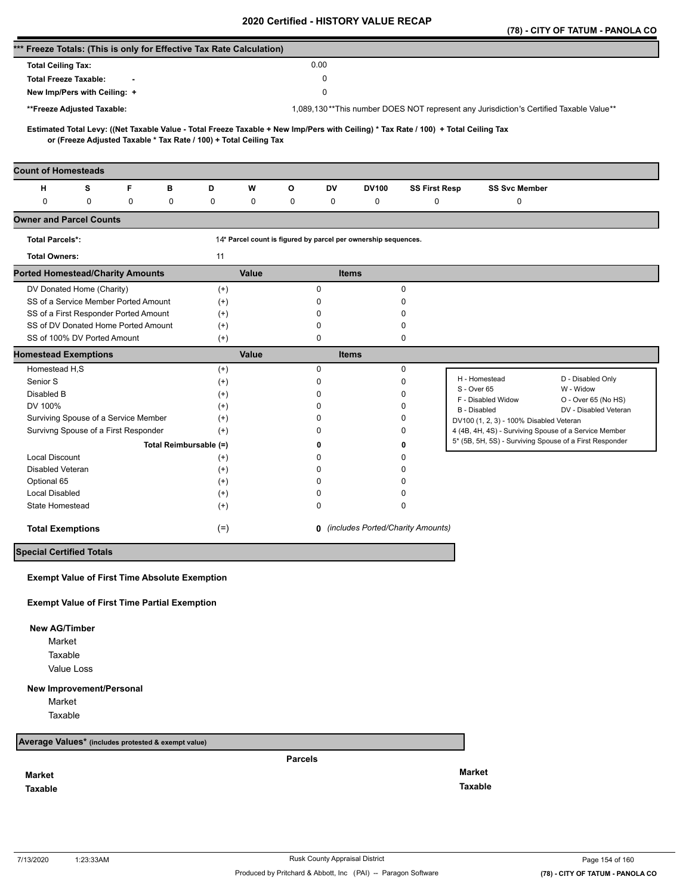# 2020 Certified - HISTORY VALUE RECAP

## (78) - CITY OF TATUM - PANOLA CO

### *** Freeze Totals: (This is only for Effective Tax Rate Calculation)

| | |
|---|---|
| **Total Ceiling Tax:** | 0.00 |
| **Total Freeze Taxable:** - | 0 |
| **New Imp/Pers with Ceiling:** + | 0 |
| **\*\*Freeze Adjusted Taxable:** | 1,089,130 **This number DOES NOT represent any Jurisdiction's Certified Taxable Value** |

**Estimated Total Levy: ((Net Taxable Value - Total Freeze Taxable + New Imp/Pers with Ceiling) * Tax Rate / 100) + Total Ceiling Tax or (Freeze Adjusted Taxable * Tax Rate / 100) + Total Ceiling Tax**

### Count of Homesteads

| H | S | F | B | D | W | O | DV | DV100 | SS First Resp | SS Svc Member |
|---|---|---|---|---|---|---|---|---|---|---|
| 0 | 0 | 0 | 0 | 0 | 0 | 0 | 0 | 0 | 0 | 0 |

### Owner and Parcel Counts

| | | |
|---|---|---|
| **Total Parcels*:** | 14 | * Parcel count is figured by parcel per ownership sequences. |
| **Total Owners:** | 11 | |

### Ported Homestead/Charity Amounts

| | | Value | Items |
|---|---|---|---|
| DV Donated Home (Charity) | (+) | 0 | 0 |
| SS of a Service Member Ported Amount | (+) | 0 | 0 |
| SS of a First Responder Ported Amount | (+) | 0 | 0 |
| SS of DV Donated Home Ported Amount | (+) | 0 | 0 |
| SS of 100% DV Ported Amount | (+) | 0 | 0 |

### Homestead Exemptions

| | | Value | Items |
|---|---|---|---|
| Homestead H,S | (+) | 0 | 0 |
| Senior S | (+) | 0 | 0 |
| Disabled B | (+) | 0 | 0 |
| DV 100% | (+) | 0 | 0 |
| Surviving Spouse of a Service Member | (+) | 0 | 0 |
| Survivng Spouse of a First Responder | (+) | 0 | 0 |
| **Total Reimbursable (=)** | | **0** | **0** |
| Local Discount | (+) | 0 | 0 |
| Disabled Veteran | (+) | 0 | 0 |
| Optional 65 | (+) | 0 | 0 |
| Local Disabled | (+) | 0 | 0 |
| State Homestead | (+) | 0 | 0 |
| **Total Exemptions** | (=) | **0** | *(includes Ported/Charity Amounts)* |

| | |
|---|---|
| H - Homestead | D - Disabled Only |
| S - Over 65 | W - Widow |
| F - Disabled Widow | O - Over 65 (No HS) |
| B - Disabled | DV - Disabled Veteran |
| DV100 (1, 2, 3) - 100% Disabled Veteran | |
| 4 (4B, 4H, 4S) - Surviving Spouse of a Service Member | |
| 5* (5B, 5H, 5S) - Surviving Spouse of a First Responder | |

### Special Certified Totals

**Exempt Value of First Time Absolute Exemption**

**Exempt Value of First Time Partial Exemption**

**New AG/Timber**

Market

Taxable

Value Loss

**New Improvement/Personal**

Market

Taxable

### Average Values* (includes protested & exempt value)

**Parcels**

**Market**

**Taxable**

**Market**

**Taxable**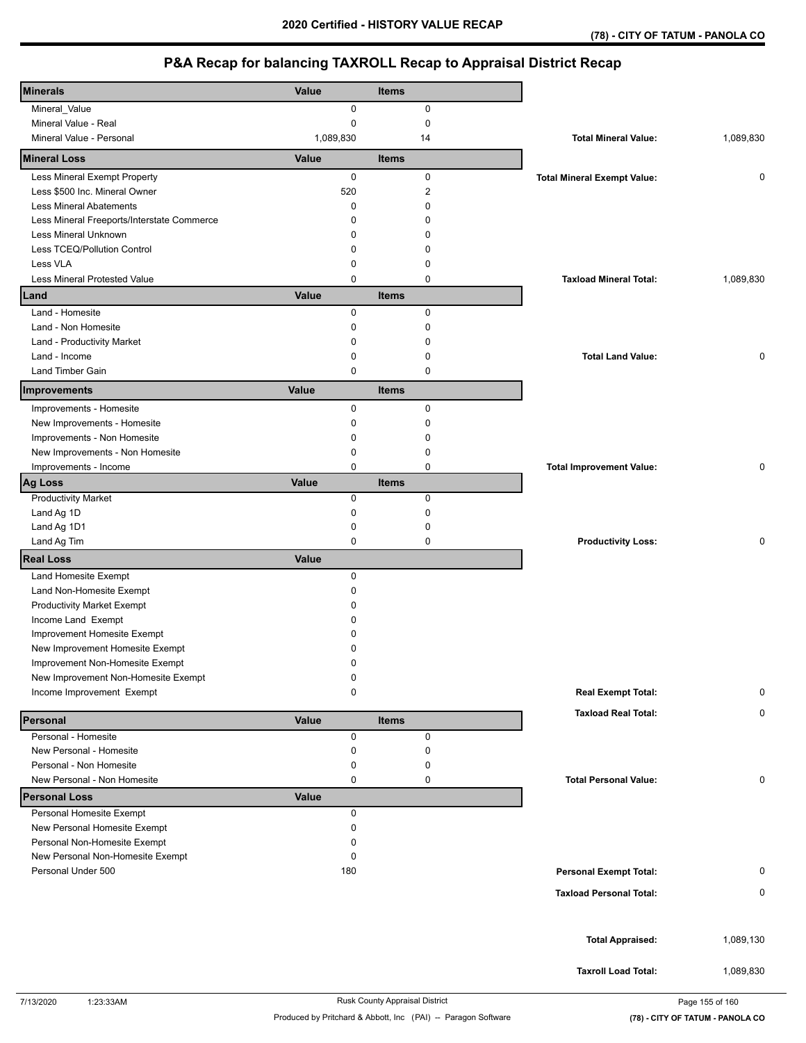## 2020 Certified - HISTORY VALUE RECAP

**(78) - CITY OF TATUM - PANOLA CO**

# P&A Recap for balancing TAXROLL Recap to Appraisal District Recap

| Minerals | Value | Items | | |
|---|---|---|---|---|
| Mineral_Value | 0 | 0 | | |
| Mineral Value - Real | 0 | 0 | | |
| Mineral Value - Personal | 1,089,830 | 14 | **Total Mineral Value:** | 1,089,830 |
| **Mineral Loss** | **Value** | **Items** | | |
| Less Mineral Exempt Property | 0 | 0 | **Total Mineral Exempt Value:** | 0 |
| Less $500 Inc. Mineral Owner | 520 | 2 | | |
| Less Mineral Abatements | 0 | 0 | | |
| Less Mineral Freeports/Interstate Commerce | 0 | 0 | | |
| Less Mineral Unknown | 0 | 0 | | |
| Less TCEQ/Pollution Control | 0 | 0 | | |
| Less VLA | 0 | 0 | | |
| Less Mineral Protested Value | 0 | 0 | **Taxload Mineral Total:** | 1,089,830 |
| **Land** | **Value** | **Items** | | |
| Land - Homesite | 0 | 0 | | |
| Land - Non Homesite | 0 | 0 | | |
| Land - Productivity Market | 0 | 0 | | |
| Land - Income | 0 | 0 | **Total Land Value:** | 0 |
| Land Timber Gain | 0 | 0 | | |
| **Improvements** | **Value** | **Items** | | |
| Improvements - Homesite | 0 | 0 | | |
| New Improvements - Homesite | 0 | 0 | | |
| Improvements - Non Homesite | 0 | 0 | | |
| New Improvements - Non Homesite | 0 | 0 | | |
| Improvements - Income | 0 | 0 | **Total Improvement Value:** | 0 |
| **Ag Loss** | **Value** | **Items** | | |
| Productivity Market | 0 | 0 | | |
| Land Ag 1D | 0 | 0 | | |
| Land Ag 1D1 | 0 | 0 | | |
| Land Ag Tim | 0 | 0 | **Productivity Loss:** | 0 |
| **Real Loss** | **Value** | | | |
| Land Homesite Exempt | 0 | | | |
| Land Non-Homesite Exempt | 0 | | | |
| Productivity Market Exempt | 0 | | | |
| Income Land Exempt | 0 | | | |
| Improvement Homesite Exempt | 0 | | | |
| New Improvement Homesite Exempt | 0 | | | |
| Improvement Non-Homesite Exempt | 0 | | | |
| New Improvement Non-Homesite Exempt | 0 | | | |
| Income Improvement Exempt | 0 | | **Real Exempt Total:** | 0 |
| | | | **Taxload Real Total:** | 0 |
| **Personal** | **Value** | **Items** | | |
| Personal - Homesite | 0 | 0 | | |
| New Personal - Homesite | 0 | 0 | | |
| Personal - Non Homesite | 0 | 0 | | |
| New Personal - Non Homesite | 0 | 0 | **Total Personal Value:** | 0 |
| **Personal Loss** | **Value** | | | |
| Personal Homesite Exempt | 0 | | | |
| New Personal Homesite Exempt | 0 | | | |
| Personal Non-Homesite Exempt | 0 | | | |
| New Personal Non-Homesite Exempt | 0 | | | |
| Personal Under 500 | 180 | | **Personal Exempt Total:** | 0 |
| | | | **Taxload Personal Total:** | 0 |
| | | | **Total Appraised:** | 1,089,130 |
| | | | **Taxroll Load Total:** | 1,089,830 |

7/13/2020 1:23:33AM — Rusk County Appraisal District — Produced by Pritchard & Abbott, Inc (PAI) -- Paragon Software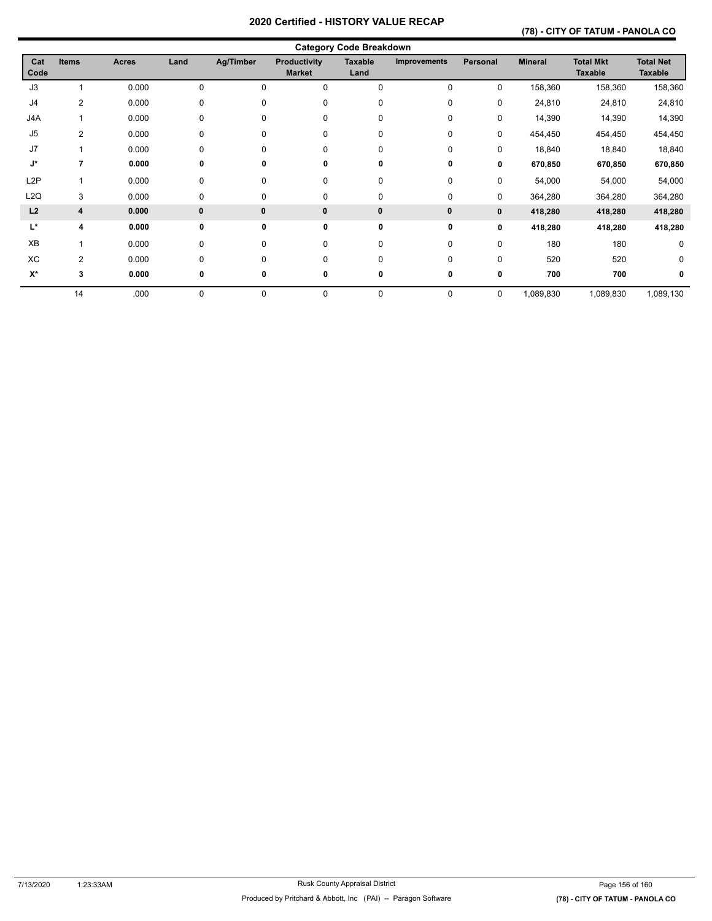# 2020 Certified - HISTORY VALUE RECAP

## (78) - CITY OF TATUM - PANOLA CO

### Category Code Breakdown

| Cat Code | Items | Acres | Land | Ag/Timber | Productivity Market | Taxable Land | Improvements | Personal | Mineral | Total Mkt Taxable | Total Net Taxable |
|---|---|---|---|---|---|---|---|---|---|---|---|
| J3 | 1 | 0.000 | 0 | 0 | 0 | 0 | 0 | 0 | 158,360 | 158,360 | 158,360 |
| J4 | 2 | 0.000 | 0 | 0 | 0 | 0 | 0 | 0 | 24,810 | 24,810 | 24,810 |
| J4A | 1 | 0.000 | 0 | 0 | 0 | 0 | 0 | 0 | 14,390 | 14,390 | 14,390 |
| J5 | 2 | 0.000 | 0 | 0 | 0 | 0 | 0 | 0 | 454,450 | 454,450 | 454,450 |
| J7 | 1 | 0.000 | 0 | 0 | 0 | 0 | 0 | 0 | 18,840 | 18,840 | 18,840 |
| **J*** | **7** | **0.000** | **0** | **0** | **0** | **0** | **0** | **0** | **670,850** | **670,850** | **670,850** |
| L2P | 1 | 0.000 | 0 | 0 | 0 | 0 | 0 | 0 | 54,000 | 54,000 | 54,000 |
| L2Q | 3 | 0.000 | 0 | 0 | 0 | 0 | 0 | 0 | 364,280 | 364,280 | 364,280 |
| **L2** | **4** | **0.000** | **0** | **0** | **0** | **0** | **0** | **0** | **418,280** | **418,280** | **418,280** |
| **L*** | **4** | **0.000** | **0** | **0** | **0** | **0** | **0** | **0** | **418,280** | **418,280** | **418,280** |
| XB | 1 | 0.000 | 0 | 0 | 0 | 0 | 0 | 0 | 180 | 180 | 0 |
| XC | 2 | 0.000 | 0 | 0 | 0 | 0 | 0 | 0 | 520 | 520 | 0 |
| **X*** | **3** | **0.000** | **0** | **0** | **0** | **0** | **0** | **0** | **700** | **700** | **0** |
| | 14 | .000 | 0 | 0 | 0 | 0 | 0 | 0 | 1,089,830 | 1,089,830 | 1,089,130 |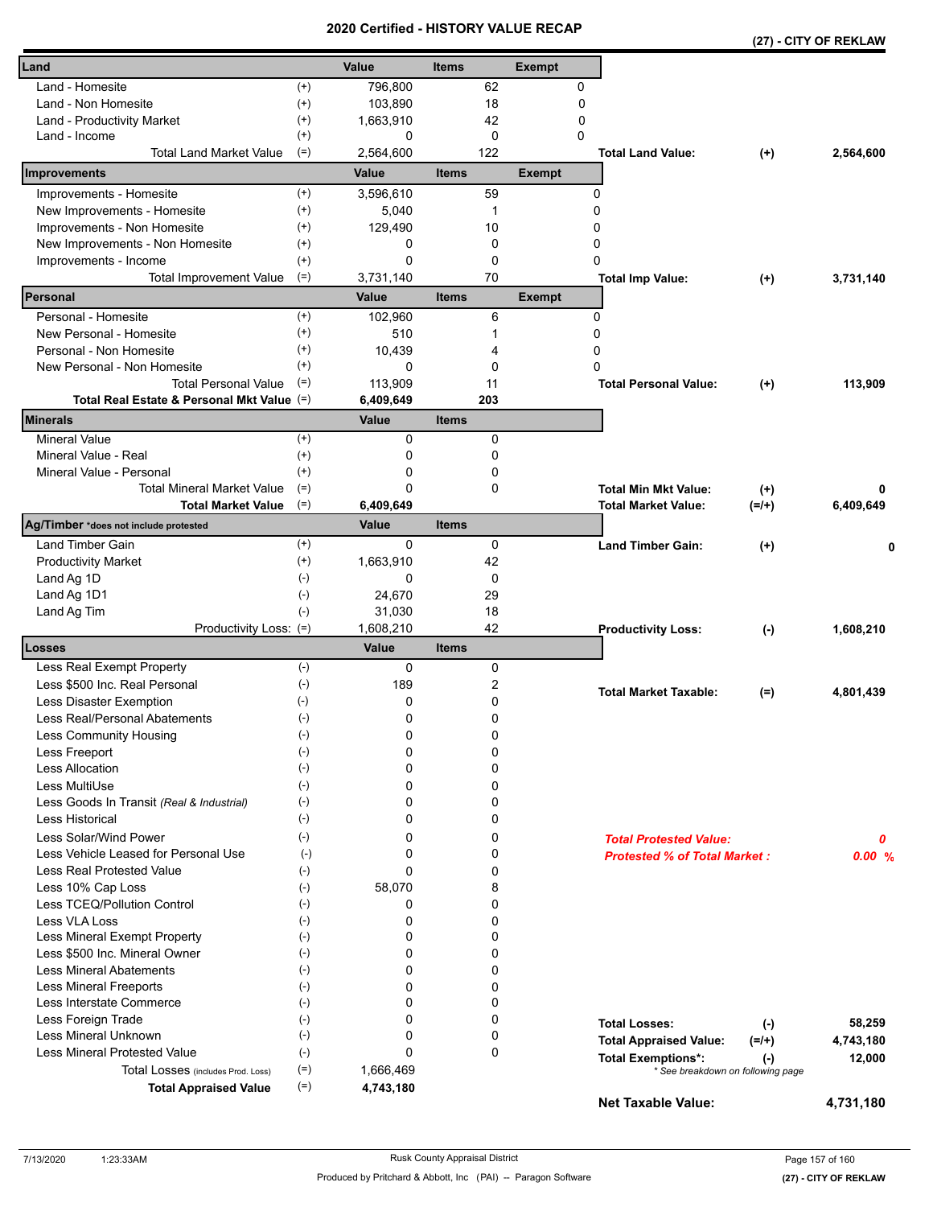# 2020 Certified - HISTORY VALUE RECAP

**(27) - CITY OF REKLAW**

| Land | | Value | Items | Exempt | | | |
|---|---|---|---|---|---|---|---|
| Land - Homesite | (+) | 796,800 | 62 | 0 | | | |
| Land - Non Homesite | (+) | 103,890 | 18 | 0 | | | |
| Land - Productivity Market | (+) | 1,663,910 | 42 | 0 | | | |
| Land - Income | (+) | 0 | 0 | 0 | | | |
| Total Land Market Value | (=) | 2,564,600 | 122 | | **Total Land Value:** | **(+)** | **2,564,600** |

| Improvements | | Value | Items | Exempt | | | |
|---|---|---|---|---|---|---|---|
| Improvements - Homesite | (+) | 3,596,610 | 59 | 0 | | | |
| New Improvements - Homesite | (+) | 5,040 | 1 | 0 | | | |
| Improvements - Non Homesite | (+) | 129,490 | 10 | 0 | | | |
| New Improvements - Non Homesite | (+) | 0 | 0 | 0 | | | |
| Improvements - Income | (+) | 0 | 0 | 0 | | | |
| Total Improvement Value | (=) | 3,731,140 | 70 | | **Total Imp Value:** | **(+)** | **3,731,140** |

| Personal | | Value | Items | Exempt | | | |
|---|---|---|---|---|---|---|---|
| Personal - Homesite | (+) | 102,960 | 6 | 0 | | | |
| New Personal - Homesite | (+) | 510 | 1 | 0 | | | |
| Personal - Non Homesite | (+) | 10,439 | 4 | 0 | | | |
| New Personal - Non Homesite | (+) | 0 | 0 | 0 | | | |
| Total Personal Value | (=) | 113,909 | 11 | | **Total Personal Value:** | **(+)** | **113,909** |
| **Total Real Estate & Personal Mkt Value** | (=) | **6,409,649** | **203** | | | | |

| Minerals | | Value | Items | | | |
|---|---|---|---|---|---|---|
| Mineral Value | (+) | 0 | 0 | | | |
| Mineral Value - Real | (+) | 0 | 0 | | | |
| Mineral Value - Personal | (+) | 0 | 0 | | | |
| Total Mineral Market Value | (=) | 0 | 0 | **Total Min Mkt Value:** | **(+)** | **0** |
| **Total Market Value** | (=) | **6,409,649** | | **Total Market Value:** | **(=/+)** | **6,409,649** |

| Ag/Timber *does not include protested | | Value | Items | | | |
|---|---|---|---|---|---|---|
| Land Timber Gain | (+) | 0 | 0 | **Land Timber Gain:** | **(+)** | **0** |
| Productivity Market | (+) | 1,663,910 | 42 | | | |
| Land Ag 1D | (-) | 0 | 0 | | | |
| Land Ag 1D1 | (-) | 24,670 | 29 | | | |
| Land Ag Tim | (-) | 31,030 | 18 | | | |
| Productivity Loss: | (=) | 1,608,210 | 42 | **Productivity Loss:** | **(-)** | **1,608,210** |

| Losses | | Value | Items | | | |
|---|---|---|---|---|---|---|
| Less Real Exempt Property | (-) | 0 | 0 | | | |
| Less $500 Inc. Real Personal | (-) | 189 | 2 | **Total Market Taxable:** | **(=)** | **4,801,439** |
| Less Disaster Exemption | (-) | 0 | 0 | | | |
| Less Real/Personal Abatements | (-) | 0 | 0 | | | |
| Less Community Housing | (-) | 0 | 0 | | | |
| Less Freeport | (-) | 0 | 0 | | | |
| Less Allocation | (-) | 0 | 0 | | | |
| Less MultiUse | (-) | 0 | 0 | | | |
| Less Goods In Transit *(Real & Industrial)* | (-) | 0 | 0 | | | |
| Less Historical | (-) | 0 | 0 | | | |
| Less Solar/Wind Power | (-) | 0 | 0 | ***Total Protested Value:*** | | ***0*** |
| Less Vehicle Leased for Personal Use | (-) | 0 | 0 | ***Protested % of Total Market :*** | | ***0.00 %*** |
| Less Real Protested Value | (-) | 0 | 0 | | | |
| Less 10% Cap Loss | (-) | 58,070 | 8 | | | |
| Less TCEQ/Pollution Control | (-) | 0 | 0 | | | |
| Less VLA Loss | (-) | 0 | 0 | | | |
| Less Mineral Exempt Property | (-) | 0 | 0 | | | |
| Less $500 Inc. Mineral Owner | (-) | 0 | 0 | | | |
| Less Mineral Abatements | (-) | 0 | 0 | | | |
| Less Mineral Freeports | (-) | 0 | 0 | | | |
| Less Interstate Commerce | (-) | 0 | 0 | | | |
| Less Foreign Trade | (-) | 0 | 0 | **Total Losses:** | **(-)** | **58,259** |
| Less Mineral Unknown | (-) | 0 | 0 | **Total Appraised Value:** | **(=/+)** | **4,743,180** |
| Less Mineral Protested Value | (-) | 0 | 0 | **Total Exemptions*:** | **(-)** | **12,000** |
| Total Losses (includes Prod. Loss) | (=) | 1,666,469 | | *\* See breakdown on following page* | | |
| **Total Appraised Value** | (=) | **4,743,180** | | | | |

**Net Taxable Value:** **4,731,180**

7/13/2020 1:23:33AM — Rusk County Appraisal District — Produced by Pritchard & Abbott, Inc (PAI) -- Paragon Software — (27) - CITY OF REKLAW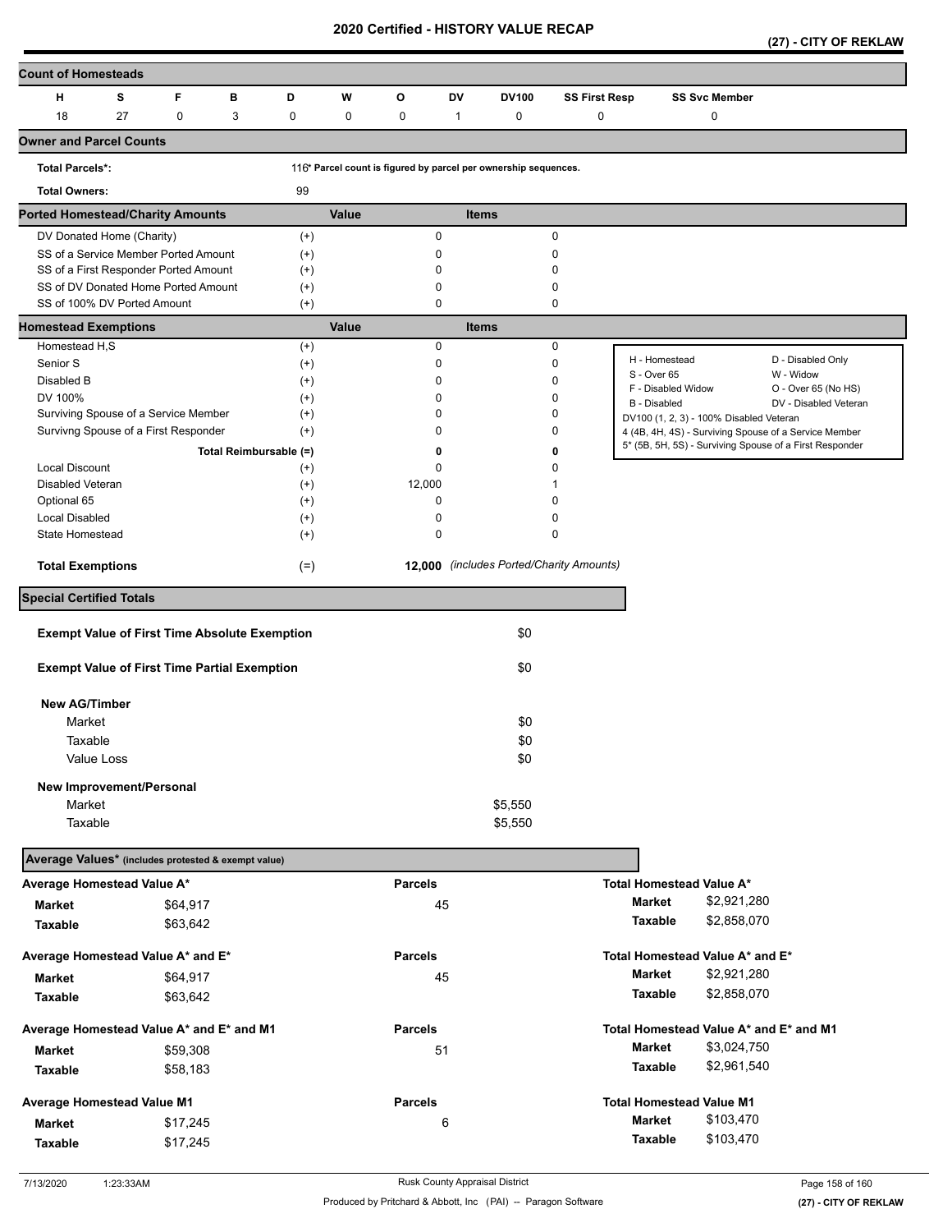# 2020 Certified - HISTORY VALUE RECAP

**(27) - CITY OF REKLAW**

## Count of Homesteads

| H | S | F | B | D | W | O | DV | DV100 | SS First Resp | SS Svc Member |
|---|---|---|---|---|---|---|---|---|---|---|
| 18 | 27 | 0 | 3 | 0 | 0 | 0 | 1 | 0 | 0 | 0 |

## Owner and Parcel Counts

**Total Parcels*:** 116* Parcel count is figured by parcel per ownership sequences.

**Total Owners:** 99

## Ported Homestead/Charity Amounts

| | | Value | Items |
|---|---|---|---|
| DV Donated Home (Charity) | (+) | 0 | 0 |
| SS of a Service Member Ported Amount | (+) | 0 | 0 |
| SS of a First Responder Ported Amount | (+) | 0 | 0 |
| SS of DV Donated Home Ported Amount | (+) | 0 | 0 |
| SS of 100% DV Ported Amount | (+) | 0 | 0 |

## Homestead Exemptions

| | | Value | Items |
|---|---|---|---|
| Homestead H,S | (+) | 0 | 0 |
| Senior S | (+) | 0 | 0 |
| Disabled B | (+) | 0 | 0 |
| DV 100% | (+) | 0 | 0 |
| Surviving Spouse of a Service Member | (+) | 0 | 0 |
| Survivng Spouse of a First Responder | (+) | 0 | 0 |
| Total Reimbursable | (=) | **0** | **0** |
| Local Discount | (+) | 0 | 0 |
| Disabled Veteran | (+) | 12,000 | 1 |
| Optional 65 | (+) | 0 | 0 |
| Local Disabled | (+) | 0 | 0 |
| State Homestead | (+) | 0 | 0 |
| **Total Exemptions** | (=) | **12,000** | *(includes Ported/Charity Amounts)* |

H - Homestead | D - Disabled Only
S - Over 65 | W - Widow
F - Disabled Widow | O - Over 65 (No HS)
B - Disabled | DV - Disabled Veteran
DV100 (1, 2, 3) - 100% Disabled Veteran
4 (4B, 4H, 4S) - Surviving Spouse of a Service Member
5* (5B, 5H, 5S) - Surviving Spouse of a First Responder

## Special Certified Totals

**Exempt Value of First Time Absolute Exemption** $0

**Exempt Value of First Time Partial Exemption** $0

**New AG/Timber**

| | |
|---|---|
| Market | $0 |
| Taxable | $0 |
| Value Loss | $0 |

**New Improvement/Personal**

| | |
|---|---|
| Market | $5,550 |
| Taxable | $5,550 |

## Average Values* (includes protested & exempt value)

| Average Homestead Value A* | | Parcels | Total Homestead Value A* | |
|---|---|---|---|---|
| **Market** | $64,917 | 45 | **Market** | $2,921,280 |
| **Taxable** | $63,642 | | **Taxable** | $2,858,070 |

| Average Homestead Value A* and E* | | Parcels | Total Homestead Value A* and E* | |
|---|---|---|---|---|
| **Market** | $64,917 | 45 | **Market** | $2,921,280 |
| **Taxable** | $63,642 | | **Taxable** | $2,858,070 |

| Average Homestead Value A* and E* and M1 | | Parcels | Total Homestead Value A* and E* and M1 | |
|---|---|---|---|---|
| **Market** | $59,308 | 51 | **Market** | $3,024,750 |
| **Taxable** | $58,183 | | **Taxable** | $2,961,540 |

| Average Homestead Value M1 | | Parcels | Total Homestead Value M1 | |
|---|---|---|---|---|
| **Market** | $17,245 | 6 | **Market** | $103,470 |
| **Taxable** | $17,245 | | **Taxable** | $103,470 |

7/13/2020 1:23:33AM Rusk County Appraisal District

Produced by Pritchard & Abbott, Inc (PAI) -- Paragon Software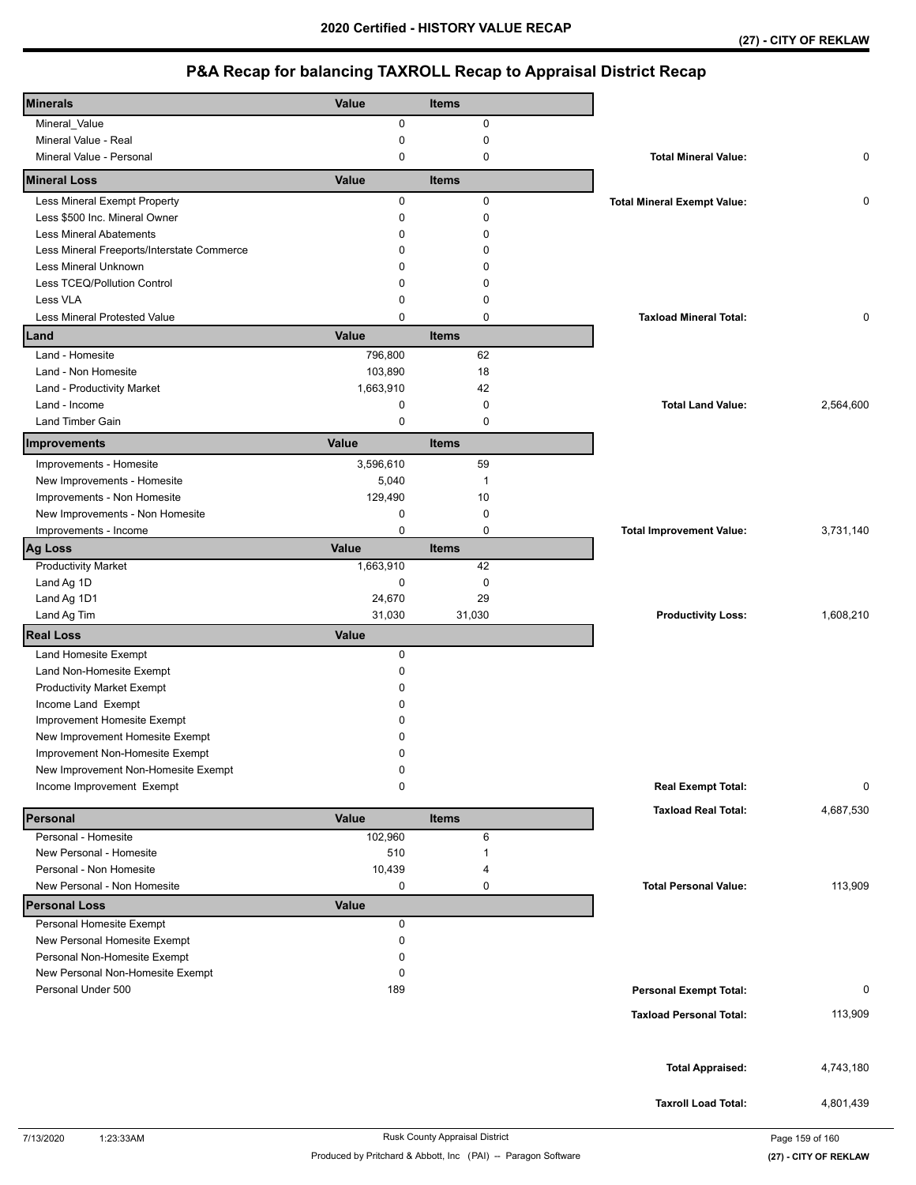# 2020 Certified - HISTORY VALUE RECAP

(27) - CITY OF REKLAW

## P&A Recap for balancing TAXROLL Recap to Appraisal District Recap

| Minerals | Value | Items | | |
|---|---|---|---|---|
| Mineral_Value | 0 | 0 | | |
| Mineral Value - Real | 0 | 0 | | |
| Mineral Value - Personal | 0 | 0 | **Total Mineral Value:** | 0 |
| **Mineral Loss** | **Value** | **Items** | | |
| Less Mineral Exempt Property | 0 | 0 | **Total Mineral Exempt Value:** | 0 |
| Less $500 Inc. Mineral Owner | 0 | 0 | | |
| Less Mineral Abatements | 0 | 0 | | |
| Less Mineral Freeports/Interstate Commerce | 0 | 0 | | |
| Less Mineral Unknown | 0 | 0 | | |
| Less TCEQ/Pollution Control | 0 | 0 | | |
| Less VLA | 0 | 0 | | |
| Less Mineral Protested Value | 0 | 0 | **Taxload Mineral Total:** | 0 |
| **Land** | **Value** | **Items** | | |
| Land - Homesite | 796,800 | 62 | | |
| Land - Non Homesite | 103,890 | 18 | | |
| Land - Productivity Market | 1,663,910 | 42 | | |
| Land - Income | 0 | 0 | **Total Land Value:** | 2,564,600 |
| Land Timber Gain | 0 | 0 | | |
| **Improvements** | **Value** | **Items** | | |
| Improvements - Homesite | 3,596,610 | 59 | | |
| New Improvements - Homesite | 5,040 | 1 | | |
| Improvements - Non Homesite | 129,490 | 10 | | |
| New Improvements - Non Homesite | 0 | 0 | | |
| Improvements - Income | 0 | 0 | **Total Improvement Value:** | 3,731,140 |
| **Ag Loss** | **Value** | **Items** | | |
| Productivity Market | 1,663,910 | 42 | | |
| Land Ag 1D | 0 | 0 | | |
| Land Ag 1D1 | 24,670 | 29 | | |
| Land Ag Tim | 31,030 | 31,030 | **Productivity Loss:** | 1,608,210 |
| **Real Loss** | **Value** | | | |
| Land Homesite Exempt | 0 | | | |
| Land Non-Homesite Exempt | 0 | | | |
| Productivity Market Exempt | 0 | | | |
| Income Land Exempt | 0 | | | |
| Improvement Homesite Exempt | 0 | | | |
| New Improvement Homesite Exempt | 0 | | | |
| Improvement Non-Homesite Exempt | 0 | | | |
| New Improvement Non-Homesite Exempt | 0 | | | |
| Income Improvement Exempt | 0 | | **Real Exempt Total:** | 0 |
| | | | **Taxload Real Total:** | 4,687,530 |
| **Personal** | **Value** | **Items** | | |
| Personal - Homesite | 102,960 | 6 | | |
| New Personal - Homesite | 510 | 1 | | |
| Personal - Non Homesite | 10,439 | 4 | | |
| New Personal - Non Homesite | 0 | 0 | **Total Personal Value:** | 113,909 |
| **Personal Loss** | **Value** | | | |
| Personal Homesite Exempt | 0 | | | |
| New Personal Homesite Exempt | 0 | | | |
| Personal Non-Homesite Exempt | 0 | | | |
| New Personal Non-Homesite Exempt | 0 | | | |
| Personal Under 500 | 189 | | **Personal Exempt Total:** | 0 |
| | | | **Taxload Personal Total:** | 113,909 |
| | | | **Total Appraised:** | 4,743,180 |
| | | | **Taxroll Load Total:** | 4,801,439 |

7/13/2020 1:23:33AM

Rusk County Appraisal District

Produced by Pritchard & Abbott, Inc (PAI) -- Paragon Software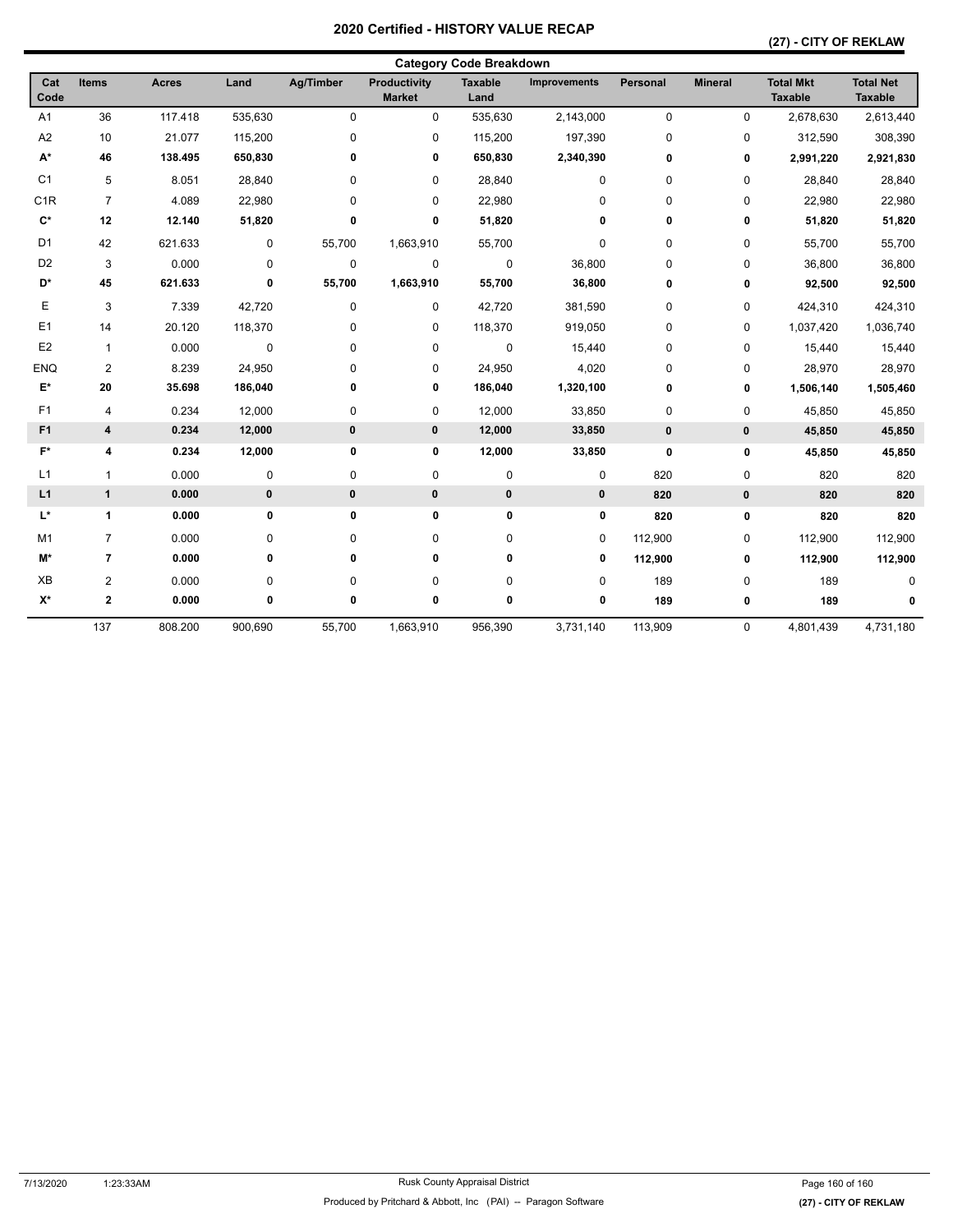# 2020 Certified - HISTORY VALUE RECAP

## (27) - CITY OF REKLAW

### Category Code Breakdown

| Cat Code | Items | Acres | Land | Ag/Timber | Productivity Market | Taxable Land | Improvements | Personal | Mineral | Total Mkt Taxable | Total Net Taxable |
|---|---|---|---|---|---|---|---|---|---|---|---|
| A1 | 36 | 117.418 | 535,630 | 0 | 0 | 535,630 | 2,143,000 | 0 | 0 | 2,678,630 | 2,613,440 |
| A2 | 10 | 21.077 | 115,200 | 0 | 0 | 115,200 | 197,390 | 0 | 0 | 312,590 | 308,390 |
| **A*** | **46** | **138.495** | **650,830** | **0** | **0** | **650,830** | **2,340,390** | **0** | **0** | **2,991,220** | **2,921,830** |
| C1 | 5 | 8.051 | 28,840 | 0 | 0 | 28,840 | 0 | 0 | 0 | 28,840 | 28,840 |
| C1R | 7 | 4.089 | 22,980 | 0 | 0 | 22,980 | 0 | 0 | 0 | 22,980 | 22,980 |
| **C*** | **12** | **12.140** | **51,820** | **0** | **0** | **51,820** | **0** | **0** | **0** | **51,820** | **51,820** |
| D1 | 42 | 621.633 | 0 | 55,700 | 1,663,910 | 55,700 | 0 | 0 | 0 | 55,700 | 55,700 |
| D2 | 3 | 0.000 | 0 | 0 | 0 | 0 | 36,800 | 0 | 0 | 36,800 | 36,800 |
| **D*** | **45** | **621.633** | **0** | **55,700** | **1,663,910** | **55,700** | **36,800** | **0** | **0** | **92,500** | **92,500** |
| E | 3 | 7.339 | 42,720 | 0 | 0 | 42,720 | 381,590 | 0 | 0 | 424,310 | 424,310 |
| E1 | 14 | 20.120 | 118,370 | 0 | 0 | 118,370 | 919,050 | 0 | 0 | 1,037,420 | 1,036,740 |
| E2 | 1 | 0.000 | 0 | 0 | 0 | 0 | 15,440 | 0 | 0 | 15,440 | 15,440 |
| ENQ | 2 | 8.239 | 24,950 | 0 | 0 | 24,950 | 4,020 | 0 | 0 | 28,970 | 28,970 |
| **E*** | **20** | **35.698** | **186,040** | **0** | **0** | **186,040** | **1,320,100** | **0** | **0** | **1,506,140** | **1,505,460** |
| F1 | 4 | 0.234 | 12,000 | 0 | 0 | 12,000 | 33,850 | 0 | 0 | 45,850 | 45,850 |
| **F1** | **4** | **0.234** | **12,000** | **0** | **0** | **12,000** | **33,850** | **0** | **0** | **45,850** | **45,850** |
| **F*** | **4** | **0.234** | **12,000** | **0** | **0** | **12,000** | **33,850** | **0** | **0** | **45,850** | **45,850** |
| L1 | 1 | 0.000 | 0 | 0 | 0 | 0 | 0 | 820 | 0 | 820 | 820 |
| **L1** | **1** | **0.000** | **0** | **0** | **0** | **0** | **0** | **820** | **0** | **820** | **820** |
| **L*** | **1** | **0.000** | **0** | **0** | **0** | **0** | **0** | **820** | **0** | **820** | **820** |
| M1 | 7 | 0.000 | 0 | 0 | 0 | 0 | 0 | 112,900 | 0 | 112,900 | 112,900 |
| **M*** | **7** | **0.000** | **0** | **0** | **0** | **0** | **0** | **112,900** | **0** | **112,900** | **112,900** |
| XB | 2 | 0.000 | 0 | 0 | 0 | 0 | 0 | 189 | 0 | 189 | 0 |
| **X*** | **2** | **0.000** | **0** | **0** | **0** | **0** | **0** | **189** | **0** | **189** | **0** |
| | 137 | 808.200 | 900,690 | 55,700 | 1,663,910 | 956,390 | 3,731,140 | 113,909 | 0 | 4,801,439 | 4,731,180 |